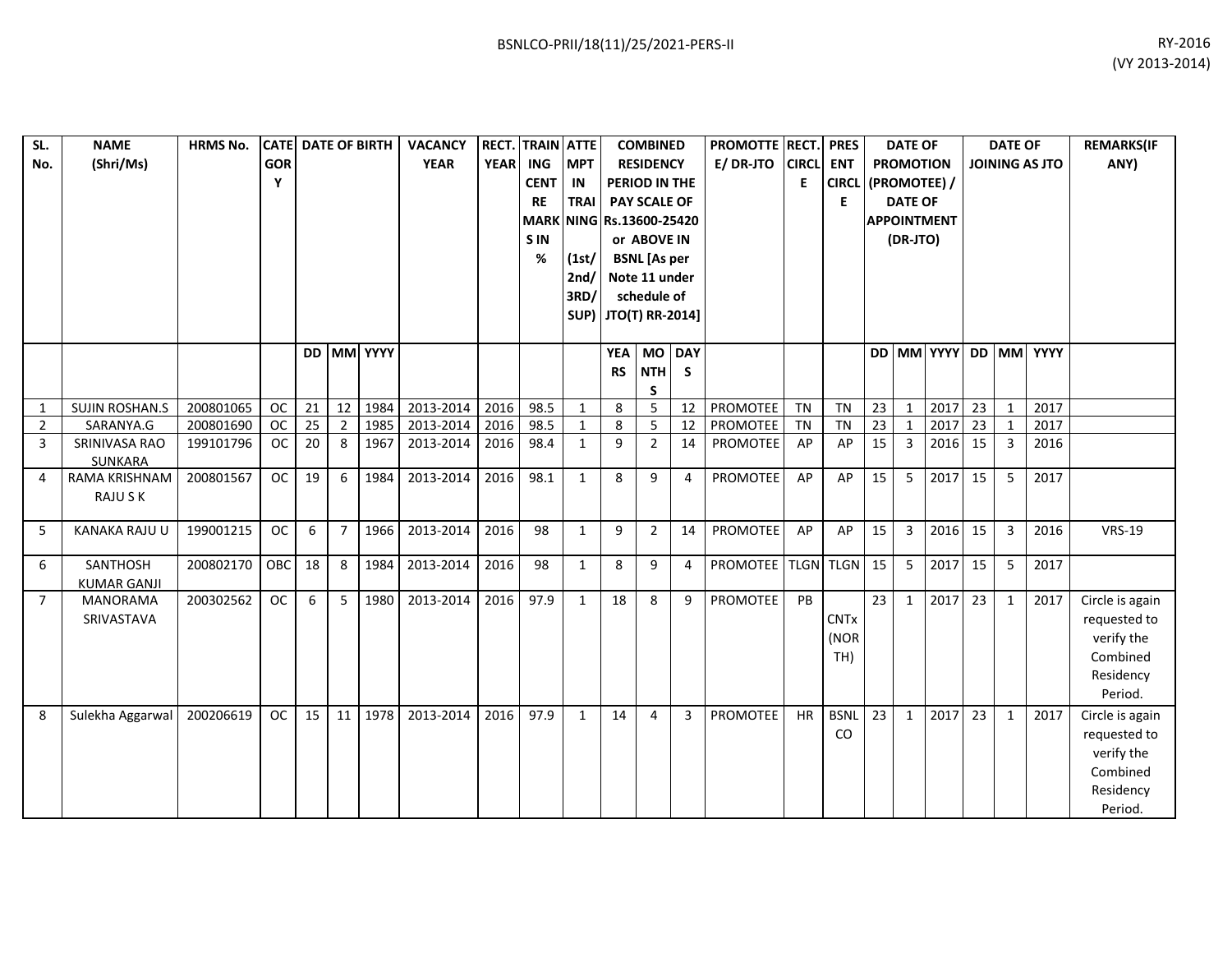BSNLCO-PRII/18(11)/25/2021-PERS-II

RY-2016
(VY 2013-2014)

| SL. No. | NAME (Shri/Ms) | HRMS No. | CATEGORY | DATE OF BIRTH | | | VACANCY YEAR | RECT. YEAR | TRAINING CENTRE MARKS IN % | ATTEMPT IN TRAINING (1st/ 2nd/ 3RD/ SUP) | COMBINED RESIDENCY PERIOD IN THE PAY SCALE OF Rs.13600-25420 or ABOVE IN BSNL [As per Note 11 under schedule of JTO(T) RR-2014] | | | PROMOTTEE/ DR-JTO | RECT. CIRCLE | PRESENT CIRCLE | DATE OF PROMOTION (PROMOTEE) / DATE OF APPOINTMENT (DR-JTO) | | | DATE OF JOINING AS JTO | | | REMARKS(IF ANY) |
|---|---|---|---|---|---|---|---|---|---|---|---|---|---|---|---|---|---|---|---|---|---|---|---|
| | | | | DD | MM | YYYY | | | | | YEARS | MONTHS | DAYS | | | | DD | MM | YYYY | DD | MM | YYYY | |
| 1 | SUJIN ROSHAN.S | 200801065 | OC | 21 | 12 | 1984 | 2013-2014 | 2016 | 98.5 | 1 | 8 | 5 | 12 | PROMOTEE | TN | TN | 23 | 1 | 2017 | 23 | 1 | 2017 | |
| 2 | SARANYA.G | 200801690 | OC | 25 | 2 | 1985 | 2013-2014 | 2016 | 98.5 | 1 | 8 | 5 | 12 | PROMOTEE | TN | TN | 23 | 1 | 2017 | 23 | 1 | 2017 | |
| 3 | SRINIVASA RAO SUNKARA | 199101796 | OC | 20 | 8 | 1967 | 2013-2014 | 2016 | 98.4 | 1 | 9 | 2 | 14 | PROMOTEE | AP | AP | 15 | 3 | 2016 | 15 | 3 | 2016 | |
| 4 | RAMA KRISHNAM RAJU S K | 200801567 | OC | 19 | 6 | 1984 | 2013-2014 | 2016 | 98.1 | 1 | 8 | 9 | 4 | PROMOTEE | AP | AP | 15 | 5 | 2017 | 15 | 5 | 2017 | |
| 5 | KANAKA RAJU U | 199001215 | OC | 6 | 7 | 1966 | 2013-2014 | 2016 | 98 | 1 | 9 | 2 | 14 | PROMOTEE | AP | AP | 15 | 3 | 2016 | 15 | 3 | 2016 | VRS-19 |
| 6 | SANTHOSH KUMAR GANJI | 200802170 | OBC | 18 | 8 | 1984 | 2013-2014 | 2016 | 98 | 1 | 8 | 9 | 4 | PROMOTEE | TLGN | TLGN | 15 | 5 | 2017 | 15 | 5 | 2017 | |
| 7 | MANORAMA SRIVASTAVA | 200302562 | OC | 6 | 5 | 1980 | 2013-2014 | 2016 | 97.9 | 1 | 18 | 8 | 9 | PROMOTEE | PB | CNTx (NORTH) | 23 | 1 | 2017 | 23 | 1 | 2017 | Circle is again requested to verify the Combined Residency Period. |
| 8 | Sulekha Aggarwal | 200206619 | OC | 15 | 11 | 1978 | 2013-2014 | 2016 | 97.9 | 1 | 14 | 4 | 3 | PROMOTEE | HR | BSNL CO | 23 | 1 | 2017 | 23 | 1 | 2017 | Circle is again requested to verify the Combined Residency Period. |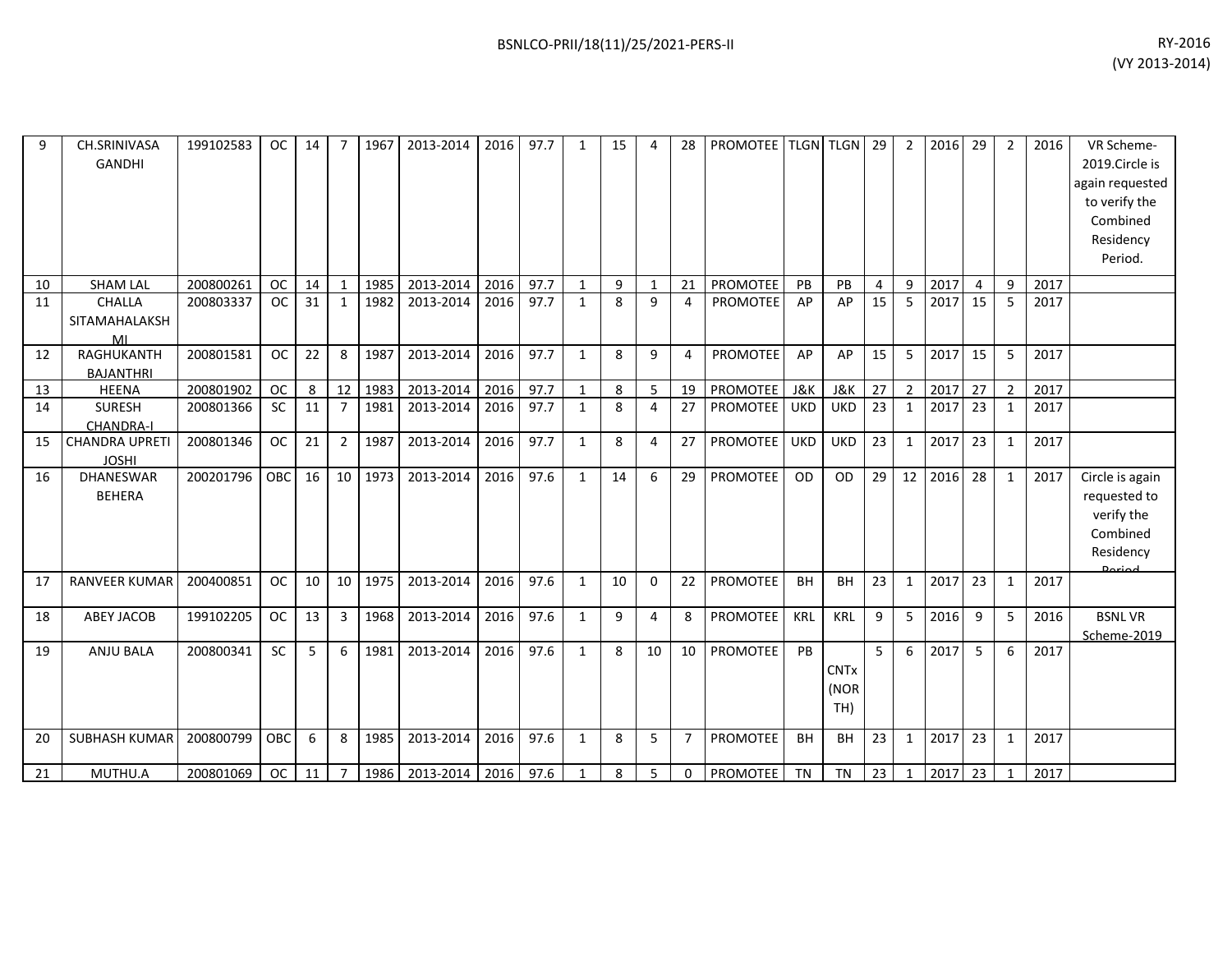| 9 | CH.SRINIVASA GANDHI | 199102583 | OC | 14 | 7 | 1967 | 2013-2014 | 2016 | 97.7 | 1 | 15 | 4 | 28 | PROMOTEE | TLGN | TLGN | 29 | 2 | 2016 | 29 | 2 | 2016 | VR Scheme-2019.Circle is again requested to verify the Combined Residency Period. |
|---|---|---|---|---|---|---|---|---|---|---|---|---|---|---|---|---|---|---|---|---|---|---|---|
| 10 | SHAM LAL | 200800261 | OC | 14 | 1 | 1985 | 2013-2014 | 2016 | 97.7 | 1 | 9 | 1 | 21 | PROMOTEE | PB | PB | 4 | 9 | 2017 | 4 | 9 | 2017 | |
| 11 | CHALLA SITAMAHALAKSHMI | 200803337 | OC | 31 | 1 | 1982 | 2013-2014 | 2016 | 97.7 | 1 | 8 | 9 | 4 | PROMOTEE | AP | AP | 15 | 5 | 2017 | 15 | 5 | 2017 | |
| 12 | RAGHUKANTH BAJANTHRI | 200801581 | OC | 22 | 8 | 1987 | 2013-2014 | 2016 | 97.7 | 1 | 8 | 9 | 4 | PROMOTEE | AP | AP | 15 | 5 | 2017 | 15 | 5 | 2017 | |
| 13 | HEENA | 200801902 | OC | 8 | 12 | 1983 | 2013-2014 | 2016 | 97.7 | 1 | 8 | 5 | 19 | PROMOTEE | J&K | J&K | 27 | 2 | 2017 | 27 | 2 | 2017 | |
| 14 | SURESH CHANDRA-I | 200801366 | SC | 11 | 7 | 1981 | 2013-2014 | 2016 | 97.7 | 1 | 8 | 4 | 27 | PROMOTEE | UKD | UKD | 23 | 1 | 2017 | 23 | 1 | 2017 | |
| 15 | CHANDRA UPRETI JOSHI | 200801346 | OC | 21 | 2 | 1987 | 2013-2014 | 2016 | 97.7 | 1 | 8 | 4 | 27 | PROMOTEE | UKD | UKD | 23 | 1 | 2017 | 23 | 1 | 2017 | |
| 16 | DHANESWAR BEHERA | 200201796 | OBC | 16 | 10 | 1973 | 2013-2014 | 2016 | 97.6 | 1 | 14 | 6 | 29 | PROMOTEE | OD | OD | 29 | 12 | 2016 | 28 | 1 | 2017 | Circle is again requested to verify the Combined Residency Period |
| 17 | RANVEER KUMAR | 200400851 | OC | 10 | 10 | 1975 | 2013-2014 | 2016 | 97.6 | 1 | 10 | 0 | 22 | PROMOTEE | BH | BH | 23 | 1 | 2017 | 23 | 1 | 2017 | |
| 18 | ABEY JACOB | 199102205 | OC | 13 | 3 | 1968 | 2013-2014 | 2016 | 97.6 | 1 | 9 | 4 | 8 | PROMOTEE | KRL | KRL | 9 | 5 | 2016 | 9 | 5 | 2016 | BSNL VR Scheme-2019 |
| 19 | ANJU BALA | 200800341 | SC | 5 | 6 | 1981 | 2013-2014 | 2016 | 97.6 | 1 | 8 | 10 | 10 | PROMOTEE | PB | CNTx (NORTH) | 5 | 6 | 2017 | 5 | 6 | 2017 | |
| 20 | SUBHASH KUMAR | 200800799 | OBC | 6 | 8 | 1985 | 2013-2014 | 2016 | 97.6 | 1 | 8 | 5 | 7 | PROMOTEE | BH | BH | 23 | 1 | 2017 | 23 | 1 | 2017 | |
| 21 | MUTHU.A | 200801069 | OC | 11 | 7 | 1986 | 2013-2014 | 2016 | 97.6 | 1 | 8 | 5 | 0 | PROMOTEE | TN | TN | 23 | 1 | 2017 | 23 | 1 | 2017 | |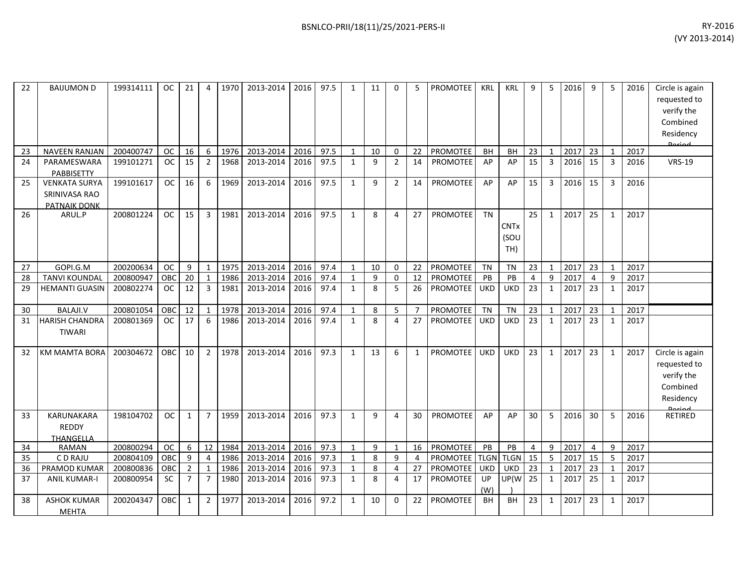| 22 | BAIJUMON D | 199314111 | OC | 21 | 4 | 1970 | 2013-2014 | 2016 | 97.5 | 1 | 11 | 0 | 5 | PROMOTEE | KRL | KRL | 9 | 5 | 2016 | 9 | 5 | 2016 | Circle is again requested to verify the Combined Residency Period |
|---|---|---|---|---|---|---|---|---|---|---|---|---|---|---|---|---|---|---|---|---|---|---|---|
| 23 | NAVEEN RANJAN | 200400747 | OC | 16 | 6 | 1976 | 2013-2014 | 2016 | 97.5 | 1 | 10 | 0 | 22 | PROMOTEE | BH | BH | 23 | 1 | 2017 | 23 | 1 | 2017 | |
| 24 | PARAMESWARA PABBISETTY | 199101271 | OC | 15 | 2 | 1968 | 2013-2014 | 2016 | 97.5 | 1 | 9 | 2 | 14 | PROMOTEE | AP | AP | 15 | 3 | 2016 | 15 | 3 | 2016 | VRS-19 |
| 25 | VENKATA SURYA SRINIVASA RAO PATNAIK DONK | 199101617 | OC | 16 | 6 | 1969 | 2013-2014 | 2016 | 97.5 | 1 | 9 | 2 | 14 | PROMOTEE | AP | AP | 15 | 3 | 2016 | 15 | 3 | 2016 | |
| 26 | ARUL.P | 200801224 | OC | 15 | 3 | 1981 | 2013-2014 | 2016 | 97.5 | 1 | 8 | 4 | 27 | PROMOTEE | TN | CNTx (SOUTH) | 25 | 1 | 2017 | 25 | 1 | 2017 | |
| 27 | GOPI.G.M | 200200634 | OC | 9 | 1 | 1975 | 2013-2014 | 2016 | 97.4 | 1 | 10 | 0 | 22 | PROMOTEE | TN | TN | 23 | 1 | 2017 | 23 | 1 | 2017 | |
| 28 | TANVI KOUNDAL | 200800947 | OBC | 20 | 1 | 1986 | 2013-2014 | 2016 | 97.4 | 1 | 9 | 0 | 12 | PROMOTEE | PB | PB | 4 | 9 | 2017 | 4 | 9 | 2017 | |
| 29 | HEMANTI GUASIN | 200802274 | OC | 12 | 3 | 1981 | 2013-2014 | 2016 | 97.4 | 1 | 8 | 5 | 26 | PROMOTEE | UKD | UKD | 23 | 1 | 2017 | 23 | 1 | 2017 | |
| 30 | BALAJI.V | 200801054 | OBC | 12 | 1 | 1978 | 2013-2014 | 2016 | 97.4 | 1 | 8 | 5 | 7 | PROMOTEE | TN | TN | 23 | 1 | 2017 | 23 | 1 | 2017 | |
| 31 | HARISH CHANDRA TIWARI | 200801369 | OC | 17 | 6 | 1986 | 2013-2014 | 2016 | 97.4 | 1 | 8 | 4 | 27 | PROMOTEE | UKD | UKD | 23 | 1 | 2017 | 23 | 1 | 2017 | |
| 32 | KM MAMTA BORA | 200304672 | OBC | 10 | 2 | 1978 | 2013-2014 | 2016 | 97.3 | 1 | 13 | 6 | 1 | PROMOTEE | UKD | UKD | 23 | 1 | 2017 | 23 | 1 | 2017 | Circle is again requested to verify the Combined Residency Period |
| 33 | KARUNAKARA REDDY THANGELLA | 198104702 | OC | 1 | 7 | 1959 | 2013-2014 | 2016 | 97.3 | 1 | 9 | 4 | 30 | PROMOTEE | AP | AP | 30 | 5 | 2016 | 30 | 5 | 2016 | RETIRED |
| 34 | RAMAN | 200800294 | OC | 6 | 12 | 1984 | 2013-2014 | 2016 | 97.3 | 1 | 9 | 1 | 16 | PROMOTEE | PB | PB | 4 | 9 | 2017 | 4 | 9 | 2017 | |
| 35 | C D RAJU | 200804109 | OBC | 9 | 4 | 1986 | 2013-2014 | 2016 | 97.3 | 1 | 8 | 9 | 4 | PROMOTEE | TLGN | TLGN | 15 | 5 | 2017 | 15 | 5 | 2017 | |
| 36 | PRAMOD KUMAR | 200800836 | OBC | 2 | 1 | 1986 | 2013-2014 | 2016 | 97.3 | 1 | 8 | 4 | 27 | PROMOTEE | UKD | UKD | 23 | 1 | 2017 | 23 | 1 | 2017 | |
| 37 | ANIL KUMAR-I | 200800954 | SC | 7 | 7 | 1980 | 2013-2014 | 2016 | 97.3 | 1 | 8 | 4 | 17 | PROMOTEE | UP (W) | UP(W) | 25 | 1 | 2017 | 25 | 1 | 2017 | |
| 38 | ASHOK KUMAR MEHTA | 200204347 | OBC | 1 | 2 | 1977 | 2013-2014 | 2016 | 97.2 | 1 | 10 | 0 | 22 | PROMOTEE | BH | BH | 23 | 1 | 2017 | 23 | 1 | 2017 | |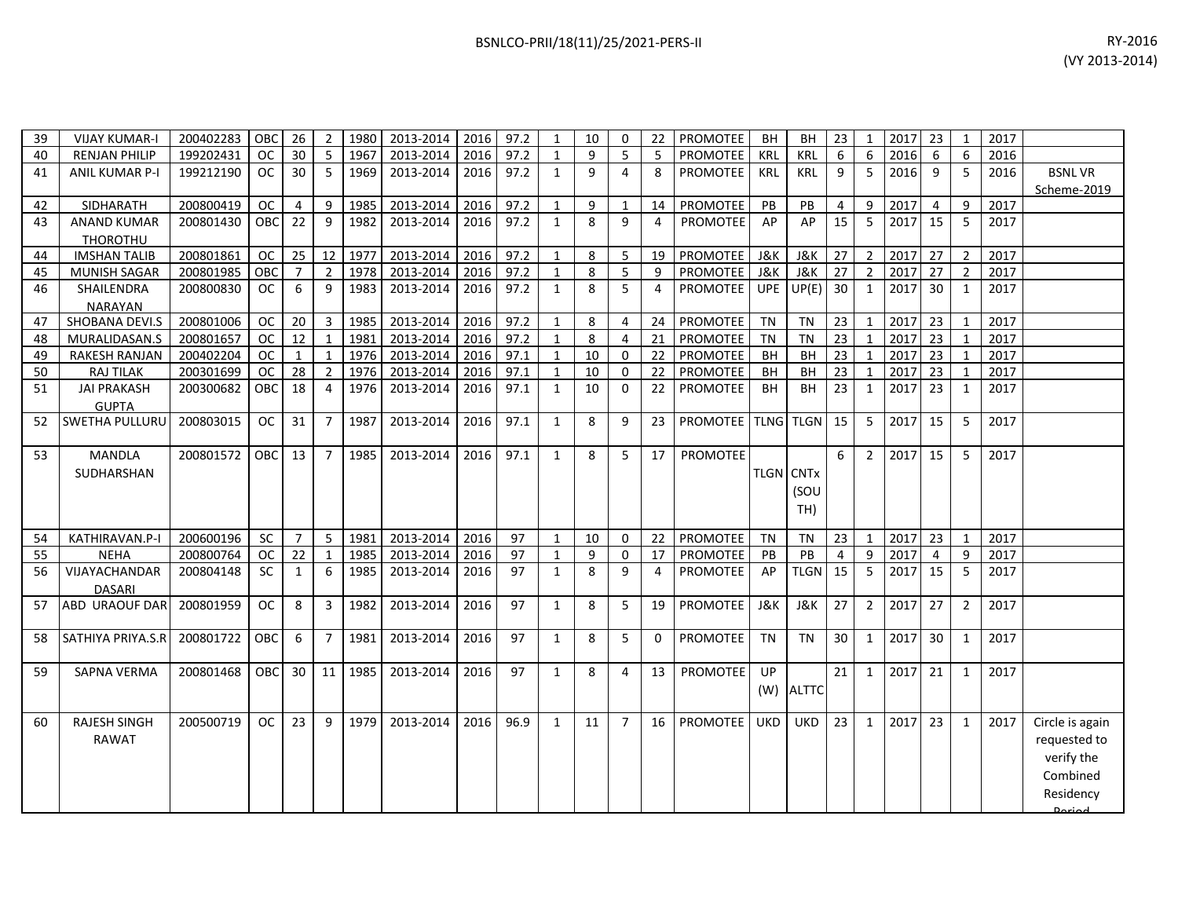| 39 | VIJAY KUMAR-I | 200402283 | OBC | 26 | 2 | 1980 | 2013-2014 | 2016 | 97.2 | 1 | 10 | 0 | 22 | PROMOTEE | BH | BH | 23 | 1 | 2017 | 23 | 1 | 2017 | |
|---|---|---|---|---|---|---|---|---|---|---|---|---|---|---|---|---|---|---|---|---|---|---|---|
| 40 | RENJAN PHILIP | 199202431 | OC | 30 | 5 | 1967 | 2013-2014 | 2016 | 97.2 | 1 | 9 | 5 | 5 | PROMOTEE | KRL | KRL | 6 | 6 | 2016 | 6 | 6 | 2016 | |
| 41 | ANIL KUMAR P-I | 199212190 | OC | 30 | 5 | 1969 | 2013-2014 | 2016 | 97.2 | 1 | 9 | 4 | 8 | PROMOTEE | KRL | KRL | 9 | 5 | 2016 | 9 | 5 | 2016 | BSNL VR Scheme-2019 |
| 42 | SIDHARATH | 200800419 | OC | 4 | 9 | 1985 | 2013-2014 | 2016 | 97.2 | 1 | 9 | 1 | 14 | PROMOTEE | PB | PB | 4 | 9 | 2017 | 4 | 9 | 2017 | |
| 43 | ANAND KUMAR THOROTHU | 200801430 | OBC | 22 | 9 | 1982 | 2013-2014 | 2016 | 97.2 | 1 | 8 | 9 | 4 | PROMOTEE | AP | AP | 15 | 5 | 2017 | 15 | 5 | 2017 | |
| 44 | IMSHAN TALIB | 200801861 | OC | 25 | 12 | 1977 | 2013-2014 | 2016 | 97.2 | 1 | 8 | 5 | 19 | PROMOTEE | J&K | J&K | 27 | 2 | 2017 | 27 | 2 | 2017 | |
| 45 | MUNISH SAGAR | 200801985 | OBC | 7 | 2 | 1978 | 2013-2014 | 2016 | 97.2 | 1 | 8 | 5 | 9 | PROMOTEE | J&K | J&K | 27 | 2 | 2017 | 27 | 2 | 2017 | |
| 46 | SHAILENDRA NARAYAN | 200800830 | OC | 6 | 9 | 1983 | 2013-2014 | 2016 | 97.2 | 1 | 8 | 5 | 4 | PROMOTEE | UPE | UP(E) | 30 | 1 | 2017 | 30 | 1 | 2017 | |
| 47 | SHOBANA DEVI.S | 200801006 | OC | 20 | 3 | 1985 | 2013-2014 | 2016 | 97.2 | 1 | 8 | 4 | 24 | PROMOTEE | TN | TN | 23 | 1 | 2017 | 23 | 1 | 2017 | |
| 48 | MURALIDASAN.S | 200801657 | OC | 12 | 1 | 1981 | 2013-2014 | 2016 | 97.2 | 1 | 8 | 4 | 21 | PROMOTEE | TN | TN | 23 | 1 | 2017 | 23 | 1 | 2017 | |
| 49 | RAKESH RANJAN | 200402204 | OC | 1 | 1 | 1976 | 2013-2014 | 2016 | 97.1 | 1 | 10 | 0 | 22 | PROMOTEE | BH | BH | 23 | 1 | 2017 | 23 | 1 | 2017 | |
| 50 | RAJ TILAK | 200301699 | OC | 28 | 2 | 1976 | 2013-2014 | 2016 | 97.1 | 1 | 10 | 0 | 22 | PROMOTEE | BH | BH | 23 | 1 | 2017 | 23 | 1 | 2017 | |
| 51 | JAI PRAKASH GUPTA | 200300682 | OBC | 18 | 4 | 1976 | 2013-2014 | 2016 | 97.1 | 1 | 10 | 0 | 22 | PROMOTEE | BH | BH | 23 | 1 | 2017 | 23 | 1 | 2017 | |
| 52 | SWETHA PULLURU | 200803015 | OC | 31 | 7 | 1987 | 2013-2014 | 2016 | 97.1 | 1 | 8 | 9 | 23 | PROMOTEE | TLNG | TLGN | 15 | 5 | 2017 | 15 | 5 | 2017 | |
| 53 | MANDLA SUDHARSHAN | 200801572 | OBC | 13 | 7 | 1985 | 2013-2014 | 2016 | 97.1 | 1 | 8 | 5 | 17 | PROMOTEE | TLGN | CNTx (SOUTH) | 6 | 2 | 2017 | 15 | 5 | 2017 | |
| 54 | KATHIRAVAN.P-I | 200600196 | SC | 7 | 5 | 1981 | 2013-2014 | 2016 | 97 | 1 | 10 | 0 | 22 | PROMOTEE | TN | TN | 23 | 1 | 2017 | 23 | 1 | 2017 | |
| 55 | NEHA | 200800764 | OC | 22 | 1 | 1985 | 2013-2014 | 2016 | 97 | 1 | 9 | 0 | 17 | PROMOTEE | PB | PB | 4 | 9 | 2017 | 4 | 9 | 2017 | |
| 56 | VIJAYACHANDAR DASARI | 200804148 | SC | 1 | 6 | 1985 | 2013-2014 | 2016 | 97 | 1 | 8 | 9 | 4 | PROMOTEE | AP | TLGN | 15 | 5 | 2017 | 15 | 5 | 2017 | |
| 57 | ABD URAOUF DAR | 200801959 | OC | 8 | 3 | 1982 | 2013-2014 | 2016 | 97 | 1 | 8 | 5 | 19 | PROMOTEE | J&K | J&K | 27 | 2 | 2017 | 27 | 2 | 2017 | |
| 58 | SATHIYA PRIYA.S.R | 200801722 | OBC | 6 | 7 | 1981 | 2013-2014 | 2016 | 97 | 1 | 8 | 5 | 0 | PROMOTEE | TN | TN | 30 | 1 | 2017 | 30 | 1 | 2017 | |
| 59 | SAPNA VERMA | 200801468 | OBC | 30 | 11 | 1985 | 2013-2014 | 2016 | 97 | 1 | 8 | 4 | 13 | PROMOTEE | UP (W) | ALTTC | 21 | 1 | 2017 | 21 | 1 | 2017 | |
| 60 | RAJESH SINGH RAWAT | 200500719 | OC | 23 | 9 | 1979 | 2013-2014 | 2016 | 96.9 | 1 | 11 | 7 | 16 | PROMOTEE | UKD | UKD | 23 | 1 | 2017 | 23 | 1 | 2017 | Circle is again requested to verify the Combined Residency Period |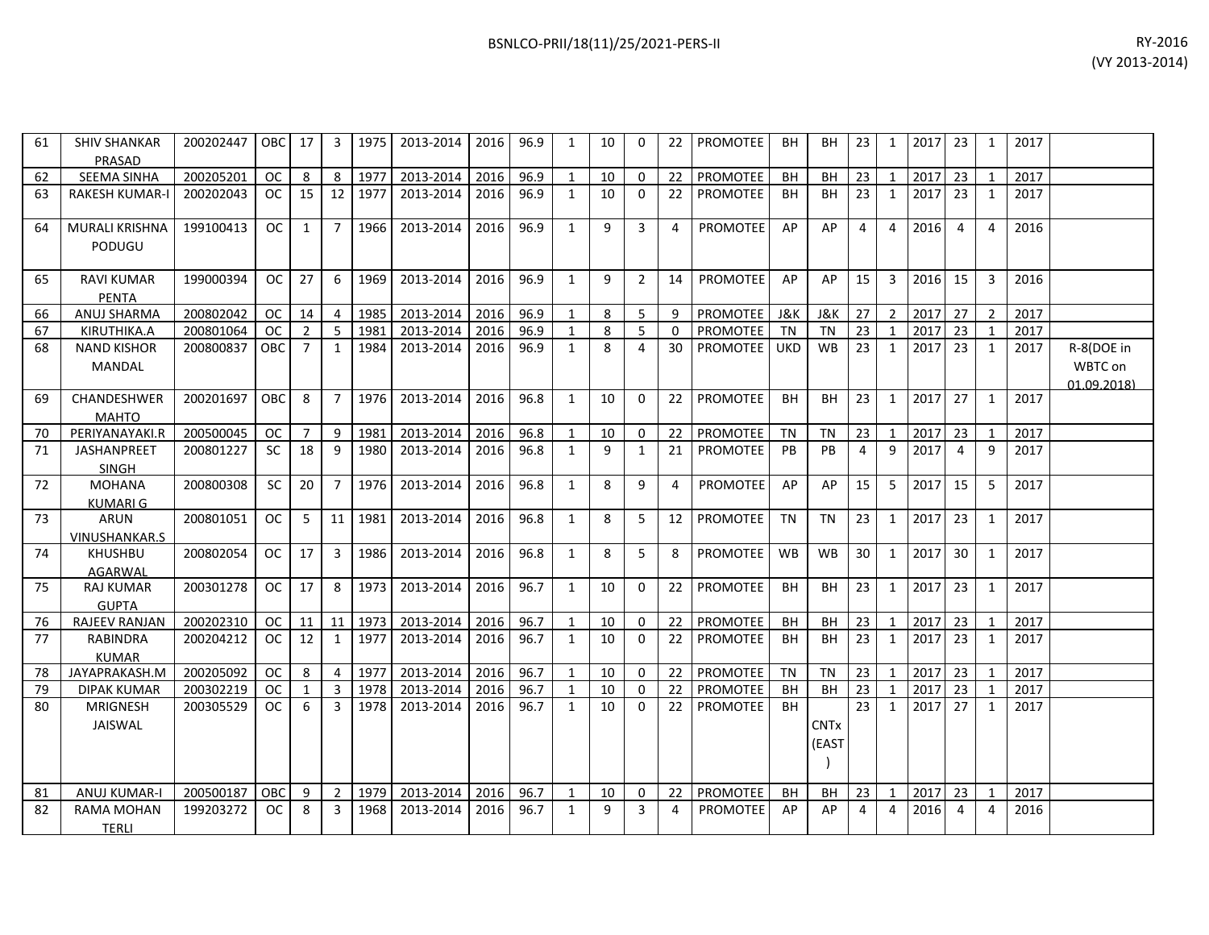| | | | | | | | | | | | | | | | | | | | | | | | | |
|---|---|---|---|---|---|---|---|---|---|---|---|---|---|---|---|---|---|---|---|---|---|---|---|---|
| 61 | SHIV SHANKAR PRASAD | 200202447 | OBC | 17 | 3 | 1975 | 2013-2014 | 2016 | 96.9 | 1 | 10 | 0 | 22 | PROMOTEE | BH | BH | 23 | 1 | 2017 | 23 | 1 | 2017 | |
| 62 | SEEMA SINHA | 200205201 | OC | 8 | 8 | 1977 | 2013-2014 | 2016 | 96.9 | 1 | 10 | 0 | 22 | PROMOTEE | BH | BH | 23 | 1 | 2017 | 23 | 1 | 2017 | |
| 63 | RAKESH KUMAR-I | 200202043 | OC | 15 | 12 | 1977 | 2013-2014 | 2016 | 96.9 | 1 | 10 | 0 | 22 | PROMOTEE | BH | BH | 23 | 1 | 2017 | 23 | 1 | 2017 | |
| 64 | MURALI KRISHNA PODUGU | 199100413 | OC | 1 | 7 | 1966 | 2013-2014 | 2016 | 96.9 | 1 | 9 | 3 | 4 | PROMOTEE | AP | AP | 4 | 4 | 2016 | 4 | 4 | 2016 | |
| 65 | RAVI KUMAR PENTA | 199000394 | OC | 27 | 6 | 1969 | 2013-2014 | 2016 | 96.9 | 1 | 9 | 2 | 14 | PROMOTEE | AP | AP | 15 | 3 | 2016 | 15 | 3 | 2016 | |
| 66 | ANUJ SHARMA | 200802042 | OC | 14 | 4 | 1985 | 2013-2014 | 2016 | 96.9 | 1 | 8 | 5 | 9 | PROMOTEE | J&K | J&K | 27 | 2 | 2017 | 27 | 2 | 2017 | |
| 67 | KIRUTHIKA.A | 200801064 | OC | 2 | 5 | 1981 | 2013-2014 | 2016 | 96.9 | 1 | 8 | 5 | 0 | PROMOTEE | TN | TN | 23 | 1 | 2017 | 23 | 1 | 2017 | |
| 68 | NAND KISHOR MANDAL | 200800837 | OBC | 7 | 1 | 1984 | 2013-2014 | 2016 | 96.9 | 1 | 8 | 4 | 30 | PROMOTEE | UKD | WB | 23 | 1 | 2017 | 23 | 1 | 2017 | R-8(DOE in WBTC on 01.09.2018) |
| 69 | CHANDESHWER MAHTO | 200201697 | OBC | 8 | 7 | 1976 | 2013-2014 | 2016 | 96.8 | 1 | 10 | 0 | 22 | PROMOTEE | BH | BH | 23 | 1 | 2017 | 27 | 1 | 2017 | |
| 70 | PERIYANAYAKI.R | 200500045 | OC | 7 | 9 | 1981 | 2013-2014 | 2016 | 96.8 | 1 | 10 | 0 | 22 | PROMOTEE | TN | TN | 23 | 1 | 2017 | 23 | 1 | 2017 | |
| 71 | JASHANPREET SINGH | 200801227 | SC | 18 | 9 | 1980 | 2013-2014 | 2016 | 96.8 | 1 | 9 | 1 | 21 | PROMOTEE | PB | PB | 4 | 9 | 2017 | 4 | 9 | 2017 | |
| 72 | MOHANA KUMARI G | 200800308 | SC | 20 | 7 | 1976 | 2013-2014 | 2016 | 96.8 | 1 | 8 | 9 | 4 | PROMOTEE | AP | AP | 15 | 5 | 2017 | 15 | 5 | 2017 | |
| 73 | ARUN VINUSHANKAR.S | 200801051 | OC | 5 | 11 | 1981 | 2013-2014 | 2016 | 96.8 | 1 | 8 | 5 | 12 | PROMOTEE | TN | TN | 23 | 1 | 2017 | 23 | 1 | 2017 | |
| 74 | KHUSHBU AGARWAL | 200802054 | OC | 17 | 3 | 1986 | 2013-2014 | 2016 | 96.8 | 1 | 8 | 5 | 8 | PROMOTEE | WB | WB | 30 | 1 | 2017 | 30 | 1 | 2017 | |
| 75 | RAJ KUMAR GUPTA | 200301278 | OC | 17 | 8 | 1973 | 2013-2014 | 2016 | 96.7 | 1 | 10 | 0 | 22 | PROMOTEE | BH | BH | 23 | 1 | 2017 | 23 | 1 | 2017 | |
| 76 | RAJEEV RANJAN | 200202310 | OC | 11 | 11 | 1973 | 2013-2014 | 2016 | 96.7 | 1 | 10 | 0 | 22 | PROMOTEE | BH | BH | 23 | 1 | 2017 | 23 | 1 | 2017 | |
| 77 | RABINDRA KUMAR | 200204212 | OC | 12 | 1 | 1977 | 2013-2014 | 2016 | 96.7 | 1 | 10 | 0 | 22 | PROMOTEE | BH | BH | 23 | 1 | 2017 | 23 | 1 | 2017 | |
| 78 | JAYAPRAKASH.M | 200205092 | OC | 8 | 4 | 1977 | 2013-2014 | 2016 | 96.7 | 1 | 10 | 0 | 22 | PROMOTEE | TN | TN | 23 | 1 | 2017 | 23 | 1 | 2017 | |
| 79 | DIPAK KUMAR | 200302219 | OC | 1 | 3 | 1978 | 2013-2014 | 2016 | 96.7 | 1 | 10 | 0 | 22 | PROMOTEE | BH | BH | 23 | 1 | 2017 | 23 | 1 | 2017 | |
| 80 | MRIGNESH JAISWAL | 200305529 | OC | 6 | 3 | 1978 | 2013-2014 | 2016 | 96.7 | 1 | 10 | 0 | 22 | PROMOTEE | BH | CNTx (EAST) | 23 | 1 | 2017 | 27 | 1 | 2017 | |
| 81 | ANUJ KUMAR-I | 200500187 | OBC | 9 | 2 | 1979 | 2013-2014 | 2016 | 96.7 | 1 | 10 | 0 | 22 | PROMOTEE | BH | BH | 23 | 1 | 2017 | 23 | 1 | 2017 | |
| 82 | RAMA MOHAN TERLI | 199203272 | OC | 8 | 3 | 1968 | 2013-2014 | 2016 | 96.7 | 1 | 9 | 3 | 4 | PROMOTEE | AP | AP | 4 | 4 | 2016 | 4 | 4 | 2016 | |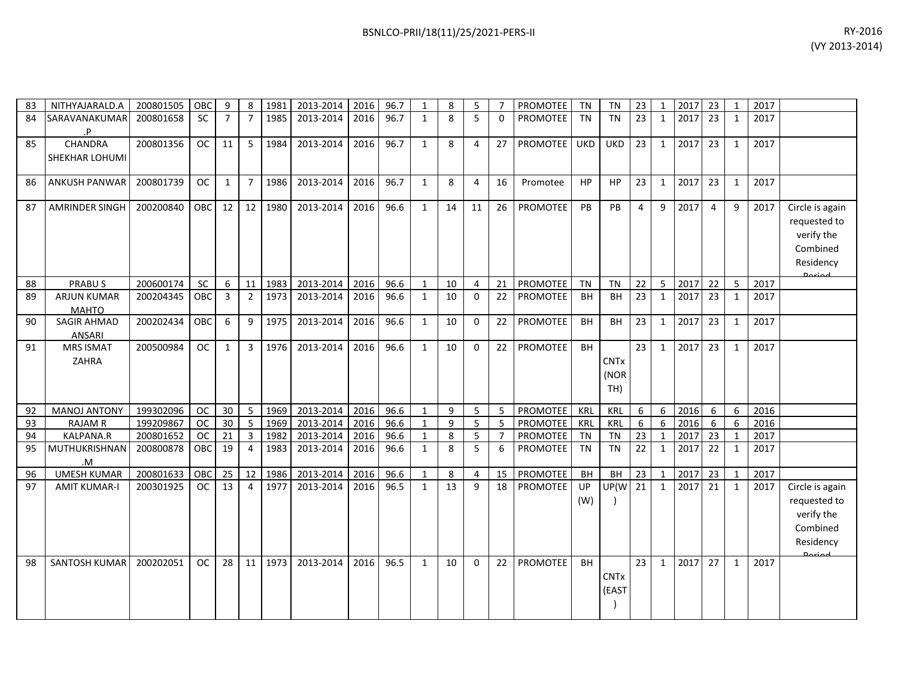| 83 | NITHYAJARALD.A | 200801505 | OBC | 9 | 8 | 1981 | 2013-2014 | 2016 | 96.7 | 1 | 8 | 5 | 7 | PROMOTEE | TN | TN | 23 | 1 | 2017 | 23 | 1 | 2017 | |
|---|---|---|---|---|---|---|---|---|---|---|---|---|---|---|---|---|---|---|---|---|---|---|---|
| 84 | SARAVANAKUMAR .P | 200801658 | SC | 7 | 7 | 1985 | 2013-2014 | 2016 | 96.7 | 1 | 8 | 5 | 0 | PROMOTEE | TN | TN | 23 | 1 | 2017 | 23 | 1 | 2017 | |
| 85 | CHANDRA SHEKHAR LOHUMI | 200801356 | OC | 11 | 5 | 1984 | 2013-2014 | 2016 | 96.7 | 1 | 8 | 4 | 27 | PROMOTEE | UKD | UKD | 23 | 1 | 2017 | 23 | 1 | 2017 | |
| 86 | ANKUSH PANWAR | 200801739 | OC | 1 | 7 | 1986 | 2013-2014 | 2016 | 96.7 | 1 | 8 | 4 | 16 | Promotee | HP | HP | 23 | 1 | 2017 | 23 | 1 | 2017 | |
| 87 | AMRINDER SINGH | 200200840 | OBC | 12 | 12 | 1980 | 2013-2014 | 2016 | 96.6 | 1 | 14 | 11 | 26 | PROMOTEE | PB | PB | 4 | 9 | 2017 | 4 | 9 | 2017 | Circle is again requested to verify the Combined Residency Period |
| 88 | PRABU S | 200600174 | SC | 6 | 11 | 1983 | 2013-2014 | 2016 | 96.6 | 1 | 10 | 4 | 21 | PROMOTEE | TN | TN | 22 | 5 | 2017 | 22 | 5 | 2017 | |
| 89 | ARJUN KUMAR MAHTO | 200204345 | OBC | 3 | 2 | 1973 | 2013-2014 | 2016 | 96.6 | 1 | 10 | 0 | 22 | PROMOTEE | BH | BH | 23 | 1 | 2017 | 23 | 1 | 2017 | |
| 90 | SAGIR AHMAD ANSARI | 200202434 | OBC | 6 | 9 | 1975 | 2013-2014 | 2016 | 96.6 | 1 | 10 | 0 | 22 | PROMOTEE | BH | BH | 23 | 1 | 2017 | 23 | 1 | 2017 | |
| 91 | MRS ISMAT ZAHRA | 200500984 | OC | 1 | 3 | 1976 | 2013-2014 | 2016 | 96.6 | 1 | 10 | 0 | 22 | PROMOTEE | BH | CNTx (NORTH) | 23 | 1 | 2017 | 23 | 1 | 2017 | |
| 92 | MANOJ ANTONY | 199302096 | OC | 30 | 5 | 1969 | 2013-2014 | 2016 | 96.6 | 1 | 9 | 5 | 5 | PROMOTEE | KRL | KRL | 6 | 6 | 2016 | 6 | 6 | 2016 | |
| 93 | RAJAM R | 199209867 | OC | 30 | 5 | 1969 | 2013-2014 | 2016 | 96.6 | 1 | 9 | 5 | 5 | PROMOTEE | KRL | KRL | 6 | 6 | 2016 | 6 | 6 | 2016 | |
| 94 | KALPANA.R | 200801652 | OC | 21 | 3 | 1982 | 2013-2014 | 2016 | 96.6 | 1 | 8 | 5 | 7 | PROMOTEE | TN | TN | 23 | 1 | 2017 | 23 | 1 | 2017 | |
| 95 | MUTHUKRISHNAN .M | 200800878 | OBC | 19 | 4 | 1983 | 2013-2014 | 2016 | 96.6 | 1 | 8 | 5 | 6 | PROMOTEE | TN | TN | 22 | 1 | 2017 | 22 | 1 | 2017 | |
| 96 | UMESH KUMAR | 200801633 | OBC | 25 | 12 | 1986 | 2013-2014 | 2016 | 96.6 | 1 | 8 | 4 | 15 | PROMOTEE | BH | BH | 23 | 1 | 2017 | 23 | 1 | 2017 | |
| 97 | AMIT KUMAR-I | 200301925 | OC | 13 | 4 | 1977 | 2013-2014 | 2016 | 96.5 | 1 | 13 | 9 | 18 | PROMOTEE | UP (W) | UP(W) | 21 | 1 | 2017 | 21 | 1 | 2017 | Circle is again requested to verify the Combined Residency Period |
| 98 | SANTOSH KUMAR | 200202051 | OC | 28 | 11 | 1973 | 2013-2014 | 2016 | 96.5 | 1 | 10 | 0 | 22 | PROMOTEE | BH | CNTx (EAST) | 23 | 1 | 2017 | 27 | 1 | 2017 | |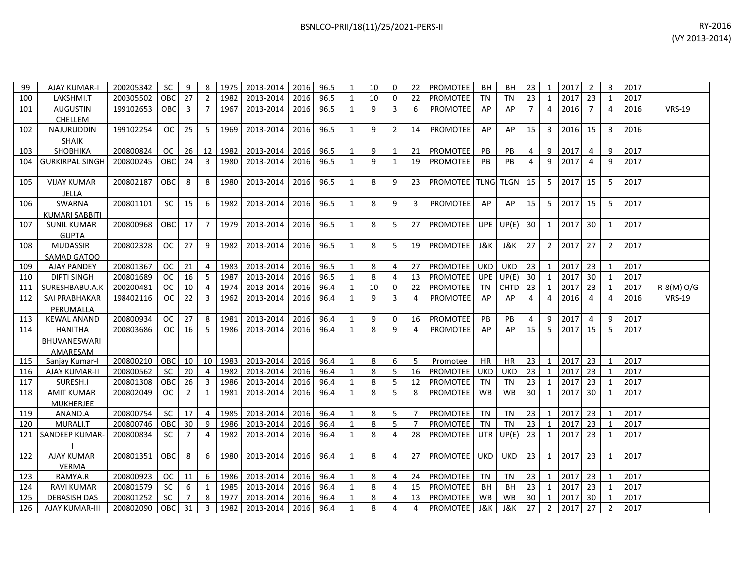| 99 | AJAY KUMAR-I | 200205342 | SC | 9 | 8 | 1975 | 2013-2014 | 2016 | 96.5 | 1 | 10 | 0 | 22 | PROMOTEE | BH | BH | 23 | 1 | 2017 | 2 | 3 | 2017 | |
|---|---|---|---|---|---|---|---|---|---|---|---|---|---|---|---|---|---|---|---|---|---|---|---|
| 100 | LAKSHMI.T | 200305502 | OBC | 27 | 2 | 1982 | 2013-2014 | 2016 | 96.5 | 1 | 10 | 0 | 22 | PROMOTEE | TN | TN | 23 | 1 | 2017 | 23 | 1 | 2017 | |
| 101 | AUGUSTIN CHELLEM | 199102653 | OBC | 3 | 7 | 1967 | 2013-2014 | 2016 | 96.5 | 1 | 9 | 3 | 6 | PROMOTEE | AP | AP | 7 | 4 | 2016 | 7 | 4 | 2016 | VRS-19 |
| 102 | NAJURUDDIN SHAIK | 199102254 | OC | 25 | 5 | 1969 | 2013-2014 | 2016 | 96.5 | 1 | 9 | 2 | 14 | PROMOTEE | AP | AP | 15 | 3 | 2016 | 15 | 3 | 2016 | |
| 103 | SHOBHIKA | 200800824 | OC | 26 | 12 | 1982 | 2013-2014 | 2016 | 96.5 | 1 | 9 | 1 | 21 | PROMOTEE | PB | PB | 4 | 9 | 2017 | 4 | 9 | 2017 | |
| 104 | GURKIRPAL SINGH | 200800245 | OBC | 24 | 3 | 1980 | 2013-2014 | 2016 | 96.5 | 1 | 9 | 1 | 19 | PROMOTEE | PB | PB | 4 | 9 | 2017 | 4 | 9 | 2017 | |
| 105 | VIJAY KUMAR JELLA | 200802187 | OBC | 8 | 8 | 1980 | 2013-2014 | 2016 | 96.5 | 1 | 8 | 9 | 23 | PROMOTEE | TLNG | TLGN | 15 | 5 | 2017 | 15 | 5 | 2017 | |
| 106 | SWARNA KUMARI SABBITI | 200801101 | SC | 15 | 6 | 1982 | 2013-2014 | 2016 | 96.5 | 1 | 8 | 9 | 3 | PROMOTEE | AP | AP | 15 | 5 | 2017 | 15 | 5 | 2017 | |
| 107 | SUNIL KUMAR GUPTA | 200800968 | OBC | 17 | 7 | 1979 | 2013-2014 | 2016 | 96.5 | 1 | 8 | 5 | 27 | PROMOTEE | UPE | UP(E) | 30 | 1 | 2017 | 30 | 1 | 2017 | |
| 108 | MUDASSIR SAMAD GATOO | 200802328 | OC | 27 | 9 | 1982 | 2013-2014 | 2016 | 96.5 | 1 | 8 | 5 | 19 | PROMOTEE | J&K | J&K | 27 | 2 | 2017 | 27 | 2 | 2017 | |
| 109 | AJAY PANDEY | 200801367 | OC | 21 | 4 | 1983 | 2013-2014 | 2016 | 96.5 | 1 | 8 | 4 | 27 | PROMOTEE | UKD | UKD | 23 | 1 | 2017 | 23 | 1 | 2017 | |
| 110 | DIPTI SINGH | 200801689 | OC | 16 | 5 | 1987 | 2013-2014 | 2016 | 96.5 | 1 | 8 | 4 | 13 | PROMOTEE | UPE | UP(E) | 30 | 1 | 2017 | 30 | 1 | 2017 | |
| 111 | SURESHBABU.A.K | 200200481 | OC | 10 | 4 | 1974 | 2013-2014 | 2016 | 96.4 | 1 | 10 | 0 | 22 | PROMOTEE | TN | CHTD | 23 | 1 | 2017 | 23 | 1 | 2017 | R-8(M) O/G |
| 112 | SAI PRABHAKAR PERUMALLA | 198402116 | OC | 22 | 3 | 1962 | 2013-2014 | 2016 | 96.4 | 1 | 9 | 3 | 4 | PROMOTEE | AP | AP | 4 | 4 | 2016 | 4 | 4 | 2016 | VRS-19 |
| 113 | KEWAL ANAND | 200800934 | OC | 27 | 8 | 1981 | 2013-2014 | 2016 | 96.4 | 1 | 9 | 0 | 16 | PROMOTEE | PB | PB | 4 | 9 | 2017 | 4 | 9 | 2017 | |
| 114 | HANITHA BHUVANESWARI AMARESAM | 200803686 | OC | 16 | 5 | 1986 | 2013-2014 | 2016 | 96.4 | 1 | 8 | 9 | 4 | PROMOTEE | AP | AP | 15 | 5 | 2017 | 15 | 5 | 2017 | |
| 115 | Sanjay Kumar-I | 200800210 | OBC | 10 | 10 | 1983 | 2013-2014 | 2016 | 96.4 | 1 | 8 | 6 | 5 | Promotee | HR | HR | 23 | 1 | 2017 | 23 | 1 | 2017 | |
| 116 | AJAY KUMAR-II | 200800562 | SC | 20 | 4 | 1982 | 2013-2014 | 2016 | 96.4 | 1 | 8 | 5 | 16 | PROMOTEE | UKD | UKD | 23 | 1 | 2017 | 23 | 1 | 2017 | |
| 117 | SURESH.I | 200801308 | OBC | 26 | 3 | 1986 | 2013-2014 | 2016 | 96.4 | 1 | 8 | 5 | 12 | PROMOTEE | TN | TN | 23 | 1 | 2017 | 23 | 1 | 2017 | |
| 118 | AMIT KUMAR MUKHERJEE | 200802049 | OC | 2 | 1 | 1981 | 2013-2014 | 2016 | 96.4 | 1 | 8 | 5 | 8 | PROMOTEE | WB | WB | 30 | 1 | 2017 | 30 | 1 | 2017 | |
| 119 | ANAND.A | 200800754 | SC | 17 | 4 | 1985 | 2013-2014 | 2016 | 96.4 | 1 | 8 | 5 | 7 | PROMOTEE | TN | TN | 23 | 1 | 2017 | 23 | 1 | 2017 | |
| 120 | MURALI.T | 200800746 | OBC | 30 | 9 | 1986 | 2013-2014 | 2016 | 96.4 | 1 | 8 | 5 | 7 | PROMOTEE | TN | TN | 23 | 1 | 2017 | 23 | 1 | 2017 | |
| 121 | SANDEEP KUMAR-I | 200800834 | SC | 7 | 4 | 1982 | 2013-2014 | 2016 | 96.4 | 1 | 8 | 4 | 28 | PROMOTEE | UTR | UP(E) | 23 | 1 | 2017 | 23 | 1 | 2017 | |
| 122 | AJAY KUMAR VERMA | 200801351 | OBC | 8 | 6 | 1980 | 2013-2014 | 2016 | 96.4 | 1 | 8 | 4 | 27 | PROMOTEE | UKD | UKD | 23 | 1 | 2017 | 23 | 1 | 2017 | |
| 123 | RAMYA.R | 200800923 | OC | 11 | 6 | 1986 | 2013-2014 | 2016 | 96.4 | 1 | 8 | 4 | 24 | PROMOTEE | TN | TN | 23 | 1 | 2017 | 23 | 1 | 2017 | |
| 124 | RAVI KUMAR | 200801579 | SC | 6 | 1 | 1985 | 2013-2014 | 2016 | 96.4 | 1 | 8 | 4 | 15 | PROMOTEE | BH | BH | 23 | 1 | 2017 | 23 | 1 | 2017 | |
| 125 | DEBASISH DAS | 200801252 | SC | 7 | 8 | 1977 | 2013-2014 | 2016 | 96.4 | 1 | 8 | 4 | 13 | PROMOTEE | WB | WB | 30 | 1 | 2017 | 30 | 1 | 2017 | |
| 126 | AJAY KUMAR-III | 200802090 | OBC | 31 | 3 | 1982 | 2013-2014 | 2016 | 96.4 | 1 | 8 | 4 | 4 | PROMOTEE | J&K | J&K | 27 | 2 | 2017 | 27 | 2 | 2017 | |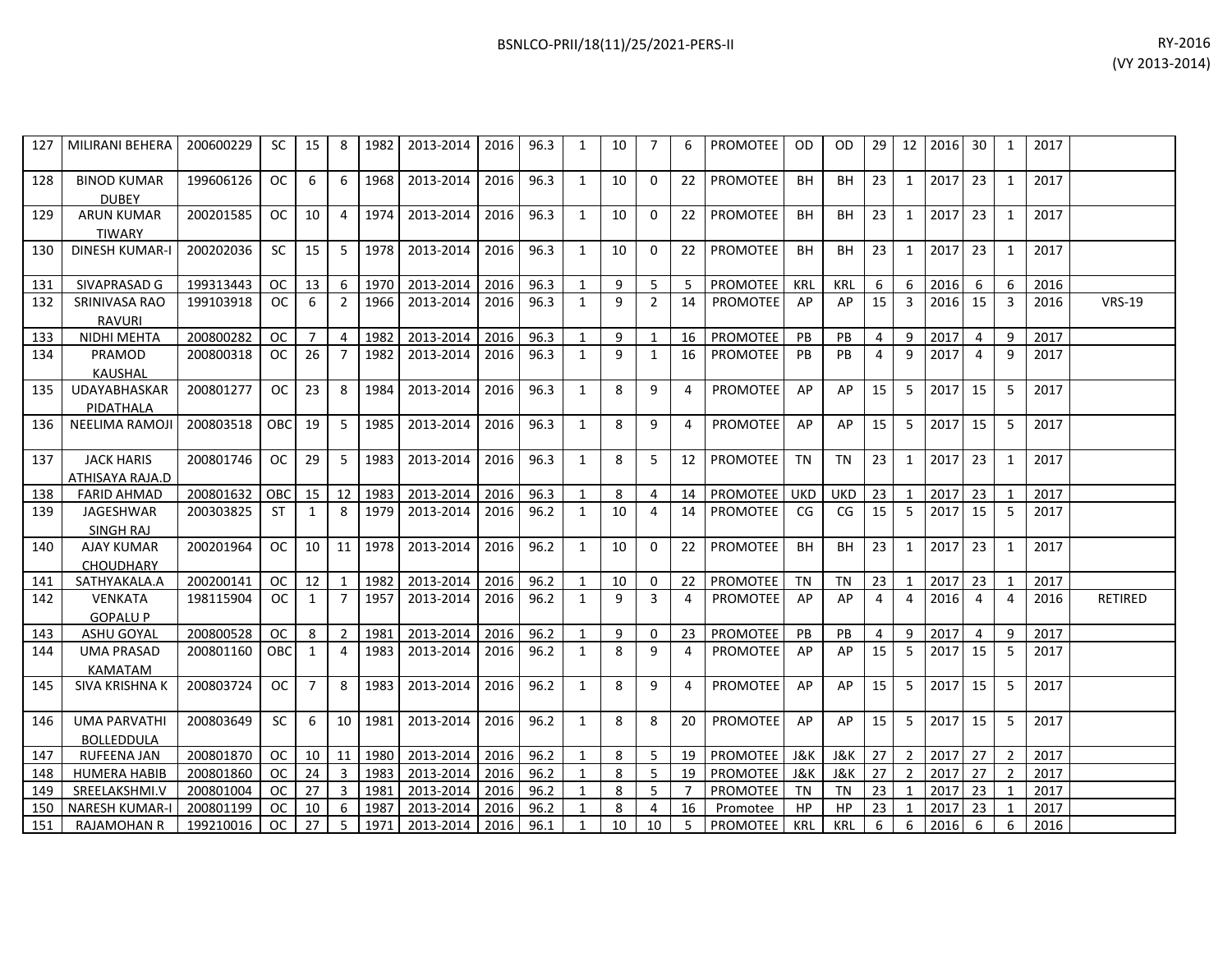| 127 | MILIRANI BEHERA | 200600229 | SC | 15 | 8 | 1982 | 2013-2014 | 2016 | 96.3 | 1 | 10 | 7 | 6 | PROMOTEE | OD | OD | 29 | 12 | 2016 | 30 | 1 | 2017 | |
|---|---|---|---|---|---|---|---|---|---|---|---|---|---|---|---|---|---|---|---|---|---|---|---|
| 128 | BINOD KUMAR DUBEY | 199606126 | OC | 6 | 6 | 1968 | 2013-2014 | 2016 | 96.3 | 1 | 10 | 0 | 22 | PROMOTEE | BH | BH | 23 | 1 | 2017 | 23 | 1 | 2017 | |
| 129 | ARUN KUMAR TIWARY | 200201585 | OC | 10 | 4 | 1974 | 2013-2014 | 2016 | 96.3 | 1 | 10 | 0 | 22 | PROMOTEE | BH | BH | 23 | 1 | 2017 | 23 | 1 | 2017 | |
| 130 | DINESH KUMAR-I | 200202036 | SC | 15 | 5 | 1978 | 2013-2014 | 2016 | 96.3 | 1 | 10 | 0 | 22 | PROMOTEE | BH | BH | 23 | 1 | 2017 | 23 | 1 | 2017 | |
| 131 | SIVAPRASAD G | 199313443 | OC | 13 | 6 | 1970 | 2013-2014 | 2016 | 96.3 | 1 | 9 | 5 | 5 | PROMOTEE | KRL | KRL | 6 | 6 | 2016 | 6 | 6 | 2016 | |
| 132 | SRINIVASA RAO RAVURI | 199103918 | OC | 6 | 2 | 1966 | 2013-2014 | 2016 | 96.3 | 1 | 9 | 2 | 14 | PROMOTEE | AP | AP | 15 | 3 | 2016 | 15 | 3 | 2016 | VRS-19 |
| 133 | NIDHI MEHTA | 200800282 | OC | 7 | 4 | 1982 | 2013-2014 | 2016 | 96.3 | 1 | 9 | 1 | 16 | PROMOTEE | PB | PB | 4 | 9 | 2017 | 4 | 9 | 2017 | |
| 134 | PRAMOD KAUSHAL | 200800318 | OC | 26 | 7 | 1982 | 2013-2014 | 2016 | 96.3 | 1 | 9 | 1 | 16 | PROMOTEE | PB | PB | 4 | 9 | 2017 | 4 | 9 | 2017 | |
| 135 | UDAYABHASKAR PIDATHALA | 200801277 | OC | 23 | 8 | 1984 | 2013-2014 | 2016 | 96.3 | 1 | 8 | 9 | 4 | PROMOTEE | AP | AP | 15 | 5 | 2017 | 15 | 5 | 2017 | |
| 136 | NEELIMA RAMOJI | 200803518 | OBC | 19 | 5 | 1985 | 2013-2014 | 2016 | 96.3 | 1 | 8 | 9 | 4 | PROMOTEE | AP | AP | 15 | 5 | 2017 | 15 | 5 | 2017 | |
| 137 | JACK HARIS ATHISAYA RAJA.D | 200801746 | OC | 29 | 5 | 1983 | 2013-2014 | 2016 | 96.3 | 1 | 8 | 5 | 12 | PROMOTEE | TN | TN | 23 | 1 | 2017 | 23 | 1 | 2017 | |
| 138 | FARID AHMAD | 200801632 | OBC | 15 | 12 | 1983 | 2013-2014 | 2016 | 96.3 | 1 | 8 | 4 | 14 | PROMOTEE | UKD | UKD | 23 | 1 | 2017 | 23 | 1 | 2017 | |
| 139 | JAGESHWAR SINGH RAJ | 200303825 | ST | 1 | 8 | 1979 | 2013-2014 | 2016 | 96.2 | 1 | 10 | 4 | 14 | PROMOTEE | CG | CG | 15 | 5 | 2017 | 15 | 5 | 2017 | |
| 140 | AJAY KUMAR CHOUDHARY | 200201964 | OC | 10 | 11 | 1978 | 2013-2014 | 2016 | 96.2 | 1 | 10 | 0 | 22 | PROMOTEE | BH | BH | 23 | 1 | 2017 | 23 | 1 | 2017 | |
| 141 | SATHYAKALA.A | 200200141 | OC | 12 | 1 | 1982 | 2013-2014 | 2016 | 96.2 | 1 | 10 | 0 | 22 | PROMOTEE | TN | TN | 23 | 1 | 2017 | 23 | 1 | 2017 | |
| 142 | VENKATA GOPALU P | 198115904 | OC | 1 | 7 | 1957 | 2013-2014 | 2016 | 96.2 | 1 | 9 | 3 | 4 | PROMOTEE | AP | AP | 4 | 4 | 2016 | 4 | 4 | 2016 | RETIRED |
| 143 | ASHU GOYAL | 200800528 | OC | 8 | 2 | 1981 | 2013-2014 | 2016 | 96.2 | 1 | 9 | 0 | 23 | PROMOTEE | PB | PB | 4 | 9 | 2017 | 4 | 9 | 2017 | |
| 144 | UMA PRASAD KAMATAM | 200801160 | OBC | 1 | 4 | 1983 | 2013-2014 | 2016 | 96.2 | 1 | 8 | 9 | 4 | PROMOTEE | AP | AP | 15 | 5 | 2017 | 15 | 5 | 2017 | |
| 145 | SIVA KRISHNA K | 200803724 | OC | 7 | 8 | 1983 | 2013-2014 | 2016 | 96.2 | 1 | 8 | 9 | 4 | PROMOTEE | AP | AP | 15 | 5 | 2017 | 15 | 5 | 2017 | |
| 146 | UMA PARVATHI BOLLEDDULA | 200803649 | SC | 6 | 10 | 1981 | 2013-2014 | 2016 | 96.2 | 1 | 8 | 8 | 20 | PROMOTEE | AP | AP | 15 | 5 | 2017 | 15 | 5 | 2017 | |
| 147 | RUFEENA JAN | 200801870 | OC | 10 | 11 | 1980 | 2013-2014 | 2016 | 96.2 | 1 | 8 | 5 | 19 | PROMOTEE | J&K | J&K | 27 | 2 | 2017 | 27 | 2 | 2017 | |
| 148 | HUMERA HABIB | 200801860 | OC | 24 | 3 | 1983 | 2013-2014 | 2016 | 96.2 | 1 | 8 | 5 | 19 | PROMOTEE | J&K | J&K | 27 | 2 | 2017 | 27 | 2 | 2017 | |
| 149 | SREELAKSHMI.V | 200801004 | OC | 27 | 3 | 1981 | 2013-2014 | 2016 | 96.2 | 1 | 8 | 5 | 7 | PROMOTEE | TN | TN | 23 | 1 | 2017 | 23 | 1 | 2017 | |
| 150 | NARESH KUMAR-I | 200801199 | OC | 10 | 6 | 1987 | 2013-2014 | 2016 | 96.2 | 1 | 8 | 4 | 16 | Promotee | HP | HP | 23 | 1 | 2017 | 23 | 1 | 2017 | |
| 151 | RAJAMOHAN R | 199210016 | OC | 27 | 5 | 1971 | 2013-2014 | 2016 | 96.1 | 1 | 10 | 10 | 5 | PROMOTEE | KRL | KRL | 6 | 6 | 2016 | 6 | 6 | 2016 | |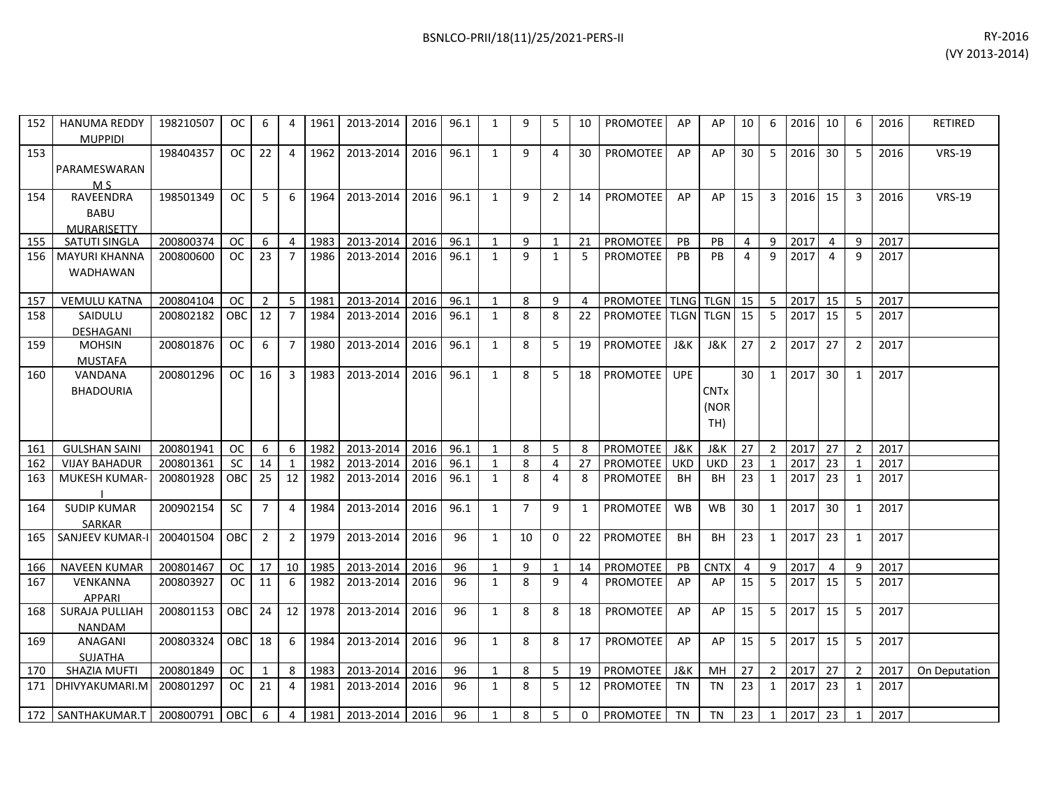| | | | | | | | | | | | | | | | | | | | | | | | | |
|---|---|---|---|---|---|---|---|---|---|---|---|---|---|---|---|---|---|---|---|---|---|---|---|---|
| 152 | HANUMA REDDY MUPPIDI | 198210507 | OC | 6 | 4 | 1961 | 2013-2014 | 2016 | 96.1 | 1 | 9 | 5 | 10 | PROMOTEE | AP | AP | 10 | 6 | 2016 | 10 | 6 | 2016 | RETIRED |
| 153 | PARAMESWARAN M S | 198404357 | OC | 22 | 4 | 1962 | 2013-2014 | 2016 | 96.1 | 1 | 9 | 4 | 30 | PROMOTEE | AP | AP | 30 | 5 | 2016 | 30 | 5 | 2016 | VRS-19 |
| 154 | RAVEENDRA BABU MURARISETTY | 198501349 | OC | 5 | 6 | 1964 | 2013-2014 | 2016 | 96.1 | 1 | 9 | 2 | 14 | PROMOTEE | AP | AP | 15 | 3 | 2016 | 15 | 3 | 2016 | VRS-19 |
| 155 | SATUTI SINGLA | 200800374 | OC | 6 | 4 | 1983 | 2013-2014 | 2016 | 96.1 | 1 | 9 | 1 | 21 | PROMOTEE | PB | PB | 4 | 9 | 2017 | 4 | 9 | 2017 | |
| 156 | MAYURI KHANNA WADHAWAN | 200800600 | OC | 23 | 7 | 1986 | 2013-2014 | 2016 | 96.1 | 1 | 9 | 1 | 5 | PROMOTEE | PB | PB | 4 | 9 | 2017 | 4 | 9 | 2017 | |
| 157 | VEMULU KATNA | 200804104 | OC | 2 | 5 | 1981 | 2013-2014 | 2016 | 96.1 | 1 | 8 | 9 | 4 | PROMOTEE | TLNG | TLGN | 15 | 5 | 2017 | 15 | 5 | 2017 | |
| 158 | SAIDULU DESHAGANI | 200802182 | OBC | 12 | 7 | 1984 | 2013-2014 | 2016 | 96.1 | 1 | 8 | 8 | 22 | PROMOTEE | TLGN | TLGN | 15 | 5 | 2017 | 15 | 5 | 2017 | |
| 159 | MOHSIN MUSTAFA | 200801876 | OC | 6 | 7 | 1980 | 2013-2014 | 2016 | 96.1 | 1 | 8 | 5 | 19 | PROMOTEE | J&K | J&K | 27 | 2 | 2017 | 27 | 2 | 2017 | |
| 160 | VANDANA BHADOURIA | 200801296 | OC | 16 | 3 | 1983 | 2013-2014 | 2016 | 96.1 | 1 | 8 | 5 | 18 | PROMOTEE | UPE | CNTx (NORTH) | 30 | 1 | 2017 | 30 | 1 | 2017 | |
| 161 | GULSHAN SAINI | 200801941 | OC | 6 | 6 | 1982 | 2013-2014 | 2016 | 96.1 | 1 | 8 | 5 | 8 | PROMOTEE | J&K | J&K | 27 | 2 | 2017 | 27 | 2 | 2017 | |
| 162 | VIJAY BAHADUR | 200801361 | SC | 14 | 1 | 1982 | 2013-2014 | 2016 | 96.1 | 1 | 8 | 4 | 27 | PROMOTEE | UKD | UKD | 23 | 1 | 2017 | 23 | 1 | 2017 | |
| 163 | MUKESH KUMAR-I | 200801928 | OBC | 25 | 12 | 1982 | 2013-2014 | 2016 | 96.1 | 1 | 8 | 4 | 8 | PROMOTEE | BH | BH | 23 | 1 | 2017 | 23 | 1 | 2017 | |
| 164 | SUDIP KUMAR SARKAR | 200902154 | SC | 7 | 4 | 1984 | 2013-2014 | 2016 | 96.1 | 1 | 7 | 9 | 1 | PROMOTEE | WB | WB | 30 | 1 | 2017 | 30 | 1 | 2017 | |
| 165 | SANJEEV KUMAR-I | 200401504 | OBC | 2 | 2 | 1979 | 2013-2014 | 2016 | 96 | 1 | 10 | 0 | 22 | PROMOTEE | BH | BH | 23 | 1 | 2017 | 23 | 1 | 2017 | |
| 166 | NAVEEN KUMAR | 200801467 | OC | 17 | 10 | 1985 | 2013-2014 | 2016 | 96 | 1 | 9 | 1 | 14 | PROMOTEE | PB | CNTX | 4 | 9 | 2017 | 4 | 9 | 2017 | |
| 167 | VENKANNA APPARI | 200803927 | OC | 11 | 6 | 1982 | 2013-2014 | 2016 | 96 | 1 | 8 | 9 | 4 | PROMOTEE | AP | AP | 15 | 5 | 2017 | 15 | 5 | 2017 | |
| 168 | SURAJA PULLIAH NANDAM | 200801153 | OBC | 24 | 12 | 1978 | 2013-2014 | 2016 | 96 | 1 | 8 | 8 | 18 | PROMOTEE | AP | AP | 15 | 5 | 2017 | 15 | 5 | 2017 | |
| 169 | ANAGANI SUJATHA | 200803324 | OBC | 18 | 6 | 1984 | 2013-2014 | 2016 | 96 | 1 | 8 | 8 | 17 | PROMOTEE | AP | AP | 15 | 5 | 2017 | 15 | 5 | 2017 | |
| 170 | SHAZIA MUFTI | 200801849 | OC | 1 | 8 | 1983 | 2013-2014 | 2016 | 96 | 1 | 8 | 5 | 19 | PROMOTEE | J&K | MH | 27 | 2 | 2017 | 27 | 2 | 2017 | On Deputation |
| 171 | DHIVYAKUMARI.M | 200801297 | OC | 21 | 4 | 1981 | 2013-2014 | 2016 | 96 | 1 | 8 | 5 | 12 | PROMOTEE | TN | TN | 23 | 1 | 2017 | 23 | 1 | 2017 | |
| 172 | SANTHAKUMAR.T | 200800791 | OBC | 6 | 4 | 1981 | 2013-2014 | 2016 | 96 | 1 | 8 | 5 | 0 | PROMOTEE | TN | TN | 23 | 1 | 2017 | 23 | 1 | 2017 | |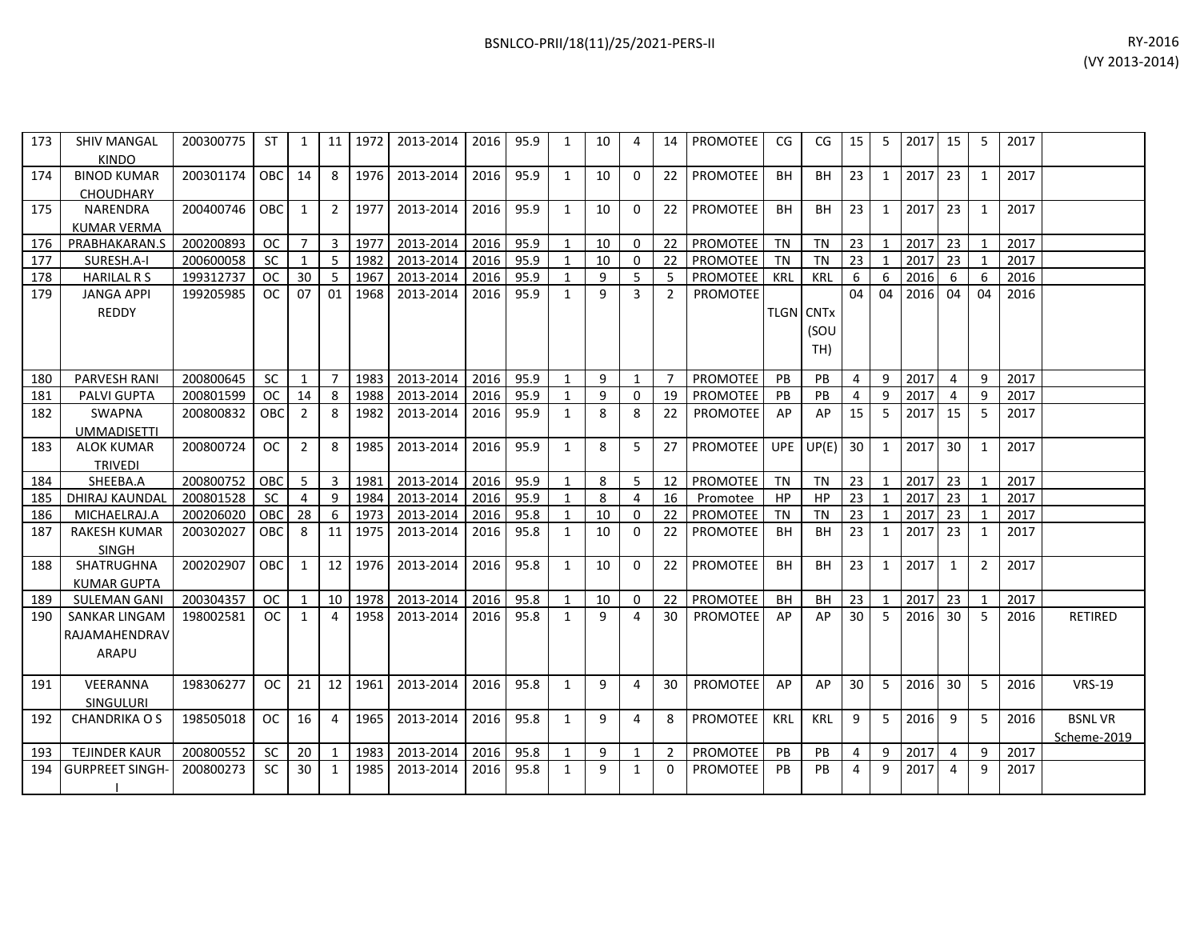| 173 | SHIV MANGAL KINDO | 200300775 | ST | 1 | 11 | 1972 | 2013-2014 | 2016 | 95.9 | 1 | 10 | 4 | 14 | PROMOTEE | CG | CG | 15 | 5 | 2017 | 15 | 5 | 2017 | |
|---|---|---|---|---|---|---|---|---|---|---|---|---|---|---|---|---|---|---|---|---|---|---|---|
| 174 | BINOD KUMAR CHOUDHARY | 200301174 | OBC | 14 | 8 | 1976 | 2013-2014 | 2016 | 95.9 | 1 | 10 | 0 | 22 | PROMOTEE | BH | BH | 23 | 1 | 2017 | 23 | 1 | 2017 | |
| 175 | NARENDRA KUMAR VERMA | 200400746 | OBC | 1 | 2 | 1977 | 2013-2014 | 2016 | 95.9 | 1 | 10 | 0 | 22 | PROMOTEE | BH | BH | 23 | 1 | 2017 | 23 | 1 | 2017 | |
| 176 | PRABHAKARAN.S | 200200893 | OC | 7 | 3 | 1977 | 2013-2014 | 2016 | 95.9 | 1 | 10 | 0 | 22 | PROMOTEE | TN | TN | 23 | 1 | 2017 | 23 | 1 | 2017 | |
| 177 | SURESH.A-I | 200600058 | SC | 1 | 5 | 1982 | 2013-2014 | 2016 | 95.9 | 1 | 10 | 0 | 22 | PROMOTEE | TN | TN | 23 | 1 | 2017 | 23 | 1 | 2017 | |
| 178 | HARILAL R S | 199312737 | OC | 30 | 5 | 1967 | 2013-2014 | 2016 | 95.9 | 1 | 9 | 5 | 5 | PROMOTEE | KRL | KRL | 6 | 6 | 2016 | 6 | 6 | 2016 | |
| 179 | JANGA APPI REDDY | 199205985 | OC | 07 | 01 | 1968 | 2013-2014 | 2016 | 95.9 | 1 | 9 | 3 | 2 | PROMOTEE | TLGN | CNTx (SOUTH) | 04 | 04 | 2016 | 04 | 04 | 2016 | |
| 180 | PARVESH RANI | 200800645 | SC | 1 | 7 | 1983 | 2013-2014 | 2016 | 95.9 | 1 | 9 | 1 | 7 | PROMOTEE | PB | PB | 4 | 9 | 2017 | 4 | 9 | 2017 | |
| 181 | PALVI GUPTA | 200801599 | OC | 14 | 8 | 1988 | 2013-2014 | 2016 | 95.9 | 1 | 9 | 0 | 19 | PROMOTEE | PB | PB | 4 | 9 | 2017 | 4 | 9 | 2017 | |
| 182 | SWAPNA UMMADISETTI | 200800832 | OBC | 2 | 8 | 1982 | 2013-2014 | 2016 | 95.9 | 1 | 8 | 8 | 22 | PROMOTEE | AP | AP | 15 | 5 | 2017 | 15 | 5 | 2017 | |
| 183 | ALOK KUMAR TRIVEDI | 200800724 | OC | 2 | 8 | 1985 | 2013-2014 | 2016 | 95.9 | 1 | 8 | 5 | 27 | PROMOTEE | UPE | UP(E) | 30 | 1 | 2017 | 30 | 1 | 2017 | |
| 184 | SHEEBA.A | 200800752 | OBC | 5 | 3 | 1981 | 2013-2014 | 2016 | 95.9 | 1 | 8 | 5 | 12 | PROMOTEE | TN | TN | 23 | 1 | 2017 | 23 | 1 | 2017 | |
| 185 | DHIRAJ KAUNDAL | 200801528 | SC | 4 | 9 | 1984 | 2013-2014 | 2016 | 95.9 | 1 | 8 | 4 | 16 | Promotee | HP | HP | 23 | 1 | 2017 | 23 | 1 | 2017 | |
| 186 | MICHAELRAJ.A | 200206020 | OBC | 28 | 6 | 1973 | 2013-2014 | 2016 | 95.8 | 1 | 10 | 0 | 22 | PROMOTEE | TN | TN | 23 | 1 | 2017 | 23 | 1 | 2017 | |
| 187 | RAKESH KUMAR SINGH | 200302027 | OBC | 8 | 11 | 1975 | 2013-2014 | 2016 | 95.8 | 1 | 10 | 0 | 22 | PROMOTEE | BH | BH | 23 | 1 | 2017 | 23 | 1 | 2017 | |
| 188 | SHATRUGHNA KUMAR GUPTA | 200202907 | OBC | 1 | 12 | 1976 | 2013-2014 | 2016 | 95.8 | 1 | 10 | 0 | 22 | PROMOTEE | BH | BH | 23 | 1 | 2017 | 1 | 2 | 2017 | |
| 189 | SULEMAN GANI | 200304357 | OC | 1 | 10 | 1978 | 2013-2014 | 2016 | 95.8 | 1 | 10 | 0 | 22 | PROMOTEE | BH | BH | 23 | 1 | 2017 | 23 | 1 | 2017 | |
| 190 | SANKAR LINGAM RAJAMAHENDRAVARAPU | 198002581 | OC | 1 | 4 | 1958 | 2013-2014 | 2016 | 95.8 | 1 | 9 | 4 | 30 | PROMOTEE | AP | AP | 30 | 5 | 2016 | 30 | 5 | 2016 | RETIRED |
| 191 | VEERANNA SINGULURI | 198306277 | OC | 21 | 12 | 1961 | 2013-2014 | 2016 | 95.8 | 1 | 9 | 4 | 30 | PROMOTEE | AP | AP | 30 | 5 | 2016 | 30 | 5 | 2016 | VRS-19 |
| 192 | CHANDRIKA O S | 198505018 | OC | 16 | 4 | 1965 | 2013-2014 | 2016 | 95.8 | 1 | 9 | 4 | 8 | PROMOTEE | KRL | KRL | 9 | 5 | 2016 | 9 | 5 | 2016 | BSNL VR Scheme-2019 |
| 193 | TEJINDER KAUR | 200800552 | SC | 20 | 1 | 1983 | 2013-2014 | 2016 | 95.8 | 1 | 9 | 1 | 2 | PROMOTEE | PB | PB | 4 | 9 | 2017 | 4 | 9 | 2017 | |
| 194 | GURPREET SINGH-I | 200800273 | SC | 30 | 1 | 1985 | 2013-2014 | 2016 | 95.8 | 1 | 9 | 1 | 0 | PROMOTEE | PB | PB | 4 | 9 | 2017 | 4 | 9 | 2017 | |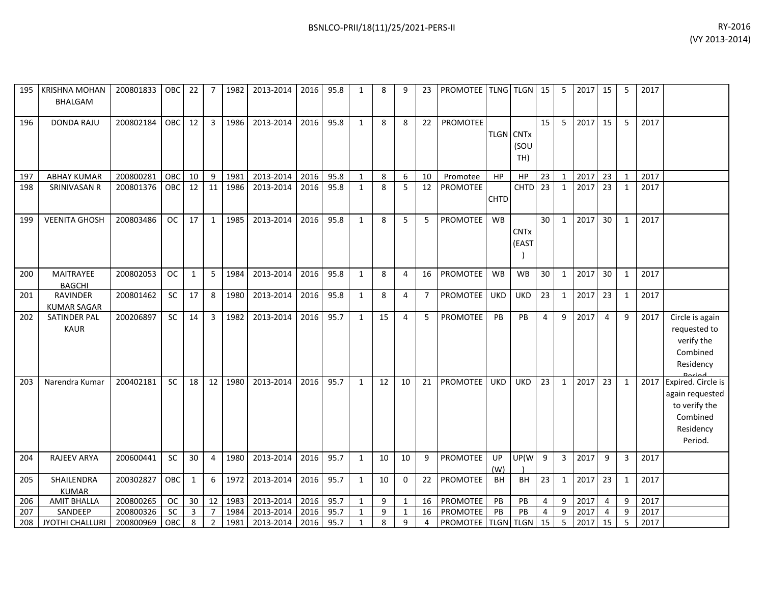| 195 | KRISHNA MOHAN BHALGAM | 200801833 | OBC | 22 | 7 | 1982 | 2013-2014 | 2016 | 95.8 | 1 | 8 | 9 | 23 | PROMOTEE | TLNG | TLGN | 15 | 5 | 2017 | 15 | 5 | 2017 | |
|---|---|---|---|---|---|---|---|---|---|---|---|---|---|---|---|---|---|---|---|---|---|---|---|
| 196 | DONDA RAJU | 200802184 | OBC | 12 | 3 | 1986 | 2013-2014 | 2016 | 95.8 | 1 | 8 | 8 | 22 | PROMOTEE | TLGN | CNTx (SOUTH) | 15 | 5 | 2017 | 15 | 5 | 2017 | |
| 197 | ABHAY KUMAR | 200800281 | OBC | 10 | 9 | 1981 | 2013-2014 | 2016 | 95.8 | 1 | 8 | 6 | 10 | Promotee | HP | HP | 23 | 1 | 2017 | 23 | 1 | 2017 | |
| 198 | SRINIVASAN R | 200801376 | OBC | 12 | 11 | 1986 | 2013-2014 | 2016 | 95.8 | 1 | 8 | 5 | 12 | PROMOTEE | CHTD | CHTD | 23 | 1 | 2017 | 23 | 1 | 2017 | |
| 199 | VEENITA GHOSH | 200803486 | OC | 17 | 1 | 1985 | 2013-2014 | 2016 | 95.8 | 1 | 8 | 5 | 5 | PROMOTEE | WB | CNTx (EAST) | 30 | 1 | 2017 | 30 | 1 | 2017 | |
| 200 | MAITRAYEE BAGCHI | 200802053 | OC | 1 | 5 | 1984 | 2013-2014 | 2016 | 95.8 | 1 | 8 | 4 | 16 | PROMOTEE | WB | WB | 30 | 1 | 2017 | 30 | 1 | 2017 | |
| 201 | RAVINDER KUMAR SAGAR | 200801462 | SC | 17 | 8 | 1980 | 2013-2014 | 2016 | 95.8 | 1 | 8 | 4 | 7 | PROMOTEE | UKD | UKD | 23 | 1 | 2017 | 23 | 1 | 2017 | |
| 202 | SATINDER PAL KAUR | 200206897 | SC | 14 | 3 | 1982 | 2013-2014 | 2016 | 95.7 | 1 | 15 | 4 | 5 | PROMOTEE | PB | PB | 4 | 9 | 2017 | 4 | 9 | 2017 | Circle is again requested to verify the Combined Residency Period |
| 203 | Narendra Kumar | 200402181 | SC | 18 | 12 | 1980 | 2013-2014 | 2016 | 95.7 | 1 | 12 | 10 | 21 | PROMOTEE | UKD | UKD | 23 | 1 | 2017 | 23 | 1 | 2017 | Expired. Circle is again requested to verify the Combined Residency Period. |
| 204 | RAJEEV ARYA | 200600441 | SC | 30 | 4 | 1980 | 2013-2014 | 2016 | 95.7 | 1 | 10 | 10 | 9 | PROMOTEE | UP (W) | UP(W) | 9 | 3 | 2017 | 9 | 3 | 2017 | |
| 205 | SHAILENDRA KUMAR | 200302827 | OBC | 1 | 6 | 1972 | 2013-2014 | 2016 | 95.7 | 1 | 10 | 0 | 22 | PROMOTEE | BH | BH | 23 | 1 | 2017 | 23 | 1 | 2017 | |
| 206 | AMIT BHALLA | 200800265 | OC | 30 | 12 | 1983 | 2013-2014 | 2016 | 95.7 | 1 | 9 | 1 | 16 | PROMOTEE | PB | PB | 4 | 9 | 2017 | 4 | 9 | 2017 | |
| 207 | SANDEEP | 200800326 | SC | 3 | 7 | 1984 | 2013-2014 | 2016 | 95.7 | 1 | 9 | 1 | 16 | PROMOTEE | PB | PB | 4 | 9 | 2017 | 4 | 9 | 2017 | |
| 208 | JYOTHI CHALLURI | 200800969 | OBC | 8 | 2 | 1981 | 2013-2014 | 2016 | 95.7 | 1 | 8 | 9 | 4 | PROMOTEE | TLGN | TLGN | 15 | 5 | 2017 | 15 | 5 | 2017 | |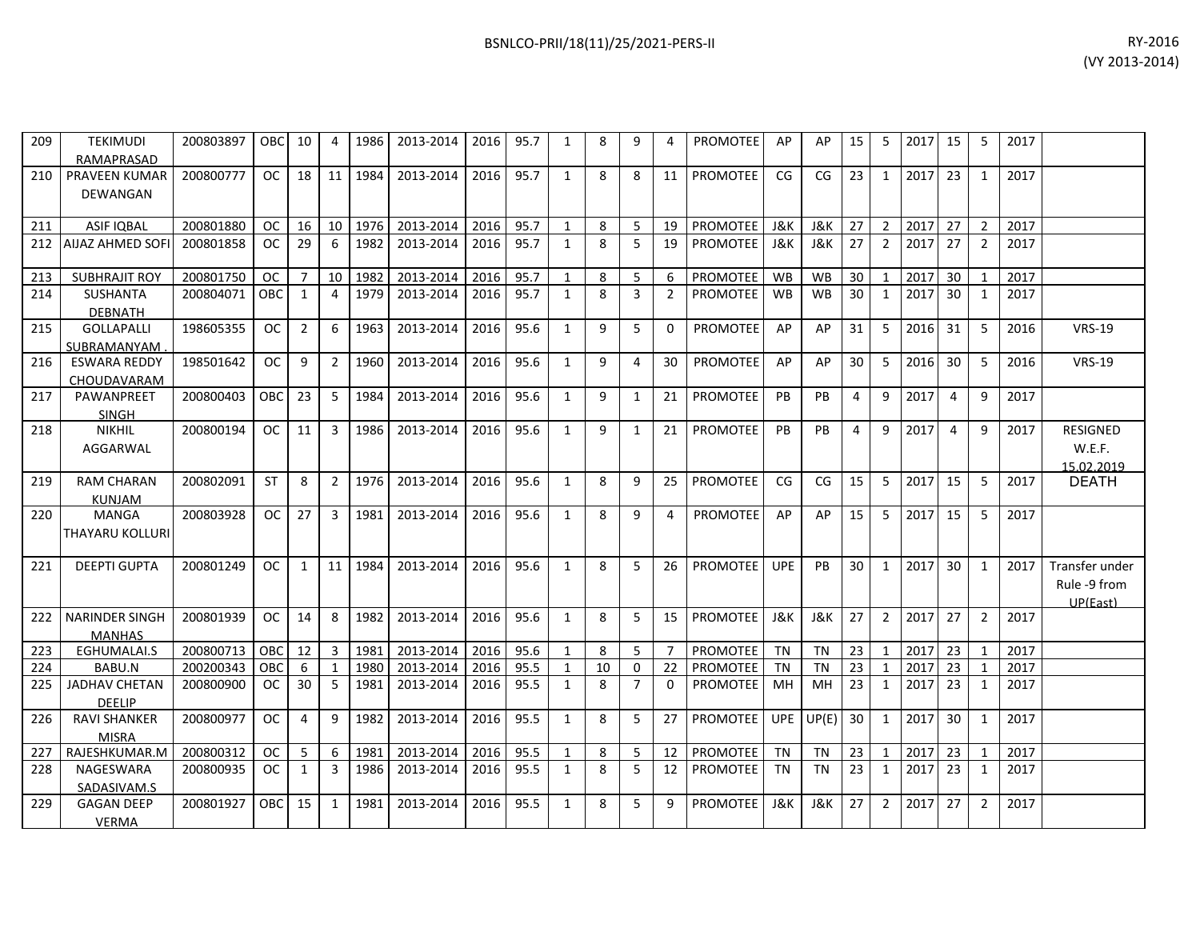| 209 | TEKIMUDI RAMAPRASAD | 200803897 | OBC | 10 | 4 | 1986 | 2013-2014 | 2016 | 95.7 | 1 | 8 | 9 | 4 | PROMOTEE | AP | AP | 15 | 5 | 2017 | 15 | 5 | 2017 | |
|---|---|---|---|---|---|---|---|---|---|---|---|---|---|---|---|---|---|---|---|---|---|---|---|
| 210 | PRAVEEN KUMAR DEWANGAN | 200800777 | OC | 18 | 11 | 1984 | 2013-2014 | 2016 | 95.7 | 1 | 8 | 8 | 11 | PROMOTEE | CG | CG | 23 | 1 | 2017 | 23 | 1 | 2017 | |
| 211 | ASIF IQBAL | 200801880 | OC | 16 | 10 | 1976 | 2013-2014 | 2016 | 95.7 | 1 | 8 | 5 | 19 | PROMOTEE | J&K | J&K | 27 | 2 | 2017 | 27 | 2 | 2017 | |
| 212 | AIJAZ AHMED SOFI | 200801858 | OC | 29 | 6 | 1982 | 2013-2014 | 2016 | 95.7 | 1 | 8 | 5 | 19 | PROMOTEE | J&K | J&K | 27 | 2 | 2017 | 27 | 2 | 2017 | |
| 213 | SUBHRAJIT ROY | 200801750 | OC | 7 | 10 | 1982 | 2013-2014 | 2016 | 95.7 | 1 | 8 | 5 | 6 | PROMOTEE | WB | WB | 30 | 1 | 2017 | 30 | 1 | 2017 | |
| 214 | SUSHANTA DEBNATH | 200804071 | OBC | 1 | 4 | 1979 | 2013-2014 | 2016 | 95.7 | 1 | 8 | 3 | 2 | PROMOTEE | WB | WB | 30 | 1 | 2017 | 30 | 1 | 2017 | |
| 215 | GOLLAPALLI SUBRAMANYAM . | 198605355 | OC | 2 | 6 | 1963 | 2013-2014 | 2016 | 95.6 | 1 | 9 | 5 | 0 | PROMOTEE | AP | AP | 31 | 5 | 2016 | 31 | 5 | 2016 | VRS-19 |
| 216 | ESWARA REDDY CHOUDAVARAM | 198501642 | OC | 9 | 2 | 1960 | 2013-2014 | 2016 | 95.6 | 1 | 9 | 4 | 30 | PROMOTEE | AP | AP | 30 | 5 | 2016 | 30 | 5 | 2016 | VRS-19 |
| 217 | PAWANPREET SINGH | 200800403 | OBC | 23 | 5 | 1984 | 2013-2014 | 2016 | 95.6 | 1 | 9 | 1 | 21 | PROMOTEE | PB | PB | 4 | 9 | 2017 | 4 | 9 | 2017 | |
| 218 | NIKHIL AGGARWAL | 200800194 | OC | 11 | 3 | 1986 | 2013-2014 | 2016 | 95.6 | 1 | 9 | 1 | 21 | PROMOTEE | PB | PB | 4 | 9 | 2017 | 4 | 9 | 2017 | RESIGNED W.E.F. 15.02.2019 |
| 219 | RAM CHARAN KUNJAM | 200802091 | ST | 8 | 2 | 1976 | 2013-2014 | 2016 | 95.6 | 1 | 8 | 9 | 25 | PROMOTEE | CG | CG | 15 | 5 | 2017 | 15 | 5 | 2017 | DEATH |
| 220 | MANGA THAYARU KOLLURI | 200803928 | OC | 27 | 3 | 1981 | 2013-2014 | 2016 | 95.6 | 1 | 8 | 9 | 4 | PROMOTEE | AP | AP | 15 | 5 | 2017 | 15 | 5 | 2017 | |
| 221 | DEEPTI GUPTA | 200801249 | OC | 1 | 11 | 1984 | 2013-2014 | 2016 | 95.6 | 1 | 8 | 5 | 26 | PROMOTEE | UPE | PB | 30 | 1 | 2017 | 30 | 1 | 2017 | Transfer under Rule -9 from UP(East) |
| 222 | NARINDER SINGH MANHAS | 200801939 | OC | 14 | 8 | 1982 | 2013-2014 | 2016 | 95.6 | 1 | 8 | 5 | 15 | PROMOTEE | J&K | J&K | 27 | 2 | 2017 | 27 | 2 | 2017 | |
| 223 | EGHUMALAI.S | 200800713 | OBC | 12 | 3 | 1981 | 2013-2014 | 2016 | 95.6 | 1 | 8 | 5 | 7 | PROMOTEE | TN | TN | 23 | 1 | 2017 | 23 | 1 | 2017 | |
| 224 | BABU.N | 200200343 | OBC | 6 | 1 | 1980 | 2013-2014 | 2016 | 95.5 | 1 | 10 | 0 | 22 | PROMOTEE | TN | TN | 23 | 1 | 2017 | 23 | 1 | 2017 | |
| 225 | JADHAV CHETAN DEELIP | 200800900 | OC | 30 | 5 | 1981 | 2013-2014 | 2016 | 95.5 | 1 | 8 | 7 | 0 | PROMOTEE | MH | MH | 23 | 1 | 2017 | 23 | 1 | 2017 | |
| 226 | RAVI SHANKER MISRA | 200800977 | OC | 4 | 9 | 1982 | 2013-2014 | 2016 | 95.5 | 1 | 8 | 5 | 27 | PROMOTEE | UPE | UP(E) | 30 | 1 | 2017 | 30 | 1 | 2017 | |
| 227 | RAJESHKUMAR.M | 200800312 | OC | 5 | 6 | 1981 | 2013-2014 | 2016 | 95.5 | 1 | 8 | 5 | 12 | PROMOTEE | TN | TN | 23 | 1 | 2017 | 23 | 1 | 2017 | |
| 228 | NAGESWARA SADASIVAM.S | 200800935 | OC | 1 | 3 | 1986 | 2013-2014 | 2016 | 95.5 | 1 | 8 | 5 | 12 | PROMOTEE | TN | TN | 23 | 1 | 2017 | 23 | 1 | 2017 | |
| 229 | GAGAN DEEP VERMA | 200801927 | OBC | 15 | 1 | 1981 | 2013-2014 | 2016 | 95.5 | 1 | 8 | 5 | 9 | PROMOTEE | J&K | J&K | 27 | 2 | 2017 | 27 | 2 | 2017 | |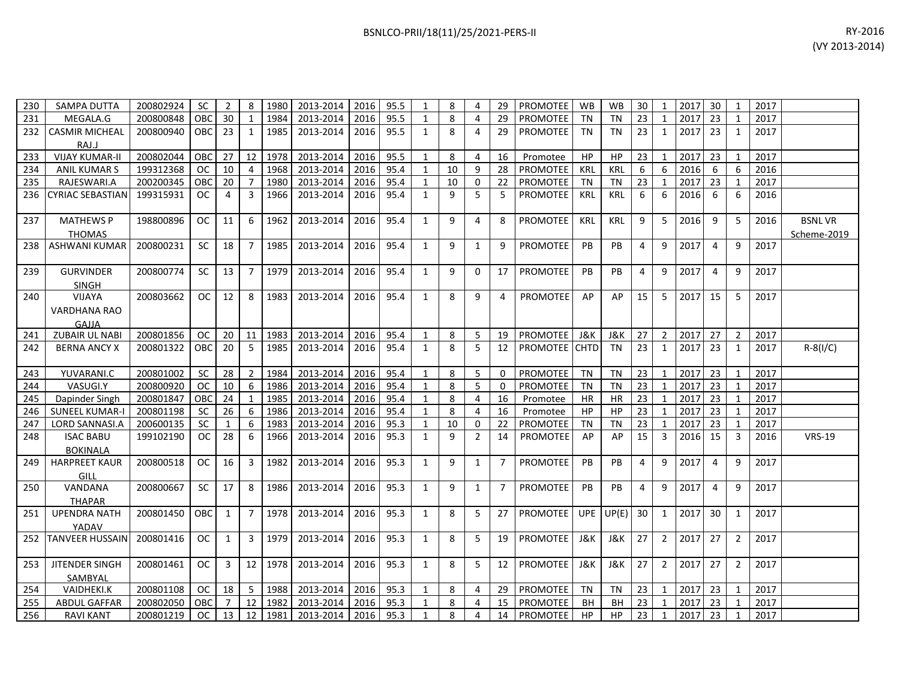| 230 | SAMPA DUTTA | 200802924 | SC | 2 | 8 | 1980 | 2013-2014 | 2016 | 95.5 | 1 | 8 | 4 | 29 | PROMOTEE | WB | WB | 30 | 1 | 2017 | 30 | 1 | 2017 | |
|---|---|---|---|---|---|---|---|---|---|---|---|---|---|---|---|---|---|---|---|---|---|---|---|
| 231 | MEGALA.G | 200800848 | OBC | 30 | 1 | 1984 | 2013-2014 | 2016 | 95.5 | 1 | 8 | 4 | 29 | PROMOTEE | TN | TN | 23 | 1 | 2017 | 23 | 1 | 2017 | |
| 232 | CASMIR MICHEAL RAJ.J | 200800940 | OBC | 23 | 1 | 1985 | 2013-2014 | 2016 | 95.5 | 1 | 8 | 4 | 29 | PROMOTEE | TN | TN | 23 | 1 | 2017 | 23 | 1 | 2017 | |
| 233 | VIJAY KUMAR-II | 200802044 | OBC | 27 | 12 | 1978 | 2013-2014 | 2016 | 95.5 | 1 | 8 | 4 | 16 | Promotee | HP | HP | 23 | 1 | 2017 | 23 | 1 | 2017 | |
| 234 | ANIL KUMAR S | 199312368 | OC | 10 | 4 | 1968 | 2013-2014 | 2016 | 95.4 | 1 | 10 | 9 | 28 | PROMOTEE | KRL | KRL | 6 | 6 | 2016 | 6 | 6 | 2016 | |
| 235 | RAJESWARI.A | 200200345 | OBC | 20 | 7 | 1980 | 2013-2014 | 2016 | 95.4 | 1 | 10 | 0 | 22 | PROMOTEE | TN | TN | 23 | 1 | 2017 | 23 | 1 | 2017 | |
| 236 | CYRIAC SEBASTIAN | 199315931 | OC | 4 | 3 | 1966 | 2013-2014 | 2016 | 95.4 | 1 | 9 | 5 | 5 | PROMOTEE | KRL | KRL | 6 | 6 | 2016 | 6 | 6 | 2016 | |
| 237 | MATHEWS P THOMAS | 198800896 | OC | 11 | 6 | 1962 | 2013-2014 | 2016 | 95.4 | 1 | 9 | 4 | 8 | PROMOTEE | KRL | KRL | 9 | 5 | 2016 | 9 | 5 | 2016 | BSNL VR Scheme-2019 |
| 238 | ASHWANI KUMAR | 200800231 | SC | 18 | 7 | 1985 | 2013-2014 | 2016 | 95.4 | 1 | 9 | 1 | 9 | PROMOTEE | PB | PB | 4 | 9 | 2017 | 4 | 9 | 2017 | |
| 239 | GURVINDER SINGH | 200800774 | SC | 13 | 7 | 1979 | 2013-2014 | 2016 | 95.4 | 1 | 9 | 0 | 17 | PROMOTEE | PB | PB | 4 | 9 | 2017 | 4 | 9 | 2017 | |
| 240 | VIJAYA VARDHANA RAO GAJJA | 200803662 | OC | 12 | 8 | 1983 | 2013-2014 | 2016 | 95.4 | 1 | 8 | 9 | 4 | PROMOTEE | AP | AP | 15 | 5 | 2017 | 15 | 5 | 2017 | |
| 241 | ZUBAIR UL NABI | 200801856 | OC | 20 | 11 | 1983 | 2013-2014 | 2016 | 95.4 | 1 | 8 | 5 | 19 | PROMOTEE | J&K | J&K | 27 | 2 | 2017 | 27 | 2 | 2017 | |
| 242 | BERNA ANCY X | 200801322 | OBC | 20 | 5 | 1985 | 2013-2014 | 2016 | 95.4 | 1 | 8 | 5 | 12 | PROMOTEE | CHTD | TN | 23 | 1 | 2017 | 23 | 1 | 2017 | R-8(I/C) |
| 243 | YUVARANI.C | 200801002 | SC | 28 | 2 | 1984 | 2013-2014 | 2016 | 95.4 | 1 | 8 | 5 | 0 | PROMOTEE | TN | TN | 23 | 1 | 2017 | 23 | 1 | 2017 | |
| 244 | VASUGI.Y | 200800920 | OC | 10 | 6 | 1986 | 2013-2014 | 2016 | 95.4 | 1 | 8 | 5 | 0 | PROMOTEE | TN | TN | 23 | 1 | 2017 | 23 | 1 | 2017 | |
| 245 | Dapinder Singh | 200801847 | OBC | 24 | 1 | 1985 | 2013-2014 | 2016 | 95.4 | 1 | 8 | 4 | 16 | Promotee | HR | HR | 23 | 1 | 2017 | 23 | 1 | 2017 | |
| 246 | SUNEEL KUMAR-I | 200801198 | SC | 26 | 6 | 1986 | 2013-2014 | 2016 | 95.4 | 1 | 8 | 4 | 16 | Promotee | HP | HP | 23 | 1 | 2017 | 23 | 1 | 2017 | |
| 247 | LORD SANNASI.A | 200600135 | SC | 1 | 6 | 1983 | 2013-2014 | 2016 | 95.3 | 1 | 10 | 0 | 22 | PROMOTEE | TN | TN | 23 | 1 | 2017 | 23 | 1 | 2017 | |
| 248 | ISAC BABU BOKINALA | 199102190 | OC | 28 | 6 | 1966 | 2013-2014 | 2016 | 95.3 | 1 | 9 | 2 | 14 | PROMOTEE | AP | AP | 15 | 3 | 2016 | 15 | 3 | 2016 | VRS-19 |
| 249 | HARPREET KAUR GILL | 200800518 | OC | 16 | 3 | 1982 | 2013-2014 | 2016 | 95.3 | 1 | 9 | 1 | 7 | PROMOTEE | PB | PB | 4 | 9 | 2017 | 4 | 9 | 2017 | |
| 250 | VANDANA THAPAR | 200800667 | SC | 17 | 8 | 1986 | 2013-2014 | 2016 | 95.3 | 1 | 9 | 1 | 7 | PROMOTEE | PB | PB | 4 | 9 | 2017 | 4 | 9 | 2017 | |
| 251 | UPENDRA NATH YADAV | 200801450 | OBC | 1 | 7 | 1978 | 2013-2014 | 2016 | 95.3 | 1 | 8 | 5 | 27 | PROMOTEE | UPE | UP(E) | 30 | 1 | 2017 | 30 | 1 | 2017 | |
| 252 | TANVEER HUSSAIN | 200801416 | OC | 1 | 3 | 1979 | 2013-2014 | 2016 | 95.3 | 1 | 8 | 5 | 19 | PROMOTEE | J&K | J&K | 27 | 2 | 2017 | 27 | 2 | 2017 | |
| 253 | JITENDER SINGH SAMBYAL | 200801461 | OC | 3 | 12 | 1978 | 2013-2014 | 2016 | 95.3 | 1 | 8 | 5 | 12 | PROMOTEE | J&K | J&K | 27 | 2 | 2017 | 27 | 2 | 2017 | |
| 254 | VAIDHEKI.K | 200801108 | OC | 18 | 5 | 1988 | 2013-2014 | 2016 | 95.3 | 1 | 8 | 4 | 29 | PROMOTEE | TN | TN | 23 | 1 | 2017 | 23 | 1 | 2017 | |
| 255 | ABDUL GAFFAR | 200802050 | OBC | 7 | 12 | 1982 | 2013-2014 | 2016 | 95.3 | 1 | 8 | 4 | 15 | PROMOTEE | BH | BH | 23 | 1 | 2017 | 23 | 1 | 2017 | |
| 256 | RAVI KANT | 200801219 | OC | 13 | 12 | 1981 | 2013-2014 | 2016 | 95.3 | 1 | 8 | 4 | 14 | PROMOTEE | HP | HP | 23 | 1 | 2017 | 23 | 1 | 2017 | |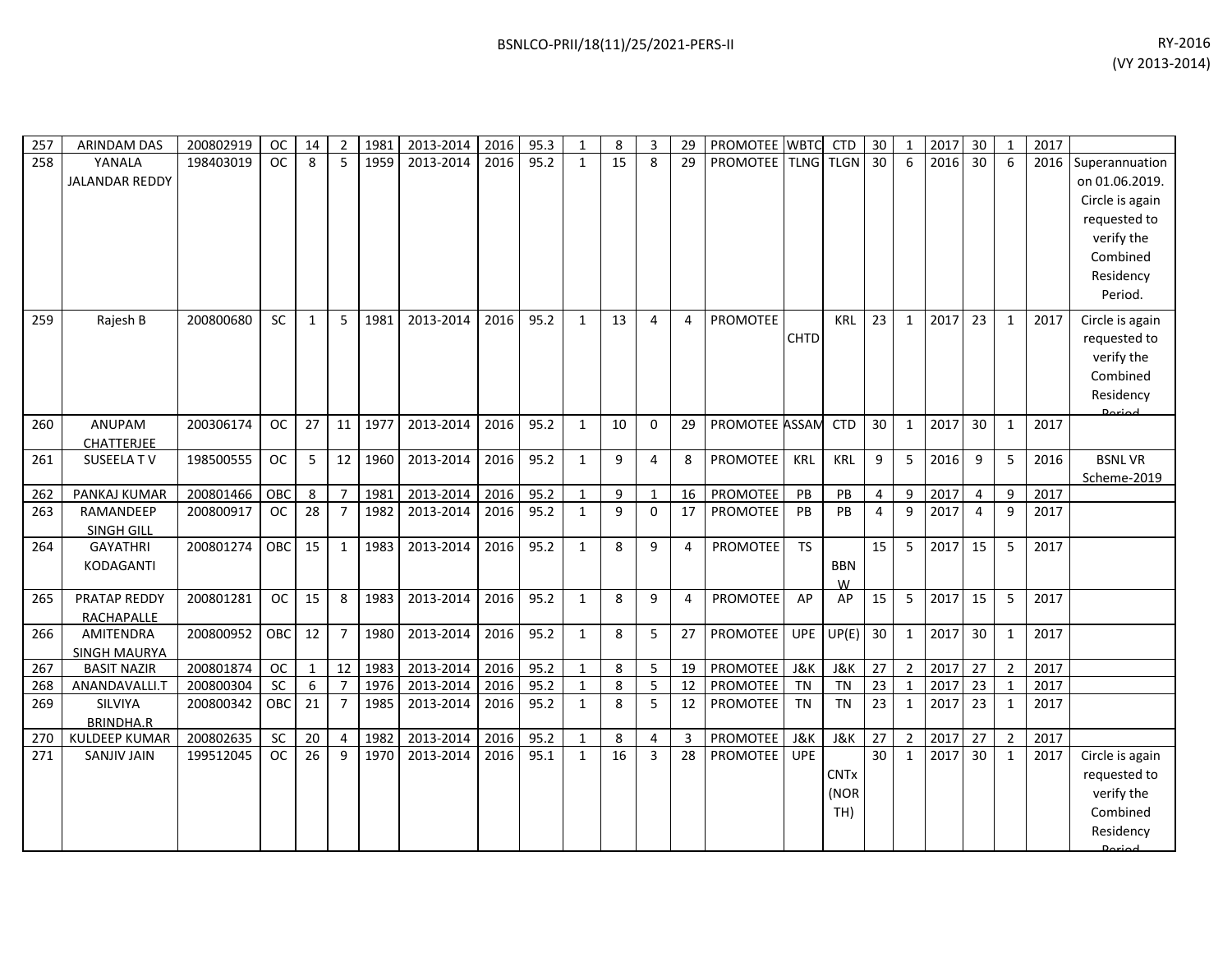| 257 | ARINDAM DAS | 200802919 | OC | 14 | 2 | 1981 | 2013-2014 | 2016 | 95.3 | 1 | 8 | 3 | 29 | PROMOTEE | WBTC | CTD | 30 | 1 | 2017 | 30 | 1 | 2017 | |
|---|---|---|---|---|---|---|---|---|---|---|---|---|---|---|---|---|---|---|---|---|---|---|---|
| 258 | YANALA JALANDAR REDDY | 198403019 | OC | 8 | 5 | 1959 | 2013-2014 | 2016 | 95.2 | 1 | 15 | 8 | 29 | PROMOTEE | TLNG | TLGN | 30 | 6 | 2016 | 30 | 6 | 2016 | Superannuation on 01.06.2019. Circle is again requested to verify the Combined Residency Period. |
| 259 | Rajesh B | 200800680 | SC | 1 | 5 | 1981 | 2013-2014 | 2016 | 95.2 | 1 | 13 | 4 | 4 | PROMOTEE | CHTD | KRL | 23 | 1 | 2017 | 23 | 1 | 2017 | Circle is again requested to verify the Combined Residency Period |
| 260 | ANUPAM CHATTERJEE | 200306174 | OC | 27 | 11 | 1977 | 2013-2014 | 2016 | 95.2 | 1 | 10 | 0 | 29 | PROMOTEE | ASSAM | CTD | 30 | 1 | 2017 | 30 | 1 | 2017 | |
| 261 | SUSEELA T V | 198500555 | OC | 5 | 12 | 1960 | 2013-2014 | 2016 | 95.2 | 1 | 9 | 4 | 8 | PROMOTEE | KRL | KRL | 9 | 5 | 2016 | 9 | 5 | 2016 | BSNL VR Scheme-2019 |
| 262 | PANKAJ KUMAR | 200801466 | OBC | 8 | 7 | 1981 | 2013-2014 | 2016 | 95.2 | 1 | 9 | 1 | 16 | PROMOTEE | PB | PB | 4 | 9 | 2017 | 4 | 9 | 2017 | |
| 263 | RAMANDEEP SINGH GILL | 200800917 | OC | 28 | 7 | 1982 | 2013-2014 | 2016 | 95.2 | 1 | 9 | 0 | 17 | PROMOTEE | PB | PB | 4 | 9 | 2017 | 4 | 9 | 2017 | |
| 264 | GAYATHRI KODAGANTI | 200801274 | OBC | 15 | 1 | 1983 | 2013-2014 | 2016 | 95.2 | 1 | 8 | 9 | 4 | PROMOTEE | TS | BBNW | 15 | 5 | 2017 | 15 | 5 | 2017 | |
| 265 | PRATAP REDDY RACHAPALLE | 200801281 | OC | 15 | 8 | 1983 | 2013-2014 | 2016 | 95.2 | 1 | 8 | 9 | 4 | PROMOTEE | AP | AP | 15 | 5 | 2017 | 15 | 5 | 2017 | |
| 266 | AMITENDRA SINGH MAURYA | 200800952 | OBC | 12 | 7 | 1980 | 2013-2014 | 2016 | 95.2 | 1 | 8 | 5 | 27 | PROMOTEE | UPE | UP(E) | 30 | 1 | 2017 | 30 | 1 | 2017 | |
| 267 | BASIT NAZIR | 200801874 | OC | 1 | 12 | 1983 | 2013-2014 | 2016 | 95.2 | 1 | 8 | 5 | 19 | PROMOTEE | J&K | J&K | 27 | 2 | 2017 | 27 | 2 | 2017 | |
| 268 | ANANDAVALLI.T | 200800304 | SC | 6 | 7 | 1976 | 2013-2014 | 2016 | 95.2 | 1 | 8 | 5 | 12 | PROMOTEE | TN | TN | 23 | 1 | 2017 | 23 | 1 | 2017 | |
| 269 | SILVIYA BRINDHA.R | 200800342 | OBC | 21 | 7 | 1985 | 2013-2014 | 2016 | 95.2 | 1 | 8 | 5 | 12 | PROMOTEE | TN | TN | 23 | 1 | 2017 | 23 | 1 | 2017 | |
| 270 | KULDEEP KUMAR | 200802635 | SC | 20 | 4 | 1982 | 2013-2014 | 2016 | 95.2 | 1 | 8 | 4 | 3 | PROMOTEE | J&K | J&K | 27 | 2 | 2017 | 27 | 2 | 2017 | |
| 271 | SANJIV JAIN | 199512045 | OC | 26 | 9 | 1970 | 2013-2014 | 2016 | 95.1 | 1 | 16 | 3 | 28 | PROMOTEE | UPE | CNTx (NORTH) | 30 | 1 | 2017 | 30 | 1 | 2017 | Circle is again requested to verify the Combined Residency Period |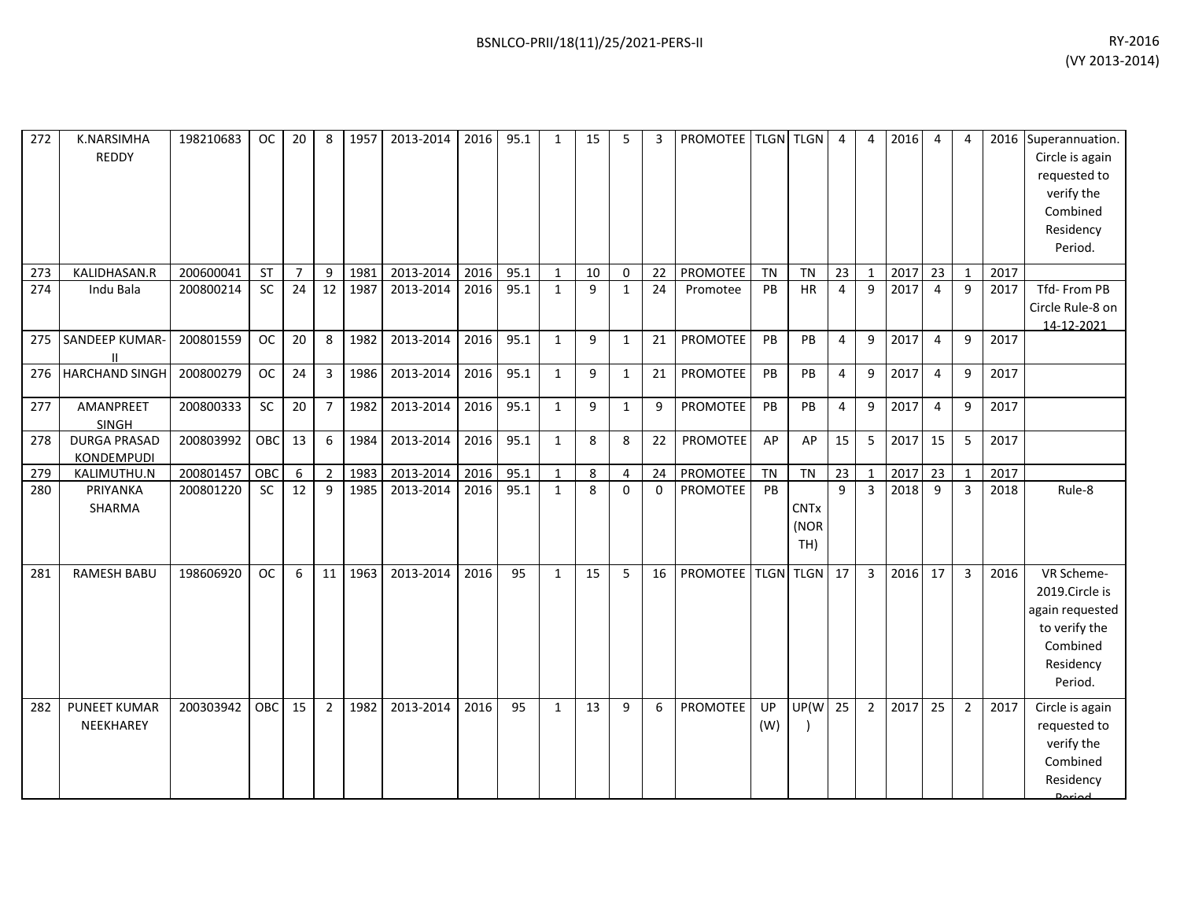| 272 | K.NARSIMHA REDDY | 198210683 | OC | 20 | 8 | 1957 | 2013-2014 | 2016 | 95.1 | 1 | 15 | 5 | 3 | PROMOTEE | TLGN | TLGN | 4 | 4 | 2016 | 4 | 4 | 2016 | Superannuation. Circle is again requested to verify the Combined Residency Period. |
|---|---|---|---|---|---|---|---|---|---|---|---|---|---|---|---|---|---|---|---|---|---|---|---|
| 273 | KALIDHASAN.R | 200600041 | ST | 7 | 9 | 1981 | 2013-2014 | 2016 | 95.1 | 1 | 10 | 0 | 22 | PROMOTEE | TN | TN | 23 | 1 | 2017 | 23 | 1 | 2017 | |
| 274 | Indu Bala | 200800214 | SC | 24 | 12 | 1987 | 2013-2014 | 2016 | 95.1 | 1 | 9 | 1 | 24 | Promotee | PB | HR | 4 | 9 | 2017 | 4 | 9 | 2017 | Tfd- From PB Circle Rule-8 on 14-12-2021 |
| 275 | SANDEEP KUMAR-II | 200801559 | OC | 20 | 8 | 1982 | 2013-2014 | 2016 | 95.1 | 1 | 9 | 1 | 21 | PROMOTEE | PB | PB | 4 | 9 | 2017 | 4 | 9 | 2017 | |
| 276 | HARCHAND SINGH | 200800279 | OC | 24 | 3 | 1986 | 2013-2014 | 2016 | 95.1 | 1 | 9 | 1 | 21 | PROMOTEE | PB | PB | 4 | 9 | 2017 | 4 | 9 | 2017 | |
| 277 | AMANPREET SINGH | 200800333 | SC | 20 | 7 | 1982 | 2013-2014 | 2016 | 95.1 | 1 | 9 | 1 | 9 | PROMOTEE | PB | PB | 4 | 9 | 2017 | 4 | 9 | 2017 | |
| 278 | DURGA PRASAD KONDEMPUDI | 200803992 | OBC | 13 | 6 | 1984 | 2013-2014 | 2016 | 95.1 | 1 | 8 | 8 | 22 | PROMOTEE | AP | AP | 15 | 5 | 2017 | 15 | 5 | 2017 | |
| 279 | KALIMUTHU.N | 200801457 | OBC | 6 | 2 | 1983 | 2013-2014 | 2016 | 95.1 | 1 | 8 | 4 | 24 | PROMOTEE | TN | TN | 23 | 1 | 2017 | 23 | 1 | 2017 | |
| 280 | PRIYANKA SHARMA | 200801220 | SC | 12 | 9 | 1985 | 2013-2014 | 2016 | 95.1 | 1 | 8 | 0 | 0 | PROMOTEE | PB | CNTx (NORTH) | 9 | 3 | 2018 | 9 | 3 | 2018 | Rule-8 |
| 281 | RAMESH BABU | 198606920 | OC | 6 | 11 | 1963 | 2013-2014 | 2016 | 95 | 1 | 15 | 5 | 16 | PROMOTEE | TLGN | TLGN | 17 | 3 | 2016 | 17 | 3 | 2016 | VR Scheme-2019.Circle is again requested to verify the Combined Residency Period. |
| 282 | PUNEET KUMAR NEEKHAREY | 200303942 | OBC | 15 | 2 | 1982 | 2013-2014 | 2016 | 95 | 1 | 13 | 9 | 6 | PROMOTEE | UP (W) | UP(W) | 25 | 2 | 2017 | 25 | 2 | 2017 | Circle is again requested to verify the Combined Residency Period |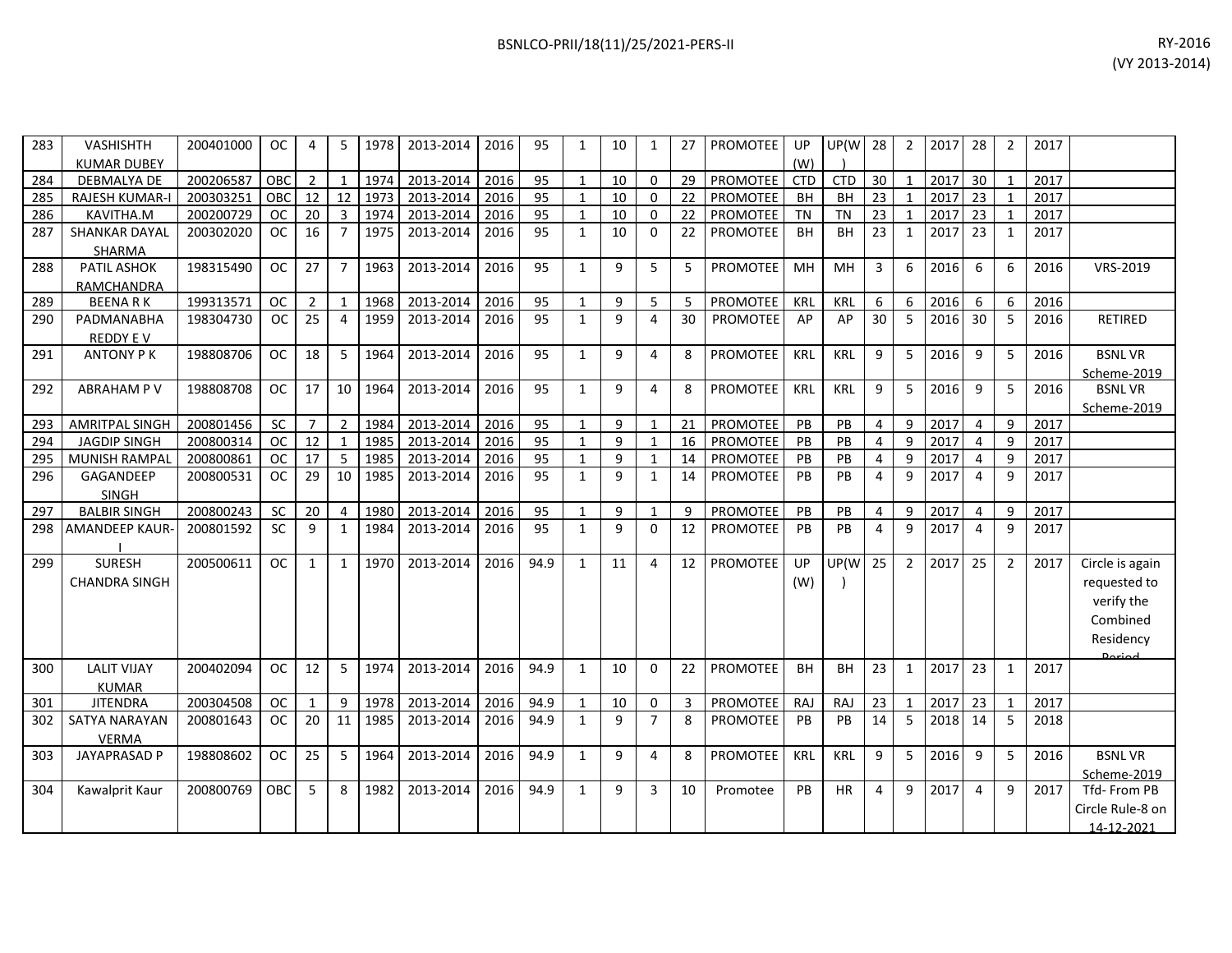| | | | | | | | | | | | | | | | | | | | | | | | | |
|---|---|---|---|---|---|---|---|---|---|---|---|---|---|---|---|---|---|---|---|---|---|---|---|---|
| 283 | VASHISHTH KUMAR DUBEY | 200401000 | OC | 4 | 5 | 1978 | 2013-2014 | 2016 | 95 | 1 | 10 | 1 | 27 | PROMOTEE | UP (W) | UP(W) | 28 | 2 | 2017 | 28 | 2 | 2017 | |
| 284 | DEBMALYA DE | 200206587 | OBC | 2 | 1 | 1974 | 2013-2014 | 2016 | 95 | 1 | 10 | 0 | 29 | PROMOTEE | CTD | CTD | 30 | 1 | 2017 | 30 | 1 | 2017 | |
| 285 | RAJESH KUMAR-I | 200303251 | OBC | 12 | 12 | 1973 | 2013-2014 | 2016 | 95 | 1 | 10 | 0 | 22 | PROMOTEE | BH | BH | 23 | 1 | 2017 | 23 | 1 | 2017 | |
| 286 | KAVITHA.M | 200200729 | OC | 20 | 3 | 1974 | 2013-2014 | 2016 | 95 | 1 | 10 | 0 | 22 | PROMOTEE | TN | TN | 23 | 1 | 2017 | 23 | 1 | 2017 | |
| 287 | SHANKAR DAYAL SHARMA | 200302020 | OC | 16 | 7 | 1975 | 2013-2014 | 2016 | 95 | 1 | 10 | 0 | 22 | PROMOTEE | BH | BH | 23 | 1 | 2017 | 23 | 1 | 2017 | |
| 288 | PATIL ASHOK RAMCHANDRA | 198315490 | OC | 27 | 7 | 1963 | 2013-2014 | 2016 | 95 | 1 | 9 | 5 | 5 | PROMOTEE | MH | MH | 3 | 6 | 2016 | 6 | 6 | 2016 | VRS-2019 |
| 289 | BEENA R K | 199313571 | OC | 2 | 1 | 1968 | 2013-2014 | 2016 | 95 | 1 | 9 | 5 | 5 | PROMOTEE | KRL | KRL | 6 | 6 | 2016 | 6 | 6 | 2016 | |
| 290 | PADMANABHA REDDY E V | 198304730 | OC | 25 | 4 | 1959 | 2013-2014 | 2016 | 95 | 1 | 9 | 4 | 30 | PROMOTEE | AP | AP | 30 | 5 | 2016 | 30 | 5 | 2016 | RETIRED |
| 291 | ANTONY P K | 198808706 | OC | 18 | 5 | 1964 | 2013-2014 | 2016 | 95 | 1 | 9 | 4 | 8 | PROMOTEE | KRL | KRL | 9 | 5 | 2016 | 9 | 5 | 2016 | BSNL VR Scheme-2019 |
| 292 | ABRAHAM P V | 198808708 | OC | 17 | 10 | 1964 | 2013-2014 | 2016 | 95 | 1 | 9 | 4 | 8 | PROMOTEE | KRL | KRL | 9 | 5 | 2016 | 9 | 5 | 2016 | BSNL VR Scheme-2019 |
| 293 | AMRITPAL SINGH | 200801456 | SC | 7 | 2 | 1984 | 2013-2014 | 2016 | 95 | 1 | 9 | 1 | 21 | PROMOTEE | PB | PB | 4 | 9 | 2017 | 4 | 9 | 2017 | |
| 294 | JAGDIP SINGH | 200800314 | OC | 12 | 1 | 1985 | 2013-2014 | 2016 | 95 | 1 | 9 | 1 | 16 | PROMOTEE | PB | PB | 4 | 9 | 2017 | 4 | 9 | 2017 | |
| 295 | MUNISH RAMPAL | 200800861 | OC | 17 | 5 | 1985 | 2013-2014 | 2016 | 95 | 1 | 9 | 1 | 14 | PROMOTEE | PB | PB | 4 | 9 | 2017 | 4 | 9 | 2017 | |
| 296 | GAGANDEEP SINGH | 200800531 | OC | 29 | 10 | 1985 | 2013-2014 | 2016 | 95 | 1 | 9 | 1 | 14 | PROMOTEE | PB | PB | 4 | 9 | 2017 | 4 | 9 | 2017 | |
| 297 | BALBIR SINGH | 200800243 | SC | 20 | 4 | 1980 | 2013-2014 | 2016 | 95 | 1 | 9 | 1 | 9 | PROMOTEE | PB | PB | 4 | 9 | 2017 | 4 | 9 | 2017 | |
| 298 | AMANDEEP KAUR-I | 200801592 | SC | 9 | 1 | 1984 | 2013-2014 | 2016 | 95 | 1 | 9 | 0 | 12 | PROMOTEE | PB | PB | 4 | 9 | 2017 | 4 | 9 | 2017 | |
| 299 | SURESH CHANDRA SINGH | 200500611 | OC | 1 | 1 | 1970 | 2013-2014 | 2016 | 94.9 | 1 | 11 | 4 | 12 | PROMOTEE | UP (W) | UP(W) | 25 | 2 | 2017 | 25 | 2 | 2017 | Circle is again requested to verify the Combined Residency Period |
| 300 | LALIT VIJAY KUMAR | 200402094 | OC | 12 | 5 | 1974 | 2013-2014 | 2016 | 94.9 | 1 | 10 | 0 | 22 | PROMOTEE | BH | BH | 23 | 1 | 2017 | 23 | 1 | 2017 | |
| 301 | JITENDRA | 200304508 | OC | 1 | 9 | 1978 | 2013-2014 | 2016 | 94.9 | 1 | 10 | 0 | 3 | PROMOTEE | RAJ | RAJ | 23 | 1 | 2017 | 23 | 1 | 2017 | |
| 302 | SATYA NARAYAN VERMA | 200801643 | OC | 20 | 11 | 1985 | 2013-2014 | 2016 | 94.9 | 1 | 9 | 7 | 8 | PROMOTEE | PB | PB | 14 | 5 | 2018 | 14 | 5 | 2018 | |
| 303 | JAYAPRASAD P | 198808602 | OC | 25 | 5 | 1964 | 2013-2014 | 2016 | 94.9 | 1 | 9 | 4 | 8 | PROMOTEE | KRL | KRL | 9 | 5 | 2016 | 9 | 5 | 2016 | BSNL VR Scheme-2019 |
| 304 | Kawalprit Kaur | 200800769 | OBC | 5 | 8 | 1982 | 2013-2014 | 2016 | 94.9 | 1 | 9 | 3 | 10 | Promotee | PB | HR | 4 | 9 | 2017 | 4 | 9 | 2017 | Tfd- From PB Circle Rule-8 on 14-12-2021 |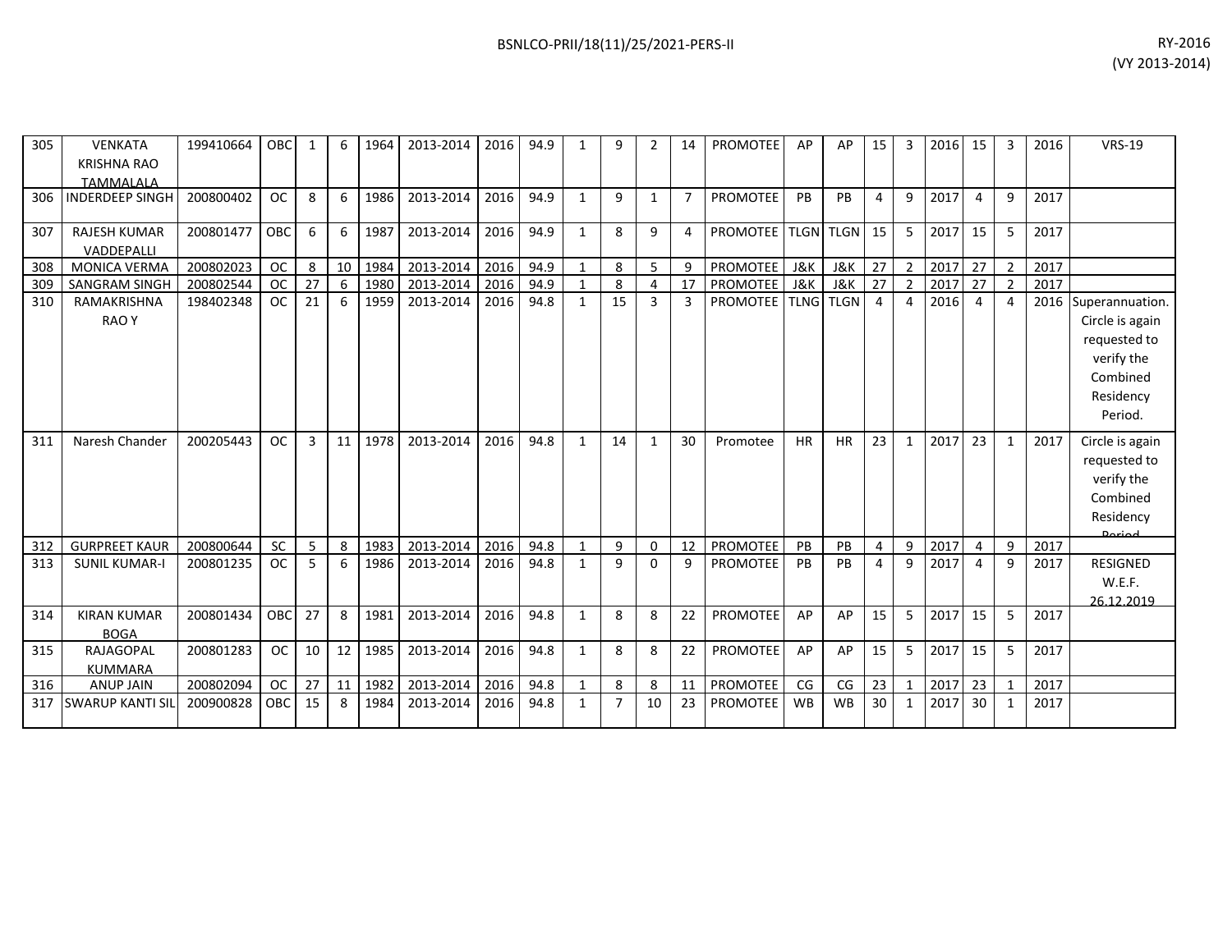| 305 | VENKATA KRISHNA RAO TAMMALALA | 199410664 | OBC | 1 | 6 | 1964 | 2013-2014 | 2016 | 94.9 | 1 | 9 | 2 | 14 | PROMOTEE | AP | AP | 15 | 3 | 2016 | 15 | 3 | 2016 | VRS-19 |
|---|---|---|---|---|---|---|---|---|---|---|---|---|---|---|---|---|---|---|---|---|---|---|---|
| 306 | INDERDEEP SINGH | 200800402 | OC | 8 | 6 | 1986 | 2013-2014 | 2016 | 94.9 | 1 | 9 | 1 | 7 | PROMOTEE | PB | PB | 4 | 9 | 2017 | 4 | 9 | 2017 | |
| 307 | RAJESH KUMAR VADDEPALLI | 200801477 | OBC | 6 | 6 | 1987 | 2013-2014 | 2016 | 94.9 | 1 | 8 | 9 | 4 | PROMOTEE | TLGN | TLGN | 15 | 5 | 2017 | 15 | 5 | 2017 | |
| 308 | MONICA VERMA | 200802023 | OC | 8 | 10 | 1984 | 2013-2014 | 2016 | 94.9 | 1 | 8 | 5 | 9 | PROMOTEE | J&K | J&K | 27 | 2 | 2017 | 27 | 2 | 2017 | |
| 309 | SANGRAM SINGH | 200802544 | OC | 27 | 6 | 1980 | 2013-2014 | 2016 | 94.9 | 1 | 8 | 4 | 17 | PROMOTEE | J&K | J&K | 27 | 2 | 2017 | 27 | 2 | 2017 | |
| 310 | RAMAKRISHNA RAO Y | 198402348 | OC | 21 | 6 | 1959 | 2013-2014 | 2016 | 94.8 | 1 | 15 | 3 | 3 | PROMOTEE | TLNG | TLGN | 4 | 4 | 2016 | 4 | 4 | 2016 | Superannuation. Circle is again requested to verify the Combined Residency Period. |
| 311 | Naresh Chander | 200205443 | OC | 3 | 11 | 1978 | 2013-2014 | 2016 | 94.8 | 1 | 14 | 1 | 30 | Promotee | HR | HR | 23 | 1 | 2017 | 23 | 1 | 2017 | Circle is again requested to verify the Combined Residency Period |
| 312 | GURPREET KAUR | 200800644 | SC | 5 | 8 | 1983 | 2013-2014 | 2016 | 94.8 | 1 | 9 | 0 | 12 | PROMOTEE | PB | PB | 4 | 9 | 2017 | 4 | 9 | 2017 | |
| 313 | SUNIL KUMAR-I | 200801235 | OC | 5 | 6 | 1986 | 2013-2014 | 2016 | 94.8 | 1 | 9 | 0 | 9 | PROMOTEE | PB | PB | 4 | 9 | 2017 | 4 | 9 | 2017 | RESIGNED W.E.F. 26.12.2019 |
| 314 | KIRAN KUMAR BOGA | 200801434 | OBC | 27 | 8 | 1981 | 2013-2014 | 2016 | 94.8 | 1 | 8 | 8 | 22 | PROMOTEE | AP | AP | 15 | 5 | 2017 | 15 | 5 | 2017 | |
| 315 | RAJAGOPAL KUMMARA | 200801283 | OC | 10 | 12 | 1985 | 2013-2014 | 2016 | 94.8 | 1 | 8 | 8 | 22 | PROMOTEE | AP | AP | 15 | 5 | 2017 | 15 | 5 | 2017 | |
| 316 | ANUP JAIN | 200802094 | OC | 27 | 11 | 1982 | 2013-2014 | 2016 | 94.8 | 1 | 8 | 8 | 11 | PROMOTEE | CG | CG | 23 | 1 | 2017 | 23 | 1 | 2017 | |
| 317 | SWARUP KANTI SIL | 200900828 | OBC | 15 | 8 | 1984 | 2013-2014 | 2016 | 94.8 | 1 | 7 | 10 | 23 | PROMOTEE | WB | WB | 30 | 1 | 2017 | 30 | 1 | 2017 | |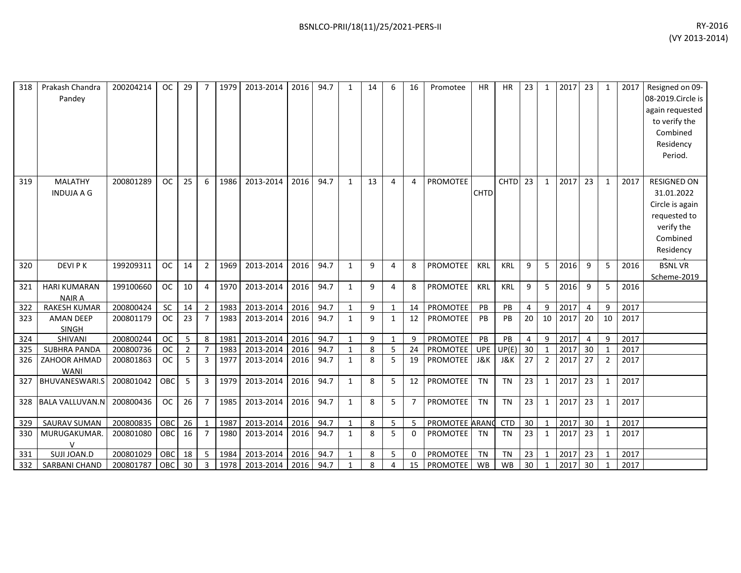| | | | | | | | | | | | | | | | | | | | | | | | | | |
|---|---|---|---|---|---|---|---|---|---|---|---|---|---|---|---|---|---|---|---|---|---|---|---|---|---|
| 318 | Prakash Chandra Pandey | 200204214 | OC | 29 | 7 | 1979 | 2013-2014 | 2016 | 94.7 | 1 | 14 | 6 | 16 | Promotee | HR | HR | 23 | 1 | 2017 | 23 | 1 | 2017 | Resigned on 09-08-2019.Circle is again requested to verify the Combined Residency Period. |
| 319 | MALATHY INDUJA A G | 200801289 | OC | 25 | 6 | 1986 | 2013-2014 | 2016 | 94.7 | 1 | 13 | 4 | 4 | PROMOTEE | CHTD | CHTD | 23 | 1 | 2017 | 23 | 1 | 2017 | RESIGNED ON 31.01.2022 Circle is again requested to verify the Combined Residency Period |
| 320 | DEVI P K | 199209311 | OC | 14 | 2 | 1969 | 2013-2014 | 2016 | 94.7 | 1 | 9 | 4 | 8 | PROMOTEE | KRL | KRL | 9 | 5 | 2016 | 9 | 5 | 2016 | BSNL VR Scheme-2019 |
| 321 | HARI KUMARAN NAIR A | 199100660 | OC | 10 | 4 | 1970 | 2013-2014 | 2016 | 94.7 | 1 | 9 | 4 | 8 | PROMOTEE | KRL | KRL | 9 | 5 | 2016 | 9 | 5 | 2016 | |
| 322 | RAKESH KUMAR | 200800424 | SC | 14 | 2 | 1983 | 2013-2014 | 2016 | 94.7 | 1 | 9 | 1 | 14 | PROMOTEE | PB | PB | 4 | 9 | 2017 | 4 | 9 | 2017 | |
| 323 | AMAN DEEP SINGH | 200801179 | OC | 23 | 7 | 1983 | 2013-2014 | 2016 | 94.7 | 1 | 9 | 1 | 12 | PROMOTEE | PB | PB | 20 | 10 | 2017 | 20 | 10 | 2017 | |
| 324 | SHIVANI | 200800244 | OC | 5 | 8 | 1981 | 2013-2014 | 2016 | 94.7 | 1 | 9 | 1 | 9 | PROMOTEE | PB | PB | 4 | 9 | 2017 | 4 | 9 | 2017 | |
| 325 | SUBHRA PANDA | 200800736 | OC | 2 | 7 | 1983 | 2013-2014 | 2016 | 94.7 | 1 | 8 | 5 | 24 | PROMOTEE | UPE | UP(E) | 30 | 1 | 2017 | 30 | 1 | 2017 | |
| 326 | ZAHOOR AHMAD WANI | 200801863 | OC | 5 | 3 | 1977 | 2013-2014 | 2016 | 94.7 | 1 | 8 | 5 | 19 | PROMOTEE | J&K | J&K | 27 | 2 | 2017 | 27 | 2 | 2017 | |
| 327 | BHUVANESWARI.S | 200801042 | OBC | 5 | 3 | 1979 | 2013-2014 | 2016 | 94.7 | 1 | 8 | 5 | 12 | PROMOTEE | TN | TN | 23 | 1 | 2017 | 23 | 1 | 2017 | |
| 328 | BALA VALLUVAN.N | 200800436 | OC | 26 | 7 | 1985 | 2013-2014 | 2016 | 94.7 | 1 | 8 | 5 | 7 | PROMOTEE | TN | TN | 23 | 1 | 2017 | 23 | 1 | 2017 | |
| 329 | SAURAV SUMAN | 200800835 | OBC | 26 | 1 | 1987 | 2013-2014 | 2016 | 94.7 | 1 | 8 | 5 | 5 | PROMOTEE | ARANC | CTD | 30 | 1 | 2017 | 30 | 1 | 2017 | |
| 330 | MURUGAKUMAR.V | 200801080 | OBC | 16 | 7 | 1980 | 2013-2014 | 2016 | 94.7 | 1 | 8 | 5 | 0 | PROMOTEE | TN | TN | 23 | 1 | 2017 | 23 | 1 | 2017 | |
| 331 | SUJI JOAN.D | 200801029 | OBC | 18 | 5 | 1984 | 2013-2014 | 2016 | 94.7 | 1 | 8 | 5 | 0 | PROMOTEE | TN | TN | 23 | 1 | 2017 | 23 | 1 | 2017 | |
| 332 | SARBANI CHAND | 200801787 | OBC | 30 | 3 | 1978 | 2013-2014 | 2016 | 94.7 | 1 | 8 | 4 | 15 | PROMOTEE | WB | WB | 30 | 1 | 2017 | 30 | 1 | 2017 | |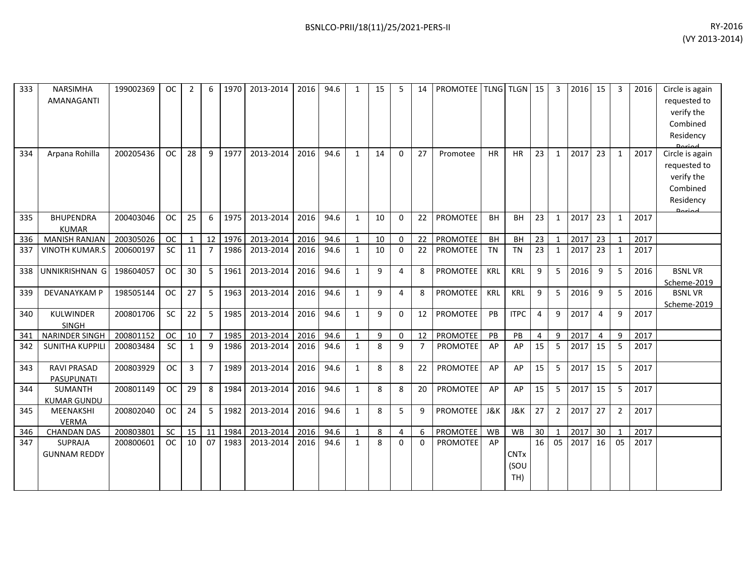| | | | | | | | | | | | | | | | | | | | | | | | | | |
|---|---|---|---|---|---|---|---|---|---|---|---|---|---|---|---|---|---|---|---|---|---|---|---|---|---|
| 333 | NARSIMHA AMANAGANTI | 199002369 | OC | 2 | 6 | 1970 | 2013-2014 | 2016 | 94.6 | 1 | 15 | 5 | 14 | PROMOTEE | TLNG | TLGN | 15 | 3 | 2016 | 15 | 3 | 2016 | Circle is again requested to verify the Combined Residency Period |
| 334 | Arpana Rohilla | 200205436 | OC | 28 | 9 | 1977 | 2013-2014 | 2016 | 94.6 | 1 | 14 | 0 | 27 | Promotee | HR | HR | 23 | 1 | 2017 | 23 | 1 | 2017 | Circle is again requested to verify the Combined Residency Period |
| 335 | BHUPENDRA KUMAR | 200403046 | OC | 25 | 6 | 1975 | 2013-2014 | 2016 | 94.6 | 1 | 10 | 0 | 22 | PROMOTEE | BH | BH | 23 | 1 | 2017 | 23 | 1 | 2017 | |
| 336 | MANISH RANJAN | 200305026 | OC | 1 | 12 | 1976 | 2013-2014 | 2016 | 94.6 | 1 | 10 | 0 | 22 | PROMOTEE | BH | BH | 23 | 1 | 2017 | 23 | 1 | 2017 | |
| 337 | VINOTH KUMAR.S | 200600197 | SC | 11 | 7 | 1986 | 2013-2014 | 2016 | 94.6 | 1 | 10 | 0 | 22 | PROMOTEE | TN | TN | 23 | 1 | 2017 | 23 | 1 | 2017 | |
| 338 | UNNIKRISHNAN G | 198604057 | OC | 30 | 5 | 1961 | 2013-2014 | 2016 | 94.6 | 1 | 9 | 4 | 8 | PROMOTEE | KRL | KRL | 9 | 5 | 2016 | 9 | 5 | 2016 | BSNL VR Scheme-2019 |
| 339 | DEVANAYKAM P | 198505144 | OC | 27 | 5 | 1963 | 2013-2014 | 2016 | 94.6 | 1 | 9 | 4 | 8 | PROMOTEE | KRL | KRL | 9 | 5 | 2016 | 9 | 5 | 2016 | BSNL VR Scheme-2019 |
| 340 | KULWINDER SINGH | 200801706 | SC | 22 | 5 | 1985 | 2013-2014 | 2016 | 94.6 | 1 | 9 | 0 | 12 | PROMOTEE | PB | ITPC | 4 | 9 | 2017 | 4 | 9 | 2017 | |
| 341 | NARINDER SINGH | 200801152 | OC | 10 | 7 | 1985 | 2013-2014 | 2016 | 94.6 | 1 | 9 | 0 | 12 | PROMOTEE | PB | PB | 4 | 9 | 2017 | 4 | 9 | 2017 | |
| 342 | SUNITHA KUPPILI | 200803484 | SC | 1 | 9 | 1986 | 2013-2014 | 2016 | 94.6 | 1 | 8 | 9 | 7 | PROMOTEE | AP | AP | 15 | 5 | 2017 | 15 | 5 | 2017 | |
| 343 | RAVI PRASAD PASUPUNATI | 200803929 | OC | 3 | 7 | 1989 | 2013-2014 | 2016 | 94.6 | 1 | 8 | 8 | 22 | PROMOTEE | AP | AP | 15 | 5 | 2017 | 15 | 5 | 2017 | |
| 344 | SUMANTH KUMAR GUNDU | 200801149 | OC | 29 | 8 | 1984 | 2013-2014 | 2016 | 94.6 | 1 | 8 | 8 | 20 | PROMOTEE | AP | AP | 15 | 5 | 2017 | 15 | 5 | 2017 | |
| 345 | MEENAKSHI VERMA | 200802040 | OC | 24 | 5 | 1982 | 2013-2014 | 2016 | 94.6 | 1 | 8 | 5 | 9 | PROMOTEE | J&K | J&K | 27 | 2 | 2017 | 27 | 2 | 2017 | |
| 346 | CHANDAN DAS | 200803801 | SC | 15 | 11 | 1984 | 2013-2014 | 2016 | 94.6 | 1 | 8 | 4 | 6 | PROMOTEE | WB | WB | 30 | 1 | 2017 | 30 | 1 | 2017 | |
| 347 | SUPRAJA GUNNAM REDDY | 200800601 | OC | 10 | 07 | 1983 | 2013-2014 | 2016 | 94.6 | 1 | 8 | 0 | 0 | PROMOTEE | AP | CNTx (SOUTH) | 16 | 05 | 2017 | 16 | 05 | 2017 | |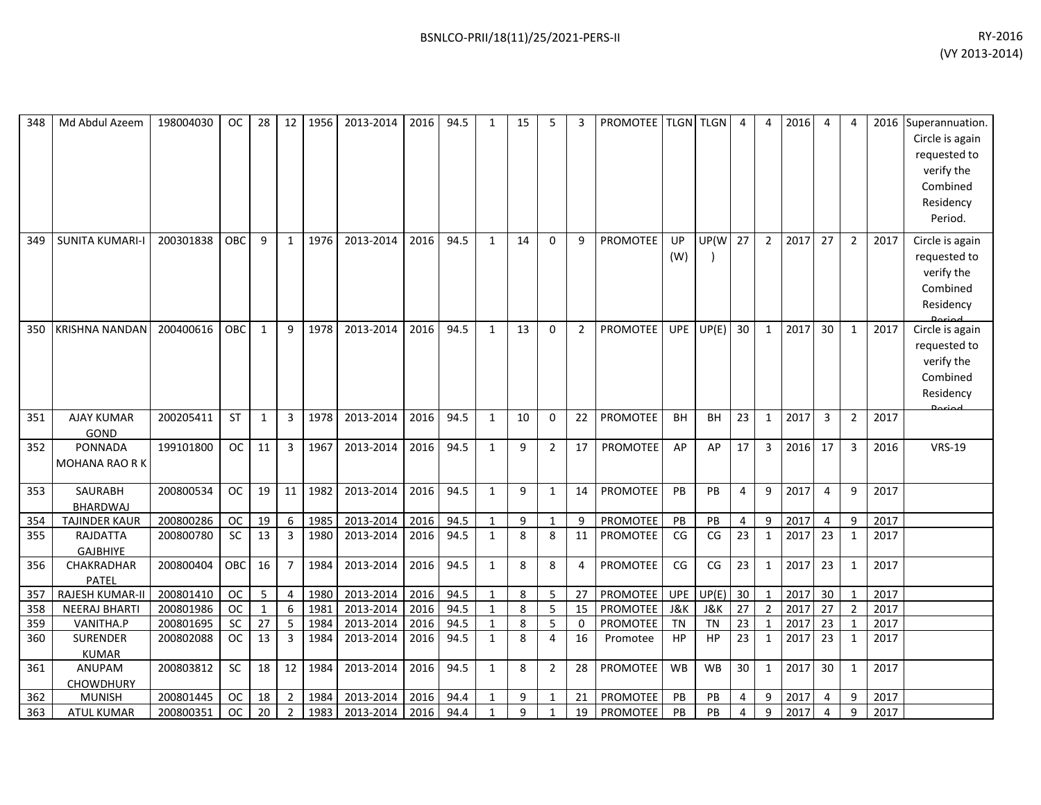| | | | | | | | | | | | | | | | | | | | | | | | | |
|---|---|---|---|---|---|---|---|---|---|---|---|---|---|---|---|---|---|---|---|---|---|---|---|---|
| 348 | Md Abdul Azeem | 198004030 | OC | 28 | 12 | 1956 | 2013-2014 | 2016 | 94.5 | 1 | 15 | 5 | 3 | PROMOTEE | TLGN | TLGN | 4 | 4 | 2016 | 4 | 4 | 2016 | Superannuation. Circle is again requested to verify the Combined Residency Period. |
| 349 | SUNITA KUMARI-I | 200301838 | OBC | 9 | 1 | 1976 | 2013-2014 | 2016 | 94.5 | 1 | 14 | 0 | 9 | PROMOTEE | UP (W) | UP(W) | 27 | 2 | 2017 | 27 | 2 | 2017 | Circle is again requested to verify the Combined Residency Period |
| 350 | KRISHNA NANDAN | 200400616 | OBC | 1 | 9 | 1978 | 2013-2014 | 2016 | 94.5 | 1 | 13 | 0 | 2 | PROMOTEE | UPE | UP(E) | 30 | 1 | 2017 | 30 | 1 | 2017 | Circle is again requested to verify the Combined Residency Period |
| 351 | AJAY KUMAR GOND | 200205411 | ST | 1 | 3 | 1978 | 2013-2014 | 2016 | 94.5 | 1 | 10 | 0 | 22 | PROMOTEE | BH | BH | 23 | 1 | 2017 | 3 | 2 | 2017 | |
| 352 | PONNADA MOHANA RAO R K | 199101800 | OC | 11 | 3 | 1967 | 2013-2014 | 2016 | 94.5 | 1 | 9 | 2 | 17 | PROMOTEE | AP | AP | 17 | 3 | 2016 | 17 | 3 | 2016 | VRS-19 |
| 353 | SAURABH BHARDWAJ | 200800534 | OC | 19 | 11 | 1982 | 2013-2014 | 2016 | 94.5 | 1 | 9 | 1 | 14 | PROMOTEE | PB | PB | 4 | 9 | 2017 | 4 | 9 | 2017 | |
| 354 | TAJINDER KAUR | 200800286 | OC | 19 | 6 | 1985 | 2013-2014 | 2016 | 94.5 | 1 | 9 | 1 | 9 | PROMOTEE | PB | PB | 4 | 9 | 2017 | 4 | 9 | 2017 | |
| 355 | RAJDATTA GAJBHIYE | 200800780 | SC | 13 | 3 | 1980 | 2013-2014 | 2016 | 94.5 | 1 | 8 | 8 | 11 | PROMOTEE | CG | CG | 23 | 1 | 2017 | 23 | 1 | 2017 | |
| 356 | CHAKRADHAR PATEL | 200800404 | OBC | 16 | 7 | 1984 | 2013-2014 | 2016 | 94.5 | 1 | 8 | 8 | 4 | PROMOTEE | CG | CG | 23 | 1 | 2017 | 23 | 1 | 2017 | |
| 357 | RAJESH KUMAR-II | 200801410 | OC | 5 | 4 | 1980 | 2013-2014 | 2016 | 94.5 | 1 | 8 | 5 | 27 | PROMOTEE | UPE | UP(E) | 30 | 1 | 2017 | 30 | 1 | 2017 | |
| 358 | NEERAJ BHARTI | 200801986 | OC | 1 | 6 | 1981 | 2013-2014 | 2016 | 94.5 | 1 | 8 | 5 | 15 | PROMOTEE | J&K | J&K | 27 | 2 | 2017 | 27 | 2 | 2017 | |
| 359 | VANITHA.P | 200801695 | SC | 27 | 5 | 1984 | 2013-2014 | 2016 | 94.5 | 1 | 8 | 5 | 0 | PROMOTEE | TN | TN | 23 | 1 | 2017 | 23 | 1 | 2017 | |
| 360 | SURENDER KUMAR | 200802088 | OC | 13 | 3 | 1984 | 2013-2014 | 2016 | 94.5 | 1 | 8 | 4 | 16 | Promotee | HP | HP | 23 | 1 | 2017 | 23 | 1 | 2017 | |
| 361 | ANUPAM CHOWDHURY | 200803812 | SC | 18 | 12 | 1984 | 2013-2014 | 2016 | 94.5 | 1 | 8 | 2 | 28 | PROMOTEE | WB | WB | 30 | 1 | 2017 | 30 | 1 | 2017 | |
| 362 | MUNISH | 200801445 | OC | 18 | 2 | 1984 | 2013-2014 | 2016 | 94.4 | 1 | 9 | 1 | 21 | PROMOTEE | PB | PB | 4 | 9 | 2017 | 4 | 9 | 2017 | |
| 363 | ATUL KUMAR | 200800351 | OC | 20 | 2 | 1983 | 2013-2014 | 2016 | 94.4 | 1 | 9 | 1 | 19 | PROMOTEE | PB | PB | 4 | 9 | 2017 | 4 | 9 | 2017 | |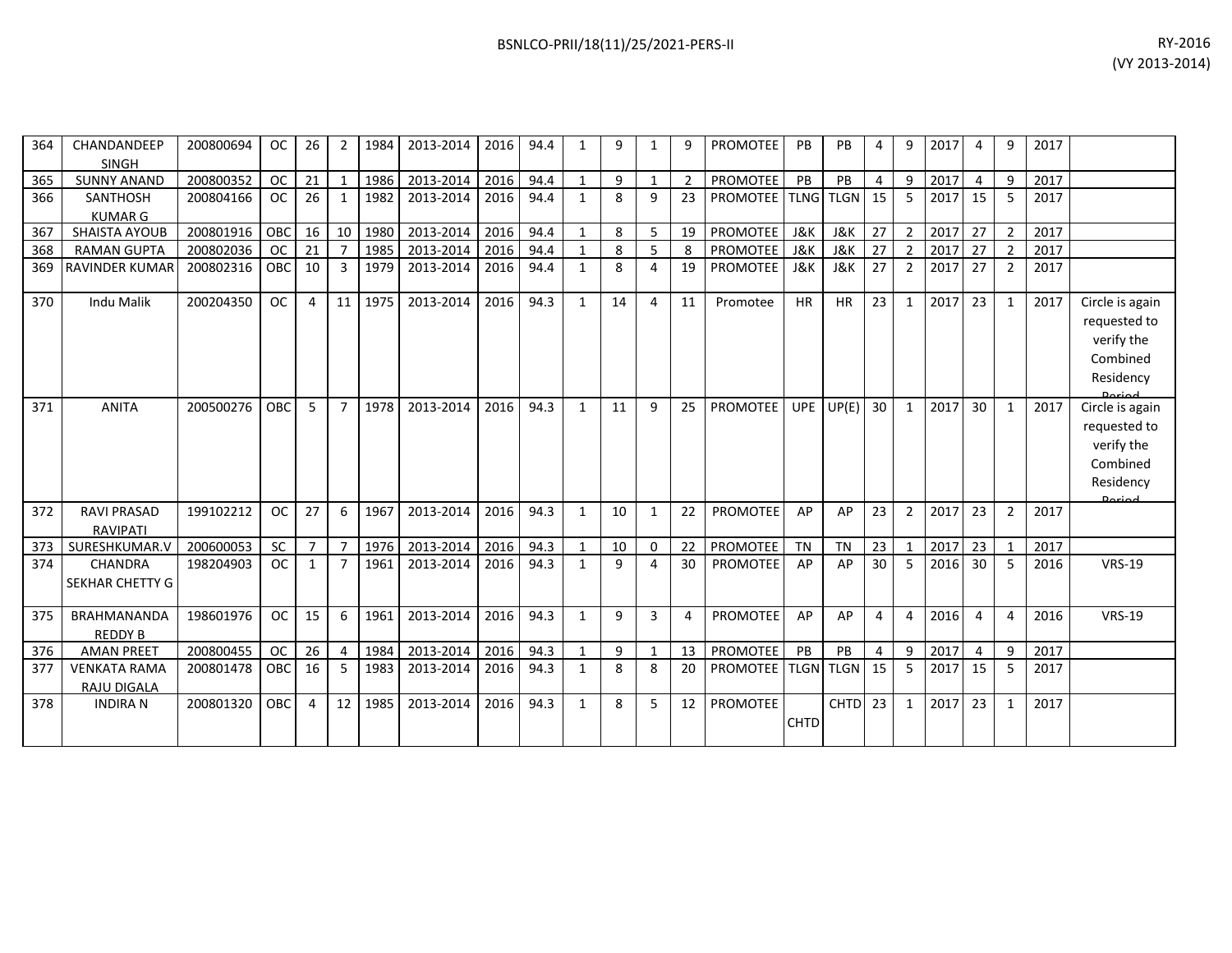| 364 | CHANDANDEEP SINGH | 200800694 | OC | 26 | 2 | 1984 | 2013-2014 | 2016 | 94.4 | 1 | 9 | 1 | 9 | PROMOTEE | PB | PB | 4 | 9 | 2017 | 4 | 9 | 2017 | |
|---|---|---|---|---|---|---|---|---|---|---|---|---|---|---|---|---|---|---|---|---|---|---|---|
| 365 | SUNNY ANAND | 200800352 | OC | 21 | 1 | 1986 | 2013-2014 | 2016 | 94.4 | 1 | 9 | 1 | 2 | PROMOTEE | PB | PB | 4 | 9 | 2017 | 4 | 9 | 2017 | |
| 366 | SANTHOSH KUMAR G | 200804166 | OC | 26 | 1 | 1982 | 2013-2014 | 2016 | 94.4 | 1 | 8 | 9 | 23 | PROMOTEE | TLNG | TLGN | 15 | 5 | 2017 | 15 | 5 | 2017 | |
| 367 | SHAISTA AYOUB | 200801916 | OBC | 16 | 10 | 1980 | 2013-2014 | 2016 | 94.4 | 1 | 8 | 5 | 19 | PROMOTEE | J&K | J&K | 27 | 2 | 2017 | 27 | 2 | 2017 | |
| 368 | RAMAN GUPTA | 200802036 | OC | 21 | 7 | 1985 | 2013-2014 | 2016 | 94.4 | 1 | 8 | 5 | 8 | PROMOTEE | J&K | J&K | 27 | 2 | 2017 | 27 | 2 | 2017 | |
| 369 | RAVINDER KUMAR | 200802316 | OBC | 10 | 3 | 1979 | 2013-2014 | 2016 | 94.4 | 1 | 8 | 4 | 19 | PROMOTEE | J&K | J&K | 27 | 2 | 2017 | 27 | 2 | 2017 | |
| 370 | Indu Malik | 200204350 | OC | 4 | 11 | 1975 | 2013-2014 | 2016 | 94.3 | 1 | 14 | 4 | 11 | Promotee | HR | HR | 23 | 1 | 2017 | 23 | 1 | 2017 | Circle is again requested to verify the Combined Residency Period |
| 371 | ANITA | 200500276 | OBC | 5 | 7 | 1978 | 2013-2014 | 2016 | 94.3 | 1 | 11 | 9 | 25 | PROMOTEE | UPE | UP(E) | 30 | 1 | 2017 | 30 | 1 | 2017 | Circle is again requested to verify the Combined Residency Period |
| 372 | RAVI PRASAD RAVIPATI | 199102212 | OC | 27 | 6 | 1967 | 2013-2014 | 2016 | 94.3 | 1 | 10 | 1 | 22 | PROMOTEE | AP | AP | 23 | 2 | 2017 | 23 | 2 | 2017 | |
| 373 | SURESHKUMAR.V | 200600053 | SC | 7 | 7 | 1976 | 2013-2014 | 2016 | 94.3 | 1 | 10 | 0 | 22 | PROMOTEE | TN | TN | 23 | 1 | 2017 | 23 | 1 | 2017 | |
| 374 | CHANDRA SEKHAR CHETTY G | 198204903 | OC | 1 | 7 | 1961 | 2013-2014 | 2016 | 94.3 | 1 | 9 | 4 | 30 | PROMOTEE | AP | AP | 30 | 5 | 2016 | 30 | 5 | 2016 | VRS-19 |
| 375 | BRAHMANANDA REDDY B | 198601976 | OC | 15 | 6 | 1961 | 2013-2014 | 2016 | 94.3 | 1 | 9 | 3 | 4 | PROMOTEE | AP | AP | 4 | 4 | 2016 | 4 | 4 | 2016 | VRS-19 |
| 376 | AMAN PREET | 200800455 | OC | 26 | 4 | 1984 | 2013-2014 | 2016 | 94.3 | 1 | 9 | 1 | 13 | PROMOTEE | PB | PB | 4 | 9 | 2017 | 4 | 9 | 2017 | |
| 377 | VENKATA RAMA RAJU DIGALA | 200801478 | OBC | 16 | 5 | 1983 | 2013-2014 | 2016 | 94.3 | 1 | 8 | 8 | 20 | PROMOTEE | TLGN | TLGN | 15 | 5 | 2017 | 15 | 5 | 2017 | |
| 378 | INDIRA N | 200801320 | OBC | 4 | 12 | 1985 | 2013-2014 | 2016 | 94.3 | 1 | 8 | 5 | 12 | PROMOTEE | CHTD | CHTD | 23 | 1 | 2017 | 23 | 1 | 2017 | |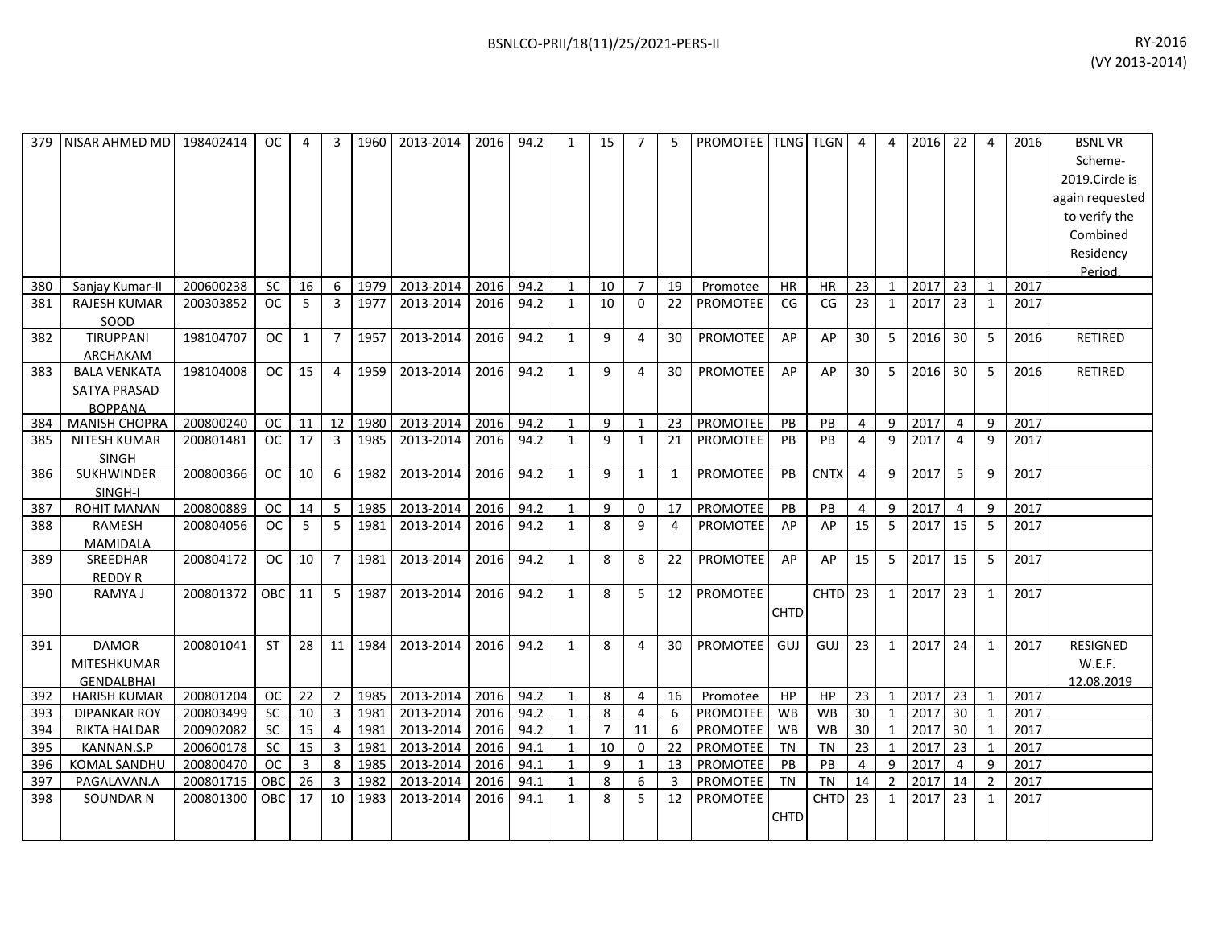| | | | | | | | | | | | | | | | | | | | | | | | | | |
|---|---|---|---|---|---|---|---|---|---|---|---|---|---|---|---|---|---|---|---|---|---|---|---|---|---|
| 379 | NISAR AHMED MD | 198402414 | OC | 4 | 3 | 1960 | 2013-2014 | 2016 | 94.2 | 1 | 15 | 7 | 5 | PROMOTEE | TLNG | TLGN | 4 | 4 | 2016 | 22 | 4 | 2016 | BSNL VR Scheme-2019.Circle is again requested to verify the Combined Residency Period. |
| 380 | Sanjay Kumar-II | 200600238 | SC | 16 | 6 | 1979 | 2013-2014 | 2016 | 94.2 | 1 | 10 | 7 | 19 | Promotee | HR | HR | 23 | 1 | 2017 | 23 | 1 | 2017 | |
| 381 | RAJESH KUMAR SOOD | 200303852 | OC | 5 | 3 | 1977 | 2013-2014 | 2016 | 94.2 | 1 | 10 | 0 | 22 | PROMOTEE | CG | CG | 23 | 1 | 2017 | 23 | 1 | 2017 | |
| 382 | TIRUPPANI ARCHAKAM | 198104707 | OC | 1 | 7 | 1957 | 2013-2014 | 2016 | 94.2 | 1 | 9 | 4 | 30 | PROMOTEE | AP | AP | 30 | 5 | 2016 | 30 | 5 | 2016 | RETIRED |
| 383 | BALA VENKATA SATYA PRASAD BOPPANA | 198104008 | OC | 15 | 4 | 1959 | 2013-2014 | 2016 | 94.2 | 1 | 9 | 4 | 30 | PROMOTEE | AP | AP | 30 | 5 | 2016 | 30 | 5 | 2016 | RETIRED |
| 384 | MANISH CHOPRA | 200800240 | OC | 11 | 12 | 1980 | 2013-2014 | 2016 | 94.2 | 1 | 9 | 1 | 23 | PROMOTEE | PB | PB | 4 | 9 | 2017 | 4 | 9 | 2017 | |
| 385 | NITESH KUMAR SINGH | 200801481 | OC | 17 | 3 | 1985 | 2013-2014 | 2016 | 94.2 | 1 | 9 | 1 | 21 | PROMOTEE | PB | PB | 4 | 9 | 2017 | 4 | 9 | 2017 | |
| 386 | SUKHWINDER SINGH-I | 200800366 | OC | 10 | 6 | 1982 | 2013-2014 | 2016 | 94.2 | 1 | 9 | 1 | 1 | PROMOTEE | PB | CNTX | 4 | 9 | 2017 | 5 | 9 | 2017 | |
| 387 | ROHIT MANAN | 200800889 | OC | 14 | 5 | 1985 | 2013-2014 | 2016 | 94.2 | 1 | 9 | 0 | 17 | PROMOTEE | PB | PB | 4 | 9 | 2017 | 4 | 9 | 2017 | |
| 388 | RAMESH MAMIDALA | 200804056 | OC | 5 | 5 | 1981 | 2013-2014 | 2016 | 94.2 | 1 | 8 | 9 | 4 | PROMOTEE | AP | AP | 15 | 5 | 2017 | 15 | 5 | 2017 | |
| 389 | SREEDHAR REDDY R | 200804172 | OC | 10 | 7 | 1981 | 2013-2014 | 2016 | 94.2 | 1 | 8 | 8 | 22 | PROMOTEE | AP | AP | 15 | 5 | 2017 | 15 | 5 | 2017 | |
| 390 | RAMYA J | 200801372 | OBC | 11 | 5 | 1987 | 2013-2014 | 2016 | 94.2 | 1 | 8 | 5 | 12 | PROMOTEE | CHTD | CHTD | 23 | 1 | 2017 | 23 | 1 | 2017 | |
| 391 | DAMOR MITESHKUMAR GENDALBHAI | 200801041 | ST | 28 | 11 | 1984 | 2013-2014 | 2016 | 94.2 | 1 | 8 | 4 | 30 | PROMOTEE | GUJ | GUJ | 23 | 1 | 2017 | 24 | 1 | 2017 | RESIGNED W.E.F. 12.08.2019 |
| 392 | HARISH KUMAR | 200801204 | OC | 22 | 2 | 1985 | 2013-2014 | 2016 | 94.2 | 1 | 8 | 4 | 16 | Promotee | HP | HP | 23 | 1 | 2017 | 23 | 1 | 2017 | |
| 393 | DIPANKAR ROY | 200803499 | SC | 10 | 3 | 1981 | 2013-2014 | 2016 | 94.2 | 1 | 8 | 4 | 6 | PROMOTEE | WB | WB | 30 | 1 | 2017 | 30 | 1 | 2017 | |
| 394 | RIKTA HALDAR | 200902082 | SC | 15 | 4 | 1981 | 2013-2014 | 2016 | 94.2 | 1 | 7 | 11 | 6 | PROMOTEE | WB | WB | 30 | 1 | 2017 | 30 | 1 | 2017 | |
| 395 | KANNAN.S.P | 200600178 | SC | 15 | 3 | 1981 | 2013-2014 | 2016 | 94.1 | 1 | 10 | 0 | 22 | PROMOTEE | TN | TN | 23 | 1 | 2017 | 23 | 1 | 2017 | |
| 396 | KOMAL SANDHU | 200800470 | OC | 3 | 8 | 1985 | 2013-2014 | 2016 | 94.1 | 1 | 9 | 1 | 13 | PROMOTEE | PB | PB | 4 | 9 | 2017 | 4 | 9 | 2017 | |
| 397 | PAGALAVAN.A | 200801715 | OBC | 26 | 3 | 1982 | 2013-2014 | 2016 | 94.1 | 1 | 8 | 6 | 3 | PROMOTEE | TN | TN | 14 | 2 | 2017 | 14 | 2 | 2017 | |
| 398 | SOUNDAR N | 200801300 | OBC | 17 | 10 | 1983 | 2013-2014 | 2016 | 94.1 | 1 | 8 | 5 | 12 | PROMOTEE | CHTD | CHTD | 23 | 1 | 2017 | 23 | 1 | 2017 | |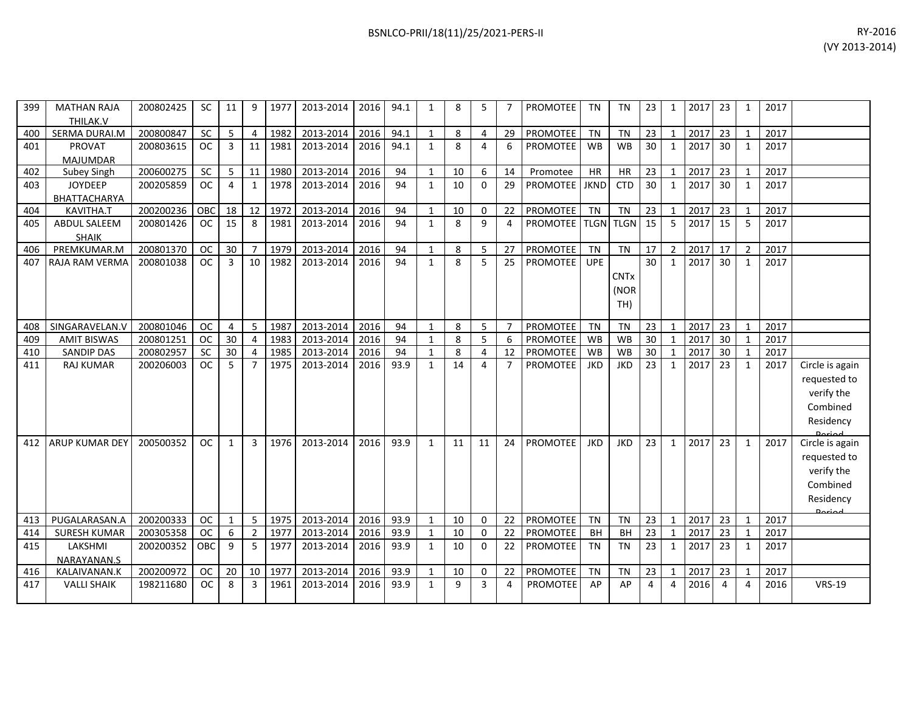| 399 | MATHAN RAJA THILAK.V | 200802425 | SC | 11 | 9 | 1977 | 2013-2014 | 2016 | 94.1 | 1 | 8 | 5 | 7 | PROMOTEE | TN | TN | 23 | 1 | 2017 | 23 | 1 | 2017 | |
|---|---|---|---|---|---|---|---|---|---|---|---|---|---|---|---|---|---|---|---|---|---|---|---|
| 400 | SERMA DURAI.M | 200800847 | SC | 5 | 4 | 1982 | 2013-2014 | 2016 | 94.1 | 1 | 8 | 4 | 29 | PROMOTEE | TN | TN | 23 | 1 | 2017 | 23 | 1 | 2017 | |
| 401 | PROVAT MAJUMDAR | 200803615 | OC | 3 | 11 | 1981 | 2013-2014 | 2016 | 94.1 | 1 | 8 | 4 | 6 | PROMOTEE | WB | WB | 30 | 1 | 2017 | 30 | 1 | 2017 | |
| 402 | Subey Singh | 200600275 | SC | 5 | 11 | 1980 | 2013-2014 | 2016 | 94 | 1 | 10 | 6 | 14 | Promotee | HR | HR | 23 | 1 | 2017 | 23 | 1 | 2017 | |
| 403 | JOYDEEP BHATTACHARYA | 200205859 | OC | 4 | 1 | 1978 | 2013-2014 | 2016 | 94 | 1 | 10 | 0 | 29 | PROMOTEE | JKND | CTD | 30 | 1 | 2017 | 30 | 1 | 2017 | |
| 404 | KAVITHA.T | 200200236 | OBC | 18 | 12 | 1972 | 2013-2014 | 2016 | 94 | 1 | 10 | 0 | 22 | PROMOTEE | TN | TN | 23 | 1 | 2017 | 23 | 1 | 2017 | |
| 405 | ABDUL SALEEM SHAIK | 200801426 | OC | 15 | 8 | 1981 | 2013-2014 | 2016 | 94 | 1 | 8 | 9 | 4 | PROMOTEE | TLGN | TLGN | 15 | 5 | 2017 | 15 | 5 | 2017 | |
| 406 | PREMKUMAR.M | 200801370 | OC | 30 | 7 | 1979 | 2013-2014 | 2016 | 94 | 1 | 8 | 5 | 27 | PROMOTEE | TN | TN | 17 | 2 | 2017 | 17 | 2 | 2017 | |
| 407 | RAJA RAM VERMA | 200801038 | OC | 3 | 10 | 1982 | 2013-2014 | 2016 | 94 | 1 | 8 | 5 | 25 | PROMOTEE | UPE | CNTx (NORTH) | 30 | 1 | 2017 | 30 | 1 | 2017 | |
| 408 | SINGARAVELAN.V | 200801046 | OC | 4 | 5 | 1987 | 2013-2014 | 2016 | 94 | 1 | 8 | 5 | 7 | PROMOTEE | TN | TN | 23 | 1 | 2017 | 23 | 1 | 2017 | |
| 409 | AMIT BISWAS | 200801251 | OC | 30 | 4 | 1983 | 2013-2014 | 2016 | 94 | 1 | 8 | 5 | 6 | PROMOTEE | WB | WB | 30 | 1 | 2017 | 30 | 1 | 2017 | |
| 410 | SANDIP DAS | 200802957 | SC | 30 | 4 | 1985 | 2013-2014 | 2016 | 94 | 1 | 8 | 4 | 12 | PROMOTEE | WB | WB | 30 | 1 | 2017 | 30 | 1 | 2017 | |
| 411 | RAJ KUMAR | 200206003 | OC | 5 | 7 | 1975 | 2013-2014 | 2016 | 93.9 | 1 | 14 | 4 | 7 | PROMOTEE | JKD | JKD | 23 | 1 | 2017 | 23 | 1 | 2017 | Circle is again requested to verify the Combined Residency Period |
| 412 | ARUP KUMAR DEY | 200500352 | OC | 1 | 3 | 1976 | 2013-2014 | 2016 | 93.9 | 1 | 11 | 11 | 24 | PROMOTEE | JKD | JKD | 23 | 1 | 2017 | 23 | 1 | 2017 | Circle is again requested to verify the Combined Residency Period |
| 413 | PUGALARASAN.A | 200200333 | OC | 1 | 5 | 1975 | 2013-2014 | 2016 | 93.9 | 1 | 10 | 0 | 22 | PROMOTEE | TN | TN | 23 | 1 | 2017 | 23 | 1 | 2017 | |
| 414 | SURESH KUMAR | 200305358 | OC | 6 | 2 | 1977 | 2013-2014 | 2016 | 93.9 | 1 | 10 | 0 | 22 | PROMOTEE | BH | BH | 23 | 1 | 2017 | 23 | 1 | 2017 | |
| 415 | LAKSHMI NARAYANAN.S | 200200352 | OBC | 9 | 5 | 1977 | 2013-2014 | 2016 | 93.9 | 1 | 10 | 0 | 22 | PROMOTEE | TN | TN | 23 | 1 | 2017 | 23 | 1 | 2017 | |
| 416 | KALAIVANAN.K | 200200972 | OC | 20 | 10 | 1977 | 2013-2014 | 2016 | 93.9 | 1 | 10 | 0 | 22 | PROMOTEE | TN | TN | 23 | 1 | 2017 | 23 | 1 | 2017 | |
| 417 | VALLI SHAIK | 198211680 | OC | 8 | 3 | 1961 | 2013-2014 | 2016 | 93.9 | 1 | 9 | 3 | 4 | PROMOTEE | AP | AP | 4 | 4 | 2016 | 4 | 4 | 2016 | VRS-19 |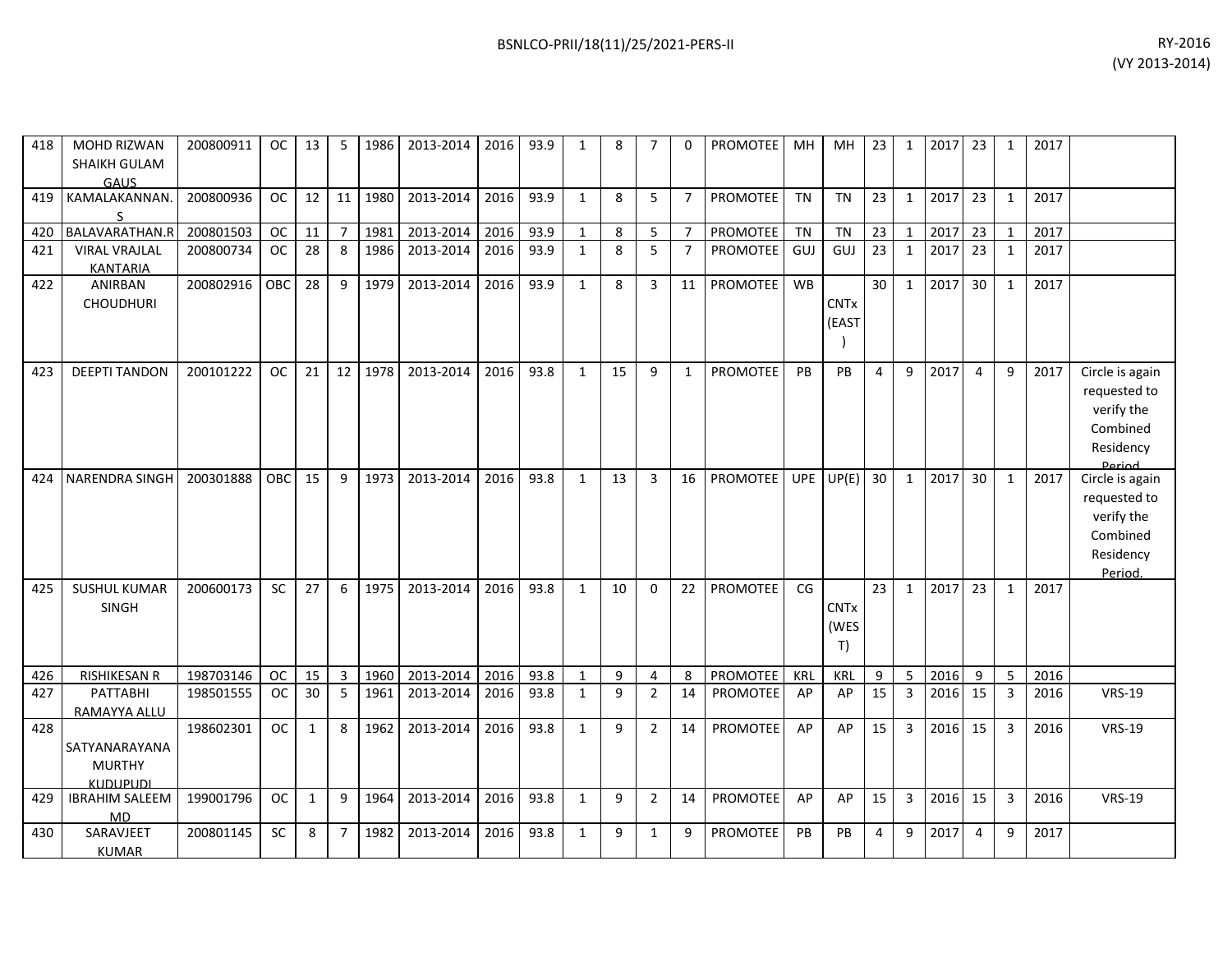| 418 | MOHD RIZWAN SHAIKH GULAM GAUS | 200800911 | OC | 13 | 5 | 1986 | 2013-2014 | 2016 | 93.9 | 1 | 8 | 7 | 0 | PROMOTEE | MH | MH | 23 | 1 | 2017 | 23 | 1 | 2017 | |
|---|---|---|---|---|---|---|---|---|---|---|---|---|---|---|---|---|---|---|---|---|---|---|---|
| 419 | KAMALAKANNAN. S | 200800936 | OC | 12 | 11 | 1980 | 2013-2014 | 2016 | 93.9 | 1 | 8 | 5 | 7 | PROMOTEE | TN | TN | 23 | 1 | 2017 | 23 | 1 | 2017 | |
| 420 | BALAVARATHAN.R | 200801503 | OC | 11 | 7 | 1981 | 2013-2014 | 2016 | 93.9 | 1 | 8 | 5 | 7 | PROMOTEE | TN | TN | 23 | 1 | 2017 | 23 | 1 | 2017 | |
| 421 | VIRAL VRAJLAL KANTARIA | 200800734 | OC | 28 | 8 | 1986 | 2013-2014 | 2016 | 93.9 | 1 | 8 | 5 | 7 | PROMOTEE | GUJ | GUJ | 23 | 1 | 2017 | 23 | 1 | 2017 | |
| 422 | ANIRBAN CHOUDHURI | 200802916 | OBC | 28 | 9 | 1979 | 2013-2014 | 2016 | 93.9 | 1 | 8 | 3 | 11 | PROMOTEE | WB | CNTx (EAST) | 30 | 1 | 2017 | 30 | 1 | 2017 | |
| 423 | DEEPTI TANDON | 200101222 | OC | 21 | 12 | 1978 | 2013-2014 | 2016 | 93.8 | 1 | 15 | 9 | 1 | PROMOTEE | PB | PB | 4 | 9 | 2017 | 4 | 9 | 2017 | Circle is again requested to verify the Combined Residency Period |
| 424 | NARENDRA SINGH | 200301888 | OBC | 15 | 9 | 1973 | 2013-2014 | 2016 | 93.8 | 1 | 13 | 3 | 16 | PROMOTEE | UPE | UP(E) | 30 | 1 | 2017 | 30 | 1 | 2017 | Circle is again requested to verify the Combined Residency Period. |
| 425 | SUSHUL KUMAR SINGH | 200600173 | SC | 27 | 6 | 1975 | 2013-2014 | 2016 | 93.8 | 1 | 10 | 0 | 22 | PROMOTEE | CG | CNTx (WEST) | 23 | 1 | 2017 | 23 | 1 | 2017 | |
| 426 | RISHIKESAN R | 198703146 | OC | 15 | 3 | 1960 | 2013-2014 | 2016 | 93.8 | 1 | 9 | 4 | 8 | PROMOTEE | KRL | KRL | 9 | 5 | 2016 | 9 | 5 | 2016 | |
| 427 | PATTABHI RAMAYYA ALLU | 198501555 | OC | 30 | 5 | 1961 | 2013-2014 | 2016 | 93.8 | 1 | 9 | 2 | 14 | PROMOTEE | AP | AP | 15 | 3 | 2016 | 15 | 3 | 2016 | VRS-19 |
| 428 | SATYANARAYANA MURTHY KUDUPUDI | 198602301 | OC | 1 | 8 | 1962 | 2013-2014 | 2016 | 93.8 | 1 | 9 | 2 | 14 | PROMOTEE | AP | AP | 15 | 3 | 2016 | 15 | 3 | 2016 | VRS-19 |
| 429 | IBRAHIM SALEEM MD | 199001796 | OC | 1 | 9 | 1964 | 2013-2014 | 2016 | 93.8 | 1 | 9 | 2 | 14 | PROMOTEE | AP | AP | 15 | 3 | 2016 | 15 | 3 | 2016 | VRS-19 |
| 430 | SARAVJEET KUMAR | 200801145 | SC | 8 | 7 | 1982 | 2013-2014 | 2016 | 93.8 | 1 | 9 | 1 | 9 | PROMOTEE | PB | PB | 4 | 9 | 2017 | 4 | 9 | 2017 | |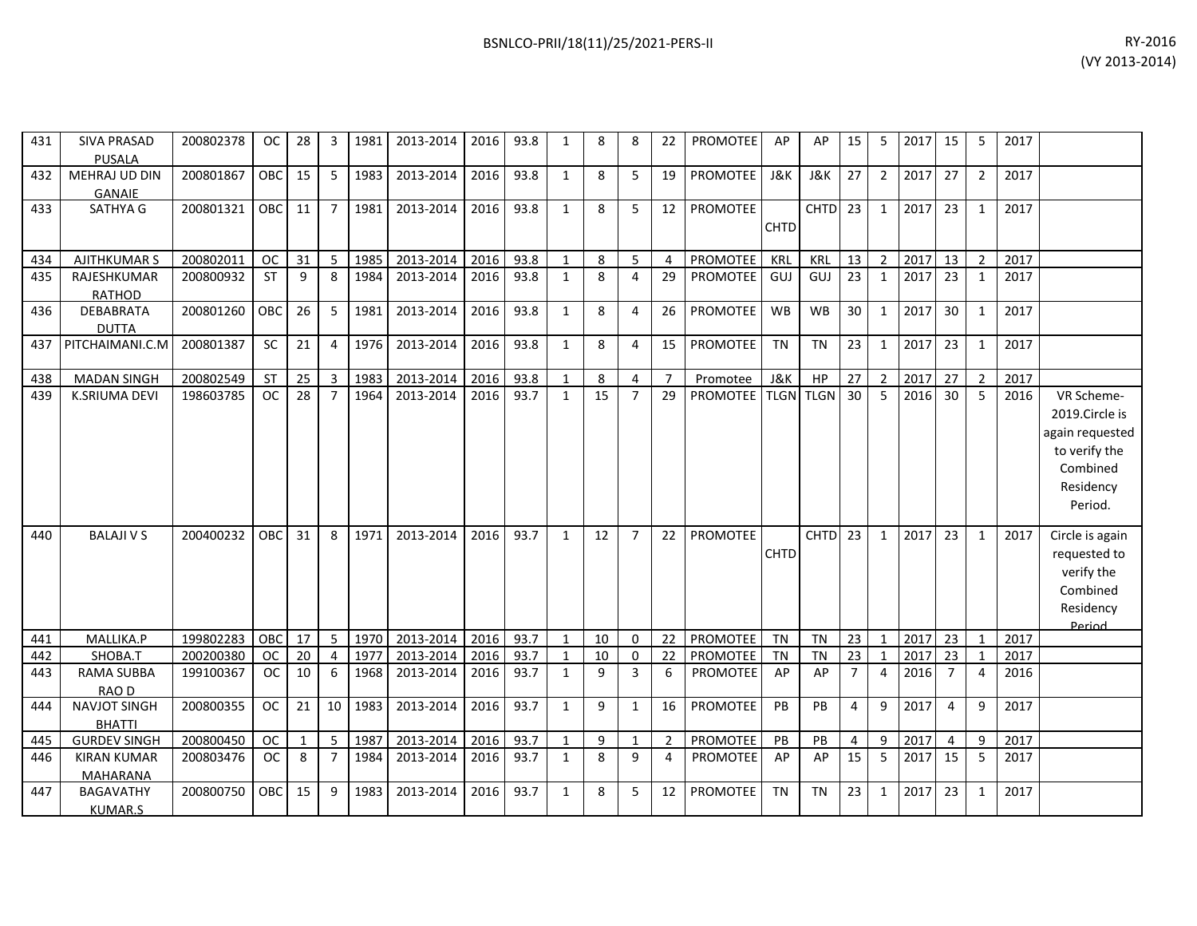| | | | | | | | | | | | | | | | | | | | | | | | | |
|---|---|---|---|---|---|---|---|---|---|---|---|---|---|---|---|---|---|---|---|---|---|---|---|---|
| 431 | SIVA PRASAD PUSALA | 200802378 | OC | 28 | 3 | 1981 | 2013-2014 | 2016 | 93.8 | 1 | 8 | 8 | 22 | PROMOTEE | AP | AP | 15 | 5 | 2017 | 15 | 5 | 2017 | |
| 432 | MEHRAJ UD DIN GANAIE | 200801867 | OBC | 15 | 5 | 1983 | 2013-2014 | 2016 | 93.8 | 1 | 8 | 5 | 19 | PROMOTEE | J&K | J&K | 27 | 2 | 2017 | 27 | 2 | 2017 | |
| 433 | SATHYA G | 200801321 | OBC | 11 | 7 | 1981 | 2013-2014 | 2016 | 93.8 | 1 | 8 | 5 | 12 | PROMOTEE | CHTD | CHTD | 23 | 1 | 2017 | 23 | 1 | 2017 | |
| 434 | AJITHKUMAR S | 200802011 | OC | 31 | 5 | 1985 | 2013-2014 | 2016 | 93.8 | 1 | 8 | 5 | 4 | PROMOTEE | KRL | KRL | 13 | 2 | 2017 | 13 | 2 | 2017 | |
| 435 | RAJESHKUMAR RATHOD | 200800932 | ST | 9 | 8 | 1984 | 2013-2014 | 2016 | 93.8 | 1 | 8 | 4 | 29 | PROMOTEE | GUJ | GUJ | 23 | 1 | 2017 | 23 | 1 | 2017 | |
| 436 | DEBABRATA DUTTA | 200801260 | OBC | 26 | 5 | 1981 | 2013-2014 | 2016 | 93.8 | 1 | 8 | 4 | 26 | PROMOTEE | WB | WB | 30 | 1 | 2017 | 30 | 1 | 2017 | |
| 437 | PITCHAIMANI.C.M | 200801387 | SC | 21 | 4 | 1976 | 2013-2014 | 2016 | 93.8 | 1 | 8 | 4 | 15 | PROMOTEE | TN | TN | 23 | 1 | 2017 | 23 | 1 | 2017 | |
| 438 | MADAN SINGH | 200802549 | ST | 25 | 3 | 1983 | 2013-2014 | 2016 | 93.8 | 1 | 8 | 4 | 7 | Promotee | J&K | HP | 27 | 2 | 2017 | 27 | 2 | 2017 | |
| 439 | K.SRIUMA DEVI | 198603785 | OC | 28 | 7 | 1964 | 2013-2014 | 2016 | 93.7 | 1 | 15 | 7 | 29 | PROMOTEE | TLGN | TLGN | 30 | 5 | 2016 | 30 | 5 | 2016 | VR Scheme-2019.Circle is again requested to verify the Combined Residency Period. |
| 440 | BALAJI V S | 200400232 | OBC | 31 | 8 | 1971 | 2013-2014 | 2016 | 93.7 | 1 | 12 | 7 | 22 | PROMOTEE | CHTD | CHTD | 23 | 1 | 2017 | 23 | 1 | 2017 | Circle is again requested to verify the Combined Residency Period |
| 441 | MALLIKA.P | 199802283 | OBC | 17 | 5 | 1970 | 2013-2014 | 2016 | 93.7 | 1 | 10 | 0 | 22 | PROMOTEE | TN | TN | 23 | 1 | 2017 | 23 | 1 | 2017 | |
| 442 | SHOBA.T | 200200380 | OC | 20 | 4 | 1977 | 2013-2014 | 2016 | 93.7 | 1 | 10 | 0 | 22 | PROMOTEE | TN | TN | 23 | 1 | 2017 | 23 | 1 | 2017 | |
| 443 | RAMA SUBBA RAO D | 199100367 | OC | 10 | 6 | 1968 | 2013-2014 | 2016 | 93.7 | 1 | 9 | 3 | 6 | PROMOTEE | AP | AP | 7 | 4 | 2016 | 7 | 4 | 2016 | |
| 444 | NAVJOT SINGH BHATTI | 200800355 | OC | 21 | 10 | 1983 | 2013-2014 | 2016 | 93.7 | 1 | 9 | 1 | 16 | PROMOTEE | PB | PB | 4 | 9 | 2017 | 4 | 9 | 2017 | |
| 445 | GURDEV SINGH | 200800450 | OC | 1 | 5 | 1987 | 2013-2014 | 2016 | 93.7 | 1 | 9 | 1 | 2 | PROMOTEE | PB | PB | 4 | 9 | 2017 | 4 | 9 | 2017 | |
| 446 | KIRAN KUMAR MAHARANA | 200803476 | OC | 8 | 7 | 1984 | 2013-2014 | 2016 | 93.7 | 1 | 8 | 9 | 4 | PROMOTEE | AP | AP | 15 | 5 | 2017 | 15 | 5 | 2017 | |
| 447 | BAGAVATHY KUMAR.S | 200800750 | OBC | 15 | 9 | 1983 | 2013-2014 | 2016 | 93.7 | 1 | 8 | 5 | 12 | PROMOTEE | TN | TN | 23 | 1 | 2017 | 23 | 1 | 2017 | |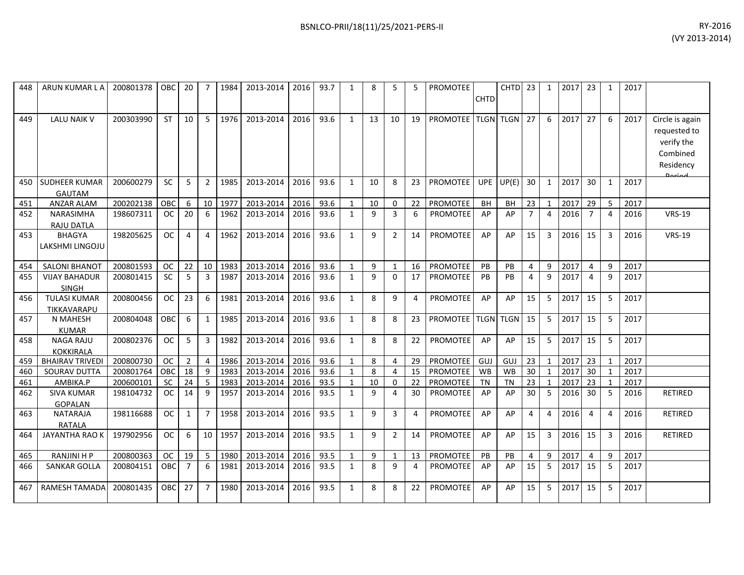| 448 | ARUN KUMAR L A | 200801378 | OBC | 20 | 7 | 1984 | 2013-2014 | 2016 | 93.7 | 1 | 8 | 5 | 5 | PROMOTEE | CHTD | CHTD | 23 | 1 | 2017 | 23 | 1 | 2017 | |
|---|---|---|---|---|---|---|---|---|---|---|---|---|---|---|---|---|---|---|---|---|---|---|---|
| 449 | LALU NAIK V | 200303990 | ST | 10 | 5 | 1976 | 2013-2014 | 2016 | 93.6 | 1 | 13 | 10 | 19 | PROMOTEE | TLGN | TLGN | 27 | 6 | 2017 | 27 | 6 | 2017 | Circle is again requested to verify the Combined Residency Period |
| 450 | SUDHEER KUMAR GAUTAM | 200600279 | SC | 5 | 2 | 1985 | 2013-2014 | 2016 | 93.6 | 1 | 10 | 8 | 23 | PROMOTEE | UPE | UP(E) | 30 | 1 | 2017 | 30 | 1 | 2017 | |
| 451 | ANZAR ALAM | 200202138 | OBC | 6 | 10 | 1977 | 2013-2014 | 2016 | 93.6 | 1 | 10 | 0 | 22 | PROMOTEE | BH | BH | 23 | 1 | 2017 | 29 | 5 | 2017 | |
| 452 | NARASIMHA RAJU DATLA | 198607311 | OC | 20 | 6 | 1962 | 2013-2014 | 2016 | 93.6 | 1 | 9 | 3 | 6 | PROMOTEE | AP | AP | 7 | 4 | 2016 | 7 | 4 | 2016 | VRS-19 |
| 453 | BHAGYA LAKSHMI LINGOJU | 198205625 | OC | 4 | 4 | 1962 | 2013-2014 | 2016 | 93.6 | 1 | 9 | 2 | 14 | PROMOTEE | AP | AP | 15 | 3 | 2016 | 15 | 3 | 2016 | VRS-19 |
| 454 | SALONI BHANOT | 200801593 | OC | 22 | 10 | 1983 | 2013-2014 | 2016 | 93.6 | 1 | 9 | 1 | 16 | PROMOTEE | PB | PB | 4 | 9 | 2017 | 4 | 9 | 2017 | |
| 455 | VIJAY BAHADUR SINGH | 200801415 | SC | 5 | 3 | 1987 | 2013-2014 | 2016 | 93.6 | 1 | 9 | 0 | 17 | PROMOTEE | PB | PB | 4 | 9 | 2017 | 4 | 9 | 2017 | |
| 456 | TULASI KUMAR TIKKAVARAPU | 200800456 | OC | 23 | 6 | 1981 | 2013-2014 | 2016 | 93.6 | 1 | 8 | 9 | 4 | PROMOTEE | AP | AP | 15 | 5 | 2017 | 15 | 5 | 2017 | |
| 457 | N MAHESH KUMAR | 200804048 | OBC | 6 | 1 | 1985 | 2013-2014 | 2016 | 93.6 | 1 | 8 | 8 | 23 | PROMOTEE | TLGN | TLGN | 15 | 5 | 2017 | 15 | 5 | 2017 | |
| 458 | NAGA RAJU KOKKIRALA | 200802376 | OC | 5 | 3 | 1982 | 2013-2014 | 2016 | 93.6 | 1 | 8 | 8 | 22 | PROMOTEE | AP | AP | 15 | 5 | 2017 | 15 | 5 | 2017 | |
| 459 | BHAIRAV TRIVEDI | 200800730 | OC | 2 | 4 | 1986 | 2013-2014 | 2016 | 93.6 | 1 | 8 | 4 | 29 | PROMOTEE | GUJ | GUJ | 23 | 1 | 2017 | 23 | 1 | 2017 | |
| 460 | SOURAV DUTTA | 200801764 | OBC | 18 | 9 | 1983 | 2013-2014 | 2016 | 93.6 | 1 | 8 | 4 | 15 | PROMOTEE | WB | WB | 30 | 1 | 2017 | 30 | 1 | 2017 | |
| 461 | AMBIKA.P | 200600101 | SC | 24 | 5 | 1983 | 2013-2014 | 2016 | 93.5 | 1 | 10 | 0 | 22 | PROMOTEE | TN | TN | 23 | 1 | 2017 | 23 | 1 | 2017 | |
| 462 | SIVA KUMAR GOPALAN | 198104732 | OC | 14 | 9 | 1957 | 2013-2014 | 2016 | 93.5 | 1 | 9 | 4 | 30 | PROMOTEE | AP | AP | 30 | 5 | 2016 | 30 | 5 | 2016 | RETIRED |
| 463 | NATARAJA RATALA | 198116688 | OC | 1 | 7 | 1958 | 2013-2014 | 2016 | 93.5 | 1 | 9 | 3 | 4 | PROMOTEE | AP | AP | 4 | 4 | 2016 | 4 | 4 | 2016 | RETIRED |
| 464 | JAYANTHA RAO K | 197902956 | OC | 6 | 10 | 1957 | 2013-2014 | 2016 | 93.5 | 1 | 9 | 2 | 14 | PROMOTEE | AP | AP | 15 | 3 | 2016 | 15 | 3 | 2016 | RETIRED |
| 465 | RANJINI H P | 200800363 | OC | 19 | 5 | 1980 | 2013-2014 | 2016 | 93.5 | 1 | 9 | 1 | 13 | PROMOTEE | PB | PB | 4 | 9 | 2017 | 4 | 9 | 2017 | |
| 466 | SANKAR GOLLA | 200804151 | OBC | 7 | 6 | 1981 | 2013-2014 | 2016 | 93.5 | 1 | 8 | 9 | 4 | PROMOTEE | AP | AP | 15 | 5 | 2017 | 15 | 5 | 2017 | |
| 467 | RAMESH TAMADA | 200801435 | OBC | 27 | 7 | 1980 | 2013-2014 | 2016 | 93.5 | 1 | 8 | 8 | 22 | PROMOTEE | AP | AP | 15 | 5 | 2017 | 15 | 5 | 2017 | |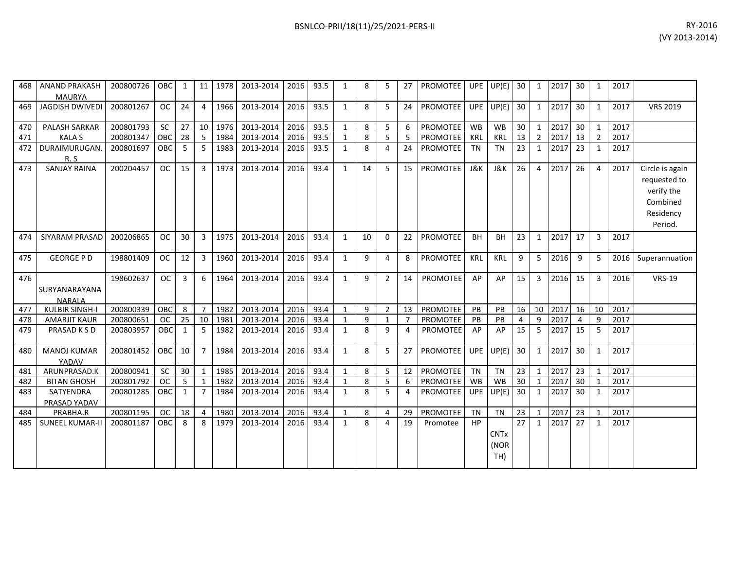| 468 | ANAND PRAKASH MAURYA | 200800726 | OBC | 1 | 11 | 1978 | 2013-2014 | 2016 | 93.5 | 1 | 8 | 5 | 27 | PROMOTEE | UPE | UP(E) | 30 | 1 | 2017 | 30 | 1 | 2017 | |
|---|---|---|---|---|---|---|---|---|---|---|---|---|---|---|---|---|---|---|---|---|---|---|---|
| 469 | JAGDISH DWIVEDI | 200801267 | OC | 24 | 4 | 1966 | 2013-2014 | 2016 | 93.5 | 1 | 8 | 5 | 24 | PROMOTEE | UPE | UP(E) | 30 | 1 | 2017 | 30 | 1 | 2017 | VRS 2019 |
| 470 | PALASH SARKAR | 200801793 | SC | 27 | 10 | 1976 | 2013-2014 | 2016 | 93.5 | 1 | 8 | 5 | 6 | PROMOTEE | WB | WB | 30 | 1 | 2017 | 30 | 1 | 2017 | |
| 471 | KALA S | 200801347 | OBC | 28 | 5 | 1984 | 2013-2014 | 2016 | 93.5 | 1 | 8 | 5 | 5 | PROMOTEE | KRL | KRL | 13 | 2 | 2017 | 13 | 2 | 2017 | |
| 472 | DURAIMURUGAN. R. S | 200801697 | OBC | 5 | 5 | 1983 | 2013-2014 | 2016 | 93.5 | 1 | 8 | 4 | 24 | PROMOTEE | TN | TN | 23 | 1 | 2017 | 23 | 1 | 2017 | |
| 473 | SANJAY RAINA | 200204457 | OC | 15 | 3 | 1973 | 2013-2014 | 2016 | 93.4 | 1 | 14 | 5 | 15 | PROMOTEE | J&K | J&K | 26 | 4 | 2017 | 26 | 4 | 2017 | Circle is again requested to verify the Combined Residency Period. |
| 474 | SIYARAM PRASAD | 200206865 | OC | 30 | 3 | 1975 | 2013-2014 | 2016 | 93.4 | 1 | 10 | 0 | 22 | PROMOTEE | BH | BH | 23 | 1 | 2017 | 17 | 3 | 2017 | |
| 475 | GEORGE P D | 198801409 | OC | 12 | 3 | 1960 | 2013-2014 | 2016 | 93.4 | 1 | 9 | 4 | 8 | PROMOTEE | KRL | KRL | 9 | 5 | 2016 | 9 | 5 | 2016 | Superannuation |
| 476 | SURYANARAYANA NARALA | 198602637 | OC | 3 | 6 | 1964 | 2013-2014 | 2016 | 93.4 | 1 | 9 | 2 | 14 | PROMOTEE | AP | AP | 15 | 3 | 2016 | 15 | 3 | 2016 | VRS-19 |
| 477 | KULBIR SINGH-I | 200800339 | OBC | 8 | 7 | 1982 | 2013-2014 | 2016 | 93.4 | 1 | 9 | 2 | 13 | PROMOTEE | PB | PB | 16 | 10 | 2017 | 16 | 10 | 2017 | |
| 478 | AMARJIT KAUR | 200800651 | OC | 25 | 10 | 1981 | 2013-2014 | 2016 | 93.4 | 1 | 9 | 1 | 7 | PROMOTEE | PB | PB | 4 | 9 | 2017 | 4 | 9 | 2017 | |
| 479 | PRASAD K S D | 200803957 | OBC | 1 | 5 | 1982 | 2013-2014 | 2016 | 93.4 | 1 | 8 | 9 | 4 | PROMOTEE | AP | AP | 15 | 5 | 2017 | 15 | 5 | 2017 | |
| 480 | MANOJ KUMAR YADAV | 200801452 | OBC | 10 | 7 | 1984 | 2013-2014 | 2016 | 93.4 | 1 | 8 | 5 | 27 | PROMOTEE | UPE | UP(E) | 30 | 1 | 2017 | 30 | 1 | 2017 | |
| 481 | ARUNPRASAD.K | 200800941 | SC | 30 | 1 | 1985 | 2013-2014 | 2016 | 93.4 | 1 | 8 | 5 | 12 | PROMOTEE | TN | TN | 23 | 1 | 2017 | 23 | 1 | 2017 | |
| 482 | BITAN GHOSH | 200801792 | OC | 5 | 1 | 1982 | 2013-2014 | 2016 | 93.4 | 1 | 8 | 5 | 6 | PROMOTEE | WB | WB | 30 | 1 | 2017 | 30 | 1 | 2017 | |
| 483 | SATYENDRA PRASAD YADAV | 200801285 | OBC | 1 | 7 | 1984 | 2013-2014 | 2016 | 93.4 | 1 | 8 | 5 | 4 | PROMOTEE | UPE | UP(E) | 30 | 1 | 2017 | 30 | 1 | 2017 | |
| 484 | PRABHA.R | 200801195 | OC | 18 | 4 | 1980 | 2013-2014 | 2016 | 93.4 | 1 | 8 | 4 | 29 | PROMOTEE | TN | TN | 23 | 1 | 2017 | 23 | 1 | 2017 | |
| 485 | SUNEEL KUMAR-II | 200801187 | OBC | 8 | 8 | 1979 | 2013-2014 | 2016 | 93.4 | 1 | 8 | 4 | 19 | Promotee | HP | CNTx (NORTH) | 27 | 1 | 2017 | 27 | 1 | 2017 | |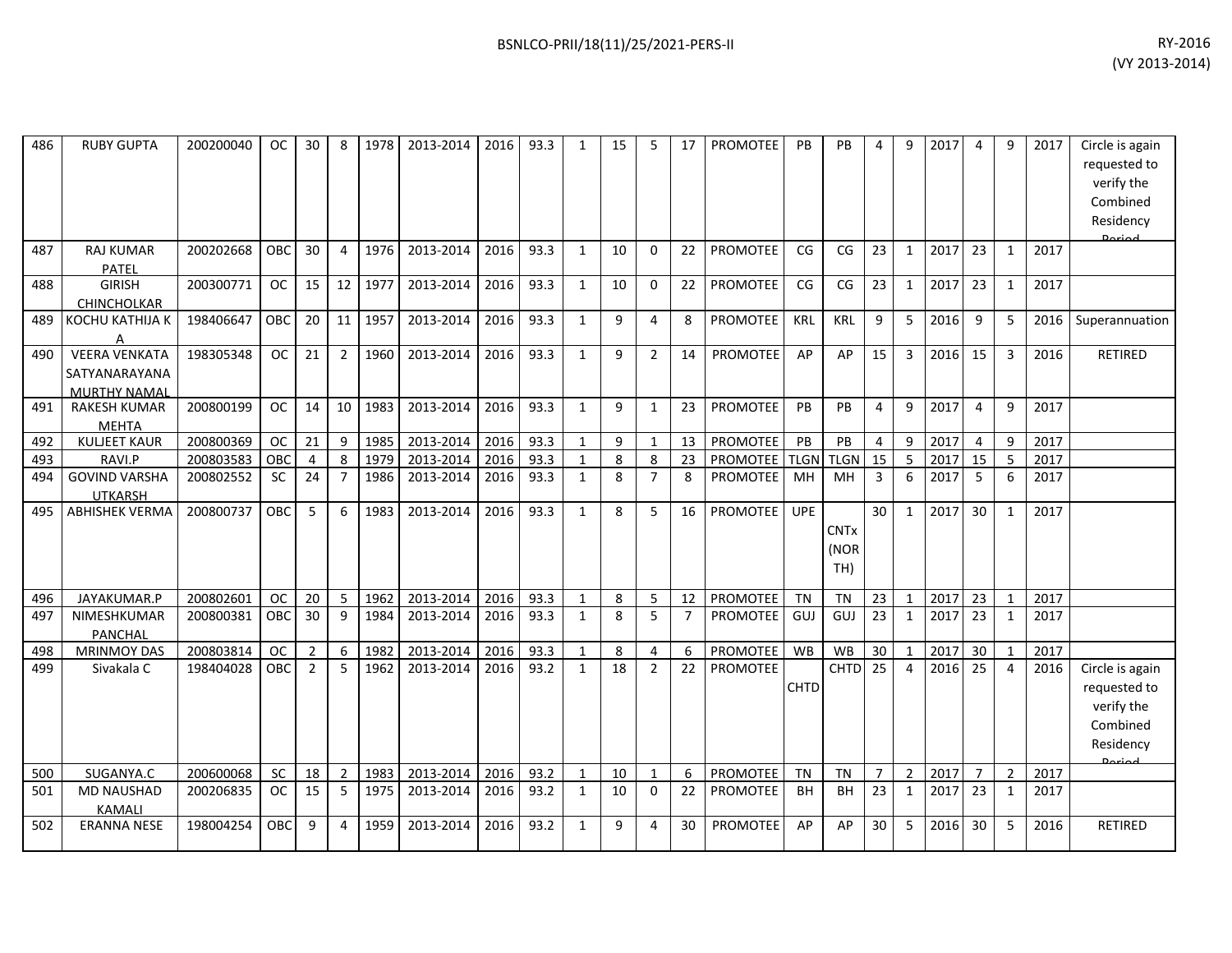| 486 | RUBY GUPTA | 200200040 | OC | 30 | 8 | 1978 | 2013-2014 | 2016 | 93.3 | 1 | 15 | 5 | 17 | PROMOTEE | PB | PB | 4 | 9 | 2017 | 4 | 9 | 2017 | Circle is again requested to verify the Combined Residency Period |
|---|---|---|---|---|---|---|---|---|---|---|---|---|---|---|---|---|---|---|---|---|---|---|---|
| 487 | RAJ KUMAR PATEL | 200202668 | OBC | 30 | 4 | 1976 | 2013-2014 | 2016 | 93.3 | 1 | 10 | 0 | 22 | PROMOTEE | CG | CG | 23 | 1 | 2017 | 23 | 1 | 2017 | |
| 488 | GIRISH CHINCHOLKAR | 200300771 | OC | 15 | 12 | 1977 | 2013-2014 | 2016 | 93.3 | 1 | 10 | 0 | 22 | PROMOTEE | CG | CG | 23 | 1 | 2017 | 23 | 1 | 2017 | |
| 489 | KOCHU KATHIJA K A | 198406647 | OBC | 20 | 11 | 1957 | 2013-2014 | 2016 | 93.3 | 1 | 9 | 4 | 8 | PROMOTEE | KRL | KRL | 9 | 5 | 2016 | 9 | 5 | 2016 | Superannuation |
| 490 | VEERA VENKATA SATYANARAYANA MURTHY NAMAL | 198305348 | OC | 21 | 2 | 1960 | 2013-2014 | 2016 | 93.3 | 1 | 9 | 2 | 14 | PROMOTEE | AP | AP | 15 | 3 | 2016 | 15 | 3 | 2016 | RETIRED |
| 491 | RAKESH KUMAR MEHTA | 200800199 | OC | 14 | 10 | 1983 | 2013-2014 | 2016 | 93.3 | 1 | 9 | 1 | 23 | PROMOTEE | PB | PB | 4 | 9 | 2017 | 4 | 9 | 2017 | |
| 492 | KULJEET KAUR | 200800369 | OC | 21 | 9 | 1985 | 2013-2014 | 2016 | 93.3 | 1 | 9 | 1 | 13 | PROMOTEE | PB | PB | 4 | 9 | 2017 | 4 | 9 | 2017 | |
| 493 | RAVI.P | 200803583 | OBC | 4 | 8 | 1979 | 2013-2014 | 2016 | 93.3 | 1 | 8 | 8 | 23 | PROMOTEE | TLGN | TLGN | 15 | 5 | 2017 | 15 | 5 | 2017 | |
| 494 | GOVIND VARSHA UTKARSH | 200802552 | SC | 24 | 7 | 1986 | 2013-2014 | 2016 | 93.3 | 1 | 8 | 7 | 8 | PROMOTEE | MH | MH | 3 | 6 | 2017 | 5 | 6 | 2017 | |
| 495 | ABHISHEK VERMA | 200800737 | OBC | 5 | 6 | 1983 | 2013-2014 | 2016 | 93.3 | 1 | 8 | 5 | 16 | PROMOTEE | UPE | CNTx (NORTH) | 30 | 1 | 2017 | 30 | 1 | 2017 | |
| 496 | JAYAKUMAR.P | 200802601 | OC | 20 | 5 | 1962 | 2013-2014 | 2016 | 93.3 | 1 | 8 | 5 | 12 | PROMOTEE | TN | TN | 23 | 1 | 2017 | 23 | 1 | 2017 | |
| 497 | NIMESHKUMAR PANCHAL | 200800381 | OBC | 30 | 9 | 1984 | 2013-2014 | 2016 | 93.3 | 1 | 8 | 5 | 7 | PROMOTEE | GUJ | GUJ | 23 | 1 | 2017 | 23 | 1 | 2017 | |
| 498 | MRINMOY DAS | 200803814 | OC | 2 | 6 | 1982 | 2013-2014 | 2016 | 93.3 | 1 | 8 | 4 | 6 | PROMOTEE | WB | WB | 30 | 1 | 2017 | 30 | 1 | 2017 | |
| 499 | Sivakala C | 198404028 | OBC | 2 | 5 | 1962 | 2013-2014 | 2016 | 93.2 | 1 | 18 | 2 | 22 | PROMOTEE | CHTD | CHTD | 25 | 4 | 2016 | 25 | 4 | 2016 | Circle is again requested to verify the Combined Residency Period |
| 500 | SUGANYA.C | 200600068 | SC | 18 | 2 | 1983 | 2013-2014 | 2016 | 93.2 | 1 | 10 | 1 | 6 | PROMOTEE | TN | TN | 7 | 2 | 2017 | 7 | 2 | 2017 | |
| 501 | MD NAUSHAD KAMALI | 200206835 | OC | 15 | 5 | 1975 | 2013-2014 | 2016 | 93.2 | 1 | 10 | 0 | 22 | PROMOTEE | BH | BH | 23 | 1 | 2017 | 23 | 1 | 2017 | |
| 502 | ERANNA NESE | 198004254 | OBC | 9 | 4 | 1959 | 2013-2014 | 2016 | 93.2 | 1 | 9 | 4 | 30 | PROMOTEE | AP | AP | 30 | 5 | 2016 | 30 | 5 | 2016 | RETIRED |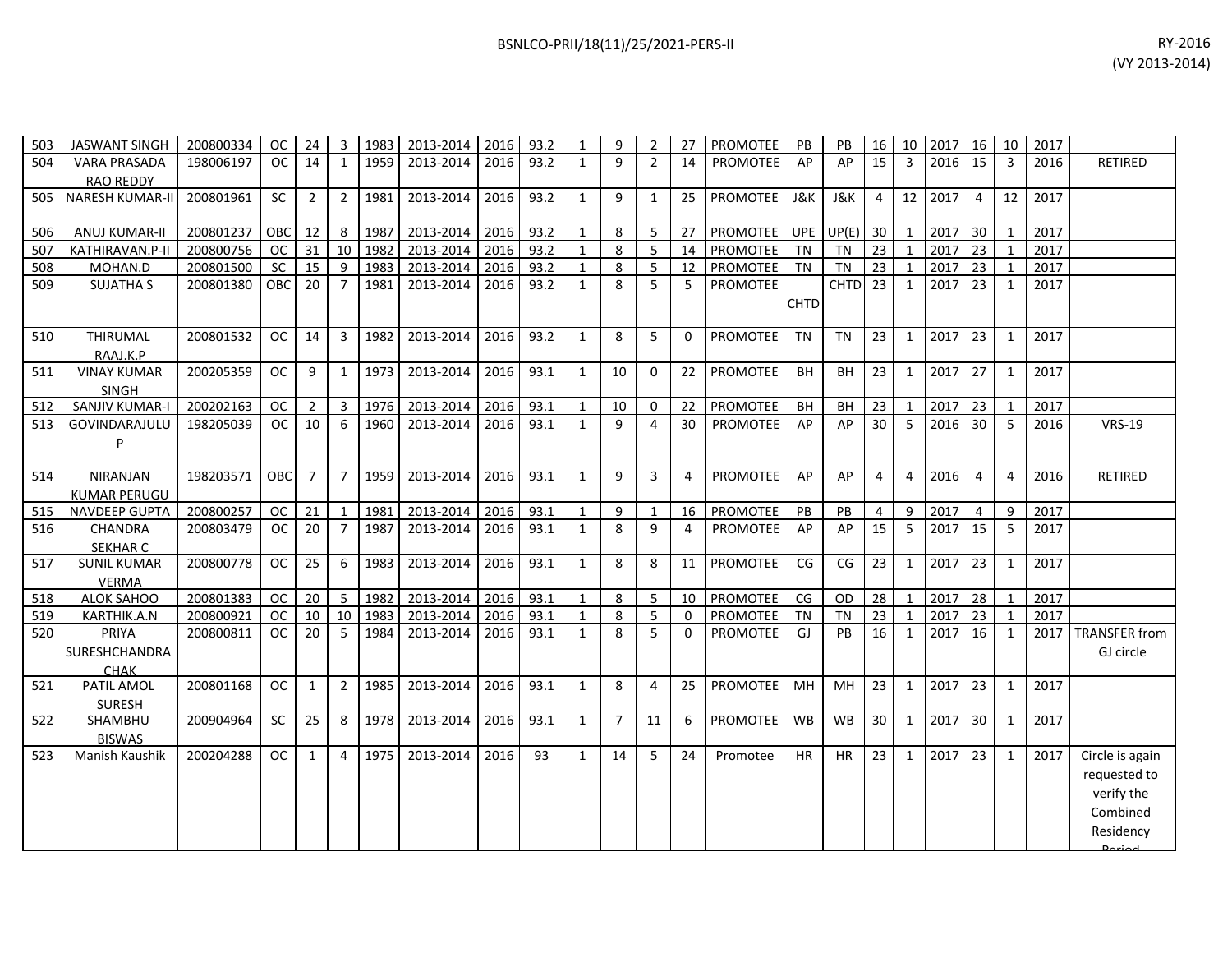| 503 | JASWANT SINGH | 200800334 | OC | 24 | 3 | 1983 | 2013-2014 | 2016 | 93.2 | 1 | 9 | 2 | 27 | PROMOTEE | PB | PB | 16 | 10 | 2017 | 16 | 10 | 2017 | |
|---|---|---|---|---|---|---|---|---|---|---|---|---|---|---|---|---|---|---|---|---|---|---|---|
| 504 | VARA PRASADA RAO REDDY | 198006197 | OC | 14 | 1 | 1959 | 2013-2014 | 2016 | 93.2 | 1 | 9 | 2 | 14 | PROMOTEE | AP | AP | 15 | 3 | 2016 | 15 | 3 | 2016 | RETIRED |
| 505 | NARESH KUMAR-II | 200801961 | SC | 2 | 2 | 1981 | 2013-2014 | 2016 | 93.2 | 1 | 9 | 1 | 25 | PROMOTEE | J&K | J&K | 4 | 12 | 2017 | 4 | 12 | 2017 | |
| 506 | ANUJ KUMAR-II | 200801237 | OBC | 12 | 8 | 1987 | 2013-2014 | 2016 | 93.2 | 1 | 8 | 5 | 27 | PROMOTEE | UPE | UP(E) | 30 | 1 | 2017 | 30 | 1 | 2017 | |
| 507 | KATHIRAVAN.P-II | 200800756 | OC | 31 | 10 | 1982 | 2013-2014 | 2016 | 93.2 | 1 | 8 | 5 | 14 | PROMOTEE | TN | TN | 23 | 1 | 2017 | 23 | 1 | 2017 | |
| 508 | MOHAN.D | 200801500 | SC | 15 | 9 | 1983 | 2013-2014 | 2016 | 93.2 | 1 | 8 | 5 | 12 | PROMOTEE | TN | TN | 23 | 1 | 2017 | 23 | 1 | 2017 | |
| 509 | SUJATHA S | 200801380 | OBC | 20 | 7 | 1981 | 2013-2014 | 2016 | 93.2 | 1 | 8 | 5 | 5 | PROMOTEE | CHTD | CHTD | 23 | 1 | 2017 | 23 | 1 | 2017 | |
| 510 | THIRUMAL RAAJ.K.P | 200801532 | OC | 14 | 3 | 1982 | 2013-2014 | 2016 | 93.2 | 1 | 8 | 5 | 0 | PROMOTEE | TN | TN | 23 | 1 | 2017 | 23 | 1 | 2017 | |
| 511 | VINAY KUMAR SINGH | 200205359 | OC | 9 | 1 | 1973 | 2013-2014 | 2016 | 93.1 | 1 | 10 | 0 | 22 | PROMOTEE | BH | BH | 23 | 1 | 2017 | 27 | 1 | 2017 | |
| 512 | SANJIV KUMAR-I | 200202163 | OC | 2 | 3 | 1976 | 2013-2014 | 2016 | 93.1 | 1 | 10 | 0 | 22 | PROMOTEE | BH | BH | 23 | 1 | 2017 | 23 | 1 | 2017 | |
| 513 | GOVINDARAJULU P | 198205039 | OC | 10 | 6 | 1960 | 2013-2014 | 2016 | 93.1 | 1 | 9 | 4 | 30 | PROMOTEE | AP | AP | 30 | 5 | 2016 | 30 | 5 | 2016 | VRS-19 |
| 514 | NIRANJAN KUMAR PERUGU | 198203571 | OBC | 7 | 7 | 1959 | 2013-2014 | 2016 | 93.1 | 1 | 9 | 3 | 4 | PROMOTEE | AP | AP | 4 | 4 | 2016 | 4 | 4 | 2016 | RETIRED |
| 515 | NAVDEEP GUPTA | 200800257 | OC | 21 | 1 | 1981 | 2013-2014 | 2016 | 93.1 | 1 | 9 | 1 | 16 | PROMOTEE | PB | PB | 4 | 9 | 2017 | 4 | 9 | 2017 | |
| 516 | CHANDRA SEKHAR C | 200803479 | OC | 20 | 7 | 1987 | 2013-2014 | 2016 | 93.1 | 1 | 8 | 9 | 4 | PROMOTEE | AP | AP | 15 | 5 | 2017 | 15 | 5 | 2017 | |
| 517 | SUNIL KUMAR VERMA | 200800778 | OC | 25 | 6 | 1983 | 2013-2014 | 2016 | 93.1 | 1 | 8 | 8 | 11 | PROMOTEE | CG | CG | 23 | 1 | 2017 | 23 | 1 | 2017 | |
| 518 | ALOK SAHOO | 200801383 | OC | 20 | 5 | 1982 | 2013-2014 | 2016 | 93.1 | 1 | 8 | 5 | 10 | PROMOTEE | CG | OD | 28 | 1 | 2017 | 28 | 1 | 2017 | |
| 519 | KARTHIK.A.N | 200800921 | OC | 10 | 10 | 1983 | 2013-2014 | 2016 | 93.1 | 1 | 8 | 5 | 0 | PROMOTEE | TN | TN | 23 | 1 | 2017 | 23 | 1 | 2017 | |
| 520 | PRIYA SURESHCHANDRA CHAK | 200800811 | OC | 20 | 5 | 1984 | 2013-2014 | 2016 | 93.1 | 1 | 8 | 5 | 0 | PROMOTEE | GJ | PB | 16 | 1 | 2017 | 16 | 1 | 2017 | TRANSFER from GJ circle |
| 521 | PATIL AMOL SURESH | 200801168 | OC | 1 | 2 | 1985 | 2013-2014 | 2016 | 93.1 | 1 | 8 | 4 | 25 | PROMOTEE | MH | MH | 23 | 1 | 2017 | 23 | 1 | 2017 | |
| 522 | SHAMBHU BISWAS | 200904964 | SC | 25 | 8 | 1978 | 2013-2014 | 2016 | 93.1 | 1 | 7 | 11 | 6 | PROMOTEE | WB | WB | 30 | 1 | 2017 | 30 | 1 | 2017 | |
| 523 | Manish Kaushik | 200204288 | OC | 1 | 4 | 1975 | 2013-2014 | 2016 | 93 | 1 | 14 | 5 | 24 | Promotee | HR | HR | 23 | 1 | 2017 | 23 | 1 | 2017 | Circle is again requested to verify the Combined Residency Period |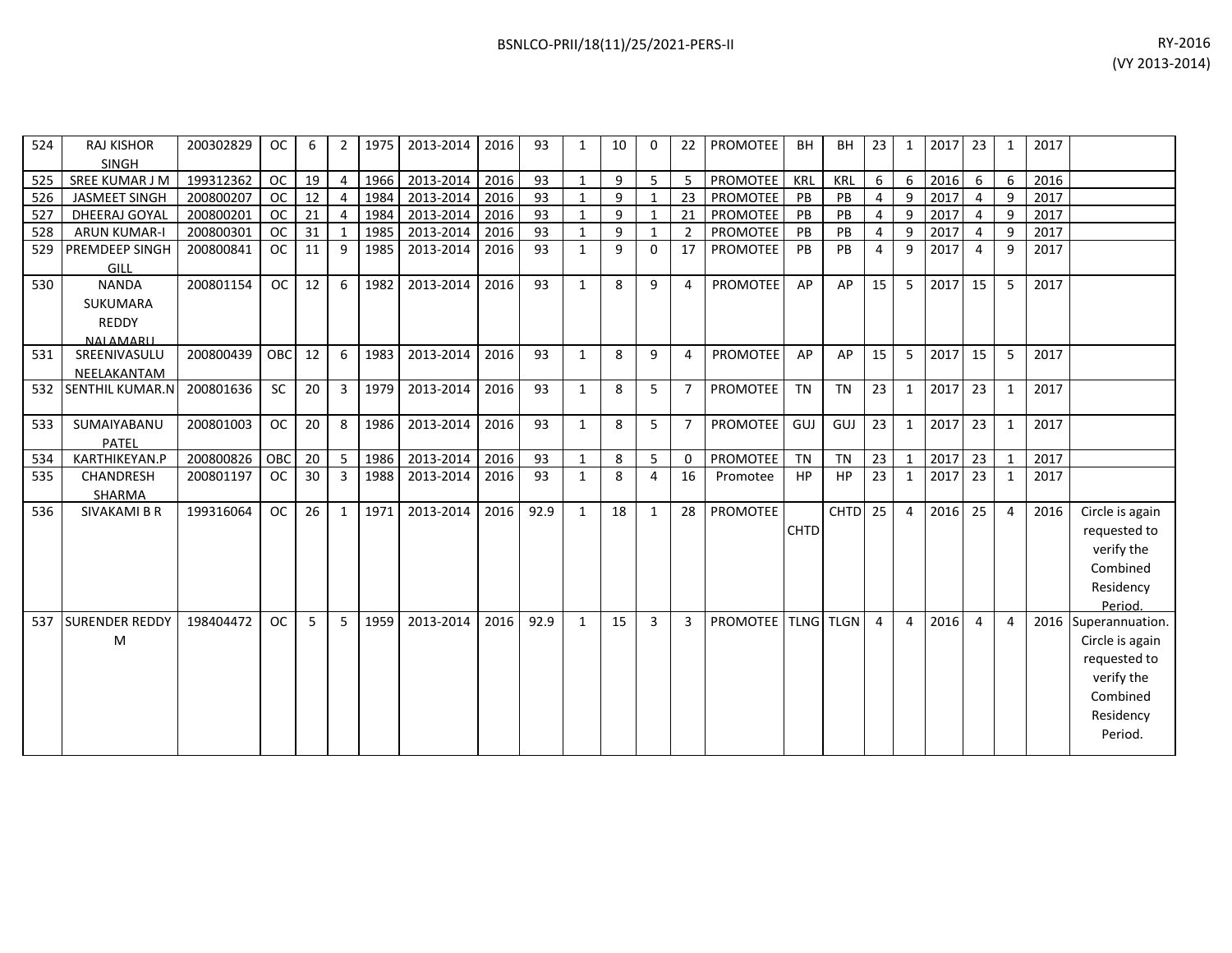| 524 | RAJ KISHOR SINGH | 200302829 | OC | 6 | 2 | 1975 | 2013-2014 | 2016 | 93 | 1 | 10 | 0 | 22 | PROMOTEE | BH | BH | 23 | 1 | 2017 | 23 | 1 | 2017 | |
|---|---|---|---|---|---|---|---|---|---|---|---|---|---|---|---|---|---|---|---|---|---|---|---|
| 525 | SREE KUMAR J M | 199312362 | OC | 19 | 4 | 1966 | 2013-2014 | 2016 | 93 | 1 | 9 | 5 | 5 | PROMOTEE | KRL | KRL | 6 | 6 | 2016 | 6 | 6 | 2016 | |
| 526 | JASMEET SINGH | 200800207 | OC | 12 | 4 | 1984 | 2013-2014 | 2016 | 93 | 1 | 9 | 1 | 23 | PROMOTEE | PB | PB | 4 | 9 | 2017 | 4 | 9 | 2017 | |
| 527 | DHEERAJ GOYAL | 200800201 | OC | 21 | 4 | 1984 | 2013-2014 | 2016 | 93 | 1 | 9 | 1 | 21 | PROMOTEE | PB | PB | 4 | 9 | 2017 | 4 | 9 | 2017 | |
| 528 | ARUN KUMAR-I | 200800301 | OC | 31 | 1 | 1985 | 2013-2014 | 2016 | 93 | 1 | 9 | 1 | 2 | PROMOTEE | PB | PB | 4 | 9 | 2017 | 4 | 9 | 2017 | |
| 529 | PREMDEEP SINGH GILL | 200800841 | OC | 11 | 9 | 1985 | 2013-2014 | 2016 | 93 | 1 | 9 | 0 | 17 | PROMOTEE | PB | PB | 4 | 9 | 2017 | 4 | 9 | 2017 | |
| 530 | NANDA SUKUMARA REDDY NALAMARU | 200801154 | OC | 12 | 6 | 1982 | 2013-2014 | 2016 | 93 | 1 | 8 | 9 | 4 | PROMOTEE | AP | AP | 15 | 5 | 2017 | 15 | 5 | 2017 | |
| 531 | SREENIVASULU NEELAKANTAM | 200800439 | OBC | 12 | 6 | 1983 | 2013-2014 | 2016 | 93 | 1 | 8 | 9 | 4 | PROMOTEE | AP | AP | 15 | 5 | 2017 | 15 | 5 | 2017 | |
| 532 | SENTHIL KUMAR.N | 200801636 | SC | 20 | 3 | 1979 | 2013-2014 | 2016 | 93 | 1 | 8 | 5 | 7 | PROMOTEE | TN | TN | 23 | 1 | 2017 | 23 | 1 | 2017 | |
| 533 | SUMAIYABANU PATEL | 200801003 | OC | 20 | 8 | 1986 | 2013-2014 | 2016 | 93 | 1 | 8 | 5 | 7 | PROMOTEE | GUJ | GUJ | 23 | 1 | 2017 | 23 | 1 | 2017 | |
| 534 | KARTHIKEYAN.P | 200800826 | OBC | 20 | 5 | 1986 | 2013-2014 | 2016 | 93 | 1 | 8 | 5 | 0 | PROMOTEE | TN | TN | 23 | 1 | 2017 | 23 | 1 | 2017 | |
| 535 | CHANDRESH SHARMA | 200801197 | OC | 30 | 3 | 1988 | 2013-2014 | 2016 | 93 | 1 | 8 | 4 | 16 | Promotee | HP | HP | 23 | 1 | 2017 | 23 | 1 | 2017 | |
| 536 | SIVAKAMI B R | 199316064 | OC | 26 | 1 | 1971 | 2013-2014 | 2016 | 92.9 | 1 | 18 | 1 | 28 | PROMOTEE | CHTD | CHTD | 25 | 4 | 2016 | 25 | 4 | 2016 | Circle is again requested to verify the Combined Residency Period. |
| 537 | SURENDER REDDY M | 198404472 | OC | 5 | 5 | 1959 | 2013-2014 | 2016 | 92.9 | 1 | 15 | 3 | 3 | PROMOTEE | TLNG | TLGN | 4 | 4 | 2016 | 4 | 4 | 2016 | Superannuation. Circle is again requested to verify the Combined Residency Period. |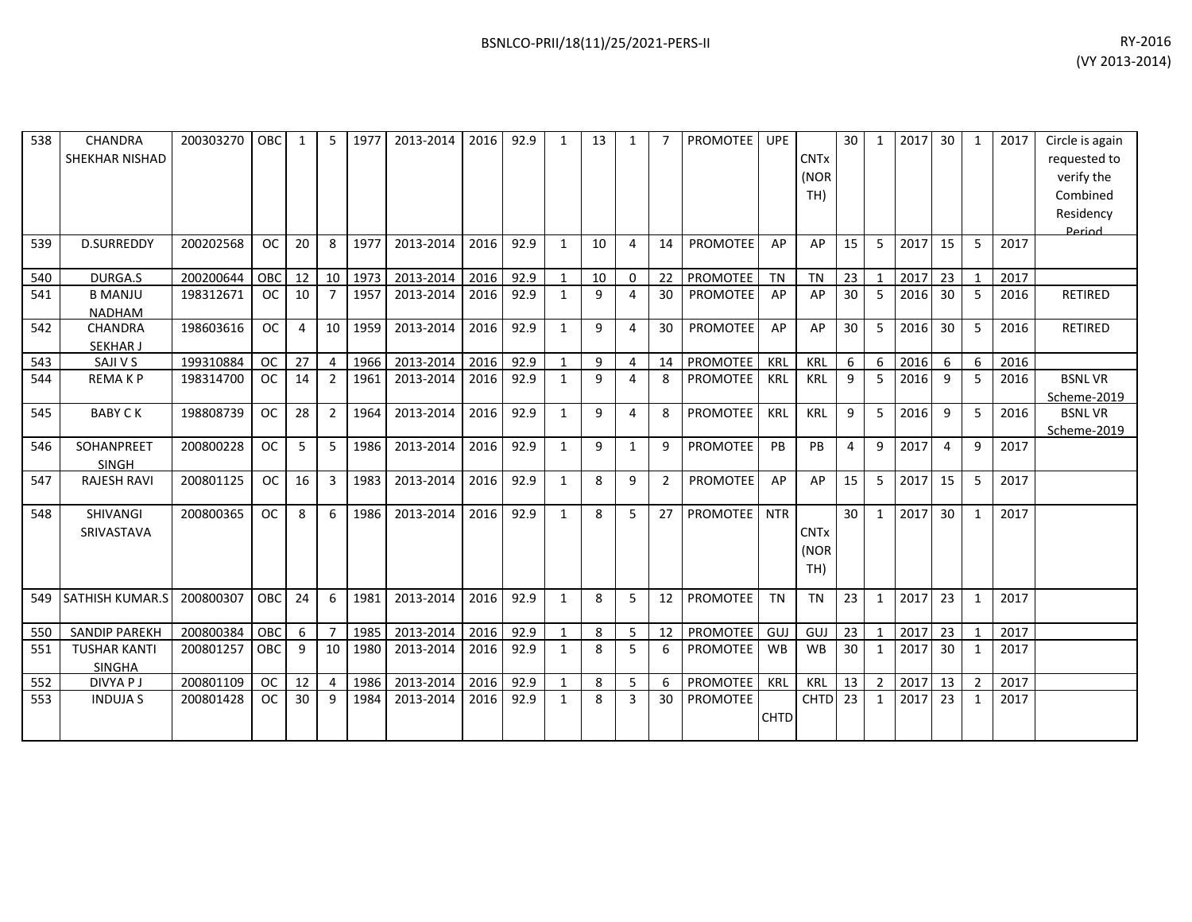| 538 | CHANDRA SHEKHAR NISHAD | 200303270 | OBC | 1 | 5 | 1977 | 2013-2014 | 2016 | 92.9 | 1 | 13 | 1 | 7 | PROMOTEE | UPE | CNTx (NORTH) | 30 | 1 | 2017 | 30 | 1 | 2017 | Circle is again requested to verify the Combined Residency Period |
|---|---|---|---|---|---|---|---|---|---|---|---|---|---|---|---|---|---|---|---|---|---|---|---|
| 539 | D.SURREDDY | 200202568 | OC | 20 | 8 | 1977 | 2013-2014 | 2016 | 92.9 | 1 | 10 | 4 | 14 | PROMOTEE | AP | AP | 15 | 5 | 2017 | 15 | 5 | 2017 | |
| 540 | DURGA.S | 200200644 | OBC | 12 | 10 | 1973 | 2013-2014 | 2016 | 92.9 | 1 | 10 | 0 | 22 | PROMOTEE | TN | TN | 23 | 1 | 2017 | 23 | 1 | 2017 | |
| 541 | B MANJU NADHAM | 198312671 | OC | 10 | 7 | 1957 | 2013-2014 | 2016 | 92.9 | 1 | 9 | 4 | 30 | PROMOTEE | AP | AP | 30 | 5 | 2016 | 30 | 5 | 2016 | RETIRED |
| 542 | CHANDRA SEKHAR J | 198603616 | OC | 4 | 10 | 1959 | 2013-2014 | 2016 | 92.9 | 1 | 9 | 4 | 30 | PROMOTEE | AP | AP | 30 | 5 | 2016 | 30 | 5 | 2016 | RETIRED |
| 543 | SAJI V S | 199310884 | OC | 27 | 4 | 1966 | 2013-2014 | 2016 | 92.9 | 1 | 9 | 4 | 14 | PROMOTEE | KRL | KRL | 6 | 6 | 2016 | 6 | 6 | 2016 | |
| 544 | REMA K P | 198314700 | OC | 14 | 2 | 1961 | 2013-2014 | 2016 | 92.9 | 1 | 9 | 4 | 8 | PROMOTEE | KRL | KRL | 9 | 5 | 2016 | 9 | 5 | 2016 | BSNL VR Scheme-2019 |
| 545 | BABY C K | 198808739 | OC | 28 | 2 | 1964 | 2013-2014 | 2016 | 92.9 | 1 | 9 | 4 | 8 | PROMOTEE | KRL | KRL | 9 | 5 | 2016 | 9 | 5 | 2016 | BSNL VR Scheme-2019 |
| 546 | SOHANPREET SINGH | 200800228 | OC | 5 | 5 | 1986 | 2013-2014 | 2016 | 92.9 | 1 | 9 | 1 | 9 | PROMOTEE | PB | PB | 4 | 9 | 2017 | 4 | 9 | 2017 | |
| 547 | RAJESH RAVI | 200801125 | OC | 16 | 3 | 1983 | 2013-2014 | 2016 | 92.9 | 1 | 8 | 9 | 2 | PROMOTEE | AP | AP | 15 | 5 | 2017 | 15 | 5 | 2017 | |
| 548 | SHIVANGI SRIVASTAVA | 200800365 | OC | 8 | 6 | 1986 | 2013-2014 | 2016 | 92.9 | 1 | 8 | 5 | 27 | PROMOTEE | NTR | CNTx (NORTH) | 30 | 1 | 2017 | 30 | 1 | 2017 | |
| 549 | SATHISH KUMAR.S | 200800307 | OBC | 24 | 6 | 1981 | 2013-2014 | 2016 | 92.9 | 1 | 8 | 5 | 12 | PROMOTEE | TN | TN | 23 | 1 | 2017 | 23 | 1 | 2017 | |
| 550 | SANDIP PAREKH | 200800384 | OBC | 6 | 7 | 1985 | 2013-2014 | 2016 | 92.9 | 1 | 8 | 5 | 12 | PROMOTEE | GUJ | GUJ | 23 | 1 | 2017 | 23 | 1 | 2017 | |
| 551 | TUSHAR KANTI SINGHA | 200801257 | OBC | 9 | 10 | 1980 | 2013-2014 | 2016 | 92.9 | 1 | 8 | 5 | 6 | PROMOTEE | WB | WB | 30 | 1 | 2017 | 30 | 1 | 2017 | |
| 552 | DIVYA P J | 200801109 | OC | 12 | 4 | 1986 | 2013-2014 | 2016 | 92.9 | 1 | 8 | 5 | 6 | PROMOTEE | KRL | KRL | 13 | 2 | 2017 | 13 | 2 | 2017 | |
| 553 | INDUJA S | 200801428 | OC | 30 | 9 | 1984 | 2013-2014 | 2016 | 92.9 | 1 | 8 | 3 | 30 | PROMOTEE | CHTD | CHTD | 23 | 1 | 2017 | 23 | 1 | 2017 | |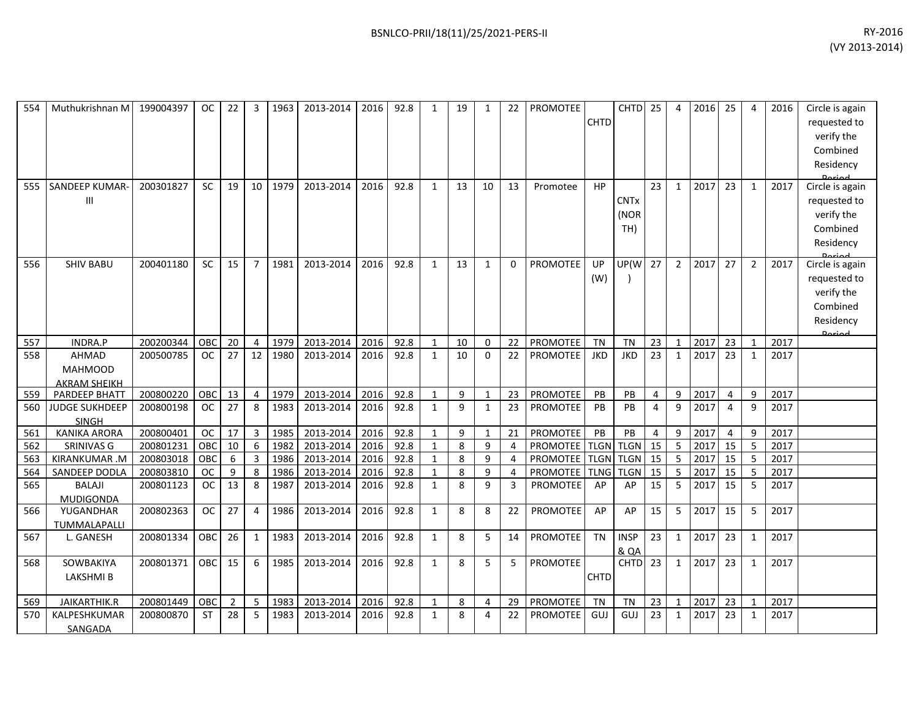| 554 | Muthukrishnan M | 199004397 | OC | 22 | 3 | 1963 | 2013-2014 | 2016 | 92.8 | 1 | 19 | 1 | 22 | PROMOTEE | CHTD | CHTD | 25 | 4 | 2016 | 25 | 4 | 2016 | Circle is again requested to verify the Combined Residency Period |
|---|---|---|---|---|---|---|---|---|---|---|---|---|---|---|---|---|---|---|---|---|---|---|---|
| 555 | SANDEEP KUMAR-III | 200301827 | SC | 19 | 10 | 1979 | 2013-2014 | 2016 | 92.8 | 1 | 13 | 10 | 13 | Promotee | HP | CNTx (NORTH) | 23 | 1 | 2017 | 23 | 1 | 2017 | Circle is again requested to verify the Combined Residency Period |
| 556 | SHIV BABU | 200401180 | SC | 15 | 7 | 1981 | 2013-2014 | 2016 | 92.8 | 1 | 13 | 1 | 0 | PROMOTEE | UP (W) | UP(W) | 27 | 2 | 2017 | 27 | 2 | 2017 | Circle is again requested to verify the Combined Residency Period |
| 557 | INDRA.P | 200200344 | OBC | 20 | 4 | 1979 | 2013-2014 | 2016 | 92.8 | 1 | 10 | 0 | 22 | PROMOTEE | TN | TN | 23 | 1 | 2017 | 23 | 1 | 2017 | |
| 558 | AHMAD MAHMOOD AKRAM SHEIKH | 200500785 | OC | 27 | 12 | 1980 | 2013-2014 | 2016 | 92.8 | 1 | 10 | 0 | 22 | PROMOTEE | JKD | JKD | 23 | 1 | 2017 | 23 | 1 | 2017 | |
| 559 | PARDEEP BHATT | 200800220 | OBC | 13 | 4 | 1979 | 2013-2014 | 2016 | 92.8 | 1 | 9 | 1 | 23 | PROMOTEE | PB | PB | 4 | 9 | 2017 | 4 | 9 | 2017 | |
| 560 | JUDGE SUKHDEEP SINGH | 200800198 | OC | 27 | 8 | 1983 | 2013-2014 | 2016 | 92.8 | 1 | 9 | 1 | 23 | PROMOTEE | PB | PB | 4 | 9 | 2017 | 4 | 9 | 2017 | |
| 561 | KANIKA ARORA | 200800401 | OC | 17 | 3 | 1985 | 2013-2014 | 2016 | 92.8 | 1 | 9 | 1 | 21 | PROMOTEE | PB | PB | 4 | 9 | 2017 | 4 | 9 | 2017 | |
| 562 | SRINIVAS G | 200801231 | OBC | 10 | 6 | 1982 | 2013-2014 | 2016 | 92.8 | 1 | 8 | 9 | 4 | PROMOTEE | TLGN | TLGN | 15 | 5 | 2017 | 15 | 5 | 2017 | |
| 563 | KIRANKUMAR .M | 200803018 | OBC | 6 | 3 | 1986 | 2013-2014 | 2016 | 92.8 | 1 | 8 | 9 | 4 | PROMOTEE | TLGN | TLGN | 15 | 5 | 2017 | 15 | 5 | 2017 | |
| 564 | SANDEEP DODLA | 200803810 | OC | 9 | 8 | 1986 | 2013-2014 | 2016 | 92.8 | 1 | 8 | 9 | 4 | PROMOTEE | TLNG | TLGN | 15 | 5 | 2017 | 15 | 5 | 2017 | |
| 565 | BALAJI MUDIGONDA | 200801123 | OC | 13 | 8 | 1987 | 2013-2014 | 2016 | 92.8 | 1 | 8 | 9 | 3 | PROMOTEE | AP | AP | 15 | 5 | 2017 | 15 | 5 | 2017 | |
| 566 | YUGANDHAR TUMMALAPALLI | 200802363 | OC | 27 | 4 | 1986 | 2013-2014 | 2016 | 92.8 | 1 | 8 | 8 | 22 | PROMOTEE | AP | AP | 15 | 5 | 2017 | 15 | 5 | 2017 | |
| 567 | L. GANESH | 200801334 | OBC | 26 | 1 | 1983 | 2013-2014 | 2016 | 92.8 | 1 | 8 | 5 | 14 | PROMOTEE | TN | INSP & QA | 23 | 1 | 2017 | 23 | 1 | 2017 | |
| 568 | SOWBAKIYA LAKSHMI B | 200801371 | OBC | 15 | 6 | 1985 | 2013-2014 | 2016 | 92.8 | 1 | 8 | 5 | 5 | PROMOTEE | CHTD | CHTD | 23 | 1 | 2017 | 23 | 1 | 2017 | |
| 569 | JAIKARTHIK.R | 200801449 | OBC | 2 | 5 | 1983 | 2013-2014 | 2016 | 92.8 | 1 | 8 | 4 | 29 | PROMOTEE | TN | TN | 23 | 1 | 2017 | 23 | 1 | 2017 | |
| 570 | KALPESHKUMAR SANGADA | 200800870 | ST | 28 | 5 | 1983 | 2013-2014 | 2016 | 92.8 | 1 | 8 | 4 | 22 | PROMOTEE | GUJ | GUJ | 23 | 1 | 2017 | 23 | 1 | 2017 | |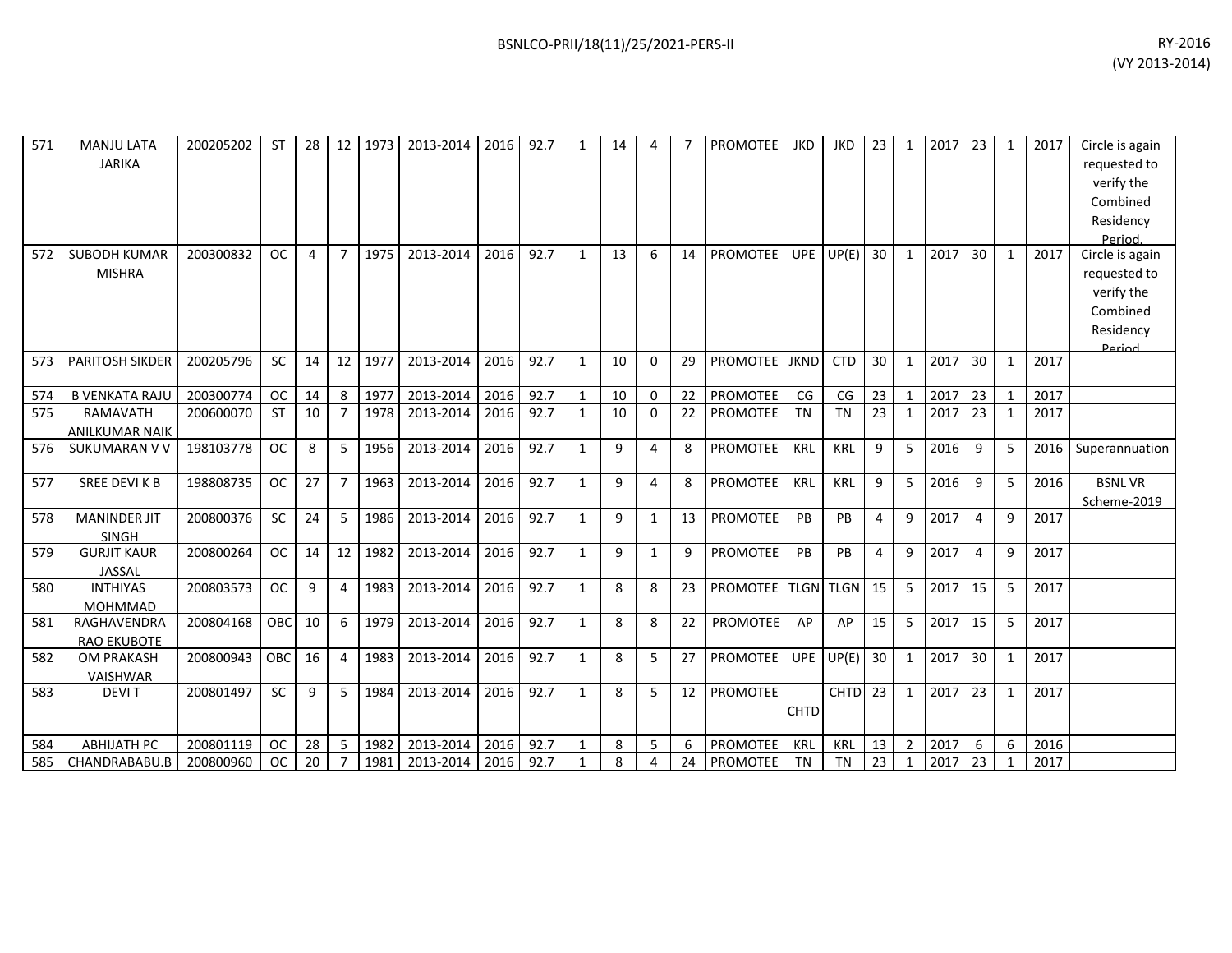| 571 | MANJU LATA JARIKA | 200205202 | ST | 28 | 12 | 1973 | 2013-2014 | 2016 | 92.7 | 1 | 14 | 4 | 7 | PROMOTEE | JKD | JKD | 23 | 1 | 2017 | 23 | 1 | 2017 | Circle is again requested to verify the Combined Residency Period. |
|---|---|---|---|---|---|---|---|---|---|---|---|---|---|---|---|---|---|---|---|---|---|---|---|
| 572 | SUBODH KUMAR MISHRA | 200300832 | OC | 4 | 7 | 1975 | 2013-2014 | 2016 | 92.7 | 1 | 13 | 6 | 14 | PROMOTEE | UPE | UP(E) | 30 | 1 | 2017 | 30 | 1 | 2017 | Circle is again requested to verify the Combined Residency Period. |
| 573 | PARITOSH SIKDER | 200205796 | SC | 14 | 12 | 1977 | 2013-2014 | 2016 | 92.7 | 1 | 10 | 0 | 29 | PROMOTEE | JKND | CTD | 30 | 1 | 2017 | 30 | 1 | 2017 | |
| 574 | B VENKATA RAJU | 200300774 | OC | 14 | 8 | 1977 | 2013-2014 | 2016 | 92.7 | 1 | 10 | 0 | 22 | PROMOTEE | CG | CG | 23 | 1 | 2017 | 23 | 1 | 2017 | |
| 575 | RAMAVATH ANILKUMAR NAIK | 200600070 | ST | 10 | 7 | 1978 | 2013-2014 | 2016 | 92.7 | 1 | 10 | 0 | 22 | PROMOTEE | TN | TN | 23 | 1 | 2017 | 23 | 1 | 2017 | |
| 576 | SUKUMARAN V V | 198103778 | OC | 8 | 5 | 1956 | 2013-2014 | 2016 | 92.7 | 1 | 9 | 4 | 8 | PROMOTEE | KRL | KRL | 9 | 5 | 2016 | 9 | 5 | 2016 | Superannuation |
| 577 | SREE DEVI K B | 198808735 | OC | 27 | 7 | 1963 | 2013-2014 | 2016 | 92.7 | 1 | 9 | 4 | 8 | PROMOTEE | KRL | KRL | 9 | 5 | 2016 | 9 | 5 | 2016 | BSNL VR Scheme-2019 |
| 578 | MANINDER JIT SINGH | 200800376 | SC | 24 | 5 | 1986 | 2013-2014 | 2016 | 92.7 | 1 | 9 | 1 | 13 | PROMOTEE | PB | PB | 4 | 9 | 2017 | 4 | 9 | 2017 | |
| 579 | GURJIT KAUR JASSAL | 200800264 | OC | 14 | 12 | 1982 | 2013-2014 | 2016 | 92.7 | 1 | 9 | 1 | 9 | PROMOTEE | PB | PB | 4 | 9 | 2017 | 4 | 9 | 2017 | |
| 580 | INTHIYAS MOHMMAD | 200803573 | OC | 9 | 4 | 1983 | 2013-2014 | 2016 | 92.7 | 1 | 8 | 8 | 23 | PROMOTEE | TLGN | TLGN | 15 | 5 | 2017 | 15 | 5 | 2017 | |
| 581 | RAGHAVENDRA RAO EKUBOTE | 200804168 | OBC | 10 | 6 | 1979 | 2013-2014 | 2016 | 92.7 | 1 | 8 | 8 | 22 | PROMOTEE | AP | AP | 15 | 5 | 2017 | 15 | 5 | 2017 | |
| 582 | OM PRAKASH VAISHWAR | 200800943 | OBC | 16 | 4 | 1983 | 2013-2014 | 2016 | 92.7 | 1 | 8 | 5 | 27 | PROMOTEE | UPE | UP(E) | 30 | 1 | 2017 | 30 | 1 | 2017 | |
| 583 | DEVI T | 200801497 | SC | 9 | 5 | 1984 | 2013-2014 | 2016 | 92.7 | 1 | 8 | 5 | 12 | PROMOTEE | CHTD | CHTD | 23 | 1 | 2017 | 23 | 1 | 2017 | |
| 584 | ABHIJATH PC | 200801119 | OC | 28 | 5 | 1982 | 2013-2014 | 2016 | 92.7 | 1 | 8 | 5 | 6 | PROMOTEE | KRL | KRL | 13 | 2 | 2017 | 6 | 6 | 2016 | |
| 585 | CHANDRABABU.B | 200800960 | OC | 20 | 7 | 1981 | 2013-2014 | 2016 | 92.7 | 1 | 8 | 4 | 24 | PROMOTEE | TN | TN | 23 | 1 | 2017 | 23 | 1 | 2017 | |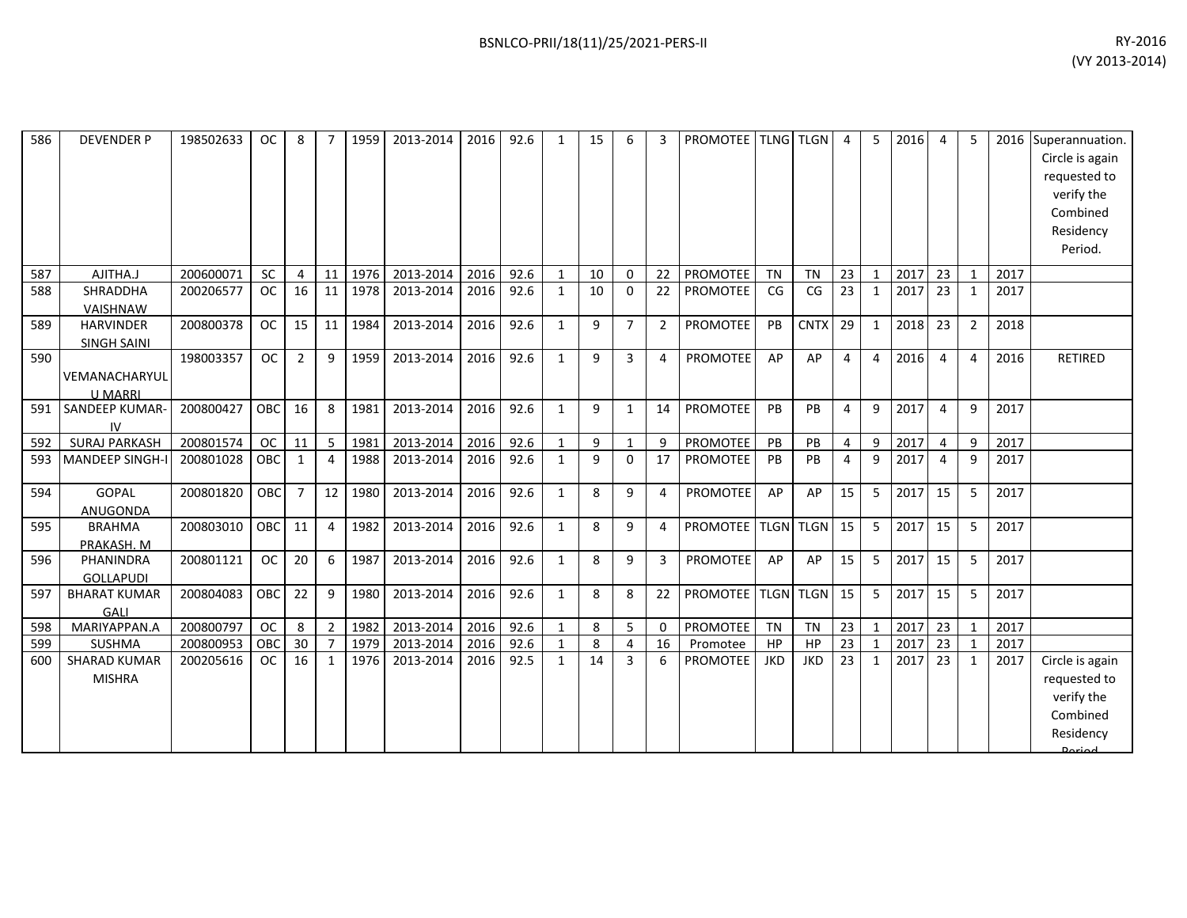| 586 | DEVENDER P | 198502633 | OC | 8 | 7 | 1959 | 2013-2014 | 2016 | 92.6 | 1 | 15 | 6 | 3 | PROMOTEE | TLNG | TLGN | 4 | 5 | 2016 | 4 | 5 | 2016 | Superannuation. Circle is again requested to verify the Combined Residency Period. |
|---|---|---|---|---|---|---|---|---|---|---|---|---|---|---|---|---|---|---|---|---|---|---|---|
| 587 | AJITHA.J | 200600071 | SC | 4 | 11 | 1976 | 2013-2014 | 2016 | 92.6 | 1 | 10 | 0 | 22 | PROMOTEE | TN | TN | 23 | 1 | 2017 | 23 | 1 | 2017 | |
| 588 | SHRADDHA VAISHNAW | 200206577 | OC | 16 | 11 | 1978 | 2013-2014 | 2016 | 92.6 | 1 | 10 | 0 | 22 | PROMOTEE | CG | CG | 23 | 1 | 2017 | 23 | 1 | 2017 | |
| 589 | HARVINDER SINGH SAINI | 200800378 | OC | 15 | 11 | 1984 | 2013-2014 | 2016 | 92.6 | 1 | 9 | 7 | 2 | PROMOTEE | PB | CNTX | 29 | 1 | 2018 | 23 | 2 | 2018 | |
| 590 | VEMANACHARYULU MARRI | 198003357 | OC | 2 | 9 | 1959 | 2013-2014 | 2016 | 92.6 | 1 | 9 | 3 | 4 | PROMOTEE | AP | AP | 4 | 4 | 2016 | 4 | 4 | 2016 | RETIRED |
| 591 | SANDEEP KUMAR-IV | 200800427 | OBC | 16 | 8 | 1981 | 2013-2014 | 2016 | 92.6 | 1 | 9 | 1 | 14 | PROMOTEE | PB | PB | 4 | 9 | 2017 | 4 | 9 | 2017 | |
| 592 | SURAJ PARKASH | 200801574 | OC | 11 | 5 | 1981 | 2013-2014 | 2016 | 92.6 | 1 | 9 | 1 | 9 | PROMOTEE | PB | PB | 4 | 9 | 2017 | 4 | 9 | 2017 | |
| 593 | MANDEEP SINGH-I | 200801028 | OBC | 1 | 4 | 1988 | 2013-2014 | 2016 | 92.6 | 1 | 9 | 0 | 17 | PROMOTEE | PB | PB | 4 | 9 | 2017 | 4 | 9 | 2017 | |
| 594 | GOPAL ANUGONDA | 200801820 | OBC | 7 | 12 | 1980 | 2013-2014 | 2016 | 92.6 | 1 | 8 | 9 | 4 | PROMOTEE | AP | AP | 15 | 5 | 2017 | 15 | 5 | 2017 | |
| 595 | BRAHMA PRAKASH. M | 200803010 | OBC | 11 | 4 | 1982 | 2013-2014 | 2016 | 92.6 | 1 | 8 | 9 | 4 | PROMOTEE | TLGN | TLGN | 15 | 5 | 2017 | 15 | 5 | 2017 | |
| 596 | PHANINDRA GOLLAPUDI | 200801121 | OC | 20 | 6 | 1987 | 2013-2014 | 2016 | 92.6 | 1 | 8 | 9 | 3 | PROMOTEE | AP | AP | 15 | 5 | 2017 | 15 | 5 | 2017 | |
| 597 | BHARAT KUMAR GALI | 200804083 | OBC | 22 | 9 | 1980 | 2013-2014 | 2016 | 92.6 | 1 | 8 | 8 | 22 | PROMOTEE | TLGN | TLGN | 15 | 5 | 2017 | 15 | 5 | 2017 | |
| 598 | MARIYAPPAN.A | 200800797 | OC | 8 | 2 | 1982 | 2013-2014 | 2016 | 92.6 | 1 | 8 | 5 | 0 | PROMOTEE | TN | TN | 23 | 1 | 2017 | 23 | 1 | 2017 | |
| 599 | SUSHMA | 200800953 | OBC | 30 | 7 | 1979 | 2013-2014 | 2016 | 92.6 | 1 | 8 | 4 | 16 | Promotee | HP | HP | 23 | 1 | 2017 | 23 | 1 | 2017 | |
| 600 | SHARAD KUMAR MISHRA | 200205616 | OC | 16 | 1 | 1976 | 2013-2014 | 2016 | 92.5 | 1 | 14 | 3 | 6 | PROMOTEE | JKD | JKD | 23 | 1 | 2017 | 23 | 1 | 2017 | Circle is again requested to verify the Combined Residency Period |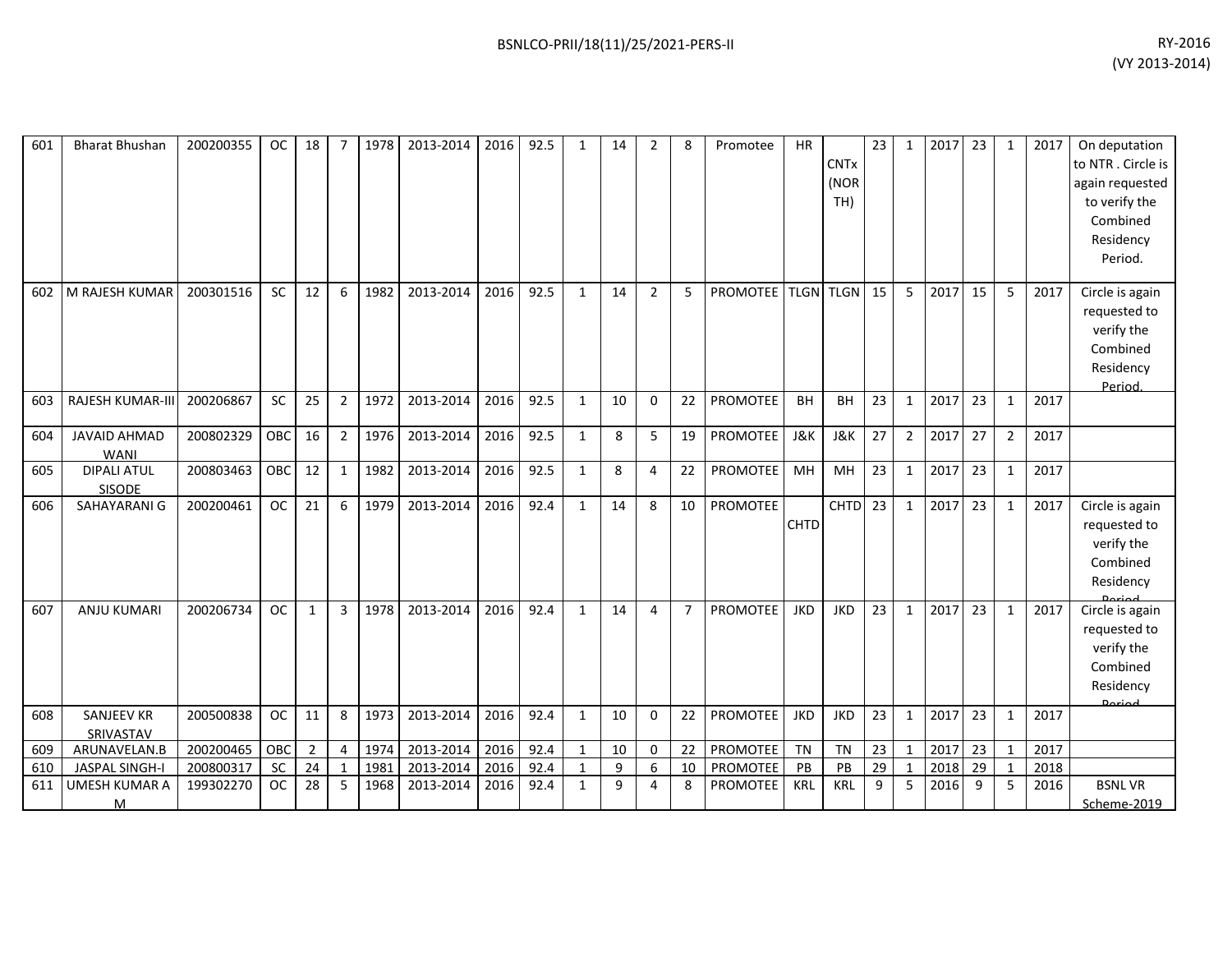| | | | | | | | | | | | | | | | | | | | | | | | |
|---|---|---|---|---|---|---|---|---|---|---|---|---|---|---|---|---|---|---|---|---|---|---|---|
| 601 | Bharat Bhushan | 200200355 | OC | 18 | 7 | 1978 | 2013-2014 | 2016 | 92.5 | 1 | 14 | 2 | 8 | Promotee | HR | CNTx (NORTH) | 23 | 1 | 2017 | 23 | 1 | 2017 | On deputation to NTR . Circle is again requested to verify the Combined Residency Period. |
| 602 | M RAJESH KUMAR | 200301516 | SC | 12 | 6 | 1982 | 2013-2014 | 2016 | 92.5 | 1 | 14 | 2 | 5 | PROMOTEE | TLGN | TLGN | 15 | 5 | 2017 | 15 | 5 | 2017 | Circle is again requested to verify the Combined Residency Period. |
| 603 | RAJESH KUMAR-III | 200206867 | SC | 25 | 2 | 1972 | 2013-2014 | 2016 | 92.5 | 1 | 10 | 0 | 22 | PROMOTEE | BH | BH | 23 | 1 | 2017 | 23 | 1 | 2017 | |
| 604 | JAVAID AHMAD WANI | 200802329 | OBC | 16 | 2 | 1976 | 2013-2014 | 2016 | 92.5 | 1 | 8 | 5 | 19 | PROMOTEE | J&K | J&K | 27 | 2 | 2017 | 27 | 2 | 2017 | |
| 605 | DIPALI ATUL SISODE | 200803463 | OBC | 12 | 1 | 1982 | 2013-2014 | 2016 | 92.5 | 1 | 8 | 4 | 22 | PROMOTEE | MH | MH | 23 | 1 | 2017 | 23 | 1 | 2017 | |
| 606 | SAHAYARANI G | 200200461 | OC | 21 | 6 | 1979 | 2013-2014 | 2016 | 92.4 | 1 | 14 | 8 | 10 | PROMOTEE | CHTD | CHTD | 23 | 1 | 2017 | 23 | 1 | 2017 | Circle is again requested to verify the Combined Residency Period |
| 607 | ANJU KUMARI | 200206734 | OC | 1 | 3 | 1978 | 2013-2014 | 2016 | 92.4 | 1 | 14 | 4 | 7 | PROMOTEE | JKD | JKD | 23 | 1 | 2017 | 23 | 1 | 2017 | Circle is again requested to verify the Combined Residency Period |
| 608 | SANJEEV KR SRIVASTAV | 200500838 | OC | 11 | 8 | 1973 | 2013-2014 | 2016 | 92.4 | 1 | 10 | 0 | 22 | PROMOTEE | JKD | JKD | 23 | 1 | 2017 | 23 | 1 | 2017 | |
| 609 | ARUNAVELAN.B | 200200465 | OBC | 2 | 4 | 1974 | 2013-2014 | 2016 | 92.4 | 1 | 10 | 0 | 22 | PROMOTEE | TN | TN | 23 | 1 | 2017 | 23 | 1 | 2017 | |
| 610 | JASPAL SINGH-I | 200800317 | SC | 24 | 1 | 1981 | 2013-2014 | 2016 | 92.4 | 1 | 9 | 6 | 10 | PROMOTEE | PB | PB | 29 | 1 | 2018 | 29 | 1 | 2018 | |
| 611 | UMESH KUMAR A M | 199302270 | OC | 28 | 5 | 1968 | 2013-2014 | 2016 | 92.4 | 1 | 9 | 4 | 8 | PROMOTEE | KRL | KRL | 9 | 5 | 2016 | 9 | 5 | 2016 | BSNL VR Scheme-2019 |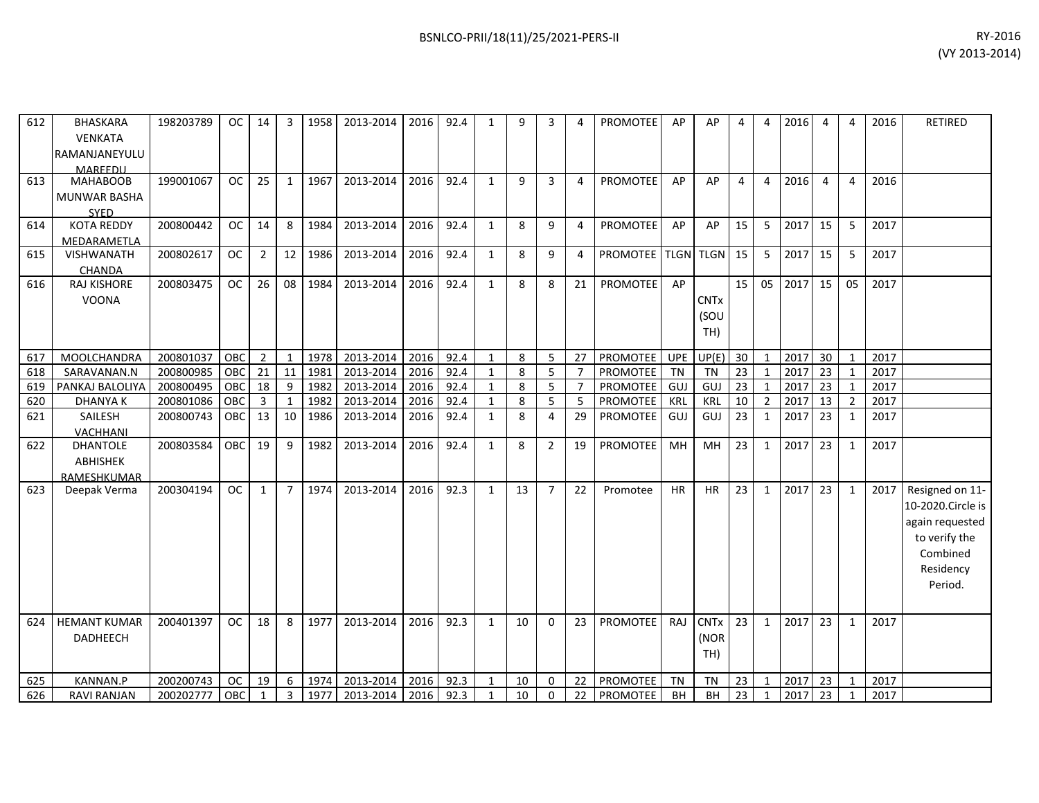| 612 | BHASKARA VENKATA RAMANJANEYULU MAREEDU | 198203789 | OC | 14 | 3 | 1958 | 2013-2014 | 2016 | 92.4 | 1 | 9 | 3 | 4 | PROMOTEE | AP | AP | 4 | 4 | 2016 | 4 | 4 | 2016 | RETIRED |
|---|---|---|---|---|---|---|---|---|---|---|---|---|---|---|---|---|---|---|---|---|---|---|---|
| 613 | MAHABOOB MUNWAR BASHA SYED | 199001067 | OC | 25 | 1 | 1967 | 2013-2014 | 2016 | 92.4 | 1 | 9 | 3 | 4 | PROMOTEE | AP | AP | 4 | 4 | 2016 | 4 | 4 | 2016 | |
| 614 | KOTA REDDY MEDARAMETLA | 200800442 | OC | 14 | 8 | 1984 | 2013-2014 | 2016 | 92.4 | 1 | 8 | 9 | 4 | PROMOTEE | AP | AP | 15 | 5 | 2017 | 15 | 5 | 2017 | |
| 615 | VISHWANATH CHANDA | 200802617 | OC | 2 | 12 | 1986 | 2013-2014 | 2016 | 92.4 | 1 | 8 | 9 | 4 | PROMOTEE | TLGN | TLGN | 15 | 5 | 2017 | 15 | 5 | 2017 | |
| 616 | RAJ KISHORE VOONA | 200803475 | OC | 26 | 08 | 1984 | 2013-2014 | 2016 | 92.4 | 1 | 8 | 8 | 21 | PROMOTEE | AP | CNTx (SOUTH) | 15 | 05 | 2017 | 15 | 05 | 2017 | |
| 617 | MOOLCHANDRA | 200801037 | OBC | 2 | 1 | 1978 | 2013-2014 | 2016 | 92.4 | 1 | 8 | 5 | 27 | PROMOTEE | UPE | UP(E) | 30 | 1 | 2017 | 30 | 1 | 2017 | |
| 618 | SARAVANAN.N | 200800985 | OBC | 21 | 11 | 1981 | 2013-2014 | 2016 | 92.4 | 1 | 8 | 5 | 7 | PROMOTEE | TN | TN | 23 | 1 | 2017 | 23 | 1 | 2017 | |
| 619 | PANKAJ BALOLIYA | 200800495 | OBC | 18 | 9 | 1982 | 2013-2014 | 2016 | 92.4 | 1 | 8 | 5 | 7 | PROMOTEE | GUJ | GUJ | 23 | 1 | 2017 | 23 | 1 | 2017 | |
| 620 | DHANYA K | 200801086 | OBC | 3 | 1 | 1982 | 2013-2014 | 2016 | 92.4 | 1 | 8 | 5 | 5 | PROMOTEE | KRL | KRL | 10 | 2 | 2017 | 13 | 2 | 2017 | |
| 621 | SAILESH VACHHANI | 200800743 | OBC | 13 | 10 | 1986 | 2013-2014 | 2016 | 92.4 | 1 | 8 | 4 | 29 | PROMOTEE | GUJ | GUJ | 23 | 1 | 2017 | 23 | 1 | 2017 | |
| 622 | DHANTOLE ABHISHEK RAMESHKUMAR | 200803584 | OBC | 19 | 9 | 1982 | 2013-2014 | 2016 | 92.4 | 1 | 8 | 2 | 19 | PROMOTEE | MH | MH | 23 | 1 | 2017 | 23 | 1 | 2017 | |
| 623 | Deepak Verma | 200304194 | OC | 1 | 7 | 1974 | 2013-2014 | 2016 | 92.3 | 1 | 13 | 7 | 22 | Promotee | HR | HR | 23 | 1 | 2017 | 23 | 1 | 2017 | Resigned on 11-10-2020.Circle is again requested to verify the Combined Residency Period. |
| 624 | HEMANT KUMAR DADHEECH | 200401397 | OC | 18 | 8 | 1977 | 2013-2014 | 2016 | 92.3 | 1 | 10 | 0 | 23 | PROMOTEE | RAJ | CNTx (NORTH) | 23 | 1 | 2017 | 23 | 1 | 2017 | |
| 625 | KANNAN.P | 200200743 | OC | 19 | 6 | 1974 | 2013-2014 | 2016 | 92.3 | 1 | 10 | 0 | 22 | PROMOTEE | TN | TN | 23 | 1 | 2017 | 23 | 1 | 2017 | |
| 626 | RAVI RANJAN | 200202777 | OBC | 1 | 3 | 1977 | 2013-2014 | 2016 | 92.3 | 1 | 10 | 0 | 22 | PROMOTEE | BH | BH | 23 | 1 | 2017 | 23 | 1 | 2017 | |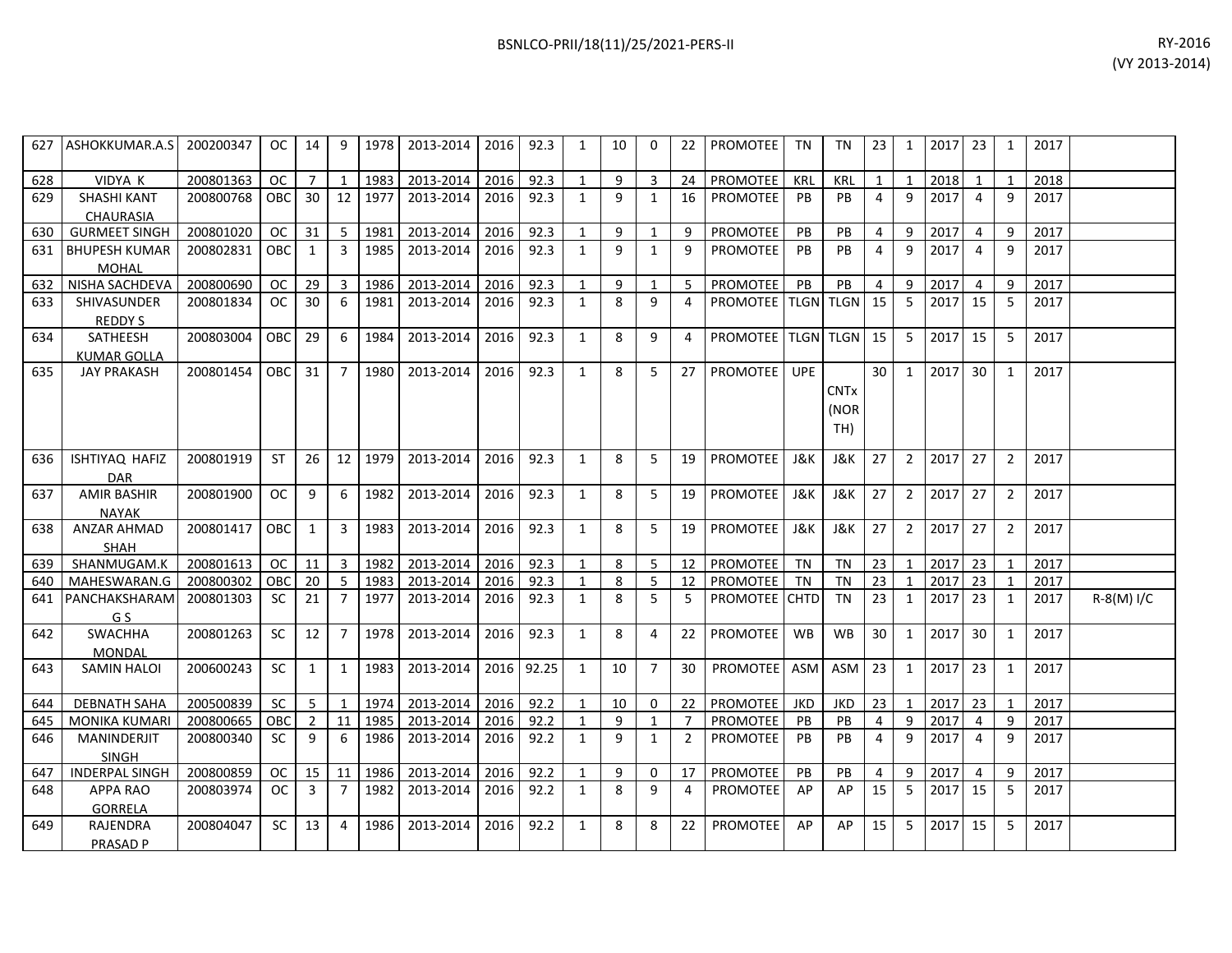| | | | | | | | | | | | | | | | | | | | | | | | | |
|---|---|---|---|---|---|---|---|---|---|---|---|---|---|---|---|---|---|---|---|---|---|---|---|---|
| 627 | ASHOKKUMAR.A.S | 200200347 | OC | 14 | 9 | 1978 | 2013-2014 | 2016 | 92.3 | 1 | 10 | 0 | 22 | PROMOTEE | TN | TN | 23 | 1 | 2017 | 23 | 1 | 2017 | |
| 628 | VIDYA K | 200801363 | OC | 7 | 1 | 1983 | 2013-2014 | 2016 | 92.3 | 1 | 9 | 3 | 24 | PROMOTEE | KRL | KRL | 1 | 1 | 2018 | 1 | 1 | 2018 | |
| 629 | SHASHI KANT CHAURASIA | 200800768 | OBC | 30 | 12 | 1977 | 2013-2014 | 2016 | 92.3 | 1 | 9 | 1 | 16 | PROMOTEE | PB | PB | 4 | 9 | 2017 | 4 | 9 | 2017 | |
| 630 | GURMEET SINGH | 200801020 | OC | 31 | 5 | 1981 | 2013-2014 | 2016 | 92.3 | 1 | 9 | 1 | 9 | PROMOTEE | PB | PB | 4 | 9 | 2017 | 4 | 9 | 2017 | |
| 631 | BHUPESH KUMAR MOHAL | 200802831 | OBC | 1 | 3 | 1985 | 2013-2014 | 2016 | 92.3 | 1 | 9 | 1 | 9 | PROMOTEE | PB | PB | 4 | 9 | 2017 | 4 | 9 | 2017 | |
| 632 | NISHA SACHDEVA | 200800690 | OC | 29 | 3 | 1986 | 2013-2014 | 2016 | 92.3 | 1 | 9 | 1 | 5 | PROMOTEE | PB | PB | 4 | 9 | 2017 | 4 | 9 | 2017 | |
| 633 | SHIVASUNDER REDDY S | 200801834 | OC | 30 | 6 | 1981 | 2013-2014 | 2016 | 92.3 | 1 | 8 | 9 | 4 | PROMOTEE | TLGN | TLGN | 15 | 5 | 2017 | 15 | 5 | 2017 | |
| 634 | SATHEESH KUMAR GOLLA | 200803004 | OBC | 29 | 6 | 1984 | 2013-2014 | 2016 | 92.3 | 1 | 8 | 9 | 4 | PROMOTEE | TLGN | TLGN | 15 | 5 | 2017 | 15 | 5 | 2017 | |
| 635 | JAY PRAKASH | 200801454 | OBC | 31 | 7 | 1980 | 2013-2014 | 2016 | 92.3 | 1 | 8 | 5 | 27 | PROMOTEE | UPE | CNTx (NORTH) | 30 | 1 | 2017 | 30 | 1 | 2017 | |
| 636 | ISHTIYAQ HAFIZ DAR | 200801919 | ST | 26 | 12 | 1979 | 2013-2014 | 2016 | 92.3 | 1 | 8 | 5 | 19 | PROMOTEE | J&K | J&K | 27 | 2 | 2017 | 27 | 2 | 2017 | |
| 637 | AMIR BASHIR NAYAK | 200801900 | OC | 9 | 6 | 1982 | 2013-2014 | 2016 | 92.3 | 1 | 8 | 5 | 19 | PROMOTEE | J&K | J&K | 27 | 2 | 2017 | 27 | 2 | 2017 | |
| 638 | ANZAR AHMAD SHAH | 200801417 | OBC | 1 | 3 | 1983 | 2013-2014 | 2016 | 92.3 | 1 | 8 | 5 | 19 | PROMOTEE | J&K | J&K | 27 | 2 | 2017 | 27 | 2 | 2017 | |
| 639 | SHANMUGAM.K | 200801613 | OC | 11 | 3 | 1982 | 2013-2014 | 2016 | 92.3 | 1 | 8 | 5 | 12 | PROMOTEE | TN | TN | 23 | 1 | 2017 | 23 | 1 | 2017 | |
| 640 | MAHESWARAN.G | 200800302 | OBC | 20 | 5 | 1983 | 2013-2014 | 2016 | 92.3 | 1 | 8 | 5 | 12 | PROMOTEE | TN | TN | 23 | 1 | 2017 | 23 | 1 | 2017 | |
| 641 | PANCHAKSHARAM G S | 200801303 | SC | 21 | 7 | 1977 | 2013-2014 | 2016 | 92.3 | 1 | 8 | 5 | 5 | PROMOTEE | CHTD | TN | 23 | 1 | 2017 | 23 | 1 | 2017 | R-8(M) I/C |
| 642 | SWACHHA MONDAL | 200801263 | SC | 12 | 7 | 1978 | 2013-2014 | 2016 | 92.3 | 1 | 8 | 4 | 22 | PROMOTEE | WB | WB | 30 | 1 | 2017 | 30 | 1 | 2017 | |
| 643 | SAMIN HALOI | 200600243 | SC | 1 | 1 | 1983 | 2013-2014 | 2016 | 92.25 | 1 | 10 | 7 | 30 | PROMOTEE | ASM | ASM | 23 | 1 | 2017 | 23 | 1 | 2017 | |
| 644 | DEBNATH SAHA | 200500839 | SC | 5 | 1 | 1974 | 2013-2014 | 2016 | 92.2 | 1 | 10 | 0 | 22 | PROMOTEE | JKD | JKD | 23 | 1 | 2017 | 23 | 1 | 2017 | |
| 645 | MONIKA KUMARI | 200800665 | OBC | 2 | 11 | 1985 | 2013-2014 | 2016 | 92.2 | 1 | 9 | 1 | 7 | PROMOTEE | PB | PB | 4 | 9 | 2017 | 4 | 9 | 2017 | |
| 646 | MANINDERJIT SINGH | 200800340 | SC | 9 | 6 | 1986 | 2013-2014 | 2016 | 92.2 | 1 | 9 | 1 | 2 | PROMOTEE | PB | PB | 4 | 9 | 2017 | 4 | 9 | 2017 | |
| 647 | INDERPAL SINGH | 200800859 | OC | 15 | 11 | 1986 | 2013-2014 | 2016 | 92.2 | 1 | 9 | 0 | 17 | PROMOTEE | PB | PB | 4 | 9 | 2017 | 4 | 9 | 2017 | |
| 648 | APPA RAO GORRELA | 200803974 | OC | 3 | 7 | 1982 | 2013-2014 | 2016 | 92.2 | 1 | 8 | 9 | 4 | PROMOTEE | AP | AP | 15 | 5 | 2017 | 15 | 5 | 2017 | |
| 649 | RAJENDRA PRASAD P | 200804047 | SC | 13 | 4 | 1986 | 2013-2014 | 2016 | 92.2 | 1 | 8 | 8 | 22 | PROMOTEE | AP | AP | 15 | 5 | 2017 | 15 | 5 | 2017 | |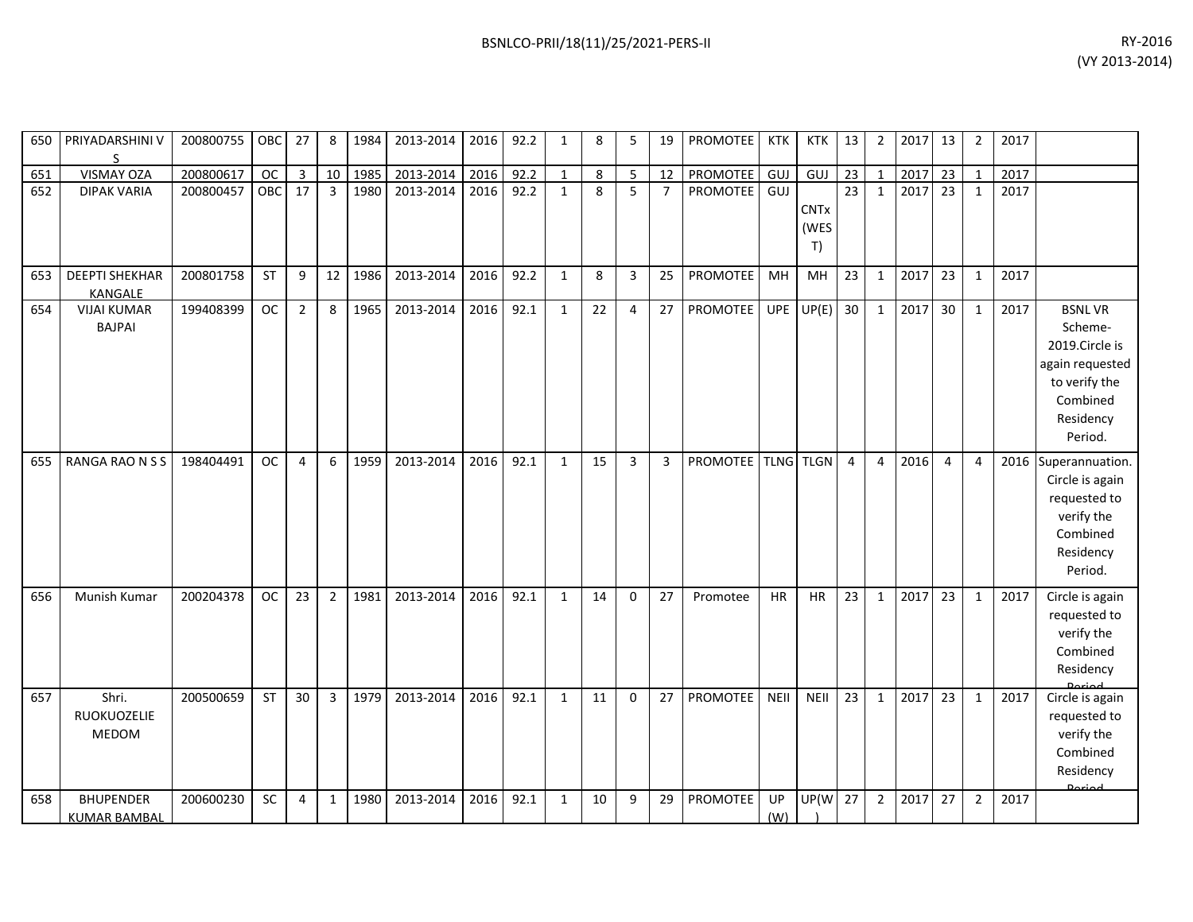| 650 | PRIYADARSHINI V S | 200800755 | OBC | 27 | 8 | 1984 | 2013-2014 | 2016 | 92.2 | 1 | 8 | 5 | 19 | PROMOTEE | KTK | KTK | 13 | 2 | 2017 | 13 | 2 | 2017 | |
|---|---|---|---|---|---|---|---|---|---|---|---|---|---|---|---|---|---|---|---|---|---|---|---|
| 651 | VISMAY OZA | 200800617 | OC | 3 | 10 | 1985 | 2013-2014 | 2016 | 92.2 | 1 | 8 | 5 | 12 | PROMOTEE | GUJ | GUJ | 23 | 1 | 2017 | 23 | 1 | 2017 | |
| 652 | DIPAK VARIA | 200800457 | OBC | 17 | 3 | 1980 | 2013-2014 | 2016 | 92.2 | 1 | 8 | 5 | 7 | PROMOTEE | GUJ | CNTx (WEST) | 23 | 1 | 2017 | 23 | 1 | 2017 | |
| 653 | DEEPTI SHEKHAR KANGALE | 200801758 | ST | 9 | 12 | 1986 | 2013-2014 | 2016 | 92.2 | 1 | 8 | 3 | 25 | PROMOTEE | MH | MH | 23 | 1 | 2017 | 23 | 1 | 2017 | |
| 654 | VIJAI KUMAR BAJPAI | 199408399 | OC | 2 | 8 | 1965 | 2013-2014 | 2016 | 92.1 | 1 | 22 | 4 | 27 | PROMOTEE | UPE | UP(E) | 30 | 1 | 2017 | 30 | 1 | 2017 | BSNL VR Scheme-2019.Circle is again requested to verify the Combined Residency Period. |
| 655 | RANGA RAO N S S | 198404491 | OC | 4 | 6 | 1959 | 2013-2014 | 2016 | 92.1 | 1 | 15 | 3 | 3 | PROMOTEE | TLNG | TLGN | 4 | 4 | 2016 | 4 | 4 | 2016 | Superannuation. Circle is again requested to verify the Combined Residency Period. |
| 656 | Munish Kumar | 200204378 | OC | 23 | 2 | 1981 | 2013-2014 | 2016 | 92.1 | 1 | 14 | 0 | 27 | Promotee | HR | HR | 23 | 1 | 2017 | 23 | 1 | 2017 | Circle is again requested to verify the Combined Residency Period |
| 657 | Shri. RUOKUOZELIE MEDOM | 200500659 | ST | 30 | 3 | 1979 | 2013-2014 | 2016 | 92.1 | 1 | 11 | 0 | 27 | PROMOTEE | NEII | NEII | 23 | 1 | 2017 | 23 | 1 | 2017 | Circle is again requested to verify the Combined Residency Period |
| 658 | BHUPENDER KUMAR BAMBAL | 200600230 | SC | 4 | 1 | 1980 | 2013-2014 | 2016 | 92.1 | 1 | 10 | 9 | 29 | PROMOTEE | UP (W) | UP(W) | 27 | 2 | 2017 | 27 | 2 | 2017 | |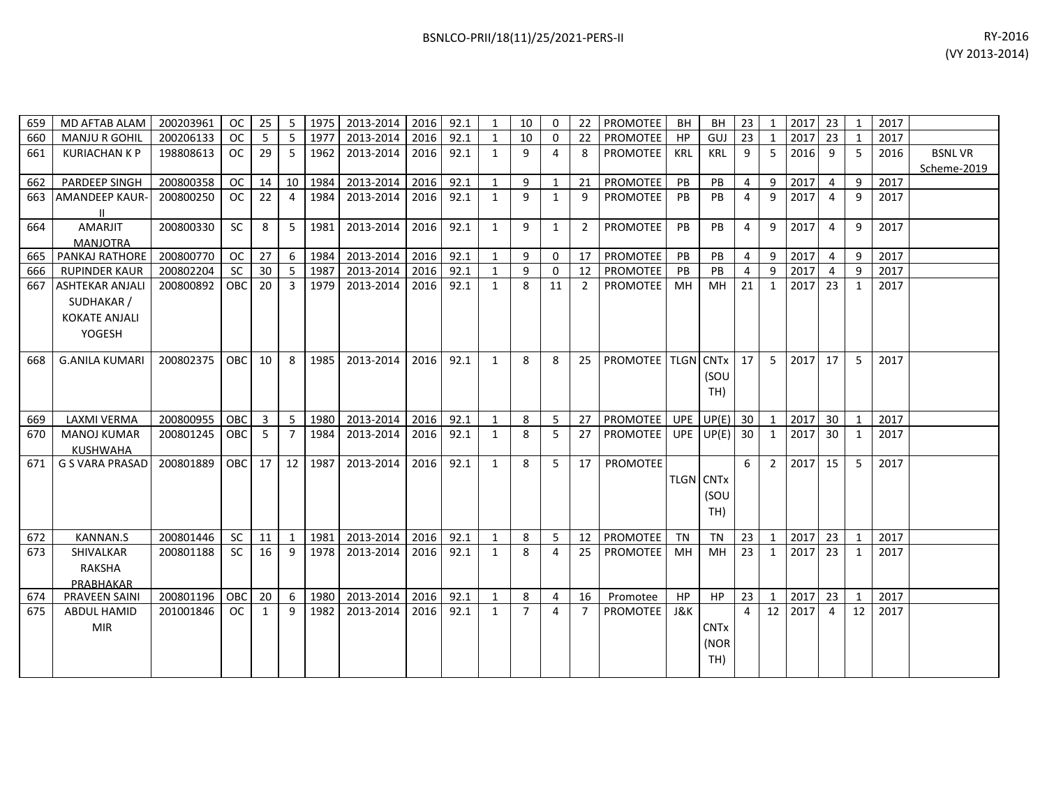| 659 | MD AFTAB ALAM | 200203961 | OC | 25 | 5 | 1975 | 2013-2014 | 2016 | 92.1 | 1 | 10 | 0 | 22 | PROMOTEE | BH | BH | 23 | 1 | 2017 | 23 | 1 | 2017 | |
|---|---|---|---|---|---|---|---|---|---|---|---|---|---|---|---|---|---|---|---|---|---|---|---|
| 660 | MANJU R GOHIL | 200206133 | OC | 5 | 5 | 1977 | 2013-2014 | 2016 | 92.1 | 1 | 10 | 0 | 22 | PROMOTEE | HP | GUJ | 23 | 1 | 2017 | 23 | 1 | 2017 | |
| 661 | KURIACHAN K P | 198808613 | OC | 29 | 5 | 1962 | 2013-2014 | 2016 | 92.1 | 1 | 9 | 4 | 8 | PROMOTEE | KRL | KRL | 9 | 5 | 2016 | 9 | 5 | 2016 | BSNL VR Scheme-2019 |
| 662 | PARDEEP SINGH | 200800358 | OC | 14 | 10 | 1984 | 2013-2014 | 2016 | 92.1 | 1 | 9 | 1 | 21 | PROMOTEE | PB | PB | 4 | 9 | 2017 | 4 | 9 | 2017 | |
| 663 | AMANDEEP KAUR-II | 200800250 | OC | 22 | 4 | 1984 | 2013-2014 | 2016 | 92.1 | 1 | 9 | 1 | 9 | PROMOTEE | PB | PB | 4 | 9 | 2017 | 4 | 9 | 2017 | |
| 664 | AMARJIT MANJOTRA | 200800330 | SC | 8 | 5 | 1981 | 2013-2014 | 2016 | 92.1 | 1 | 9 | 1 | 2 | PROMOTEE | PB | PB | 4 | 9 | 2017 | 4 | 9 | 2017 | |
| 665 | PANKAJ RATHORE | 200800770 | OC | 27 | 6 | 1984 | 2013-2014 | 2016 | 92.1 | 1 | 9 | 0 | 17 | PROMOTEE | PB | PB | 4 | 9 | 2017 | 4 | 9 | 2017 | |
| 666 | RUPINDER KAUR | 200802204 | SC | 30 | 5 | 1987 | 2013-2014 | 2016 | 92.1 | 1 | 9 | 0 | 12 | PROMOTEE | PB | PB | 4 | 9 | 2017 | 4 | 9 | 2017 | |
| 667 | ASHTEKAR ANJALI SUDHAKAR / KOKATE ANJALI YOGESH | 200800892 | OBC | 20 | 3 | 1979 | 2013-2014 | 2016 | 92.1 | 1 | 8 | 11 | 2 | PROMOTEE | MH | MH | 21 | 1 | 2017 | 23 | 1 | 2017 | |
| 668 | G.ANILA KUMARI | 200802375 | OBC | 10 | 8 | 1985 | 2013-2014 | 2016 | 92.1 | 1 | 8 | 8 | 25 | PROMOTEE | TLGN | CNTx (SOUTH) | 17 | 5 | 2017 | 17 | 5 | 2017 | |
| 669 | LAXMI VERMA | 200800955 | OBC | 3 | 5 | 1980 | 2013-2014 | 2016 | 92.1 | 1 | 8 | 5 | 27 | PROMOTEE | UPE | UP(E) | 30 | 1 | 2017 | 30 | 1 | 2017 | |
| 670 | MANOJ KUMAR KUSHWAHA | 200801245 | OBC | 5 | 7 | 1984 | 2013-2014 | 2016 | 92.1 | 1 | 8 | 5 | 27 | PROMOTEE | UPE | UP(E) | 30 | 1 | 2017 | 30 | 1 | 2017 | |
| 671 | G S VARA PRASAD | 200801889 | OBC | 17 | 12 | 1987 | 2013-2014 | 2016 | 92.1 | 1 | 8 | 5 | 17 | PROMOTEE | TLGN | CNTx (SOUTH) | 6 | 2 | 2017 | 15 | 5 | 2017 | |
| 672 | KANNAN.S | 200801446 | SC | 11 | 1 | 1981 | 2013-2014 | 2016 | 92.1 | 1 | 8 | 5 | 12 | PROMOTEE | TN | TN | 23 | 1 | 2017 | 23 | 1 | 2017 | |
| 673 | SHIVALKAR RAKSHA PRABHAKAR | 200801188 | SC | 16 | 9 | 1978 | 2013-2014 | 2016 | 92.1 | 1 | 8 | 4 | 25 | PROMOTEE | MH | MH | 23 | 1 | 2017 | 23 | 1 | 2017 | |
| 674 | PRAVEEN SAINI | 200801196 | OBC | 20 | 6 | 1980 | 2013-2014 | 2016 | 92.1 | 1 | 8 | 4 | 16 | Promotee | HP | HP | 23 | 1 | 2017 | 23 | 1 | 2017 | |
| 675 | ABDUL HAMID MIR | 201001846 | OC | 1 | 9 | 1982 | 2013-2014 | 2016 | 92.1 | 1 | 7 | 4 | 7 | PROMOTEE | J&K | CNTx (NORTH) | 4 | 12 | 2017 | 4 | 12 | 2017 | |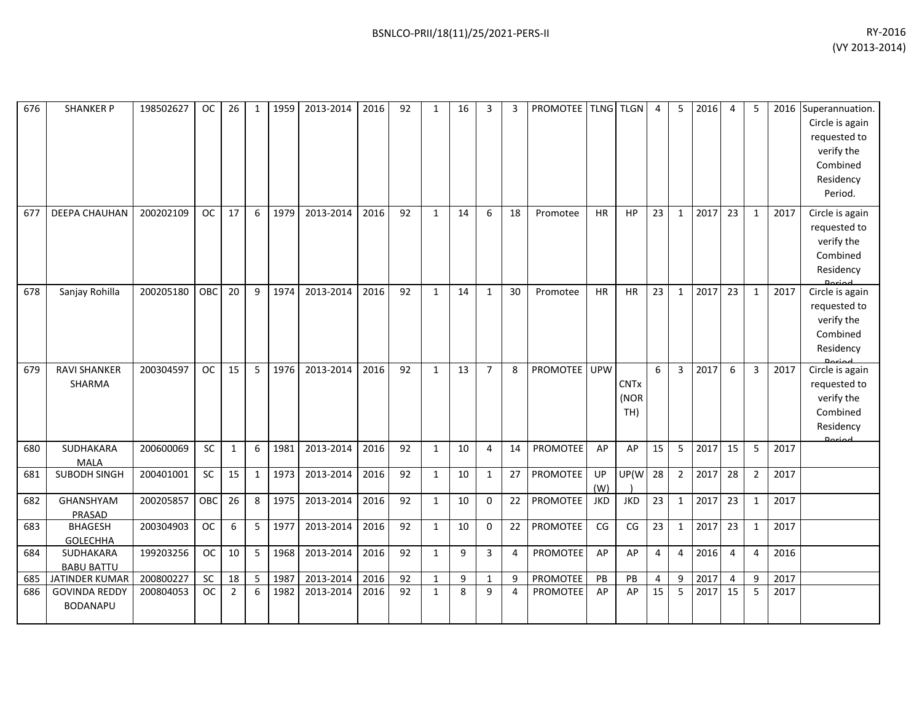| | | | | | | | | | | | | | | | | | | | | | | | | |
|---|---|---|---|---|---|---|---|---|---|---|---|---|---|---|---|---|---|---|---|---|---|---|---|---|
| 676 | SHANKER P | 198502627 | OC | 26 | 1 | 1959 | 2013-2014 | 2016 | 92 | 1 | 16 | 3 | 3 | PROMOTEE | TLNG | TLGN | 4 | 5 | 2016 | 4 | 5 | 2016 | Superannuation. Circle is again requested to verify the Combined Residency Period. |
| 677 | DEEPA CHAUHAN | 200202109 | OC | 17 | 6 | 1979 | 2013-2014 | 2016 | 92 | 1 | 14 | 6 | 18 | Promotee | HR | HP | 23 | 1 | 2017 | 23 | 1 | 2017 | Circle is again requested to verify the Combined Residency Period |
| 678 | Sanjay Rohilla | 200205180 | OBC | 20 | 9 | 1974 | 2013-2014 | 2016 | 92 | 1 | 14 | 1 | 30 | Promotee | HR | HR | 23 | 1 | 2017 | 23 | 1 | 2017 | Circle is again requested to verify the Combined Residency Period |
| 679 | RAVI SHANKER SHARMA | 200304597 | OC | 15 | 5 | 1976 | 2013-2014 | 2016 | 92 | 1 | 13 | 7 | 8 | PROMOTEE | UPW | CNTx (NORTH) | 6 | 3 | 2017 | 6 | 3 | 2017 | Circle is again requested to verify the Combined Residency Period |
| 680 | SUDHAKARA MALA | 200600069 | SC | 1 | 6 | 1981 | 2013-2014 | 2016 | 92 | 1 | 10 | 4 | 14 | PROMOTEE | AP | AP | 15 | 5 | 2017 | 15 | 5 | 2017 | |
| 681 | SUBODH SINGH | 200401001 | SC | 15 | 1 | 1973 | 2013-2014 | 2016 | 92 | 1 | 10 | 1 | 27 | PROMOTEE | UP (W) | UP(W) | 28 | 2 | 2017 | 28 | 2 | 2017 | |
| 682 | GHANSHYAM PRASAD | 200205857 | OBC | 26 | 8 | 1975 | 2013-2014 | 2016 | 92 | 1 | 10 | 0 | 22 | PROMOTEE | JKD | JKD | 23 | 1 | 2017 | 23 | 1 | 2017 | |
| 683 | BHAGESH GOLECHHA | 200304903 | OC | 6 | 5 | 1977 | 2013-2014 | 2016 | 92 | 1 | 10 | 0 | 22 | PROMOTEE | CG | CG | 23 | 1 | 2017 | 23 | 1 | 2017 | |
| 684 | SUDHAKARA BABU BATTU | 199203256 | OC | 10 | 5 | 1968 | 2013-2014 | 2016 | 92 | 1 | 9 | 3 | 4 | PROMOTEE | AP | AP | 4 | 4 | 2016 | 4 | 4 | 2016 | |
| 685 | JATINDER KUMAR | 200800227 | SC | 18 | 5 | 1987 | 2013-2014 | 2016 | 92 | 1 | 9 | 1 | 9 | PROMOTEE | PB | PB | 4 | 9 | 2017 | 4 | 9 | 2017 | |
| 686 | GOVINDA REDDY BODANAPU | 200804053 | OC | 2 | 6 | 1982 | 2013-2014 | 2016 | 92 | 1 | 8 | 9 | 4 | PROMOTEE | AP | AP | 15 | 5 | 2017 | 15 | 5 | 2017 | |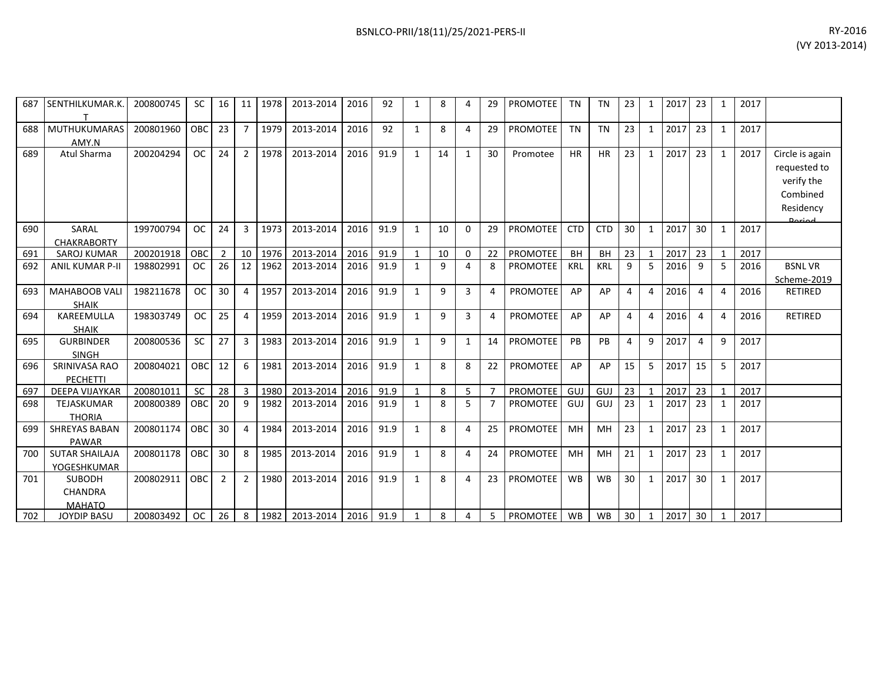| 687 | SENTHILKUMAR.K.T | 200800745 | SC | 16 | 11 | 1978 | 2013-2014 | 2016 | 92 | 1 | 8 | 4 | 29 | PROMOTEE | TN | TN | 23 | 1 | 2017 | 23 | 1 | 2017 | |
|---|---|---|---|---|---|---|---|---|---|---|---|---|---|---|---|---|---|---|---|---|---|---|---|
| 688 | MUTHUKUMARASAMY.N | 200801960 | OBC | 23 | 7 | 1979 | 2013-2014 | 2016 | 92 | 1 | 8 | 4 | 29 | PROMOTEE | TN | TN | 23 | 1 | 2017 | 23 | 1 | 2017 | |
| 689 | Atul Sharma | 200204294 | OC | 24 | 2 | 1978 | 2013-2014 | 2016 | 91.9 | 1 | 14 | 1 | 30 | Promotee | HR | HR | 23 | 1 | 2017 | 23 | 1 | 2017 | Circle is again requested to verify the Combined Residency Period |
| 690 | SARAL CHAKRABORTY | 199700794 | OC | 24 | 3 | 1973 | 2013-2014 | 2016 | 91.9 | 1 | 10 | 0 | 29 | PROMOTEE | CTD | CTD | 30 | 1 | 2017 | 30 | 1 | 2017 | |
| 691 | SAROJ KUMAR | 200201918 | OBC | 2 | 10 | 1976 | 2013-2014 | 2016 | 91.9 | 1 | 10 | 0 | 22 | PROMOTEE | BH | BH | 23 | 1 | 2017 | 23 | 1 | 2017 | |
| 692 | ANIL KUMAR P-II | 198802991 | OC | 26 | 12 | 1962 | 2013-2014 | 2016 | 91.9 | 1 | 9 | 4 | 8 | PROMOTEE | KRL | KRL | 9 | 5 | 2016 | 9 | 5 | 2016 | BSNL VR Scheme-2019 |
| 693 | MAHABOOB VALI SHAIK | 198211678 | OC | 30 | 4 | 1957 | 2013-2014 | 2016 | 91.9 | 1 | 9 | 3 | 4 | PROMOTEE | AP | AP | 4 | 4 | 2016 | 4 | 4 | 2016 | RETIRED |
| 694 | KAREEMULLA SHAIK | 198303749 | OC | 25 | 4 | 1959 | 2013-2014 | 2016 | 91.9 | 1 | 9 | 3 | 4 | PROMOTEE | AP | AP | 4 | 4 | 2016 | 4 | 4 | 2016 | RETIRED |
| 695 | GURBINDER SINGH | 200800536 | SC | 27 | 3 | 1983 | 2013-2014 | 2016 | 91.9 | 1 | 9 | 1 | 14 | PROMOTEE | PB | PB | 4 | 9 | 2017 | 4 | 9 | 2017 | |
| 696 | SRINIVASA RAO PECHETTI | 200804021 | OBC | 12 | 6 | 1981 | 2013-2014 | 2016 | 91.9 | 1 | 8 | 8 | 22 | PROMOTEE | AP | AP | 15 | 5 | 2017 | 15 | 5 | 2017 | |
| 697 | DEEPA VIJAYKAR | 200801011 | SC | 28 | 3 | 1980 | 2013-2014 | 2016 | 91.9 | 1 | 8 | 5 | 7 | PROMOTEE | GUJ | GUJ | 23 | 1 | 2017 | 23 | 1 | 2017 | |
| 698 | TEJASKUMAR THORIA | 200800389 | OBC | 20 | 9 | 1982 | 2013-2014 | 2016 | 91.9 | 1 | 8 | 5 | 7 | PROMOTEE | GUJ | GUJ | 23 | 1 | 2017 | 23 | 1 | 2017 | |
| 699 | SHREYAS BABAN PAWAR | 200801174 | OBC | 30 | 4 | 1984 | 2013-2014 | 2016 | 91.9 | 1 | 8 | 4 | 25 | PROMOTEE | MH | MH | 23 | 1 | 2017 | 23 | 1 | 2017 | |
| 700 | SUTAR SHAILAJA YOGESHKUMAR | 200801178 | OBC | 30 | 8 | 1985 | 2013-2014 | 2016 | 91.9 | 1 | 8 | 4 | 24 | PROMOTEE | MH | MH | 21 | 1 | 2017 | 23 | 1 | 2017 | |
| 701 | SUBODH CHANDRA MAHATO | 200802911 | OBC | 2 | 2 | 1980 | 2013-2014 | 2016 | 91.9 | 1 | 8 | 4 | 23 | PROMOTEE | WB | WB | 30 | 1 | 2017 | 30 | 1 | 2017 | |
| 702 | JOYDIP BASU | 200803492 | OC | 26 | 8 | 1982 | 2013-2014 | 2016 | 91.9 | 1 | 8 | 4 | 5 | PROMOTEE | WB | WB | 30 | 1 | 2017 | 30 | 1 | 2017 | |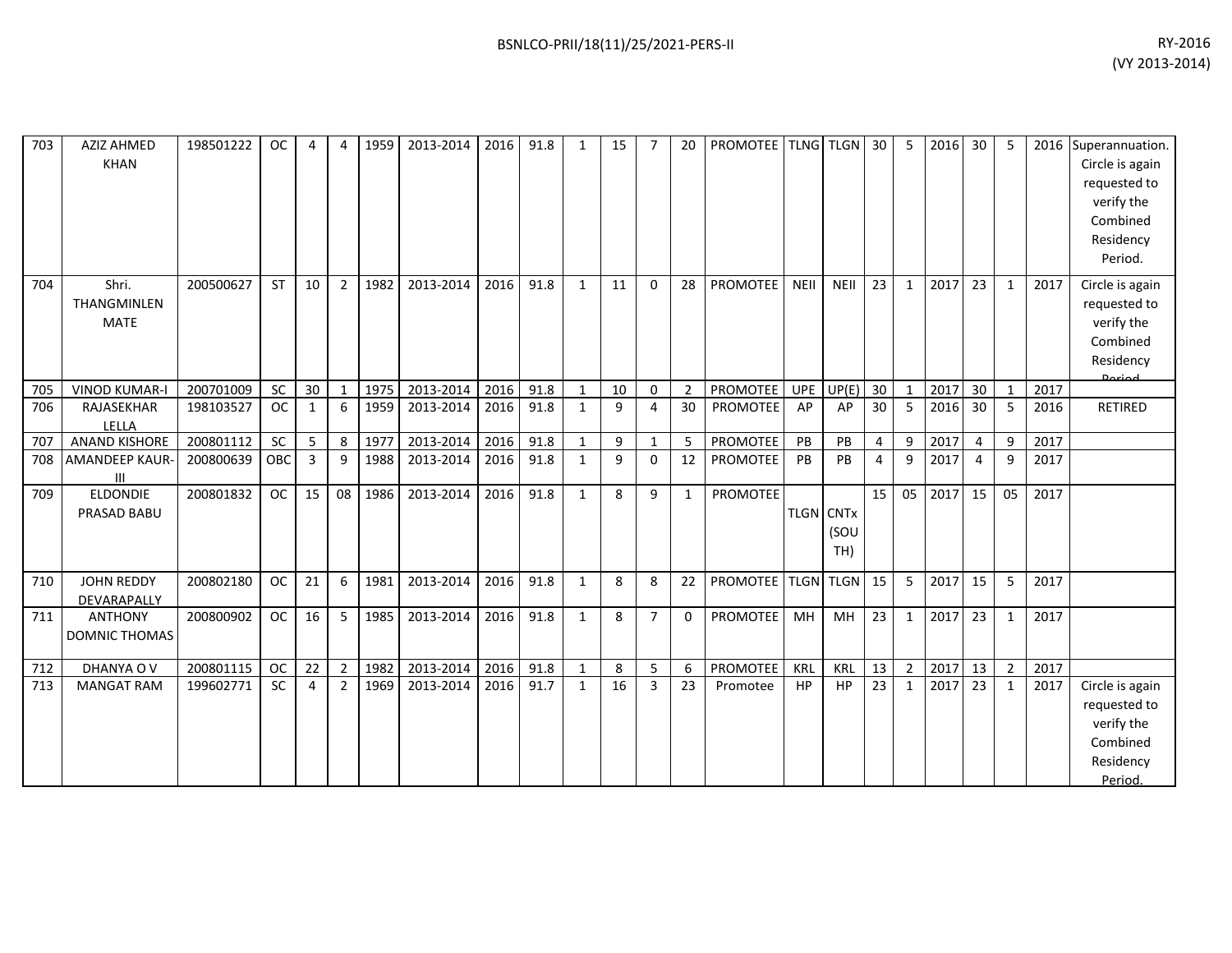| 703 | AZIZ AHMED KHAN | 198501222 | OC | 4 | 4 | 1959 | 2013-2014 | 2016 | 91.8 | 1 | 15 | 7 | 20 | PROMOTEE | TLNG | TLGN | 30 | 5 | 2016 | 30 | 5 | 2016 | Superannuation. Circle is again requested to verify the Combined Residency Period. |
|---|---|---|---|---|---|---|---|---|---|---|---|---|---|---|---|---|---|---|---|---|---|---|---|
| 704 | Shri. THANGMINLEN MATE | 200500627 | ST | 10 | 2 | 1982 | 2013-2014 | 2016 | 91.8 | 1 | 11 | 0 | 28 | PROMOTEE | NEII | NEII | 23 | 1 | 2017 | 23 | 1 | 2017 | Circle is again requested to verify the Combined Residency Period |
| 705 | VINOD KUMAR-I | 200701009 | SC | 30 | 1 | 1975 | 2013-2014 | 2016 | 91.8 | 1 | 10 | 0 | 2 | PROMOTEE | UPE | UP(E) | 30 | 1 | 2017 | 30 | 1 | 2017 | |
| 706 | RAJASEKHAR LELLA | 198103527 | OC | 1 | 6 | 1959 | 2013-2014 | 2016 | 91.8 | 1 | 9 | 4 | 30 | PROMOTEE | AP | AP | 30 | 5 | 2016 | 30 | 5 | 2016 | RETIRED |
| 707 | ANAND KISHORE | 200801112 | SC | 5 | 8 | 1977 | 2013-2014 | 2016 | 91.8 | 1 | 9 | 1 | 5 | PROMOTEE | PB | PB | 4 | 9 | 2017 | 4 | 9 | 2017 | |
| 708 | AMANDEEP KAUR-III | 200800639 | OBC | 3 | 9 | 1988 | 2013-2014 | 2016 | 91.8 | 1 | 9 | 0 | 12 | PROMOTEE | PB | PB | 4 | 9 | 2017 | 4 | 9 | 2017 | |
| 709 | ELDONDIE PRASAD BABU | 200801832 | OC | 15 | 08 | 1986 | 2013-2014 | 2016 | 91.8 | 1 | 8 | 9 | 1 | PROMOTEE | TLGN | CNTx (SOUTH) | 15 | 05 | 2017 | 15 | 05 | 2017 | |
| 710 | JOHN REDDY DEVARAPALLY | 200802180 | OC | 21 | 6 | 1981 | 2013-2014 | 2016 | 91.8 | 1 | 8 | 8 | 22 | PROMOTEE | TLGN | TLGN | 15 | 5 | 2017 | 15 | 5 | 2017 | |
| 711 | ANTHONY DOMNIC THOMAS | 200800902 | OC | 16 | 5 | 1985 | 2013-2014 | 2016 | 91.8 | 1 | 8 | 7 | 0 | PROMOTEE | MH | MH | 23 | 1 | 2017 | 23 | 1 | 2017 | |
| 712 | DHANYA O V | 200801115 | OC | 22 | 2 | 1982 | 2013-2014 | 2016 | 91.8 | 1 | 8 | 5 | 6 | PROMOTEE | KRL | KRL | 13 | 2 | 2017 | 13 | 2 | 2017 | |
| 713 | MANGAT RAM | 199602771 | SC | 4 | 2 | 1969 | 2013-2014 | 2016 | 91.7 | 1 | 16 | 3 | 23 | Promotee | HP | HP | 23 | 1 | 2017 | 23 | 1 | 2017 | Circle is again requested to verify the Combined Residency Period. |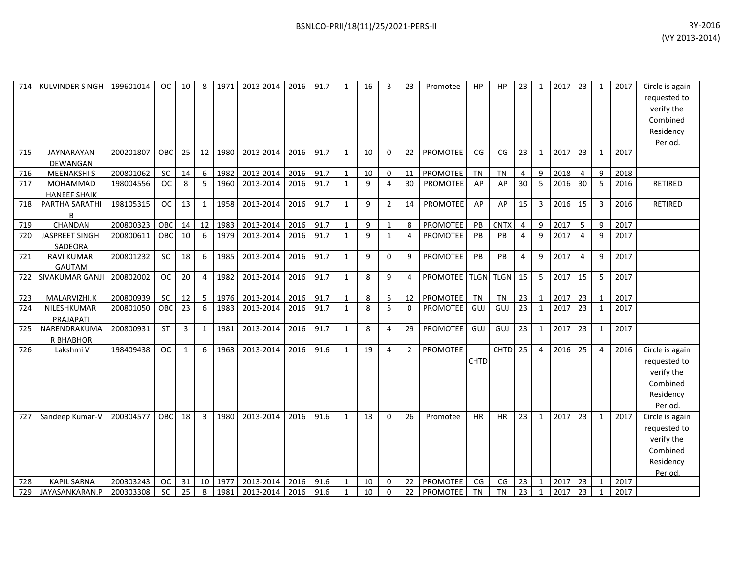| 714 | KULVINDER SINGH | 199601014 | OC | 10 | 8 | 1971 | 2013-2014 | 2016 | 91.7 | 1 | 16 | 3 | 23 | Promotee | HP | HP | 23 | 1 | 2017 | 23 | 1 | 2017 | Circle is again requested to verify the Combined Residency Period. |
|---|---|---|---|---|---|---|---|---|---|---|---|---|---|---|---|---|---|---|---|---|---|---|---|
| 715 | JAYNARAYAN DEWANGAN | 200201807 | OBC | 25 | 12 | 1980 | 2013-2014 | 2016 | 91.7 | 1 | 10 | 0 | 22 | PROMOTEE | CG | CG | 23 | 1 | 2017 | 23 | 1 | 2017 | |
| 716 | MEENAKSHI S | 200801062 | SC | 14 | 6 | 1982 | 2013-2014 | 2016 | 91.7 | 1 | 10 | 0 | 11 | PROMOTEE | TN | TN | 4 | 9 | 2018 | 4 | 9 | 2018 | |
| 717 | MOHAMMAD HANEEF SHAIK | 198004556 | OC | 8 | 5 | 1960 | 2013-2014 | 2016 | 91.7 | 1 | 9 | 4 | 30 | PROMOTEE | AP | AP | 30 | 5 | 2016 | 30 | 5 | 2016 | RETIRED |
| 718 | PARTHA SARATHI B | 198105315 | OC | 13 | 1 | 1958 | 2013-2014 | 2016 | 91.7 | 1 | 9 | 2 | 14 | PROMOTEE | AP | AP | 15 | 3 | 2016 | 15 | 3 | 2016 | RETIRED |
| 719 | CHANDAN | 200800323 | OBC | 14 | 12 | 1983 | 2013-2014 | 2016 | 91.7 | 1 | 9 | 1 | 8 | PROMOTEE | PB | CNTX | 4 | 9 | 2017 | 5 | 9 | 2017 | |
| 720 | JASPREET SINGH SADEORA | 200800611 | OBC | 10 | 6 | 1979 | 2013-2014 | 2016 | 91.7 | 1 | 9 | 1 | 4 | PROMOTEE | PB | PB | 4 | 9 | 2017 | 4 | 9 | 2017 | |
| 721 | RAVI KUMAR GAUTAM | 200801232 | SC | 18 | 6 | 1985 | 2013-2014 | 2016 | 91.7 | 1 | 9 | 0 | 9 | PROMOTEE | PB | PB | 4 | 9 | 2017 | 4 | 9 | 2017 | |
| 722 | SIVAKUMAR GANJI | 200802002 | OC | 20 | 4 | 1982 | 2013-2014 | 2016 | 91.7 | 1 | 8 | 9 | 4 | PROMOTEE | TLGN | TLGN | 15 | 5 | 2017 | 15 | 5 | 2017 | |
| 723 | MALARVIZHI.K | 200800939 | SC | 12 | 5 | 1976 | 2013-2014 | 2016 | 91.7 | 1 | 8 | 5 | 12 | PROMOTEE | TN | TN | 23 | 1 | 2017 | 23 | 1 | 2017 | |
| 724 | NILESHKUMAR PRAJAPATI | 200801050 | OBC | 23 | 6 | 1983 | 2013-2014 | 2016 | 91.7 | 1 | 8 | 5 | 0 | PROMOTEE | GUJ | GUJ | 23 | 1 | 2017 | 23 | 1 | 2017 | |
| 725 | NARENDRAKUMAR BHABHOR | 200800931 | ST | 3 | 1 | 1981 | 2013-2014 | 2016 | 91.7 | 1 | 8 | 4 | 29 | PROMOTEE | GUJ | GUJ | 23 | 1 | 2017 | 23 | 1 | 2017 | |
| 726 | Lakshmi V | 198409438 | OC | 1 | 6 | 1963 | 2013-2014 | 2016 | 91.6 | 1 | 19 | 4 | 2 | PROMOTEE | CHTD | CHTD | 25 | 4 | 2016 | 25 | 4 | 2016 | Circle is again requested to verify the Combined Residency Period. |
| 727 | Sandeep Kumar-V | 200304577 | OBC | 18 | 3 | 1980 | 2013-2014 | 2016 | 91.6 | 1 | 13 | 0 | 26 | Promotee | HR | HR | 23 | 1 | 2017 | 23 | 1 | 2017 | Circle is again requested to verify the Combined Residency Period. |
| 728 | KAPIL SARNA | 200303243 | OC | 31 | 10 | 1977 | 2013-2014 | 2016 | 91.6 | 1 | 10 | 0 | 22 | PROMOTEE | CG | CG | 23 | 1 | 2017 | 23 | 1 | 2017 | |
| 729 | JAYASANKARAN.P | 200303308 | SC | 25 | 8 | 1981 | 2013-2014 | 2016 | 91.6 | 1 | 10 | 0 | 22 | PROMOTEE | TN | TN | 23 | 1 | 2017 | 23 | 1 | 2017 | |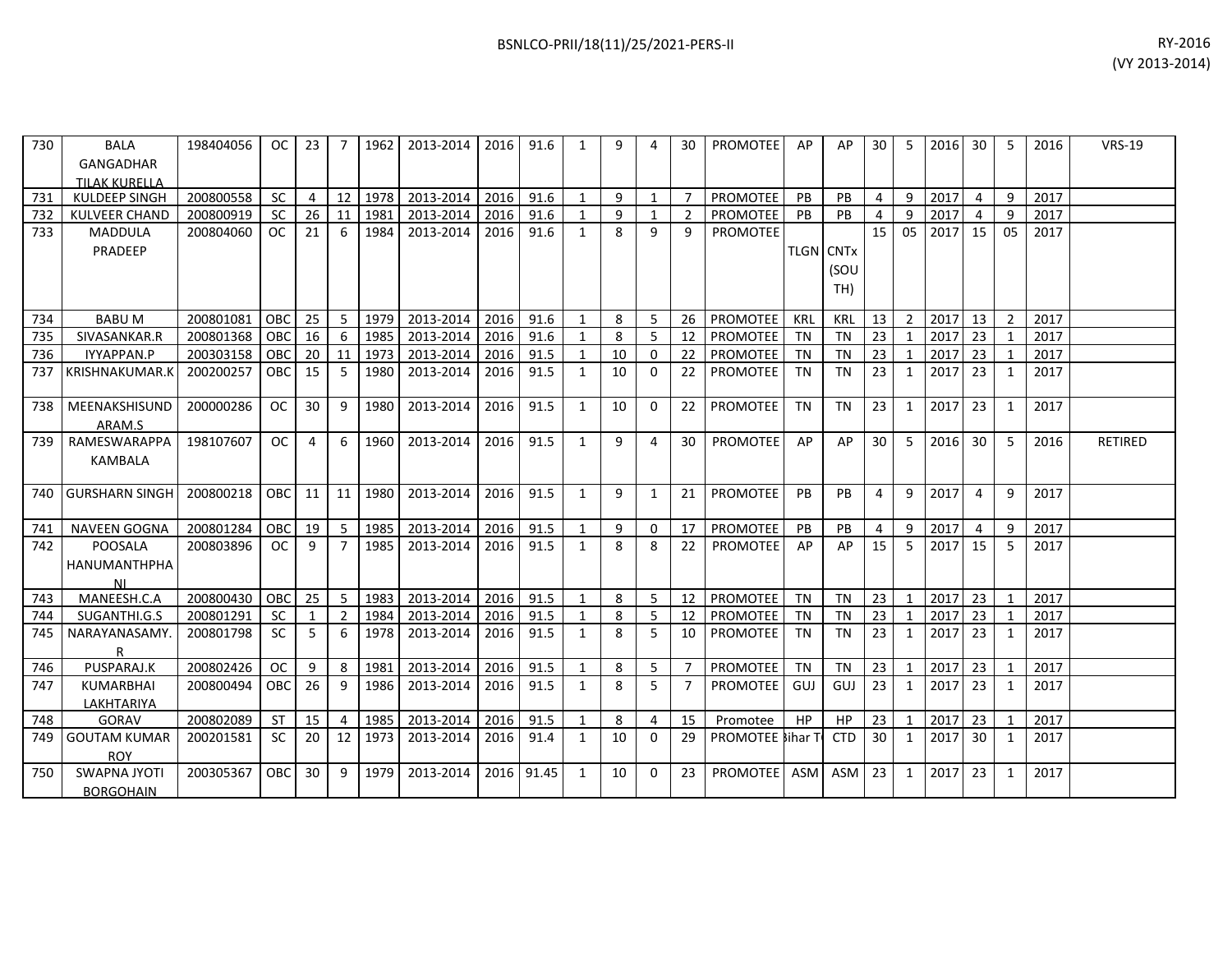| 730 | BALA GANGADHAR TILAK KURELLA | 198404056 | OC | 23 | 7 | 1962 | 2013-2014 | 2016 | 91.6 | 1 | 9 | 4 | 30 | PROMOTEE | AP | AP | 30 | 5 | 2016 | 30 | 5 | 2016 | VRS-19 |
|---|---|---|---|---|---|---|---|---|---|---|---|---|---|---|---|---|---|---|---|---|---|---|---|
| 731 | KULDEEP SINGH | 200800558 | SC | 4 | 12 | 1978 | 2013-2014 | 2016 | 91.6 | 1 | 9 | 1 | 7 | PROMOTEE | PB | PB | 4 | 9 | 2017 | 4 | 9 | 2017 | |
| 732 | KULVEER CHAND | 200800919 | SC | 26 | 11 | 1981 | 2013-2014 | 2016 | 91.6 | 1 | 9 | 1 | 2 | PROMOTEE | PB | PB | 4 | 9 | 2017 | 4 | 9 | 2017 | |
| 733 | MADDULA PRADEEP | 200804060 | OC | 21 | 6 | 1984 | 2013-2014 | 2016 | 91.6 | 1 | 8 | 9 | 9 | PROMOTEE | TLGN | CNTx (SOUTH) | 15 | 05 | 2017 | 15 | 05 | 2017 | |
| 734 | BABU M | 200801081 | OBC | 25 | 5 | 1979 | 2013-2014 | 2016 | 91.6 | 1 | 8 | 5 | 26 | PROMOTEE | KRL | KRL | 13 | 2 | 2017 | 13 | 2 | 2017 | |
| 735 | SIVASANKAR.R | 200801368 | OBC | 16 | 6 | 1985 | 2013-2014 | 2016 | 91.6 | 1 | 8 | 5 | 12 | PROMOTEE | TN | TN | 23 | 1 | 2017 | 23 | 1 | 2017 | |
| 736 | IYYAPPAN.P | 200303158 | OBC | 20 | 11 | 1973 | 2013-2014 | 2016 | 91.5 | 1 | 10 | 0 | 22 | PROMOTEE | TN | TN | 23 | 1 | 2017 | 23 | 1 | 2017 | |
| 737 | KRISHNAKUMAR.K | 200200257 | OBC | 15 | 5 | 1980 | 2013-2014 | 2016 | 91.5 | 1 | 10 | 0 | 22 | PROMOTEE | TN | TN | 23 | 1 | 2017 | 23 | 1 | 2017 | |
| 738 | MEENAKSHISUNDARAM.S | 200000286 | OC | 30 | 9 | 1980 | 2013-2014 | 2016 | 91.5 | 1 | 10 | 0 | 22 | PROMOTEE | TN | TN | 23 | 1 | 2017 | 23 | 1 | 2017 | |
| 739 | RAMESWARAPPA KAMBALA | 198107607 | OC | 4 | 6 | 1960 | 2013-2014 | 2016 | 91.5 | 1 | 9 | 4 | 30 | PROMOTEE | AP | AP | 30 | 5 | 2016 | 30 | 5 | 2016 | RETIRED |
| 740 | GURSHARN SINGH | 200800218 | OBC | 11 | 11 | 1980 | 2013-2014 | 2016 | 91.5 | 1 | 9 | 1 | 21 | PROMOTEE | PB | PB | 4 | 9 | 2017 | 4 | 9 | 2017 | |
| 741 | NAVEEN GOGNA | 200801284 | OBC | 19 | 5 | 1985 | 2013-2014 | 2016 | 91.5 | 1 | 9 | 0 | 17 | PROMOTEE | PB | PB | 4 | 9 | 2017 | 4 | 9 | 2017 | |
| 742 | POOSALA HANUMANTHPHANI | 200803896 | OC | 9 | 7 | 1985 | 2013-2014 | 2016 | 91.5 | 1 | 8 | 8 | 22 | PROMOTEE | AP | AP | 15 | 5 | 2017 | 15 | 5 | 2017 | |
| 743 | MANEESH.C.A | 200800430 | OBC | 25 | 5 | 1983 | 2013-2014 | 2016 | 91.5 | 1 | 8 | 5 | 12 | PROMOTEE | TN | TN | 23 | 1 | 2017 | 23 | 1 | 2017 | |
| 744 | SUGANTHI.G.S | 200801291 | SC | 1 | 2 | 1984 | 2013-2014 | 2016 | 91.5 | 1 | 8 | 5 | 12 | PROMOTEE | TN | TN | 23 | 1 | 2017 | 23 | 1 | 2017 | |
| 745 | NARAYANASAMY.R | 200801798 | SC | 5 | 6 | 1978 | 2013-2014 | 2016 | 91.5 | 1 | 8 | 5 | 10 | PROMOTEE | TN | TN | 23 | 1 | 2017 | 23 | 1 | 2017 | |
| 746 | PUSPARAJ.K | 200802426 | OC | 9 | 8 | 1981 | 2013-2014 | 2016 | 91.5 | 1 | 8 | 5 | 7 | PROMOTEE | TN | TN | 23 | 1 | 2017 | 23 | 1 | 2017 | |
| 747 | KUMARBHAI LAKHTARIYA | 200800494 | OBC | 26 | 9 | 1986 | 2013-2014 | 2016 | 91.5 | 1 | 8 | 5 | 7 | PROMOTEE | GUJ | GUJ | 23 | 1 | 2017 | 23 | 1 | 2017 | |
| 748 | GORAV | 200802089 | ST | 15 | 4 | 1985 | 2013-2014 | 2016 | 91.5 | 1 | 8 | 4 | 15 | Promotee | HP | HP | 23 | 1 | 2017 | 23 | 1 | 2017 | |
| 749 | GOUTAM KUMAR ROY | 200201581 | SC | 20 | 12 | 1973 | 2013-2014 | 2016 | 91.4 | 1 | 10 | 0 | 29 | PROMOTEE | Bihar T | CTD | 30 | 1 | 2017 | 30 | 1 | 2017 | |
| 750 | SWAPNA JYOTI BORGOHAIN | 200305367 | OBC | 30 | 9 | 1979 | 2013-2014 | 2016 | 91.45 | 1 | 10 | 0 | 23 | PROMOTEE | ASM | ASM | 23 | 1 | 2017 | 23 | 1 | 2017 | |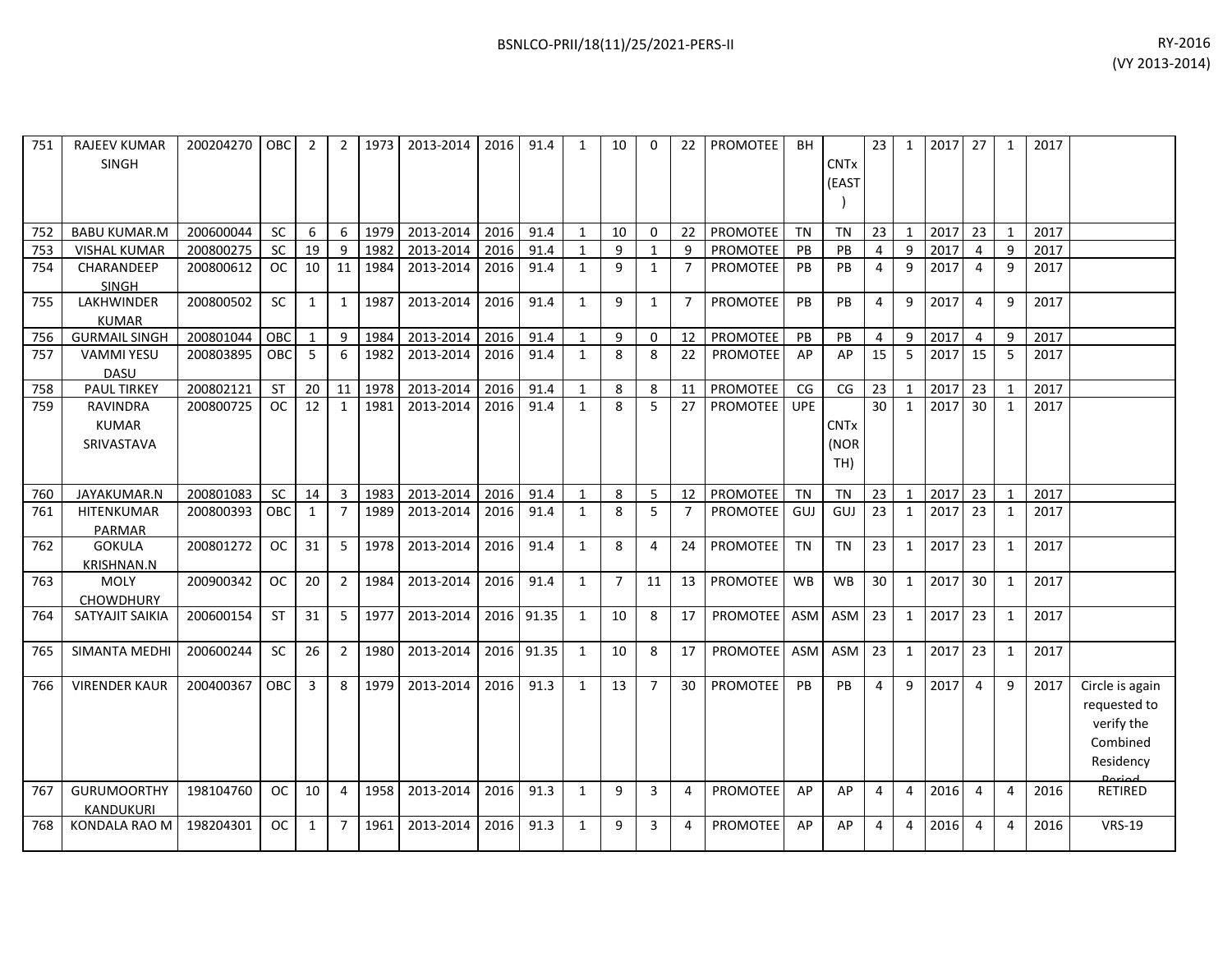| 751 | RAJEEV KUMAR SINGH | 200204270 | OBC | 2 | 2 | 1973 | 2013-2014 | 2016 | 91.4 | 1 | 10 | 0 | 22 | PROMOTEE | BH | CNTx (EAST) | 23 | 1 | 2017 | 27 | 1 | 2017 | |
|---|---|---|---|---|---|---|---|---|---|---|---|---|---|---|---|---|---|---|---|---|---|---|---|
| 752 | BABU KUMAR.M | 200600044 | SC | 6 | 6 | 1979 | 2013-2014 | 2016 | 91.4 | 1 | 10 | 0 | 22 | PROMOTEE | TN | TN | 23 | 1 | 2017 | 23 | 1 | 2017 | |
| 753 | VISHAL KUMAR | 200800275 | SC | 19 | 9 | 1982 | 2013-2014 | 2016 | 91.4 | 1 | 9 | 1 | 9 | PROMOTEE | PB | PB | 4 | 9 | 2017 | 4 | 9 | 2017 | |
| 754 | CHARANDEEP SINGH | 200800612 | OC | 10 | 11 | 1984 | 2013-2014 | 2016 | 91.4 | 1 | 9 | 1 | 7 | PROMOTEE | PB | PB | 4 | 9 | 2017 | 4 | 9 | 2017 | |
| 755 | LAKHWINDER KUMAR | 200800502 | SC | 1 | 1 | 1987 | 2013-2014 | 2016 | 91.4 | 1 | 9 | 1 | 7 | PROMOTEE | PB | PB | 4 | 9 | 2017 | 4 | 9 | 2017 | |
| 756 | GURMAIL SINGH | 200801044 | OBC | 1 | 9 | 1984 | 2013-2014 | 2016 | 91.4 | 1 | 9 | 0 | 12 | PROMOTEE | PB | PB | 4 | 9 | 2017 | 4 | 9 | 2017 | |
| 757 | VAMMI YESU DASU | 200803895 | OBC | 5 | 6 | 1982 | 2013-2014 | 2016 | 91.4 | 1 | 8 | 8 | 22 | PROMOTEE | AP | AP | 15 | 5 | 2017 | 15 | 5 | 2017 | |
| 758 | PAUL TIRKEY | 200802121 | ST | 20 | 11 | 1978 | 2013-2014 | 2016 | 91.4 | 1 | 8 | 8 | 11 | PROMOTEE | CG | CG | 23 | 1 | 2017 | 23 | 1 | 2017 | |
| 759 | RAVINDRA KUMAR SRIVASTAVA | 200800725 | OC | 12 | 1 | 1981 | 2013-2014 | 2016 | 91.4 | 1 | 8 | 5 | 27 | PROMOTEE | UPE | CNTx (NORTH) | 30 | 1 | 2017 | 30 | 1 | 2017 | |
| 760 | JAYAKUMAR.N | 200801083 | SC | 14 | 3 | 1983 | 2013-2014 | 2016 | 91.4 | 1 | 8 | 5 | 12 | PROMOTEE | TN | TN | 23 | 1 | 2017 | 23 | 1 | 2017 | |
| 761 | HITENKUMAR PARMAR | 200800393 | OBC | 1 | 7 | 1989 | 2013-2014 | 2016 | 91.4 | 1 | 8 | 5 | 7 | PROMOTEE | GUJ | GUJ | 23 | 1 | 2017 | 23 | 1 | 2017 | |
| 762 | GOKULA KRISHNAN.N | 200801272 | OC | 31 | 5 | 1978 | 2013-2014 | 2016 | 91.4 | 1 | 8 | 4 | 24 | PROMOTEE | TN | TN | 23 | 1 | 2017 | 23 | 1 | 2017 | |
| 763 | MOLY CHOWDHURY | 200900342 | OC | 20 | 2 | 1984 | 2013-2014 | 2016 | 91.4 | 1 | 7 | 11 | 13 | PROMOTEE | WB | WB | 30 | 1 | 2017 | 30 | 1 | 2017 | |
| 764 | SATYAJIT SAIKIA | 200600154 | ST | 31 | 5 | 1977 | 2013-2014 | 2016 | 91.35 | 1 | 10 | 8 | 17 | PROMOTEE | ASM | ASM | 23 | 1 | 2017 | 23 | 1 | 2017 | |
| 765 | SIMANTA MEDHI | 200600244 | SC | 26 | 2 | 1980 | 2013-2014 | 2016 | 91.35 | 1 | 10 | 8 | 17 | PROMOTEE | ASM | ASM | 23 | 1 | 2017 | 23 | 1 | 2017 | |
| 766 | VIRENDER KAUR | 200400367 | OBC | 3 | 8 | 1979 | 2013-2014 | 2016 | 91.3 | 1 | 13 | 7 | 30 | PROMOTEE | PB | PB | 4 | 9 | 2017 | 4 | 9 | 2017 | Circle is again requested to verify the Combined Residency Period |
| 767 | GURUMOORTHY KANDUKURI | 198104760 | OC | 10 | 4 | 1958 | 2013-2014 | 2016 | 91.3 | 1 | 9 | 3 | 4 | PROMOTEE | AP | AP | 4 | 4 | 2016 | 4 | 4 | 2016 | RETIRED |
| 768 | KONDALA RAO M | 198204301 | OC | 1 | 7 | 1961 | 2013-2014 | 2016 | 91.3 | 1 | 9 | 3 | 4 | PROMOTEE | AP | AP | 4 | 4 | 2016 | 4 | 4 | 2016 | VRS-19 |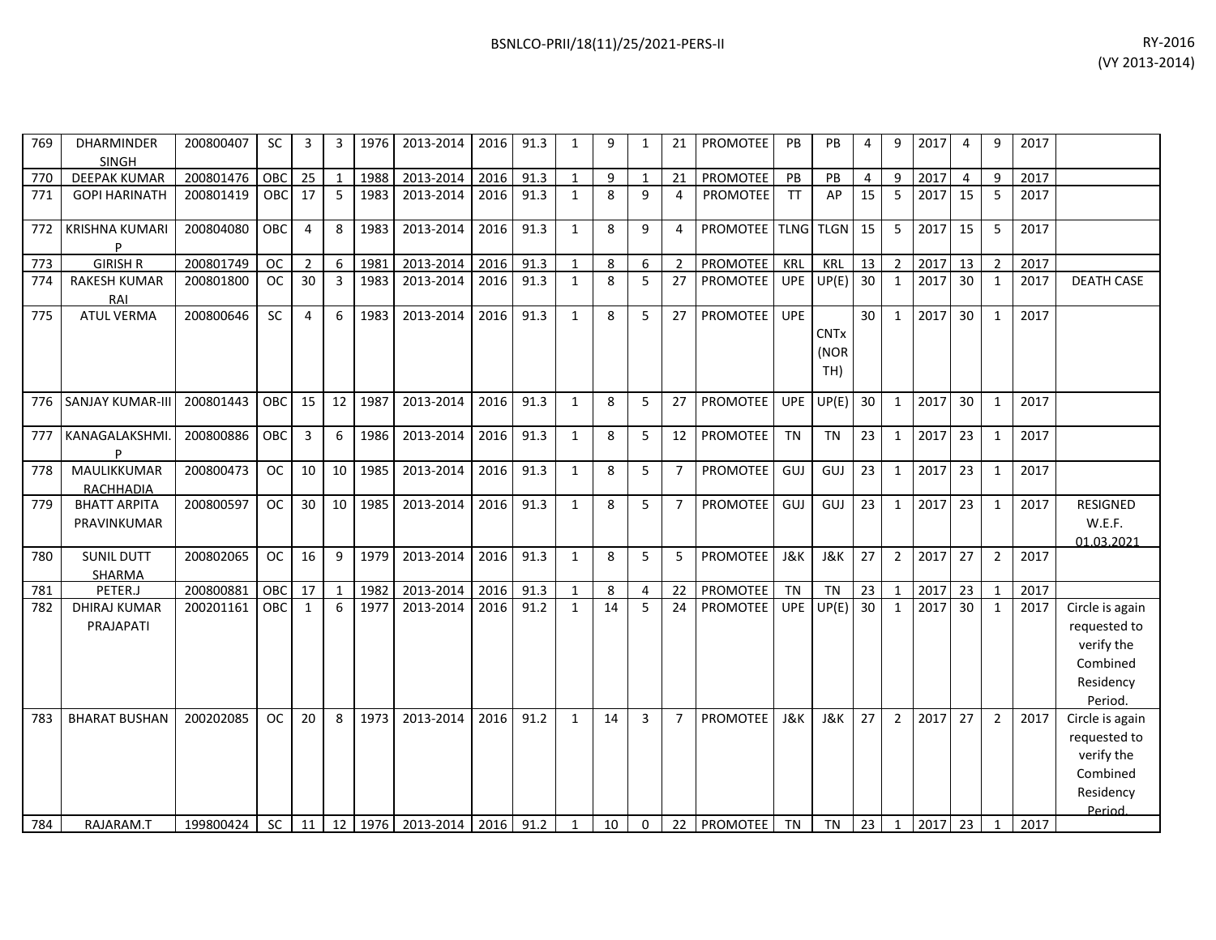| 769 | DHARMINDER SINGH | 200800407 | SC | 3 | 3 | 1976 | 2013-2014 | 2016 | 91.3 | 1 | 9 | 1 | 21 | PROMOTEE | PB | PB | 4 | 9 | 2017 | 4 | 9 | 2017 | |
|---|---|---|---|---|---|---|---|---|---|---|---|---|---|---|---|---|---|---|---|---|---|---|---|
| 770 | DEEPAK KUMAR | 200801476 | OBC | 25 | 1 | 1988 | 2013-2014 | 2016 | 91.3 | 1 | 9 | 1 | 21 | PROMOTEE | PB | PB | 4 | 9 | 2017 | 4 | 9 | 2017 | |
| 771 | GOPI HARINATH | 200801419 | OBC | 17 | 5 | 1983 | 2013-2014 | 2016 | 91.3 | 1 | 8 | 9 | 4 | PROMOTEE | TT | AP | 15 | 5 | 2017 | 15 | 5 | 2017 | |
| 772 | KRISHNA KUMARI P | 200804080 | OBC | 4 | 8 | 1983 | 2013-2014 | 2016 | 91.3 | 1 | 8 | 9 | 4 | PROMOTEE | TLNG | TLGN | 15 | 5 | 2017 | 15 | 5 | 2017 | |
| 773 | GIRISH R | 200801749 | OC | 2 | 6 | 1981 | 2013-2014 | 2016 | 91.3 | 1 | 8 | 6 | 2 | PROMOTEE | KRL | KRL | 13 | 2 | 2017 | 13 | 2 | 2017 | |
| 774 | RAKESH KUMAR RAI | 200801800 | OC | 30 | 3 | 1983 | 2013-2014 | 2016 | 91.3 | 1 | 8 | 5 | 27 | PROMOTEE | UPE | UP(E) | 30 | 1 | 2017 | 30 | 1 | 2017 | DEATH CASE |
| 775 | ATUL VERMA | 200800646 | SC | 4 | 6 | 1983 | 2013-2014 | 2016 | 91.3 | 1 | 8 | 5 | 27 | PROMOTEE | UPE | CNTx (NORTH) | 30 | 1 | 2017 | 30 | 1 | 2017 | |
| 776 | SANJAY KUMAR-III | 200801443 | OBC | 15 | 12 | 1987 | 2013-2014 | 2016 | 91.3 | 1 | 8 | 5 | 27 | PROMOTEE | UPE | UP(E) | 30 | 1 | 2017 | 30 | 1 | 2017 | |
| 777 | KANAGALAKSHMI. P | 200800886 | OBC | 3 | 6 | 1986 | 2013-2014 | 2016 | 91.3 | 1 | 8 | 5 | 12 | PROMOTEE | TN | TN | 23 | 1 | 2017 | 23 | 1 | 2017 | |
| 778 | MAULIKKUMAR RACHHADIA | 200800473 | OC | 10 | 10 | 1985 | 2013-2014 | 2016 | 91.3 | 1 | 8 | 5 | 7 | PROMOTEE | GUJ | GUJ | 23 | 1 | 2017 | 23 | 1 | 2017 | |
| 779 | BHATT ARPITA PRAVINKUMAR | 200800597 | OC | 30 | 10 | 1985 | 2013-2014 | 2016 | 91.3 | 1 | 8 | 5 | 7 | PROMOTEE | GUJ | GUJ | 23 | 1 | 2017 | 23 | 1 | 2017 | RESIGNED W.E.F. 01.03.2021 |
| 780 | SUNIL DUTT SHARMA | 200802065 | OC | 16 | 9 | 1979 | 2013-2014 | 2016 | 91.3 | 1 | 8 | 5 | 5 | PROMOTEE | J&K | J&K | 27 | 2 | 2017 | 27 | 2 | 2017 | |
| 781 | PETER.J | 200800881 | OBC | 17 | 1 | 1982 | 2013-2014 | 2016 | 91.3 | 1 | 8 | 4 | 22 | PROMOTEE | TN | TN | 23 | 1 | 2017 | 23 | 1 | 2017 | |
| 782 | DHIRAJ KUMAR PRAJAPATI | 200201161 | OBC | 1 | 6 | 1977 | 2013-2014 | 2016 | 91.2 | 1 | 14 | 5 | 24 | PROMOTEE | UPE | UP(E) | 30 | 1 | 2017 | 30 | 1 | 2017 | Circle is again requested to verify the Combined Residency Period. |
| 783 | BHARAT BUSHAN | 200202085 | OC | 20 | 8 | 1973 | 2013-2014 | 2016 | 91.2 | 1 | 14 | 3 | 7 | PROMOTEE | J&K | J&K | 27 | 2 | 2017 | 27 | 2 | 2017 | Circle is again requested to verify the Combined Residency Period. |
| 784 | RAJARAM.T | 199800424 | SC | 11 | 12 | 1976 | 2013-2014 | 2016 | 91.2 | 1 | 10 | 0 | 22 | PROMOTEE | TN | TN | 23 | 1 | 2017 | 23 | 1 | 2017 | |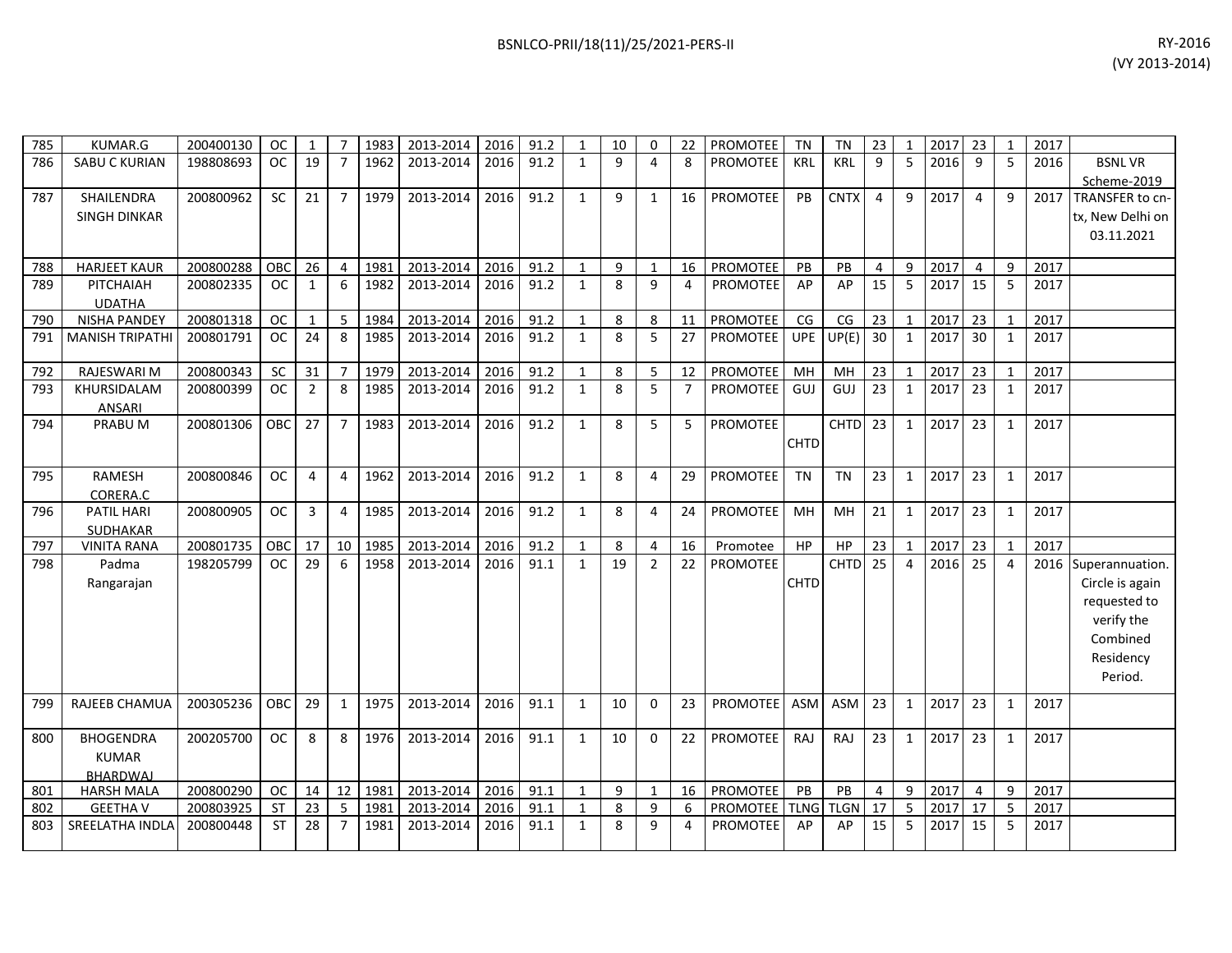| 785 | KUMAR.G | 200400130 | OC | 1 | 7 | 1983 | 2013-2014 | 2016 | 91.2 | 1 | 10 | 0 | 22 | PROMOTEE | TN | TN | 23 | 1 | 2017 | 23 | 1 | 2017 | |
|---|---|---|---|---|---|---|---|---|---|---|---|---|---|---|---|---|---|---|---|---|---|---|---|
| 786 | SABU C KURIAN | 198808693 | OC | 19 | 7 | 1962 | 2013-2014 | 2016 | 91.2 | 1 | 9 | 4 | 8 | PROMOTEE | KRL | KRL | 9 | 5 | 2016 | 9 | 5 | 2016 | BSNL VR Scheme-2019 |
| 787 | SHAILENDRA SINGH DINKAR | 200800962 | SC | 21 | 7 | 1979 | 2013-2014 | 2016 | 91.2 | 1 | 9 | 1 | 16 | PROMOTEE | PB | CNTX | 4 | 9 | 2017 | 4 | 9 | 2017 | TRANSFER to cn-tx, New Delhi on 03.11.2021 |
| 788 | HARJEET KAUR | 200800288 | OBC | 26 | 4 | 1981 | 2013-2014 | 2016 | 91.2 | 1 | 9 | 1 | 16 | PROMOTEE | PB | PB | 4 | 9 | 2017 | 4 | 9 | 2017 | |
| 789 | PITCHAIAH UDATHA | 200802335 | OC | 1 | 6 | 1982 | 2013-2014 | 2016 | 91.2 | 1 | 8 | 9 | 4 | PROMOTEE | AP | AP | 15 | 5 | 2017 | 15 | 5 | 2017 | |
| 790 | NISHA PANDEY | 200801318 | OC | 1 | 5 | 1984 | 2013-2014 | 2016 | 91.2 | 1 | 8 | 8 | 11 | PROMOTEE | CG | CG | 23 | 1 | 2017 | 23 | 1 | 2017 | |
| 791 | MANISH TRIPATHI | 200801791 | OC | 24 | 8 | 1985 | 2013-2014 | 2016 | 91.2 | 1 | 8 | 5 | 27 | PROMOTEE | UPE | UP(E) | 30 | 1 | 2017 | 30 | 1 | 2017 | |
| 792 | RAJESWARI M | 200800343 | SC | 31 | 7 | 1979 | 2013-2014 | 2016 | 91.2 | 1 | 8 | 5 | 12 | PROMOTEE | MH | MH | 23 | 1 | 2017 | 23 | 1 | 2017 | |
| 793 | KHURSIDALAM ANSARI | 200800399 | OC | 2 | 8 | 1985 | 2013-2014 | 2016 | 91.2 | 1 | 8 | 5 | 7 | PROMOTEE | GUJ | GUJ | 23 | 1 | 2017 | 23 | 1 | 2017 | |
| 794 | PRABU M | 200801306 | OBC | 27 | 7 | 1983 | 2013-2014 | 2016 | 91.2 | 1 | 8 | 5 | 5 | PROMOTEE | CHTD | CHTD | 23 | 1 | 2017 | 23 | 1 | 2017 | |
| 795 | RAMESH CORERA.C | 200800846 | OC | 4 | 4 | 1962 | 2013-2014 | 2016 | 91.2 | 1 | 8 | 4 | 29 | PROMOTEE | TN | TN | 23 | 1 | 2017 | 23 | 1 | 2017 | |
| 796 | PATIL HARI SUDHAKAR | 200800905 | OC | 3 | 4 | 1985 | 2013-2014 | 2016 | 91.2 | 1 | 8 | 4 | 24 | PROMOTEE | MH | MH | 21 | 1 | 2017 | 23 | 1 | 2017 | |
| 797 | VINITA RANA | 200801735 | OBC | 17 | 10 | 1985 | 2013-2014 | 2016 | 91.2 | 1 | 8 | 4 | 16 | Promotee | HP | HP | 23 | 1 | 2017 | 23 | 1 | 2017 | |
| 798 | Padma Rangarajan | 198205799 | OC | 29 | 6 | 1958 | 2013-2014 | 2016 | 91.1 | 1 | 19 | 2 | 22 | PROMOTEE | CHTD | CHTD | 25 | 4 | 2016 | 25 | 4 | 2016 | Superannuation. Circle is again requested to verify the Combined Residency Period. |
| 799 | RAJEEB CHAMUA | 200305236 | OBC | 29 | 1 | 1975 | 2013-2014 | 2016 | 91.1 | 1 | 10 | 0 | 23 | PROMOTEE | ASM | ASM | 23 | 1 | 2017 | 23 | 1 | 2017 | |
| 800 | BHOGENDRA KUMAR BHARDWAJ | 200205700 | OC | 8 | 8 | 1976 | 2013-2014 | 2016 | 91.1 | 1 | 10 | 0 | 22 | PROMOTEE | RAJ | RAJ | 23 | 1 | 2017 | 23 | 1 | 2017 | |
| 801 | HARSH MALA | 200800290 | OC | 14 | 12 | 1981 | 2013-2014 | 2016 | 91.1 | 1 | 9 | 1 | 16 | PROMOTEE | PB | PB | 4 | 9 | 2017 | 4 | 9 | 2017 | |
| 802 | GEETHA V | 200803925 | ST | 23 | 5 | 1981 | 2013-2014 | 2016 | 91.1 | 1 | 8 | 9 | 6 | PROMOTEE | TLNG | TLGN | 17 | 5 | 2017 | 17 | 5 | 2017 | |
| 803 | SREELATHA INDLA | 200800448 | ST | 28 | 7 | 1981 | 2013-2014 | 2016 | 91.1 | 1 | 8 | 9 | 4 | PROMOTEE | AP | AP | 15 | 5 | 2017 | 15 | 5 | 2017 | |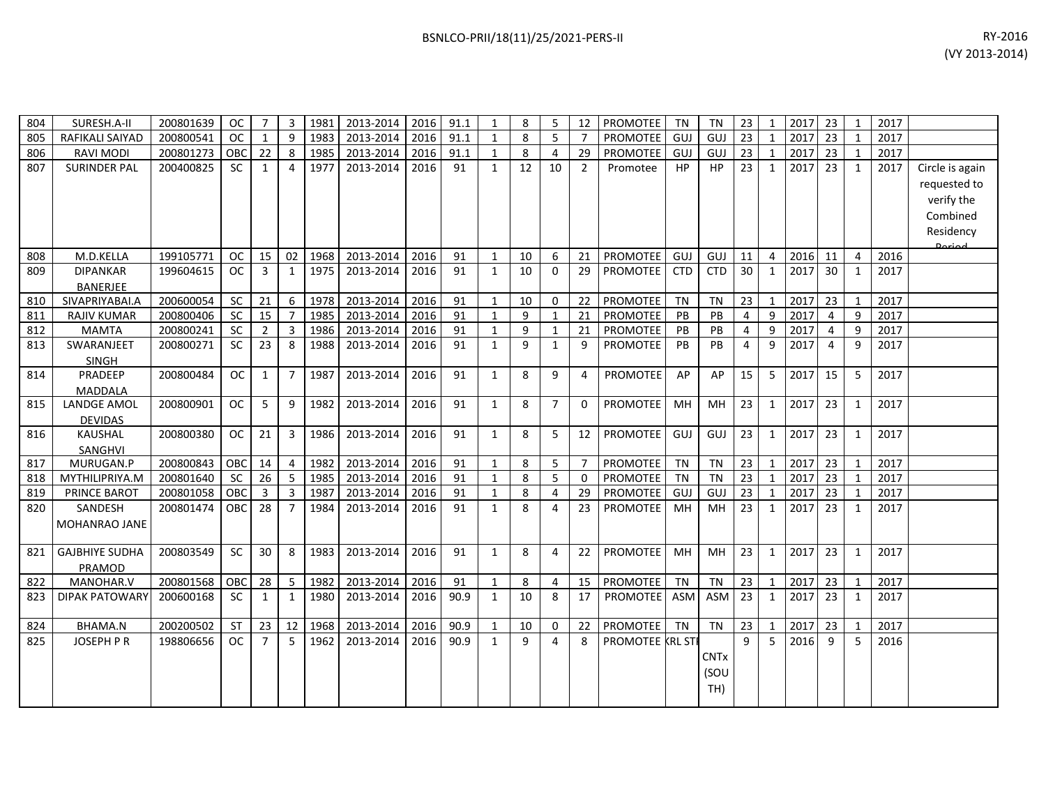| 804 | SURESH.A-II | 200801639 | OC | 7 | 3 | 1981 | 2013-2014 | 2016 | 91.1 | 1 | 8 | 5 | 12 | PROMOTEE | TN | TN | 23 | 1 | 2017 | 23 | 1 | 2017 | |
|---|---|---|---|---|---|---|---|---|---|---|---|---|---|---|---|---|---|---|---|---|---|---|---|
| 805 | RAFIKALI SAIYAD | 200800541 | OC | 1 | 9 | 1983 | 2013-2014 | 2016 | 91.1 | 1 | 8 | 5 | 7 | PROMOTEE | GUJ | GUJ | 23 | 1 | 2017 | 23 | 1 | 2017 | |
| 806 | RAVI MODI | 200801273 | OBC | 22 | 8 | 1985 | 2013-2014 | 2016 | 91.1 | 1 | 8 | 4 | 29 | PROMOTEE | GUJ | GUJ | 23 | 1 | 2017 | 23 | 1 | 2017 | |
| 807 | SURINDER PAL | 200400825 | SC | 1 | 4 | 1977 | 2013-2014 | 2016 | 91 | 1 | 12 | 10 | 2 | Promotee | HP | HP | 23 | 1 | 2017 | 23 | 1 | 2017 | Circle is again requested to verify the Combined Residency Period |
| 808 | M.D.KELLA | 199105771 | OC | 15 | 02 | 1968 | 2013-2014 | 2016 | 91 | 1 | 10 | 6 | 21 | PROMOTEE | GUJ | GUJ | 11 | 4 | 2016 | 11 | 4 | 2016 | |
| 809 | DIPANKAR BANERJEE | 199604615 | OC | 3 | 1 | 1975 | 2013-2014 | 2016 | 91 | 1 | 10 | 0 | 29 | PROMOTEE | CTD | CTD | 30 | 1 | 2017 | 30 | 1 | 2017 | |
| 810 | SIVAPRIYABAI.A | 200600054 | SC | 21 | 6 | 1978 | 2013-2014 | 2016 | 91 | 1 | 10 | 0 | 22 | PROMOTEE | TN | TN | 23 | 1 | 2017 | 23 | 1 | 2017 | |
| 811 | RAJIV KUMAR | 200800406 | SC | 15 | 7 | 1985 | 2013-2014 | 2016 | 91 | 1 | 9 | 1 | 21 | PROMOTEE | PB | PB | 4 | 9 | 2017 | 4 | 9 | 2017 | |
| 812 | MAMTA | 200800241 | SC | 2 | 3 | 1986 | 2013-2014 | 2016 | 91 | 1 | 9 | 1 | 21 | PROMOTEE | PB | PB | 4 | 9 | 2017 | 4 | 9 | 2017 | |
| 813 | SWARANJEET SINGH | 200800271 | SC | 23 | 8 | 1988 | 2013-2014 | 2016 | 91 | 1 | 9 | 1 | 9 | PROMOTEE | PB | PB | 4 | 9 | 2017 | 4 | 9 | 2017 | |
| 814 | PRADEEP MADDALA | 200800484 | OC | 1 | 7 | 1987 | 2013-2014 | 2016 | 91 | 1 | 8 | 9 | 4 | PROMOTEE | AP | AP | 15 | 5 | 2017 | 15 | 5 | 2017 | |
| 815 | LANDGE AMOL DEVIDAS | 200800901 | OC | 5 | 9 | 1982 | 2013-2014 | 2016 | 91 | 1 | 8 | 7 | 0 | PROMOTEE | MH | MH | 23 | 1 | 2017 | 23 | 1 | 2017 | |
| 816 | KAUSHAL SANGHVI | 200800380 | OC | 21 | 3 | 1986 | 2013-2014 | 2016 | 91 | 1 | 8 | 5 | 12 | PROMOTEE | GUJ | GUJ | 23 | 1 | 2017 | 23 | 1 | 2017 | |
| 817 | MURUGAN.P | 200800843 | OBC | 14 | 4 | 1982 | 2013-2014 | 2016 | 91 | 1 | 8 | 5 | 7 | PROMOTEE | TN | TN | 23 | 1 | 2017 | 23 | 1 | 2017 | |
| 818 | MYTHILIPRIYA.M | 200801640 | SC | 26 | 5 | 1985 | 2013-2014 | 2016 | 91 | 1 | 8 | 5 | 0 | PROMOTEE | TN | TN | 23 | 1 | 2017 | 23 | 1 | 2017 | |
| 819 | PRINCE BAROT | 200801058 | OBC | 3 | 3 | 1987 | 2013-2014 | 2016 | 91 | 1 | 8 | 4 | 29 | PROMOTEE | GUJ | GUJ | 23 | 1 | 2017 | 23 | 1 | 2017 | |
| 820 | SANDESH MOHANRAO JANE | 200801474 | OBC | 28 | 7 | 1984 | 2013-2014 | 2016 | 91 | 1 | 8 | 4 | 23 | PROMOTEE | MH | MH | 23 | 1 | 2017 | 23 | 1 | 2017 | |
| 821 | GAJBHIYE SUDHA PRAMOD | 200803549 | SC | 30 | 8 | 1983 | 2013-2014 | 2016 | 91 | 1 | 8 | 4 | 22 | PROMOTEE | MH | MH | 23 | 1 | 2017 | 23 | 1 | 2017 | |
| 822 | MANOHAR.V | 200801568 | OBC | 28 | 5 | 1982 | 2013-2014 | 2016 | 91 | 1 | 8 | 4 | 15 | PROMOTEE | TN | TN | 23 | 1 | 2017 | 23 | 1 | 2017 | |
| 823 | DIPAK PATOWARY | 200600168 | SC | 1 | 1 | 1980 | 2013-2014 | 2016 | 90.9 | 1 | 10 | 8 | 17 | PROMOTEE | ASM | ASM | 23 | 1 | 2017 | 23 | 1 | 2017 | |
| 824 | BHAMA.N | 200200502 | ST | 23 | 12 | 1968 | 2013-2014 | 2016 | 90.9 | 1 | 10 | 0 | 22 | PROMOTEE | TN | TN | 23 | 1 | 2017 | 23 | 1 | 2017 | |
| 825 | JOSEPH P R | 198806656 | OC | 7 | 5 | 1962 | 2013-2014 | 2016 | 90.9 | 1 | 9 | 4 | 8 | PROMOTEE | KRL STF | CNTx (SOUTH) | 9 | 5 | 2016 | 9 | 5 | 2016 | |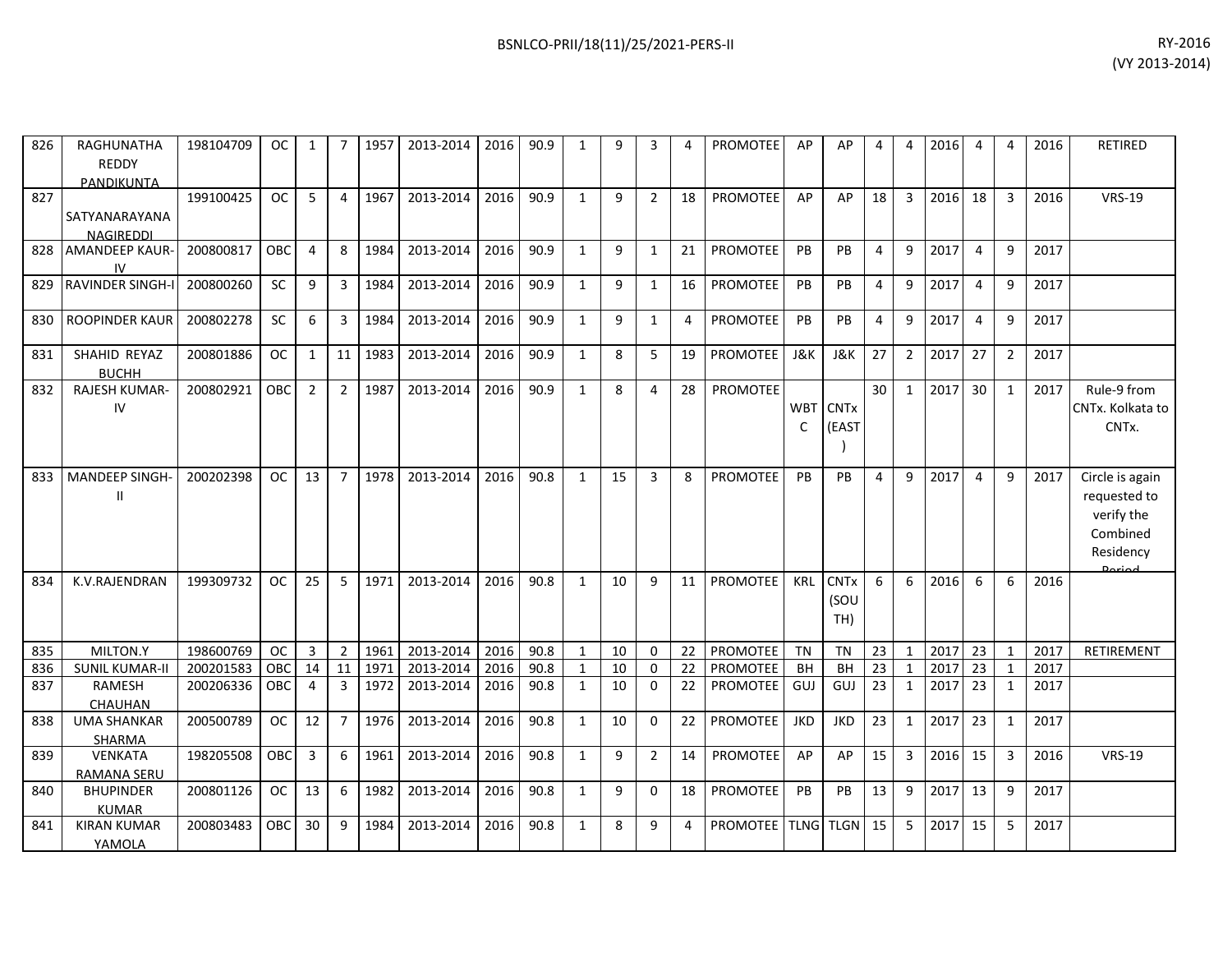| | | | | | | | | | | | | | | | | | | | | | | | | |
|---|---|---|---|---|---|---|---|---|---|---|---|---|---|---|---|---|---|---|---|---|---|---|---|---|
| 826 | RAGHUNATHA REDDY PANDIKUNTA | 198104709 | OC | 1 | 7 | 1957 | 2013-2014 | 2016 | 90.9 | 1 | 9 | 3 | 4 | PROMOTEE | AP | AP | 4 | 4 | 2016 | 4 | 4 | 2016 | RETIRED |
| 827 | SATYANARAYANA NAGIREDDI | 199100425 | OC | 5 | 4 | 1967 | 2013-2014 | 2016 | 90.9 | 1 | 9 | 2 | 18 | PROMOTEE | AP | AP | 18 | 3 | 2016 | 18 | 3 | 2016 | VRS-19 |
| 828 | AMANDEEP KAUR-IV | 200800817 | OBC | 4 | 8 | 1984 | 2013-2014 | 2016 | 90.9 | 1 | 9 | 1 | 21 | PROMOTEE | PB | PB | 4 | 9 | 2017 | 4 | 9 | 2017 | |
| 829 | RAVINDER SINGH-I | 200800260 | SC | 9 | 3 | 1984 | 2013-2014 | 2016 | 90.9 | 1 | 9 | 1 | 16 | PROMOTEE | PB | PB | 4 | 9 | 2017 | 4 | 9 | 2017 | |
| 830 | ROOPINDER KAUR | 200802278 | SC | 6 | 3 | 1984 | 2013-2014 | 2016 | 90.9 | 1 | 9 | 1 | 4 | PROMOTEE | PB | PB | 4 | 9 | 2017 | 4 | 9 | 2017 | |
| 831 | SHAHID REYAZ BUCHH | 200801886 | OC | 1 | 11 | 1983 | 2013-2014 | 2016 | 90.9 | 1 | 8 | 5 | 19 | PROMOTEE | J&K | J&K | 27 | 2 | 2017 | 27 | 2 | 2017 | |
| 832 | RAJESH KUMAR-IV | 200802921 | OBC | 2 | 2 | 1987 | 2013-2014 | 2016 | 90.9 | 1 | 8 | 4 | 28 | PROMOTEE | WBTC | CNTx (EAST) | 30 | 1 | 2017 | 30 | 1 | 2017 | Rule-9 from CNTx. Kolkata to CNTx. |
| 833 | MANDEEP SINGH-II | 200202398 | OC | 13 | 7 | 1978 | 2013-2014 | 2016 | 90.8 | 1 | 15 | 3 | 8 | PROMOTEE | PB | PB | 4 | 9 | 2017 | 4 | 9 | 2017 | Circle is again requested to verify the Combined Residency Period |
| 834 | K.V.RAJENDRAN | 199309732 | OC | 25 | 5 | 1971 | 2013-2014 | 2016 | 90.8 | 1 | 10 | 9 | 11 | PROMOTEE | KRL | CNTx (SOUTH) | 6 | 6 | 2016 | 6 | 6 | 2016 | |
| 835 | MILTON.Y | 198600769 | OC | 3 | 2 | 1961 | 2013-2014 | 2016 | 90.8 | 1 | 10 | 0 | 22 | PROMOTEE | TN | TN | 23 | 1 | 2017 | 23 | 1 | 2017 | RETIREMENT |
| 836 | SUNIL KUMAR-II | 200201583 | OBC | 14 | 11 | 1971 | 2013-2014 | 2016 | 90.8 | 1 | 10 | 0 | 22 | PROMOTEE | BH | BH | 23 | 1 | 2017 | 23 | 1 | 2017 | |
| 837 | RAMESH CHAUHAN | 200206336 | OBC | 4 | 3 | 1972 | 2013-2014 | 2016 | 90.8 | 1 | 10 | 0 | 22 | PROMOTEE | GUJ | GUJ | 23 | 1 | 2017 | 23 | 1 | 2017 | |
| 838 | UMA SHANKAR SHARMA | 200500789 | OC | 12 | 7 | 1976 | 2013-2014 | 2016 | 90.8 | 1 | 10 | 0 | 22 | PROMOTEE | JKD | JKD | 23 | 1 | 2017 | 23 | 1 | 2017 | |
| 839 | VENKATA RAMANA SERU | 198205508 | OBC | 3 | 6 | 1961 | 2013-2014 | 2016 | 90.8 | 1 | 9 | 2 | 14 | PROMOTEE | AP | AP | 15 | 3 | 2016 | 15 | 3 | 2016 | VRS-19 |
| 840 | BHUPINDER KUMAR | 200801126 | OC | 13 | 6 | 1982 | 2013-2014 | 2016 | 90.8 | 1 | 9 | 0 | 18 | PROMOTEE | PB | PB | 13 | 9 | 2017 | 13 | 9 | 2017 | |
| 841 | KIRAN KUMAR YAMOLA | 200803483 | OBC | 30 | 9 | 1984 | 2013-2014 | 2016 | 90.8 | 1 | 8 | 9 | 4 | PROMOTEE | TLNG | TLGN | 15 | 5 | 2017 | 15 | 5 | 2017 | |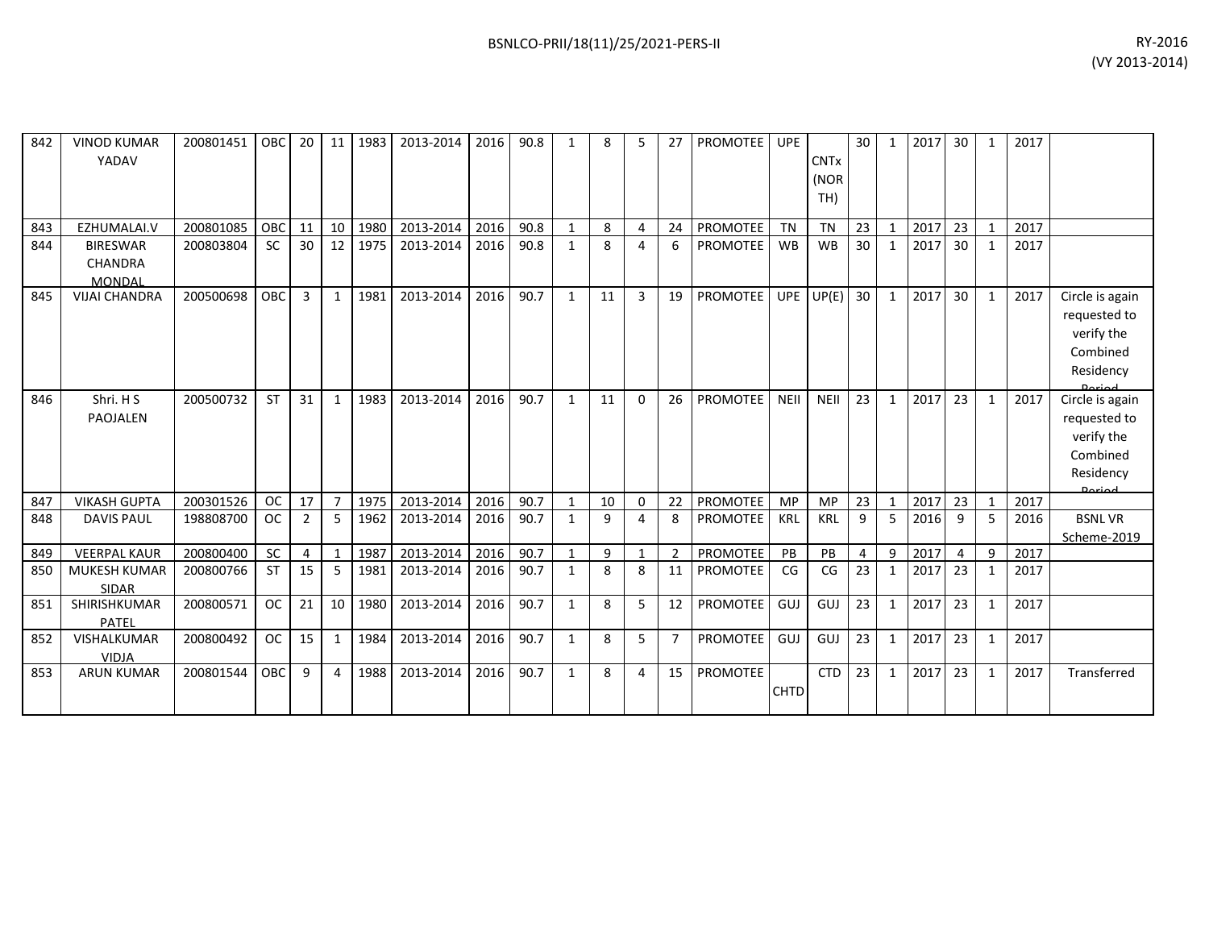| 842 | VINOD KUMAR YADAV | 200801451 | OBC | 20 | 11 | 1983 | 2013-2014 | 2016 | 90.8 | 1 | 8 | 5 | 27 | PROMOTEE | UPE | CNTx (NORTH) | 30 | 1 | 2017 | 30 | 1 | 2017 | |
|---|---|---|---|---|---|---|---|---|---|---|---|---|---|---|---|---|---|---|---|---|---|---|---|
| 843 | EZHUMALAI.V | 200801085 | OBC | 11 | 10 | 1980 | 2013-2014 | 2016 | 90.8 | 1 | 8 | 4 | 24 | PROMOTEE | TN | TN | 23 | 1 | 2017 | 23 | 1 | 2017 | |
| 844 | BIRESWAR CHANDRA MONDAL | 200803804 | SC | 30 | 12 | 1975 | 2013-2014 | 2016 | 90.8 | 1 | 8 | 4 | 6 | PROMOTEE | WB | WB | 30 | 1 | 2017 | 30 | 1 | 2017 | |
| 845 | VIJAI CHANDRA | 200500698 | OBC | 3 | 1 | 1981 | 2013-2014 | 2016 | 90.7 | 1 | 11 | 3 | 19 | PROMOTEE | UPE | UP(E) | 30 | 1 | 2017 | 30 | 1 | 2017 | Circle is again requested to verify the Combined Residency Period |
| 846 | Shri. H S PAOJALEN | 200500732 | ST | 31 | 1 | 1983 | 2013-2014 | 2016 | 90.7 | 1 | 11 | 0 | 26 | PROMOTEE | NEII | NEII | 23 | 1 | 2017 | 23 | 1 | 2017 | Circle is again requested to verify the Combined Residency Period |
| 847 | VIKASH GUPTA | 200301526 | OC | 17 | 7 | 1975 | 2013-2014 | 2016 | 90.7 | 1 | 10 | 0 | 22 | PROMOTEE | MP | MP | 23 | 1 | 2017 | 23 | 1 | 2017 | |
| 848 | DAVIS PAUL | 198808700 | OC | 2 | 5 | 1962 | 2013-2014 | 2016 | 90.7 | 1 | 9 | 4 | 8 | PROMOTEE | KRL | KRL | 9 | 5 | 2016 | 9 | 5 | 2016 | BSNL VR Scheme-2019 |
| 849 | VEERPAL KAUR | 200800400 | SC | 4 | 1 | 1987 | 2013-2014 | 2016 | 90.7 | 1 | 9 | 1 | 2 | PROMOTEE | PB | PB | 4 | 9 | 2017 | 4 | 9 | 2017 | |
| 850 | MUKESH KUMAR SIDAR | 200800766 | ST | 15 | 5 | 1981 | 2013-2014 | 2016 | 90.7 | 1 | 8 | 8 | 11 | PROMOTEE | CG | CG | 23 | 1 | 2017 | 23 | 1 | 2017 | |
| 851 | SHIRISHKUMAR PATEL | 200800571 | OC | 21 | 10 | 1980 | 2013-2014 | 2016 | 90.7 | 1 | 8 | 5 | 12 | PROMOTEE | GUJ | GUJ | 23 | 1 | 2017 | 23 | 1 | 2017 | |
| 852 | VISHALKUMAR VIDJA | 200800492 | OC | 15 | 1 | 1984 | 2013-2014 | 2016 | 90.7 | 1 | 8 | 5 | 7 | PROMOTEE | GUJ | GUJ | 23 | 1 | 2017 | 23 | 1 | 2017 | |
| 853 | ARUN KUMAR | 200801544 | OBC | 9 | 4 | 1988 | 2013-2014 | 2016 | 90.7 | 1 | 8 | 4 | 15 | PROMOTEE | CHTD | CTD | 23 | 1 | 2017 | 23 | 1 | 2017 | Transferred |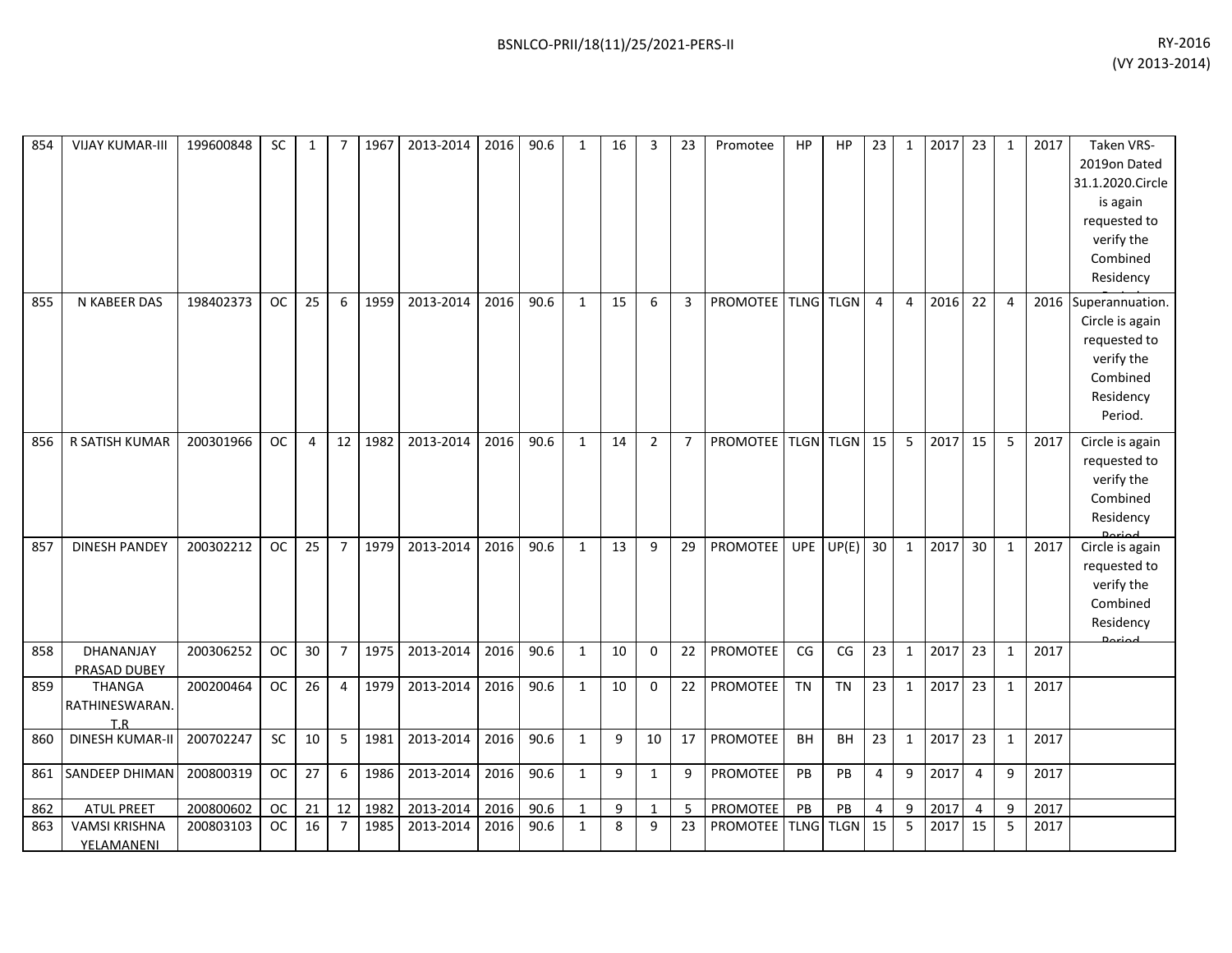| | | | | | | | | | | | | | | | | | | | | | | | | | |
|---|---|---|---|---|---|---|---|---|---|---|---|---|---|---|---|---|---|---|---|---|---|---|---|---|---|
| 854 | VIJAY KUMAR-III | 199600848 | SC | 1 | 7 | 1967 | 2013-2014 | 2016 | 90.6 | 1 | 16 | 3 | 23 | Promotee | HP | HP | 23 | 1 | 2017 | 23 | 1 | 2017 | Taken VRS-2019on Dated 31.1.2020.Circle is again requested to verify the Combined Residency Period. |
| 855 | N KABEER DAS | 198402373 | OC | 25 | 6 | 1959 | 2013-2014 | 2016 | 90.6 | 1 | 15 | 6 | 3 | PROMOTEE | TLNG | TLGN | 4 | 4 | 2016 | 22 | 4 | 2016 | Superannuation. Circle is again requested to verify the Combined Residency Period. |
| 856 | R SATISH KUMAR | 200301966 | OC | 4 | 12 | 1982 | 2013-2014 | 2016 | 90.6 | 1 | 14 | 2 | 7 | PROMOTEE | TLGN | TLGN | 15 | 5 | 2017 | 15 | 5 | 2017 | Circle is again requested to verify the Combined Residency Period. |
| 857 | DINESH PANDEY | 200302212 | OC | 25 | 7 | 1979 | 2013-2014 | 2016 | 90.6 | 1 | 13 | 9 | 29 | PROMOTEE | UPE | UP(E) | 30 | 1 | 2017 | 30 | 1 | 2017 | Circle is again requested to verify the Combined Residency Period. |
| 858 | DHANANJAY PRASAD DUBEY | 200306252 | OC | 30 | 7 | 1975 | 2013-2014 | 2016 | 90.6 | 1 | 10 | 0 | 22 | PROMOTEE | CG | CG | 23 | 1 | 2017 | 23 | 1 | 2017 | |
| 859 | THANGA RATHINESWARAN. T.R | 200200464 | OC | 26 | 4 | 1979 | 2013-2014 | 2016 | 90.6 | 1 | 10 | 0 | 22 | PROMOTEE | TN | TN | 23 | 1 | 2017 | 23 | 1 | 2017 | |
| 860 | DINESH KUMAR-II | 200702247 | SC | 10 | 5 | 1981 | 2013-2014 | 2016 | 90.6 | 1 | 9 | 10 | 17 | PROMOTEE | BH | BH | 23 | 1 | 2017 | 23 | 1 | 2017 | |
| 861 | SANDEEP DHIMAN | 200800319 | OC | 27 | 6 | 1986 | 2013-2014 | 2016 | 90.6 | 1 | 9 | 1 | 9 | PROMOTEE | PB | PB | 4 | 9 | 2017 | 4 | 9 | 2017 | |
| 862 | ATUL PREET | 200800602 | OC | 21 | 12 | 1982 | 2013-2014 | 2016 | 90.6 | 1 | 9 | 1 | 5 | PROMOTEE | PB | PB | 4 | 9 | 2017 | 4 | 9 | 2017 | |
| 863 | VAMSI KRISHNA YELAMANENI | 200803103 | OC | 16 | 7 | 1985 | 2013-2014 | 2016 | 90.6 | 1 | 8 | 9 | 23 | PROMOTEE | TLNG | TLGN | 15 | 5 | 2017 | 15 | 5 | 2017 | |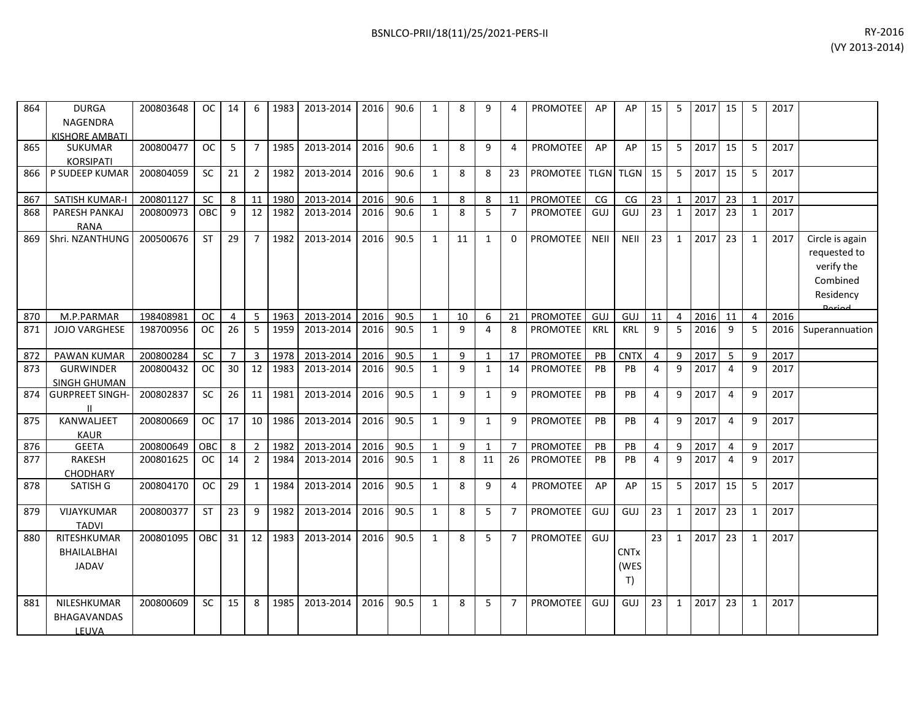| | | | | | | | | | | | | | | | | | | | | | | | | |
|---|---|---|---|---|---|---|---|---|---|---|---|---|---|---|---|---|---|---|---|---|---|---|---|---|
| 864 | DURGA NAGENDRA KISHORE AMBATI | 200803648 | OC | 14 | 6 | 1983 | 2013-2014 | 2016 | 90.6 | 1 | 8 | 9 | 4 | PROMOTEE | AP | AP | 15 | 5 | 2017 | 15 | 5 | 2017 | |
| 865 | SUKUMAR KORSIPATI | 200800477 | OC | 5 | 7 | 1985 | 2013-2014 | 2016 | 90.6 | 1 | 8 | 9 | 4 | PROMOTEE | AP | AP | 15 | 5 | 2017 | 15 | 5 | 2017 | |
| 866 | P SUDEEP KUMAR | 200804059 | SC | 21 | 2 | 1982 | 2013-2014 | 2016 | 90.6 | 1 | 8 | 8 | 23 | PROMOTEE | TLGN | TLGN | 15 | 5 | 2017 | 15 | 5 | 2017 | |
| 867 | SATISH KUMAR-I | 200801127 | SC | 8 | 11 | 1980 | 2013-2014 | 2016 | 90.6 | 1 | 8 | 8 | 11 | PROMOTEE | CG | CG | 23 | 1 | 2017 | 23 | 1 | 2017 | |
| 868 | PARESH PANKAJ RANA | 200800973 | OBC | 9 | 12 | 1982 | 2013-2014 | 2016 | 90.6 | 1 | 8 | 5 | 7 | PROMOTEE | GUJ | GUJ | 23 | 1 | 2017 | 23 | 1 | 2017 | |
| 869 | Shri. NZANTHUNG | 200500676 | ST | 29 | 7 | 1982 | 2013-2014 | 2016 | 90.5 | 1 | 11 | 1 | 0 | PROMOTEE | NEII | NEII | 23 | 1 | 2017 | 23 | 1 | 2017 | Circle is again requested to verify the Combined Residency Period |
| 870 | M.P.PARMAR | 198408981 | OC | 4 | 5 | 1963 | 2013-2014 | 2016 | 90.5 | 1 | 10 | 6 | 21 | PROMOTEE | GUJ | GUJ | 11 | 4 | 2016 | 11 | 4 | 2016 | |
| 871 | JOJO VARGHESE | 198700956 | OC | 26 | 5 | 1959 | 2013-2014 | 2016 | 90.5 | 1 | 9 | 4 | 8 | PROMOTEE | KRL | KRL | 9 | 5 | 2016 | 9 | 5 | 2016 | Superannuation |
| 872 | PAWAN KUMAR | 200800284 | SC | 7 | 3 | 1978 | 2013-2014 | 2016 | 90.5 | 1 | 9 | 1 | 17 | PROMOTEE | PB | CNTX | 4 | 9 | 2017 | 5 | 9 | 2017 | |
| 873 | GURWINDER SINGH GHUMAN | 200800432 | OC | 30 | 12 | 1983 | 2013-2014 | 2016 | 90.5 | 1 | 9 | 1 | 14 | PROMOTEE | PB | PB | 4 | 9 | 2017 | 4 | 9 | 2017 | |
| 874 | GURPREET SINGH-II | 200802837 | SC | 26 | 11 | 1981 | 2013-2014 | 2016 | 90.5 | 1 | 9 | 1 | 9 | PROMOTEE | PB | PB | 4 | 9 | 2017 | 4 | 9 | 2017 | |
| 875 | KANWALJEET KAUR | 200800669 | OC | 17 | 10 | 1986 | 2013-2014 | 2016 | 90.5 | 1 | 9 | 1 | 9 | PROMOTEE | PB | PB | 4 | 9 | 2017 | 4 | 9 | 2017 | |
| 876 | GEETA | 200800649 | OBC | 8 | 2 | 1982 | 2013-2014 | 2016 | 90.5 | 1 | 9 | 1 | 7 | PROMOTEE | PB | PB | 4 | 9 | 2017 | 4 | 9 | 2017 | |
| 877 | RAKESH CHODHARY | 200801625 | OC | 14 | 2 | 1984 | 2013-2014 | 2016 | 90.5 | 1 | 8 | 11 | 26 | PROMOTEE | PB | PB | 4 | 9 | 2017 | 4 | 9 | 2017 | |
| 878 | SATISH G | 200804170 | OC | 29 | 1 | 1984 | 2013-2014 | 2016 | 90.5 | 1 | 8 | 9 | 4 | PROMOTEE | AP | AP | 15 | 5 | 2017 | 15 | 5 | 2017 | |
| 879 | VIJAYKUMAR TADVI | 200800377 | ST | 23 | 9 | 1982 | 2013-2014 | 2016 | 90.5 | 1 | 8 | 5 | 7 | PROMOTEE | GUJ | GUJ | 23 | 1 | 2017 | 23 | 1 | 2017 | |
| 880 | RITESHKUMAR BHAILALBHAI JADAV | 200801095 | OBC | 31 | 12 | 1983 | 2013-2014 | 2016 | 90.5 | 1 | 8 | 5 | 7 | PROMOTEE | GUJ | CNTx (WEST) | 23 | 1 | 2017 | 23 | 1 | 2017 | |
| 881 | NILESHKUMAR BHAGAVANDAS LEUVA | 200800609 | SC | 15 | 8 | 1985 | 2013-2014 | 2016 | 90.5 | 1 | 8 | 5 | 7 | PROMOTEE | GUJ | GUJ | 23 | 1 | 2017 | 23 | 1 | 2017 | |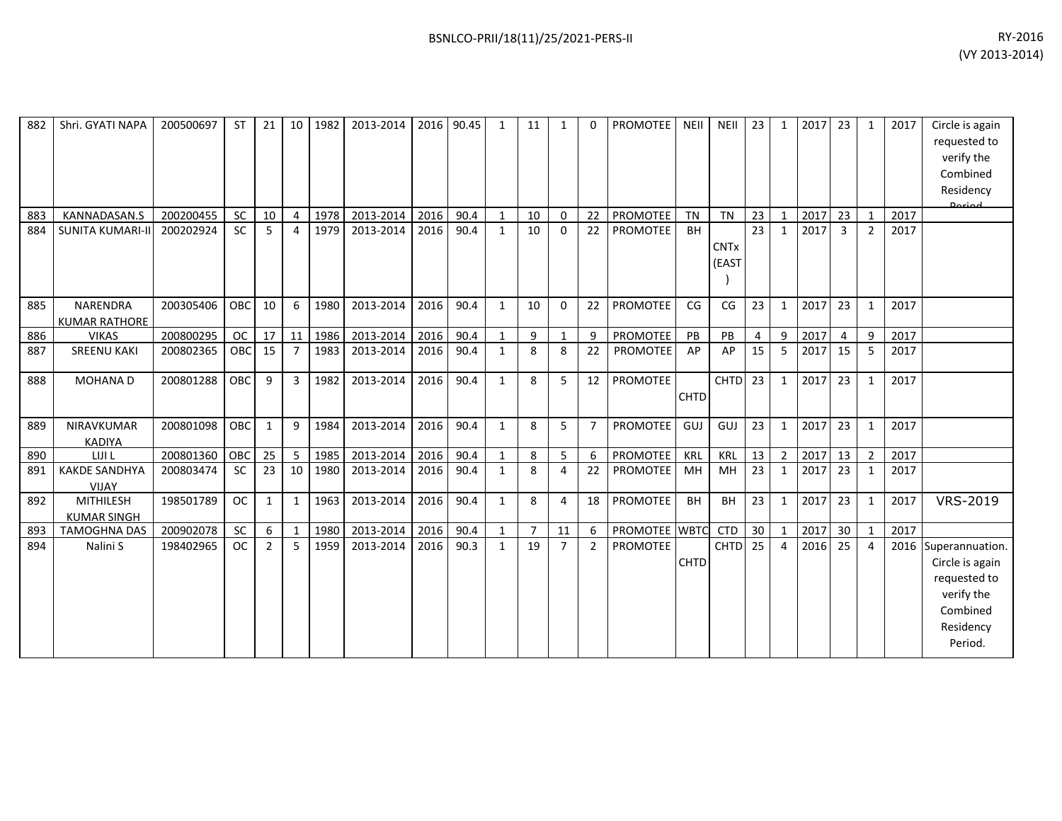| 882 | Shri. GYATI NAPA | 200500697 | ST | 21 | 10 | 1982 | 2013-2014 | 2016 | 90.45 | 1 | 11 | 1 | 0 | PROMOTEE | NEII | NEII | 23 | 1 | 2017 | 23 | 1 | 2017 | Circle is again requested to verify the Combined Residency Period. |
|---|---|---|---|---|---|---|---|---|---|---|---|---|---|---|---|---|---|---|---|---|---|---|---|
| 883 | KANNADASAN.S | 200200455 | SC | 10 | 4 | 1978 | 2013-2014 | 2016 | 90.4 | 1 | 10 | 0 | 22 | PROMOTEE | TN | TN | 23 | 1 | 2017 | 23 | 1 | 2017 | |
| 884 | SUNITA KUMARI-II | 200202924 | SC | 5 | 4 | 1979 | 2013-2014 | 2016 | 90.4 | 1 | 10 | 0 | 22 | PROMOTEE | BH | CNTx (EAST) | 23 | 1 | 2017 | 3 | 2 | 2017 | |
| 885 | NARENDRA KUMAR RATHORE | 200305406 | OBC | 10 | 6 | 1980 | 2013-2014 | 2016 | 90.4 | 1 | 10 | 0 | 22 | PROMOTEE | CG | CG | 23 | 1 | 2017 | 23 | 1 | 2017 | |
| 886 | VIKAS | 200800295 | OC | 17 | 11 | 1986 | 2013-2014 | 2016 | 90.4 | 1 | 9 | 1 | 9 | PROMOTEE | PB | PB | 4 | 9 | 2017 | 4 | 9 | 2017 | |
| 887 | SREENU KAKI | 200802365 | OBC | 15 | 7 | 1983 | 2013-2014 | 2016 | 90.4 | 1 | 8 | 8 | 22 | PROMOTEE | AP | AP | 15 | 5 | 2017 | 15 | 5 | 2017 | |
| 888 | MOHANA D | 200801288 | OBC | 9 | 3 | 1982 | 2013-2014 | 2016 | 90.4 | 1 | 8 | 5 | 12 | PROMOTEE | CHTD | CHTD | 23 | 1 | 2017 | 23 | 1 | 2017 | |
| 889 | NIRAVKUMAR KADIYA | 200801098 | OBC | 1 | 9 | 1984 | 2013-2014 | 2016 | 90.4 | 1 | 8 | 5 | 7 | PROMOTEE | GUJ | GUJ | 23 | 1 | 2017 | 23 | 1 | 2017 | |
| 890 | LIJI L | 200801360 | OBC | 25 | 5 | 1985 | 2013-2014 | 2016 | 90.4 | 1 | 8 | 5 | 6 | PROMOTEE | KRL | KRL | 13 | 2 | 2017 | 13 | 2 | 2017 | |
| 891 | KAKDE SANDHYA VIJAY | 200803474 | SC | 23 | 10 | 1980 | 2013-2014 | 2016 | 90.4 | 1 | 8 | 4 | 22 | PROMOTEE | MH | MH | 23 | 1 | 2017 | 23 | 1 | 2017 | |
| 892 | MITHILESH KUMAR SINGH | 198501789 | OC | 1 | 1 | 1963 | 2013-2014 | 2016 | 90.4 | 1 | 8 | 4 | 18 | PROMOTEE | BH | BH | 23 | 1 | 2017 | 23 | 1 | 2017 | VRS-2019 |
| 893 | TAMOGHNA DAS | 200902078 | SC | 6 | 1 | 1980 | 2013-2014 | 2016 | 90.4 | 1 | 7 | 11 | 6 | PROMOTEE | WBTC | CTD | 30 | 1 | 2017 | 30 | 1 | 2017 | |
| 894 | Nalini S | 198402965 | OC | 2 | 5 | 1959 | 2013-2014 | 2016 | 90.3 | 1 | 19 | 7 | 2 | PROMOTEE | CHTD | CHTD | 25 | 4 | 2016 | 25 | 4 | 2016 | Superannuation. Circle is again requested to verify the Combined Residency Period. |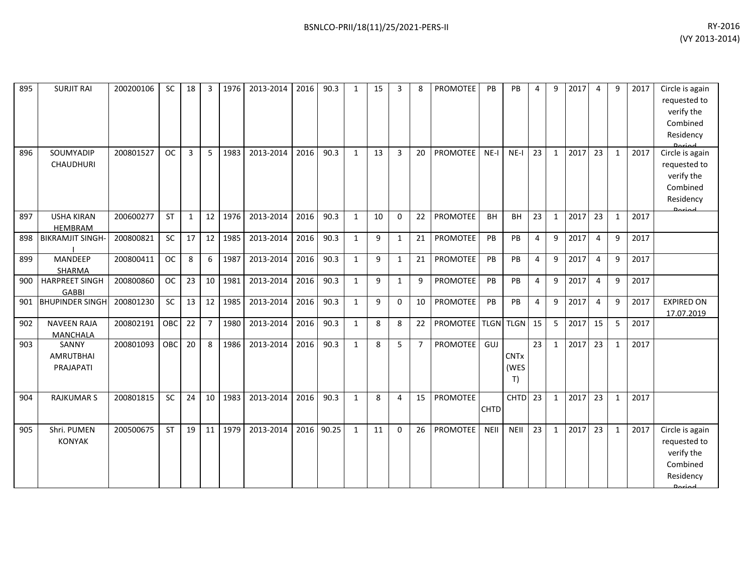| | | | | | | | | | | | | | | | | | | | | | | | | |
|---|---|---|---|---|---|---|---|---|---|---|---|---|---|---|---|---|---|---|---|---|---|---|---|---|
| 895 | SURJIT RAI | 200200106 | SC | 18 | 3 | 1976 | 2013-2014 | 2016 | 90.3 | 1 | 15 | 3 | 8 | PROMOTEE | PB | PB | 4 | 9 | 2017 | 4 | 9 | 2017 | Circle is again requested to verify the Combined Residency Period |
| 896 | SOUMYADIP CHAUDHURI | 200801527 | OC | 3 | 5 | 1983 | 2013-2014 | 2016 | 90.3 | 1 | 13 | 3 | 20 | PROMOTEE | NE-I | NE-I | 23 | 1 | 2017 | 23 | 1 | 2017 | Circle is again requested to verify the Combined Residency Period |
| 897 | USHA KIRAN HEMBRAM | 200600277 | ST | 1 | 12 | 1976 | 2013-2014 | 2016 | 90.3 | 1 | 10 | 0 | 22 | PROMOTEE | BH | BH | 23 | 1 | 2017 | 23 | 1 | 2017 | |
| 898 | BIKRAMJIT SINGH-I | 200800821 | SC | 17 | 12 | 1985 | 2013-2014 | 2016 | 90.3 | 1 | 9 | 1 | 21 | PROMOTEE | PB | PB | 4 | 9 | 2017 | 4 | 9 | 2017 | |
| 899 | MANDEEP SHARMA | 200800411 | OC | 8 | 6 | 1987 | 2013-2014 | 2016 | 90.3 | 1 | 9 | 1 | 21 | PROMOTEE | PB | PB | 4 | 9 | 2017 | 4 | 9 | 2017 | |
| 900 | HARPREET SINGH GABBI | 200800860 | OC | 23 | 10 | 1981 | 2013-2014 | 2016 | 90.3 | 1 | 9 | 1 | 9 | PROMOTEE | PB | PB | 4 | 9 | 2017 | 4 | 9 | 2017 | |
| 901 | BHUPINDER SINGH | 200801230 | SC | 13 | 12 | 1985 | 2013-2014 | 2016 | 90.3 | 1 | 9 | 0 | 10 | PROMOTEE | PB | PB | 4 | 9 | 2017 | 4 | 9 | 2017 | EXPIRED ON 17.07.2019 |
| 902 | NAVEEN RAJA MANCHALA | 200802191 | OBC | 22 | 7 | 1980 | 2013-2014 | 2016 | 90.3 | 1 | 8 | 8 | 22 | PROMOTEE | TLGN | TLGN | 15 | 5 | 2017 | 15 | 5 | 2017 | |
| 903 | SANNY AMRUTBHAI PRAJAPATI | 200801093 | OBC | 20 | 8 | 1986 | 2013-2014 | 2016 | 90.3 | 1 | 8 | 5 | 7 | PROMOTEE | GUJ | CNTx (WEST) | 23 | 1 | 2017 | 23 | 1 | 2017 | |
| 904 | RAJKUMAR S | 200801815 | SC | 24 | 10 | 1983 | 2013-2014 | 2016 | 90.3 | 1 | 8 | 4 | 15 | PROMOTEE | CHTD | CHTD | 23 | 1 | 2017 | 23 | 1 | 2017 | |
| 905 | Shri. PUMEN KONYAK | 200500675 | ST | 19 | 11 | 1979 | 2013-2014 | 2016 | 90.25 | 1 | 11 | 0 | 26 | PROMOTEE | NEII | NEII | 23 | 1 | 2017 | 23 | 1 | 2017 | Circle is again requested to verify the Combined Residency Period |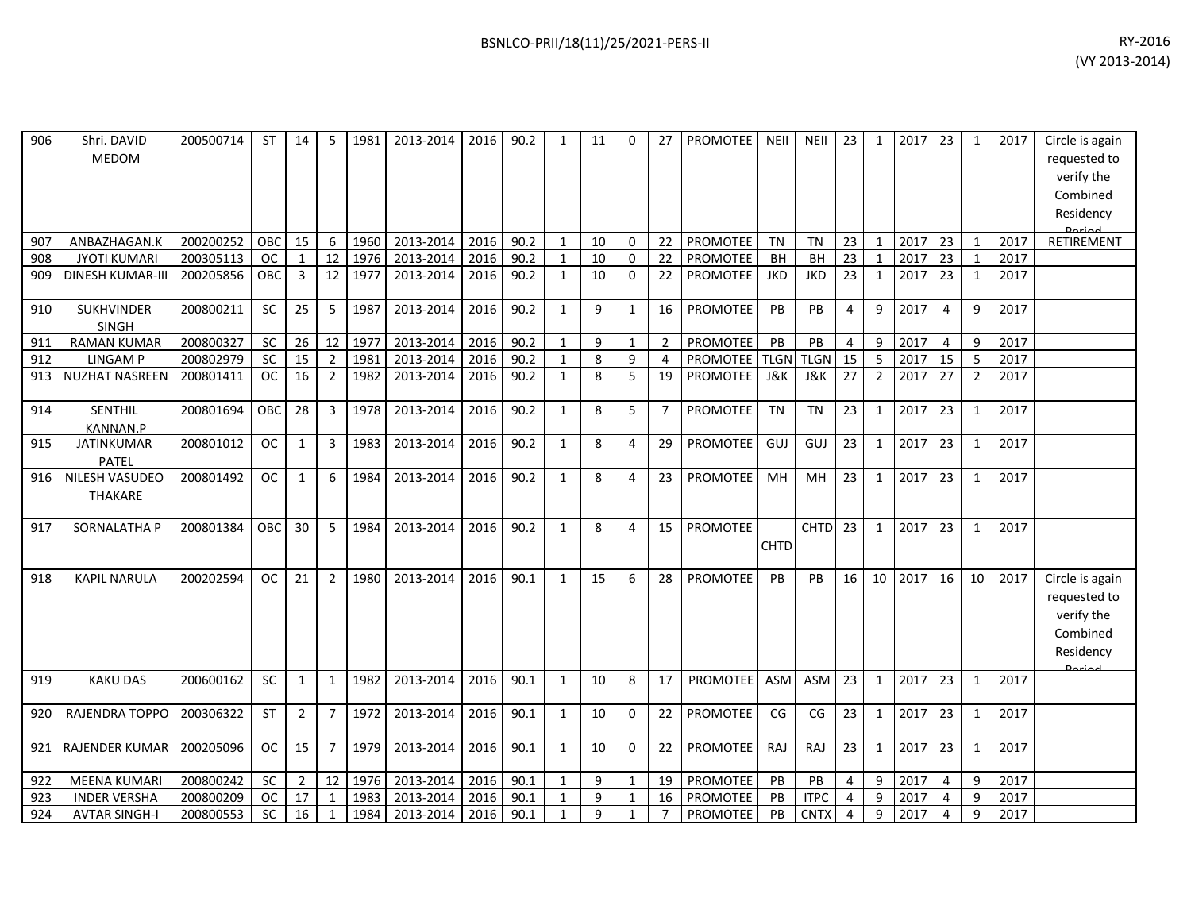| 906 | Shri. DAVID MEDOM | 200500714 | ST | 14 | 5 | 1981 | 2013-2014 | 2016 | 90.2 | 1 | 11 | 0 | 27 | PROMOTEE | NEII | NEII | 23 | 1 | 2017 | 23 | 1 | 2017 | Circle is again requested to verify the Combined Residency Period |
|---|---|---|---|---|---|---|---|---|---|---|---|---|---|---|---|---|---|---|---|---|---|---|---|
| 907 | ANBAZHAGAN.K | 200200252 | OBC | 15 | 6 | 1960 | 2013-2014 | 2016 | 90.2 | 1 | 10 | 0 | 22 | PROMOTEE | TN | TN | 23 | 1 | 2017 | 23 | 1 | 2017 | RETIREMENT |
| 908 | JYOTI KUMARI | 200305113 | OC | 1 | 12 | 1976 | 2013-2014 | 2016 | 90.2 | 1 | 10 | 0 | 22 | PROMOTEE | BH | BH | 23 | 1 | 2017 | 23 | 1 | 2017 | |
| 909 | DINESH KUMAR-III | 200205856 | OBC | 3 | 12 | 1977 | 2013-2014 | 2016 | 90.2 | 1 | 10 | 0 | 22 | PROMOTEE | JKD | JKD | 23 | 1 | 2017 | 23 | 1 | 2017 | |
| 910 | SUKHVINDER SINGH | 200800211 | SC | 25 | 5 | 1987 | 2013-2014 | 2016 | 90.2 | 1 | 9 | 1 | 16 | PROMOTEE | PB | PB | 4 | 9 | 2017 | 4 | 9 | 2017 | |
| 911 | RAMAN KUMAR | 200800327 | SC | 26 | 12 | 1977 | 2013-2014 | 2016 | 90.2 | 1 | 9 | 1 | 2 | PROMOTEE | PB | PB | 4 | 9 | 2017 | 4 | 9 | 2017 | |
| 912 | LINGAM P | 200802979 | SC | 15 | 2 | 1981 | 2013-2014 | 2016 | 90.2 | 1 | 8 | 9 | 4 | PROMOTEE | TLGN | TLGN | 15 | 5 | 2017 | 15 | 5 | 2017 | |
| 913 | NUZHAT NASREEN | 200801411 | OC | 16 | 2 | 1982 | 2013-2014 | 2016 | 90.2 | 1 | 8 | 5 | 19 | PROMOTEE | J&K | J&K | 27 | 2 | 2017 | 27 | 2 | 2017 | |
| 914 | SENTHIL KANNAN.P | 200801694 | OBC | 28 | 3 | 1978 | 2013-2014 | 2016 | 90.2 | 1 | 8 | 5 | 7 | PROMOTEE | TN | TN | 23 | 1 | 2017 | 23 | 1 | 2017 | |
| 915 | JATINKUMAR PATEL | 200801012 | OC | 1 | 3 | 1983 | 2013-2014 | 2016 | 90.2 | 1 | 8 | 4 | 29 | PROMOTEE | GUJ | GUJ | 23 | 1 | 2017 | 23 | 1 | 2017 | |
| 916 | NILESH VASUDEO THAKARE | 200801492 | OC | 1 | 6 | 1984 | 2013-2014 | 2016 | 90.2 | 1 | 8 | 4 | 23 | PROMOTEE | MH | MH | 23 | 1 | 2017 | 23 | 1 | 2017 | |
| 917 | SORNALATHA P | 200801384 | OBC | 30 | 5 | 1984 | 2013-2014 | 2016 | 90.2 | 1 | 8 | 4 | 15 | PROMOTEE | CHTD | CHTD | 23 | 1 | 2017 | 23 | 1 | 2017 | |
| 918 | KAPIL NARULA | 200202594 | OC | 21 | 2 | 1980 | 2013-2014 | 2016 | 90.1 | 1 | 15 | 6 | 28 | PROMOTEE | PB | PB | 16 | 10 | 2017 | 16 | 10 | 2017 | Circle is again requested to verify the Combined Residency Period |
| 919 | KAKU DAS | 200600162 | SC | 1 | 1 | 1982 | 2013-2014 | 2016 | 90.1 | 1 | 10 | 8 | 17 | PROMOTEE | ASM | ASM | 23 | 1 | 2017 | 23 | 1 | 2017 | |
| 920 | RAJENDRA TOPPO | 200306322 | ST | 2 | 7 | 1972 | 2013-2014 | 2016 | 90.1 | 1 | 10 | 0 | 22 | PROMOTEE | CG | CG | 23 | 1 | 2017 | 23 | 1 | 2017 | |
| 921 | RAJENDER KUMAR | 200205096 | OC | 15 | 7 | 1979 | 2013-2014 | 2016 | 90.1 | 1 | 10 | 0 | 22 | PROMOTEE | RAJ | RAJ | 23 | 1 | 2017 | 23 | 1 | 2017 | |
| 922 | MEENA KUMARI | 200800242 | SC | 2 | 12 | 1976 | 2013-2014 | 2016 | 90.1 | 1 | 9 | 1 | 19 | PROMOTEE | PB | PB | 4 | 9 | 2017 | 4 | 9 | 2017 | |
| 923 | INDER VERSHA | 200800209 | OC | 17 | 1 | 1983 | 2013-2014 | 2016 | 90.1 | 1 | 9 | 1 | 16 | PROMOTEE | PB | ITPC | 4 | 9 | 2017 | 4 | 9 | 2017 | |
| 924 | AVTAR SINGH-I | 200800553 | SC | 16 | 1 | 1984 | 2013-2014 | 2016 | 90.1 | 1 | 9 | 1 | 7 | PROMOTEE | PB | CNTX | 4 | 9 | 2017 | 4 | 9 | 2017 | |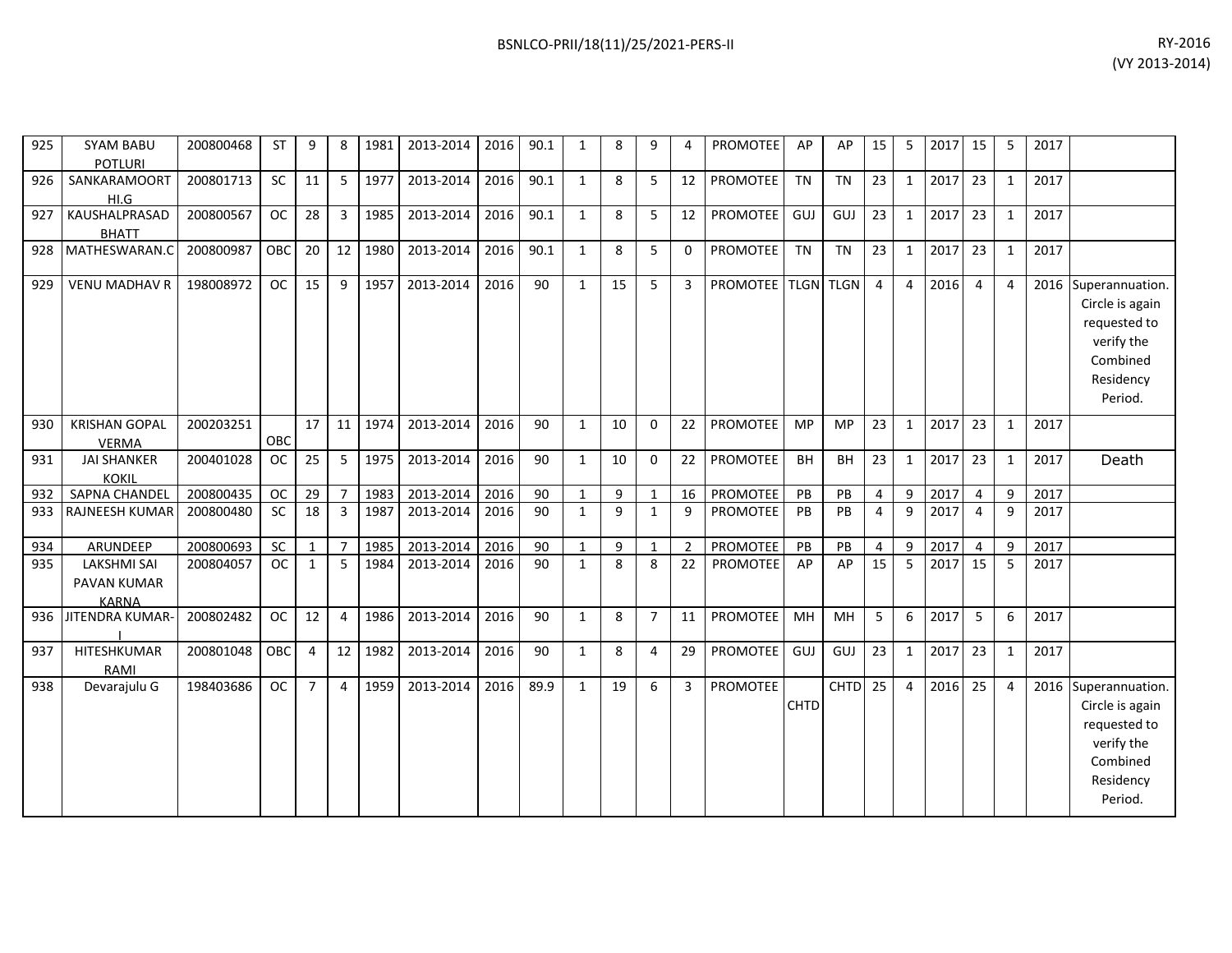| 925 | SYAM BABU POTLURI | 200800468 | ST | 9 | 8 | 1981 | 2013-2014 | 2016 | 90.1 | 1 | 8 | 9 | 4 | PROMOTEE | AP | AP | 15 | 5 | 2017 | 15 | 5 | 2017 | |
|---|---|---|---|---|---|---|---|---|---|---|---|---|---|---|---|---|---|---|---|---|---|---|---|
| 926 | SANKARAMOORTHI.G | 200801713 | SC | 11 | 5 | 1977 | 2013-2014 | 2016 | 90.1 | 1 | 8 | 5 | 12 | PROMOTEE | TN | TN | 23 | 1 | 2017 | 23 | 1 | 2017 | |
| 927 | KAUSHALPRASAD BHATT | 200800567 | OC | 28 | 3 | 1985 | 2013-2014 | 2016 | 90.1 | 1 | 8 | 5 | 12 | PROMOTEE | GUJ | GUJ | 23 | 1 | 2017 | 23 | 1 | 2017 | |
| 928 | MATHESWARAN.C | 200800987 | OBC | 20 | 12 | 1980 | 2013-2014 | 2016 | 90.1 | 1 | 8 | 5 | 0 | PROMOTEE | TN | TN | 23 | 1 | 2017 | 23 | 1 | 2017 | |
| 929 | VENU MADHAV R | 198008972 | OC | 15 | 9 | 1957 | 2013-2014 | 2016 | 90 | 1 | 15 | 5 | 3 | PROMOTEE | TLGN | TLGN | 4 | 4 | 2016 | 4 | 4 | 2016 | Superannuation. Circle is again requested to verify the Combined Residency Period. |
| 930 | KRISHAN GOPAL VERMA | 200203251 | OBC | 17 | 11 | 1974 | 2013-2014 | 2016 | 90 | 1 | 10 | 0 | 22 | PROMOTEE | MP | MP | 23 | 1 | 2017 | 23 | 1 | 2017 | |
| 931 | JAI SHANKER KOKIL | 200401028 | OC | 25 | 5 | 1975 | 2013-2014 | 2016 | 90 | 1 | 10 | 0 | 22 | PROMOTEE | BH | BH | 23 | 1 | 2017 | 23 | 1 | 2017 | Death |
| 932 | SAPNA CHANDEL | 200800435 | OC | 29 | 7 | 1983 | 2013-2014 | 2016 | 90 | 1 | 9 | 1 | 16 | PROMOTEE | PB | PB | 4 | 9 | 2017 | 4 | 9 | 2017 | |
| 933 | RAJNEESH KUMAR | 200800480 | SC | 18 | 3 | 1987 | 2013-2014 | 2016 | 90 | 1 | 9 | 1 | 9 | PROMOTEE | PB | PB | 4 | 9 | 2017 | 4 | 9 | 2017 | |
| 934 | ARUNDEEP | 200800693 | SC | 1 | 7 | 1985 | 2013-2014 | 2016 | 90 | 1 | 9 | 1 | 2 | PROMOTEE | PB | PB | 4 | 9 | 2017 | 4 | 9 | 2017 | |
| 935 | LAKSHMI SAI PAVAN KUMAR KARNA | 200804057 | OC | 1 | 5 | 1984 | 2013-2014 | 2016 | 90 | 1 | 8 | 8 | 22 | PROMOTEE | AP | AP | 15 | 5 | 2017 | 15 | 5 | 2017 | |
| 936 | JITENDRA KUMAR-I | 200802482 | OC | 12 | 4 | 1986 | 2013-2014 | 2016 | 90 | 1 | 8 | 7 | 11 | PROMOTEE | MH | MH | 5 | 6 | 2017 | 5 | 6 | 2017 | |
| 937 | HITESHKUMAR RAMI | 200801048 | OBC | 4 | 12 | 1982 | 2013-2014 | 2016 | 90 | 1 | 8 | 4 | 29 | PROMOTEE | GUJ | GUJ | 23 | 1 | 2017 | 23 | 1 | 2017 | |
| 938 | Devarajulu G | 198403686 | OC | 7 | 4 | 1959 | 2013-2014 | 2016 | 89.9 | 1 | 19 | 6 | 3 | PROMOTEE | CHTD | CHTD | 25 | 4 | 2016 | 25 | 4 | 2016 | Superannuation. Circle is again requested to verify the Combined Residency Period. |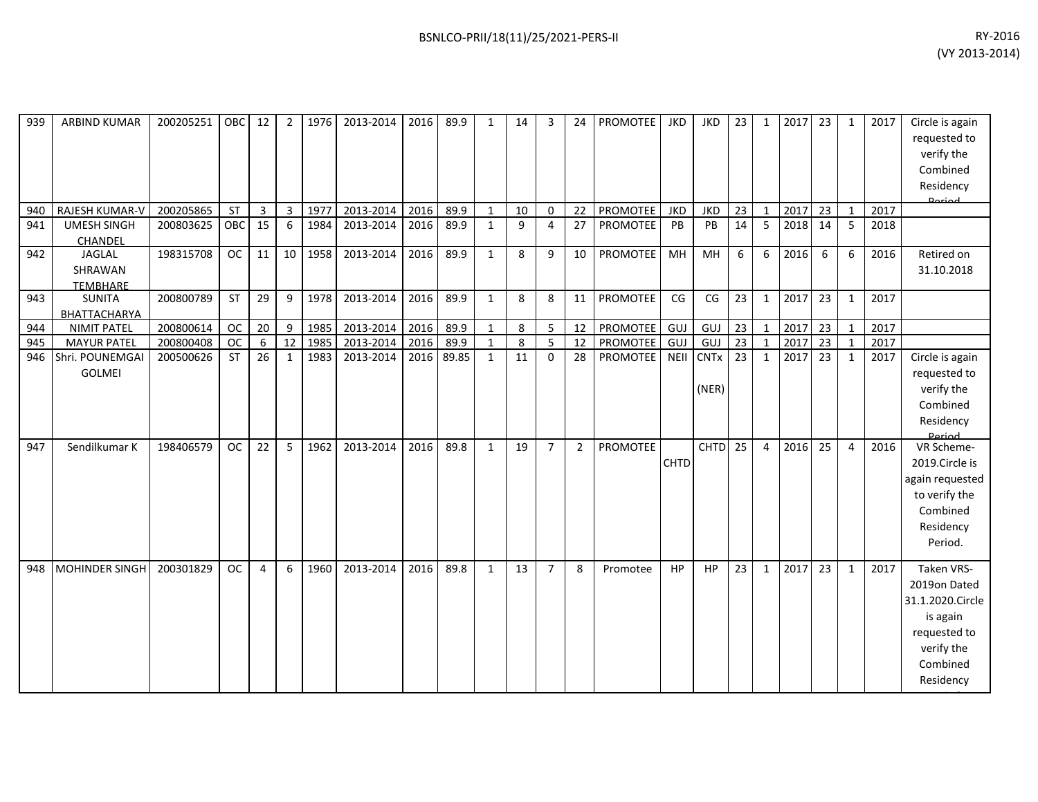| | | | | | | | | | | | | | | | | | | | | | | | |
|---|---|---|---|---|---|---|---|---|---|---|---|---|---|---|---|---|---|---|---|---|---|---|---|
| 939 | ARBIND KUMAR | 200205251 | OBC | 12 | 2 | 1976 | 2013-2014 | 2016 | 89.9 | 1 | 14 | 3 | 24 | PROMOTEE | JKD | JKD | 23 | 1 | 2017 | 23 | 1 | 2017 | Circle is again requested to verify the Combined Residency Period |
| 940 | RAJESH KUMAR-V | 200205865 | ST | 3 | 3 | 1977 | 2013-2014 | 2016 | 89.9 | 1 | 10 | 0 | 22 | PROMOTEE | JKD | JKD | 23 | 1 | 2017 | 23 | 1 | 2017 | |
| 941 | UMESH SINGH CHANDEL | 200803625 | OBC | 15 | 6 | 1984 | 2013-2014 | 2016 | 89.9 | 1 | 9 | 4 | 27 | PROMOTEE | PB | PB | 14 | 5 | 2018 | 14 | 5 | 2018 | |
| 942 | JAGLAL SHRAWAN TEMBHARE | 198315708 | OC | 11 | 10 | 1958 | 2013-2014 | 2016 | 89.9 | 1 | 8 | 9 | 10 | PROMOTEE | MH | MH | 6 | 6 | 2016 | 6 | 6 | 2016 | Retired on 31.10.2018 |
| 943 | SUNITA BHATTACHARYA | 200800789 | ST | 29 | 9 | 1978 | 2013-2014 | 2016 | 89.9 | 1 | 8 | 8 | 11 | PROMOTEE | CG | CG | 23 | 1 | 2017 | 23 | 1 | 2017 | |
| 944 | NIMIT PATEL | 200800614 | OC | 20 | 9 | 1985 | 2013-2014 | 2016 | 89.9 | 1 | 8 | 5 | 12 | PROMOTEE | GUJ | GUJ | 23 | 1 | 2017 | 23 | 1 | 2017 | |
| 945 | MAYUR PATEL | 200800408 | OC | 6 | 12 | 1985 | 2013-2014 | 2016 | 89.9 | 1 | 8 | 5 | 12 | PROMOTEE | GUJ | GUJ | 23 | 1 | 2017 | 23 | 1 | 2017 | |
| 946 | Shri. POUNEMGAI GOLMEI | 200500626 | ST | 26 | 1 | 1983 | 2013-2014 | 2016 | 89.85 | 1 | 11 | 0 | 28 | PROMOTEE | NEII | CNTx (NER) | 23 | 1 | 2017 | 23 | 1 | 2017 | Circle is again requested to verify the Combined Residency Period |
| 947 | Sendilkumar K | 198406579 | OC | 22 | 5 | 1962 | 2013-2014 | 2016 | 89.8 | 1 | 19 | 7 | 2 | PROMOTEE | CHTD | CHTD | 25 | 4 | 2016 | 25 | 4 | 2016 | VR Scheme-2019.Circle is again requested to verify the Combined Residency Period. |
| 948 | MOHINDER SINGH | 200301829 | OC | 4 | 6 | 1960 | 2013-2014 | 2016 | 89.8 | 1 | 13 | 7 | 8 | Promotee | HP | HP | 23 | 1 | 2017 | 23 | 1 | 2017 | Taken VRS-2019on Dated 31.1.2020.Circle is again requested to verify the Combined Residency Period |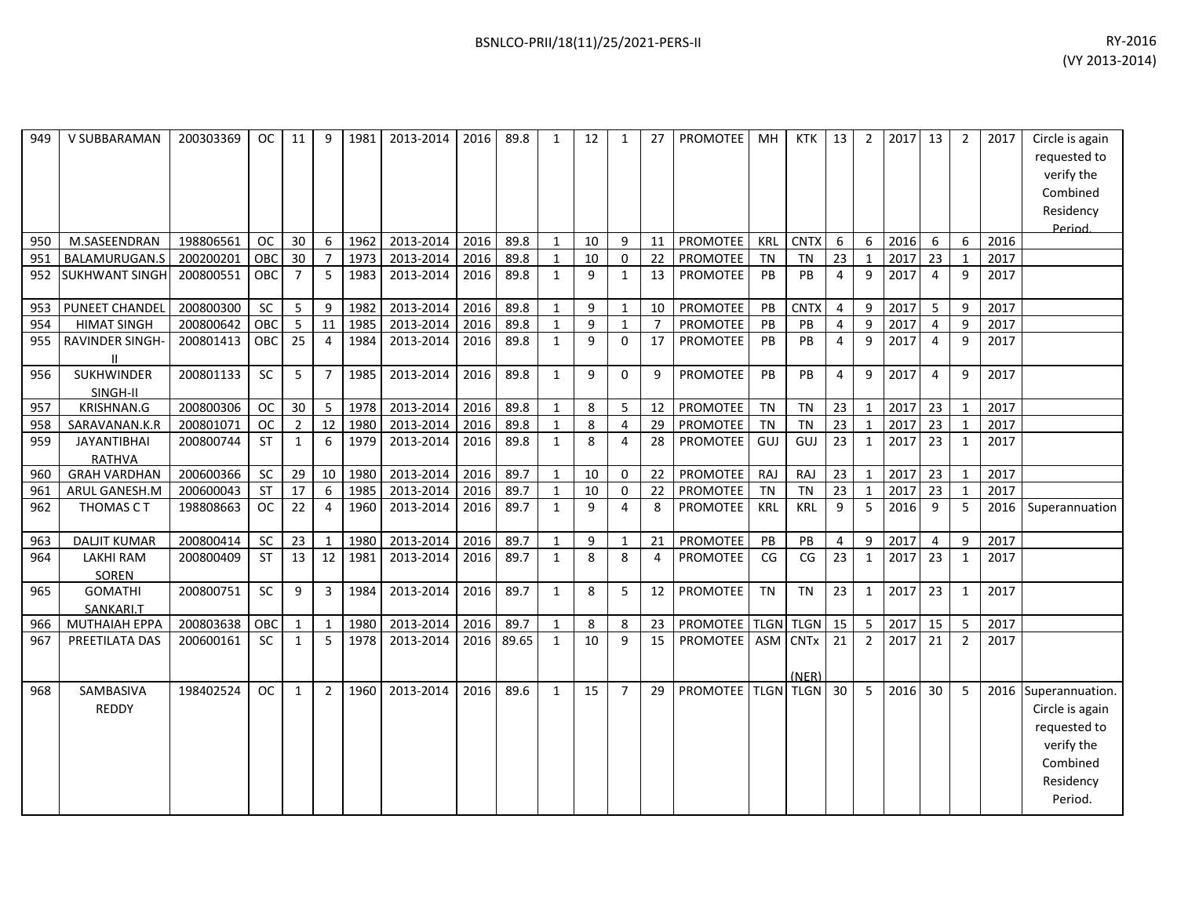| | | | | | | | | | | | | | | | | | | | | | | | | |
|---|---|---|---|---|---|---|---|---|---|---|---|---|---|---|---|---|---|---|---|---|---|---|---|---|
| 949 | V SUBBARAMAN | 200303369 | OC | 11 | 9 | 1981 | 2013-2014 | 2016 | 89.8 | 1 | 12 | 1 | 27 | PROMOTEE | MH | KTK | 13 | 2 | 2017 | 13 | 2 | 2017 | Circle is again requested to verify the Combined Residency Period. |
| 950 | M.SASEENDRAN | 198806561 | OC | 30 | 6 | 1962 | 2013-2014 | 2016 | 89.8 | 1 | 10 | 9 | 11 | PROMOTEE | KRL | CNTX | 6 | 6 | 2016 | 6 | 6 | 2016 | |
| 951 | BALAMURUGAN.S | 200200201 | OBC | 30 | 7 | 1973 | 2013-2014 | 2016 | 89.8 | 1 | 10 | 0 | 22 | PROMOTEE | TN | TN | 23 | 1 | 2017 | 23 | 1 | 2017 | |
| 952 | SUKHWANT SINGH | 200800551 | OBC | 7 | 5 | 1983 | 2013-2014 | 2016 | 89.8 | 1 | 9 | 1 | 13 | PROMOTEE | PB | PB | 4 | 9 | 2017 | 4 | 9 | 2017 | |
| 953 | PUNEET CHANDEL | 200800300 | SC | 5 | 9 | 1982 | 2013-2014 | 2016 | 89.8 | 1 | 9 | 1 | 10 | PROMOTEE | PB | CNTX | 4 | 9 | 2017 | 5 | 9 | 2017 | |
| 954 | HIMAT SINGH | 200800642 | OBC | 5 | 11 | 1985 | 2013-2014 | 2016 | 89.8 | 1 | 9 | 1 | 7 | PROMOTEE | PB | PB | 4 | 9 | 2017 | 4 | 9 | 2017 | |
| 955 | RAVINDER SINGH-II | 200801413 | OBC | 25 | 4 | 1984 | 2013-2014 | 2016 | 89.8 | 1 | 9 | 0 | 17 | PROMOTEE | PB | PB | 4 | 9 | 2017 | 4 | 9 | 2017 | |
| 956 | SUKHWINDER SINGH-II | 200801133 | SC | 5 | 7 | 1985 | 2013-2014 | 2016 | 89.8 | 1 | 9 | 0 | 9 | PROMOTEE | PB | PB | 4 | 9 | 2017 | 4 | 9 | 2017 | |
| 957 | KRISHNAN.G | 200800306 | OC | 30 | 5 | 1978 | 2013-2014 | 2016 | 89.8 | 1 | 8 | 5 | 12 | PROMOTEE | TN | TN | 23 | 1 | 2017 | 23 | 1 | 2017 | |
| 958 | SARAVANAN.K.R | 200801071 | OC | 2 | 12 | 1980 | 2013-2014 | 2016 | 89.8 | 1 | 8 | 4 | 29 | PROMOTEE | TN | TN | 23 | 1 | 2017 | 23 | 1 | 2017 | |
| 959 | JAYANTIBHAI RATHVA | 200800744 | ST | 1 | 6 | 1979 | 2013-2014 | 2016 | 89.8 | 1 | 8 | 4 | 28 | PROMOTEE | GUJ | GUJ | 23 | 1 | 2017 | 23 | 1 | 2017 | |
| 960 | GRAH VARDHAN | 200600366 | SC | 29 | 10 | 1980 | 2013-2014 | 2016 | 89.7 | 1 | 10 | 0 | 22 | PROMOTEE | RAJ | RAJ | 23 | 1 | 2017 | 23 | 1 | 2017 | |
| 961 | ARUL GANESH.M | 200600043 | ST | 17 | 6 | 1985 | 2013-2014 | 2016 | 89.7 | 1 | 10 | 0 | 22 | PROMOTEE | TN | TN | 23 | 1 | 2017 | 23 | 1 | 2017 | |
| 962 | THOMAS C T | 198808663 | OC | 22 | 4 | 1960 | 2013-2014 | 2016 | 89.7 | 1 | 9 | 4 | 8 | PROMOTEE | KRL | KRL | 9 | 5 | 2016 | 9 | 5 | 2016 | Superannuation |
| 963 | DALJIT KUMAR | 200800414 | SC | 23 | 1 | 1980 | 2013-2014 | 2016 | 89.7 | 1 | 9 | 1 | 21 | PROMOTEE | PB | PB | 4 | 9 | 2017 | 4 | 9 | 2017 | |
| 964 | LAKHI RAM SOREN | 200800409 | ST | 13 | 12 | 1981 | 2013-2014 | 2016 | 89.7 | 1 | 8 | 8 | 4 | PROMOTEE | CG | CG | 23 | 1 | 2017 | 23 | 1 | 2017 | |
| 965 | GOMATHI SANKARI.T | 200800751 | SC | 9 | 3 | 1984 | 2013-2014 | 2016 | 89.7 | 1 | 8 | 5 | 12 | PROMOTEE | TN | TN | 23 | 1 | 2017 | 23 | 1 | 2017 | |
| 966 | MUTHAIAH EPPA | 200803638 | OBC | 1 | 1 | 1980 | 2013-2014 | 2016 | 89.7 | 1 | 8 | 8 | 23 | PROMOTEE | TLGN | TLGN | 15 | 5 | 2017 | 15 | 5 | 2017 | |
| 967 | PREETILATA DAS | 200600161 | SC | 1 | 5 | 1978 | 2013-2014 | 2016 | 89.65 | 1 | 10 | 9 | 15 | PROMOTEE | ASM | CNTx (NER) | 21 | 2 | 2017 | 21 | 2 | 2017 | |
| 968 | SAMBASIVA REDDY | 198402524 | OC | 1 | 2 | 1960 | 2013-2014 | 2016 | 89.6 | 1 | 15 | 7 | 29 | PROMOTEE | TLGN | TLGN | 30 | 5 | 2016 | 30 | 5 | 2016 | Superannuation. Circle is again requested to verify the Combined Residency Period. |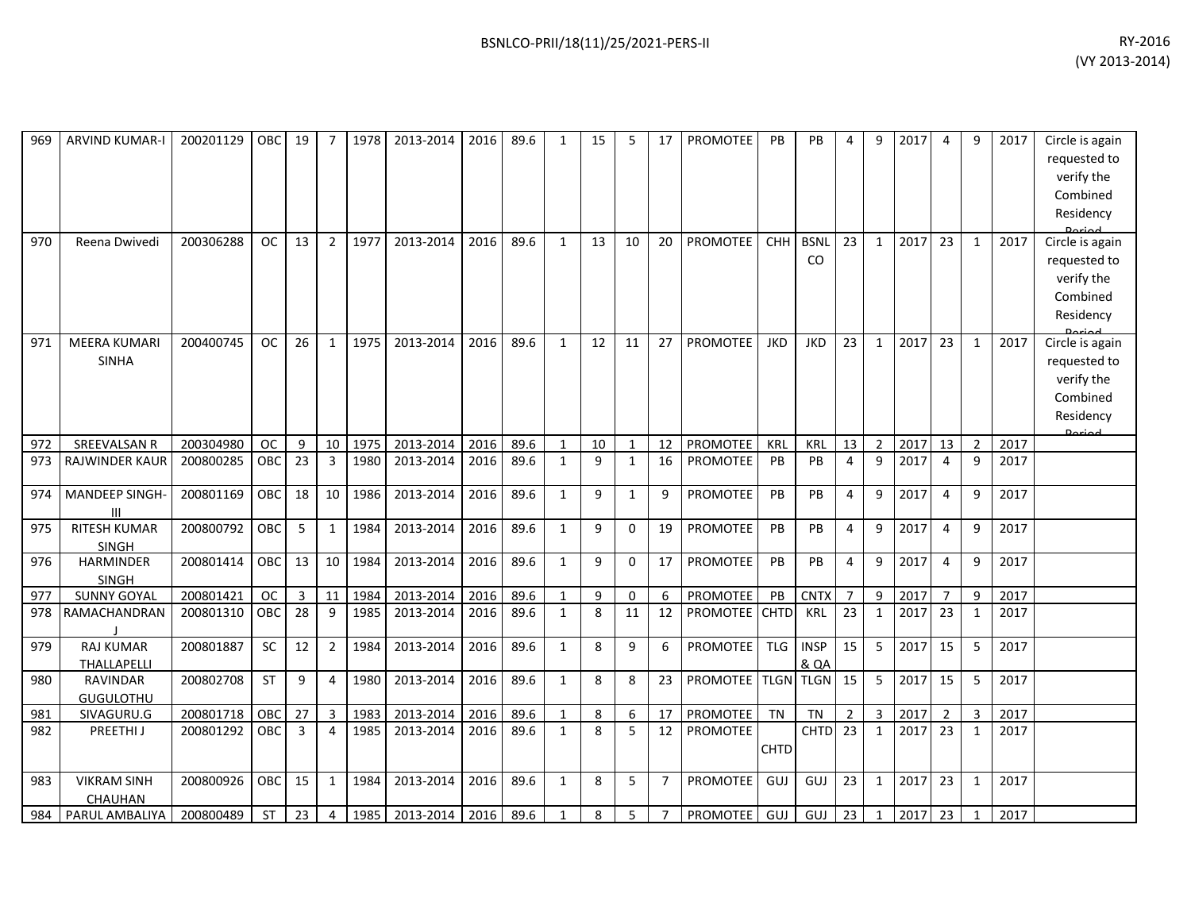| | | | | | | | | | | | | | | | | | | | | | | | | |
|---|---|---|---|---|---|---|---|---|---|---|---|---|---|---|---|---|---|---|---|---|---|---|---|---|
| 969 | ARVIND KUMAR-I | 200201129 | OBC | 19 | 7 | 1978 | 2013-2014 | 2016 | 89.6 | 1 | 15 | 5 | 17 | PROMOTEE | PB | PB | 4 | 9 | 2017 | 4 | 9 | 2017 | Circle is again requested to verify the Combined Residency Period |
| 970 | Reena Dwivedi | 200306288 | OC | 13 | 2 | 1977 | 2013-2014 | 2016 | 89.6 | 1 | 13 | 10 | 20 | PROMOTEE | CHH | BSNL CO | 23 | 1 | 2017 | 23 | 1 | 2017 | Circle is again requested to verify the Combined Residency Period |
| 971 | MEERA KUMARI SINHA | 200400745 | OC | 26 | 1 | 1975 | 2013-2014 | 2016 | 89.6 | 1 | 12 | 11 | 27 | PROMOTEE | JKD | JKD | 23 | 1 | 2017 | 23 | 1 | 2017 | Circle is again requested to verify the Combined Residency Period |
| 972 | SREEVALSAN R | 200304980 | OC | 9 | 10 | 1975 | 2013-2014 | 2016 | 89.6 | 1 | 10 | 1 | 12 | PROMOTEE | KRL | KRL | 13 | 2 | 2017 | 13 | 2 | 2017 | |
| 973 | RAJWINDER KAUR | 200800285 | OBC | 23 | 3 | 1980 | 2013-2014 | 2016 | 89.6 | 1 | 9 | 1 | 16 | PROMOTEE | PB | PB | 4 | 9 | 2017 | 4 | 9 | 2017 | |
| 974 | MANDEEP SINGH-III | 200801169 | OBC | 18 | 10 | 1986 | 2013-2014 | 2016 | 89.6 | 1 | 9 | 1 | 9 | PROMOTEE | PB | PB | 4 | 9 | 2017 | 4 | 9 | 2017 | |
| 975 | RITESH KUMAR SINGH | 200800792 | OBC | 5 | 1 | 1984 | 2013-2014 | 2016 | 89.6 | 1 | 9 | 0 | 19 | PROMOTEE | PB | PB | 4 | 9 | 2017 | 4 | 9 | 2017 | |
| 976 | HARMINDER SINGH | 200801414 | OBC | 13 | 10 | 1984 | 2013-2014 | 2016 | 89.6 | 1 | 9 | 0 | 17 | PROMOTEE | PB | PB | 4 | 9 | 2017 | 4 | 9 | 2017 | |
| 977 | SUNNY GOYAL | 200801421 | OC | 3 | 11 | 1984 | 2013-2014 | 2016 | 89.6 | 1 | 9 | 0 | 6 | PROMOTEE | PB | CNTX | 7 | 9 | 2017 | 7 | 9 | 2017 | |
| 978 | RAMACHANDRAN J | 200801310 | OBC | 28 | 9 | 1985 | 2013-2014 | 2016 | 89.6 | 1 | 8 | 11 | 12 | PROMOTEE | CHTD | KRL | 23 | 1 | 2017 | 23 | 1 | 2017 | |
| 979 | RAJ KUMAR THALLAPELLI | 200801887 | SC | 12 | 2 | 1984 | 2013-2014 | 2016 | 89.6 | 1 | 8 | 9 | 6 | PROMOTEE | TLG | INSP & QA | 15 | 5 | 2017 | 15 | 5 | 2017 | |
| 980 | RAVINDAR GUGULOTHU | 200802708 | ST | 9 | 4 | 1980 | 2013-2014 | 2016 | 89.6 | 1 | 8 | 8 | 23 | PROMOTEE | TLGN | TLGN | 15 | 5 | 2017 | 15 | 5 | 2017 | |
| 981 | SIVAGURU.G | 200801718 | OBC | 27 | 3 | 1983 | 2013-2014 | 2016 | 89.6 | 1 | 8 | 6 | 17 | PROMOTEE | TN | TN | 2 | 3 | 2017 | 2 | 3 | 2017 | |
| 982 | PREETHI J | 200801292 | OBC | 3 | 4 | 1985 | 2013-2014 | 2016 | 89.6 | 1 | 8 | 5 | 12 | PROMOTEE | CHTD | CHTD | 23 | 1 | 2017 | 23 | 1 | 2017 | |
| 983 | VIKRAM SINH CHAUHAN | 200800926 | OBC | 15 | 1 | 1984 | 2013-2014 | 2016 | 89.6 | 1 | 8 | 5 | 7 | PROMOTEE | GUJ | GUJ | 23 | 1 | 2017 | 23 | 1 | 2017 | |
| 984 | PARUL AMBALIYA | 200800489 | ST | 23 | 4 | 1985 | 2013-2014 | 2016 | 89.6 | 1 | 8 | 5 | 7 | PROMOTEE | GUJ | GUJ | 23 | 1 | 2017 | 23 | 1 | 2017 | |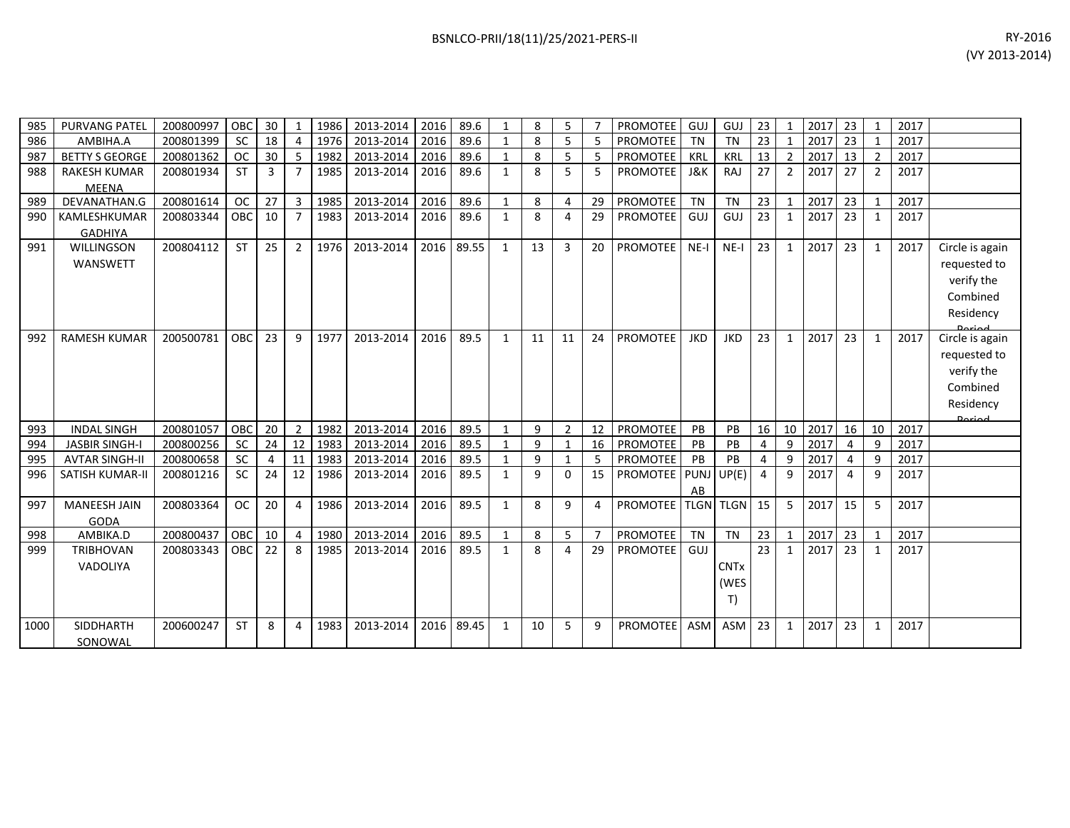| 985 | PURVANG PATEL | 200800997 | OBC | 30 | 1 | 1986 | 2013-2014 | 2016 | 89.6 | 1 | 8 | 5 | 7 | PROMOTEE | GUJ | GUJ | 23 | 1 | 2017 | 23 | 1 | 2017 | |
|---|---|---|---|---|---|---|---|---|---|---|---|---|---|---|---|---|---|---|---|---|---|---|---|
| 986 | AMBIHA.A | 200801399 | SC | 18 | 4 | 1976 | 2013-2014 | 2016 | 89.6 | 1 | 8 | 5 | 5 | PROMOTEE | TN | TN | 23 | 1 | 2017 | 23 | 1 | 2017 | |
| 987 | BETTY S GEORGE | 200801362 | OC | 30 | 5 | 1982 | 2013-2014 | 2016 | 89.6 | 1 | 8 | 5 | 5 | PROMOTEE | KRL | KRL | 13 | 2 | 2017 | 13 | 2 | 2017 | |
| 988 | RAKESH KUMAR MEENA | 200801934 | ST | 3 | 7 | 1985 | 2013-2014 | 2016 | 89.6 | 1 | 8 | 5 | 5 | PROMOTEE | J&K | RAJ | 27 | 2 | 2017 | 27 | 2 | 2017 | |
| 989 | DEVANATHAN.G | 200801614 | OC | 27 | 3 | 1985 | 2013-2014 | 2016 | 89.6 | 1 | 8 | 4 | 29 | PROMOTEE | TN | TN | 23 | 1 | 2017 | 23 | 1 | 2017 | |
| 990 | KAMLESHKUMAR GADHIYA | 200803344 | OBC | 10 | 7 | 1983 | 2013-2014 | 2016 | 89.6 | 1 | 8 | 4 | 29 | PROMOTEE | GUJ | GUJ | 23 | 1 | 2017 | 23 | 1 | 2017 | |
| 991 | WILLINGSON WANSWETT | 200804112 | ST | 25 | 2 | 1976 | 2013-2014 | 2016 | 89.55 | 1 | 13 | 3 | 20 | PROMOTEE | NE-I | NE-I | 23 | 1 | 2017 | 23 | 1 | 2017 | Circle is again requested to verify the Combined Residency Period |
| 992 | RAMESH KUMAR | 200500781 | OBC | 23 | 9 | 1977 | 2013-2014 | 2016 | 89.5 | 1 | 11 | 11 | 24 | PROMOTEE | JKD | JKD | 23 | 1 | 2017 | 23 | 1 | 2017 | Circle is again requested to verify the Combined Residency Period |
| 993 | INDAL SINGH | 200801057 | OBC | 20 | 2 | 1982 | 2013-2014 | 2016 | 89.5 | 1 | 9 | 2 | 12 | PROMOTEE | PB | PB | 16 | 10 | 2017 | 16 | 10 | 2017 | |
| 994 | JASBIR SINGH-I | 200800256 | SC | 24 | 12 | 1983 | 2013-2014 | 2016 | 89.5 | 1 | 9 | 1 | 16 | PROMOTEE | PB | PB | 4 | 9 | 2017 | 4 | 9 | 2017 | |
| 995 | AVTAR SINGH-II | 200800658 | SC | 4 | 11 | 1983 | 2013-2014 | 2016 | 89.5 | 1 | 9 | 1 | 5 | PROMOTEE | PB | PB | 4 | 9 | 2017 | 4 | 9 | 2017 | |
| 996 | SATISH KUMAR-II | 200801216 | SC | 24 | 12 | 1986 | 2013-2014 | 2016 | 89.5 | 1 | 9 | 0 | 15 | PROMOTEE | PUNJAB | UP(E) | 4 | 9 | 2017 | 4 | 9 | 2017 | |
| 997 | MANEESH JAIN GODA | 200803364 | OC | 20 | 4 | 1986 | 2013-2014 | 2016 | 89.5 | 1 | 8 | 9 | 4 | PROMOTEE | TLGN | TLGN | 15 | 5 | 2017 | 15 | 5 | 2017 | |
| 998 | AMBIKA.D | 200800437 | OBC | 10 | 4 | 1980 | 2013-2014 | 2016 | 89.5 | 1 | 8 | 5 | 7 | PROMOTEE | TN | TN | 23 | 1 | 2017 | 23 | 1 | 2017 | |
| 999 | TRIBHOVAN VADOLIYA | 200803343 | OBC | 22 | 8 | 1985 | 2013-2014 | 2016 | 89.5 | 1 | 8 | 4 | 29 | PROMOTEE | GUJ | CNTx (WEST) | 23 | 1 | 2017 | 23 | 1 | 2017 | |
| 1000 | SIDDHARTH SONOWAL | 200600247 | ST | 8 | 4 | 1983 | 2013-2014 | 2016 | 89.45 | 1 | 10 | 5 | 9 | PROMOTEE | ASM | ASM | 23 | 1 | 2017 | 23 | 1 | 2017 | |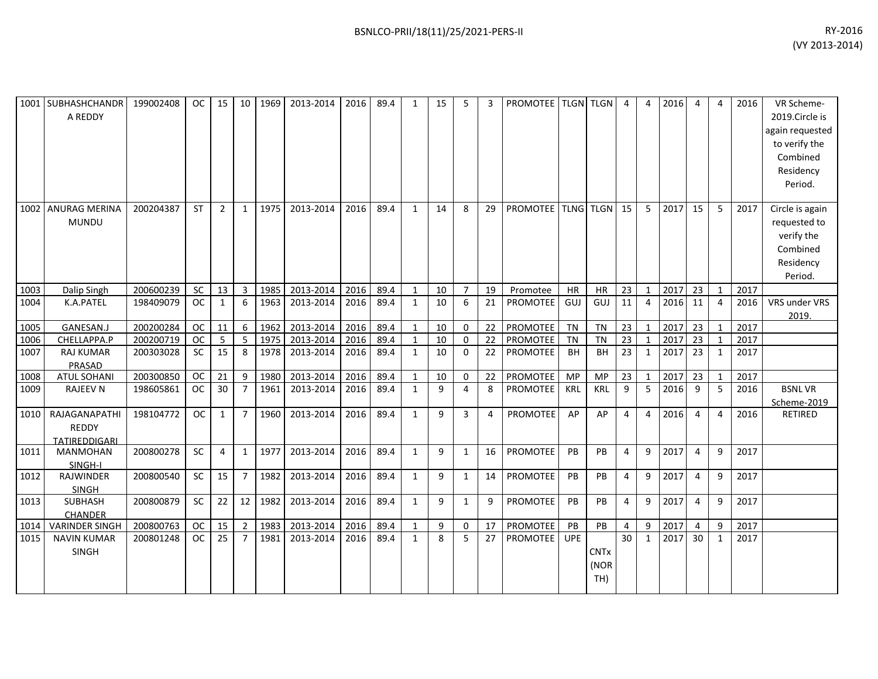| 1001 | SUBHASHCHANDRA REDDY | 199002408 | OC | 15 | 10 | 1969 | 2013-2014 | 2016 | 89.4 | 1 | 15 | 5 | 3 | PROMOTEE | TLGN | TLGN | 4 | 4 | 2016 | 4 | 4 | 2016 | VR Scheme-2019.Circle is again requested to verify the Combined Residency Period. |
|---|---|---|---|---|---|---|---|---|---|---|---|---|---|---|---|---|---|---|---|---|---|---|---|
| 1002 | ANURAG MERINA MUNDU | 200204387 | ST | 2 | 1 | 1975 | 2013-2014 | 2016 | 89.4 | 1 | 14 | 8 | 29 | PROMOTEE | TLNG | TLGN | 15 | 5 | 2017 | 15 | 5 | 2017 | Circle is again requested to verify the Combined Residency Period. |
| 1003 | Dalip Singh | 200600239 | SC | 13 | 3 | 1985 | 2013-2014 | 2016 | 89.4 | 1 | 10 | 7 | 19 | Promotee | HR | HR | 23 | 1 | 2017 | 23 | 1 | 2017 | |
| 1004 | K.A.PATEL | 198409079 | OC | 1 | 6 | 1963 | 2013-2014 | 2016 | 89.4 | 1 | 10 | 6 | 21 | PROMOTEE | GUJ | GUJ | 11 | 4 | 2016 | 11 | 4 | 2016 | VRS under VRS 2019. |
| 1005 | GANESAN.J | 200200284 | OC | 11 | 6 | 1962 | 2013-2014 | 2016 | 89.4 | 1 | 10 | 0 | 22 | PROMOTEE | TN | TN | 23 | 1 | 2017 | 23 | 1 | 2017 | |
| 1006 | CHELLAPPA.P | 200200719 | OC | 5 | 5 | 1975 | 2013-2014 | 2016 | 89.4 | 1 | 10 | 0 | 22 | PROMOTEE | TN | TN | 23 | 1 | 2017 | 23 | 1 | 2017 | |
| 1007 | RAJ KUMAR PRASAD | 200303028 | SC | 15 | 8 | 1978 | 2013-2014 | 2016 | 89.4 | 1 | 10 | 0 | 22 | PROMOTEE | BH | BH | 23 | 1 | 2017 | 23 | 1 | 2017 | |
| 1008 | ATUL SOHANI | 200300850 | OC | 21 | 9 | 1980 | 2013-2014 | 2016 | 89.4 | 1 | 10 | 0 | 22 | PROMOTEE | MP | MP | 23 | 1 | 2017 | 23 | 1 | 2017 | |
| 1009 | RAJEEV N | 198605861 | OC | 30 | 7 | 1961 | 2013-2014 | 2016 | 89.4 | 1 | 9 | 4 | 8 | PROMOTEE | KRL | KRL | 9 | 5 | 2016 | 9 | 5 | 2016 | BSNL VR Scheme-2019 |
| 1010 | RAJAGANAPATHI REDDY TATIREDDIGARI | 198104772 | OC | 1 | 7 | 1960 | 2013-2014 | 2016 | 89.4 | 1 | 9 | 3 | 4 | PROMOTEE | AP | AP | 4 | 4 | 2016 | 4 | 4 | 2016 | RETIRED |
| 1011 | MANMOHAN SINGH-I | 200800278 | SC | 4 | 1 | 1977 | 2013-2014 | 2016 | 89.4 | 1 | 9 | 1 | 16 | PROMOTEE | PB | PB | 4 | 9 | 2017 | 4 | 9 | 2017 | |
| 1012 | RAJWINDER SINGH | 200800540 | SC | 15 | 7 | 1982 | 2013-2014 | 2016 | 89.4 | 1 | 9 | 1 | 14 | PROMOTEE | PB | PB | 4 | 9 | 2017 | 4 | 9 | 2017 | |
| 1013 | SUBHASH CHANDER | 200800879 | SC | 22 | 12 | 1982 | 2013-2014 | 2016 | 89.4 | 1 | 9 | 1 | 9 | PROMOTEE | PB | PB | 4 | 9 | 2017 | 4 | 9 | 2017 | |
| 1014 | VARINDER SINGH | 200800763 | OC | 15 | 2 | 1983 | 2013-2014 | 2016 | 89.4 | 1 | 9 | 0 | 17 | PROMOTEE | PB | PB | 4 | 9 | 2017 | 4 | 9 | 2017 | |
| 1015 | NAVIN KUMAR SINGH | 200801248 | OC | 25 | 7 | 1981 | 2013-2014 | 2016 | 89.4 | 1 | 8 | 5 | 27 | PROMOTEE | UPE | CNTx (NORTH) | 30 | 1 | 2017 | 30 | 1 | 2017 | |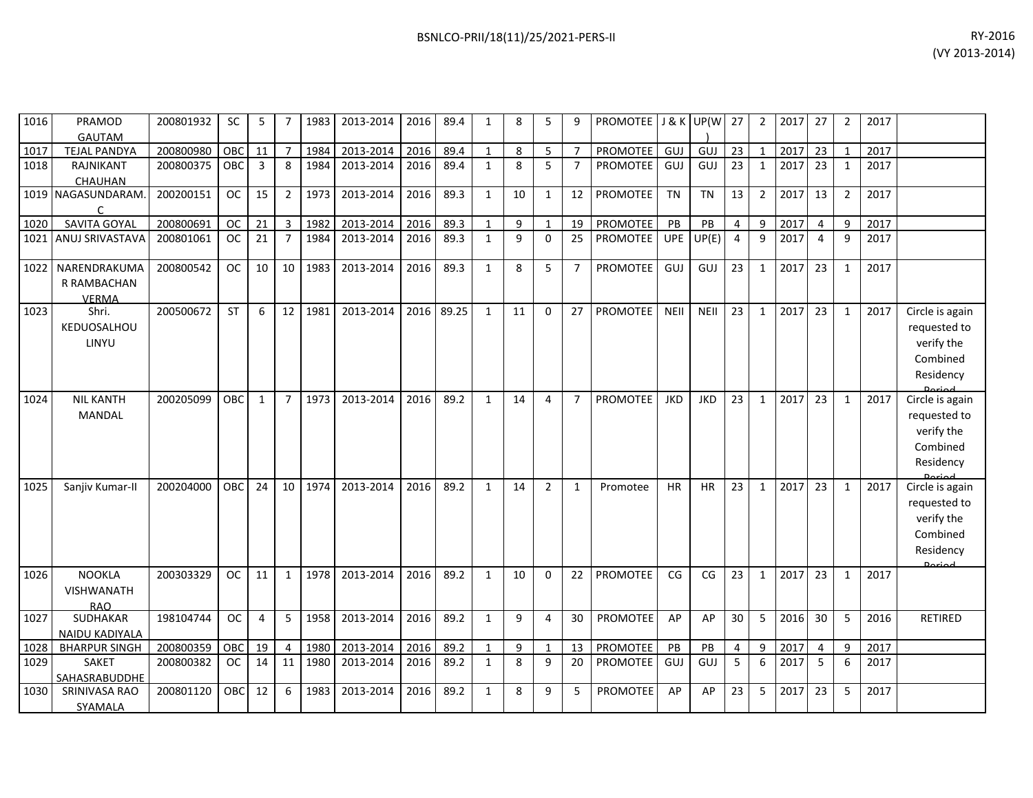| 1016 | PRAMOD GAUTAM | 200801932 | SC | 5 | 7 | 1983 | 2013-2014 | 2016 | 89.4 | 1 | 8 | 5 | 9 | PROMOTEE | J & K | UP(W) | 27 | 2 | 2017 | 27 | 2 | 2017 | |
|---|---|---|---|---|---|---|---|---|---|---|---|---|---|---|---|---|---|---|---|---|---|---|---|
| 1017 | TEJAL PANDYA | 200800980 | OBC | 11 | 7 | 1984 | 2013-2014 | 2016 | 89.4 | 1 | 8 | 5 | 7 | PROMOTEE | GUJ | GUJ | 23 | 1 | 2017 | 23 | 1 | 2017 | |
| 1018 | RAJNIKANT CHAUHAN | 200800375 | OBC | 3 | 8 | 1984 | 2013-2014 | 2016 | 89.4 | 1 | 8 | 5 | 7 | PROMOTEE | GUJ | GUJ | 23 | 1 | 2017 | 23 | 1 | 2017 | |
| 1019 | NAGASUNDARAM. C | 200200151 | OC | 15 | 2 | 1973 | 2013-2014 | 2016 | 89.3 | 1 | 10 | 1 | 12 | PROMOTEE | TN | TN | 13 | 2 | 2017 | 13 | 2 | 2017 | |
| 1020 | SAVITA GOYAL | 200800691 | OC | 21 | 3 | 1982 | 2013-2014 | 2016 | 89.3 | 1 | 9 | 1 | 19 | PROMOTEE | PB | PB | 4 | 9 | 2017 | 4 | 9 | 2017 | |
| 1021 | ANUJ SRIVASTAVA | 200801061 | OC | 21 | 7 | 1984 | 2013-2014 | 2016 | 89.3 | 1 | 9 | 0 | 25 | PROMOTEE | UPE | UP(E) | 4 | 9 | 2017 | 4 | 9 | 2017 | |
| 1022 | NARENDRAKUMAR RAMBACHAN VERMA | 200800542 | OC | 10 | 10 | 1983 | 2013-2014 | 2016 | 89.3 | 1 | 8 | 5 | 7 | PROMOTEE | GUJ | GUJ | 23 | 1 | 2017 | 23 | 1 | 2017 | |
| 1023 | Shri. KEDUOSALHOU LINYU | 200500672 | ST | 6 | 12 | 1981 | 2013-2014 | 2016 | 89.25 | 1 | 11 | 0 | 27 | PROMOTEE | NEII | NEII | 23 | 1 | 2017 | 23 | 1 | 2017 | Circle is again requested to verify the Combined Residency Period |
| 1024 | NIL KANTH MANDAL | 200205099 | OBC | 1 | 7 | 1973 | 2013-2014 | 2016 | 89.2 | 1 | 14 | 4 | 7 | PROMOTEE | JKD | JKD | 23 | 1 | 2017 | 23 | 1 | 2017 | Circle is again requested to verify the Combined Residency Period |
| 1025 | Sanjiv Kumar-II | 200204000 | OBC | 24 | 10 | 1974 | 2013-2014 | 2016 | 89.2 | 1 | 14 | 2 | 1 | Promotee | HR | HR | 23 | 1 | 2017 | 23 | 1 | 2017 | Circle is again requested to verify the Combined Residency Period |
| 1026 | NOOKLA VISHWANATH RAO | 200303329 | OC | 11 | 1 | 1978 | 2013-2014 | 2016 | 89.2 | 1 | 10 | 0 | 22 | PROMOTEE | CG | CG | 23 | 1 | 2017 | 23 | 1 | 2017 | |
| 1027 | SUDHAKAR NAIDU KADIYALA | 198104744 | OC | 4 | 5 | 1958 | 2013-2014 | 2016 | 89.2 | 1 | 9 | 4 | 30 | PROMOTEE | AP | AP | 30 | 5 | 2016 | 30 | 5 | 2016 | RETIRED |
| 1028 | BHARPUR SINGH | 200800359 | OBC | 19 | 4 | 1980 | 2013-2014 | 2016 | 89.2 | 1 | 9 | 1 | 13 | PROMOTEE | PB | PB | 4 | 9 | 2017 | 4 | 9 | 2017 | |
| 1029 | SAKET SAHASRABUDDHE | 200800382 | OC | 14 | 11 | 1980 | 2013-2014 | 2016 | 89.2 | 1 | 8 | 9 | 20 | PROMOTEE | GUJ | GUJ | 5 | 6 | 2017 | 5 | 6 | 2017 | |
| 1030 | SRINIVASA RAO SYAMALA | 200801120 | OBC | 12 | 6 | 1983 | 2013-2014 | 2016 | 89.2 | 1 | 8 | 9 | 5 | PROMOTEE | AP | AP | 23 | 5 | 2017 | 23 | 5 | 2017 | |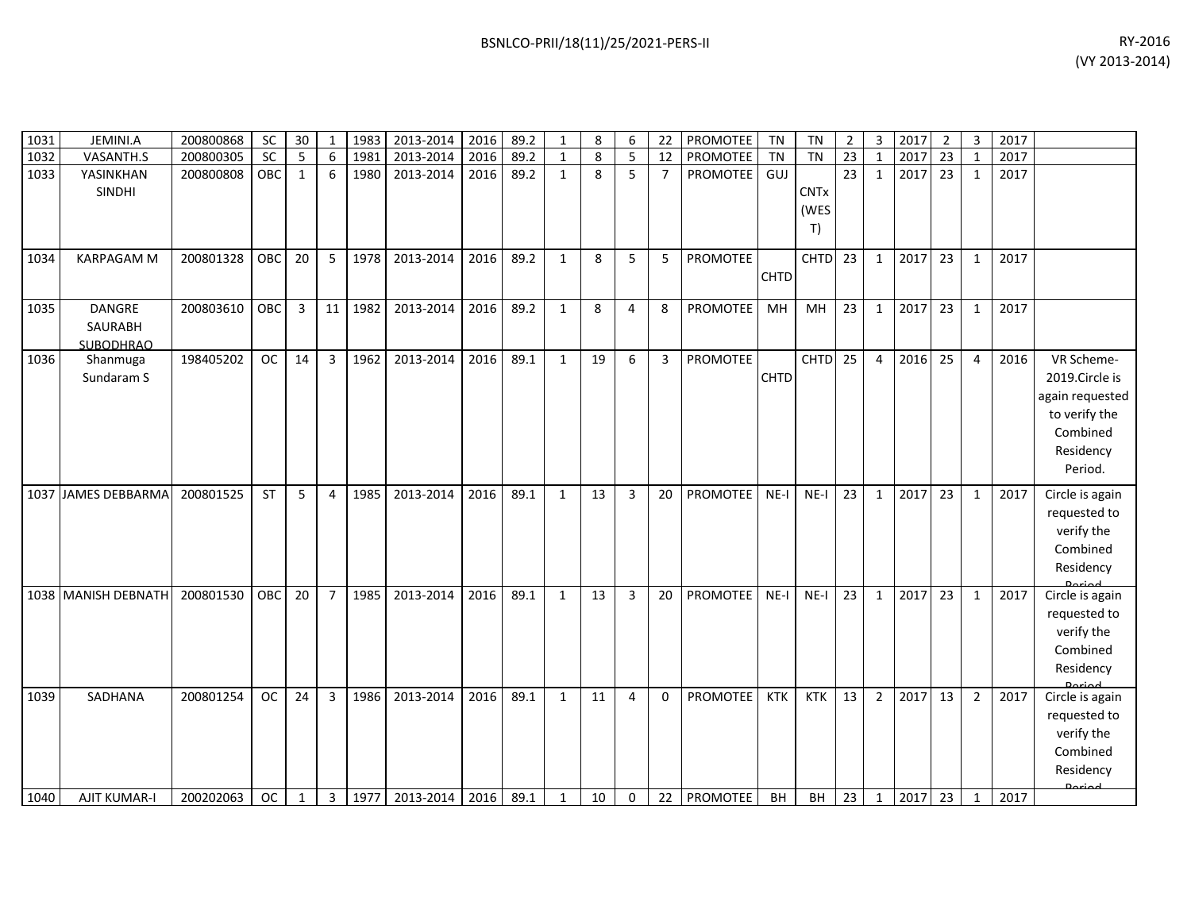| 1031 | JEMINI.A | 200800868 | SC | 30 | 1 | 1983 | 2013-2014 | 2016 | 89.2 | 1 | 8 | 6 | 22 | PROMOTEE | TN | TN | 2 | 3 | 2017 | 2 | 3 | 2017 | |
|---|---|---|---|---|---|---|---|---|---|---|---|---|---|---|---|---|---|---|---|---|---|---|---|
| 1032 | VASANTH.S | 200800305 | SC | 5 | 6 | 1981 | 2013-2014 | 2016 | 89.2 | 1 | 8 | 5 | 12 | PROMOTEE | TN | TN | 23 | 1 | 2017 | 23 | 1 | 2017 | |
| 1033 | YASINKHAN SINDHI | 200800808 | OBC | 1 | 6 | 1980 | 2013-2014 | 2016 | 89.2 | 1 | 8 | 5 | 7 | PROMOTEE | GUJ | CNTx (WEST) | 23 | 1 | 2017 | 23 | 1 | 2017 | |
| 1034 | KARPAGAM M | 200801328 | OBC | 20 | 5 | 1978 | 2013-2014 | 2016 | 89.2 | 1 | 8 | 5 | 5 | PROMOTEE | CHTD | CHTD | 23 | 1 | 2017 | 23 | 1 | 2017 | |
| 1035 | DANGRE SAURABH SUBODHRAO | 200803610 | OBC | 3 | 11 | 1982 | 2013-2014 | 2016 | 89.2 | 1 | 8 | 4 | 8 | PROMOTEE | MH | MH | 23 | 1 | 2017 | 23 | 1 | 2017 | |
| 1036 | Shanmuga Sundaram S | 198405202 | OC | 14 | 3 | 1962 | 2013-2014 | 2016 | 89.1 | 1 | 19 | 6 | 3 | PROMOTEE | CHTD | CHTD | 25 | 4 | 2016 | 25 | 4 | 2016 | VR Scheme-2019.Circle is again requested to verify the Combined Residency Period. |
| 1037 | JAMES DEBBARMA | 200801525 | ST | 5 | 4 | 1985 | 2013-2014 | 2016 | 89.1 | 1 | 13 | 3 | 20 | PROMOTEE | NE-I | NE-I | 23 | 1 | 2017 | 23 | 1 | 2017 | Circle is again requested to verify the Combined Residency Period |
| 1038 | MANISH DEBNATH | 200801530 | OBC | 20 | 7 | 1985 | 2013-2014 | 2016 | 89.1 | 1 | 13 | 3 | 20 | PROMOTEE | NE-I | NE-I | 23 | 1 | 2017 | 23 | 1 | 2017 | Circle is again requested to verify the Combined Residency Period |
| 1039 | SADHANA | 200801254 | OC | 24 | 3 | 1986 | 2013-2014 | 2016 | 89.1 | 1 | 11 | 4 | 0 | PROMOTEE | KTK | KTK | 13 | 2 | 2017 | 13 | 2 | 2017 | Circle is again requested to verify the Combined Residency Period |
| 1040 | AJIT KUMAR-I | 200202063 | OC | 1 | 3 | 1977 | 2013-2014 | 2016 | 89.1 | 1 | 10 | 0 | 22 | PROMOTEE | BH | BH | 23 | 1 | 2017 | 23 | 1 | 2017 | |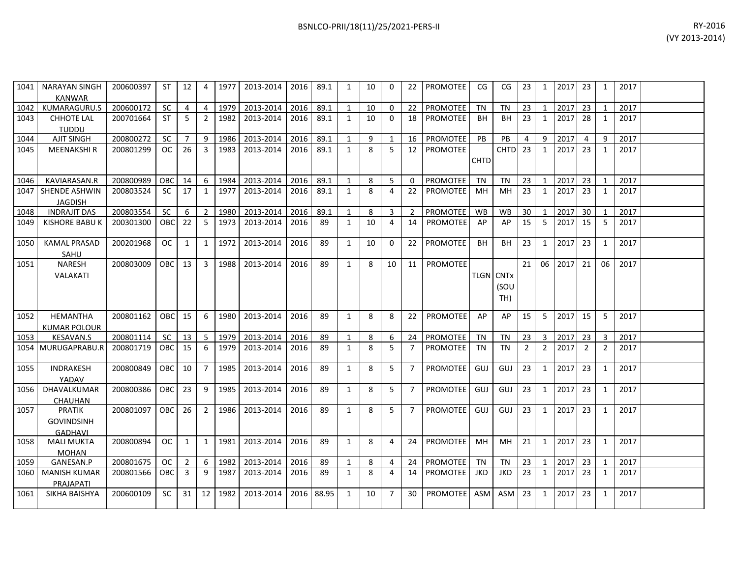| 1041 | NARAYAN SINGH KANWAR | 200600397 | ST | 12 | 4 | 1977 | 2013-2014 | 2016 | 89.1 | 1 | 10 | 0 | 22 | PROMOTEE | CG | CG | 23 | 1 | 2017 | 23 | 1 | 2017 | |
|---|---|---|---|---|---|---|---|---|---|---|---|---|---|---|---|---|---|---|---|---|---|---|---|
| 1042 | KUMARAGURU.S | 200600172 | SC | 4 | 4 | 1979 | 2013-2014 | 2016 | 89.1 | 1 | 10 | 0 | 22 | PROMOTEE | TN | TN | 23 | 1 | 2017 | 23 | 1 | 2017 | |
| 1043 | CHHOTE LAL TUDDU | 200701664 | ST | 5 | 2 | 1982 | 2013-2014 | 2016 | 89.1 | 1 | 10 | 0 | 18 | PROMOTEE | BH | BH | 23 | 1 | 2017 | 28 | 1 | 2017 | |
| 1044 | AJIT SINGH | 200800272 | SC | 7 | 9 | 1986 | 2013-2014 | 2016 | 89.1 | 1 | 9 | 1 | 16 | PROMOTEE | PB | PB | 4 | 9 | 2017 | 4 | 9 | 2017 | |
| 1045 | MEENAKSHI R | 200801299 | OC | 26 | 3 | 1983 | 2013-2014 | 2016 | 89.1 | 1 | 8 | 5 | 12 | PROMOTEE | CHTD | CHTD | 23 | 1 | 2017 | 23 | 1 | 2017 | |
| 1046 | KAVIARASAN.R | 200800989 | OBC | 14 | 6 | 1984 | 2013-2014 | 2016 | 89.1 | 1 | 8 | 5 | 0 | PROMOTEE | TN | TN | 23 | 1 | 2017 | 23 | 1 | 2017 | |
| 1047 | SHENDE ASHWIN JAGDISH | 200803524 | SC | 17 | 1 | 1977 | 2013-2014 | 2016 | 89.1 | 1 | 8 | 4 | 22 | PROMOTEE | MH | MH | 23 | 1 | 2017 | 23 | 1 | 2017 | |
| 1048 | INDRAJIT DAS | 200803554 | SC | 6 | 2 | 1980 | 2013-2014 | 2016 | 89.1 | 1 | 8 | 3 | 2 | PROMOTEE | WB | WB | 30 | 1 | 2017 | 30 | 1 | 2017 | |
| 1049 | KISHORE BABU K | 200301300 | OBC | 22 | 5 | 1973 | 2013-2014 | 2016 | 89 | 1 | 10 | 4 | 14 | PROMOTEE | AP | AP | 15 | 5 | 2017 | 15 | 5 | 2017 | |
| 1050 | KAMAL PRASAD SAHU | 200201968 | OC | 1 | 1 | 1972 | 2013-2014 | 2016 | 89 | 1 | 10 | 0 | 22 | PROMOTEE | BH | BH | 23 | 1 | 2017 | 23 | 1 | 2017 | |
| 1051 | NARESH VALAKATI | 200803009 | OBC | 13 | 3 | 1988 | 2013-2014 | 2016 | 89 | 1 | 8 | 10 | 11 | PROMOTEE | TLGN | CNTx (SOUTH) | 21 | 06 | 2017 | 21 | 06 | 2017 | |
| 1052 | HEMANTHA KUMAR POLOUR | 200801162 | OBC | 15 | 6 | 1980 | 2013-2014 | 2016 | 89 | 1 | 8 | 8 | 22 | PROMOTEE | AP | AP | 15 | 5 | 2017 | 15 | 5 | 2017 | |
| 1053 | KESAVAN.S | 200801114 | SC | 13 | 5 | 1979 | 2013-2014 | 2016 | 89 | 1 | 8 | 6 | 24 | PROMOTEE | TN | TN | 23 | 3 | 2017 | 23 | 3 | 2017 | |
| 1054 | MURUGAPRABU.R | 200801719 | OBC | 15 | 6 | 1979 | 2013-2014 | 2016 | 89 | 1 | 8 | 5 | 7 | PROMOTEE | TN | TN | 2 | 2 | 2017 | 2 | 2 | 2017 | |
| 1055 | INDRAKESH YADAV | 200800849 | OBC | 10 | 7 | 1985 | 2013-2014 | 2016 | 89 | 1 | 8 | 5 | 7 | PROMOTEE | GUJ | GUJ | 23 | 1 | 2017 | 23 | 1 | 2017 | |
| 1056 | DHAVALKUMAR CHAUHAN | 200800386 | OBC | 23 | 9 | 1985 | 2013-2014 | 2016 | 89 | 1 | 8 | 5 | 7 | PROMOTEE | GUJ | GUJ | 23 | 1 | 2017 | 23 | 1 | 2017 | |
| 1057 | PRATIK GOVINDSINH GADHAVI | 200801097 | OBC | 26 | 2 | 1986 | 2013-2014 | 2016 | 89 | 1 | 8 | 5 | 7 | PROMOTEE | GUJ | GUJ | 23 | 1 | 2017 | 23 | 1 | 2017 | |
| 1058 | MALI MUKTA MOHAN | 200800894 | OC | 1 | 1 | 1981 | 2013-2014 | 2016 | 89 | 1 | 8 | 4 | 24 | PROMOTEE | MH | MH | 21 | 1 | 2017 | 23 | 1 | 2017 | |
| 1059 | GANESAN.P | 200801675 | OC | 2 | 6 | 1982 | 2013-2014 | 2016 | 89 | 1 | 8 | 4 | 24 | PROMOTEE | TN | TN | 23 | 1 | 2017 | 23 | 1 | 2017 | |
| 1060 | MANISH KUMAR PRAJAPATI | 200801566 | OBC | 3 | 9 | 1987 | 2013-2014 | 2016 | 89 | 1 | 8 | 4 | 14 | PROMOTEE | JKD | JKD | 23 | 1 | 2017 | 23 | 1 | 2017 | |
| 1061 | SIKHA BAISHYA | 200600109 | SC | 31 | 12 | 1982 | 2013-2014 | 2016 | 88.95 | 1 | 10 | 7 | 30 | PROMOTEE | ASM | ASM | 23 | 1 | 2017 | 23 | 1 | 2017 | |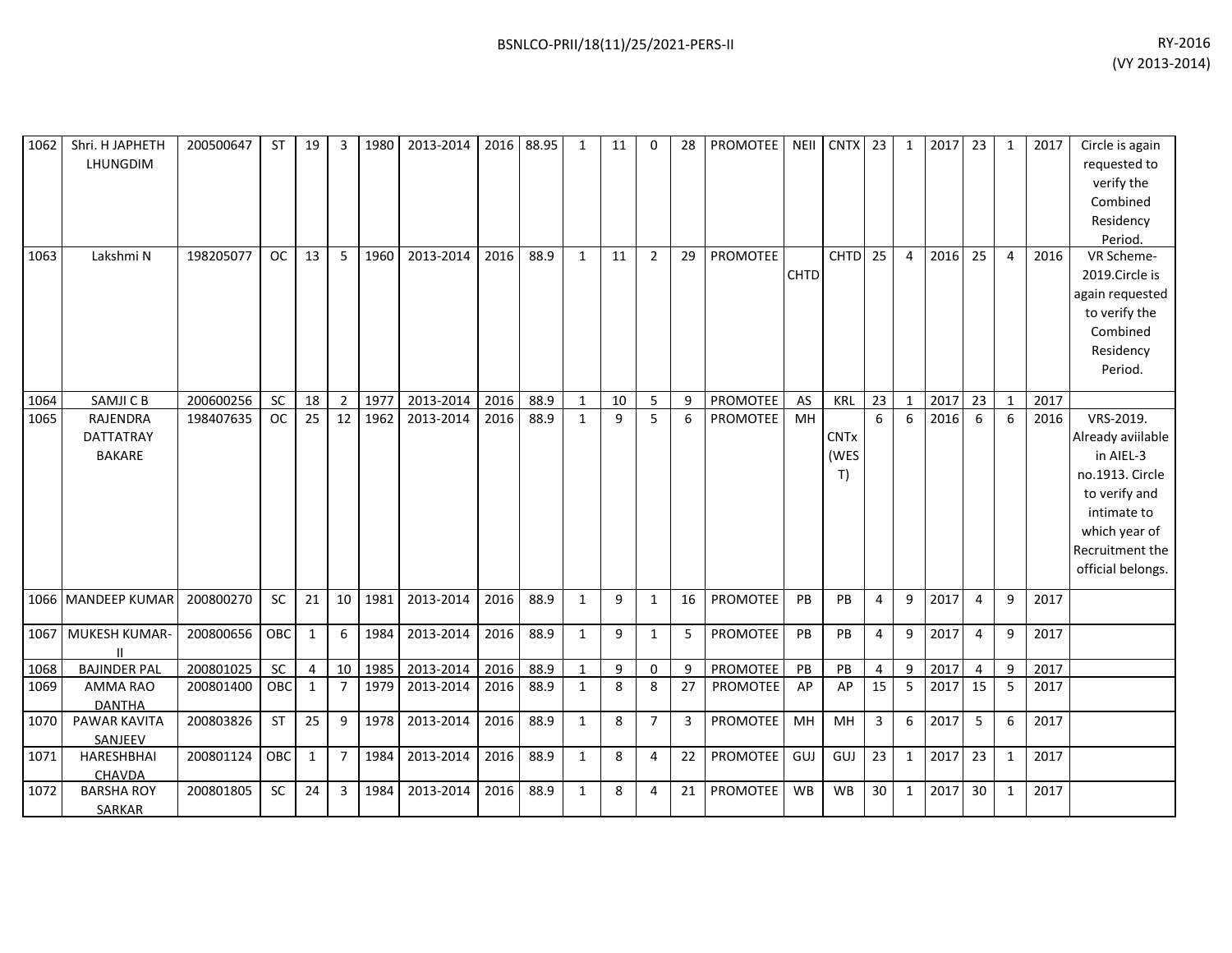| | | | | | | | | | | | | | | | | | | | | | | | | |
|---|---|---|---|---|---|---|---|---|---|---|---|---|---|---|---|---|---|---|---|---|---|---|---|---|
| 1062 | Shri. H JAPHETH LHUNGDIM | 200500647 | ST | 19 | 3 | 1980 | 2013-2014 | 2016 | 88.95 | 1 | 11 | 0 | 28 | PROMOTEE | NEII | CNTX | 23 | 1 | 2017 | 23 | 1 | 2017 | Circle is again requested to verify the Combined Residency Period. |
| 1063 | Lakshmi N | 198205077 | OC | 13 | 5 | 1960 | 2013-2014 | 2016 | 88.9 | 1 | 11 | 2 | 29 | PROMOTEE | CHTD | CHTD | 25 | 4 | 2016 | 25 | 4 | 2016 | VR Scheme-2019.Circle is again requested to verify the Combined Residency Period. |
| 1064 | SAMJI C B | 200600256 | SC | 18 | 2 | 1977 | 2013-2014 | 2016 | 88.9 | 1 | 10 | 5 | 9 | PROMOTEE | AS | KRL | 23 | 1 | 2017 | 23 | 1 | 2017 | |
| 1065 | RAJENDRA DATTATRAY BAKARE | 198407635 | OC | 25 | 12 | 1962 | 2013-2014 | 2016 | 88.9 | 1 | 9 | 5 | 6 | PROMOTEE | MH | CNTx (WEST) | 6 | 6 | 2016 | 6 | 6 | 2016 | VRS-2019. Already aviilable in AIEL-3 no.1913. Circle to verify and intimate to which year of Recruitment the official belongs. |
| 1066 | MANDEEP KUMAR | 200800270 | SC | 21 | 10 | 1981 | 2013-2014 | 2016 | 88.9 | 1 | 9 | 1 | 16 | PROMOTEE | PB | PB | 4 | 9 | 2017 | 4 | 9 | 2017 | |
| 1067 | MUKESH KUMAR-II | 200800656 | OBC | 1 | 6 | 1984 | 2013-2014 | 2016 | 88.9 | 1 | 9 | 1 | 5 | PROMOTEE | PB | PB | 4 | 9 | 2017 | 4 | 9 | 2017 | |
| 1068 | BAJINDER PAL | 200801025 | SC | 4 | 10 | 1985 | 2013-2014 | 2016 | 88.9 | 1 | 9 | 0 | 9 | PROMOTEE | PB | PB | 4 | 9 | 2017 | 4 | 9 | 2017 | |
| 1069 | AMMA RAO DANTHA | 200801400 | OBC | 1 | 7 | 1979 | 2013-2014 | 2016 | 88.9 | 1 | 8 | 8 | 27 | PROMOTEE | AP | AP | 15 | 5 | 2017 | 15 | 5 | 2017 | |
| 1070 | PAWAR KAVITA SANJEEV | 200803826 | ST | 25 | 9 | 1978 | 2013-2014 | 2016 | 88.9 | 1 | 8 | 7 | 3 | PROMOTEE | MH | MH | 3 | 6 | 2017 | 5 | 6 | 2017 | |
| 1071 | HARESHBHAI CHAVDA | 200801124 | OBC | 1 | 7 | 1984 | 2013-2014 | 2016 | 88.9 | 1 | 8 | 4 | 22 | PROMOTEE | GUJ | GUJ | 23 | 1 | 2017 | 23 | 1 | 2017 | |
| 1072 | BARSHA ROY SARKAR | 200801805 | SC | 24 | 3 | 1984 | 2013-2014 | 2016 | 88.9 | 1 | 8 | 4 | 21 | PROMOTEE | WB | WB | 30 | 1 | 2017 | 30 | 1 | 2017 | |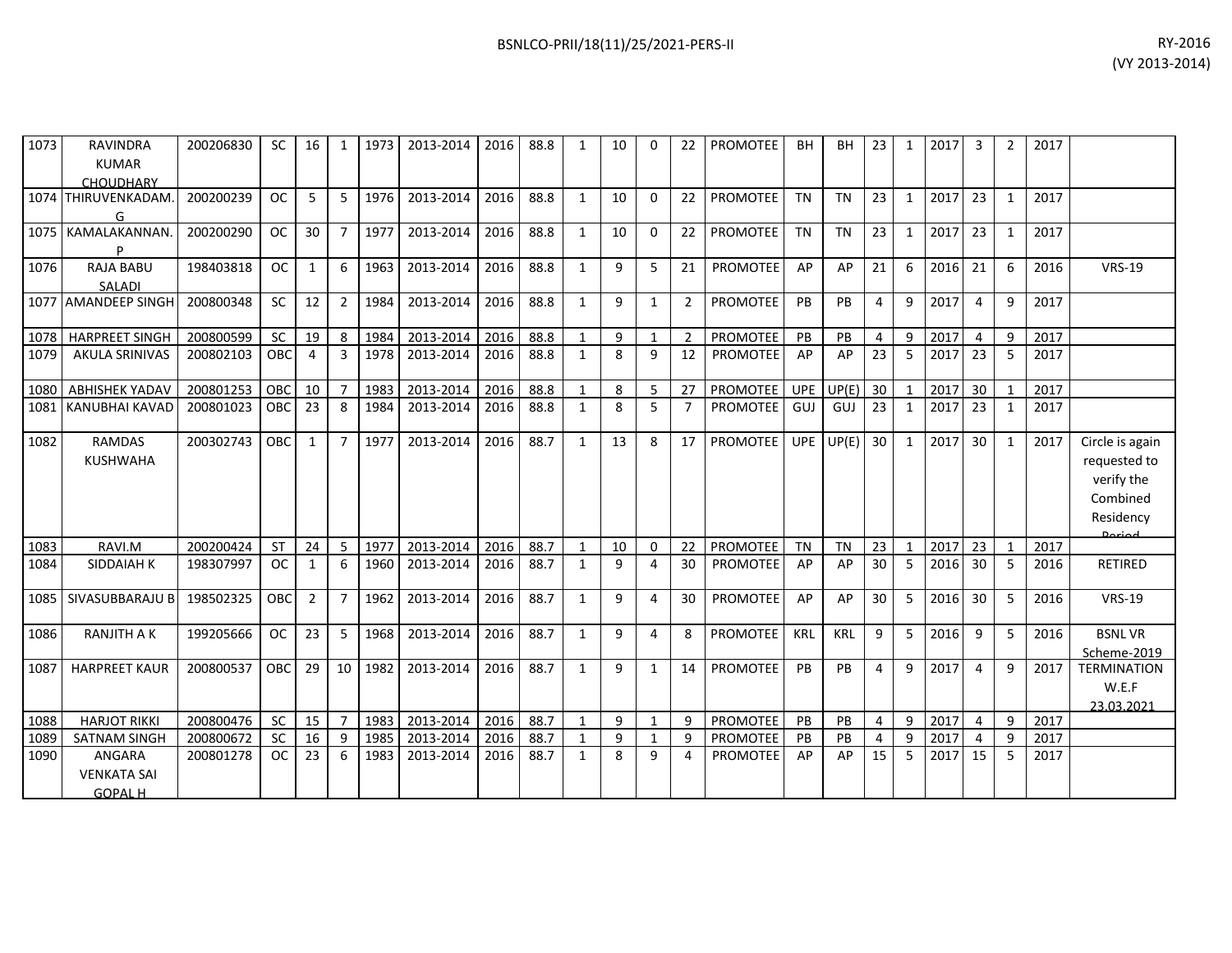| 1073 | RAVINDRA KUMAR CHOUDHARY | 200206830 | SC | 16 | 1 | 1973 | 2013-2014 | 2016 | 88.8 | 1 | 10 | 0 | 22 | PROMOTEE | BH | BH | 23 | 1 | 2017 | 3 | 2 | 2017 | |
|---|---|---|---|---|---|---|---|---|---|---|---|---|---|---|---|---|---|---|---|---|---|---|---|
| 1074 | THIRUVENKADAM. G | 200200239 | OC | 5 | 5 | 1976 | 2013-2014 | 2016 | 88.8 | 1 | 10 | 0 | 22 | PROMOTEE | TN | TN | 23 | 1 | 2017 | 23 | 1 | 2017 | |
| 1075 | KAMALAKANNAN. P | 200200290 | OC | 30 | 7 | 1977 | 2013-2014 | 2016 | 88.8 | 1 | 10 | 0 | 22 | PROMOTEE | TN | TN | 23 | 1 | 2017 | 23 | 1 | 2017 | |
| 1076 | RAJA BABU SALADI | 198403818 | OC | 1 | 6 | 1963 | 2013-2014 | 2016 | 88.8 | 1 | 9 | 5 | 21 | PROMOTEE | AP | AP | 21 | 6 | 2016 | 21 | 6 | 2016 | VRS-19 |
| 1077 | AMANDEEP SINGH | 200800348 | SC | 12 | 2 | 1984 | 2013-2014 | 2016 | 88.8 | 1 | 9 | 1 | 2 | PROMOTEE | PB | PB | 4 | 9 | 2017 | 4 | 9 | 2017 | |
| 1078 | HARPREET SINGH | 200800599 | SC | 19 | 8 | 1984 | 2013-2014 | 2016 | 88.8 | 1 | 9 | 1 | 2 | PROMOTEE | PB | PB | 4 | 9 | 2017 | 4 | 9 | 2017 | |
| 1079 | AKULA SRINIVAS | 200802103 | OBC | 4 | 3 | 1978 | 2013-2014 | 2016 | 88.8 | 1 | 8 | 9 | 12 | PROMOTEE | AP | AP | 23 | 5 | 2017 | 23 | 5 | 2017 | |
| 1080 | ABHISHEK YADAV | 200801253 | OBC | 10 | 7 | 1983 | 2013-2014 | 2016 | 88.8 | 1 | 8 | 5 | 27 | PROMOTEE | UPE | UP(E) | 30 | 1 | 2017 | 30 | 1 | 2017 | |
| 1081 | KANUBHAI KAVAD | 200801023 | OBC | 23 | 8 | 1984 | 2013-2014 | 2016 | 88.8 | 1 | 8 | 5 | 7 | PROMOTEE | GUJ | GUJ | 23 | 1 | 2017 | 23 | 1 | 2017 | |
| 1082 | RAMDAS KUSHWAHA | 200302743 | OBC | 1 | 7 | 1977 | 2013-2014 | 2016 | 88.7 | 1 | 13 | 8 | 17 | PROMOTEE | UPE | UP(E) | 30 | 1 | 2017 | 30 | 1 | 2017 | Circle is again requested to verify the Combined Residency Period |
| 1083 | RAVI.M | 200200424 | ST | 24 | 5 | 1977 | 2013-2014 | 2016 | 88.7 | 1 | 10 | 0 | 22 | PROMOTEE | TN | TN | 23 | 1 | 2017 | 23 | 1 | 2017 | |
| 1084 | SIDDAIAH K | 198307997 | OC | 1 | 6 | 1960 | 2013-2014 | 2016 | 88.7 | 1 | 9 | 4 | 30 | PROMOTEE | AP | AP | 30 | 5 | 2016 | 30 | 5 | 2016 | RETIRED |
| 1085 | SIVASUBBARAJU B | 198502325 | OBC | 2 | 7 | 1962 | 2013-2014 | 2016 | 88.7 | 1 | 9 | 4 | 30 | PROMOTEE | AP | AP | 30 | 5 | 2016 | 30 | 5 | 2016 | VRS-19 |
| 1086 | RANJITH A K | 199205666 | OC | 23 | 5 | 1968 | 2013-2014 | 2016 | 88.7 | 1 | 9 | 4 | 8 | PROMOTEE | KRL | KRL | 9 | 5 | 2016 | 9 | 5 | 2016 | BSNL VR Scheme-2019 |
| 1087 | HARPREET KAUR | 200800537 | OBC | 29 | 10 | 1982 | 2013-2014 | 2016 | 88.7 | 1 | 9 | 1 | 14 | PROMOTEE | PB | PB | 4 | 9 | 2017 | 4 | 9 | 2017 | TERMINATION W.E.F 23.03.2021 |
| 1088 | HARJOT RIKKI | 200800476 | SC | 15 | 7 | 1983 | 2013-2014 | 2016 | 88.7 | 1 | 9 | 1 | 9 | PROMOTEE | PB | PB | 4 | 9 | 2017 | 4 | 9 | 2017 | |
| 1089 | SATNAM SINGH | 200800672 | SC | 16 | 9 | 1985 | 2013-2014 | 2016 | 88.7 | 1 | 9 | 1 | 9 | PROMOTEE | PB | PB | 4 | 9 | 2017 | 4 | 9 | 2017 | |
| 1090 | ANGARA VENKATA SAI GOPAL H | 200801278 | OC | 23 | 6 | 1983 | 2013-2014 | 2016 | 88.7 | 1 | 8 | 9 | 4 | PROMOTEE | AP | AP | 15 | 5 | 2017 | 15 | 5 | 2017 | |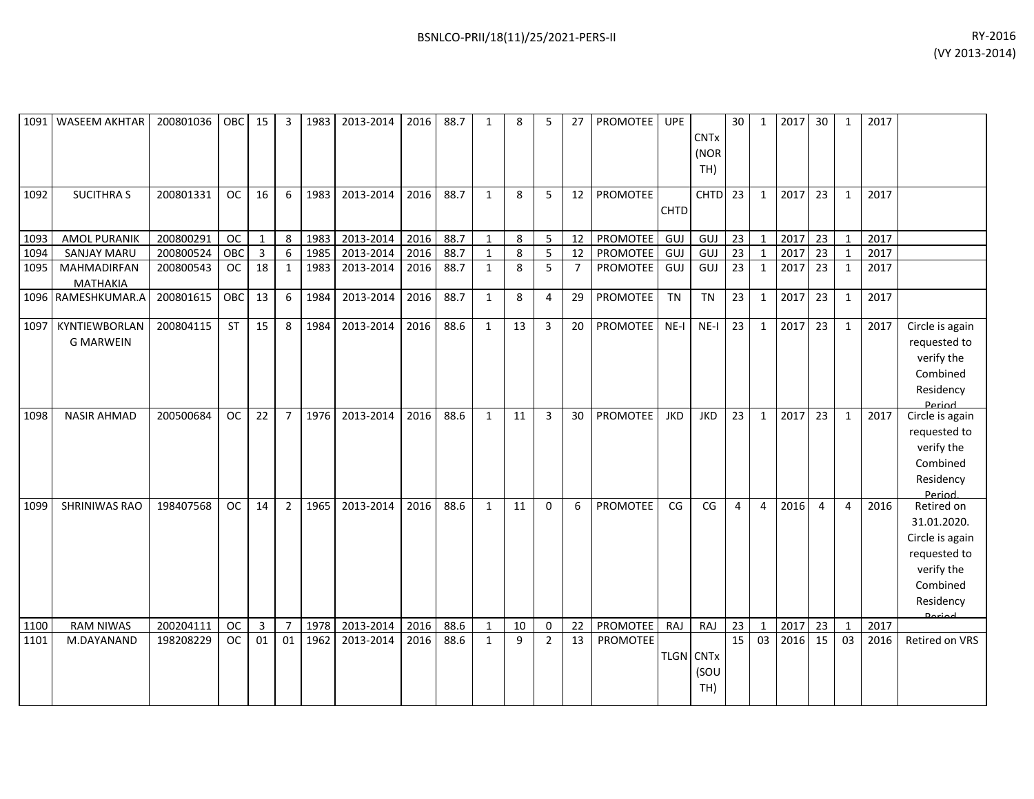| | | | | | | | | | | | | | | | | | | | | | | | | |
|---|---|---|---|---|---|---|---|---|---|---|---|---|---|---|---|---|---|---|---|---|---|---|---|---|
| 1091 | WASEEM AKHTAR | 200801036 | OBC | 15 | 3 | 1983 | 2013-2014 | 2016 | 88.7 | 1 | 8 | 5 | 27 | PROMOTEE | UPE | CNTx (NORTH) | 30 | 1 | 2017 | 30 | 1 | 2017 | |
| 1092 | SUCITHRA S | 200801331 | OC | 16 | 6 | 1983 | 2013-2014 | 2016 | 88.7 | 1 | 8 | 5 | 12 | PROMOTEE | CHTD | CHTD | 23 | 1 | 2017 | 23 | 1 | 2017 | |
| 1093 | AMOL PURANIK | 200800291 | OC | 1 | 8 | 1983 | 2013-2014 | 2016 | 88.7 | 1 | 8 | 5 | 12 | PROMOTEE | GUJ | GUJ | 23 | 1 | 2017 | 23 | 1 | 2017 | |
| 1094 | SANJAY MARU | 200800524 | OBC | 3 | 6 | 1985 | 2013-2014 | 2016 | 88.7 | 1 | 8 | 5 | 12 | PROMOTEE | GUJ | GUJ | 23 | 1 | 2017 | 23 | 1 | 2017 | |
| 1095 | MAHMADIRFAN MATHAKIA | 200800543 | OC | 18 | 1 | 1983 | 2013-2014 | 2016 | 88.7 | 1 | 8 | 5 | 7 | PROMOTEE | GUJ | GUJ | 23 | 1 | 2017 | 23 | 1 | 2017 | |
| 1096 | RAMESHKUMAR.A | 200801615 | OBC | 13 | 6 | 1984 | 2013-2014 | 2016 | 88.7 | 1 | 8 | 4 | 29 | PROMOTEE | TN | TN | 23 | 1 | 2017 | 23 | 1 | 2017 | |
| 1097 | KYNTIEWBORLANG MARWEIN | 200804115 | ST | 15 | 8 | 1984 | 2013-2014 | 2016 | 88.6 | 1 | 13 | 3 | 20 | PROMOTEE | NE-I | NE-I | 23 | 1 | 2017 | 23 | 1 | 2017 | Circle is again requested to verify the Combined Residency Period |
| 1098 | NASIR AHMAD | 200500684 | OC | 22 | 7 | 1976 | 2013-2014 | 2016 | 88.6 | 1 | 11 | 3 | 30 | PROMOTEE | JKD | JKD | 23 | 1 | 2017 | 23 | 1 | 2017 | Circle is again requested to verify the Combined Residency Period. |
| 1099 | SHRINIWAS RAO | 198407568 | OC | 14 | 2 | 1965 | 2013-2014 | 2016 | 88.6 | 1 | 11 | 0 | 6 | PROMOTEE | CG | CG | 4 | 4 | 2016 | 4 | 4 | 2016 | Retired on 31.01.2020. Circle is again requested to verify the Combined Residency Period |
| 1100 | RAM NIWAS | 200204111 | OC | 3 | 7 | 1978 | 2013-2014 | 2016 | 88.6 | 1 | 10 | 0 | 22 | PROMOTEE | RAJ | RAJ | 23 | 1 | 2017 | 23 | 1 | 2017 | |
| 1101 | M.DAYANAND | 198208229 | OC | 01 | 01 | 1962 | 2013-2014 | 2016 | 88.6 | 1 | 9 | 2 | 13 | PROMOTEE | TLGN | CNTx (SOUTH) | 15 | 03 | 2016 | 15 | 03 | 2016 | Retired on VRS |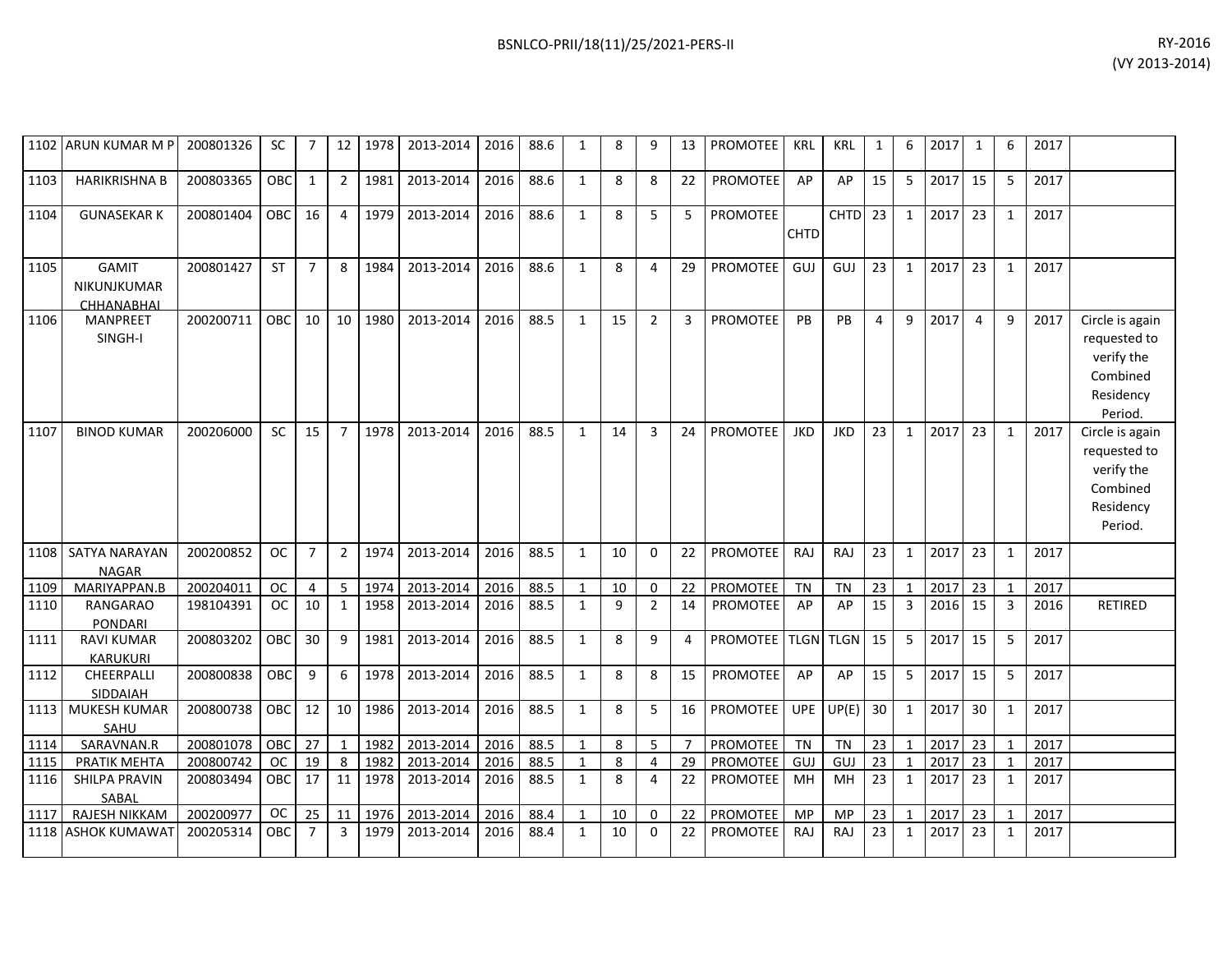| | | | | | | | | | | | | | | | | | | | | | | | | |
|---|---|---|---|---|---|---|---|---|---|---|---|---|---|---|---|---|---|---|---|---|---|---|---|---|
| 1102 | ARUN KUMAR M P | 200801326 | SC | 7 | 12 | 1978 | 2013-2014 | 2016 | 88.6 | 1 | 8 | 9 | 13 | PROMOTEE | KRL | KRL | 1 | 6 | 2017 | 1 | 6 | 2017 | |
| 1103 | HARIKRISHNA B | 200803365 | OBC | 1 | 2 | 1981 | 2013-2014 | 2016 | 88.6 | 1 | 8 | 8 | 22 | PROMOTEE | AP | AP | 15 | 5 | 2017 | 15 | 5 | 2017 | |
| 1104 | GUNASEKAR K | 200801404 | OBC | 16 | 4 | 1979 | 2013-2014 | 2016 | 88.6 | 1 | 8 | 5 | 5 | PROMOTEE | CHTD | CHTD | 23 | 1 | 2017 | 23 | 1 | 2017 | |
| 1105 | GAMIT NIKUNJKUMAR CHHANABHAI | 200801427 | ST | 7 | 8 | 1984 | 2013-2014 | 2016 | 88.6 | 1 | 8 | 4 | 29 | PROMOTEE | GUJ | GUJ | 23 | 1 | 2017 | 23 | 1 | 2017 | |
| 1106 | MANPREET SINGH-I | 200200711 | OBC | 10 | 10 | 1980 | 2013-2014 | 2016 | 88.5 | 1 | 15 | 2 | 3 | PROMOTEE | PB | PB | 4 | 9 | 2017 | 4 | 9 | 2017 | Circle is again requested to verify the Combined Residency Period. |
| 1107 | BINOD KUMAR | 200206000 | SC | 15 | 7 | 1978 | 2013-2014 | 2016 | 88.5 | 1 | 14 | 3 | 24 | PROMOTEE | JKD | JKD | 23 | 1 | 2017 | 23 | 1 | 2017 | Circle is again requested to verify the Combined Residency Period. |
| 1108 | SATYA NARAYAN NAGAR | 200200852 | OC | 7 | 2 | 1974 | 2013-2014 | 2016 | 88.5 | 1 | 10 | 0 | 22 | PROMOTEE | RAJ | RAJ | 23 | 1 | 2017 | 23 | 1 | 2017 | |
| 1109 | MARIYAPPAN.B | 200204011 | OC | 4 | 5 | 1974 | 2013-2014 | 2016 | 88.5 | 1 | 10 | 0 | 22 | PROMOTEE | TN | TN | 23 | 1 | 2017 | 23 | 1 | 2017 | |
| 1110 | RANGARAO PONDARI | 198104391 | OC | 10 | 1 | 1958 | 2013-2014 | 2016 | 88.5 | 1 | 9 | 2 | 14 | PROMOTEE | AP | AP | 15 | 3 | 2016 | 15 | 3 | 2016 | RETIRED |
| 1111 | RAVI KUMAR KARUKURI | 200803202 | OBC | 30 | 9 | 1981 | 2013-2014 | 2016 | 88.5 | 1 | 8 | 9 | 4 | PROMOTEE | TLGN | TLGN | 15 | 5 | 2017 | 15 | 5 | 2017 | |
| 1112 | CHEERPALLI SIDDAIAH | 200800838 | OBC | 9 | 6 | 1978 | 2013-2014 | 2016 | 88.5 | 1 | 8 | 8 | 15 | PROMOTEE | AP | AP | 15 | 5 | 2017 | 15 | 5 | 2017 | |
| 1113 | MUKESH KUMAR SAHU | 200800738 | OBC | 12 | 10 | 1986 | 2013-2014 | 2016 | 88.5 | 1 | 8 | 5 | 16 | PROMOTEE | UPE | UP(E) | 30 | 1 | 2017 | 30 | 1 | 2017 | |
| 1114 | SARAVNAN.R | 200801078 | OBC | 27 | 1 | 1982 | 2013-2014 | 2016 | 88.5 | 1 | 8 | 5 | 7 | PROMOTEE | TN | TN | 23 | 1 | 2017 | 23 | 1 | 2017 | |
| 1115 | PRATIK MEHTA | 200800742 | OC | 19 | 8 | 1982 | 2013-2014 | 2016 | 88.5 | 1 | 8 | 4 | 29 | PROMOTEE | GUJ | GUJ | 23 | 1 | 2017 | 23 | 1 | 2017 | |
| 1116 | SHILPA PRAVIN SABAL | 200803494 | OBC | 17 | 11 | 1978 | 2013-2014 | 2016 | 88.5 | 1 | 8 | 4 | 22 | PROMOTEE | MH | MH | 23 | 1 | 2017 | 23 | 1 | 2017 | |
| 1117 | RAJESH NIKKAM | 200200977 | OC | 25 | 11 | 1976 | 2013-2014 | 2016 | 88.4 | 1 | 10 | 0 | 22 | PROMOTEE | MP | MP | 23 | 1 | 2017 | 23 | 1 | 2017 | |
| 1118 | ASHOK KUMAWAT | 200205314 | OBC | 7 | 3 | 1979 | 2013-2014 | 2016 | 88.4 | 1 | 10 | 0 | 22 | PROMOTEE | RAJ | RAJ | 23 | 1 | 2017 | 23 | 1 | 2017 | |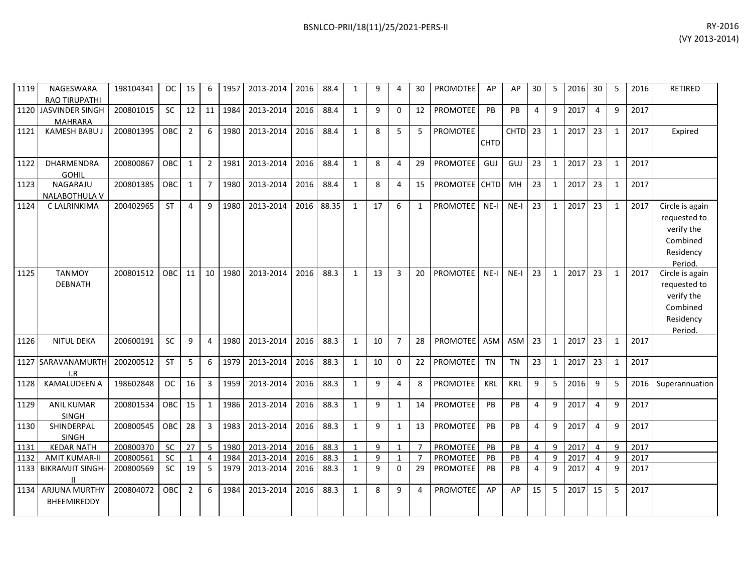| | | | | | | | | | | | | | | | | | | | | | | | | | |
|---|---|---|---|---|---|---|---|---|---|---|---|---|---|---|---|---|---|---|---|---|---|---|---|---|---|
| 1119 | NAGESWARA RAO TIRUPATHI | 198104341 | OC | 15 | 6 | 1957 | 2013-2014 | 2016 | 88.4 | 1 | 9 | 4 | 30 | PROMOTEE | AP | AP | 30 | 5 | 2016 | 30 | 5 | 2016 | RETIRED |
| 1120 | JASVINDER SINGH MAHRARA | 200801015 | SC | 12 | 11 | 1984 | 2013-2014 | 2016 | 88.4 | 1 | 9 | 0 | 12 | PROMOTEE | PB | PB | 4 | 9 | 2017 | 4 | 9 | 2017 | |
| 1121 | KAMESH BABU J | 200801395 | OBC | 2 | 6 | 1980 | 2013-2014 | 2016 | 88.4 | 1 | 8 | 5 | 5 | PROMOTEE | CHTD | CHTD | 23 | 1 | 2017 | 23 | 1 | 2017 | Expired |
| 1122 | DHARMENDRA GOHIL | 200800867 | OBC | 1 | 2 | 1981 | 2013-2014 | 2016 | 88.4 | 1 | 8 | 4 | 29 | PROMOTEE | GUJ | GUJ | 23 | 1 | 2017 | 23 | 1 | 2017 | |
| 1123 | NAGARAJU NALABOTHULA V | 200801385 | OBC | 1 | 7 | 1980 | 2013-2014 | 2016 | 88.4 | 1 | 8 | 4 | 15 | PROMOTEE | CHTD | MH | 23 | 1 | 2017 | 23 | 1 | 2017 | |
| 1124 | C LALRINKIMA | 200402965 | ST | 4 | 9 | 1980 | 2013-2014 | 2016 | 88.35 | 1 | 17 | 6 | 1 | PROMOTEE | NE-I | NE-I | 23 | 1 | 2017 | 23 | 1 | 2017 | Circle is again requested to verify the Combined Residency Period. |
| 1125 | TANMOY DEBNATH | 200801512 | OBC | 11 | 10 | 1980 | 2013-2014 | 2016 | 88.3 | 1 | 13 | 3 | 20 | PROMOTEE | NE-I | NE-I | 23 | 1 | 2017 | 23 | 1 | 2017 | Circle is again requested to verify the Combined Residency Period. |
| 1126 | NITUL DEKA | 200600191 | SC | 9 | 4 | 1980 | 2013-2014 | 2016 | 88.3 | 1 | 10 | 7 | 28 | PROMOTEE | ASM | ASM | 23 | 1 | 2017 | 23 | 1 | 2017 | |
| 1127 | SARAVANAMURTHI.R | 200200512 | ST | 5 | 6 | 1979 | 2013-2014 | 2016 | 88.3 | 1 | 10 | 0 | 22 | PROMOTEE | TN | TN | 23 | 1 | 2017 | 23 | 1 | 2017 | |
| 1128 | KAMALUDEEN A | 198602848 | OC | 16 | 3 | 1959 | 2013-2014 | 2016 | 88.3 | 1 | 9 | 4 | 8 | PROMOTEE | KRL | KRL | 9 | 5 | 2016 | 9 | 5 | 2016 | Superannuation |
| 1129 | ANIL KUMAR SINGH | 200801534 | OBC | 15 | 1 | 1986 | 2013-2014 | 2016 | 88.3 | 1 | 9 | 1 | 14 | PROMOTEE | PB | PB | 4 | 9 | 2017 | 4 | 9 | 2017 | |
| 1130 | SHINDERPAL SINGH | 200800545 | OBC | 28 | 3 | 1983 | 2013-2014 | 2016 | 88.3 | 1 | 9 | 1 | 13 | PROMOTEE | PB | PB | 4 | 9 | 2017 | 4 | 9 | 2017 | |
| 1131 | KEDAR NATH | 200800370 | SC | 27 | 5 | 1980 | 2013-2014 | 2016 | 88.3 | 1 | 9 | 1 | 7 | PROMOTEE | PB | PB | 4 | 9 | 2017 | 4 | 9 | 2017 | |
| 1132 | AMIT KUMAR-II | 200800561 | SC | 1 | 4 | 1984 | 2013-2014 | 2016 | 88.3 | 1 | 9 | 1 | 7 | PROMOTEE | PB | PB | 4 | 9 | 2017 | 4 | 9 | 2017 | |
| 1133 | BIKRAMJIT SINGH-II | 200800569 | SC | 19 | 5 | 1979 | 2013-2014 | 2016 | 88.3 | 1 | 9 | 0 | 29 | PROMOTEE | PB | PB | 4 | 9 | 2017 | 4 | 9 | 2017 | |
| 1134 | ARJUNA MURTHY BHEEMIREDDY | 200804072 | OBC | 2 | 6 | 1984 | 2013-2014 | 2016 | 88.3 | 1 | 8 | 9 | 4 | PROMOTEE | AP | AP | 15 | 5 | 2017 | 15 | 5 | 2017 | |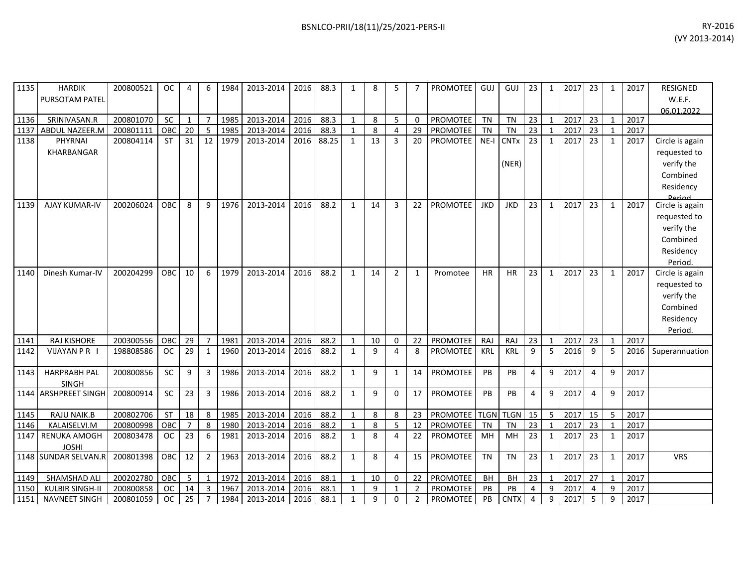| 1135 | HARDIK PURSOTAM PATEL | 200800521 | OC | 4 | 6 | 1984 | 2013-2014 | 2016 | 88.3 | 1 | 8 | 5 | 7 | PROMOTEE | GUJ | GUJ | 23 | 1 | 2017 | 23 | 1 | 2017 | RESIGNED W.E.F. 06.01.2022 |
|---|---|---|---|---|---|---|---|---|---|---|---|---|---|---|---|---|---|---|---|---|---|---|---|
| 1136 | SRINIVASAN.R | 200801070 | SC | 1 | 7 | 1985 | 2013-2014 | 2016 | 88.3 | 1 | 8 | 5 | 0 | PROMOTEE | TN | TN | 23 | 1 | 2017 | 23 | 1 | 2017 | |
| 1137 | ABDUL NAZEER.M | 200801111 | OBC | 20 | 5 | 1985 | 2013-2014 | 2016 | 88.3 | 1 | 8 | 4 | 29 | PROMOTEE | TN | TN | 23 | 1 | 2017 | 23 | 1 | 2017 | |
| 1138 | PHYRNAI KHARBANGAR | 200804114 | ST | 31 | 12 | 1979 | 2013-2014 | 2016 | 88.25 | 1 | 13 | 3 | 20 | PROMOTEE | NE-I | CNTx (NER) | 23 | 1 | 2017 | 23 | 1 | 2017 | Circle is again requested to verify the Combined Residency Period |
| 1139 | AJAY KUMAR-IV | 200206024 | OBC | 8 | 9 | 1976 | 2013-2014 | 2016 | 88.2 | 1 | 14 | 3 | 22 | PROMOTEE | JKD | JKD | 23 | 1 | 2017 | 23 | 1 | 2017 | Circle is again requested to verify the Combined Residency Period. |
| 1140 | Dinesh Kumar-IV | 200204299 | OBC | 10 | 6 | 1979 | 2013-2014 | 2016 | 88.2 | 1 | 14 | 2 | 1 | Promotee | HR | HR | 23 | 1 | 2017 | 23 | 1 | 2017 | Circle is again requested to verify the Combined Residency Period. |
| 1141 | RAJ KISHORE | 200300556 | OBC | 29 | 7 | 1981 | 2013-2014 | 2016 | 88.2 | 1 | 10 | 0 | 22 | PROMOTEE | RAJ | RAJ | 23 | 1 | 2017 | 23 | 1 | 2017 | |
| 1142 | VIJAYAN P R I | 198808586 | OC | 29 | 1 | 1960 | 2013-2014 | 2016 | 88.2 | 1 | 9 | 4 | 8 | PROMOTEE | KRL | KRL | 9 | 5 | 2016 | 9 | 5 | 2016 | Superannuation |
| 1143 | HARPRABH PAL SINGH | 200800856 | SC | 9 | 3 | 1986 | 2013-2014 | 2016 | 88.2 | 1 | 9 | 1 | 14 | PROMOTEE | PB | PB | 4 | 9 | 2017 | 4 | 9 | 2017 | |
| 1144 | ARSHPREET SINGH | 200800914 | SC | 23 | 3 | 1986 | 2013-2014 | 2016 | 88.2 | 1 | 9 | 0 | 17 | PROMOTEE | PB | PB | 4 | 9 | 2017 | 4 | 9 | 2017 | |
| 1145 | RAJU NAIK.B | 200802706 | ST | 18 | 8 | 1985 | 2013-2014 | 2016 | 88.2 | 1 | 8 | 8 | 23 | PROMOTEE | TLGN | TLGN | 15 | 5 | 2017 | 15 | 5 | 2017 | |
| 1146 | KALAISELVI.M | 200800998 | OBC | 7 | 8 | 1980 | 2013-2014 | 2016 | 88.2 | 1 | 8 | 5 | 12 | PROMOTEE | TN | TN | 23 | 1 | 2017 | 23 | 1 | 2017 | |
| 1147 | RENUKA AMOGH JOSHI | 200803478 | OC | 23 | 6 | 1981 | 2013-2014 | 2016 | 88.2 | 1 | 8 | 4 | 22 | PROMOTEE | MH | MH | 23 | 1 | 2017 | 23 | 1 | 2017 | |
| 1148 | SUNDAR SELVAN.R | 200801398 | OBC | 12 | 2 | 1963 | 2013-2014 | 2016 | 88.2 | 1 | 8 | 4 | 15 | PROMOTEE | TN | TN | 23 | 1 | 2017 | 23 | 1 | 2017 | VRS |
| 1149 | SHAMSHAD ALI | 200202780 | OBC | 5 | 1 | 1972 | 2013-2014 | 2016 | 88.1 | 1 | 10 | 0 | 22 | PROMOTEE | BH | BH | 23 | 1 | 2017 | 27 | 1 | 2017 | |
| 1150 | KULBIR SINGH-II | 200800858 | OC | 14 | 3 | 1967 | 2013-2014 | 2016 | 88.1 | 1 | 9 | 1 | 2 | PROMOTEE | PB | PB | 4 | 9 | 2017 | 4 | 9 | 2017 | |
| 1151 | NAVNEET SINGH | 200801059 | OC | 25 | 7 | 1984 | 2013-2014 | 2016 | 88.1 | 1 | 9 | 0 | 2 | PROMOTEE | PB | CNTX | 4 | 9 | 2017 | 5 | 9 | 2017 | |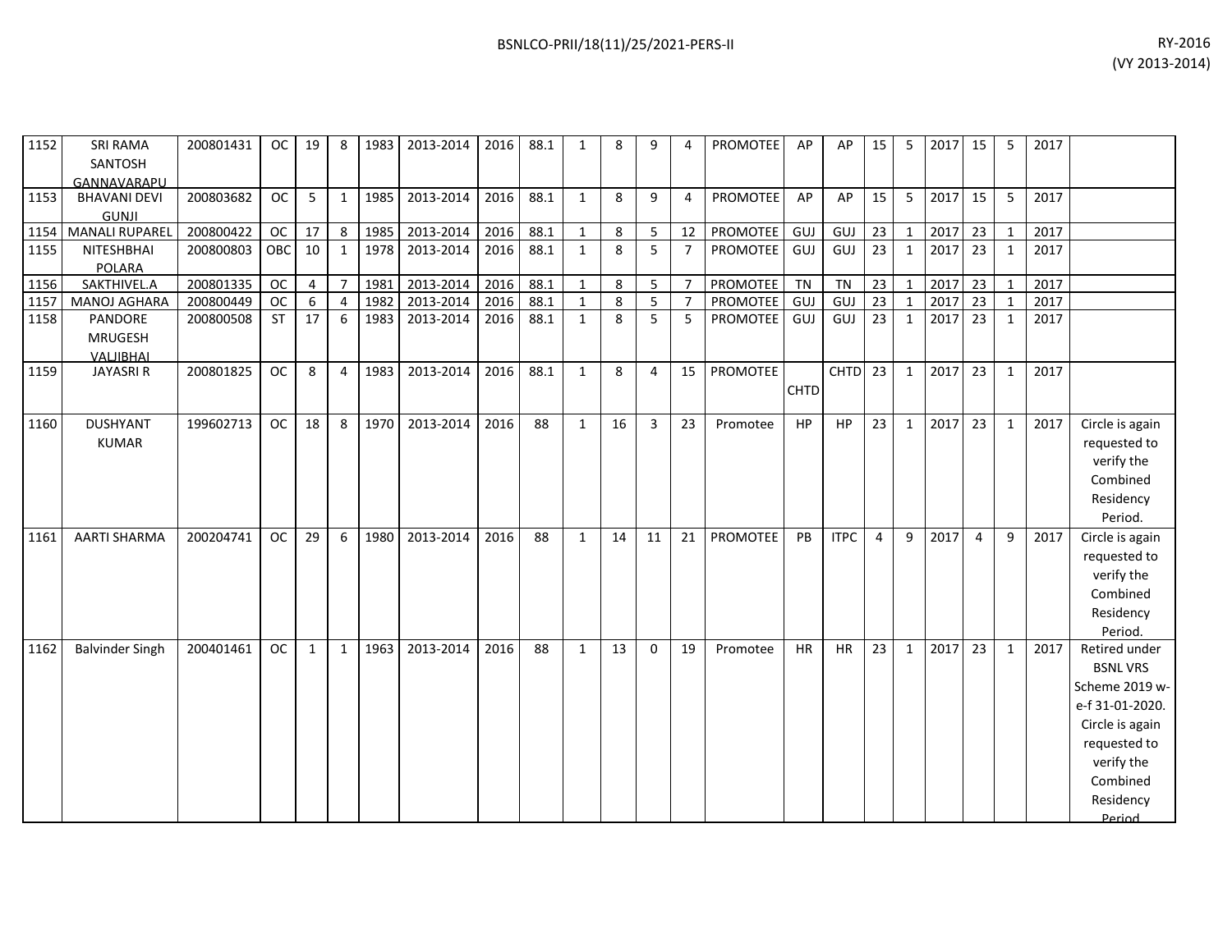| | | | | | | | | | | | | | | | | | | | | | | | | |
|---|---|---|---|---|---|---|---|---|---|---|---|---|---|---|---|---|---|---|---|---|---|---|---|---|
| 1152 | SRI RAMA SANTOSH GANNAVARAPU | 200801431 | OC | 19 | 8 | 1983 | 2013-2014 | 2016 | 88.1 | 1 | 8 | 9 | 4 | PROMOTEE | AP | AP | 15 | 5 | 2017 | 15 | 5 | 2017 | |
| 1153 | BHAVANI DEVI GUNJI | 200803682 | OC | 5 | 1 | 1985 | 2013-2014 | 2016 | 88.1 | 1 | 8 | 9 | 4 | PROMOTEE | AP | AP | 15 | 5 | 2017 | 15 | 5 | 2017 | |
| 1154 | MANALI RUPAREL | 200800422 | OC | 17 | 8 | 1985 | 2013-2014 | 2016 | 88.1 | 1 | 8 | 5 | 12 | PROMOTEE | GUJ | GUJ | 23 | 1 | 2017 | 23 | 1 | 2017 | |
| 1155 | NITESHBHAI POLARA | 200800803 | OBC | 10 | 1 | 1978 | 2013-2014 | 2016 | 88.1 | 1 | 8 | 5 | 7 | PROMOTEE | GUJ | GUJ | 23 | 1 | 2017 | 23 | 1 | 2017 | |
| 1156 | SAKTHIVEL.A | 200801335 | OC | 4 | 7 | 1981 | 2013-2014 | 2016 | 88.1 | 1 | 8 | 5 | 7 | PROMOTEE | TN | TN | 23 | 1 | 2017 | 23 | 1 | 2017 | |
| 1157 | MANOJ AGHARA | 200800449 | OC | 6 | 4 | 1982 | 2013-2014 | 2016 | 88.1 | 1 | 8 | 5 | 7 | PROMOTEE | GUJ | GUJ | 23 | 1 | 2017 | 23 | 1 | 2017 | |
| 1158 | PANDORE MRUGESH VALJIBHAI | 200800508 | ST | 17 | 6 | 1983 | 2013-2014 | 2016 | 88.1 | 1 | 8 | 5 | 5 | PROMOTEE | GUJ | GUJ | 23 | 1 | 2017 | 23 | 1 | 2017 | |
| 1159 | JAYASRI R | 200801825 | OC | 8 | 4 | 1983 | 2013-2014 | 2016 | 88.1 | 1 | 8 | 4 | 15 | PROMOTEE | CHTD | CHTD | 23 | 1 | 2017 | 23 | 1 | 2017 | |
| 1160 | DUSHYANT KUMAR | 199602713 | OC | 18 | 8 | 1970 | 2013-2014 | 2016 | 88 | 1 | 16 | 3 | 23 | Promotee | HP | HP | 23 | 1 | 2017 | 23 | 1 | 2017 | Circle is again requested to verify the Combined Residency Period. |
| 1161 | AARTI SHARMA | 200204741 | OC | 29 | 6 | 1980 | 2013-2014 | 2016 | 88 | 1 | 14 | 11 | 21 | PROMOTEE | PB | ITPC | 4 | 9 | 2017 | 4 | 9 | 2017 | Circle is again requested to verify the Combined Residency Period. |
| 1162 | Balvinder Singh | 200401461 | OC | 1 | 1 | 1963 | 2013-2014 | 2016 | 88 | 1 | 13 | 0 | 19 | Promotee | HR | HR | 23 | 1 | 2017 | 23 | 1 | 2017 | Retired under BSNL VRS Scheme 2019 w-e-f 31-01-2020. Circle is again requested to verify the Combined Residency Period |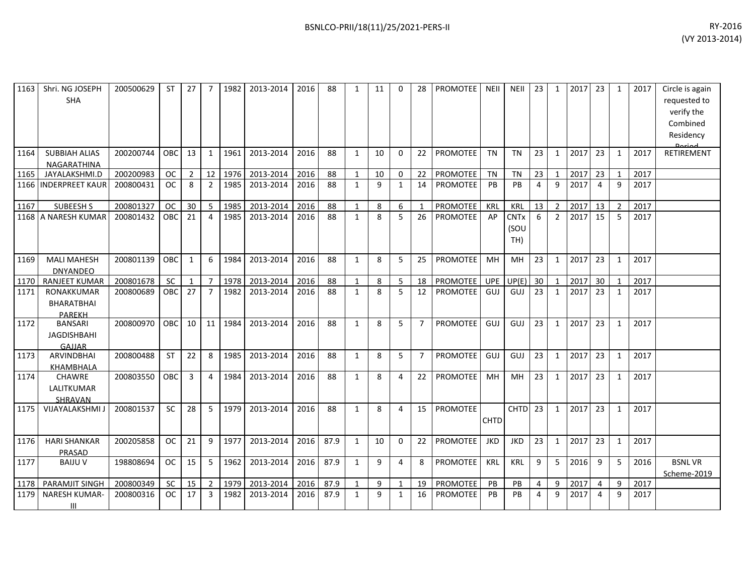| 1163 | Shri. NG JOSEPH SHA | 200500629 | ST | 27 | 7 | 1982 | 2013-2014 | 2016 | 88 | 1 | 11 | 0 | 28 | PROMOTEE | NEII | NEII | 23 | 1 | 2017 | 23 | 1 | 2017 | Circle is again requested to verify the Combined Residency Period |
|---|---|---|---|---|---|---|---|---|---|---|---|---|---|---|---|---|---|---|---|---|---|---|---|
| 1164 | SUBBIAH ALIAS NAGARATHINA | 200200744 | OBC | 13 | 1 | 1961 | 2013-2014 | 2016 | 88 | 1 | 10 | 0 | 22 | PROMOTEE | TN | TN | 23 | 1 | 2017 | 23 | 1 | 2017 | RETIREMENT |
| 1165 | JAYALAKSHMI.D | 200200983 | OC | 2 | 12 | 1976 | 2013-2014 | 2016 | 88 | 1 | 10 | 0 | 22 | PROMOTEE | TN | TN | 23 | 1 | 2017 | 23 | 1 | 2017 | |
| 1166 | INDERPREET KAUR | 200800431 | OC | 8 | 2 | 1985 | 2013-2014 | 2016 | 88 | 1 | 9 | 1 | 14 | PROMOTEE | PB | PB | 4 | 9 | 2017 | 4 | 9 | 2017 | |
| 1167 | SUBEESH S | 200801327 | OC | 30 | 5 | 1985 | 2013-2014 | 2016 | 88 | 1 | 8 | 6 | 1 | PROMOTEE | KRL | KRL | 13 | 2 | 2017 | 13 | 2 | 2017 | |
| 1168 | A NARESH KUMAR | 200801432 | OBC | 21 | 4 | 1985 | 2013-2014 | 2016 | 88 | 1 | 8 | 5 | 26 | PROMOTEE | AP | CNTx (SOUTH) | 6 | 2 | 2017 | 15 | 5 | 2017 | |
| 1169 | MALI MAHESH DNYANDEO | 200801139 | OBC | 1 | 6 | 1984 | 2013-2014 | 2016 | 88 | 1 | 8 | 5 | 25 | PROMOTEE | MH | MH | 23 | 1 | 2017 | 23 | 1 | 2017 | |
| 1170 | RANJEET KUMAR | 200801678 | SC | 1 | 7 | 1978 | 2013-2014 | 2016 | 88 | 1 | 8 | 5 | 18 | PROMOTEE | UPE | UP(E) | 30 | 1 | 2017 | 30 | 1 | 2017 | |
| 1171 | RONAKKUMAR BHARATBHAI PAREKH | 200800689 | OBC | 27 | 7 | 1982 | 2013-2014 | 2016 | 88 | 1 | 8 | 5 | 12 | PROMOTEE | GUJ | GUJ | 23 | 1 | 2017 | 23 | 1 | 2017 | |
| 1172 | BANSARI JAGDISHBAHI GAJJAR | 200800970 | OBC | 10 | 11 | 1984 | 2013-2014 | 2016 | 88 | 1 | 8 | 5 | 7 | PROMOTEE | GUJ | GUJ | 23 | 1 | 2017 | 23 | 1 | 2017 | |
| 1173 | ARVINDBHAI KHAMBHALA | 200800488 | ST | 22 | 8 | 1985 | 2013-2014 | 2016 | 88 | 1 | 8 | 5 | 7 | PROMOTEE | GUJ | GUJ | 23 | 1 | 2017 | 23 | 1 | 2017 | |
| 1174 | CHAWRE LALITKUMAR SHRAVAN | 200803550 | OBC | 3 | 4 | 1984 | 2013-2014 | 2016 | 88 | 1 | 8 | 4 | 22 | PROMOTEE | MH | MH | 23 | 1 | 2017 | 23 | 1 | 2017 | |
| 1175 | VIJAYALAKSHMI J | 200801537 | SC | 28 | 5 | 1979 | 2013-2014 | 2016 | 88 | 1 | 8 | 4 | 15 | PROMOTEE | CHTD | CHTD | 23 | 1 | 2017 | 23 | 1 | 2017 | |
| 1176 | HARI SHANKAR PRASAD | 200205858 | OC | 21 | 9 | 1977 | 2013-2014 | 2016 | 87.9 | 1 | 10 | 0 | 22 | PROMOTEE | JKD | JKD | 23 | 1 | 2017 | 23 | 1 | 2017 | |
| 1177 | BAIJU V | 198808694 | OC | 15 | 5 | 1962 | 2013-2014 | 2016 | 87.9 | 1 | 9 | 4 | 8 | PROMOTEE | KRL | KRL | 9 | 5 | 2016 | 9 | 5 | 2016 | BSNL VR Scheme-2019 |
| 1178 | PARAMJIT SINGH | 200800349 | SC | 15 | 2 | 1979 | 2013-2014 | 2016 | 87.9 | 1 | 9 | 1 | 19 | PROMOTEE | PB | PB | 4 | 9 | 2017 | 4 | 9 | 2017 | |
| 1179 | NARESH KUMAR-III | 200800316 | OC | 17 | 3 | 1982 | 2013-2014 | 2016 | 87.9 | 1 | 9 | 1 | 16 | PROMOTEE | PB | PB | 4 | 9 | 2017 | 4 | 9 | 2017 | |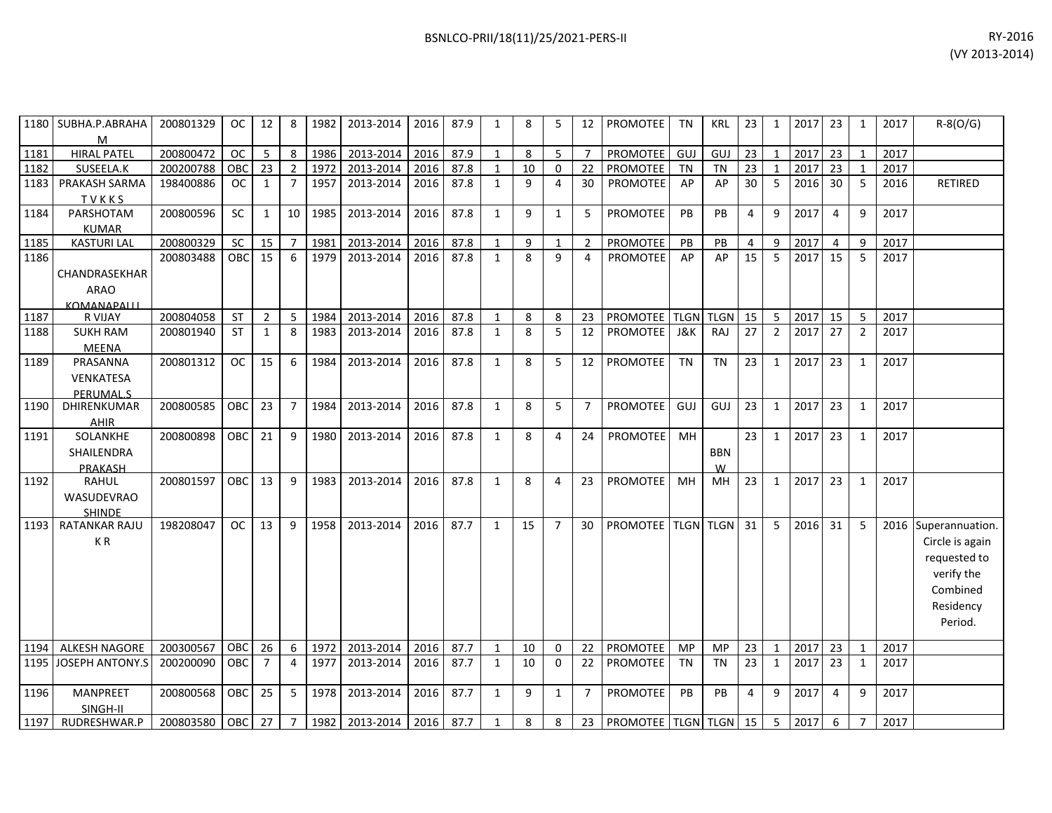| 1180 | SUBHA.P.ABRAHAM | 200801329 | OC | 12 | 8 | 1982 | 2013-2014 | 2016 | 87.9 | 1 | 8 | 5 | 12 | PROMOTEE | TN | KRL | 23 | 1 | 2017 | 23 | 1 | 2017 | R-8(O/G) |
|---|---|---|---|---|---|---|---|---|---|---|---|---|---|---|---|---|---|---|---|---|---|---|---|
| 1181 | HIRAL PATEL | 200800472 | OC | 5 | 8 | 1986 | 2013-2014 | 2016 | 87.9 | 1 | 8 | 5 | 7 | PROMOTEE | GUJ | GUJ | 23 | 1 | 2017 | 23 | 1 | 2017 | |
| 1182 | SUSEELA.K | 200200788 | OBC | 23 | 2 | 1972 | 2013-2014 | 2016 | 87.8 | 1 | 10 | 0 | 22 | PROMOTEE | TN | TN | 23 | 1 | 2017 | 23 | 1 | 2017 | |
| 1183 | PRAKASH SARMA T V K K S | 198400886 | OC | 1 | 7 | 1957 | 2013-2014 | 2016 | 87.8 | 1 | 9 | 4 | 30 | PROMOTEE | AP | AP | 30 | 5 | 2016 | 30 | 5 | 2016 | RETIRED |
| 1184 | PARSHOTAM KUMAR | 200800596 | SC | 1 | 10 | 1985 | 2013-2014 | 2016 | 87.8 | 1 | 9 | 1 | 5 | PROMOTEE | PB | PB | 4 | 9 | 2017 | 4 | 9 | 2017 | |
| 1185 | KASTURI LAL | 200800329 | SC | 15 | 7 | 1981 | 2013-2014 | 2016 | 87.8 | 1 | 9 | 1 | 2 | PROMOTEE | PB | PB | 4 | 9 | 2017 | 4 | 9 | 2017 | |
| 1186 | CHANDRASEKHARARAO KOMANAPALLI | 200803488 | OBC | 15 | 6 | 1979 | 2013-2014 | 2016 | 87.8 | 1 | 8 | 9 | 4 | PROMOTEE | AP | AP | 15 | 5 | 2017 | 15 | 5 | 2017 | |
| 1187 | R VIJAY | 200804058 | ST | 2 | 5 | 1984 | 2013-2014 | 2016 | 87.8 | 1 | 8 | 8 | 23 | PROMOTEE | TLGN | TLGN | 15 | 5 | 2017 | 15 | 5 | 2017 | |
| 1188 | SUKH RAM MEENA | 200801940 | ST | 1 | 8 | 1983 | 2013-2014 | 2016 | 87.8 | 1 | 8 | 5 | 12 | PROMOTEE | J&K | RAJ | 27 | 2 | 2017 | 27 | 2 | 2017 | |
| 1189 | PRASANNA VENKATESA PERUMAL.S | 200801312 | OC | 15 | 6 | 1984 | 2013-2014 | 2016 | 87.8 | 1 | 8 | 5 | 12 | PROMOTEE | TN | TN | 23 | 1 | 2017 | 23 | 1 | 2017 | |
| 1190 | DHIRENKUMAR AHIR | 200800585 | OBC | 23 | 7 | 1984 | 2013-2014 | 2016 | 87.8 | 1 | 8 | 5 | 7 | PROMOTEE | GUJ | GUJ | 23 | 1 | 2017 | 23 | 1 | 2017 | |
| 1191 | SOLANKHE SHAILENDRA PRAKASH | 200800898 | OBC | 21 | 9 | 1980 | 2013-2014 | 2016 | 87.8 | 1 | 8 | 4 | 24 | PROMOTEE | MH | BBNW | 23 | 1 | 2017 | 23 | 1 | 2017 | |
| 1192 | RAHUL WASUDEVRAO SHINDE | 200801597 | OBC | 13 | 9 | 1983 | 2013-2014 | 2016 | 87.8 | 1 | 8 | 4 | 23 | PROMOTEE | MH | MH | 23 | 1 | 2017 | 23 | 1 | 2017 | |
| 1193 | RATANKAR RAJU K R | 198208047 | OC | 13 | 9 | 1958 | 2013-2014 | 2016 | 87.7 | 1 | 15 | 7 | 30 | PROMOTEE | TLGN | TLGN | 31 | 5 | 2016 | 31 | 5 | 2016 | Superannuation. Circle is again requested to verify the Combined Residency Period. |
| 1194 | ALKESH NAGORE | 200300567 | OBC | 26 | 6 | 1972 | 2013-2014 | 2016 | 87.7 | 1 | 10 | 0 | 22 | PROMOTEE | MP | MP | 23 | 1 | 2017 | 23 | 1 | 2017 | |
| 1195 | JOSEPH ANTONY.S | 200200090 | OBC | 7 | 4 | 1977 | 2013-2014 | 2016 | 87.7 | 1 | 10 | 0 | 22 | PROMOTEE | TN | TN | 23 | 1 | 2017 | 23 | 1 | 2017 | |
| 1196 | MANPREET SINGH-II | 200800568 | OBC | 25 | 5 | 1978 | 2013-2014 | 2016 | 87.7 | 1 | 9 | 1 | 7 | PROMOTEE | PB | PB | 4 | 9 | 2017 | 4 | 9 | 2017 | |
| 1197 | RUDRESHWAR.P | 200803580 | OBC | 27 | 7 | 1982 | 2013-2014 | 2016 | 87.7 | 1 | 8 | 8 | 23 | PROMOTEE | TLGN | TLGN | 15 | 5 | 2017 | 6 | 7 | 2017 | |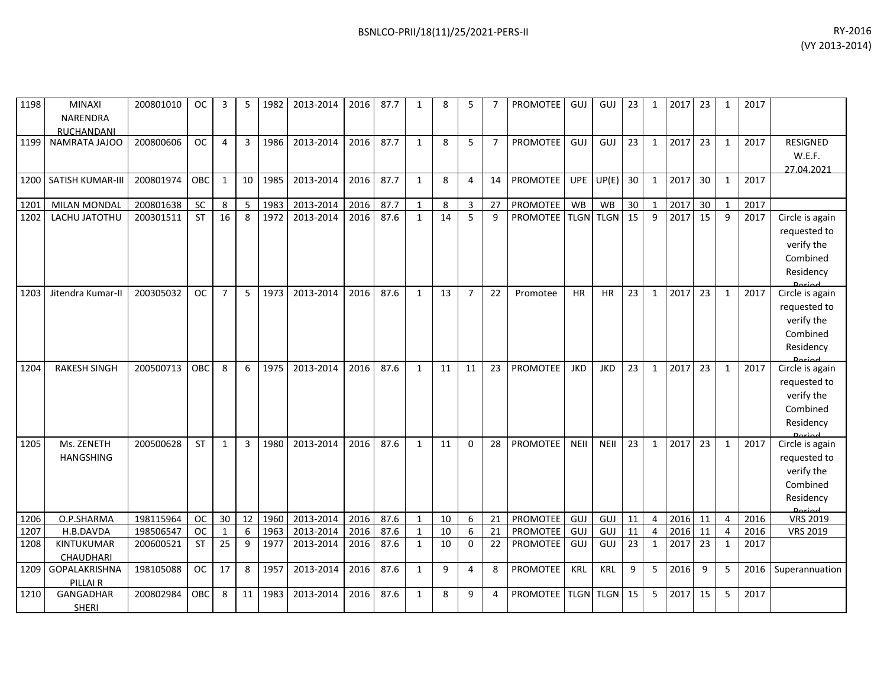| 1198 | MINAXI NARENDRA RUCHANDANI | 200801010 | OC | 3 | 5 | 1982 | 2013-2014 | 2016 | 87.7 | 1 | 8 | 5 | 7 | PROMOTEE | GUJ | GUJ | 23 | 1 | 2017 | 23 | 1 | 2017 | |
|---|---|---|---|---|---|---|---|---|---|---|---|---|---|---|---|---|---|---|---|---|---|---|---|
| 1199 | NAMRATA JAJOO | 200800606 | OC | 4 | 3 | 1986 | 2013-2014 | 2016 | 87.7 | 1 | 8 | 5 | 7 | PROMOTEE | GUJ | GUJ | 23 | 1 | 2017 | 23 | 1 | 2017 | RESIGNED W.E.F. 27.04.2021 |
| 1200 | SATISH KUMAR-III | 200801974 | OBC | 1 | 10 | 1985 | 2013-2014 | 2016 | 87.7 | 1 | 8 | 4 | 14 | PROMOTEE | UPE | UP(E) | 30 | 1 | 2017 | 30 | 1 | 2017 | |
| 1201 | MILAN MONDAL | 200801638 | SC | 8 | 5 | 1983 | 2013-2014 | 2016 | 87.7 | 1 | 8 | 3 | 27 | PROMOTEE | WB | WB | 30 | 1 | 2017 | 30 | 1 | 2017 | |
| 1202 | LACHU JATOTHU | 200301511 | ST | 16 | 8 | 1972 | 2013-2014 | 2016 | 87.6 | 1 | 14 | 5 | 9 | PROMOTEE | TLGN | TLGN | 15 | 9 | 2017 | 15 | 9 | 2017 | Circle is again requested to verify the Combined Residency Period |
| 1203 | Jitendra Kumar-II | 200305032 | OC | 7 | 5 | 1973 | 2013-2014 | 2016 | 87.6 | 1 | 13 | 7 | 22 | Promotee | HR | HR | 23 | 1 | 2017 | 23 | 1 | 2017 | Circle is again requested to verify the Combined Residency Period |
| 1204 | RAKESH SINGH | 200500713 | OBC | 8 | 6 | 1975 | 2013-2014 | 2016 | 87.6 | 1 | 11 | 11 | 23 | PROMOTEE | JKD | JKD | 23 | 1 | 2017 | 23 | 1 | 2017 | Circle is again requested to verify the Combined Residency Period |
| 1205 | Ms. ZENETH HANGSHING | 200500628 | ST | 1 | 3 | 1980 | 2013-2014 | 2016 | 87.6 | 1 | 11 | 0 | 28 | PROMOTEE | NEII | NEII | 23 | 1 | 2017 | 23 | 1 | 2017 | Circle is again requested to verify the Combined Residency Period |
| 1206 | O.P.SHARMA | 198115964 | OC | 30 | 12 | 1960 | 2013-2014 | 2016 | 87.6 | 1 | 10 | 6 | 21 | PROMOTEE | GUJ | GUJ | 11 | 4 | 2016 | 11 | 4 | 2016 | VRS 2019 |
| 1207 | H.B.DAVDA | 198506547 | OC | 1 | 6 | 1963 | 2013-2014 | 2016 | 87.6 | 1 | 10 | 6 | 21 | PROMOTEE | GUJ | GUJ | 11 | 4 | 2016 | 11 | 4 | 2016 | VRS 2019 |
| 1208 | KINTUKUMAR CHAUDHARI | 200600521 | ST | 25 | 9 | 1977 | 2013-2014 | 2016 | 87.6 | 1 | 10 | 0 | 22 | PROMOTEE | GUJ | GUJ | 23 | 1 | 2017 | 23 | 1 | 2017 | |
| 1209 | GOPALAKRISHNA PILLAI R | 198105088 | OC | 17 | 8 | 1957 | 2013-2014 | 2016 | 87.6 | 1 | 9 | 4 | 8 | PROMOTEE | KRL | KRL | 9 | 5 | 2016 | 9 | 5 | 2016 | Superannuation |
| 1210 | GANGADHAR SHERI | 200802984 | OBC | 8 | 11 | 1983 | 2013-2014 | 2016 | 87.6 | 1 | 8 | 9 | 4 | PROMOTEE | TLGN | TLGN | 15 | 5 | 2017 | 15 | 5 | 2017 | |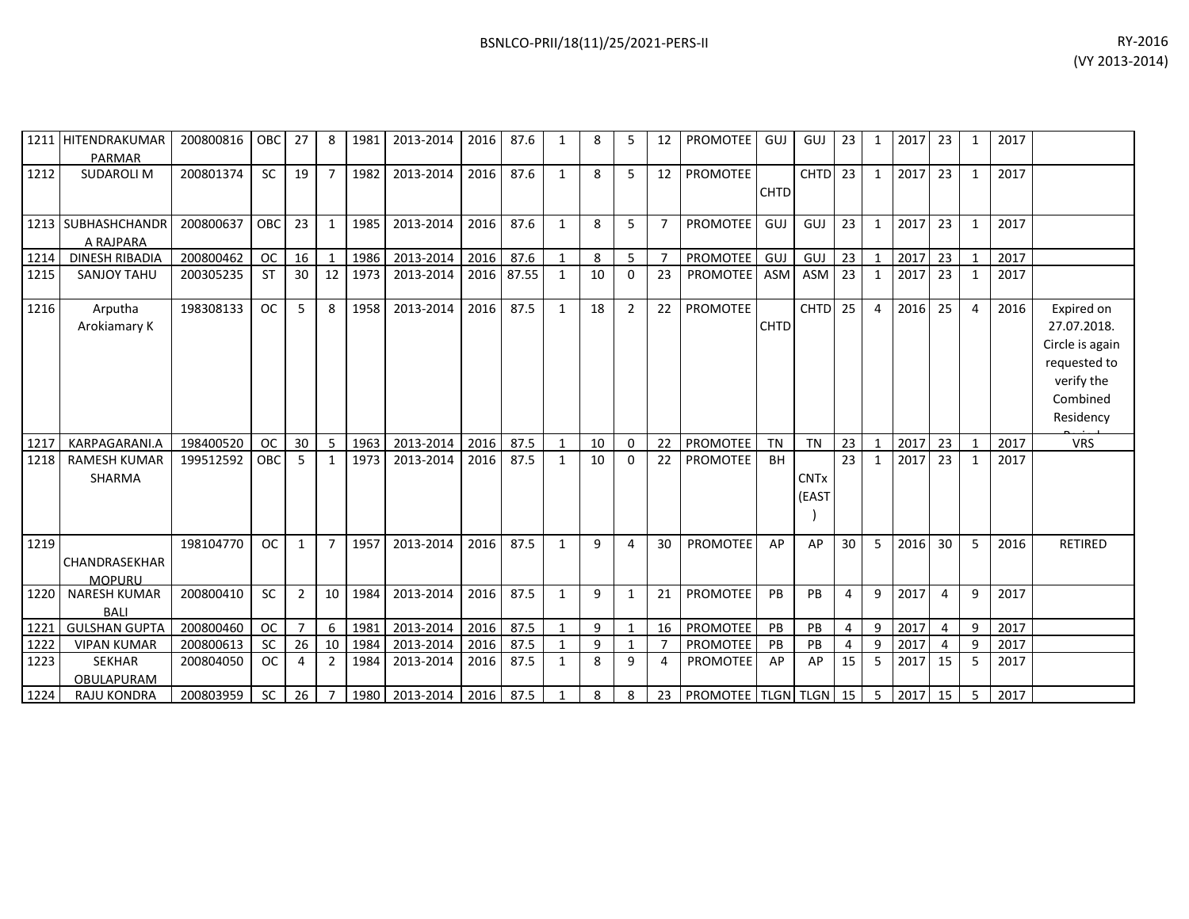| 1211 | HITENDRAKUMAR PARMAR | 200800816 | OBC | 27 | 8 | 1981 | 2013-2014 | 2016 | 87.6 | 1 | 8 | 5 | 12 | PROMOTEE | GUJ | GUJ | 23 | 1 | 2017 | 23 | 1 | 2017 | |
|---|---|---|---|---|---|---|---|---|---|---|---|---|---|---|---|---|---|---|---|---|---|---|---|
| 1212 | SUDAROLI M | 200801374 | SC | 19 | 7 | 1982 | 2013-2014 | 2016 | 87.6 | 1 | 8 | 5 | 12 | PROMOTEE | CHTD | CHTD | 23 | 1 | 2017 | 23 | 1 | 2017 | |
| 1213 | SUBHASHCHANDRA RAJPARA | 200800637 | OBC | 23 | 1 | 1985 | 2013-2014 | 2016 | 87.6 | 1 | 8 | 5 | 7 | PROMOTEE | GUJ | GUJ | 23 | 1 | 2017 | 23 | 1 | 2017 | |
| 1214 | DINESH RIBADIA | 200800462 | OC | 16 | 1 | 1986 | 2013-2014 | 2016 | 87.6 | 1 | 8 | 5 | 7 | PROMOTEE | GUJ | GUJ | 23 | 1 | 2017 | 23 | 1 | 2017 | |
| 1215 | SANJOY TAHU | 200305235 | ST | 30 | 12 | 1973 | 2013-2014 | 2016 | 87.55 | 1 | 10 | 0 | 23 | PROMOTEE | ASM | ASM | 23 | 1 | 2017 | 23 | 1 | 2017 | |
| 1216 | Arputha Arokiamary K | 198308133 | OC | 5 | 8 | 1958 | 2013-2014 | 2016 | 87.5 | 1 | 18 | 2 | 22 | PROMOTEE | CHTD | CHTD | 25 | 4 | 2016 | 25 | 4 | 2016 | Expired on 27.07.2018. Circle is again requested to verify the Combined Residency Period |
| 1217 | KARPAGARANI.A | 198400520 | OC | 30 | 5 | 1963 | 2013-2014 | 2016 | 87.5 | 1 | 10 | 0 | 22 | PROMOTEE | TN | TN | 23 | 1 | 2017 | 23 | 1 | 2017 | VRS |
| 1218 | RAMESH KUMAR SHARMA | 199512592 | OBC | 5 | 1 | 1973 | 2013-2014 | 2016 | 87.5 | 1 | 10 | 0 | 22 | PROMOTEE | BH | CNTx (EAST) | 23 | 1 | 2017 | 23 | 1 | 2017 | |
| 1219 | CHANDRASEKHAR MOPURU | 198104770 | OC | 1 | 7 | 1957 | 2013-2014 | 2016 | 87.5 | 1 | 9 | 4 | 30 | PROMOTEE | AP | AP | 30 | 5 | 2016 | 30 | 5 | 2016 | RETIRED |
| 1220 | NARESH KUMAR BALI | 200800410 | SC | 2 | 10 | 1984 | 2013-2014 | 2016 | 87.5 | 1 | 9 | 1 | 21 | PROMOTEE | PB | PB | 4 | 9 | 2017 | 4 | 9 | 2017 | |
| 1221 | GULSHAN GUPTA | 200800460 | OC | 7 | 6 | 1981 | 2013-2014 | 2016 | 87.5 | 1 | 9 | 1 | 16 | PROMOTEE | PB | PB | 4 | 9 | 2017 | 4 | 9 | 2017 | |
| 1222 | VIPAN KUMAR | 200800613 | SC | 26 | 10 | 1984 | 2013-2014 | 2016 | 87.5 | 1 | 9 | 1 | 7 | PROMOTEE | PB | PB | 4 | 9 | 2017 | 4 | 9 | 2017 | |
| 1223 | SEKHAR OBULAPURAM | 200804050 | OC | 4 | 2 | 1984 | 2013-2014 | 2016 | 87.5 | 1 | 8 | 9 | 4 | PROMOTEE | AP | AP | 15 | 5 | 2017 | 15 | 5 | 2017 | |
| 1224 | RAJU KONDRA | 200803959 | SC | 26 | 7 | 1980 | 2013-2014 | 2016 | 87.5 | 1 | 8 | 8 | 23 | PROMOTEE | TLGN | TLGN | 15 | 5 | 2017 | 15 | 5 | 2017 | |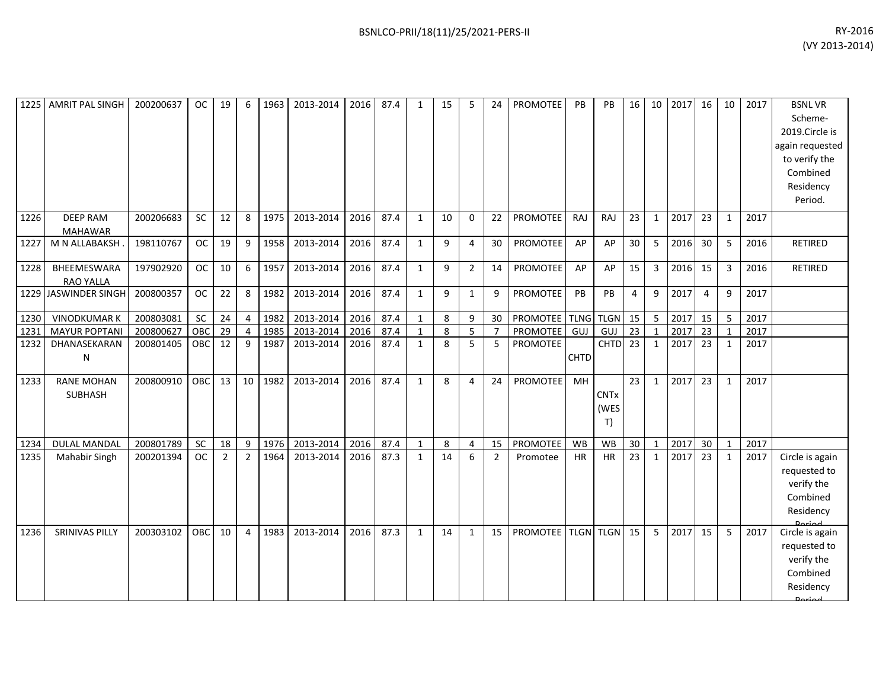| | | | | | | | | | | | | | | | | | | | | | | | | | |
|---|---|---|---|---|---|---|---|---|---|---|---|---|---|---|---|---|---|---|---|---|---|---|---|---|---|
| 1225 | AMRIT PAL SINGH | 200200637 | OC | 19 | 6 | 1963 | 2013-2014 | 2016 | 87.4 | 1 | 15 | 5 | 24 | PROMOTEE | PB | PB | 16 | 10 | 2017 | 16 | 10 | 2017 | BSNL VR Scheme-2019.Circle is again requested to verify the Combined Residency Period. |
| 1226 | DEEP RAM MAHAWAR | 200206683 | SC | 12 | 8 | 1975 | 2013-2014 | 2016 | 87.4 | 1 | 10 | 0 | 22 | PROMOTEE | RAJ | RAJ | 23 | 1 | 2017 | 23 | 1 | 2017 | |
| 1227 | M N ALLABAKSH . | 198110767 | OC | 19 | 9 | 1958 | 2013-2014 | 2016 | 87.4 | 1 | 9 | 4 | 30 | PROMOTEE | AP | AP | 30 | 5 | 2016 | 30 | 5 | 2016 | RETIRED |
| 1228 | BHEEMESWARA RAO YALLA | 197902920 | OC | 10 | 6 | 1957 | 2013-2014 | 2016 | 87.4 | 1 | 9 | 2 | 14 | PROMOTEE | AP | AP | 15 | 3 | 2016 | 15 | 3 | 2016 | RETIRED |
| 1229 | JASWINDER SINGH | 200800357 | OC | 22 | 8 | 1982 | 2013-2014 | 2016 | 87.4 | 1 | 9 | 1 | 9 | PROMOTEE | PB | PB | 4 | 9 | 2017 | 4 | 9 | 2017 | |
| 1230 | VINODKUMAR K | 200803081 | SC | 24 | 4 | 1982 | 2013-2014 | 2016 | 87.4 | 1 | 8 | 9 | 30 | PROMOTEE | TLNG | TLGN | 15 | 5 | 2017 | 15 | 5 | 2017 | |
| 1231 | MAYUR POPTANI | 200800627 | OBC | 29 | 4 | 1985 | 2013-2014 | 2016 | 87.4 | 1 | 8 | 5 | 7 | PROMOTEE | GUJ | GUJ | 23 | 1 | 2017 | 23 | 1 | 2017 | |
| 1232 | DHANASEKARAN N | 200801405 | OBC | 12 | 9 | 1987 | 2013-2014 | 2016 | 87.4 | 1 | 8 | 5 | 5 | PROMOTEE | CHTD | CHTD | 23 | 1 | 2017 | 23 | 1 | 2017 | |
| 1233 | RANE MOHAN SUBHASH | 200800910 | OBC | 13 | 10 | 1982 | 2013-2014 | 2016 | 87.4 | 1 | 8 | 4 | 24 | PROMOTEE | MH | CNTx (WEST) | 23 | 1 | 2017 | 23 | 1 | 2017 | |
| 1234 | DULAL MANDAL | 200801789 | SC | 18 | 9 | 1976 | 2013-2014 | 2016 | 87.4 | 1 | 8 | 4 | 15 | PROMOTEE | WB | WB | 30 | 1 | 2017 | 30 | 1 | 2017 | |
| 1235 | Mahabir Singh | 200201394 | OC | 2 | 2 | 1964 | 2013-2014 | 2016 | 87.3 | 1 | 14 | 6 | 2 | Promotee | HR | HR | 23 | 1 | 2017 | 23 | 1 | 2017 | Circle is again requested to verify the Combined Residency Period |
| 1236 | SRINIVAS PILLY | 200303102 | OBC | 10 | 4 | 1983 | 2013-2014 | 2016 | 87.3 | 1 | 14 | 1 | 15 | PROMOTEE | TLGN | TLGN | 15 | 5 | 2017 | 15 | 5 | 2017 | Circle is again requested to verify the Combined Residency Period |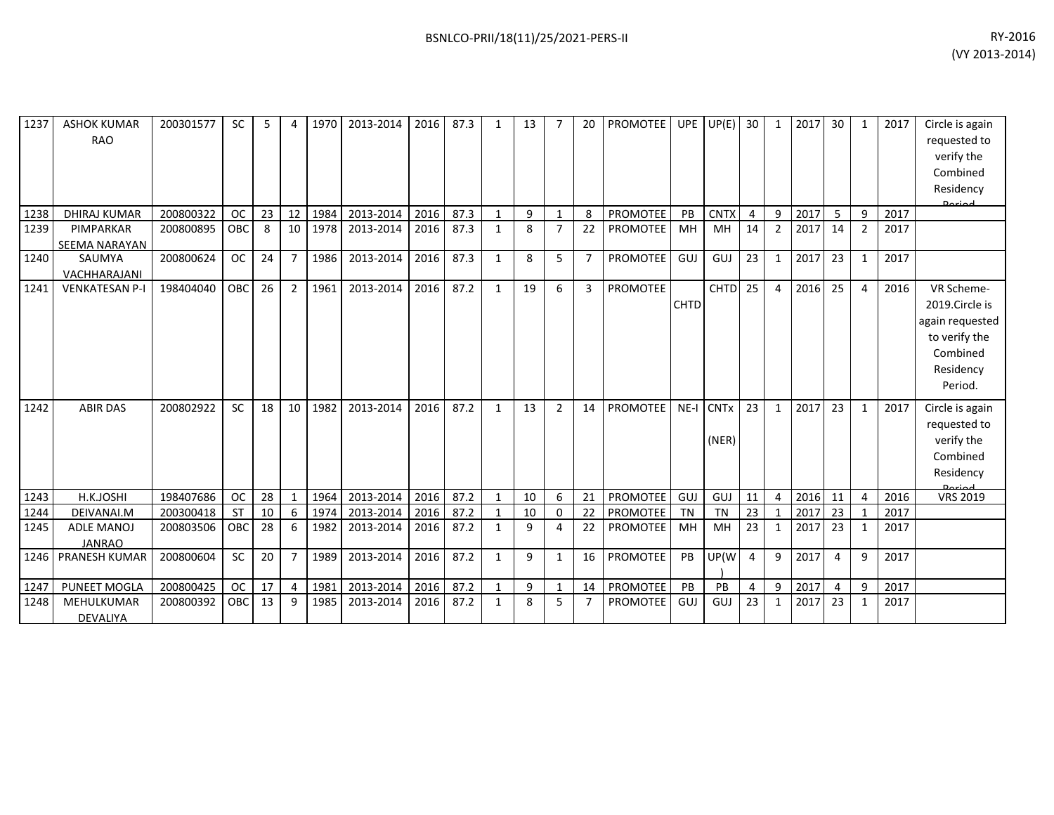| | | | | | | | | | | | | | | | | | | | | | | | | |
|---|---|---|---|---|---|---|---|---|---|---|---|---|---|---|---|---|---|---|---|---|---|---|---|---|
| 1237 | ASHOK KUMAR RAO | 200301577 | SC | 5 | 4 | 1970 | 2013-2014 | 2016 | 87.3 | 1 | 13 | 7 | 20 | PROMOTEE | UPE | UP(E) | 30 | 1 | 2017 | 30 | 1 | 2017 | Circle is again requested to verify the Combined Residency Period |
| 1238 | DHIRAJ KUMAR | 200800322 | OC | 23 | 12 | 1984 | 2013-2014 | 2016 | 87.3 | 1 | 9 | 1 | 8 | PROMOTEE | PB | CNTX | 4 | 9 | 2017 | 5 | 9 | 2017 | |
| 1239 | PIMPARKAR SEEMA NARAYAN | 200800895 | OBC | 8 | 10 | 1978 | 2013-2014 | 2016 | 87.3 | 1 | 8 | 7 | 22 | PROMOTEE | MH | MH | 14 | 2 | 2017 | 14 | 2 | 2017 | |
| 1240 | SAUMYA VACHHARAJANI | 200800624 | OC | 24 | 7 | 1986 | 2013-2014 | 2016 | 87.3 | 1 | 8 | 5 | 7 | PROMOTEE | GUJ | GUJ | 23 | 1 | 2017 | 23 | 1 | 2017 | |
| 1241 | VENKATESAN P-I | 198404040 | OBC | 26 | 2 | 1961 | 2013-2014 | 2016 | 87.2 | 1 | 19 | 6 | 3 | PROMOTEE | CHTD | CHTD | 25 | 4 | 2016 | 25 | 4 | 2016 | VR Scheme-2019.Circle is again requested to verify the Combined Residency Period. |
| 1242 | ABIR DAS | 200802922 | SC | 18 | 10 | 1982 | 2013-2014 | 2016 | 87.2 | 1 | 13 | 2 | 14 | PROMOTEE | NE-I | CNTx (NER) | 23 | 1 | 2017 | 23 | 1 | 2017 | Circle is again requested to verify the Combined Residency Period |
| 1243 | H.K.JOSHI | 198407686 | OC | 28 | 1 | 1964 | 2013-2014 | 2016 | 87.2 | 1 | 10 | 6 | 21 | PROMOTEE | GUJ | GUJ | 11 | 4 | 2016 | 11 | 4 | 2016 | VRS 2019 |
| 1244 | DEIVANAI.M | 200300418 | ST | 10 | 6 | 1974 | 2013-2014 | 2016 | 87.2 | 1 | 10 | 0 | 22 | PROMOTEE | TN | TN | 23 | 1 | 2017 | 23 | 1 | 2017 | |
| 1245 | ADLE MANOJ JANRAO | 200803506 | OBC | 28 | 6 | 1982 | 2013-2014 | 2016 | 87.2 | 1 | 9 | 4 | 22 | PROMOTEE | MH | MH | 23 | 1 | 2017 | 23 | 1 | 2017 | |
| 1246 | PRANESH KUMAR | 200800604 | SC | 20 | 7 | 1989 | 2013-2014 | 2016 | 87.2 | 1 | 9 | 1 | 16 | PROMOTEE | PB | UP(W) | 4 | 9 | 2017 | 4 | 9 | 2017 | |
| 1247 | PUNEET MOGLA | 200800425 | OC | 17 | 4 | 1981 | 2013-2014 | 2016 | 87.2 | 1 | 9 | 1 | 14 | PROMOTEE | PB | PB | 4 | 9 | 2017 | 4 | 9 | 2017 | |
| 1248 | MEHULKUMAR DEVALIYA | 200800392 | OBC | 13 | 9 | 1985 | 2013-2014 | 2016 | 87.2 | 1 | 8 | 5 | 7 | PROMOTEE | GUJ | GUJ | 23 | 1 | 2017 | 23 | 1 | 2017 | |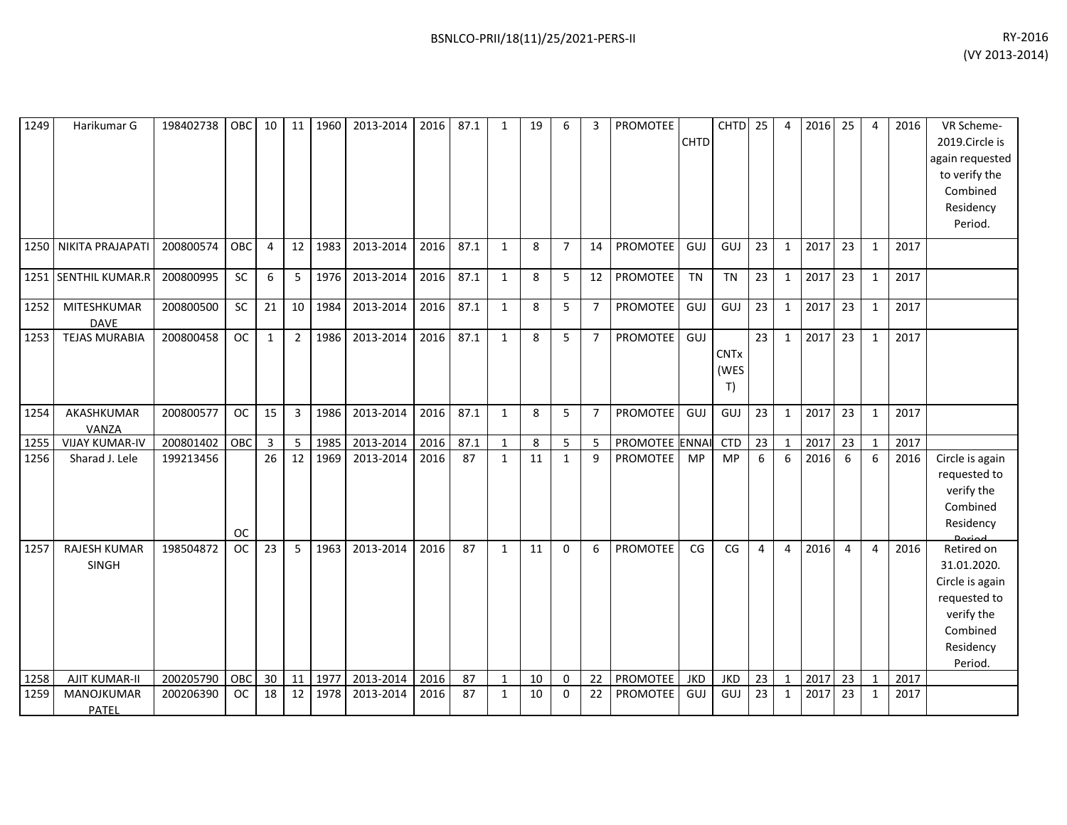| 1249 | Harikumar G | 198402738 | OBC | 10 | 11 | 1960 | 2013-2014 | 2016 | 87.1 | 1 | 19 | 6 | 3 | PROMOTEE | CHTD | CHTD | 25 | 4 | 2016 | 25 | 4 | 2016 | VR Scheme-2019.Circle is again requested to verify the Combined Residency Period. |
|---|---|---|---|---|---|---|---|---|---|---|---|---|---|---|---|---|---|---|---|---|---|---|---|
| 1250 | NIKITA PRAJAPATI | 200800574 | OBC | 4 | 12 | 1983 | 2013-2014 | 2016 | 87.1 | 1 | 8 | 7 | 14 | PROMOTEE | GUJ | GUJ | 23 | 1 | 2017 | 23 | 1 | 2017 | |
| 1251 | SENTHIL KUMAR.R | 200800995 | SC | 6 | 5 | 1976 | 2013-2014 | 2016 | 87.1 | 1 | 8 | 5 | 12 | PROMOTEE | TN | TN | 23 | 1 | 2017 | 23 | 1 | 2017 | |
| 1252 | MITESHKUMAR DAVE | 200800500 | SC | 21 | 10 | 1984 | 2013-2014 | 2016 | 87.1 | 1 | 8 | 5 | 7 | PROMOTEE | GUJ | GUJ | 23 | 1 | 2017 | 23 | 1 | 2017 | |
| 1253 | TEJAS MURABIA | 200800458 | OC | 1 | 2 | 1986 | 2013-2014 | 2016 | 87.1 | 1 | 8 | 5 | 7 | PROMOTEE | GUJ | CNTx (WEST) | 23 | 1 | 2017 | 23 | 1 | 2017 | |
| 1254 | AKASHKUMAR VANZA | 200800577 | OC | 15 | 3 | 1986 | 2013-2014 | 2016 | 87.1 | 1 | 8 | 5 | 7 | PROMOTEE | GUJ | GUJ | 23 | 1 | 2017 | 23 | 1 | 2017 | |
| 1255 | VIJAY KUMAR-IV | 200801402 | OBC | 3 | 5 | 1985 | 2013-2014 | 2016 | 87.1 | 1 | 8 | 5 | 5 | PROMOTEE | ENNAI | CTD | 23 | 1 | 2017 | 23 | 1 | 2017 | |
| 1256 | Sharad J. Lele | 199213456 | OC | 26 | 12 | 1969 | 2013-2014 | 2016 | 87 | 1 | 11 | 1 | 9 | PROMOTEE | MP | MP | 6 | 6 | 2016 | 6 | 6 | 2016 | Circle is again requested to verify the Combined Residency Period. |
| 1257 | RAJESH KUMAR SINGH | 198504872 | OC | 23 | 5 | 1963 | 2013-2014 | 2016 | 87 | 1 | 11 | 0 | 6 | PROMOTEE | CG | CG | 4 | 4 | 2016 | 4 | 4 | 2016 | Retired on 31.01.2020. Circle is again requested to verify the Combined Residency Period. |
| 1258 | AJIT KUMAR-II | 200205790 | OBC | 30 | 11 | 1977 | 2013-2014 | 2016 | 87 | 1 | 10 | 0 | 22 | PROMOTEE | JKD | JKD | 23 | 1 | 2017 | 23 | 1 | 2017 | |
| 1259 | MANOJKUMAR PATEL | 200206390 | OC | 18 | 12 | 1978 | 2013-2014 | 2016 | 87 | 1 | 10 | 0 | 22 | PROMOTEE | GUJ | GUJ | 23 | 1 | 2017 | 23 | 1 | 2017 | |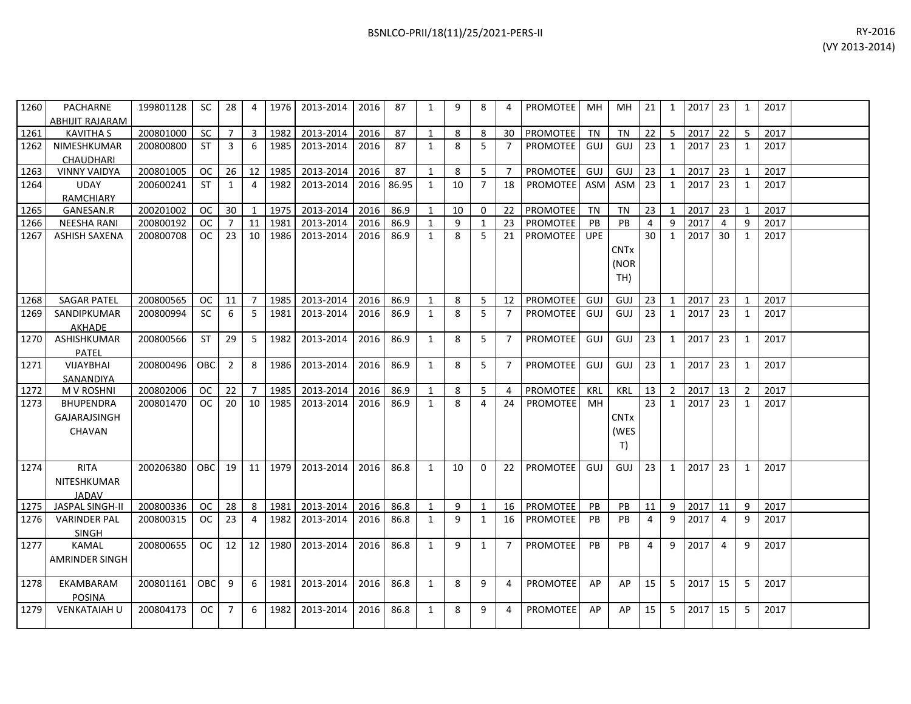| 1260 | PACHARNE ABHIJIT RAJARAM | 199801128 | SC | 28 | 4 | 1976 | 2013-2014 | 2016 | 87 | 1 | 9 | 8 | 4 | PROMOTEE | MH | MH | 21 | 1 | 2017 | 23 | 1 | 2017 | |
|---|---|---|---|---|---|---|---|---|---|---|---|---|---|---|---|---|---|---|---|---|---|---|---|
| 1261 | KAVITHA S | 200801000 | SC | 7 | 3 | 1982 | 2013-2014 | 2016 | 87 | 1 | 8 | 8 | 30 | PROMOTEE | TN | TN | 22 | 5 | 2017 | 22 | 5 | 2017 | |
| 1262 | NIMESHKUMAR CHAUDHARI | 200800800 | ST | 3 | 6 | 1985 | 2013-2014 | 2016 | 87 | 1 | 8 | 5 | 7 | PROMOTEE | GUJ | GUJ | 23 | 1 | 2017 | 23 | 1 | 2017 | |
| 1263 | VINNY VAIDYA | 200801005 | OC | 26 | 12 | 1985 | 2013-2014 | 2016 | 87 | 1 | 8 | 5 | 7 | PROMOTEE | GUJ | GUJ | 23 | 1 | 2017 | 23 | 1 | 2017 | |
| 1264 | UDAY RAMCHIARY | 200600241 | ST | 1 | 4 | 1982 | 2013-2014 | 2016 | 86.95 | 1 | 10 | 7 | 18 | PROMOTEE | ASM | ASM | 23 | 1 | 2017 | 23 | 1 | 2017 | |
| 1265 | GANESAN.R | 200201002 | OC | 30 | 1 | 1975 | 2013-2014 | 2016 | 86.9 | 1 | 10 | 0 | 22 | PROMOTEE | TN | TN | 23 | 1 | 2017 | 23 | 1 | 2017 | |
| 1266 | NEESHA RANI | 200800192 | OC | 7 | 11 | 1981 | 2013-2014 | 2016 | 86.9 | 1 | 9 | 1 | 23 | PROMOTEE | PB | PB | 4 | 9 | 2017 | 4 | 9 | 2017 | |
| 1267 | ASHISH SAXENA | 200800708 | OC | 23 | 10 | 1986 | 2013-2014 | 2016 | 86.9 | 1 | 8 | 5 | 21 | PROMOTEE | UPE | CNTx (NORTH) | 30 | 1 | 2017 | 30 | 1 | 2017 | |
| 1268 | SAGAR PATEL | 200800565 | OC | 11 | 7 | 1985 | 2013-2014 | 2016 | 86.9 | 1 | 8 | 5 | 12 | PROMOTEE | GUJ | GUJ | 23 | 1 | 2017 | 23 | 1 | 2017 | |
| 1269 | SANDIPKUMAR AKHADE | 200800994 | SC | 6 | 5 | 1981 | 2013-2014 | 2016 | 86.9 | 1 | 8 | 5 | 7 | PROMOTEE | GUJ | GUJ | 23 | 1 | 2017 | 23 | 1 | 2017 | |
| 1270 | ASHISHKUMAR PATEL | 200800566 | ST | 29 | 5 | 1982 | 2013-2014 | 2016 | 86.9 | 1 | 8 | 5 | 7 | PROMOTEE | GUJ | GUJ | 23 | 1 | 2017 | 23 | 1 | 2017 | |
| 1271 | VIJAYBHAI SANANDIYA | 200800496 | OBC | 2 | 8 | 1986 | 2013-2014 | 2016 | 86.9 | 1 | 8 | 5 | 7 | PROMOTEE | GUJ | GUJ | 23 | 1 | 2017 | 23 | 1 | 2017 | |
| 1272 | M V ROSHNI | 200802006 | OC | 22 | 7 | 1985 | 2013-2014 | 2016 | 86.9 | 1 | 8 | 5 | 4 | PROMOTEE | KRL | KRL | 13 | 2 | 2017 | 13 | 2 | 2017 | |
| 1273 | BHUPENDRA GAJARAJSINGH CHAVAN | 200801470 | OC | 20 | 10 | 1985 | 2013-2014 | 2016 | 86.9 | 1 | 8 | 4 | 24 | PROMOTEE | MH | CNTx (WEST) | 23 | 1 | 2017 | 23 | 1 | 2017 | |
| 1274 | RITA NITESHKUMAR JADAV | 200206380 | OBC | 19 | 11 | 1979 | 2013-2014 | 2016 | 86.8 | 1 | 10 | 0 | 22 | PROMOTEE | GUJ | GUJ | 23 | 1 | 2017 | 23 | 1 | 2017 | |
| 1275 | JASPAL SINGH-II | 200800336 | OC | 28 | 8 | 1981 | 2013-2014 | 2016 | 86.8 | 1 | 9 | 1 | 16 | PROMOTEE | PB | PB | 11 | 9 | 2017 | 11 | 9 | 2017 | |
| 1276 | VARINDER PAL SINGH | 200800315 | OC | 23 | 4 | 1982 | 2013-2014 | 2016 | 86.8 | 1 | 9 | 1 | 16 | PROMOTEE | PB | PB | 4 | 9 | 2017 | 4 | 9 | 2017 | |
| 1277 | KAMAL AMRINDER SINGH | 200800655 | OC | 12 | 12 | 1980 | 2013-2014 | 2016 | 86.8 | 1 | 9 | 1 | 7 | PROMOTEE | PB | PB | 4 | 9 | 2017 | 4 | 9 | 2017 | |
| 1278 | EKAMBARAM POSINA | 200801161 | OBC | 9 | 6 | 1981 | 2013-2014 | 2016 | 86.8 | 1 | 8 | 9 | 4 | PROMOTEE | AP | AP | 15 | 5 | 2017 | 15 | 5 | 2017 | |
| 1279 | VENKATAIAH U | 200804173 | OC | 7 | 6 | 1982 | 2013-2014 | 2016 | 86.8 | 1 | 8 | 9 | 4 | PROMOTEE | AP | AP | 15 | 5 | 2017 | 15 | 5 | 2017 | |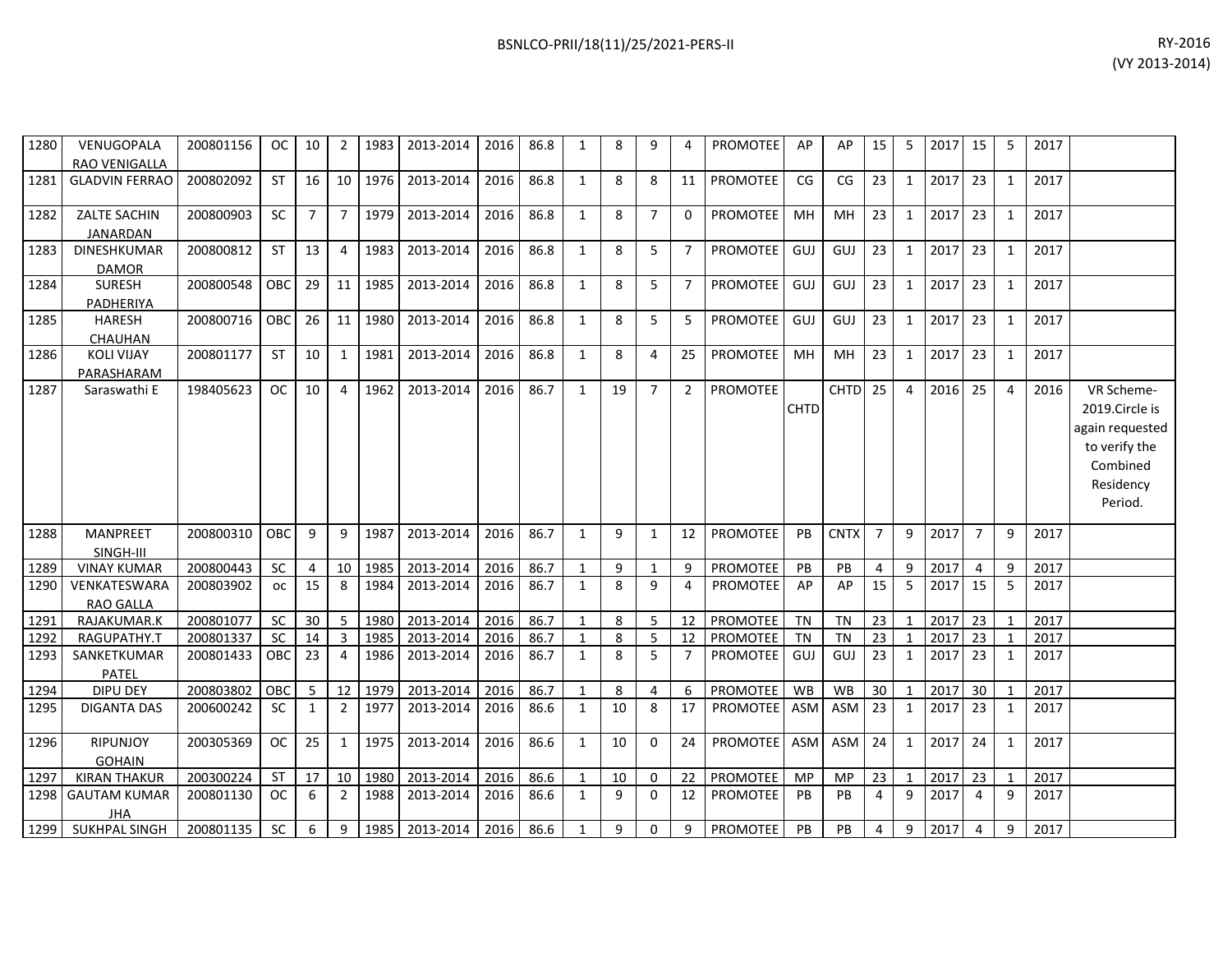| 1280 | VENUGOPALA RAO VENIGALLA | 200801156 | OC | 10 | 2 | 1983 | 2013-2014 | 2016 | 86.8 | 1 | 8 | 9 | 4 | PROMOTEE | AP | AP | 15 | 5 | 2017 | 15 | 5 | 2017 | |
|---|---|---|---|---|---|---|---|---|---|---|---|---|---|---|---|---|---|---|---|---|---|---|---|
| 1281 | GLADVIN FERRAO | 200802092 | ST | 16 | 10 | 1976 | 2013-2014 | 2016 | 86.8 | 1 | 8 | 8 | 11 | PROMOTEE | CG | CG | 23 | 1 | 2017 | 23 | 1 | 2017 | |
| 1282 | ZALTE SACHIN JANARDAN | 200800903 | SC | 7 | 7 | 1979 | 2013-2014 | 2016 | 86.8 | 1 | 8 | 7 | 0 | PROMOTEE | MH | MH | 23 | 1 | 2017 | 23 | 1 | 2017 | |
| 1283 | DINESHKUMAR DAMOR | 200800812 | ST | 13 | 4 | 1983 | 2013-2014 | 2016 | 86.8 | 1 | 8 | 5 | 7 | PROMOTEE | GUJ | GUJ | 23 | 1 | 2017 | 23 | 1 | 2017 | |
| 1284 | SURESH PADHERIYA | 200800548 | OBC | 29 | 11 | 1985 | 2013-2014 | 2016 | 86.8 | 1 | 8 | 5 | 7 | PROMOTEE | GUJ | GUJ | 23 | 1 | 2017 | 23 | 1 | 2017 | |
| 1285 | HARESH CHAUHAN | 200800716 | OBC | 26 | 11 | 1980 | 2013-2014 | 2016 | 86.8 | 1 | 8 | 5 | 5 | PROMOTEE | GUJ | GUJ | 23 | 1 | 2017 | 23 | 1 | 2017 | |
| 1286 | KOLI VIJAY PARASHARAM | 200801177 | ST | 10 | 1 | 1981 | 2013-2014 | 2016 | 86.8 | 1 | 8 | 4 | 25 | PROMOTEE | MH | MH | 23 | 1 | 2017 | 23 | 1 | 2017 | |
| 1287 | Saraswathi E | 198405623 | OC | 10 | 4 | 1962 | 2013-2014 | 2016 | 86.7 | 1 | 19 | 7 | 2 | PROMOTEE | CHTD | CHTD | 25 | 4 | 2016 | 25 | 4 | 2016 | VR Scheme-2019.Circle is again requested to verify the Combined Residency Period. |
| 1288 | MANPREET SINGH-III | 200800310 | OBC | 9 | 9 | 1987 | 2013-2014 | 2016 | 86.7 | 1 | 9 | 1 | 12 | PROMOTEE | PB | CNTX | 7 | 9 | 2017 | 7 | 9 | 2017 | |
| 1289 | VINAY KUMAR | 200800443 | SC | 4 | 10 | 1985 | 2013-2014 | 2016 | 86.7 | 1 | 9 | 1 | 9 | PROMOTEE | PB | PB | 4 | 9 | 2017 | 4 | 9 | 2017 | |
| 1290 | VENKATESWARA RAO GALLA | 200803902 | oc | 15 | 8 | 1984 | 2013-2014 | 2016 | 86.7 | 1 | 8 | 9 | 4 | PROMOTEE | AP | AP | 15 | 5 | 2017 | 15 | 5 | 2017 | |
| 1291 | RAJAKUMAR.K | 200801077 | SC | 30 | 5 | 1980 | 2013-2014 | 2016 | 86.7 | 1 | 8 | 5 | 12 | PROMOTEE | TN | TN | 23 | 1 | 2017 | 23 | 1 | 2017 | |
| 1292 | RAGUPATHY.T | 200801337 | SC | 14 | 3 | 1985 | 2013-2014 | 2016 | 86.7 | 1 | 8 | 5 | 12 | PROMOTEE | TN | TN | 23 | 1 | 2017 | 23 | 1 | 2017 | |
| 1293 | SANKETKUMAR PATEL | 200801433 | OBC | 23 | 4 | 1986 | 2013-2014 | 2016 | 86.7 | 1 | 8 | 5 | 7 | PROMOTEE | GUJ | GUJ | 23 | 1 | 2017 | 23 | 1 | 2017 | |
| 1294 | DIPU DEY | 200803802 | OBC | 5 | 12 | 1979 | 2013-2014 | 2016 | 86.7 | 1 | 8 | 4 | 6 | PROMOTEE | WB | WB | 30 | 1 | 2017 | 30 | 1 | 2017 | |
| 1295 | DIGANTA DAS | 200600242 | SC | 1 | 2 | 1977 | 2013-2014 | 2016 | 86.6 | 1 | 10 | 8 | 17 | PROMOTEE | ASM | ASM | 23 | 1 | 2017 | 23 | 1 | 2017 | |
| 1296 | RIPUNJOY GOHAIN | 200305369 | OC | 25 | 1 | 1975 | 2013-2014 | 2016 | 86.6 | 1 | 10 | 0 | 24 | PROMOTEE | ASM | ASM | 24 | 1 | 2017 | 24 | 1 | 2017 | |
| 1297 | KIRAN THAKUR | 200300224 | ST | 17 | 10 | 1980 | 2013-2014 | 2016 | 86.6 | 1 | 10 | 0 | 22 | PROMOTEE | MP | MP | 23 | 1 | 2017 | 23 | 1 | 2017 | |
| 1298 | GAUTAM KUMAR JHA | 200801130 | OC | 6 | 2 | 1988 | 2013-2014 | 2016 | 86.6 | 1 | 9 | 0 | 12 | PROMOTEE | PB | PB | 4 | 9 | 2017 | 4 | 9 | 2017 | |
| 1299 | SUKHPAL SINGH | 200801135 | SC | 6 | 9 | 1985 | 2013-2014 | 2016 | 86.6 | 1 | 9 | 0 | 9 | PROMOTEE | PB | PB | 4 | 9 | 2017 | 4 | 9 | 2017 | |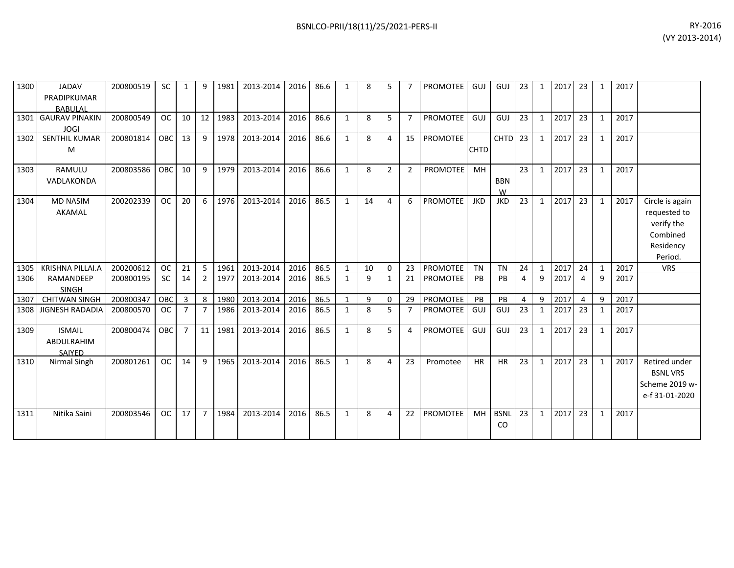| 1300 | JADAV PRADIPKUMAR BABULAL | 200800519 | SC | 1 | 9 | 1981 | 2013-2014 | 2016 | 86.6 | 1 | 8 | 5 | 7 | PROMOTEE | GUJ | GUJ | 23 | 1 | 2017 | 23 | 1 | 2017 | |
|---|---|---|---|---|---|---|---|---|---|---|---|---|---|---|---|---|---|---|---|---|---|---|---|
| 1301 | GAURAV PINAKIN JOGI | 200800549 | OC | 10 | 12 | 1983 | 2013-2014 | 2016 | 86.6 | 1 | 8 | 5 | 7 | PROMOTEE | GUJ | GUJ | 23 | 1 | 2017 | 23 | 1 | 2017 | |
| 1302 | SENTHIL KUMAR M | 200801814 | OBC | 13 | 9 | 1978 | 2013-2014 | 2016 | 86.6 | 1 | 8 | 4 | 15 | PROMOTEE | CHTD | CHTD | 23 | 1 | 2017 | 23 | 1 | 2017 | |
| 1303 | RAMULU VADLAKONDA | 200803586 | OBC | 10 | 9 | 1979 | 2013-2014 | 2016 | 86.6 | 1 | 8 | 2 | 2 | PROMOTEE | MH | BBNW | 23 | 1 | 2017 | 23 | 1 | 2017 | |
| 1304 | MD NASIM AKAMAL | 200202339 | OC | 20 | 6 | 1976 | 2013-2014 | 2016 | 86.5 | 1 | 14 | 4 | 6 | PROMOTEE | JKD | JKD | 23 | 1 | 2017 | 23 | 1 | 2017 | Circle is again requested to verify the Combined Residency Period. |
| 1305 | KRISHNA PILLAI.A | 200200612 | OC | 21 | 5 | 1961 | 2013-2014 | 2016 | 86.5 | 1 | 10 | 0 | 23 | PROMOTEE | TN | TN | 24 | 1 | 2017 | 24 | 1 | 2017 | VRS |
| 1306 | RAMANDEEP SINGH | 200800195 | SC | 14 | 2 | 1977 | 2013-2014 | 2016 | 86.5 | 1 | 9 | 1 | 21 | PROMOTEE | PB | PB | 4 | 9 | 2017 | 4 | 9 | 2017 | |
| 1307 | CHITWAN SINGH | 200800347 | OBC | 3 | 8 | 1980 | 2013-2014 | 2016 | 86.5 | 1 | 9 | 0 | 29 | PROMOTEE | PB | PB | 4 | 9 | 2017 | 4 | 9 | 2017 | |
| 1308 | JIGNESH RADADIA | 200800570 | OC | 7 | 7 | 1986 | 2013-2014 | 2016 | 86.5 | 1 | 8 | 5 | 7 | PROMOTEE | GUJ | GUJ | 23 | 1 | 2017 | 23 | 1 | 2017 | |
| 1309 | ISMAIL ABDULRAHIM SAIYED | 200800474 | OBC | 7 | 11 | 1981 | 2013-2014 | 2016 | 86.5 | 1 | 8 | 5 | 4 | PROMOTEE | GUJ | GUJ | 23 | 1 | 2017 | 23 | 1 | 2017 | |
| 1310 | Nirmal Singh | 200801261 | OC | 14 | 9 | 1965 | 2013-2014 | 2016 | 86.5 | 1 | 8 | 4 | 23 | Promotee | HR | HR | 23 | 1 | 2017 | 23 | 1 | 2017 | Retired under BSNL VRS Scheme 2019 w-e-f 31-01-2020 |
| 1311 | Nitika Saini | 200803546 | OC | 17 | 7 | 1984 | 2013-2014 | 2016 | 86.5 | 1 | 8 | 4 | 22 | PROMOTEE | MH | BSNL CO | 23 | 1 | 2017 | 23 | 1 | 2017 | |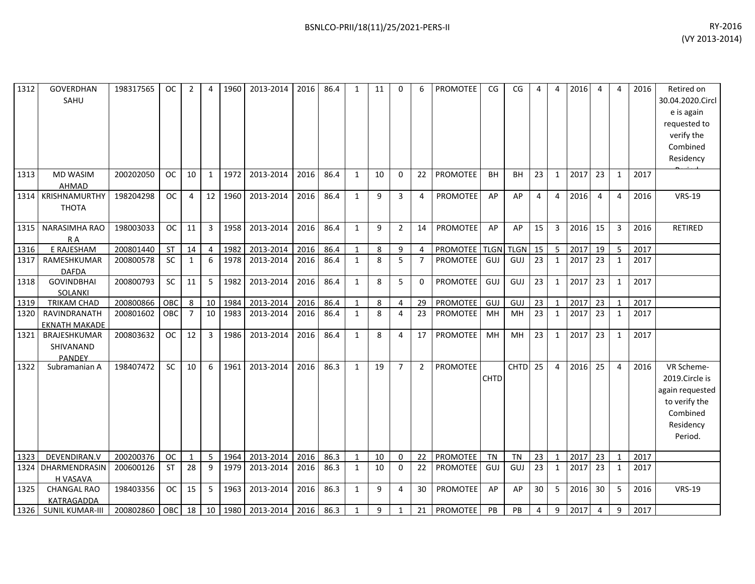| 1312 | GOVERDHAN SAHU | 198317565 | OC | 2 | 4 | 1960 | 2013-2014 | 2016 | 86.4 | 1 | 11 | 0 | 6 | PROMOTEE | CG | CG | 4 | 4 | 2016 | 4 | 4 | 2016 | Retired on 30.04.2020.Circle is again requested to verify the Combined Residency Period. |
|---|---|---|---|---|---|---|---|---|---|---|---|---|---|---|---|---|---|---|---|---|---|---|---|
| 1313 | MD WASIM AHMAD | 200202050 | OC | 10 | 1 | 1972 | 2013-2014 | 2016 | 86.4 | 1 | 10 | 0 | 22 | PROMOTEE | BH | BH | 23 | 1 | 2017 | 23 | 1 | 2017 | |
| 1314 | KRISHNAMURTHY THOTA | 198204298 | OC | 4 | 12 | 1960 | 2013-2014 | 2016 | 86.4 | 1 | 9 | 3 | 4 | PROMOTEE | AP | AP | 4 | 4 | 2016 | 4 | 4 | 2016 | VRS-19 |
| 1315 | NARASIMHA RAO R A | 198003033 | OC | 11 | 3 | 1958 | 2013-2014 | 2016 | 86.4 | 1 | 9 | 2 | 14 | PROMOTEE | AP | AP | 15 | 3 | 2016 | 15 | 3 | 2016 | RETIRED |
| 1316 | E RAJESHAM | 200801440 | ST | 14 | 4 | 1982 | 2013-2014 | 2016 | 86.4 | 1 | 8 | 9 | 4 | PROMOTEE | TLGN | TLGN | 15 | 5 | 2017 | 19 | 5 | 2017 | |
| 1317 | RAMESHKUMAR DAFDA | 200800578 | SC | 1 | 6 | 1978 | 2013-2014 | 2016 | 86.4 | 1 | 8 | 5 | 7 | PROMOTEE | GUJ | GUJ | 23 | 1 | 2017 | 23 | 1 | 2017 | |
| 1318 | GOVINDBHAI SOLANKI | 200800793 | SC | 11 | 5 | 1982 | 2013-2014 | 2016 | 86.4 | 1 | 8 | 5 | 0 | PROMOTEE | GUJ | GUJ | 23 | 1 | 2017 | 23 | 1 | 2017 | |
| 1319 | TRIKAM CHAD | 200800866 | OBC | 8 | 10 | 1984 | 2013-2014 | 2016 | 86.4 | 1 | 8 | 4 | 29 | PROMOTEE | GUJ | GUJ | 23 | 1 | 2017 | 23 | 1 | 2017 | |
| 1320 | RAVINDRANATH EKNATH MAKADE | 200801602 | OBC | 7 | 10 | 1983 | 2013-2014 | 2016 | 86.4 | 1 | 8 | 4 | 23 | PROMOTEE | MH | MH | 23 | 1 | 2017 | 23 | 1 | 2017 | |
| 1321 | BRAJESHKUMAR SHIVANAND PANDEY | 200803632 | OC | 12 | 3 | 1986 | 2013-2014 | 2016 | 86.4 | 1 | 8 | 4 | 17 | PROMOTEE | MH | MH | 23 | 1 | 2017 | 23 | 1 | 2017 | |
| 1322 | Subramanian A | 198407472 | SC | 10 | 6 | 1961 | 2013-2014 | 2016 | 86.3 | 1 | 19 | 7 | 2 | PROMOTEE | CHTD | CHTD | 25 | 4 | 2016 | 25 | 4 | 2016 | VR Scheme-2019.Circle is again requested to verify the Combined Residency Period. |
| 1323 | DEVENDIRAN.V | 200200376 | OC | 1 | 5 | 1964 | 2013-2014 | 2016 | 86.3 | 1 | 10 | 0 | 22 | PROMOTEE | TN | TN | 23 | 1 | 2017 | 23 | 1 | 2017 | |
| 1324 | DHARMENDRASINH VASAVA | 200600126 | ST | 28 | 9 | 1979 | 2013-2014 | 2016 | 86.3 | 1 | 10 | 0 | 22 | PROMOTEE | GUJ | GUJ | 23 | 1 | 2017 | 23 | 1 | 2017 | |
| 1325 | CHANGAL RAO KATRAGADDA | 198403356 | OC | 15 | 5 | 1963 | 2013-2014 | 2016 | 86.3 | 1 | 9 | 4 | 30 | PROMOTEE | AP | AP | 30 | 5 | 2016 | 30 | 5 | 2016 | VRS-19 |
| 1326 | SUNIL KUMAR-III | 200802860 | OBC | 18 | 10 | 1980 | 2013-2014 | 2016 | 86.3 | 1 | 9 | 1 | 21 | PROMOTEE | PB | PB | 4 | 9 | 2017 | 4 | 9 | 2017 | |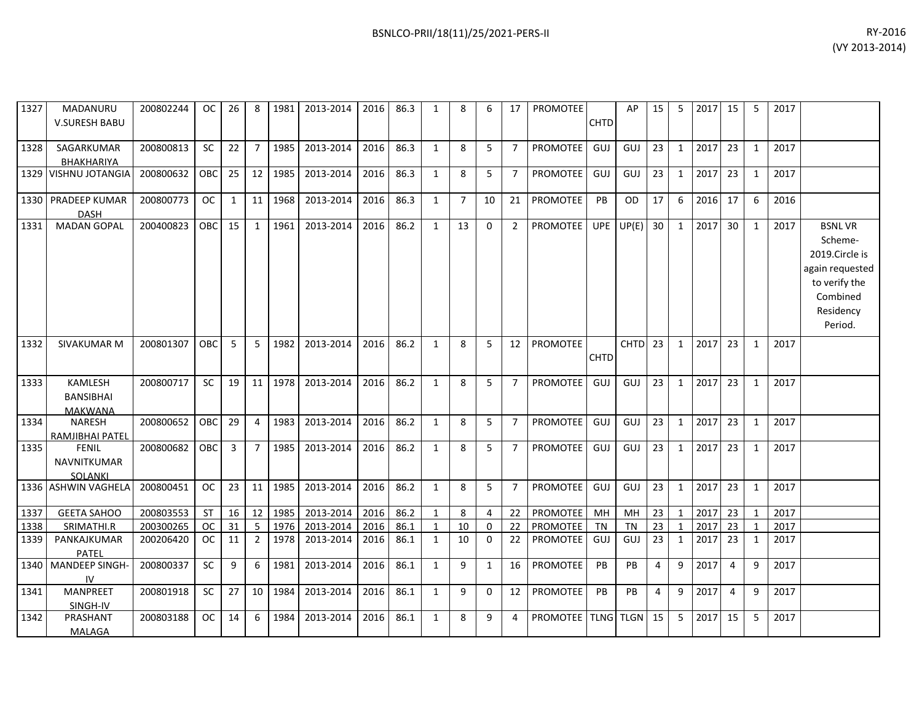| | | | | | | | | | | | | | | | | | | | | | | | | | |
|---|---|---|---|---|---|---|---|---|---|---|---|---|---|---|---|---|---|---|---|---|---|---|---|---|---|
| 1327 | MADANURU V.SURESH BABU | 200802244 | OC | 26 | 8 | 1981 | 2013-2014 | 2016 | 86.3 | 1 | 8 | 6 | 17 | PROMOTEE | CHTD | AP | 15 | 5 | 2017 | 15 | 5 | 2017 | |
| 1328 | SAGARKUMAR BHAKHARIYA | 200800813 | SC | 22 | 7 | 1985 | 2013-2014 | 2016 | 86.3 | 1 | 8 | 5 | 7 | PROMOTEE | GUJ | GUJ | 23 | 1 | 2017 | 23 | 1 | 2017 | |
| 1329 | VISHNU JOTANGIA | 200800632 | OBC | 25 | 12 | 1985 | 2013-2014 | 2016 | 86.3 | 1 | 8 | 5 | 7 | PROMOTEE | GUJ | GUJ | 23 | 1 | 2017 | 23 | 1 | 2017 | |
| 1330 | PRADEEP KUMAR DASH | 200800773 | OC | 1 | 11 | 1968 | 2013-2014 | 2016 | 86.3 | 1 | 7 | 10 | 21 | PROMOTEE | PB | OD | 17 | 6 | 2016 | 17 | 6 | 2016 | |
| 1331 | MADAN GOPAL | 200400823 | OBC | 15 | 1 | 1961 | 2013-2014 | 2016 | 86.2 | 1 | 13 | 0 | 2 | PROMOTEE | UPE | UP(E) | 30 | 1 | 2017 | 30 | 1 | 2017 | BSNL VR Scheme-2019.Circle is again requested to verify the Combined Residency Period. |
| 1332 | SIVAKUMAR M | 200801307 | OBC | 5 | 5 | 1982 | 2013-2014 | 2016 | 86.2 | 1 | 8 | 5 | 12 | PROMOTEE | CHTD | CHTD | 23 | 1 | 2017 | 23 | 1 | 2017 | |
| 1333 | KAMLESH BANSIBHAI MAKWANA | 200800717 | SC | 19 | 11 | 1978 | 2013-2014 | 2016 | 86.2 | 1 | 8 | 5 | 7 | PROMOTEE | GUJ | GUJ | 23 | 1 | 2017 | 23 | 1 | 2017 | |
| 1334 | NARESH RAMJIBHAI PATEL | 200800652 | OBC | 29 | 4 | 1983 | 2013-2014 | 2016 | 86.2 | 1 | 8 | 5 | 7 | PROMOTEE | GUJ | GUJ | 23 | 1 | 2017 | 23 | 1 | 2017 | |
| 1335 | FENIL NAVNITKUMAR SOLANKI | 200800682 | OBC | 3 | 7 | 1985 | 2013-2014 | 2016 | 86.2 | 1 | 8 | 5 | 7 | PROMOTEE | GUJ | GUJ | 23 | 1 | 2017 | 23 | 1 | 2017 | |
| 1336 | ASHWIN VAGHELA | 200800451 | OC | 23 | 11 | 1985 | 2013-2014 | 2016 | 86.2 | 1 | 8 | 5 | 7 | PROMOTEE | GUJ | GUJ | 23 | 1 | 2017 | 23 | 1 | 2017 | |
| 1337 | GEETA SAHOO | 200803553 | ST | 16 | 12 | 1985 | 2013-2014 | 2016 | 86.2 | 1 | 8 | 4 | 22 | PROMOTEE | MH | MH | 23 | 1 | 2017 | 23 | 1 | 2017 | |
| 1338 | SRIMATHI.R | 200300265 | OC | 31 | 5 | 1976 | 2013-2014 | 2016 | 86.1 | 1 | 10 | 0 | 22 | PROMOTEE | TN | TN | 23 | 1 | 2017 | 23 | 1 | 2017 | |
| 1339 | PANKAJKUMAR PATEL | 200206420 | OC | 11 | 2 | 1978 | 2013-2014 | 2016 | 86.1 | 1 | 10 | 0 | 22 | PROMOTEE | GUJ | GUJ | 23 | 1 | 2017 | 23 | 1 | 2017 | |
| 1340 | MANDEEP SINGH-IV | 200800337 | SC | 9 | 6 | 1981 | 2013-2014 | 2016 | 86.1 | 1 | 9 | 1 | 16 | PROMOTEE | PB | PB | 4 | 9 | 2017 | 4 | 9 | 2017 | |
| 1341 | MANPREET SINGH-IV | 200801918 | SC | 27 | 10 | 1984 | 2013-2014 | 2016 | 86.1 | 1 | 9 | 0 | 12 | PROMOTEE | PB | PB | 4 | 9 | 2017 | 4 | 9 | 2017 | |
| 1342 | PRASHANT MALAGA | 200803188 | OC | 14 | 6 | 1984 | 2013-2014 | 2016 | 86.1 | 1 | 8 | 9 | 4 | PROMOTEE | TLNG | TLGN | 15 | 5 | 2017 | 15 | 5 | 2017 | |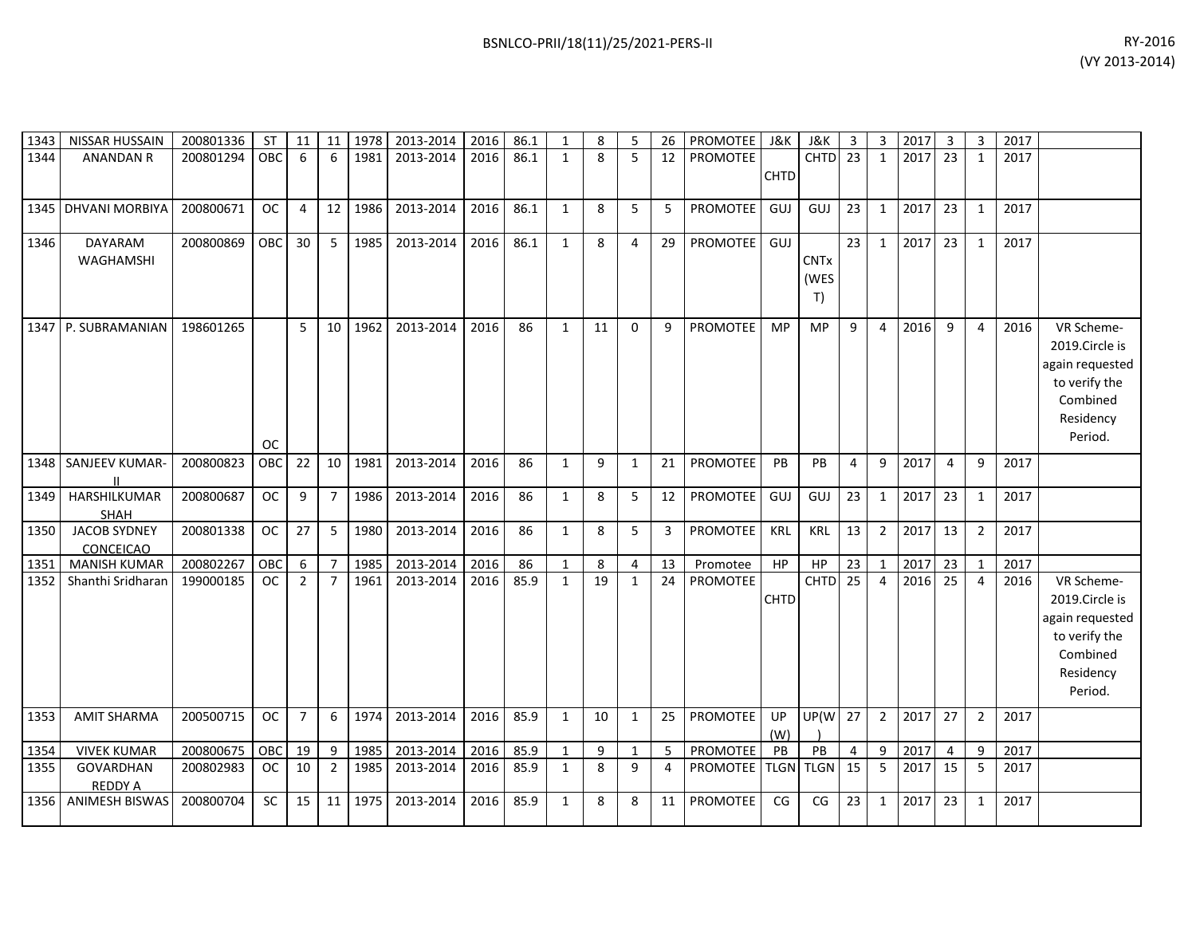| 1343 | NISSAR HUSSAIN | 200801336 | ST | 11 | 11 | 1978 | 2013-2014 | 2016 | 86.1 | 1 | 8 | 5 | 26 | PROMOTEE | J&K | J&K | 3 | 3 | 2017 | 3 | 3 | 2017 | |
|---|---|---|---|---|---|---|---|---|---|---|---|---|---|---|---|---|---|---|---|---|---|---|---|
| 1344 | ANANDAN R | 200801294 | OBC | 6 | 6 | 1981 | 2013-2014 | 2016 | 86.1 | 1 | 8 | 5 | 12 | PROMOTEE | CHTD | CHTD | 23 | 1 | 2017 | 23 | 1 | 2017 | |
| 1345 | DHVANI MORBIYA | 200800671 | OC | 4 | 12 | 1986 | 2013-2014 | 2016 | 86.1 | 1 | 8 | 5 | 5 | PROMOTEE | GUJ | GUJ | 23 | 1 | 2017 | 23 | 1 | 2017 | |
| 1346 | DAYARAM WAGHAMSHI | 200800869 | OBC | 30 | 5 | 1985 | 2013-2014 | 2016 | 86.1 | 1 | 8 | 4 | 29 | PROMOTEE | GUJ | CNTx (WEST) | 23 | 1 | 2017 | 23 | 1 | 2017 | |
| 1347 | P. SUBRAMANIAN | 198601265 | OC | 5 | 10 | 1962 | 2013-2014 | 2016 | 86 | 1 | 11 | 0 | 9 | PROMOTEE | MP | MP | 9 | 4 | 2016 | 9 | 4 | 2016 | VR Scheme-2019.Circle is again requested to verify the Combined Residency Period. |
| 1348 | SANJEEV KUMAR-II | 200800823 | OBC | 22 | 10 | 1981 | 2013-2014 | 2016 | 86 | 1 | 9 | 1 | 21 | PROMOTEE | PB | PB | 4 | 9 | 2017 | 4 | 9 | 2017 | |
| 1349 | HARSHILKUMAR SHAH | 200800687 | OC | 9 | 7 | 1986 | 2013-2014 | 2016 | 86 | 1 | 8 | 5 | 12 | PROMOTEE | GUJ | GUJ | 23 | 1 | 2017 | 23 | 1 | 2017 | |
| 1350 | JACOB SYDNEY CONCEICAO | 200801338 | OC | 27 | 5 | 1980 | 2013-2014 | 2016 | 86 | 1 | 8 | 5 | 3 | PROMOTEE | KRL | KRL | 13 | 2 | 2017 | 13 | 2 | 2017 | |
| 1351 | MANISH KUMAR | 200802267 | OBC | 6 | 7 | 1985 | 2013-2014 | 2016 | 86 | 1 | 8 | 4 | 13 | Promotee | HP | HP | 23 | 1 | 2017 | 23 | 1 | 2017 | |
| 1352 | Shanthi Sridharan | 199000185 | OC | 2 | 7 | 1961 | 2013-2014 | 2016 | 85.9 | 1 | 19 | 1 | 24 | PROMOTEE | CHTD | CHTD | 25 | 4 | 2016 | 25 | 4 | 2016 | VR Scheme-2019.Circle is again requested to verify the Combined Residency Period. |
| 1353 | AMIT SHARMA | 200500715 | OC | 7 | 6 | 1974 | 2013-2014 | 2016 | 85.9 | 1 | 10 | 1 | 25 | PROMOTEE | UP (W) | UP(W) | 27 | 2 | 2017 | 27 | 2 | 2017 | |
| 1354 | VIVEK KUMAR | 200800675 | OBC | 19 | 9 | 1985 | 2013-2014 | 2016 | 85.9 | 1 | 9 | 1 | 5 | PROMOTEE | PB | PB | 4 | 9 | 2017 | 4 | 9 | 2017 | |
| 1355 | GOVARDHAN REDDY A | 200802983 | OC | 10 | 2 | 1985 | 2013-2014 | 2016 | 85.9 | 1 | 8 | 9 | 4 | PROMOTEE | TLGN | TLGN | 15 | 5 | 2017 | 15 | 5 | 2017 | |
| 1356 | ANIMESH BISWAS | 200800704 | SC | 15 | 11 | 1975 | 2013-2014 | 2016 | 85.9 | 1 | 8 | 8 | 11 | PROMOTEE | CG | CG | 23 | 1 | 2017 | 23 | 1 | 2017 | |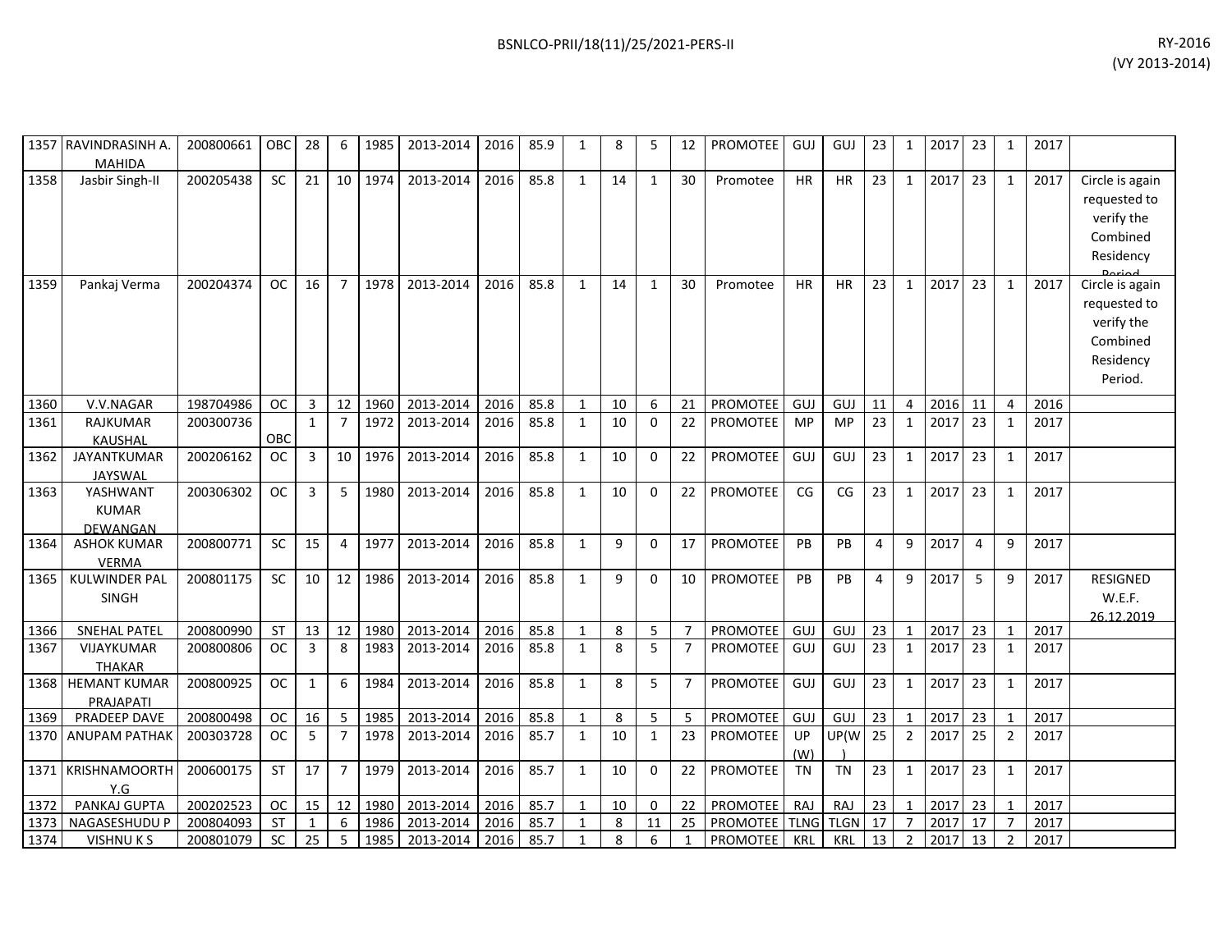| 1357 | RAVINDRASINH A. MAHIDA | 200800661 | OBC | 28 | 6 | 1985 | 2013-2014 | 2016 | 85.9 | 1 | 8 | 5 | 12 | PROMOTEE | GUJ | GUJ | 23 | 1 | 2017 | 23 | 1 | 2017 | |
|---|---|---|---|---|---|---|---|---|---|---|---|---|---|---|---|---|---|---|---|---|---|---|---|
| 1358 | Jasbir Singh-II | 200205438 | SC | 21 | 10 | 1974 | 2013-2014 | 2016 | 85.8 | 1 | 14 | 1 | 30 | Promotee | HR | HR | 23 | 1 | 2017 | 23 | 1 | 2017 | Circle is again requested to verify the Combined Residency Period |
| 1359 | Pankaj Verma | 200204374 | OC | 16 | 7 | 1978 | 2013-2014 | 2016 | 85.8 | 1 | 14 | 1 | 30 | Promotee | HR | HR | 23 | 1 | 2017 | 23 | 1 | 2017 | Circle is again requested to verify the Combined Residency Period. |
| 1360 | V.V.NAGAR | 198704986 | OC | 3 | 12 | 1960 | 2013-2014 | 2016 | 85.8 | 1 | 10 | 6 | 21 | PROMOTEE | GUJ | GUJ | 11 | 4 | 2016 | 11 | 4 | 2016 | |
| 1361 | RAJKUMAR KAUSHAL | 200300736 | OBC | 1 | 7 | 1972 | 2013-2014 | 2016 | 85.8 | 1 | 10 | 0 | 22 | PROMOTEE | MP | MP | 23 | 1 | 2017 | 23 | 1 | 2017 | |
| 1362 | JAYANTKUMAR JAYSWAL | 200206162 | OC | 3 | 10 | 1976 | 2013-2014 | 2016 | 85.8 | 1 | 10 | 0 | 22 | PROMOTEE | GUJ | GUJ | 23 | 1 | 2017 | 23 | 1 | 2017 | |
| 1363 | YASHWANT KUMAR DEWANGAN | 200306302 | OC | 3 | 5 | 1980 | 2013-2014 | 2016 | 85.8 | 1 | 10 | 0 | 22 | PROMOTEE | CG | CG | 23 | 1 | 2017 | 23 | 1 | 2017 | |
| 1364 | ASHOK KUMAR VERMA | 200800771 | SC | 15 | 4 | 1977 | 2013-2014 | 2016 | 85.8 | 1 | 9 | 0 | 17 | PROMOTEE | PB | PB | 4 | 9 | 2017 | 4 | 9 | 2017 | |
| 1365 | KULWINDER PAL SINGH | 200801175 | SC | 10 | 12 | 1986 | 2013-2014 | 2016 | 85.8 | 1 | 9 | 0 | 10 | PROMOTEE | PB | PB | 4 | 9 | 2017 | 5 | 9 | 2017 | RESIGNED W.E.F. 26.12.2019 |
| 1366 | SNEHAL PATEL | 200800990 | ST | 13 | 12 | 1980 | 2013-2014 | 2016 | 85.8 | 1 | 8 | 5 | 7 | PROMOTEE | GUJ | GUJ | 23 | 1 | 2017 | 23 | 1 | 2017 | |
| 1367 | VIJAYKUMAR THAKAR | 200800806 | OC | 3 | 8 | 1983 | 2013-2014 | 2016 | 85.8 | 1 | 8 | 5 | 7 | PROMOTEE | GUJ | GUJ | 23 | 1 | 2017 | 23 | 1 | 2017 | |
| 1368 | HEMANT KUMAR PRAJAPATI | 200800925 | OC | 1 | 6 | 1984 | 2013-2014 | 2016 | 85.8 | 1 | 8 | 5 | 7 | PROMOTEE | GUJ | GUJ | 23 | 1 | 2017 | 23 | 1 | 2017 | |
| 1369 | PRADEEP DAVE | 200800498 | OC | 16 | 5 | 1985 | 2013-2014 | 2016 | 85.8 | 1 | 8 | 5 | 5 | PROMOTEE | GUJ | GUJ | 23 | 1 | 2017 | 23 | 1 | 2017 | |
| 1370 | ANUPAM PATHAK | 200303728 | OC | 5 | 7 | 1978 | 2013-2014 | 2016 | 85.7 | 1 | 10 | 1 | 23 | PROMOTEE | UP (W) | UP(W) | 25 | 2 | 2017 | 25 | 2 | 2017 | |
| 1371 | KRISHNAMOORTHY.G | 200600175 | ST | 17 | 7 | 1979 | 2013-2014 | 2016 | 85.7 | 1 | 10 | 0 | 22 | PROMOTEE | TN | TN | 23 | 1 | 2017 | 23 | 1 | 2017 | |
| 1372 | PANKAJ GUPTA | 200202523 | OC | 15 | 12 | 1980 | 2013-2014 | 2016 | 85.7 | 1 | 10 | 0 | 22 | PROMOTEE | RAJ | RAJ | 23 | 1 | 2017 | 23 | 1 | 2017 | |
| 1373 | NAGASESHUDU P | 200804093 | ST | 1 | 6 | 1986 | 2013-2014 | 2016 | 85.7 | 1 | 8 | 11 | 25 | PROMOTEE | TLNG | TLGN | 17 | 7 | 2017 | 17 | 7 | 2017 | |
| 1374 | VISHNU K S | 200801079 | SC | 25 | 5 | 1985 | 2013-2014 | 2016 | 85.7 | 1 | 8 | 6 | 1 | PROMOTEE | KRL | KRL | 13 | 2 | 2017 | 13 | 2 | 2017 | |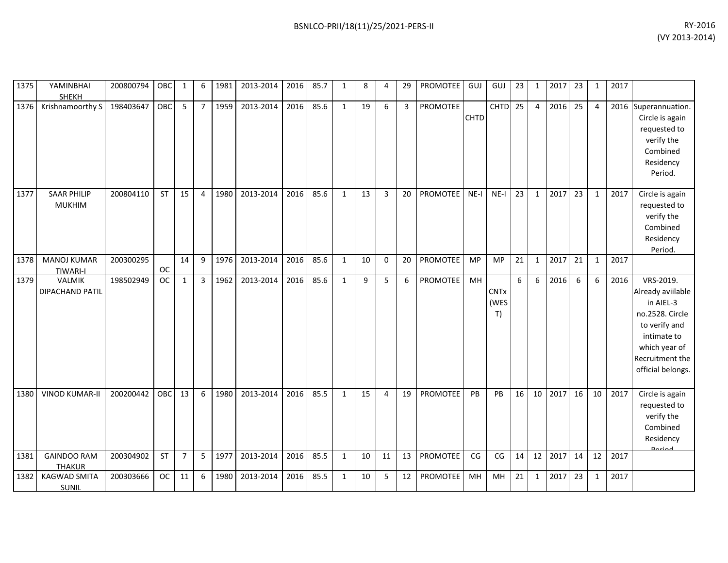| | | | | | | | | | | | | | | | | | | | | | | | | |
|---|---|---|---|---|---|---|---|---|---|---|---|---|---|---|---|---|---|---|---|---|---|---|---|---|
| 1375 | YAMINBHAI SHEKH | 200800794 | OBC | 1 | 6 | 1981 | 2013-2014 | 2016 | 85.7 | 1 | 8 | 4 | 29 | PROMOTEE | GUJ | GUJ | 23 | 1 | 2017 | 23 | 1 | 2017 | |
| 1376 | Krishnamoorthy S | 198403647 | OBC | 5 | 7 | 1959 | 2013-2014 | 2016 | 85.6 | 1 | 19 | 6 | 3 | PROMOTEE | CHTD | CHTD | 25 | 4 | 2016 | 25 | 4 | 2016 | Superannuation. Circle is again requested to verify the Combined Residency Period. |
| 1377 | SAAR PHILIP MUKHIM | 200804110 | ST | 15 | 4 | 1980 | 2013-2014 | 2016 | 85.6 | 1 | 13 | 3 | 20 | PROMOTEE | NE-I | NE-I | 23 | 1 | 2017 | 23 | 1 | 2017 | Circle is again requested to verify the Combined Residency Period. |
| 1378 | MANOJ KUMAR TIWARI-I | 200300295 | OC | 14 | 9 | 1976 | 2013-2014 | 2016 | 85.6 | 1 | 10 | 0 | 20 | PROMOTEE | MP | MP | 21 | 1 | 2017 | 21 | 1 | 2017 | |
| 1379 | VALMIK DIPACHAND PATIL | 198502949 | OC | 1 | 3 | 1962 | 2013-2014 | 2016 | 85.6 | 1 | 9 | 5 | 6 | PROMOTEE | MH | CNTx (WEST) | 6 | 6 | 2016 | 6 | 6 | 2016 | VRS-2019. Already aviilable in AIEL-3 no.2528. Circle to verify and intimate to which year of Recruitment the official belongs. |
| 1380 | VINOD KUMAR-II | 200200442 | OBC | 13 | 6 | 1980 | 2013-2014 | 2016 | 85.5 | 1 | 15 | 4 | 19 | PROMOTEE | PB | PB | 16 | 10 | 2017 | 16 | 10 | 2017 | Circle is again requested to verify the Combined Residency Period |
| 1381 | GAINDOO RAM THAKUR | 200304902 | ST | 7 | 5 | 1977 | 2013-2014 | 2016 | 85.5 | 1 | 10 | 11 | 13 | PROMOTEE | CG | CG | 14 | 12 | 2017 | 14 | 12 | 2017 | |
| 1382 | KAGWAD SMITA SUNIL | 200303666 | OC | 11 | 6 | 1980 | 2013-2014 | 2016 | 85.5 | 1 | 10 | 5 | 12 | PROMOTEE | MH | MH | 21 | 1 | 2017 | 23 | 1 | 2017 | |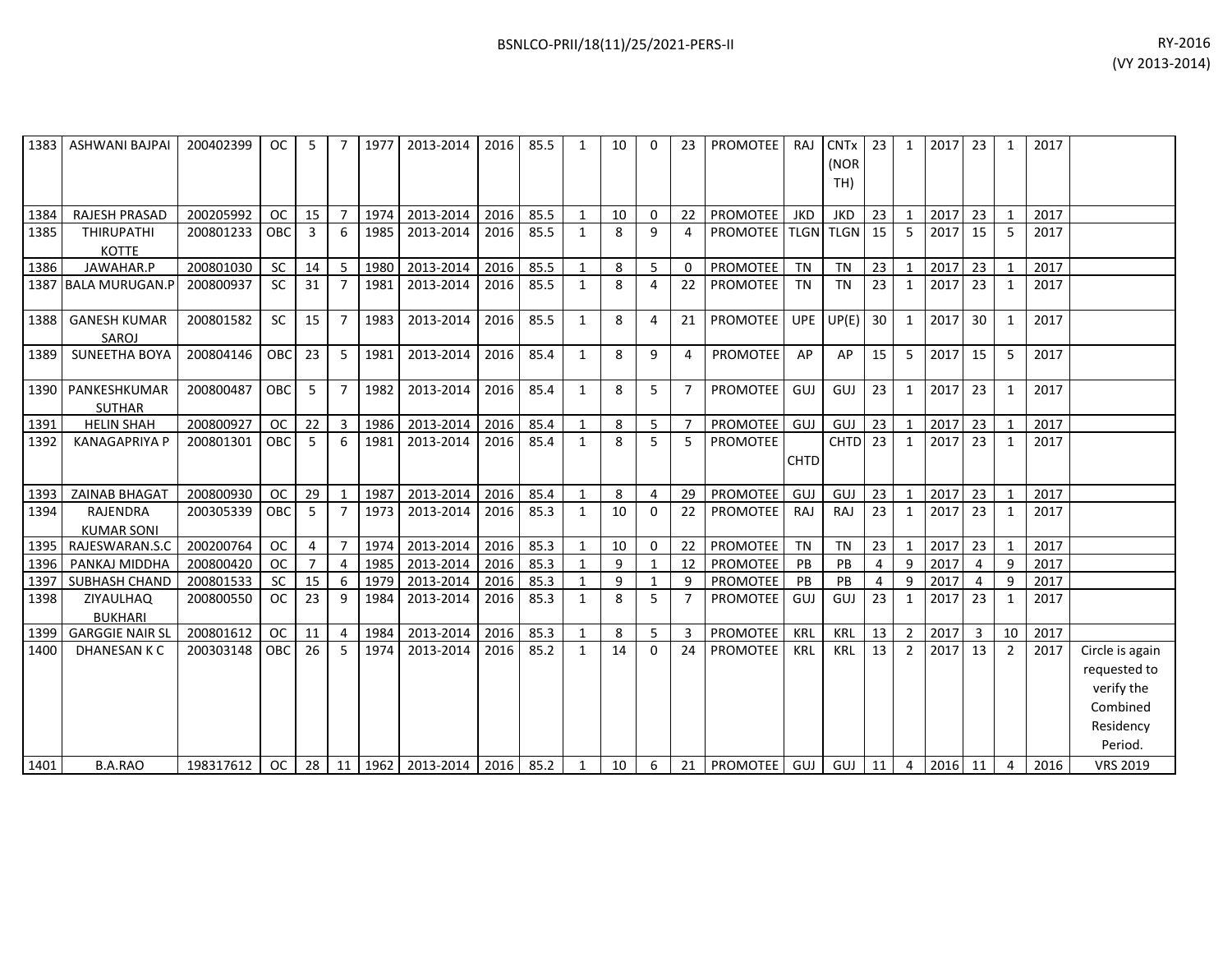| 1383 | ASHWANI BAJPAI | 200402399 | OC | 5 | 7 | 1977 | 2013-2014 | 2016 | 85.5 | 1 | 10 | 0 | 23 | PROMOTEE | RAJ | CNTx (NORTH) | 23 | 1 | 2017 | 23 | 1 | 2017 | |
|---|---|---|---|---|---|---|---|---|---|---|---|---|---|---|---|---|---|---|---|---|---|---|---|
| 1384 | RAJESH PRASAD | 200205992 | OC | 15 | 7 | 1974 | 2013-2014 | 2016 | 85.5 | 1 | 10 | 0 | 22 | PROMOTEE | JKD | JKD | 23 | 1 | 2017 | 23 | 1 | 2017 | |
| 1385 | THIRUPATHI KOTTE | 200801233 | OBC | 3 | 6 | 1985 | 2013-2014 | 2016 | 85.5 | 1 | 8 | 9 | 4 | PROMOTEE | TLGN | TLGN | 15 | 5 | 2017 | 15 | 5 | 2017 | |
| 1386 | JAWAHAR.P | 200801030 | SC | 14 | 5 | 1980 | 2013-2014 | 2016 | 85.5 | 1 | 8 | 5 | 0 | PROMOTEE | TN | TN | 23 | 1 | 2017 | 23 | 1 | 2017 | |
| 1387 | BALA MURUGAN.P | 200800937 | SC | 31 | 7 | 1981 | 2013-2014 | 2016 | 85.5 | 1 | 8 | 4 | 22 | PROMOTEE | TN | TN | 23 | 1 | 2017 | 23 | 1 | 2017 | |
| 1388 | GANESH KUMAR SAROJ | 200801582 | SC | 15 | 7 | 1983 | 2013-2014 | 2016 | 85.5 | 1 | 8 | 4 | 21 | PROMOTEE | UPE | UP(E) | 30 | 1 | 2017 | 30 | 1 | 2017 | |
| 1389 | SUNEETHA BOYA | 200804146 | OBC | 23 | 5 | 1981 | 2013-2014 | 2016 | 85.4 | 1 | 8 | 9 | 4 | PROMOTEE | AP | AP | 15 | 5 | 2017 | 15 | 5 | 2017 | |
| 1390 | PANKESHKUMAR SUTHAR | 200800487 | OBC | 5 | 7 | 1982 | 2013-2014 | 2016 | 85.4 | 1 | 8 | 5 | 7 | PROMOTEE | GUJ | GUJ | 23 | 1 | 2017 | 23 | 1 | 2017 | |
| 1391 | HELIN SHAH | 200800927 | OC | 22 | 3 | 1986 | 2013-2014 | 2016 | 85.4 | 1 | 8 | 5 | 7 | PROMOTEE | GUJ | GUJ | 23 | 1 | 2017 | 23 | 1 | 2017 | |
| 1392 | KANAGAPRIYA P | 200801301 | OBC | 5 | 6 | 1981 | 2013-2014 | 2016 | 85.4 | 1 | 8 | 5 | 5 | PROMOTEE | CHTD | CHTD | 23 | 1 | 2017 | 23 | 1 | 2017 | |
| 1393 | ZAINAB BHAGAT | 200800930 | OC | 29 | 1 | 1987 | 2013-2014 | 2016 | 85.4 | 1 | 8 | 4 | 29 | PROMOTEE | GUJ | GUJ | 23 | 1 | 2017 | 23 | 1 | 2017 | |
| 1394 | RAJENDRA KUMAR SONI | 200305339 | OBC | 5 | 7 | 1973 | 2013-2014 | 2016 | 85.3 | 1 | 10 | 0 | 22 | PROMOTEE | RAJ | RAJ | 23 | 1 | 2017 | 23 | 1 | 2017 | |
| 1395 | RAJESWARAN.S.C | 200200764 | OC | 4 | 7 | 1974 | 2013-2014 | 2016 | 85.3 | 1 | 10 | 0 | 22 | PROMOTEE | TN | TN | 23 | 1 | 2017 | 23 | 1 | 2017 | |
| 1396 | PANKAJ MIDDHA | 200800420 | OC | 7 | 4 | 1985 | 2013-2014 | 2016 | 85.3 | 1 | 9 | 1 | 12 | PROMOTEE | PB | PB | 4 | 9 | 2017 | 4 | 9 | 2017 | |
| 1397 | SUBHASH CHAND | 200801533 | SC | 15 | 6 | 1979 | 2013-2014 | 2016 | 85.3 | 1 | 9 | 1 | 9 | PROMOTEE | PB | PB | 4 | 9 | 2017 | 4 | 9 | 2017 | |
| 1398 | ZIYAULHAQ BUKHARI | 200800550 | OC | 23 | 9 | 1984 | 2013-2014 | 2016 | 85.3 | 1 | 8 | 5 | 7 | PROMOTEE | GUJ | GUJ | 23 | 1 | 2017 | 23 | 1 | 2017 | |
| 1399 | GARGGIE NAIR SL | 200801612 | OC | 11 | 4 | 1984 | 2013-2014 | 2016 | 85.3 | 1 | 8 | 5 | 3 | PROMOTEE | KRL | KRL | 13 | 2 | 2017 | 3 | 10 | 2017 | |
| 1400 | DHANESAN K C | 200303148 | OBC | 26 | 5 | 1974 | 2013-2014 | 2016 | 85.2 | 1 | 14 | 0 | 24 | PROMOTEE | KRL | KRL | 13 | 2 | 2017 | 13 | 2 | 2017 | Circle is again requested to verify the Combined Residency Period. |
| 1401 | B.A.RAO | 198317612 | OC | 28 | 11 | 1962 | 2013-2014 | 2016 | 85.2 | 1 | 10 | 6 | 21 | PROMOTEE | GUJ | GUJ | 11 | 4 | 2016 | 11 | 4 | 2016 | VRS 2019 |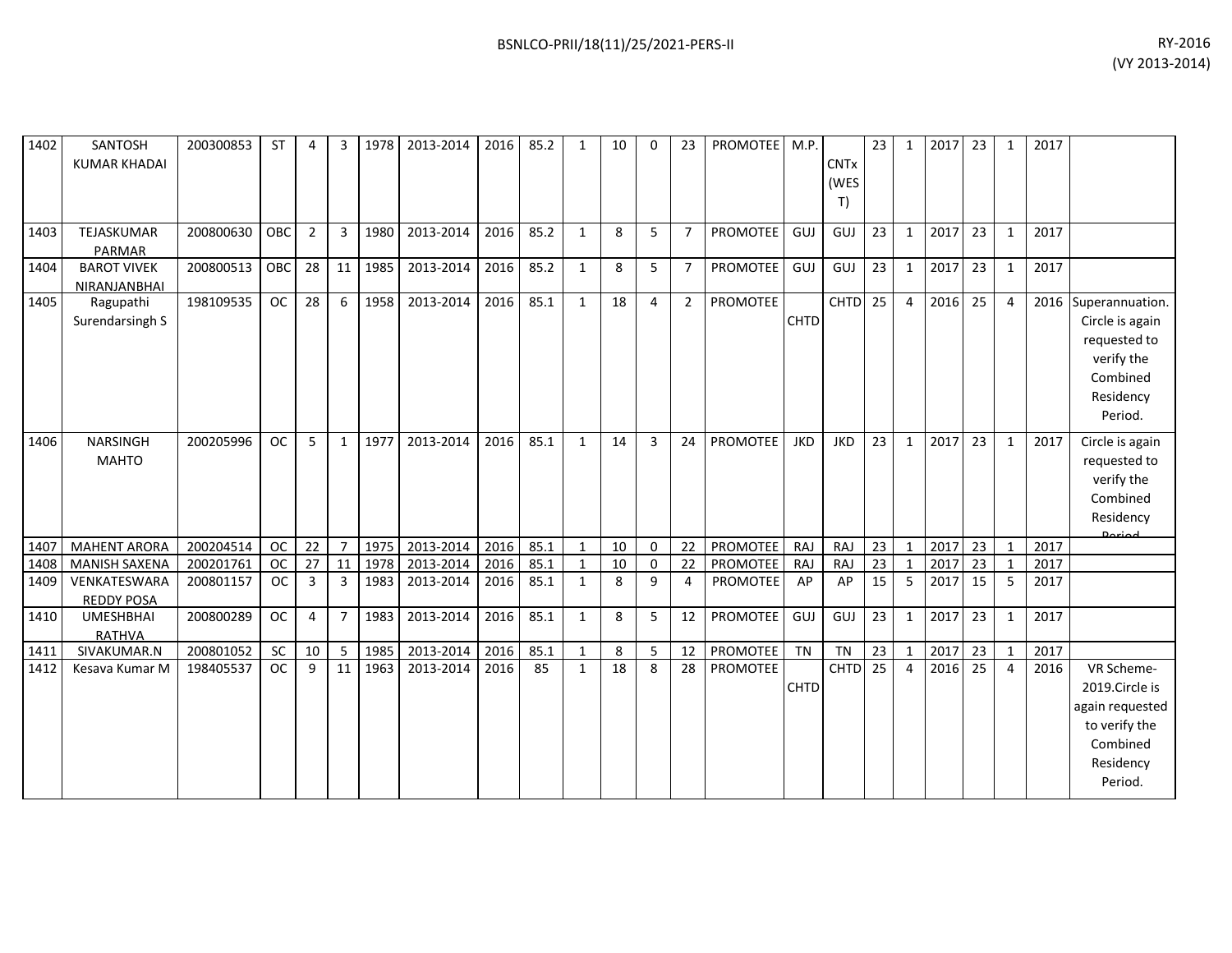| | | | | | | | | | | | | | | | | | | | | | | | | |
|---|---|---|---|---|---|---|---|---|---|---|---|---|---|---|---|---|---|---|---|---|---|---|---|---|
| 1402 | SANTOSH KUMAR KHADAI | 200300853 | ST | 4 | 3 | 1978 | 2013-2014 | 2016 | 85.2 | 1 | 10 | 0 | 23 | PROMOTEE | M.P. | CNTx (WEST) | 23 | 1 | 2017 | 23 | 1 | 2017 | |
| 1403 | TEJASKUMAR PARMAR | 200800630 | OBC | 2 | 3 | 1980 | 2013-2014 | 2016 | 85.2 | 1 | 8 | 5 | 7 | PROMOTEE | GUJ | GUJ | 23 | 1 | 2017 | 23 | 1 | 2017 | |
| 1404 | BAROT VIVEK NIRANJANBHAI | 200800513 | OBC | 28 | 11 | 1985 | 2013-2014 | 2016 | 85.2 | 1 | 8 | 5 | 7 | PROMOTEE | GUJ | GUJ | 23 | 1 | 2017 | 23 | 1 | 2017 | |
| 1405 | Ragupathi Surendarsingh S | 198109535 | OC | 28 | 6 | 1958 | 2013-2014 | 2016 | 85.1 | 1 | 18 | 4 | 2 | PROMOTEE | CHTD | CHTD | 25 | 4 | 2016 | 25 | 4 | 2016 | Superannuation. Circle is again requested to verify the Combined Residency Period. |
| 1406 | NARSINGH MAHTO | 200205996 | OC | 5 | 1 | 1977 | 2013-2014 | 2016 | 85.1 | 1 | 14 | 3 | 24 | PROMOTEE | JKD | JKD | 23 | 1 | 2017 | 23 | 1 | 2017 | Circle is again requested to verify the Combined Residency Period |
| 1407 | MAHENT ARORA | 200204514 | OC | 22 | 7 | 1975 | 2013-2014 | 2016 | 85.1 | 1 | 10 | 0 | 22 | PROMOTEE | RAJ | RAJ | 23 | 1 | 2017 | 23 | 1 | 2017 | |
| 1408 | MANISH SAXENA | 200201761 | OC | 27 | 11 | 1978 | 2013-2014 | 2016 | 85.1 | 1 | 10 | 0 | 22 | PROMOTEE | RAJ | RAJ | 23 | 1 | 2017 | 23 | 1 | 2017 | |
| 1409 | VENKATESWARA REDDY POSA | 200801157 | OC | 3 | 3 | 1983 | 2013-2014 | 2016 | 85.1 | 1 | 8 | 9 | 4 | PROMOTEE | AP | AP | 15 | 5 | 2017 | 15 | 5 | 2017 | |
| 1410 | UMESHBHAI RATHVA | 200800289 | OC | 4 | 7 | 1983 | 2013-2014 | 2016 | 85.1 | 1 | 8 | 5 | 12 | PROMOTEE | GUJ | GUJ | 23 | 1 | 2017 | 23 | 1 | 2017 | |
| 1411 | SIVAKUMAR.N | 200801052 | SC | 10 | 5 | 1985 | 2013-2014 | 2016 | 85.1 | 1 | 8 | 5 | 12 | PROMOTEE | TN | TN | 23 | 1 | 2017 | 23 | 1 | 2017 | |
| 1412 | Kesava Kumar M | 198405537 | OC | 9 | 11 | 1963 | 2013-2014 | 2016 | 85 | 1 | 18 | 8 | 28 | PROMOTEE | CHTD | CHTD | 25 | 4 | 2016 | 25 | 4 | 2016 | VR Scheme-2019.Circle is again requested to verify the Combined Residency Period. |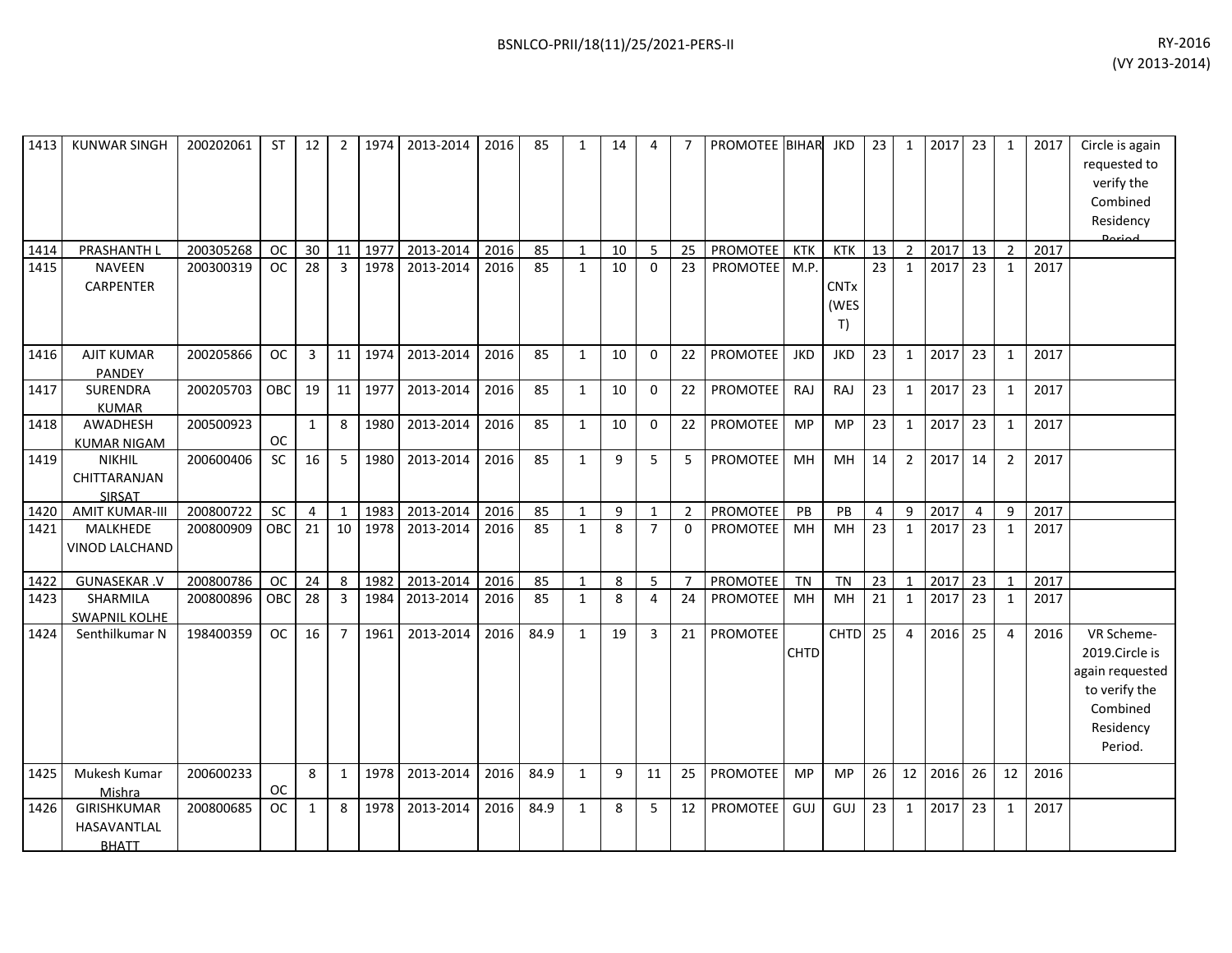| 1413 | KUNWAR SINGH | 200202061 | ST | 12 | 2 | 1974 | 2013-2014 | 2016 | 85 | 1 | 14 | 4 | 7 | PROMOTEE | BIHAR | JKD | 23 | 1 | 2017 | 23 | 1 | 2017 | Circle is again requested to verify the Combined Residency Period |
|---|---|---|---|---|---|---|---|---|---|---|---|---|---|---|---|---|---|---|---|---|---|---|---|
| 1414 | PRASHANTH L | 200305268 | OC | 30 | 11 | 1977 | 2013-2014 | 2016 | 85 | 1 | 10 | 5 | 25 | PROMOTEE | KTK | KTK | 13 | 2 | 2017 | 13 | 2 | 2017 | |
| 1415 | NAVEEN CARPENTER | 200300319 | OC | 28 | 3 | 1978 | 2013-2014 | 2016 | 85 | 1 | 10 | 0 | 23 | PROMOTEE | M.P. | CNTx (WEST) | 23 | 1 | 2017 | 23 | 1 | 2017 | |
| 1416 | AJIT KUMAR PANDEY | 200205866 | OC | 3 | 11 | 1974 | 2013-2014 | 2016 | 85 | 1 | 10 | 0 | 22 | PROMOTEE | JKD | JKD | 23 | 1 | 2017 | 23 | 1 | 2017 | |
| 1417 | SURENDRA KUMAR | 200205703 | OBC | 19 | 11 | 1977 | 2013-2014 | 2016 | 85 | 1 | 10 | 0 | 22 | PROMOTEE | RAJ | RAJ | 23 | 1 | 2017 | 23 | 1 | 2017 | |
| 1418 | AWADHESH KUMAR NIGAM | 200500923 | OC | 1 | 8 | 1980 | 2013-2014 | 2016 | 85 | 1 | 10 | 0 | 22 | PROMOTEE | MP | MP | 23 | 1 | 2017 | 23 | 1 | 2017 | |
| 1419 | NIKHIL CHITTARANJAN SIRSAT | 200600406 | SC | 16 | 5 | 1980 | 2013-2014 | 2016 | 85 | 1 | 9 | 5 | 5 | PROMOTEE | MH | MH | 14 | 2 | 2017 | 14 | 2 | 2017 | |
| 1420 | AMIT KUMAR-III | 200800722 | SC | 4 | 1 | 1983 | 2013-2014 | 2016 | 85 | 1 | 9 | 1 | 2 | PROMOTEE | PB | PB | 4 | 9 | 2017 | 4 | 9 | 2017 | |
| 1421 | MALKHEDE VINOD LALCHAND | 200800909 | OBC | 21 | 10 | 1978 | 2013-2014 | 2016 | 85 | 1 | 8 | 7 | 0 | PROMOTEE | MH | MH | 23 | 1 | 2017 | 23 | 1 | 2017 | |
| 1422 | GUNASEKAR .V | 200800786 | OC | 24 | 8 | 1982 | 2013-2014 | 2016 | 85 | 1 | 8 | 5 | 7 | PROMOTEE | TN | TN | 23 | 1 | 2017 | 23 | 1 | 2017 | |
| 1423 | SHARMILA SWAPNIL KOLHE | 200800896 | OBC | 28 | 3 | 1984 | 2013-2014 | 2016 | 85 | 1 | 8 | 4 | 24 | PROMOTEE | MH | MH | 21 | 1 | 2017 | 23 | 1 | 2017 | |
| 1424 | Senthilkumar N | 198400359 | OC | 16 | 7 | 1961 | 2013-2014 | 2016 | 84.9 | 1 | 19 | 3 | 21 | PROMOTEE | CHTD | CHTD | 25 | 4 | 2016 | 25 | 4 | 2016 | VR Scheme-2019.Circle is again requested to verify the Combined Residency Period. |
| 1425 | Mukesh Kumar Mishra | 200600233 | OC | 8 | 1 | 1978 | 2013-2014 | 2016 | 84.9 | 1 | 9 | 11 | 25 | PROMOTEE | MP | MP | 26 | 12 | 2016 | 26 | 12 | 2016 | |
| 1426 | GIRISHKUMAR HASAVANTLAL BHATT | 200800685 | OC | 1 | 8 | 1978 | 2013-2014 | 2016 | 84.9 | 1 | 8 | 5 | 12 | PROMOTEE | GUJ | GUJ | 23 | 1 | 2017 | 23 | 1 | 2017 | |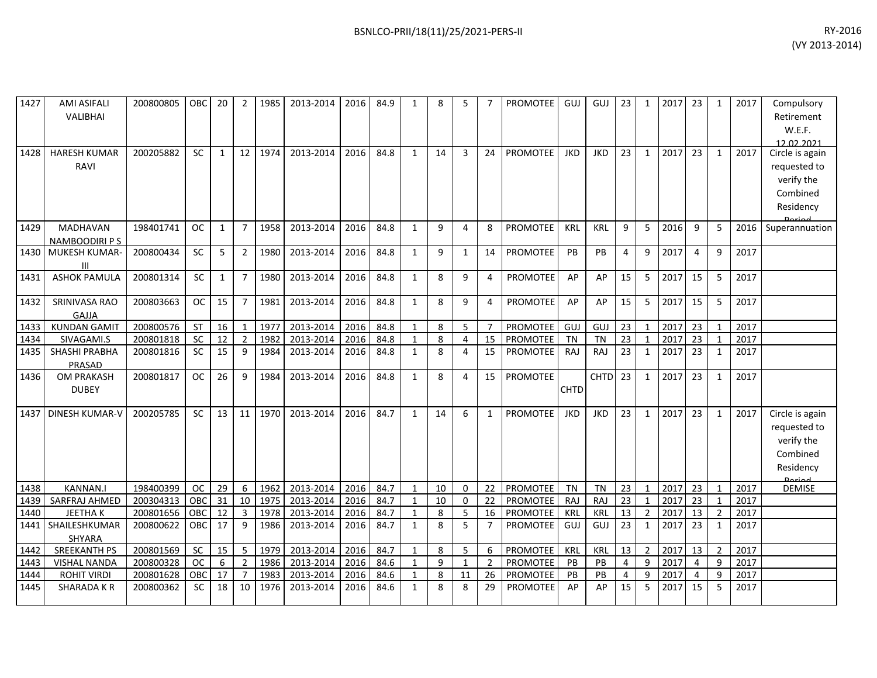| 1427 | AMI ASIFALI VALIBHAI | 200800805 | OBC | 20 | 2 | 1985 | 2013-2014 | 2016 | 84.9 | 1 | 8 | 5 | 7 | PROMOTEE | GUJ | GUJ | 23 | 1 | 2017 | 23 | 1 | 2017 | Compulsory Retirement W.E.F. 12.02.2021 |
|---|---|---|---|---|---|---|---|---|---|---|---|---|---|---|---|---|---|---|---|---|---|---|---|
| 1428 | HARESH KUMAR RAVI | 200205882 | SC | 1 | 12 | 1974 | 2013-2014 | 2016 | 84.8 | 1 | 14 | 3 | 24 | PROMOTEE | JKD | JKD | 23 | 1 | 2017 | 23 | 1 | 2017 | Circle is again requested to verify the Combined Residency Period |
| 1429 | MADHAVAN NAMBOODIRI P S | 198401741 | OC | 1 | 7 | 1958 | 2013-2014 | 2016 | 84.8 | 1 | 9 | 4 | 8 | PROMOTEE | KRL | KRL | 9 | 5 | 2016 | 9 | 5 | 2016 | Superannuation |
| 1430 | MUKESH KUMAR-III | 200800434 | SC | 5 | 2 | 1980 | 2013-2014 | 2016 | 84.8 | 1 | 9 | 1 | 14 | PROMOTEE | PB | PB | 4 | 9 | 2017 | 4 | 9 | 2017 | |
| 1431 | ASHOK PAMULA | 200801314 | SC | 1 | 7 | 1980 | 2013-2014 | 2016 | 84.8 | 1 | 8 | 9 | 4 | PROMOTEE | AP | AP | 15 | 5 | 2017 | 15 | 5 | 2017 | |
| 1432 | SRINIVASA RAO GAJJA | 200803663 | OC | 15 | 7 | 1981 | 2013-2014 | 2016 | 84.8 | 1 | 8 | 9 | 4 | PROMOTEE | AP | AP | 15 | 5 | 2017 | 15 | 5 | 2017 | |
| 1433 | KUNDAN GAMIT | 200800576 | ST | 16 | 1 | 1977 | 2013-2014 | 2016 | 84.8 | 1 | 8 | 5 | 7 | PROMOTEE | GUJ | GUJ | 23 | 1 | 2017 | 23 | 1 | 2017 | |
| 1434 | SIVAGAMI.S | 200801818 | SC | 12 | 2 | 1982 | 2013-2014 | 2016 | 84.8 | 1 | 8 | 4 | 15 | PROMOTEE | TN | TN | 23 | 1 | 2017 | 23 | 1 | 2017 | |
| 1435 | SHASHI PRABHA PRASAD | 200801816 | SC | 15 | 9 | 1984 | 2013-2014 | 2016 | 84.8 | 1 | 8 | 4 | 15 | PROMOTEE | RAJ | RAJ | 23 | 1 | 2017 | 23 | 1 | 2017 | |
| 1436 | OM PRAKASH DUBEY | 200801817 | OC | 26 | 9 | 1984 | 2013-2014 | 2016 | 84.8 | 1 | 8 | 4 | 15 | PROMOTEE | CHTD | CHTD | 23 | 1 | 2017 | 23 | 1 | 2017 | |
| 1437 | DINESH KUMAR-V | 200205785 | SC | 13 | 11 | 1970 | 2013-2014 | 2016 | 84.7 | 1 | 14 | 6 | 1 | PROMOTEE | JKD | JKD | 23 | 1 | 2017 | 23 | 1 | 2017 | Circle is again requested to verify the Combined Residency Period |
| 1438 | KANNAN.I | 198400399 | OC | 29 | 6 | 1962 | 2013-2014 | 2016 | 84.7 | 1 | 10 | 0 | 22 | PROMOTEE | TN | TN | 23 | 1 | 2017 | 23 | 1 | 2017 | DEMISE |
| 1439 | SARFRAJ AHMED | 200304313 | OBC | 31 | 10 | 1975 | 2013-2014 | 2016 | 84.7 | 1 | 10 | 0 | 22 | PROMOTEE | RAJ | RAJ | 23 | 1 | 2017 | 23 | 1 | 2017 | |
| 1440 | JEETHA K | 200801656 | OBC | 12 | 3 | 1978 | 2013-2014 | 2016 | 84.7 | 1 | 8 | 5 | 16 | PROMOTEE | KRL | KRL | 13 | 2 | 2017 | 13 | 2 | 2017 | |
| 1441 | SHAILESHKUMAR SHYARA | 200800622 | OBC | 17 | 9 | 1986 | 2013-2014 | 2016 | 84.7 | 1 | 8 | 5 | 7 | PROMOTEE | GUJ | GUJ | 23 | 1 | 2017 | 23 | 1 | 2017 | |
| 1442 | SREEKANTH PS | 200801569 | SC | 15 | 5 | 1979 | 2013-2014 | 2016 | 84.7 | 1 | 8 | 5 | 6 | PROMOTEE | KRL | KRL | 13 | 2 | 2017 | 13 | 2 | 2017 | |
| 1443 | VISHAL NANDA | 200800328 | OC | 6 | 2 | 1986 | 2013-2014 | 2016 | 84.6 | 1 | 9 | 1 | 2 | PROMOTEE | PB | PB | 4 | 9 | 2017 | 4 | 9 | 2017 | |
| 1444 | ROHIT VIRDI | 200801628 | OBC | 17 | 7 | 1983 | 2013-2014 | 2016 | 84.6 | 1 | 8 | 11 | 26 | PROMOTEE | PB | PB | 4 | 9 | 2017 | 4 | 9 | 2017 | |
| 1445 | SHARADA K R | 200800362 | SC | 18 | 10 | 1976 | 2013-2014 | 2016 | 84.6 | 1 | 8 | 8 | 29 | PROMOTEE | AP | AP | 15 | 5 | 2017 | 15 | 5 | 2017 | |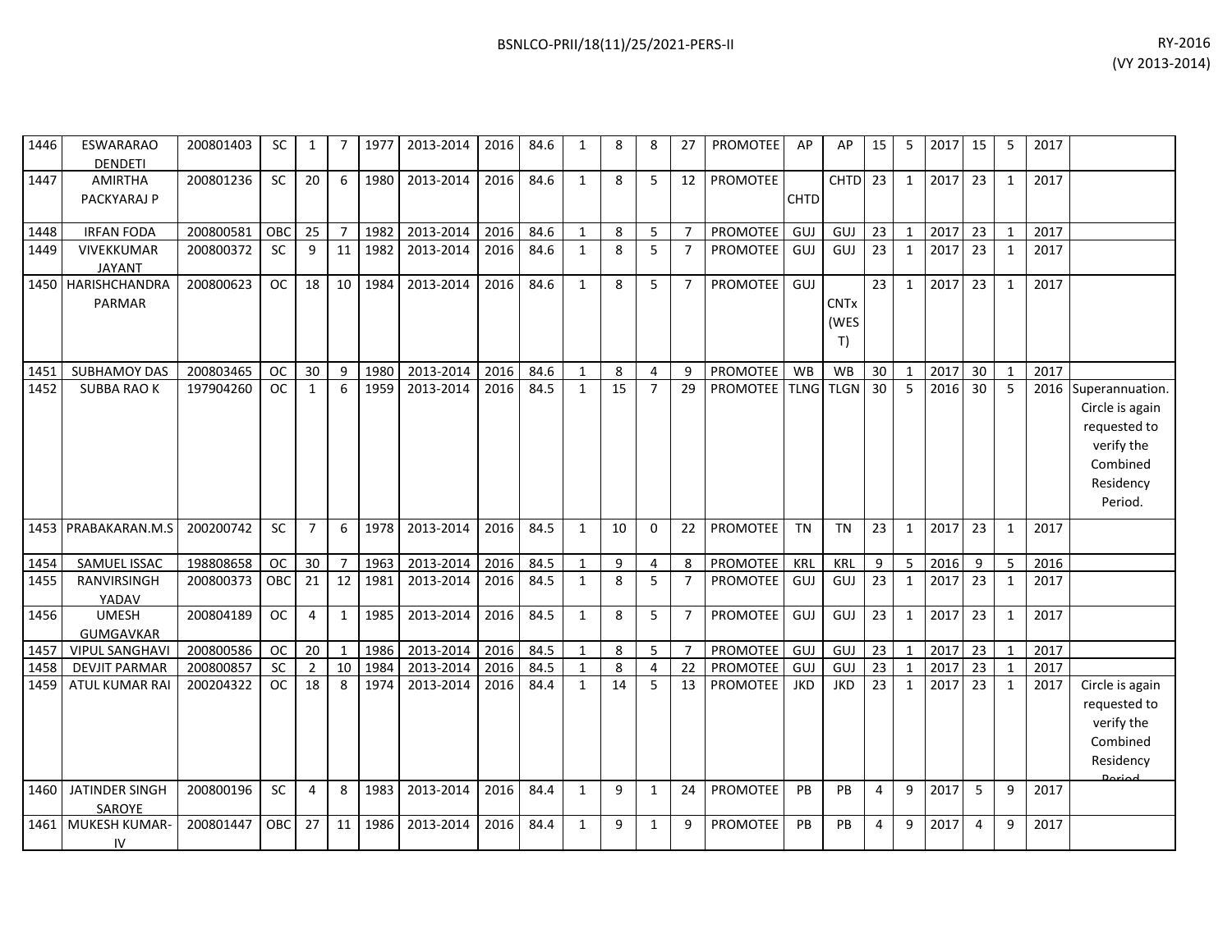| | | | | | | | | | | | | | | | | | | | | | | | | |
|---|---|---|---|---|---|---|---|---|---|---|---|---|---|---|---|---|---|---|---|---|---|---|---|---|
| 1446 | ESWARARAO DENDETI | 200801403 | SC | 1 | 7 | 1977 | 2013-2014 | 2016 | 84.6 | 1 | 8 | 8 | 27 | PROMOTEE | AP | AP | 15 | 5 | 2017 | 15 | 5 | 2017 | |
| 1447 | AMIRTHA PACKYARAJ P | 200801236 | SC | 20 | 6 | 1980 | 2013-2014 | 2016 | 84.6 | 1 | 8 | 5 | 12 | PROMOTEE | CHTD | CHTD | 23 | 1 | 2017 | 23 | 1 | 2017 | |
| 1448 | IRFAN FODA | 200800581 | OBC | 25 | 7 | 1982 | 2013-2014 | 2016 | 84.6 | 1 | 8 | 5 | 7 | PROMOTEE | GUJ | GUJ | 23 | 1 | 2017 | 23 | 1 | 2017 | |
| 1449 | VIVEKKUMAR JAYANT | 200800372 | SC | 9 | 11 | 1982 | 2013-2014 | 2016 | 84.6 | 1 | 8 | 5 | 7 | PROMOTEE | GUJ | GUJ | 23 | 1 | 2017 | 23 | 1 | 2017 | |
| 1450 | HARISHCHANDRA PARMAR | 200800623 | OC | 18 | 10 | 1984 | 2013-2014 | 2016 | 84.6 | 1 | 8 | 5 | 7 | PROMOTEE | GUJ | CNTx (WEST) | 23 | 1 | 2017 | 23 | 1 | 2017 | |
| 1451 | SUBHAMOY DAS | 200803465 | OC | 30 | 9 | 1980 | 2013-2014 | 2016 | 84.6 | 1 | 8 | 4 | 9 | PROMOTEE | WB | WB | 30 | 1 | 2017 | 30 | 1 | 2017 | |
| 1452 | SUBBA RAO K | 197904260 | OC | 1 | 6 | 1959 | 2013-2014 | 2016 | 84.5 | 1 | 15 | 7 | 29 | PROMOTEE | TLNG | TLGN | 30 | 5 | 2016 | 30 | 5 | 2016 | Superannuation. Circle is again requested to verify the Combined Residency Period. |
| 1453 | PRABAKARAN.M.S | 200200742 | SC | 7 | 6 | 1978 | 2013-2014 | 2016 | 84.5 | 1 | 10 | 0 | 22 | PROMOTEE | TN | TN | 23 | 1 | 2017 | 23 | 1 | 2017 | |
| 1454 | SAMUEL ISSAC | 198808658 | OC | 30 | 7 | 1963 | 2013-2014 | 2016 | 84.5 | 1 | 9 | 4 | 8 | PROMOTEE | KRL | KRL | 9 | 5 | 2016 | 9 | 5 | 2016 | |
| 1455 | RANVIRSINGH YADAV | 200800373 | OBC | 21 | 12 | 1981 | 2013-2014 | 2016 | 84.5 | 1 | 8 | 5 | 7 | PROMOTEE | GUJ | GUJ | 23 | 1 | 2017 | 23 | 1 | 2017 | |
| 1456 | UMESH GUMGAVKAR | 200804189 | OC | 4 | 1 | 1985 | 2013-2014 | 2016 | 84.5 | 1 | 8 | 5 | 7 | PROMOTEE | GUJ | GUJ | 23 | 1 | 2017 | 23 | 1 | 2017 | |
| 1457 | VIPUL SANGHAVI | 200800586 | OC | 20 | 1 | 1986 | 2013-2014 | 2016 | 84.5 | 1 | 8 | 5 | 7 | PROMOTEE | GUJ | GUJ | 23 | 1 | 2017 | 23 | 1 | 2017 | |
| 1458 | DEVJIT PARMAR | 200800857 | SC | 2 | 10 | 1984 | 2013-2014 | 2016 | 84.5 | 1 | 8 | 4 | 22 | PROMOTEE | GUJ | GUJ | 23 | 1 | 2017 | 23 | 1 | 2017 | |
| 1459 | ATUL KUMAR RAI | 200204322 | OC | 18 | 8 | 1974 | 2013-2014 | 2016 | 84.4 | 1 | 14 | 5 | 13 | PROMOTEE | JKD | JKD | 23 | 1 | 2017 | 23 | 1 | 2017 | Circle is again requested to verify the Combined Residency Period |
| 1460 | JATINDER SINGH SAROYE | 200800196 | SC | 4 | 8 | 1983 | 2013-2014 | 2016 | 84.4 | 1 | 9 | 1 | 24 | PROMOTEE | PB | PB | 4 | 9 | 2017 | 5 | 9 | 2017 | |
| 1461 | MUKESH KUMAR-IV | 200801447 | OBC | 27 | 11 | 1986 | 2013-2014 | 2016 | 84.4 | 1 | 9 | 1 | 9 | PROMOTEE | PB | PB | 4 | 9 | 2017 | 4 | 9 | 2017 | |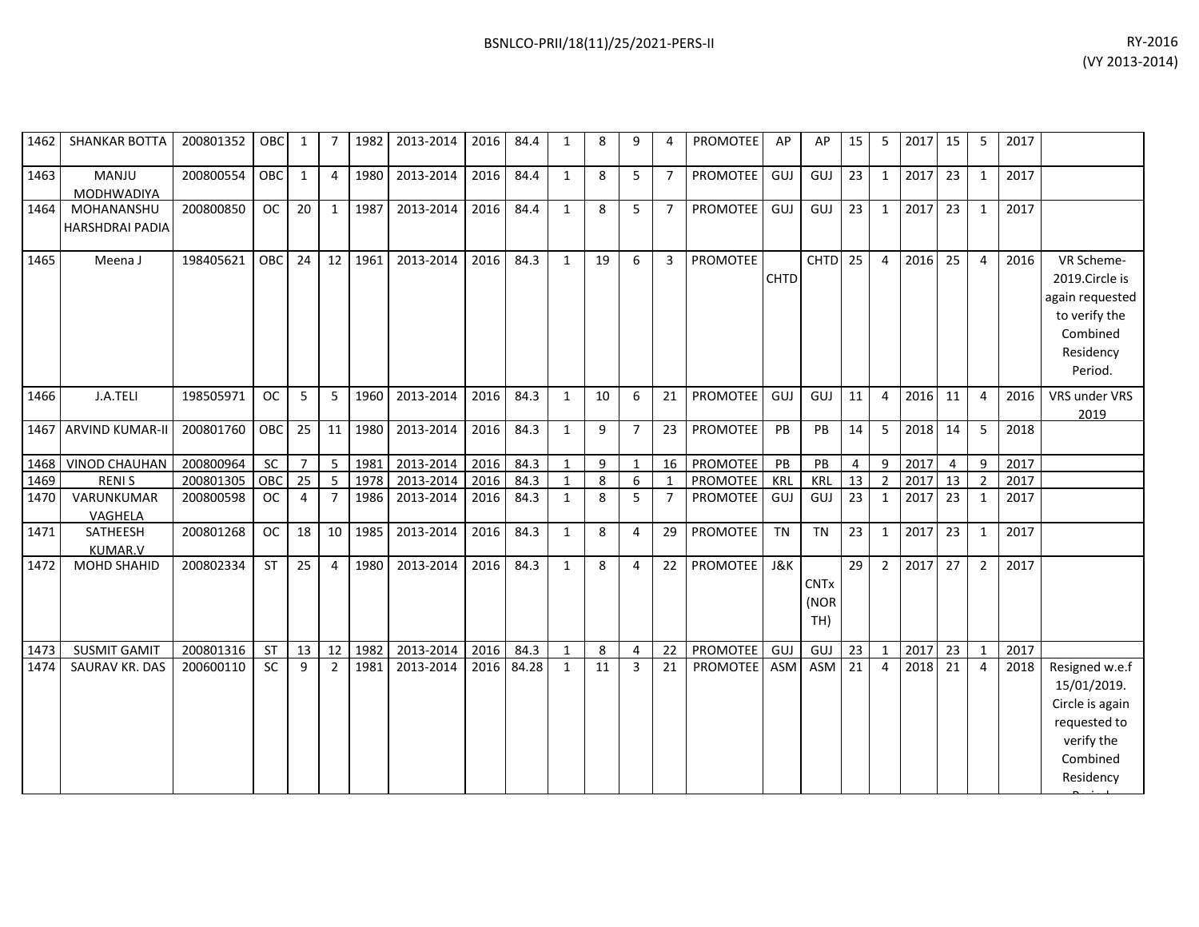| | | | | | | | | | | | | | | | | | | | | | | | |
|---|---|---|---|---|---|---|---|---|---|---|---|---|---|---|---|---|---|---|---|---|---|---|---|
| 1462 | SHANKAR BOTTA | 200801352 | OBC | 1 | 7 | 1982 | 2013-2014 | 2016 | 84.4 | 1 | 8 | 9 | 4 | PROMOTEE | AP | AP | 15 | 5 | 2017 | 15 | 5 | 2017 | |
| 1463 | MANJU MODHWADIYA | 200800554 | OBC | 1 | 4 | 1980 | 2013-2014 | 2016 | 84.4 | 1 | 8 | 5 | 7 | PROMOTEE | GUJ | GUJ | 23 | 1 | 2017 | 23 | 1 | 2017 | |
| 1464 | MOHANANSHU HARSHDRAI PADIA | 200800850 | OC | 20 | 1 | 1987 | 2013-2014 | 2016 | 84.4 | 1 | 8 | 5 | 7 | PROMOTEE | GUJ | GUJ | 23 | 1 | 2017 | 23 | 1 | 2017 | |
| 1465 | Meena J | 198405621 | OBC | 24 | 12 | 1961 | 2013-2014 | 2016 | 84.3 | 1 | 19 | 6 | 3 | PROMOTEE | CHTD | CHTD | 25 | 4 | 2016 | 25 | 4 | 2016 | VR Scheme-2019.Circle is again requested to verify the Combined Residency Period. |
| 1466 | J.A.TELI | 198505971 | OC | 5 | 5 | 1960 | 2013-2014 | 2016 | 84.3 | 1 | 10 | 6 | 21 | PROMOTEE | GUJ | GUJ | 11 | 4 | 2016 | 11 | 4 | 2016 | VRS under VRS 2019 |
| 1467 | ARVIND KUMAR-II | 200801760 | OBC | 25 | 11 | 1980 | 2013-2014 | 2016 | 84.3 | 1 | 9 | 7 | 23 | PROMOTEE | PB | PB | 14 | 5 | 2018 | 14 | 5 | 2018 | |
| 1468 | VINOD CHAUHAN | 200800964 | SC | 7 | 5 | 1981 | 2013-2014 | 2016 | 84.3 | 1 | 9 | 1 | 16 | PROMOTEE | PB | PB | 4 | 9 | 2017 | 4 | 9 | 2017 | |
| 1469 | RENI S | 200801305 | OBC | 25 | 5 | 1978 | 2013-2014 | 2016 | 84.3 | 1 | 8 | 6 | 1 | PROMOTEE | KRL | KRL | 13 | 2 | 2017 | 13 | 2 | 2017 | |
| 1470 | VARUNKUMAR VAGHELA | 200800598 | OC | 4 | 7 | 1986 | 2013-2014 | 2016 | 84.3 | 1 | 8 | 5 | 7 | PROMOTEE | GUJ | GUJ | 23 | 1 | 2017 | 23 | 1 | 2017 | |
| 1471 | SATHEESH KUMAR.V | 200801268 | OC | 18 | 10 | 1985 | 2013-2014 | 2016 | 84.3 | 1 | 8 | 4 | 29 | PROMOTEE | TN | TN | 23 | 1 | 2017 | 23 | 1 | 2017 | |
| 1472 | MOHD SHAHID | 200802334 | ST | 25 | 4 | 1980 | 2013-2014 | 2016 | 84.3 | 1 | 8 | 4 | 22 | PROMOTEE | J&K | CNTx (NORTH) | 29 | 2 | 2017 | 27 | 2 | 2017 | |
| 1473 | SUSMIT GAMIT | 200801316 | ST | 13 | 12 | 1982 | 2013-2014 | 2016 | 84.3 | 1 | 8 | 4 | 22 | PROMOTEE | GUJ | GUJ | 23 | 1 | 2017 | 23 | 1 | 2017 | |
| 1474 | SAURAV KR. DAS | 200600110 | SC | 9 | 2 | 1981 | 2013-2014 | 2016 | 84.28 | 1 | 11 | 3 | 21 | PROMOTEE | ASM | ASM | 21 | 4 | 2018 | 21 | 4 | 2018 | Resigned w.e.f 15/01/2019. Circle is again requested to verify the Combined Residency Period. |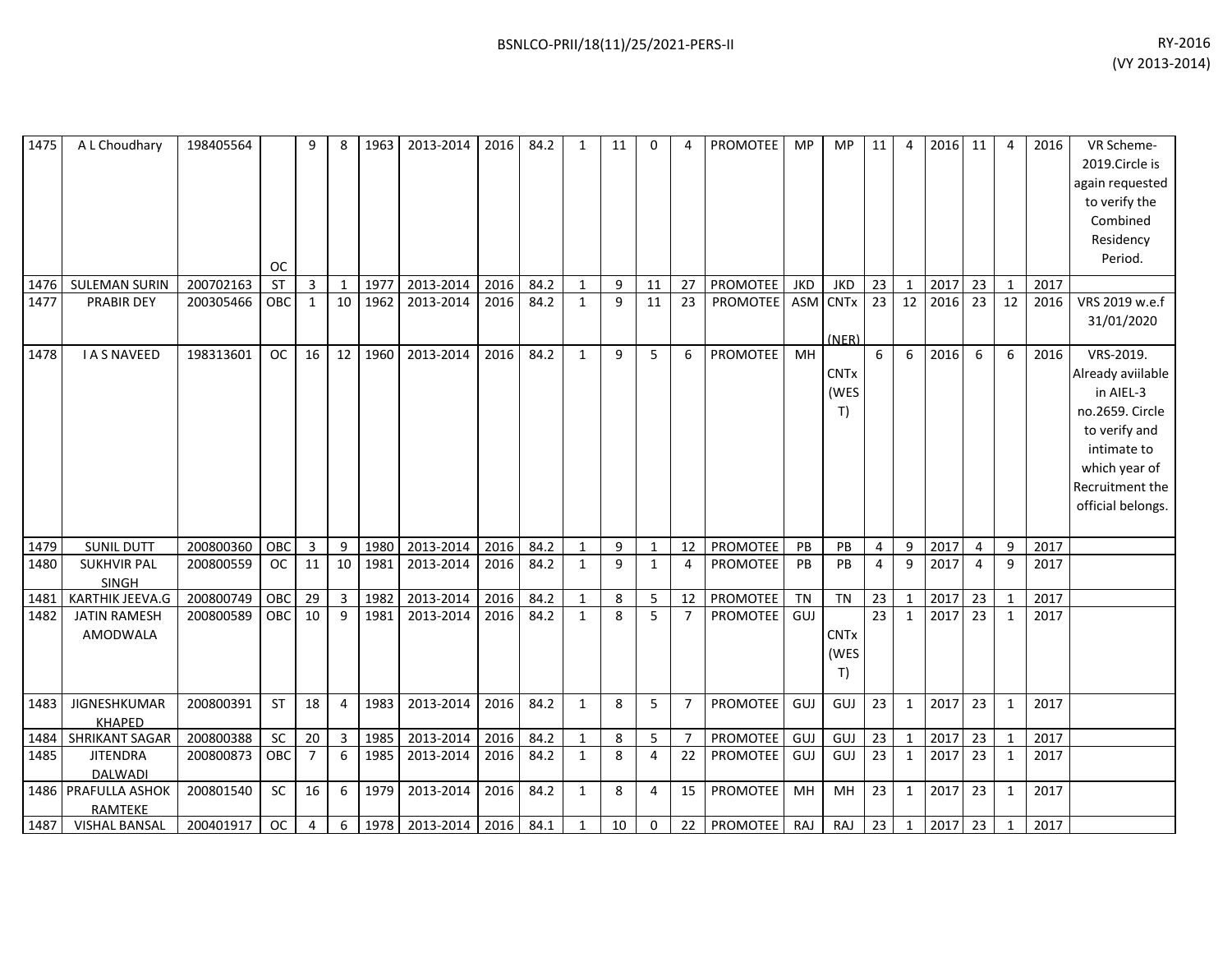| 1475 | A L Choudhary | 198405564 | OC | 9 | 8 | 1963 | 2013-2014 | 2016 | 84.2 | 1 | 11 | 0 | 4 | PROMOTEE | MP | MP | 11 | 4 | 2016 | 11 | 4 | 2016 | VR Scheme-2019.Circle is again requested to verify the Combined Residency Period. |
|---|---|---|---|---|---|---|---|---|---|---|---|---|---|---|---|---|---|---|---|---|---|---|---|
| 1476 | SULEMAN SURIN | 200702163 | ST | 3 | 1 | 1977 | 2013-2014 | 2016 | 84.2 | 1 | 9 | 11 | 27 | PROMOTEE | JKD | JKD | 23 | 1 | 2017 | 23 | 1 | 2017 | |
| 1477 | PRABIR DEY | 200305466 | OBC | 1 | 10 | 1962 | 2013-2014 | 2016 | 84.2 | 1 | 9 | 11 | 23 | PROMOTEE | ASM | CNTx (NER) | 23 | 12 | 2016 | 23 | 12 | 2016 | VRS 2019 w.e.f 31/01/2020 |
| 1478 | I A S NAVEED | 198313601 | OC | 16 | 12 | 1960 | 2013-2014 | 2016 | 84.2 | 1 | 9 | 5 | 6 | PROMOTEE | MH | CNTx (WEST) | 6 | 6 | 2016 | 6 | 6 | 2016 | VRS-2019. Already aviilable in AIEL-3 no.2659. Circle to verify and intimate to which year of Recruitment the official belongs. |
| 1479 | SUNIL DUTT | 200800360 | OBC | 3 | 9 | 1980 | 2013-2014 | 2016 | 84.2 | 1 | 9 | 1 | 12 | PROMOTEE | PB | PB | 4 | 9 | 2017 | 4 | 9 | 2017 | |
| 1480 | SUKHVIR PAL SINGH | 200800559 | OC | 11 | 10 | 1981 | 2013-2014 | 2016 | 84.2 | 1 | 9 | 1 | 4 | PROMOTEE | PB | PB | 4 | 9 | 2017 | 4 | 9 | 2017 | |
| 1481 | KARTHIK JEEVA.G | 200800749 | OBC | 29 | 3 | 1982 | 2013-2014 | 2016 | 84.2 | 1 | 8 | 5 | 12 | PROMOTEE | TN | TN | 23 | 1 | 2017 | 23 | 1 | 2017 | |
| 1482 | JATIN RAMESH AMODWALA | 200800589 | OBC | 10 | 9 | 1981 | 2013-2014 | 2016 | 84.2 | 1 | 8 | 5 | 7 | PROMOTEE | GUJ | CNTx (WEST) | 23 | 1 | 2017 | 23 | 1 | 2017 | |
| 1483 | JIGNESHKUMAR KHAPED | 200800391 | ST | 18 | 4 | 1983 | 2013-2014 | 2016 | 84.2 | 1 | 8 | 5 | 7 | PROMOTEE | GUJ | GUJ | 23 | 1 | 2017 | 23 | 1 | 2017 | |
| 1484 | SHRIKANT SAGAR | 200800388 | SC | 20 | 3 | 1985 | 2013-2014 | 2016 | 84.2 | 1 | 8 | 5 | 7 | PROMOTEE | GUJ | GUJ | 23 | 1 | 2017 | 23 | 1 | 2017 | |
| 1485 | JITENDRA DALWADI | 200800873 | OBC | 7 | 6 | 1985 | 2013-2014 | 2016 | 84.2 | 1 | 8 | 4 | 22 | PROMOTEE | GUJ | GUJ | 23 | 1 | 2017 | 23 | 1 | 2017 | |
| 1486 | PRAFULLA ASHOK RAMTEKE | 200801540 | SC | 16 | 6 | 1979 | 2013-2014 | 2016 | 84.2 | 1 | 8 | 4 | 15 | PROMOTEE | MH | MH | 23 | 1 | 2017 | 23 | 1 | 2017 | |
| 1487 | VISHAL BANSAL | 200401917 | OC | 4 | 6 | 1978 | 2013-2014 | 2016 | 84.1 | 1 | 10 | 0 | 22 | PROMOTEE | RAJ | RAJ | 23 | 1 | 2017 | 23 | 1 | 2017 | |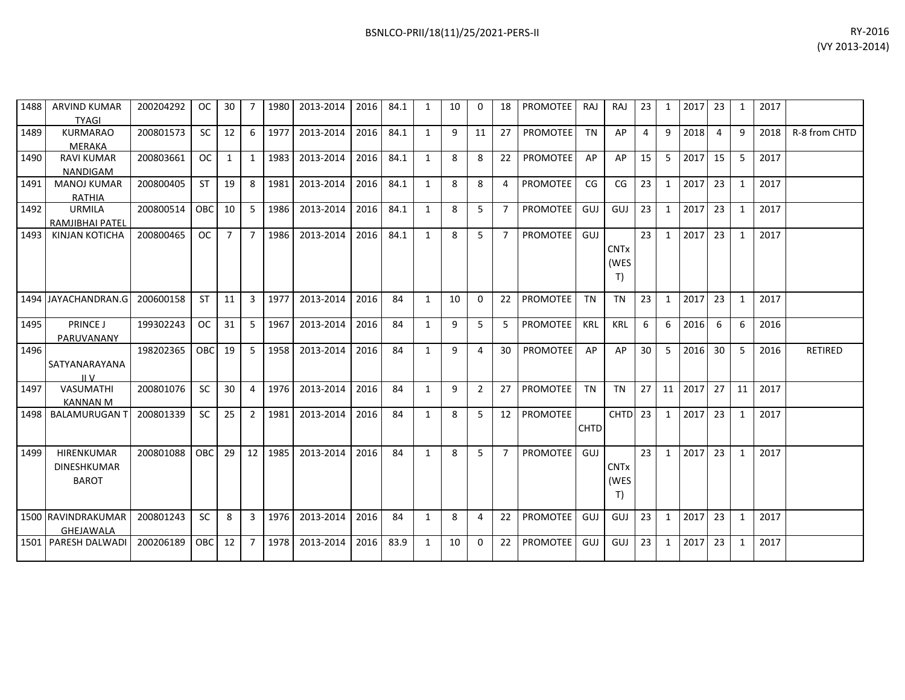| | | | | | | | | | | | | | | | | | | | | | | | | |
|---|---|---|---|---|---|---|---|---|---|---|---|---|---|---|---|---|---|---|---|---|---|---|---|---|
| 1488 | ARVIND KUMAR TYAGI | 200204292 | OC | 30 | 7 | 1980 | 2013-2014 | 2016 | 84.1 | 1 | 10 | 0 | 18 | PROMOTEE | RAJ | RAJ | 23 | 1 | 2017 | 23 | 1 | 2017 | |
| 1489 | KURMARAO MERAKA | 200801573 | SC | 12 | 6 | 1977 | 2013-2014 | 2016 | 84.1 | 1 | 9 | 11 | 27 | PROMOTEE | TN | AP | 4 | 9 | 2018 | 4 | 9 | 2018 | R-8 from CHTD |
| 1490 | RAVI KUMAR NANDIGAM | 200803661 | OC | 1 | 1 | 1983 | 2013-2014 | 2016 | 84.1 | 1 | 8 | 8 | 22 | PROMOTEE | AP | AP | 15 | 5 | 2017 | 15 | 5 | 2017 | |
| 1491 | MANOJ KUMAR RATHIA | 200800405 | ST | 19 | 8 | 1981 | 2013-2014 | 2016 | 84.1 | 1 | 8 | 8 | 4 | PROMOTEE | CG | CG | 23 | 1 | 2017 | 23 | 1 | 2017 | |
| 1492 | URMILA RAMJIBHAI PATEL | 200800514 | OBC | 10 | 5 | 1986 | 2013-2014 | 2016 | 84.1 | 1 | 8 | 5 | 7 | PROMOTEE | GUJ | GUJ | 23 | 1 | 2017 | 23 | 1 | 2017 | |
| 1493 | KINJAN KOTICHA | 200800465 | OC | 7 | 7 | 1986 | 2013-2014 | 2016 | 84.1 | 1 | 8 | 5 | 7 | PROMOTEE | GUJ | CNTx (WEST) | 23 | 1 | 2017 | 23 | 1 | 2017 | |
| 1494 | JAYACHANDRAN.G | 200600158 | ST | 11 | 3 | 1977 | 2013-2014 | 2016 | 84 | 1 | 10 | 0 | 22 | PROMOTEE | TN | TN | 23 | 1 | 2017 | 23 | 1 | 2017 | |
| 1495 | PRINCE J PARUVANANY | 199302243 | OC | 31 | 5 | 1967 | 2013-2014 | 2016 | 84 | 1 | 9 | 5 | 5 | PROMOTEE | KRL | KRL | 6 | 6 | 2016 | 6 | 6 | 2016 | |
| 1496 | SATYANARAYANA II V | 198202365 | OBC | 19 | 5 | 1958 | 2013-2014 | 2016 | 84 | 1 | 9 | 4 | 30 | PROMOTEE | AP | AP | 30 | 5 | 2016 | 30 | 5 | 2016 | RETIRED |
| 1497 | VASUMATHI KANNAN M | 200801076 | SC | 30 | 4 | 1976 | 2013-2014 | 2016 | 84 | 1 | 9 | 2 | 27 | PROMOTEE | TN | TN | 27 | 11 | 2017 | 27 | 11 | 2017 | |
| 1498 | BALAMURUGAN T | 200801339 | SC | 25 | 2 | 1981 | 2013-2014 | 2016 | 84 | 1 | 8 | 5 | 12 | PROMOTEE | CHTD | CHTD | 23 | 1 | 2017 | 23 | 1 | 2017 | |
| 1499 | HIRENKUMAR DINESHKUMAR BAROT | 200801088 | OBC | 29 | 12 | 1985 | 2013-2014 | 2016 | 84 | 1 | 8 | 5 | 7 | PROMOTEE | GUJ | CNTx (WEST) | 23 | 1 | 2017 | 23 | 1 | 2017 | |
| 1500 | RAVINDRAKUMAR GHEJAWALA | 200801243 | SC | 8 | 3 | 1976 | 2013-2014 | 2016 | 84 | 1 | 8 | 4 | 22 | PROMOTEE | GUJ | GUJ | 23 | 1 | 2017 | 23 | 1 | 2017 | |
| 1501 | PARESH DALWADI | 200206189 | OBC | 12 | 7 | 1978 | 2013-2014 | 2016 | 83.9 | 1 | 10 | 0 | 22 | PROMOTEE | GUJ | GUJ | 23 | 1 | 2017 | 23 | 1 | 2017 | |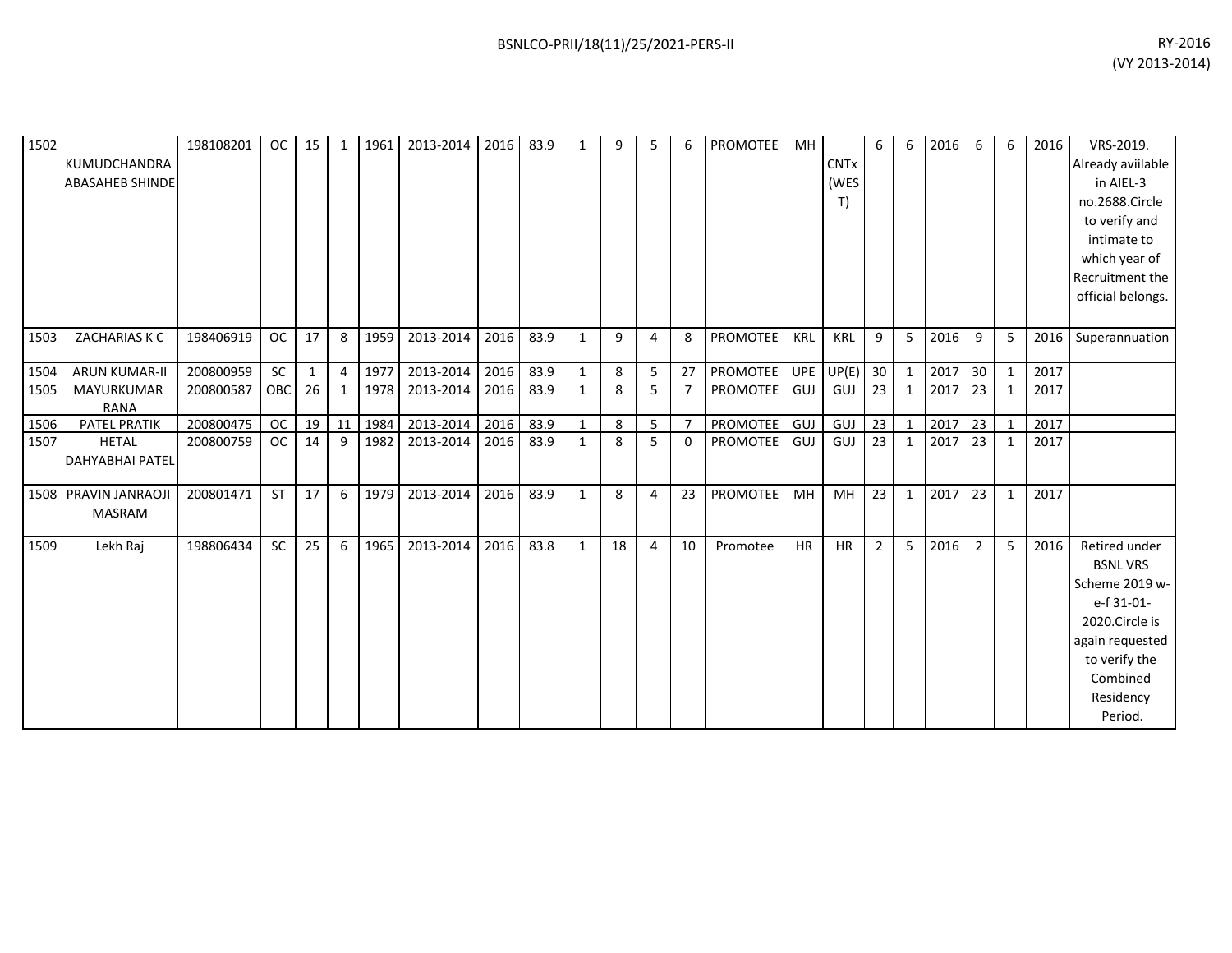| 1502 | KUMUDCHANDRA ABASAHEB SHINDE | 198108201 | OC | 15 | 1 | 1961 | 2013-2014 | 2016 | 83.9 | 1 | 9 | 5 | 6 | PROMOTEE | MH | CNTx (WEST) | 6 | 6 | 2016 | 6 | 6 | 2016 | VRS-2019. Already aviilable in AIEL-3 no.2688.Circle to verify and intimate to which year of Recruitment the official belongs. |
|---|---|---|---|---|---|---|---|---|---|---|---|---|---|---|---|---|---|---|---|---|---|---|---|
| 1503 | ZACHARIAS K C | 198406919 | OC | 17 | 8 | 1959 | 2013-2014 | 2016 | 83.9 | 1 | 9 | 4 | 8 | PROMOTEE | KRL | KRL | 9 | 5 | 2016 | 9 | 5 | 2016 | Superannuation |
| 1504 | ARUN KUMAR-II | 200800959 | SC | 1 | 4 | 1977 | 2013-2014 | 2016 | 83.9 | 1 | 8 | 5 | 27 | PROMOTEE | UPE | UP(E) | 30 | 1 | 2017 | 30 | 1 | 2017 | |
| 1505 | MAYURKUMAR RANA | 200800587 | OBC | 26 | 1 | 1978 | 2013-2014 | 2016 | 83.9 | 1 | 8 | 5 | 7 | PROMOTEE | GUJ | GUJ | 23 | 1 | 2017 | 23 | 1 | 2017 | |
| 1506 | PATEL PRATIK | 200800475 | OC | 19 | 11 | 1984 | 2013-2014 | 2016 | 83.9 | 1 | 8 | 5 | 7 | PROMOTEE | GUJ | GUJ | 23 | 1 | 2017 | 23 | 1 | 2017 | |
| 1507 | HETAL DAHYABHAI PATEL | 200800759 | OC | 14 | 9 | 1982 | 2013-2014 | 2016 | 83.9 | 1 | 8 | 5 | 0 | PROMOTEE | GUJ | GUJ | 23 | 1 | 2017 | 23 | 1 | 2017 | |
| 1508 | PRAVIN JANRAOJI MASRAM | 200801471 | ST | 17 | 6 | 1979 | 2013-2014 | 2016 | 83.9 | 1 | 8 | 4 | 23 | PROMOTEE | MH | MH | 23 | 1 | 2017 | 23 | 1 | 2017 | |
| 1509 | Lekh Raj | 198806434 | SC | 25 | 6 | 1965 | 2013-2014 | 2016 | 83.8 | 1 | 18 | 4 | 10 | Promotee | HR | HR | 2 | 5 | 2016 | 2 | 5 | 2016 | Retired under BSNL VRS Scheme 2019 w-e-f 31-01-2020.Circle is again requested to verify the Combined Residency Period. |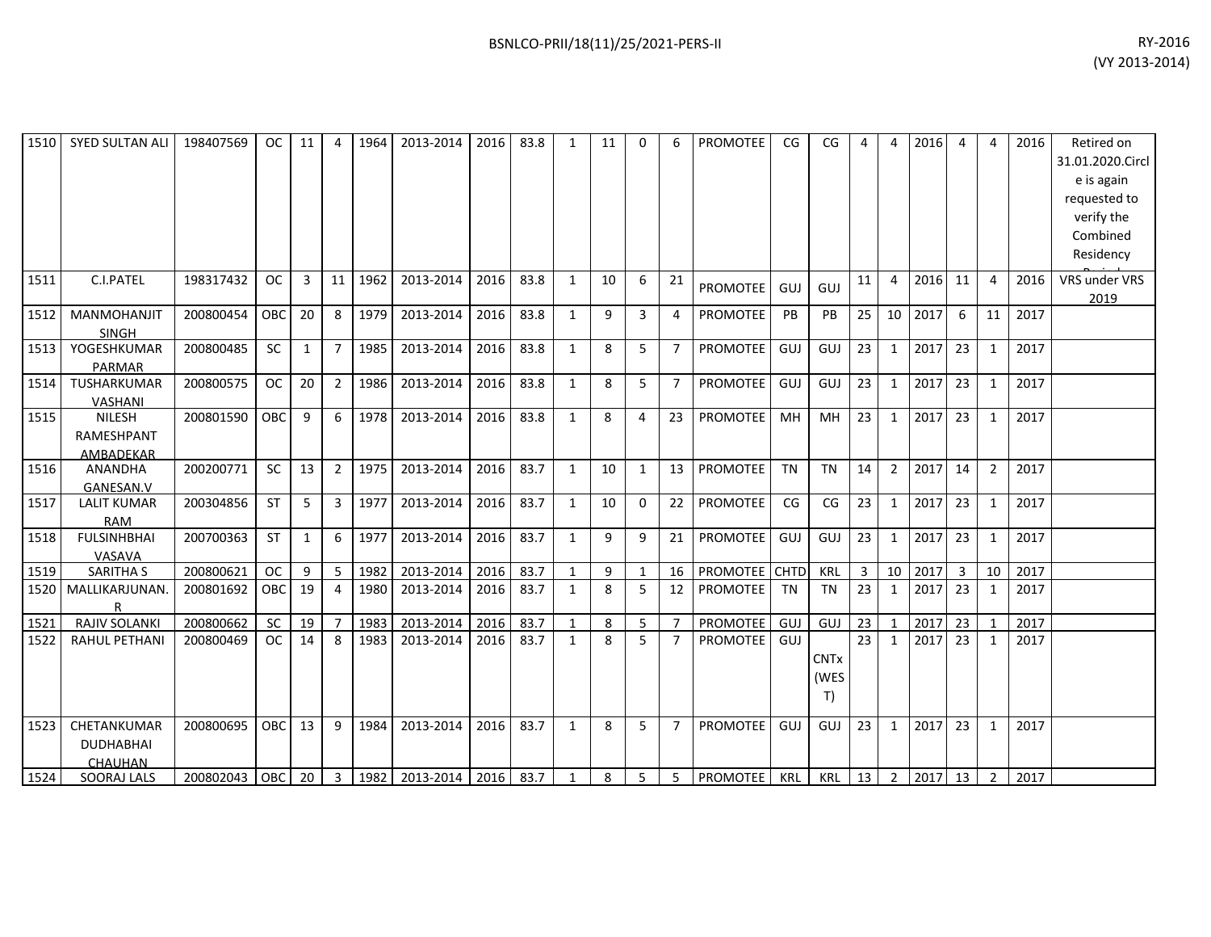| 1510 | SYED SULTAN ALI | 198407569 | OC | 11 | 4 | 1964 | 2013-2014 | 2016 | 83.8 | 1 | 11 | 0 | 6 | PROMOTEE | CG | CG | 4 | 4 | 2016 | 4 | 4 | 2016 | Retired on 31.01.2020.Circle is again requested to verify the Combined Residency Period |
|---|---|---|---|---|---|---|---|---|---|---|---|---|---|---|---|---|---|---|---|---|---|---|---|
| 1511 | C.I.PATEL | 198317432 | OC | 3 | 11 | 1962 | 2013-2014 | 2016 | 83.8 | 1 | 10 | 6 | 21 | PROMOTEE | GUJ | GUJ | 11 | 4 | 2016 | 11 | 4 | 2016 | VRS under VRS 2019 |
| 1512 | MANMOHANJIT SINGH | 200800454 | OBC | 20 | 8 | 1979 | 2013-2014 | 2016 | 83.8 | 1 | 9 | 3 | 4 | PROMOTEE | PB | PB | 25 | 10 | 2017 | 6 | 11 | 2017 | |
| 1513 | YOGESHKUMAR PARMAR | 200800485 | SC | 1 | 7 | 1985 | 2013-2014 | 2016 | 83.8 | 1 | 8 | 5 | 7 | PROMOTEE | GUJ | GUJ | 23 | 1 | 2017 | 23 | 1 | 2017 | |
| 1514 | TUSHARKUMAR VASHANI | 200800575 | OC | 20 | 2 | 1986 | 2013-2014 | 2016 | 83.8 | 1 | 8 | 5 | 7 | PROMOTEE | GUJ | GUJ | 23 | 1 | 2017 | 23 | 1 | 2017 | |
| 1515 | NILESH RAMESHPANT AMBADEKAR | 200801590 | OBC | 9 | 6 | 1978 | 2013-2014 | 2016 | 83.8 | 1 | 8 | 4 | 23 | PROMOTEE | MH | MH | 23 | 1 | 2017 | 23 | 1 | 2017 | |
| 1516 | ANANDHA GANESAN.V | 200200771 | SC | 13 | 2 | 1975 | 2013-2014 | 2016 | 83.7 | 1 | 10 | 1 | 13 | PROMOTEE | TN | TN | 14 | 2 | 2017 | 14 | 2 | 2017 | |
| 1517 | LALIT KUMAR RAM | 200304856 | ST | 5 | 3 | 1977 | 2013-2014 | 2016 | 83.7 | 1 | 10 | 0 | 22 | PROMOTEE | CG | CG | 23 | 1 | 2017 | 23 | 1 | 2017 | |
| 1518 | FULSINHBHAI VASAVA | 200700363 | ST | 1 | 6 | 1977 | 2013-2014 | 2016 | 83.7 | 1 | 9 | 9 | 21 | PROMOTEE | GUJ | GUJ | 23 | 1 | 2017 | 23 | 1 | 2017 | |
| 1519 | SARITHA S | 200800621 | OC | 9 | 5 | 1982 | 2013-2014 | 2016 | 83.7 | 1 | 9 | 1 | 16 | PROMOTEE | CHTD | KRL | 3 | 10 | 2017 | 3 | 10 | 2017 | |
| 1520 | MALLIKARJUNAN.R | 200801692 | OBC | 19 | 4 | 1980 | 2013-2014 | 2016 | 83.7 | 1 | 8 | 5 | 12 | PROMOTEE | TN | TN | 23 | 1 | 2017 | 23 | 1 | 2017 | |
| 1521 | RAJIV SOLANKI | 200800662 | SC | 19 | 7 | 1983 | 2013-2014 | 2016 | 83.7 | 1 | 8 | 5 | 7 | PROMOTEE | GUJ | GUJ | 23 | 1 | 2017 | 23 | 1 | 2017 | |
| 1522 | RAHUL PETHANI | 200800469 | OC | 14 | 8 | 1983 | 2013-2014 | 2016 | 83.7 | 1 | 8 | 5 | 7 | PROMOTEE | GUJ | CNTx (WEST) | 23 | 1 | 2017 | 23 | 1 | 2017 | |
| 1523 | CHETANKUMAR DUDHABHAI CHAUHAN | 200800695 | OBC | 13 | 9 | 1984 | 2013-2014 | 2016 | 83.7 | 1 | 8 | 5 | 7 | PROMOTEE | GUJ | GUJ | 23 | 1 | 2017 | 23 | 1 | 2017 | |
| 1524 | SOORAJ LALS | 200802043 | OBC | 20 | 3 | 1982 | 2013-2014 | 2016 | 83.7 | 1 | 8 | 5 | 5 | PROMOTEE | KRL | KRL | 13 | 2 | 2017 | 13 | 2 | 2017 | |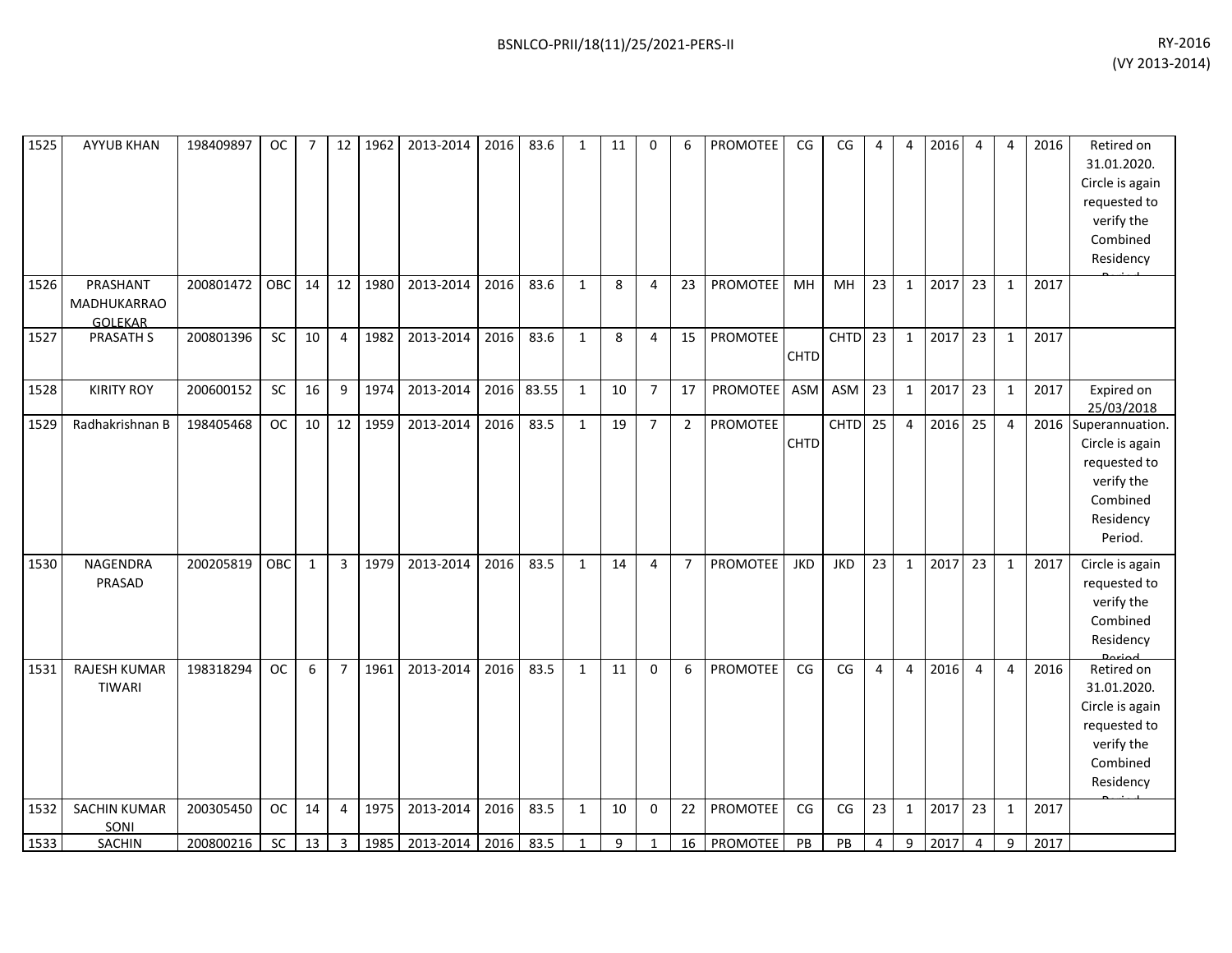| 1525 | AYYUB KHAN | 198409897 | OC | 7 | 12 | 1962 | 2013-2014 | 2016 | 83.6 | 1 | 11 | 0 | 6 | PROMOTEE | CG | CG | 4 | 4 | 2016 | 4 | 4 | 2016 | Retired on 31.01.2020. Circle is again requested to verify the Combined Residency Period. |
|---|---|---|---|---|---|---|---|---|---|---|---|---|---|---|---|---|---|---|---|---|---|---|---|
| 1526 | PRASHANT MADHUKARRAO GOLEKAR | 200801472 | OBC | 14 | 12 | 1980 | 2013-2014 | 2016 | 83.6 | 1 | 8 | 4 | 23 | PROMOTEE | MH | MH | 23 | 1 | 2017 | 23 | 1 | 2017 | |
| 1527 | PRASATH S | 200801396 | SC | 10 | 4 | 1982 | 2013-2014 | 2016 | 83.6 | 1 | 8 | 4 | 15 | PROMOTEE | CHTD | CHTD | 23 | 1 | 2017 | 23 | 1 | 2017 | |
| 1528 | KIRITY ROY | 200600152 | SC | 16 | 9 | 1974 | 2013-2014 | 2016 | 83.55 | 1 | 10 | 7 | 17 | PROMOTEE | ASM | ASM | 23 | 1 | 2017 | 23 | 1 | 2017 | Expired on 25/03/2018 |
| 1529 | Radhakrishnan B | 198405468 | OC | 10 | 12 | 1959 | 2013-2014 | 2016 | 83.5 | 1 | 19 | 7 | 2 | PROMOTEE | CHTD | CHTD | 25 | 4 | 2016 | 25 | 4 | 2016 | Superannuation. Circle is again requested to verify the Combined Residency Period. |
| 1530 | NAGENDRA PRASAD | 200205819 | OBC | 1 | 3 | 1979 | 2013-2014 | 2016 | 83.5 | 1 | 14 | 4 | 7 | PROMOTEE | JKD | JKD | 23 | 1 | 2017 | 23 | 1 | 2017 | Circle is again requested to verify the Combined Residency Period. |
| 1531 | RAJESH KUMAR TIWARI | 198318294 | OC | 6 | 7 | 1961 | 2013-2014 | 2016 | 83.5 | 1 | 11 | 0 | 6 | PROMOTEE | CG | CG | 4 | 4 | 2016 | 4 | 4 | 2016 | Retired on 31.01.2020. Circle is again requested to verify the Combined Residency Period. |
| 1532 | SACHIN KUMAR SONI | 200305450 | OC | 14 | 4 | 1975 | 2013-2014 | 2016 | 83.5 | 1 | 10 | 0 | 22 | PROMOTEE | CG | CG | 23 | 1 | 2017 | 23 | 1 | 2017 | |
| 1533 | SACHIN | 200800216 | SC | 13 | 3 | 1985 | 2013-2014 | 2016 | 83.5 | 1 | 9 | 1 | 16 | PROMOTEE | PB | PB | 4 | 9 | 2017 | 4 | 9 | 2017 | |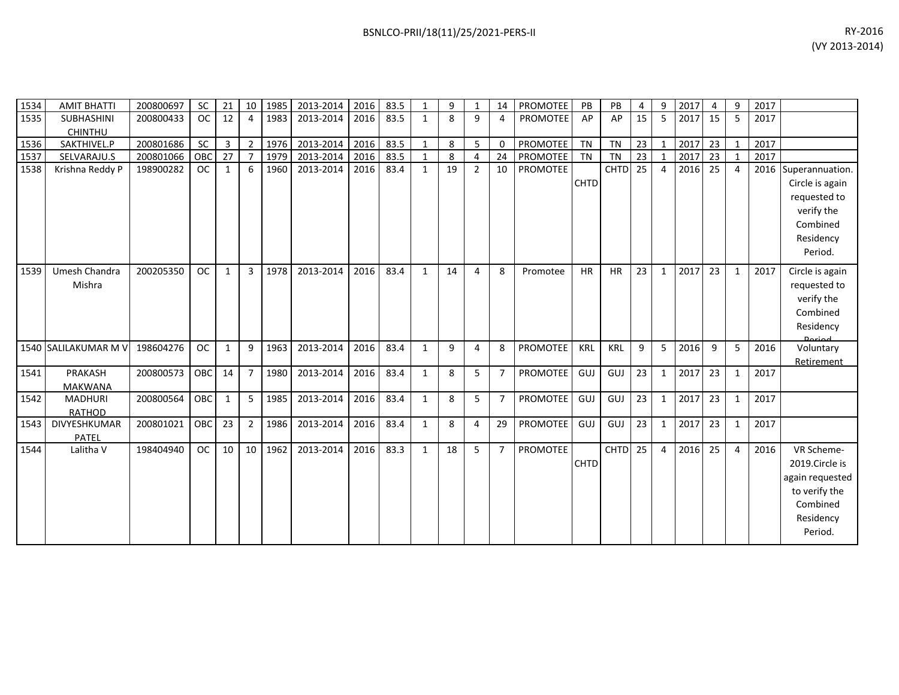| 1534 | AMIT BHATTI | 200800697 | SC | 21 | 10 | 1985 | 2013-2014 | 2016 | 83.5 | 1 | 9 | 1 | 14 | PROMOTEE | PB | PB | 4 | 9 | 2017 | 4 | 9 | 2017 | |
|---|---|---|---|---|---|---|---|---|---|---|---|---|---|---|---|---|---|---|---|---|---|---|---|
| 1535 | SUBHASHINI CHINTHU | 200800433 | OC | 12 | 4 | 1983 | 2013-2014 | 2016 | 83.5 | 1 | 8 | 9 | 4 | PROMOTEE | AP | AP | 15 | 5 | 2017 | 15 | 5 | 2017 | |
| 1536 | SAKTHIVEL.P | 200801686 | SC | 3 | 2 | 1976 | 2013-2014 | 2016 | 83.5 | 1 | 8 | 5 | 0 | PROMOTEE | TN | TN | 23 | 1 | 2017 | 23 | 1 | 2017 | |
| 1537 | SELVARAJU.S | 200801066 | OBC | 27 | 7 | 1979 | 2013-2014 | 2016 | 83.5 | 1 | 8 | 4 | 24 | PROMOTEE | TN | TN | 23 | 1 | 2017 | 23 | 1 | 2017 | |
| 1538 | Krishna Reddy P | 198900282 | OC | 1 | 6 | 1960 | 2013-2014 | 2016 | 83.4 | 1 | 19 | 2 | 10 | PROMOTEE | CHTD | CHTD | 25 | 4 | 2016 | 25 | 4 | 2016 | Superannuation. Circle is again requested to verify the Combined Residency Period. |
| 1539 | Umesh Chandra Mishra | 200205350 | OC | 1 | 3 | 1978 | 2013-2014 | 2016 | 83.4 | 1 | 14 | 4 | 8 | Promotee | HR | HR | 23 | 1 | 2017 | 23 | 1 | 2017 | Circle is again requested to verify the Combined Residency Period |
| 1540 | SALILAKUMAR M V | 198604276 | OC | 1 | 9 | 1963 | 2013-2014 | 2016 | 83.4 | 1 | 9 | 4 | 8 | PROMOTEE | KRL | KRL | 9 | 5 | 2016 | 9 | 5 | 2016 | Voluntary Retirement |
| 1541 | PRAKASH MAKWANA | 200800573 | OBC | 14 | 7 | 1980 | 2013-2014 | 2016 | 83.4 | 1 | 8 | 5 | 7 | PROMOTEE | GUJ | GUJ | 23 | 1 | 2017 | 23 | 1 | 2017 | |
| 1542 | MADHURI RATHOD | 200800564 | OBC | 1 | 5 | 1985 | 2013-2014 | 2016 | 83.4 | 1 | 8 | 5 | 7 | PROMOTEE | GUJ | GUJ | 23 | 1 | 2017 | 23 | 1 | 2017 | |
| 1543 | DIVYESHKUMAR PATEL | 200801021 | OBC | 23 | 2 | 1986 | 2013-2014 | 2016 | 83.4 | 1 | 8 | 4 | 29 | PROMOTEE | GUJ | GUJ | 23 | 1 | 2017 | 23 | 1 | 2017 | |
| 1544 | Lalitha V | 198404940 | OC | 10 | 10 | 1962 | 2013-2014 | 2016 | 83.3 | 1 | 18 | 5 | 7 | PROMOTEE | CHTD | CHTD | 25 | 4 | 2016 | 25 | 4 | 2016 | VR Scheme-2019.Circle is again requested to verify the Combined Residency Period. |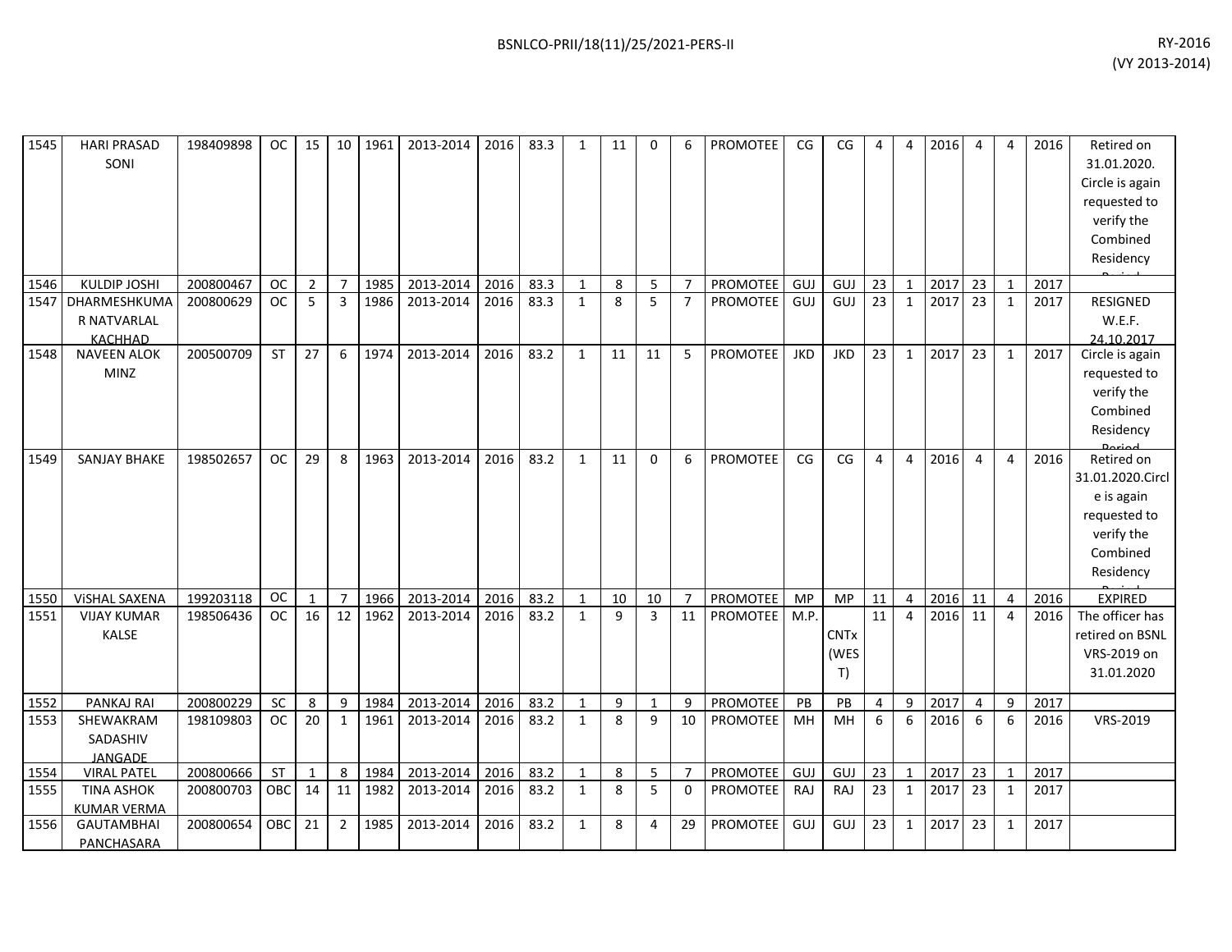| 1545 | HARI PRASAD SONI | 198409898 | OC | 15 | 10 | 1961 | 2013-2014 | 2016 | 83.3 | 1 | 11 | 0 | 6 | PROMOTEE | CG | CG | 4 | 4 | 2016 | 4 | 4 | 2016 | Retired on 31.01.2020. Circle is again requested to verify the Combined Residency Period |
|---|---|---|---|---|---|---|---|---|---|---|---|---|---|---|---|---|---|---|---|---|---|---|---|
| 1546 | KULDIP JOSHI | 200800467 | OC | 2 | 7 | 1985 | 2013-2014 | 2016 | 83.3 | 1 | 8 | 5 | 7 | PROMOTEE | GUJ | GUJ | 23 | 1 | 2017 | 23 | 1 | 2017 | |
| 1547 | DHARMESHKUMAR NATVARLAL KACHHAD | 200800629 | OC | 5 | 3 | 1986 | 2013-2014 | 2016 | 83.3 | 1 | 8 | 5 | 7 | PROMOTEE | GUJ | GUJ | 23 | 1 | 2017 | 23 | 1 | 2017 | RESIGNED W.E.F. 24.10.2017 |
| 1548 | NAVEEN ALOK MINZ | 200500709 | ST | 27 | 6 | 1974 | 2013-2014 | 2016 | 83.2 | 1 | 11 | 11 | 5 | PROMOTEE | JKD | JKD | 23 | 1 | 2017 | 23 | 1 | 2017 | Circle is again requested to verify the Combined Residency Period |
| 1549 | SANJAY BHAKE | 198502657 | OC | 29 | 8 | 1963 | 2013-2014 | 2016 | 83.2 | 1 | 11 | 0 | 6 | PROMOTEE | CG | CG | 4 | 4 | 2016 | 4 | 4 | 2016 | Retired on 31.01.2020.Circle is again requested to verify the Combined Residency Period |
| 1550 | ViSHAL SAXENA | 199203118 | OC | 1 | 7 | 1966 | 2013-2014 | 2016 | 83.2 | 1 | 10 | 10 | 7 | PROMOTEE | MP | MP | 11 | 4 | 2016 | 11 | 4 | 2016 | EXPIRED |
| 1551 | VIJAY KUMAR KALSE | 198506436 | OC | 16 | 12 | 1962 | 2013-2014 | 2016 | 83.2 | 1 | 9 | 3 | 11 | PROMOTEE | M.P. | CNTx (WEST) | 11 | 4 | 2016 | 11 | 4 | 2016 | The officer has retired on BSNL VRS-2019 on 31.01.2020 |
| 1552 | PANKAJ RAI | 200800229 | SC | 8 | 9 | 1984 | 2013-2014 | 2016 | 83.2 | 1 | 9 | 1 | 9 | PROMOTEE | PB | PB | 4 | 9 | 2017 | 4 | 9 | 2017 | |
| 1553 | SHEWAKRAM SADASHIV JANGADE | 198109803 | OC | 20 | 1 | 1961 | 2013-2014 | 2016 | 83.2 | 1 | 8 | 9 | 10 | PROMOTEE | MH | MH | 6 | 6 | 2016 | 6 | 6 | 2016 | VRS-2019 |
| 1554 | VIRAL PATEL | 200800666 | ST | 1 | 8 | 1984 | 2013-2014 | 2016 | 83.2 | 1 | 8 | 5 | 7 | PROMOTEE | GUJ | GUJ | 23 | 1 | 2017 | 23 | 1 | 2017 | |
| 1555 | TINA ASHOK KUMAR VERMA | 200800703 | OBC | 14 | 11 | 1982 | 2013-2014 | 2016 | 83.2 | 1 | 8 | 5 | 0 | PROMOTEE | RAJ | RAJ | 23 | 1 | 2017 | 23 | 1 | 2017 | |
| 1556 | GAUTAMBHAI PANCHASARA | 200800654 | OBC | 21 | 2 | 1985 | 2013-2014 | 2016 | 83.2 | 1 | 8 | 4 | 29 | PROMOTEE | GUJ | GUJ | 23 | 1 | 2017 | 23 | 1 | 2017 | |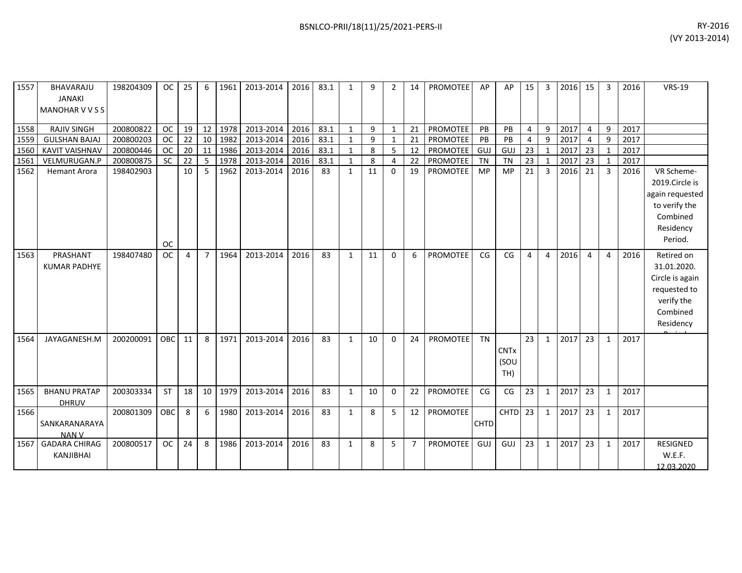| | | | | | | | | | | | | | | | | | | | | | | | | |
|---|---|---|---|---|---|---|---|---|---|---|---|---|---|---|---|---|---|---|---|---|---|---|---|---|
| 1557 | BHAVARAJU JANAKI MANOHAR V V S S | 198204309 | OC | 25 | 6 | 1961 | 2013-2014 | 2016 | 83.1 | 1 | 9 | 2 | 14 | PROMOTEE | AP | AP | 15 | 3 | 2016 | 15 | 3 | 2016 | VRS-19 |
| 1558 | RAJIV SINGH | 200800822 | OC | 19 | 12 | 1978 | 2013-2014 | 2016 | 83.1 | 1 | 9 | 1 | 21 | PROMOTEE | PB | PB | 4 | 9 | 2017 | 4 | 9 | 2017 | |
| 1559 | GULSHAN BAJAJ | 200800203 | OC | 22 | 10 | 1982 | 2013-2014 | 2016 | 83.1 | 1 | 9 | 1 | 21 | PROMOTEE | PB | PB | 4 | 9 | 2017 | 4 | 9 | 2017 | |
| 1560 | KAVIT VAISHNAV | 200800446 | OC | 20 | 11 | 1986 | 2013-2014 | 2016 | 83.1 | 1 | 8 | 5 | 12 | PROMOTEE | GUJ | GUJ | 23 | 1 | 2017 | 23 | 1 | 2017 | |
| 1561 | VELMURUGAN.P | 200800875 | SC | 22 | 5 | 1978 | 2013-2014 | 2016 | 83.1 | 1 | 8 | 4 | 22 | PROMOTEE | TN | TN | 23 | 1 | 2017 | 23 | 1 | 2017 | |
| 1562 | Hemant Arora | 198402903 | OC | 10 | 5 | 1962 | 2013-2014 | 2016 | 83 | 1 | 11 | 0 | 19 | PROMOTEE | MP | MP | 21 | 3 | 2016 | 21 | 3 | 2016 | VR Scheme-2019.Circle is again requested to verify the Combined Residency Period. |
| 1563 | PRASHANT KUMAR PADHYE | 198407480 | OC | 4 | 7 | 1964 | 2013-2014 | 2016 | 83 | 1 | 11 | 0 | 6 | PROMOTEE | CG | CG | 4 | 4 | 2016 | 4 | 4 | 2016 | Retired on 31.01.2020. Circle is again requested to verify the Combined Residency Period. |
| 1564 | JAYAGANESH.M | 200200091 | OBC | 11 | 8 | 1971 | 2013-2014 | 2016 | 83 | 1 | 10 | 0 | 24 | PROMOTEE | TN | CNTx (SOUTH) | 23 | 1 | 2017 | 23 | 1 | 2017 | |
| 1565 | BHANU PRATAP DHRUV | 200303334 | ST | 18 | 10 | 1979 | 2013-2014 | 2016 | 83 | 1 | 10 | 0 | 22 | PROMOTEE | CG | CG | 23 | 1 | 2017 | 23 | 1 | 2017 | |
| 1566 | SANKARANARAYANAN V | 200801309 | OBC | 8 | 6 | 1980 | 2013-2014 | 2016 | 83 | 1 | 8 | 5 | 12 | PROMOTEE | CHTD | CHTD | 23 | 1 | 2017 | 23 | 1 | 2017 | |
| 1567 | GADARA CHIRAG KANJIBHAI | 200800517 | OC | 24 | 8 | 1986 | 2013-2014 | 2016 | 83 | 1 | 8 | 5 | 7 | PROMOTEE | GUJ | GUJ | 23 | 1 | 2017 | 23 | 1 | 2017 | RESIGNED W.E.F. 12.03.2020 |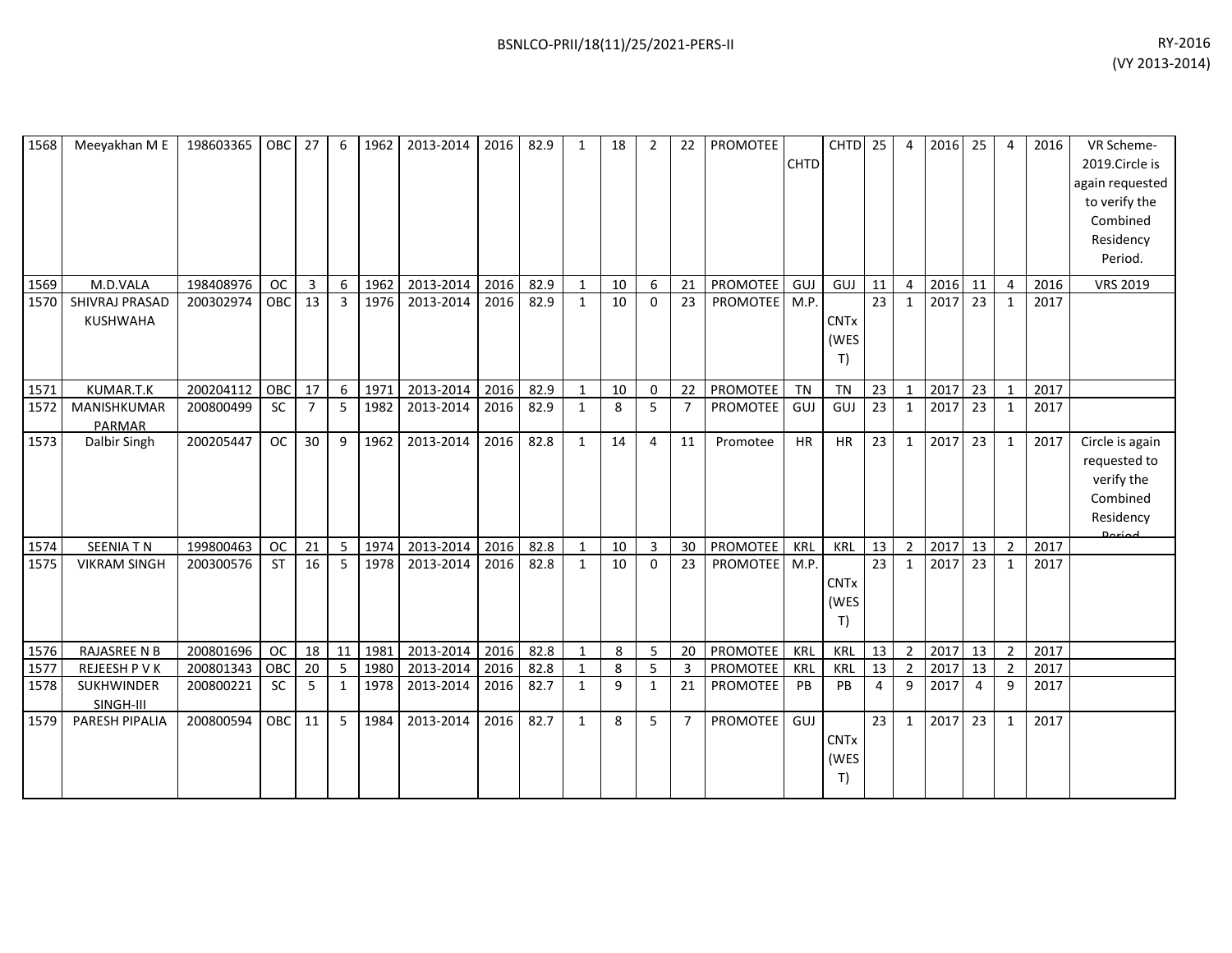| 1568 | Meeyakhan M E | 198603365 | OBC | 27 | 6 | 1962 | 2013-2014 | 2016 | 82.9 | 1 | 18 | 2 | 22 | PROMOTEE | CHTD | CHTD | 25 | 4 | 2016 | 25 | 4 | 2016 | VR Scheme-2019.Circle is again requested to verify the Combined Residency Period. |
|---|---|---|---|---|---|---|---|---|---|---|---|---|---|---|---|---|---|---|---|---|---|---|---|
| 1569 | M.D.VALA | 198408976 | OC | 3 | 6 | 1962 | 2013-2014 | 2016 | 82.9 | 1 | 10 | 6 | 21 | PROMOTEE | GUJ | GUJ | 11 | 4 | 2016 | 11 | 4 | 2016 | VRS 2019 |
| 1570 | SHIVRAJ PRASAD KUSHWAHA | 200302974 | OBC | 13 | 3 | 1976 | 2013-2014 | 2016 | 82.9 | 1 | 10 | 0 | 23 | PROMOTEE | M.P. | CNTx (WEST) | 23 | 1 | 2017 | 23 | 1 | 2017 | |
| 1571 | KUMAR.T.K | 200204112 | OBC | 17 | 6 | 1971 | 2013-2014 | 2016 | 82.9 | 1 | 10 | 0 | 22 | PROMOTEE | TN | TN | 23 | 1 | 2017 | 23 | 1 | 2017 | |
| 1572 | MANISHKUMAR PARMAR | 200800499 | SC | 7 | 5 | 1982 | 2013-2014 | 2016 | 82.9 | 1 | 8 | 5 | 7 | PROMOTEE | GUJ | GUJ | 23 | 1 | 2017 | 23 | 1 | 2017 | |
| 1573 | Dalbir Singh | 200205447 | OC | 30 | 9 | 1962 | 2013-2014 | 2016 | 82.8 | 1 | 14 | 4 | 11 | Promotee | HR | HR | 23 | 1 | 2017 | 23 | 1 | 2017 | Circle is again requested to verify the Combined Residency Period |
| 1574 | SEENIA T N | 199800463 | OC | 21 | 5 | 1974 | 2013-2014 | 2016 | 82.8 | 1 | 10 | 3 | 30 | PROMOTEE | KRL | KRL | 13 | 2 | 2017 | 13 | 2 | 2017 | |
| 1575 | VIKRAM SINGH | 200300576 | ST | 16 | 5 | 1978 | 2013-2014 | 2016 | 82.8 | 1 | 10 | 0 | 23 | PROMOTEE | M.P. | CNTx (WEST) | 23 | 1 | 2017 | 23 | 1 | 2017 | |
| 1576 | RAJASREE N B | 200801696 | OC | 18 | 11 | 1981 | 2013-2014 | 2016 | 82.8 | 1 | 8 | 5 | 20 | PROMOTEE | KRL | KRL | 13 | 2 | 2017 | 13 | 2 | 2017 | |
| 1577 | REJEESH P V K | 200801343 | OBC | 20 | 5 | 1980 | 2013-2014 | 2016 | 82.8 | 1 | 8 | 5 | 3 | PROMOTEE | KRL | KRL | 13 | 2 | 2017 | 13 | 2 | 2017 | |
| 1578 | SUKHWINDER SINGH-III | 200800221 | SC | 5 | 1 | 1978 | 2013-2014 | 2016 | 82.7 | 1 | 9 | 1 | 21 | PROMOTEE | PB | PB | 4 | 9 | 2017 | 4 | 9 | 2017 | |
| 1579 | PARESH PIPALIA | 200800594 | OBC | 11 | 5 | 1984 | 2013-2014 | 2016 | 82.7 | 1 | 8 | 5 | 7 | PROMOTEE | GUJ | CNTx (WEST) | 23 | 1 | 2017 | 23 | 1 | 2017 | |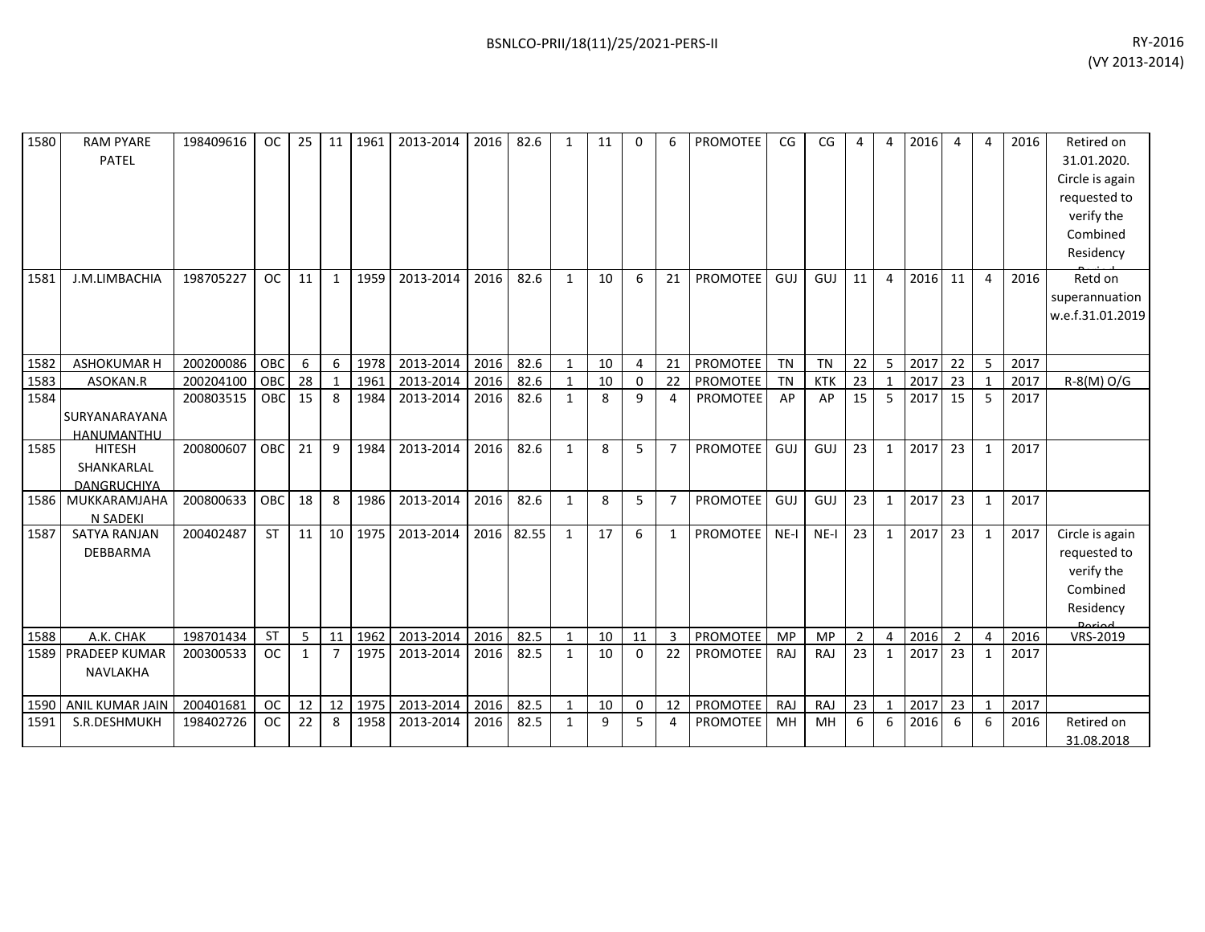| | | | | | | | | | | | | | | | | | | | | | | | | | |
|---|---|---|---|---|---|---|---|---|---|---|---|---|---|---|---|---|---|---|---|---|---|---|---|---|---|
| 1580 | RAM PYARE PATEL | 198409616 | OC | 25 | 11 | 1961 | 2013-2014 | 2016 | 82.6 | 1 | 11 | 0 | 6 | PROMOTEE | CG | CG | 4 | 4 | 2016 | 4 | 4 | 2016 | Retired on 31.01.2020. Circle is again requested to verify the Combined Residency Period |
| 1581 | J.M.LIMBACHIA | 198705227 | OC | 11 | 1 | 1959 | 2013-2014 | 2016 | 82.6 | 1 | 10 | 6 | 21 | PROMOTEE | GUJ | GUJ | 11 | 4 | 2016 | 11 | 4 | 2016 | Retd on superannuation w.e.f.31.01.2019 |
| 1582 | ASHOKUMAR H | 200200086 | OBC | 6 | 6 | 1978 | 2013-2014 | 2016 | 82.6 | 1 | 10 | 4 | 21 | PROMOTEE | TN | TN | 22 | 5 | 2017 | 22 | 5 | 2017 | |
| 1583 | ASOKAN.R | 200204100 | OBC | 28 | 1 | 1961 | 2013-2014 | 2016 | 82.6 | 1 | 10 | 0 | 22 | PROMOTEE | TN | KTK | 23 | 1 | 2017 | 23 | 1 | 2017 | R-8(M) O/G |
| 1584 | SURYANARAYANA HANUMANTHU | 200803515 | OBC | 15 | 8 | 1984 | 2013-2014 | 2016 | 82.6 | 1 | 8 | 9 | 4 | PROMOTEE | AP | AP | 15 | 5 | 2017 | 15 | 5 | 2017 | |
| 1585 | HITESH SHANKARLAL DANGRUCHIYA | 200800607 | OBC | 21 | 9 | 1984 | 2013-2014 | 2016 | 82.6 | 1 | 8 | 5 | 7 | PROMOTEE | GUJ | GUJ | 23 | 1 | 2017 | 23 | 1 | 2017 | |
| 1586 | MUKKARAMJAHAN SADEKI | 200800633 | OBC | 18 | 8 | 1986 | 2013-2014 | 2016 | 82.6 | 1 | 8 | 5 | 7 | PROMOTEE | GUJ | GUJ | 23 | 1 | 2017 | 23 | 1 | 2017 | |
| 1587 | SATYA RANJAN DEBBARMA | 200402487 | ST | 11 | 10 | 1975 | 2013-2014 | 2016 | 82.55 | 1 | 17 | 6 | 1 | PROMOTEE | NE-I | NE-I | 23 | 1 | 2017 | 23 | 1 | 2017 | Circle is again requested to verify the Combined Residency Period |
| 1588 | A.K. CHAK | 198701434 | ST | 5 | 11 | 1962 | 2013-2014 | 2016 | 82.5 | 1 | 10 | 11 | 3 | PROMOTEE | MP | MP | 2 | 4 | 2016 | 2 | 4 | 2016 | VRS-2019 |
| 1589 | PRADEEP KUMAR NAVLAKHA | 200300533 | OC | 1 | 7 | 1975 | 2013-2014 | 2016 | 82.5 | 1 | 10 | 0 | 22 | PROMOTEE | RAJ | RAJ | 23 | 1 | 2017 | 23 | 1 | 2017 | |
| 1590 | ANIL KUMAR JAIN | 200401681 | OC | 12 | 12 | 1975 | 2013-2014 | 2016 | 82.5 | 1 | 10 | 0 | 12 | PROMOTEE | RAJ | RAJ | 23 | 1 | 2017 | 23 | 1 | 2017 | |
| 1591 | S.R.DESHMUKH | 198402726 | OC | 22 | 8 | 1958 | 2013-2014 | 2016 | 82.5 | 1 | 9 | 5 | 4 | PROMOTEE | MH | MH | 6 | 6 | 2016 | 6 | 6 | 2016 | Retired on 31.08.2018 |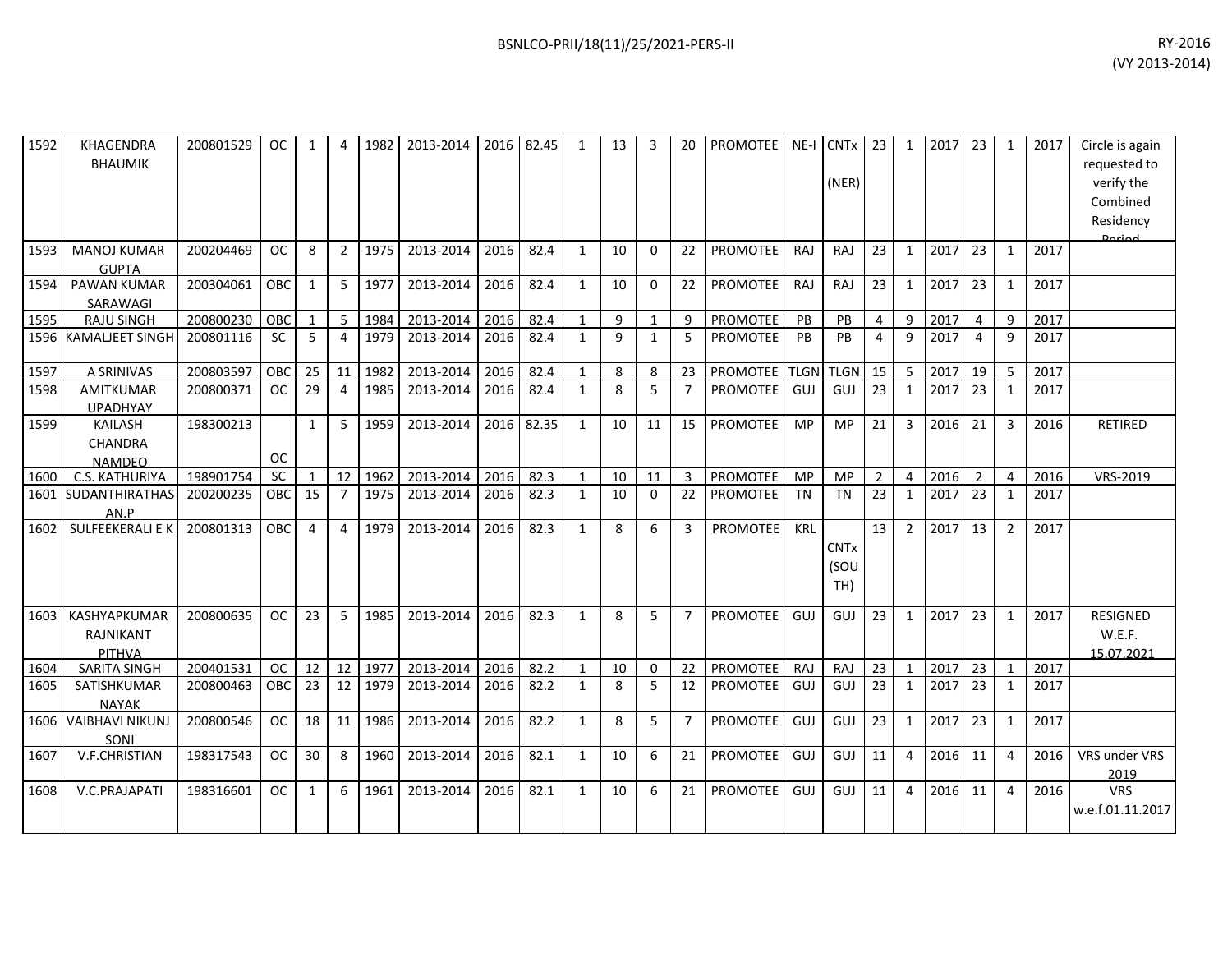| | | | | | | | | | | | | | | | | | | | | | | | | | |
|---|---|---|---|---|---|---|---|---|---|---|---|---|---|---|---|---|---|---|---|---|---|---|---|---|---|
| 1592 | KHAGENDRA BHAUMIK | 200801529 | OC | 1 | 4 | 1982 | 2013-2014 | 2016 | 82.45 | 1 | 13 | 3 | 20 | PROMOTEE | NE-I | CNTx (NER) | 23 | 1 | 2017 | 23 | 1 | 2017 | Circle is again requested to verify the Combined Residency Period |
| 1593 | MANOJ KUMAR GUPTA | 200204469 | OC | 8 | 2 | 1975 | 2013-2014 | 2016 | 82.4 | 1 | 10 | 0 | 22 | PROMOTEE | RAJ | RAJ | 23 | 1 | 2017 | 23 | 1 | 2017 | |
| 1594 | PAWAN KUMAR SARAWAGI | 200304061 | OBC | 1 | 5 | 1977 | 2013-2014 | 2016 | 82.4 | 1 | 10 | 0 | 22 | PROMOTEE | RAJ | RAJ | 23 | 1 | 2017 | 23 | 1 | 2017 | |
| 1595 | RAJU SINGH | 200800230 | OBC | 1 | 5 | 1984 | 2013-2014 | 2016 | 82.4 | 1 | 9 | 1 | 9 | PROMOTEE | PB | PB | 4 | 9 | 2017 | 4 | 9 | 2017 | |
| 1596 | KAMALJEET SINGH | 200801116 | SC | 5 | 4 | 1979 | 2013-2014 | 2016 | 82.4 | 1 | 9 | 1 | 5 | PROMOTEE | PB | PB | 4 | 9 | 2017 | 4 | 9 | 2017 | |
| 1597 | A SRINIVAS | 200803597 | OBC | 25 | 11 | 1982 | 2013-2014 | 2016 | 82.4 | 1 | 8 | 8 | 23 | PROMOTEE | TLGN | TLGN | 15 | 5 | 2017 | 19 | 5 | 2017 | |
| 1598 | AMITKUMAR UPADHYAY | 200800371 | OC | 29 | 4 | 1985 | 2013-2014 | 2016 | 82.4 | 1 | 8 | 5 | 7 | PROMOTEE | GUJ | GUJ | 23 | 1 | 2017 | 23 | 1 | 2017 | |
| 1599 | KAILASH CHANDRA NAMDEO | 198300213 | OC | 1 | 5 | 1959 | 2013-2014 | 2016 | 82.35 | 1 | 10 | 11 | 15 | PROMOTEE | MP | MP | 21 | 3 | 2016 | 21 | 3 | 2016 | RETIRED |
| 1600 | C.S. KATHURIYA | 198901754 | SC | 1 | 12 | 1962 | 2013-2014 | 2016 | 82.3 | 1 | 10 | 11 | 3 | PROMOTEE | MP | MP | 2 | 4 | 2016 | 2 | 4 | 2016 | VRS-2019 |
| 1601 | SUDANTHIRATHASAN.P | 200200235 | OBC | 15 | 7 | 1975 | 2013-2014 | 2016 | 82.3 | 1 | 10 | 0 | 22 | PROMOTEE | TN | TN | 23 | 1 | 2017 | 23 | 1 | 2017 | |
| 1602 | SULFEEKERALI E K | 200801313 | OBC | 4 | 4 | 1979 | 2013-2014 | 2016 | 82.3 | 1 | 8 | 6 | 3 | PROMOTEE | KRL | CNTx (SOUTH) | 13 | 2 | 2017 | 13 | 2 | 2017 | |
| 1603 | KASHYAPKUMAR RAJNIKANT PITHVA | 200800635 | OC | 23 | 5 | 1985 | 2013-2014 | 2016 | 82.3 | 1 | 8 | 5 | 7 | PROMOTEE | GUJ | GUJ | 23 | 1 | 2017 | 23 | 1 | 2017 | RESIGNED W.E.F. 15.07.2021 |
| 1604 | SARITA SINGH | 200401531 | OC | 12 | 12 | 1977 | 2013-2014 | 2016 | 82.2 | 1 | 10 | 0 | 22 | PROMOTEE | RAJ | RAJ | 23 | 1 | 2017 | 23 | 1 | 2017 | |
| 1605 | SATISHKUMAR NAYAK | 200800463 | OBC | 23 | 12 | 1979 | 2013-2014 | 2016 | 82.2 | 1 | 8 | 5 | 12 | PROMOTEE | GUJ | GUJ | 23 | 1 | 2017 | 23 | 1 | 2017 | |
| 1606 | VAIBHAVI NIKUNJ SONI | 200800546 | OC | 18 | 11 | 1986 | 2013-2014 | 2016 | 82.2 | 1 | 8 | 5 | 7 | PROMOTEE | GUJ | GUJ | 23 | 1 | 2017 | 23 | 1 | 2017 | |
| 1607 | V.F.CHRISTIAN | 198317543 | OC | 30 | 8 | 1960 | 2013-2014 | 2016 | 82.1 | 1 | 10 | 6 | 21 | PROMOTEE | GUJ | GUJ | 11 | 4 | 2016 | 11 | 4 | 2016 | VRS under VRS 2019 |
| 1608 | V.C.PRAJAPATI | 198316601 | OC | 1 | 6 | 1961 | 2013-2014 | 2016 | 82.1 | 1 | 10 | 6 | 21 | PROMOTEE | GUJ | GUJ | 11 | 4 | 2016 | 11 | 4 | 2016 | VRS w.e.f.01.11.2017 |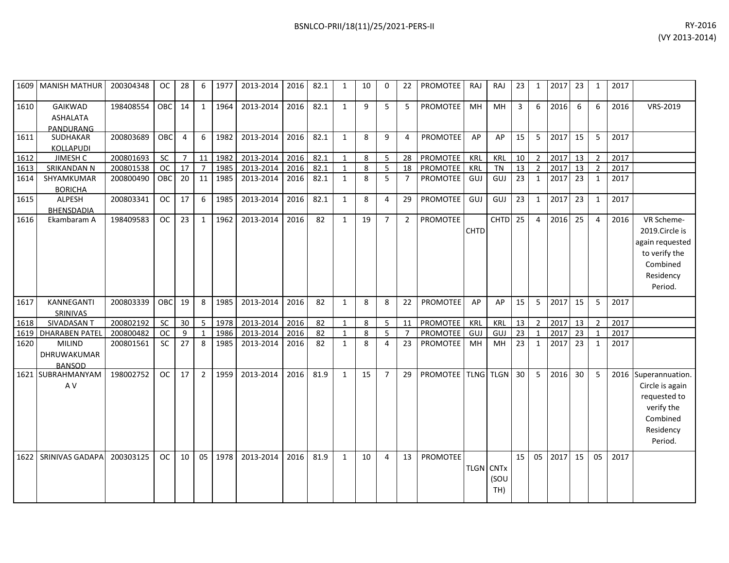| | | | | | | | | | | | | | | | | | | | | | | | | |
|---|---|---|---|---|---|---|---|---|---|---|---|---|---|---|---|---|---|---|---|---|---|---|---|---|
| 1609 | MANISH MATHUR | 200304348 | OC | 28 | 6 | 1977 | 2013-2014 | 2016 | 82.1 | 1 | 10 | 0 | 22 | PROMOTEE | RAJ | RAJ | 23 | 1 | 2017 | 23 | 1 | 2017 | |
| 1610 | GAIKWAD ASHALATA PANDURANG | 198408554 | OBC | 14 | 1 | 1964 | 2013-2014 | 2016 | 82.1 | 1 | 9 | 5 | 5 | PROMOTEE | MH | MH | 3 | 6 | 2016 | 6 | 6 | 2016 | VRS-2019 |
| 1611 | SUDHAKAR KOLLAPUDI | 200803689 | OBC | 4 | 6 | 1982 | 2013-2014 | 2016 | 82.1 | 1 | 8 | 9 | 4 | PROMOTEE | AP | AP | 15 | 5 | 2017 | 15 | 5 | 2017 | |
| 1612 | JIMESH C | 200801693 | SC | 7 | 11 | 1982 | 2013-2014 | 2016 | 82.1 | 1 | 8 | 5 | 28 | PROMOTEE | KRL | KRL | 10 | 2 | 2017 | 13 | 2 | 2017 | |
| 1613 | SRIKANDAN N | 200801538 | OC | 17 | 7 | 1985 | 2013-2014 | 2016 | 82.1 | 1 | 8 | 5 | 18 | PROMOTEE | KRL | TN | 13 | 2 | 2017 | 13 | 2 | 2017 | |
| 1614 | SHYAMKUMAR BORICHA | 200800490 | OBC | 20 | 11 | 1985 | 2013-2014 | 2016 | 82.1 | 1 | 8 | 5 | 7 | PROMOTEE | GUJ | GUJ | 23 | 1 | 2017 | 23 | 1 | 2017 | |
| 1615 | ALPESH BHENSDADIA | 200803341 | OC | 17 | 6 | 1985 | 2013-2014 | 2016 | 82.1 | 1 | 8 | 4 | 29 | PROMOTEE | GUJ | GUJ | 23 | 1 | 2017 | 23 | 1 | 2017 | |
| 1616 | Ekambaram A | 198409583 | OC | 23 | 1 | 1962 | 2013-2014 | 2016 | 82 | 1 | 19 | 7 | 2 | PROMOTEE | CHTD | CHTD | 25 | 4 | 2016 | 25 | 4 | 2016 | VR Scheme-2019.Circle is again requested to verify the Combined Residency Period. |
| 1617 | KANNEGANTI SRINIVAS | 200803339 | OBC | 19 | 8 | 1985 | 2013-2014 | 2016 | 82 | 1 | 8 | 8 | 22 | PROMOTEE | AP | AP | 15 | 5 | 2017 | 15 | 5 | 2017 | |
| 1618 | SIVADASAN T | 200802192 | SC | 30 | 5 | 1978 | 2013-2014 | 2016 | 82 | 1 | 8 | 5 | 11 | PROMOTEE | KRL | KRL | 13 | 2 | 2017 | 13 | 2 | 2017 | |
| 1619 | DHARABEN PATEL | 200800482 | OC | 9 | 1 | 1986 | 2013-2014 | 2016 | 82 | 1 | 8 | 5 | 7 | PROMOTEE | GUJ | GUJ | 23 | 1 | 2017 | 23 | 1 | 2017 | |
| 1620 | MILIND DHRUWAKUMAR BANSOD | 200801561 | SC | 27 | 8 | 1985 | 2013-2014 | 2016 | 82 | 1 | 8 | 4 | 23 | PROMOTEE | MH | MH | 23 | 1 | 2017 | 23 | 1 | 2017 | |
| 1621 | SUBRAHMANYAM A V | 198002752 | OC | 17 | 2 | 1959 | 2013-2014 | 2016 | 81.9 | 1 | 15 | 7 | 29 | PROMOTEE | TLNG | TLGN | 30 | 5 | 2016 | 30 | 5 | 2016 | Superannuation. Circle is again requested to verify the Combined Residency Period. |
| 1622 | SRINIVAS GADAPA | 200303125 | OC | 10 | 05 | 1978 | 2013-2014 | 2016 | 81.9 | 1 | 10 | 4 | 13 | PROMOTEE | TLGN | CNTx (SOUTH) | 15 | 05 | 2017 | 15 | 05 | 2017 | |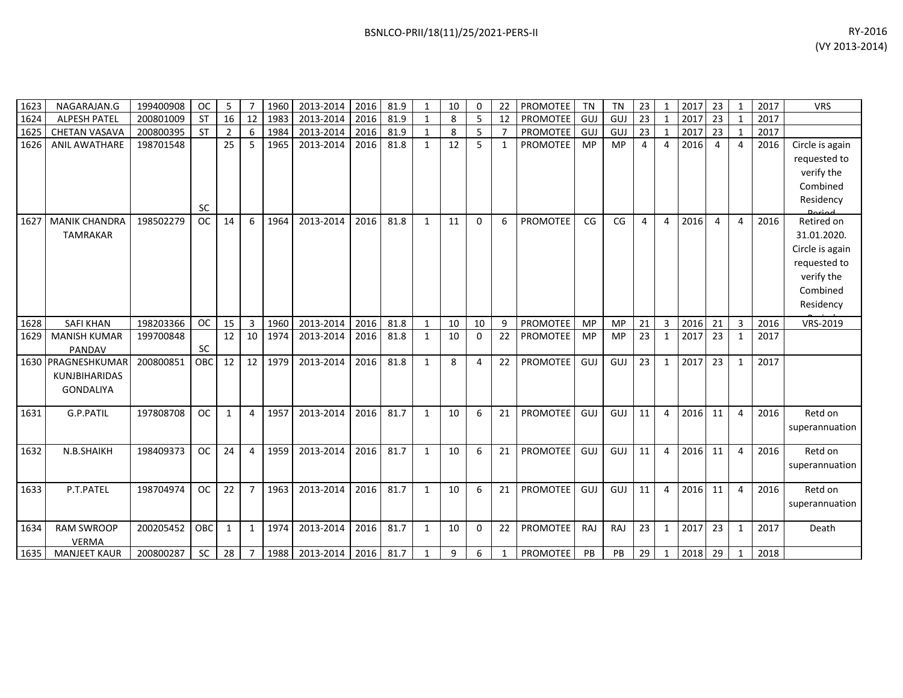| | | | | | | | | | | | | | | | | | | | | | | | | |
|---|---|---|---|---|---|---|---|---|---|---|---|---|---|---|---|---|---|---|---|---|---|---|---|---|
| 1623 | NAGARAJAN.G | 199400908 | OC | 5 | 7 | 1960 | 2013-2014 | 2016 | 81.9 | 1 | 10 | 0 | 22 | PROMOTEE | TN | TN | 23 | 1 | 2017 | 23 | 1 | 2017 | VRS |
| 1624 | ALPESH PATEL | 200801009 | ST | 16 | 12 | 1983 | 2013-2014 | 2016 | 81.9 | 1 | 8 | 5 | 12 | PROMOTEE | GUJ | GUJ | 23 | 1 | 2017 | 23 | 1 | 2017 | |
| 1625 | CHETAN VASAVA | 200800395 | ST | 2 | 6 | 1984 | 2013-2014 | 2016 | 81.9 | 1 | 8 | 5 | 7 | PROMOTEE | GUJ | GUJ | 23 | 1 | 2017 | 23 | 1 | 2017 | |
| 1626 | ANIL AWATHARE | 198701548 | SC | 25 | 5 | 1965 | 2013-2014 | 2016 | 81.8 | 1 | 12 | 5 | 1 | PROMOTEE | MP | MP | 4 | 4 | 2016 | 4 | 4 | 2016 | Circle is again requested to verify the Combined Residency Period |
| 1627 | MANIK CHANDRA TAMRAKAR | 198502279 | OC | 14 | 6 | 1964 | 2013-2014 | 2016 | 81.8 | 1 | 11 | 0 | 6 | PROMOTEE | CG | CG | 4 | 4 | 2016 | 4 | 4 | 2016 | Retired on 31.01.2020. Circle is again requested to verify the Combined Residency Period |
| 1628 | SAFI KHAN | 198203366 | OC | 15 | 3 | 1960 | 2013-2014 | 2016 | 81.8 | 1 | 10 | 10 | 9 | PROMOTEE | MP | MP | 21 | 3 | 2016 | 21 | 3 | 2016 | VRS-2019 |
| 1629 | MANISH KUMAR PANDAV | 199700848 | SC | 12 | 10 | 1974 | 2013-2014 | 2016 | 81.8 | 1 | 10 | 0 | 22 | PROMOTEE | MP | MP | 23 | 1 | 2017 | 23 | 1 | 2017 | |
| 1630 | PRAGNESHKUMAR KUNJBIHARIDAS GONDALIYA | 200800851 | OBC | 12 | 12 | 1979 | 2013-2014 | 2016 | 81.8 | 1 | 8 | 4 | 22 | PROMOTEE | GUJ | GUJ | 23 | 1 | 2017 | 23 | 1 | 2017 | |
| 1631 | G.P.PATIL | 197808708 | OC | 1 | 4 | 1957 | 2013-2014 | 2016 | 81.7 | 1 | 10 | 6 | 21 | PROMOTEE | GUJ | GUJ | 11 | 4 | 2016 | 11 | 4 | 2016 | Retd on superannuation |
| 1632 | N.B.SHAIKH | 198409373 | OC | 24 | 4 | 1959 | 2013-2014 | 2016 | 81.7 | 1 | 10 | 6 | 21 | PROMOTEE | GUJ | GUJ | 11 | 4 | 2016 | 11 | 4 | 2016 | Retd on superannuation |
| 1633 | P.T.PATEL | 198704974 | OC | 22 | 7 | 1963 | 2013-2014 | 2016 | 81.7 | 1 | 10 | 6 | 21 | PROMOTEE | GUJ | GUJ | 11 | 4 | 2016 | 11 | 4 | 2016 | Retd on superannuation |
| 1634 | RAM SWROOP VERMA | 200205452 | OBC | 1 | 1 | 1974 | 2013-2014 | 2016 | 81.7 | 1 | 10 | 0 | 22 | PROMOTEE | RAJ | RAJ | 23 | 1 | 2017 | 23 | 1 | 2017 | Death |
| 1635 | MANJEET KAUR | 200800287 | SC | 28 | 7 | 1988 | 2013-2014 | 2016 | 81.7 | 1 | 9 | 6 | 1 | PROMOTEE | PB | PB | 29 | 1 | 2018 | 29 | 1 | 2018 | |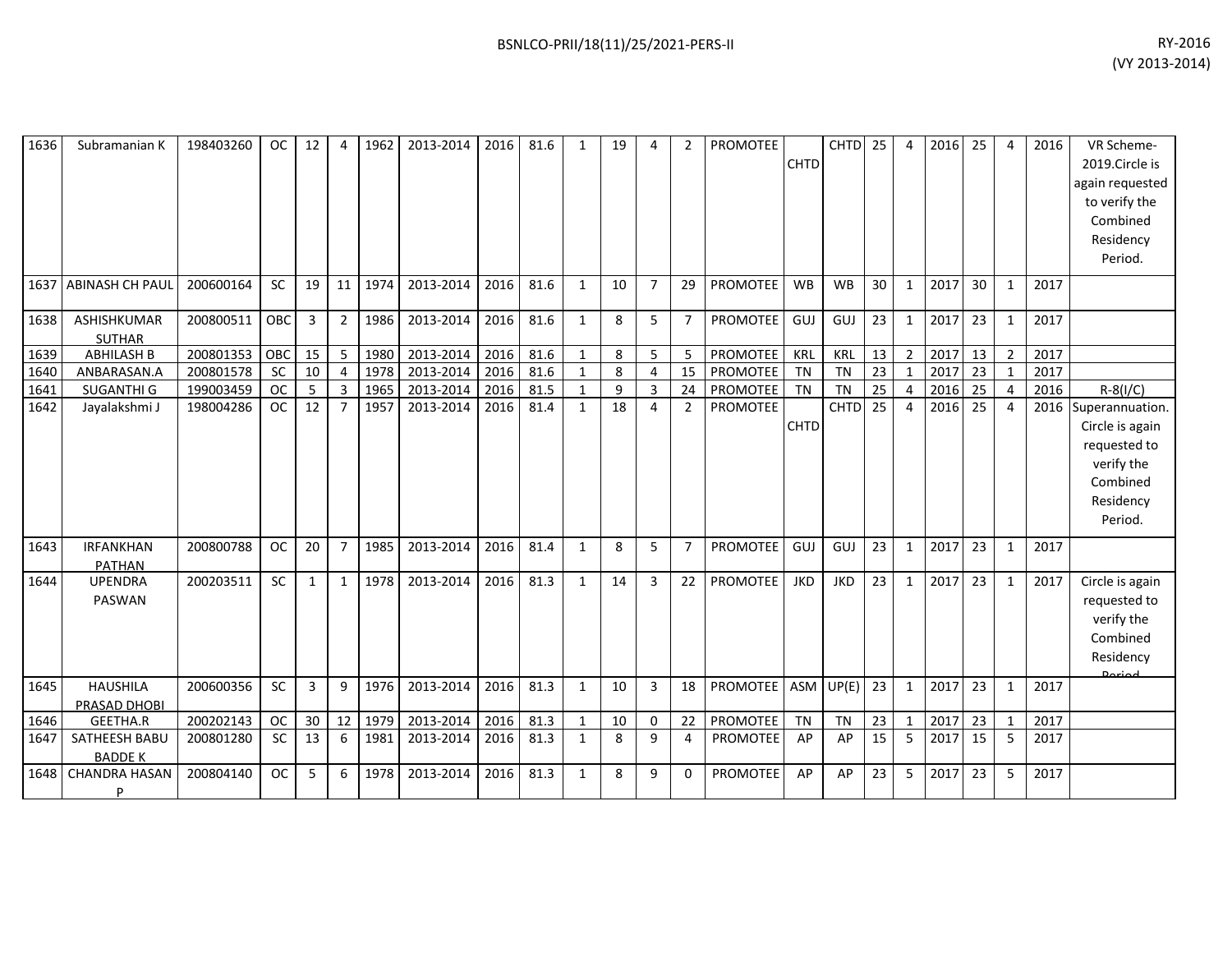| | | | | | | | | | | | | | | | | | | | | | | | | |
|---|---|---|---|---|---|---|---|---|---|---|---|---|---|---|---|---|---|---|---|---|---|---|---|---|
| 1636 | Subramanian K | 198403260 | OC | 12 | 4 | 1962 | 2013-2014 | 2016 | 81.6 | 1 | 19 | 4 | 2 | PROMOTEE | CHTD | CHTD | 25 | 4 | 2016 | 25 | 4 | 2016 | VR Scheme-2019.Circle is again requested to verify the Combined Residency Period. |
| 1637 | ABINASH CH PAUL | 200600164 | SC | 19 | 11 | 1974 | 2013-2014 | 2016 | 81.6 | 1 | 10 | 7 | 29 | PROMOTEE | WB | WB | 30 | 1 | 2017 | 30 | 1 | 2017 | |
| 1638 | ASHISHKUMAR SUTHAR | 200800511 | OBC | 3 | 2 | 1986 | 2013-2014 | 2016 | 81.6 | 1 | 8 | 5 | 7 | PROMOTEE | GUJ | GUJ | 23 | 1 | 2017 | 23 | 1 | 2017 | |
| 1639 | ABHILASH B | 200801353 | OBC | 15 | 5 | 1980 | 2013-2014 | 2016 | 81.6 | 1 | 8 | 5 | 5 | PROMOTEE | KRL | KRL | 13 | 2 | 2017 | 13 | 2 | 2017 | |
| 1640 | ANBARASAN.A | 200801578 | SC | 10 | 4 | 1978 | 2013-2014 | 2016 | 81.6 | 1 | 8 | 4 | 15 | PROMOTEE | TN | TN | 23 | 1 | 2017 | 23 | 1 | 2017 | |
| 1641 | SUGANTHI G | 199003459 | OC | 5 | 3 | 1965 | 2013-2014 | 2016 | 81.5 | 1 | 9 | 3 | 24 | PROMOTEE | TN | TN | 25 | 4 | 2016 | 25 | 4 | 2016 | R-8(I/C) |
| 1642 | Jayalakshmi J | 198004286 | OC | 12 | 7 | 1957 | 2013-2014 | 2016 | 81.4 | 1 | 18 | 4 | 2 | PROMOTEE | CHTD | CHTD | 25 | 4 | 2016 | 25 | 4 | 2016 | Superannuation. Circle is again requested to verify the Combined Residency Period. |
| 1643 | IRFANKHAN PATHAN | 200800788 | OC | 20 | 7 | 1985 | 2013-2014 | 2016 | 81.4 | 1 | 8 | 5 | 7 | PROMOTEE | GUJ | GUJ | 23 | 1 | 2017 | 23 | 1 | 2017 | |
| 1644 | UPENDRA PASWAN | 200203511 | SC | 1 | 1 | 1978 | 2013-2014 | 2016 | 81.3 | 1 | 14 | 3 | 22 | PROMOTEE | JKD | JKD | 23 | 1 | 2017 | 23 | 1 | 2017 | Circle is again requested to verify the Combined Residency Period |
| 1645 | HAUSHILA PRASAD DHOBI | 200600356 | SC | 3 | 9 | 1976 | 2013-2014 | 2016 | 81.3 | 1 | 10 | 3 | 18 | PROMOTEE | ASM | UP(E) | 23 | 1 | 2017 | 23 | 1 | 2017 | |
| 1646 | GEETHA.R | 200202143 | OC | 30 | 12 | 1979 | 2013-2014 | 2016 | 81.3 | 1 | 10 | 0 | 22 | PROMOTEE | TN | TN | 23 | 1 | 2017 | 23 | 1 | 2017 | |
| 1647 | SATHEESH BABU BADDE K | 200801280 | SC | 13 | 6 | 1981 | 2013-2014 | 2016 | 81.3 | 1 | 8 | 9 | 4 | PROMOTEE | AP | AP | 15 | 5 | 2017 | 15 | 5 | 2017 | |
| 1648 | CHANDRA HASAN P | 200804140 | OC | 5 | 6 | 1978 | 2013-2014 | 2016 | 81.3 | 1 | 8 | 9 | 0 | PROMOTEE | AP | AP | 23 | 5 | 2017 | 23 | 5 | 2017 | |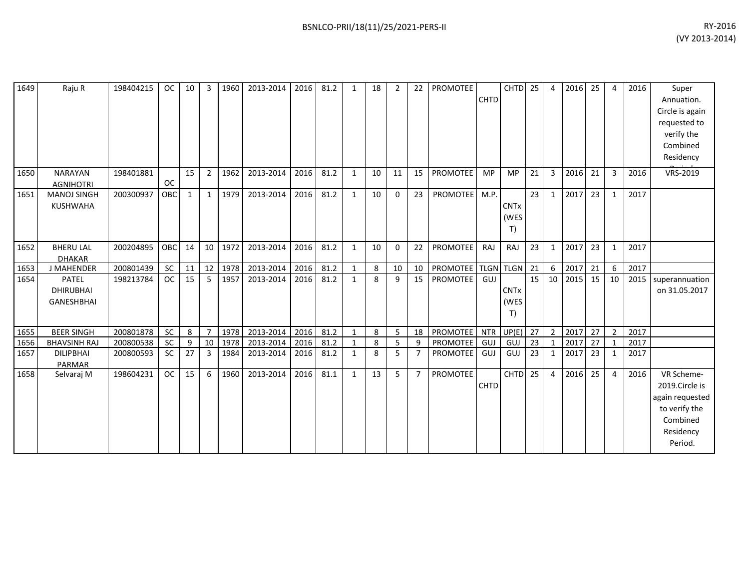| | | | | | | | | | | | | | | | | | | | | | | | | |
|---|---|---|---|---|---|---|---|---|---|---|---|---|---|---|---|---|---|---|---|---|---|---|---|---|
| 1649 | Raju R | 198404215 | OC | 10 | 3 | 1960 | 2013-2014 | 2016 | 81.2 | 1 | 18 | 2 | 22 | PROMOTEE | CHTD | CHTD | 25 | 4 | 2016 | 25 | 4 | 2016 | Super Annuation. Circle is again requested to verify the Combined Residency Period. |
| 1650 | NARAYAN AGNIHOTRI | 198401881 | OC | 15 | 2 | 1962 | 2013-2014 | 2016 | 81.2 | 1 | 10 | 11 | 15 | PROMOTEE | MP | MP | 21 | 3 | 2016 | 21 | 3 | 2016 | VRS-2019 |
| 1651 | MANOJ SINGH KUSHWAHA | 200300937 | OBC | 1 | 1 | 1979 | 2013-2014 | 2016 | 81.2 | 1 | 10 | 0 | 23 | PROMOTEE | M.P. | CNTx (WEST) | 23 | 1 | 2017 | 23 | 1 | 2017 | |
| 1652 | BHERU LAL DHAKAR | 200204895 | OBC | 14 | 10 | 1972 | 2013-2014 | 2016 | 81.2 | 1 | 10 | 0 | 22 | PROMOTEE | RAJ | RAJ | 23 | 1 | 2017 | 23 | 1 | 2017 | |
| 1653 | J MAHENDER | 200801439 | SC | 11 | 12 | 1978 | 2013-2014 | 2016 | 81.2 | 1 | 8 | 10 | 10 | PROMOTEE | TLGN | TLGN | 21 | 6 | 2017 | 21 | 6 | 2017 | |
| 1654 | PATEL DHIRUBHAI GANESHBHAI | 198213784 | OC | 15 | 5 | 1957 | 2013-2014 | 2016 | 81.2 | 1 | 8 | 9 | 15 | PROMOTEE | GUJ | CNTx (WEST) | 15 | 10 | 2015 | 15 | 10 | 2015 | superannuation on 31.05.2017 |
| 1655 | BEER SINGH | 200801878 | SC | 8 | 7 | 1978 | 2013-2014 | 2016 | 81.2 | 1 | 8 | 5 | 18 | PROMOTEE | NTR | UP(E) | 27 | 2 | 2017 | 27 | 2 | 2017 | |
| 1656 | BHAVSINH RAJ | 200800538 | SC | 9 | 10 | 1978 | 2013-2014 | 2016 | 81.2 | 1 | 8 | 5 | 9 | PROMOTEE | GUJ | GUJ | 23 | 1 | 2017 | 27 | 1 | 2017 | |
| 1657 | DILIPBHAI PARMAR | 200800593 | SC | 27 | 3 | 1984 | 2013-2014 | 2016 | 81.2 | 1 | 8 | 5 | 7 | PROMOTEE | GUJ | GUJ | 23 | 1 | 2017 | 23 | 1 | 2017 | |
| 1658 | Selvaraj M | 198604231 | OC | 15 | 6 | 1960 | 2013-2014 | 2016 | 81.1 | 1 | 13 | 5 | 7 | PROMOTEE | CHTD | CHTD | 25 | 4 | 2016 | 25 | 4 | 2016 | VR Scheme-2019.Circle is again requested to verify the Combined Residency Period. |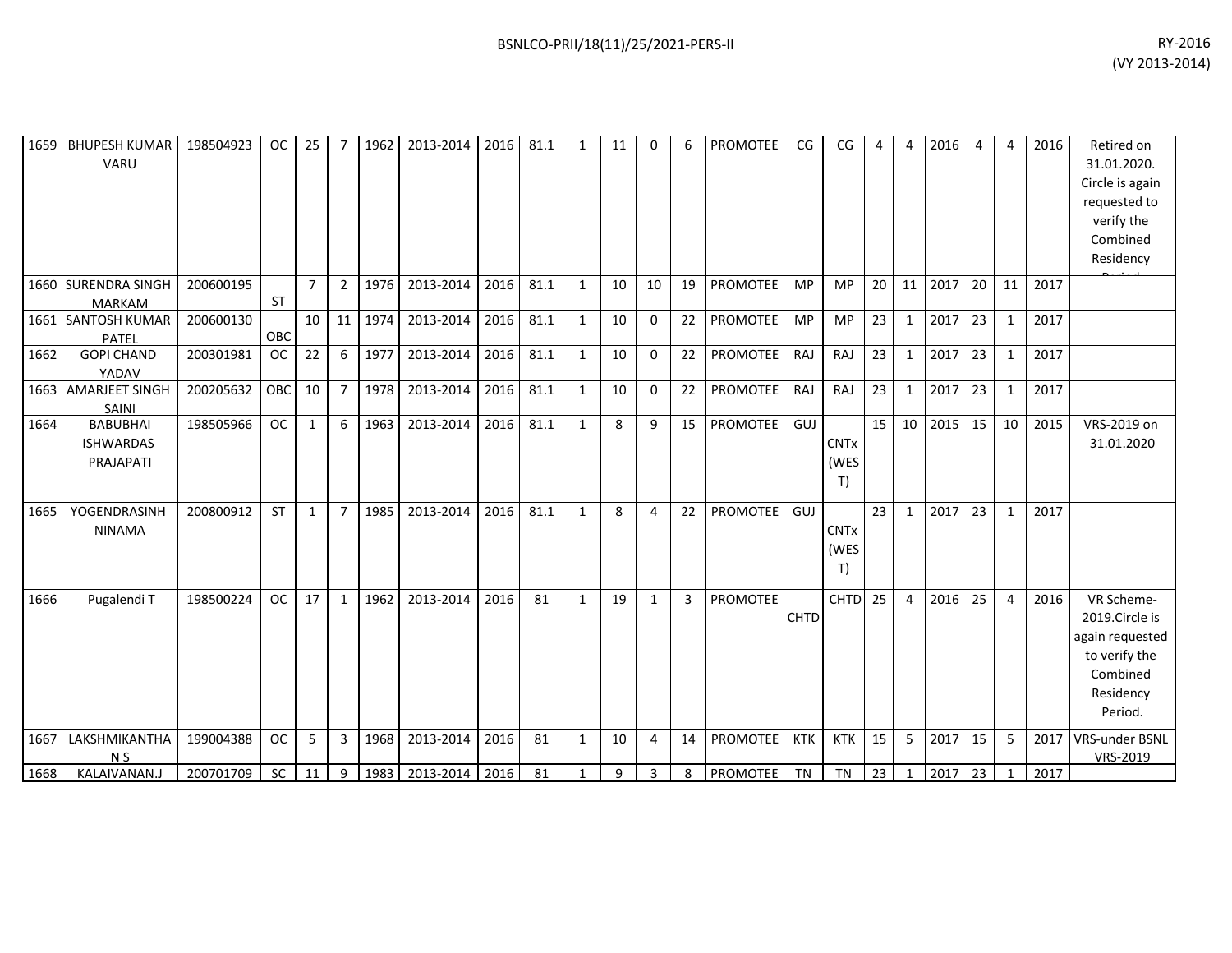| | | | | | | | | | | | | | | | | | | | | | | | | | |
|---|---|---|---|---|---|---|---|---|---|---|---|---|---|---|---|---|---|---|---|---|---|---|---|---|---|
| 1659 | BHUPESH KUMAR VARU | 198504923 | OC | 25 | 7 | 1962 | 2013-2014 | 2016 | 81.1 | 1 | 11 | 0 | 6 | PROMOTEE | CG | CG | 4 | 4 | 2016 | 4 | 4 | 2016 | Retired on 31.01.2020. Circle is again requested to verify the Combined Residency Period. |
| 1660 | SURENDRA SINGH MARKAM | 200600195 | ST | 7 | 2 | 1976 | 2013-2014 | 2016 | 81.1 | 1 | 10 | 10 | 19 | PROMOTEE | MP | MP | 20 | 11 | 2017 | 20 | 11 | 2017 | |
| 1661 | SANTOSH KUMAR PATEL | 200600130 | OBC | 10 | 11 | 1974 | 2013-2014 | 2016 | 81.1 | 1 | 10 | 0 | 22 | PROMOTEE | MP | MP | 23 | 1 | 2017 | 23 | 1 | 2017 | |
| 1662 | GOPI CHAND YADAV | 200301981 | OC | 22 | 6 | 1977 | 2013-2014 | 2016 | 81.1 | 1 | 10 | 0 | 22 | PROMOTEE | RAJ | RAJ | 23 | 1 | 2017 | 23 | 1 | 2017 | |
| 1663 | AMARJEET SINGH SAINI | 200205632 | OBC | 10 | 7 | 1978 | 2013-2014 | 2016 | 81.1 | 1 | 10 | 0 | 22 | PROMOTEE | RAJ | RAJ | 23 | 1 | 2017 | 23 | 1 | 2017 | |
| 1664 | BABUBHAI ISHWARDAS PRAJAPATI | 198505966 | OC | 1 | 6 | 1963 | 2013-2014 | 2016 | 81.1 | 1 | 8 | 9 | 15 | PROMOTEE | GUJ | CNTx (WEST) | 15 | 10 | 2015 | 15 | 10 | 2015 | VRS-2019 on 31.01.2020 |
| 1665 | YOGENDRASINH NINAMA | 200800912 | ST | 1 | 7 | 1985 | 2013-2014 | 2016 | 81.1 | 1 | 8 | 4 | 22 | PROMOTEE | GUJ | CNTx (WEST) | 23 | 1 | 2017 | 23 | 1 | 2017 | |
| 1666 | Pugalendi T | 198500224 | OC | 17 | 1 | 1962 | 2013-2014 | 2016 | 81 | 1 | 19 | 1 | 3 | PROMOTEE | CHTD | CHTD | 25 | 4 | 2016 | 25 | 4 | 2016 | VR Scheme-2019.Circle is again requested to verify the Combined Residency Period. |
| 1667 | LAKSHMIKANTHA N S | 199004388 | OC | 5 | 3 | 1968 | 2013-2014 | 2016 | 81 | 1 | 10 | 4 | 14 | PROMOTEE | KTK | KTK | 15 | 5 | 2017 | 15 | 5 | 2017 | VRS-under BSNL VRS-2019 |
| 1668 | KALAIVANAN.J | 200701709 | SC | 11 | 9 | 1983 | 2013-2014 | 2016 | 81 | 1 | 9 | 3 | 8 | PROMOTEE | TN | TN | 23 | 1 | 2017 | 23 | 1 | 2017 | |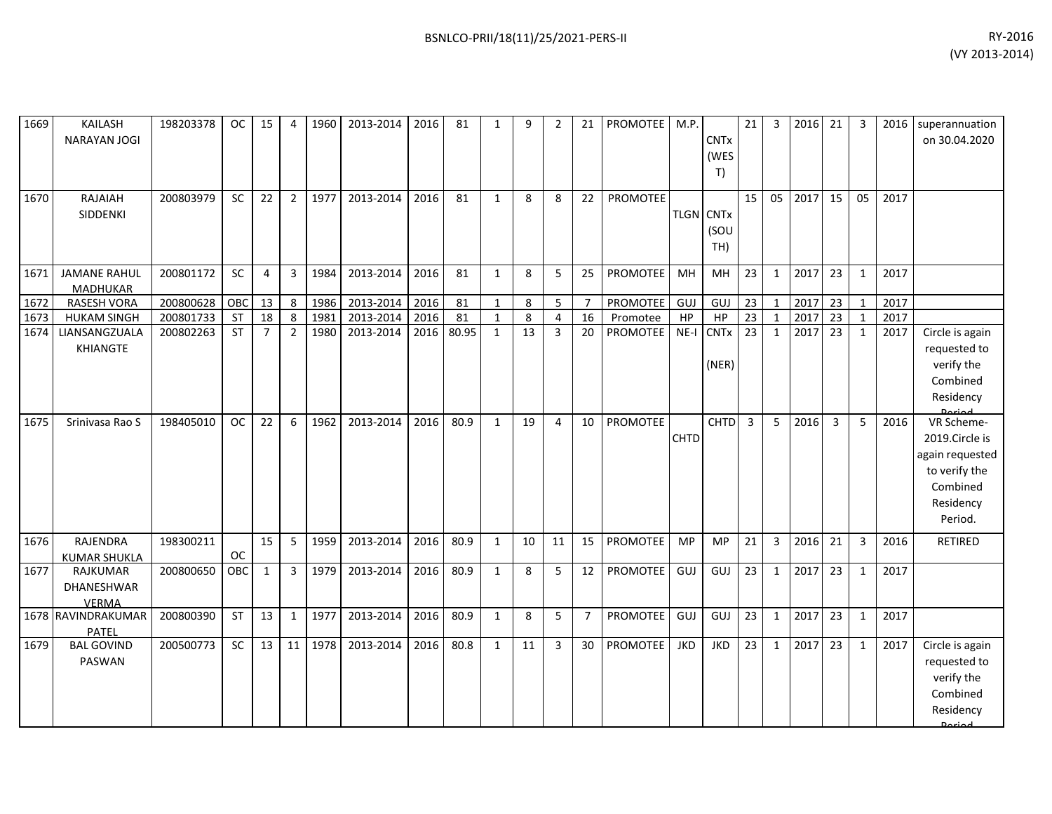| 1669 | KAILASH NARAYAN JOGI | 198203378 | OC | 15 | 4 | 1960 | 2013-2014 | 2016 | 81 | 1 | 9 | 2 | 21 | PROMOTEE | M.P. | CNTx (WEST) | 21 | 3 | 2016 | 21 | 3 | 2016 | superannuation on 30.04.2020 |
|---|---|---|---|---|---|---|---|---|---|---|---|---|---|---|---|---|---|---|---|---|---|---|---|
| 1670 | RAJAIAH SIDDENKI | 200803979 | SC | 22 | 2 | 1977 | 2013-2014 | 2016 | 81 | 1 | 8 | 8 | 22 | PROMOTEE | TLGN | CNTx (SOUTH) | 15 | 05 | 2017 | 15 | 05 | 2017 | |
| 1671 | JAMANE RAHUL MADHUKAR | 200801172 | SC | 4 | 3 | 1984 | 2013-2014 | 2016 | 81 | 1 | 8 | 5 | 25 | PROMOTEE | MH | MH | 23 | 1 | 2017 | 23 | 1 | 2017 | |
| 1672 | RASESH VORA | 200800628 | OBC | 13 | 8 | 1986 | 2013-2014 | 2016 | 81 | 1 | 8 | 5 | 7 | PROMOTEE | GUJ | GUJ | 23 | 1 | 2017 | 23 | 1 | 2017 | |
| 1673 | HUKAM SINGH | 200801733 | ST | 18 | 8 | 1981 | 2013-2014 | 2016 | 81 | 1 | 8 | 4 | 16 | Promotee | HP | HP | 23 | 1 | 2017 | 23 | 1 | 2017 | |
| 1674 | LIANSANGZUALA KHIANGTE | 200802263 | ST | 7 | 2 | 1980 | 2013-2014 | 2016 | 80.95 | 1 | 13 | 3 | 20 | PROMOTEE | NE-I | CNTx (NER) | 23 | 1 | 2017 | 23 | 1 | 2017 | Circle is again requested to verify the Combined Residency Period |
| 1675 | Srinivasa Rao S | 198405010 | OC | 22 | 6 | 1962 | 2013-2014 | 2016 | 80.9 | 1 | 19 | 4 | 10 | PROMOTEE | CHTD | CHTD | 3 | 5 | 2016 | 3 | 5 | 2016 | VR Scheme-2019.Circle is again requested to verify the Combined Residency Period. |
| 1676 | RAJENDRA KUMAR SHUKLA | 198300211 | OC | 15 | 5 | 1959 | 2013-2014 | 2016 | 80.9 | 1 | 10 | 11 | 15 | PROMOTEE | MP | MP | 21 | 3 | 2016 | 21 | 3 | 2016 | RETIRED |
| 1677 | RAJKUMAR DHANESHWAR VERMA | 200800650 | OBC | 1 | 3 | 1979 | 2013-2014 | 2016 | 80.9 | 1 | 8 | 5 | 12 | PROMOTEE | GUJ | GUJ | 23 | 1 | 2017 | 23 | 1 | 2017 | |
| 1678 | RAVINDRAKUMAR PATEL | 200800390 | ST | 13 | 1 | 1977 | 2013-2014 | 2016 | 80.9 | 1 | 8 | 5 | 7 | PROMOTEE | GUJ | GUJ | 23 | 1 | 2017 | 23 | 1 | 2017 | |
| 1679 | BAL GOVIND PASWAN | 200500773 | SC | 13 | 11 | 1978 | 2013-2014 | 2016 | 80.8 | 1 | 11 | 3 | 30 | PROMOTEE | JKD | JKD | 23 | 1 | 2017 | 23 | 1 | 2017 | Circle is again requested to verify the Combined Residency Period |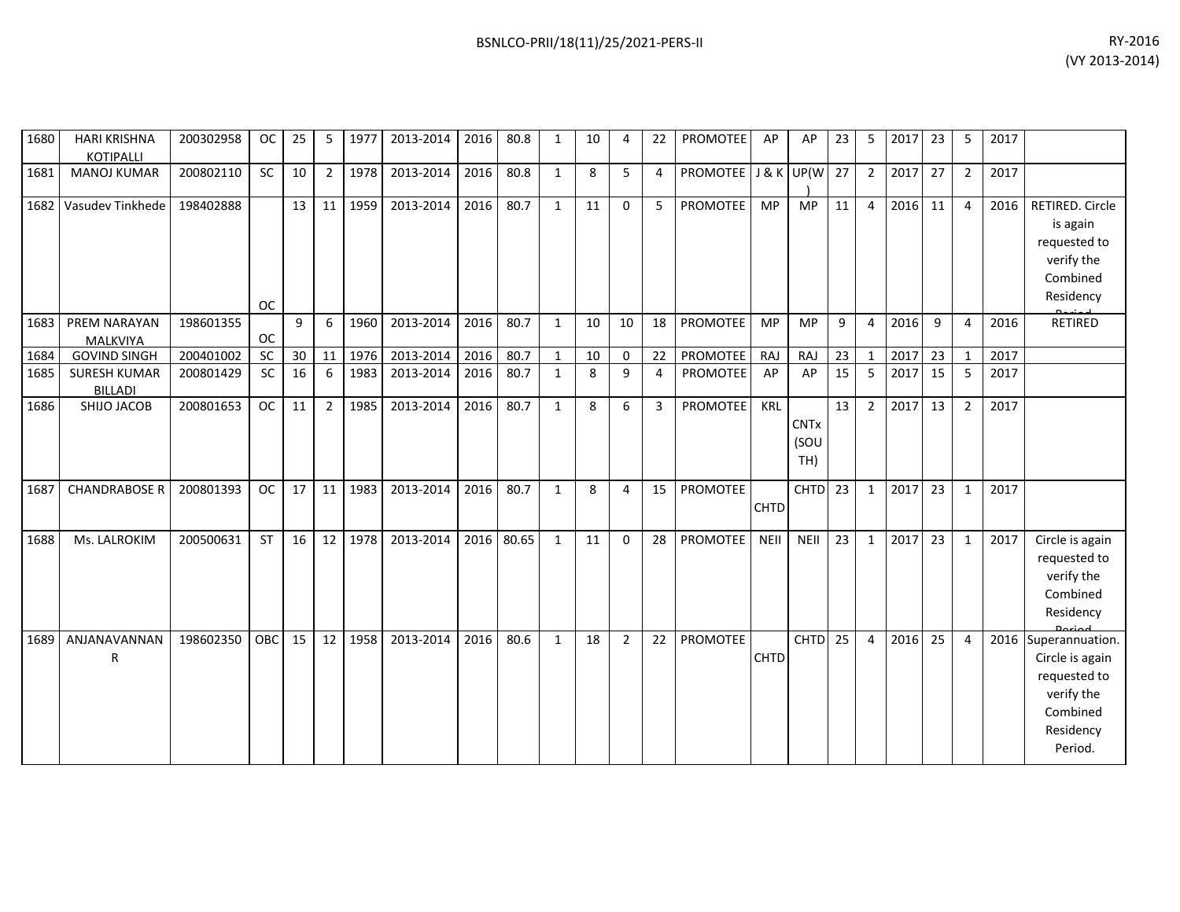| 1680 | HARI KRISHNA KOTIPALLI | 200302958 | OC | 25 | 5 | 1977 | 2013-2014 | 2016 | 80.8 | 1 | 10 | 4 | 22 | PROMOTEE | AP | AP | 23 | 5 | 2017 | 23 | 5 | 2017 | |
|---|---|---|---|---|---|---|---|---|---|---|---|---|---|---|---|---|---|---|---|---|---|---|---|
| 1681 | MANOJ KUMAR | 200802110 | SC | 10 | 2 | 1978 | 2013-2014 | 2016 | 80.8 | 1 | 8 | 5 | 4 | PROMOTEE | J & K | UP(W) | 27 | 2 | 2017 | 27 | 2 | 2017 | |
| 1682 | Vasudev Tinkhede | 198402888 | OC | 13 | 11 | 1959 | 2013-2014 | 2016 | 80.7 | 1 | 11 | 0 | 5 | PROMOTEE | MP | MP | 11 | 4 | 2016 | 11 | 4 | 2016 | RETIRED. Circle is again requested to verify the Combined Residency Period |
| 1683 | PREM NARAYAN MALKVIYA | 198601355 | OC | 9 | 6 | 1960 | 2013-2014 | 2016 | 80.7 | 1 | 10 | 10 | 18 | PROMOTEE | MP | MP | 9 | 4 | 2016 | 9 | 4 | 2016 | RETIRED |
| 1684 | GOVIND SINGH | 200401002 | SC | 30 | 11 | 1976 | 2013-2014 | 2016 | 80.7 | 1 | 10 | 0 | 22 | PROMOTEE | RAJ | RAJ | 23 | 1 | 2017 | 23 | 1 | 2017 | |
| 1685 | SURESH KUMAR BILLADI | 200801429 | SC | 16 | 6 | 1983 | 2013-2014 | 2016 | 80.7 | 1 | 8 | 9 | 4 | PROMOTEE | AP | AP | 15 | 5 | 2017 | 15 | 5 | 2017 | |
| 1686 | SHIJO JACOB | 200801653 | OC | 11 | 2 | 1985 | 2013-2014 | 2016 | 80.7 | 1 | 8 | 6 | 3 | PROMOTEE | KRL | CNTx (SOUTH) | 13 | 2 | 2017 | 13 | 2 | 2017 | |
| 1687 | CHANDRABOSE R | 200801393 | OC | 17 | 11 | 1983 | 2013-2014 | 2016 | 80.7 | 1 | 8 | 4 | 15 | PROMOTEE | CHTD | CHTD | 23 | 1 | 2017 | 23 | 1 | 2017 | |
| 1688 | Ms. LALROKIM | 200500631 | ST | 16 | 12 | 1978 | 2013-2014 | 2016 | 80.65 | 1 | 11 | 0 | 28 | PROMOTEE | NEII | NEII | 23 | 1 | 2017 | 23 | 1 | 2017 | Circle is again requested to verify the Combined Residency Period |
| 1689 | ANJANAVANNAN R | 198602350 | OBC | 15 | 12 | 1958 | 2013-2014 | 2016 | 80.6 | 1 | 18 | 2 | 22 | PROMOTEE | CHTD | CHTD | 25 | 4 | 2016 | 25 | 4 | 2016 | Superannuation. Circle is again requested to verify the Combined Residency Period. |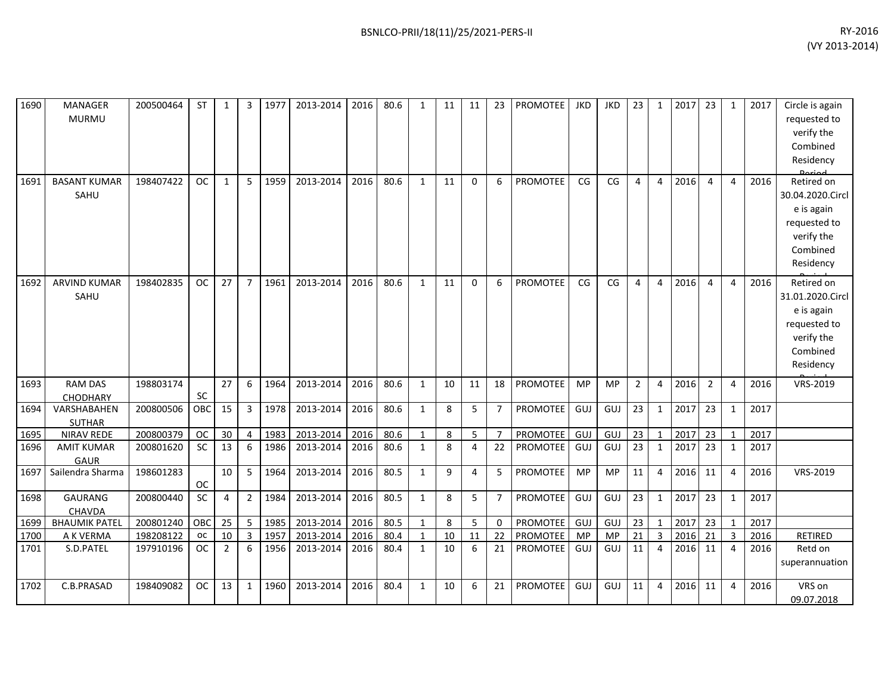| 1690 | MANAGER MURMU | 200500464 | ST | 1 | 3 | 1977 | 2013-2014 | 2016 | 80.6 | 1 | 11 | 11 | 23 | PROMOTEE | JKD | JKD | 23 | 1 | 2017 | 23 | 1 | 2017 | Circle is again requested to verify the Combined Residency Period |
|---|---|---|---|---|---|---|---|---|---|---|---|---|---|---|---|---|---|---|---|---|---|---|---|
| 1691 | BASANT KUMAR SAHU | 198407422 | OC | 1 | 5 | 1959 | 2013-2014 | 2016 | 80.6 | 1 | 11 | 0 | 6 | PROMOTEE | CG | CG | 4 | 4 | 2016 | 4 | 4 | 2016 | Retired on 30.04.2020.Circle is again requested to verify the Combined Residency Period |
| 1692 | ARVIND KUMAR SAHU | 198402835 | OC | 27 | 7 | 1961 | 2013-2014 | 2016 | 80.6 | 1 | 11 | 0 | 6 | PROMOTEE | CG | CG | 4 | 4 | 2016 | 4 | 4 | 2016 | Retired on 31.01.2020.Circle is again requested to verify the Combined Residency Period |
| 1693 | RAM DAS CHODHARY | 198803174 | SC | 27 | 6 | 1964 | 2013-2014 | 2016 | 80.6 | 1 | 10 | 11 | 18 | PROMOTEE | MP | MP | 2 | 4 | 2016 | 2 | 4 | 2016 | VRS-2019 |
| 1694 | VARSHABAHEN SUTHAR | 200800506 | OBC | 15 | 3 | 1978 | 2013-2014 | 2016 | 80.6 | 1 | 8 | 5 | 7 | PROMOTEE | GUJ | GUJ | 23 | 1 | 2017 | 23 | 1 | 2017 | |
| 1695 | NIRAV REDE | 200800379 | OC | 30 | 4 | 1983 | 2013-2014 | 2016 | 80.6 | 1 | 8 | 5 | 7 | PROMOTEE | GUJ | GUJ | 23 | 1 | 2017 | 23 | 1 | 2017 | |
| 1696 | AMIT KUMAR GAUR | 200801620 | SC | 13 | 6 | 1986 | 2013-2014 | 2016 | 80.6 | 1 | 8 | 4 | 22 | PROMOTEE | GUJ | GUJ | 23 | 1 | 2017 | 23 | 1 | 2017 | |
| 1697 | Sailendra Sharma | 198601283 | OC | 10 | 5 | 1964 | 2013-2014 | 2016 | 80.5 | 1 | 9 | 4 | 5 | PROMOTEE | MP | MP | 11 | 4 | 2016 | 11 | 4 | 2016 | VRS-2019 |
| 1698 | GAURANG CHAVDA | 200800440 | SC | 4 | 2 | 1984 | 2013-2014 | 2016 | 80.5 | 1 | 8 | 5 | 7 | PROMOTEE | GUJ | GUJ | 23 | 1 | 2017 | 23 | 1 | 2017 | |
| 1699 | BHAUMIK PATEL | 200801240 | OBC | 25 | 5 | 1985 | 2013-2014 | 2016 | 80.5 | 1 | 8 | 5 | 0 | PROMOTEE | GUJ | GUJ | 23 | 1 | 2017 | 23 | 1 | 2017 | |
| 1700 | A K VERMA | 198208122 | oc | 10 | 3 | 1957 | 2013-2014 | 2016 | 80.4 | 1 | 10 | 11 | 22 | PROMOTEE | MP | MP | 21 | 3 | 2016 | 21 | 3 | 2016 | RETIRED |
| 1701 | S.D.PATEL | 197910196 | OC | 2 | 6 | 1956 | 2013-2014 | 2016 | 80.4 | 1 | 10 | 6 | 21 | PROMOTEE | GUJ | GUJ | 11 | 4 | 2016 | 11 | 4 | 2016 | Retd on superannuation |
| 1702 | C.B.PRASAD | 198409082 | OC | 13 | 1 | 1960 | 2013-2014 | 2016 | 80.4 | 1 | 10 | 6 | 21 | PROMOTEE | GUJ | GUJ | 11 | 4 | 2016 | 11 | 4 | 2016 | VRS on 09.07.2018 |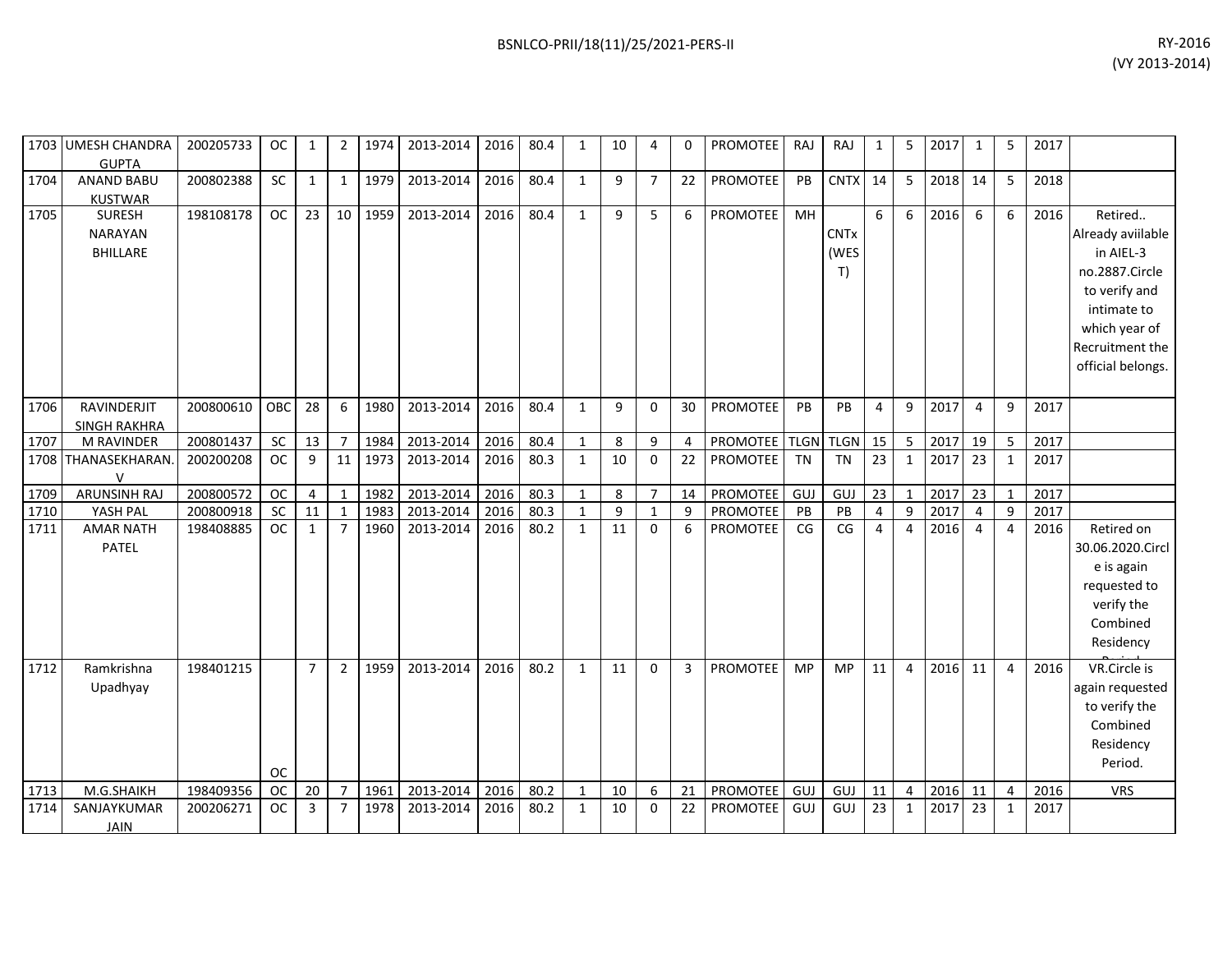| 1703 | UMESH CHANDRA GUPTA | 200205733 | OC | 1 | 2 | 1974 | 2013-2014 | 2016 | 80.4 | 1 | 10 | 4 | 0 | PROMOTEE | RAJ | RAJ | 1 | 5 | 2017 | 1 | 5 | 2017 | |
|---|---|---|---|---|---|---|---|---|---|---|---|---|---|---|---|---|---|---|---|---|---|---|---|
| 1704 | ANAND BABU KUSTWAR | 200802388 | SC | 1 | 1 | 1979 | 2013-2014 | 2016 | 80.4 | 1 | 9 | 7 | 22 | PROMOTEE | PB | CNTX | 14 | 5 | 2018 | 14 | 5 | 2018 | |
| 1705 | SURESH NARAYAN BHILLARE | 198108178 | OC | 23 | 10 | 1959 | 2013-2014 | 2016 | 80.4 | 1 | 9 | 5 | 6 | PROMOTEE | MH | CNTx (WEST) | 6 | 6 | 2016 | 6 | 6 | 2016 | Retired.. Already aviilable in AIEL-3 no.2887.Circle to verify and intimate to which year of Recruitment the official belongs. |
| 1706 | RAVINDERJIT SINGH RAKHRA | 200800610 | OBC | 28 | 6 | 1980 | 2013-2014 | 2016 | 80.4 | 1 | 9 | 0 | 30 | PROMOTEE | PB | PB | 4 | 9 | 2017 | 4 | 9 | 2017 | |
| 1707 | M RAVINDER | 200801437 | SC | 13 | 7 | 1984 | 2013-2014 | 2016 | 80.4 | 1 | 8 | 9 | 4 | PROMOTEE | TLGN | TLGN | 15 | 5 | 2017 | 19 | 5 | 2017 | |
| 1708 | THANASEKHARAN.V | 200200208 | OC | 9 | 11 | 1973 | 2013-2014 | 2016 | 80.3 | 1 | 10 | 0 | 22 | PROMOTEE | TN | TN | 23 | 1 | 2017 | 23 | 1 | 2017 | |
| 1709 | ARUNSINH RAJ | 200800572 | OC | 4 | 1 | 1982 | 2013-2014 | 2016 | 80.3 | 1 | 8 | 7 | 14 | PROMOTEE | GUJ | GUJ | 23 | 1 | 2017 | 23 | 1 | 2017 | |
| 1710 | YASH PAL | 200800918 | SC | 11 | 1 | 1983 | 2013-2014 | 2016 | 80.3 | 1 | 9 | 1 | 9 | PROMOTEE | PB | PB | 4 | 9 | 2017 | 4 | 9 | 2017 | |
| 1711 | AMAR NATH PATEL | 198408885 | OC | 1 | 7 | 1960 | 2013-2014 | 2016 | 80.2 | 1 | 11 | 0 | 6 | PROMOTEE | CG | CG | 4 | 4 | 2016 | 4 | 4 | 2016 | Retired on 30.06.2020.Circle is again requested to verify the Combined Residency Period. |
| 1712 | Ramkrishna Upadhyay | 198401215 | OC | 7 | 2 | 1959 | 2013-2014 | 2016 | 80.2 | 1 | 11 | 0 | 3 | PROMOTEE | MP | MP | 11 | 4 | 2016 | 11 | 4 | 2016 | VR.Circle is again requested to verify the Combined Residency Period. |
| 1713 | M.G.SHAIKH | 198409356 | OC | 20 | 7 | 1961 | 2013-2014 | 2016 | 80.2 | 1 | 10 | 6 | 21 | PROMOTEE | GUJ | GUJ | 11 | 4 | 2016 | 11 | 4 | 2016 | VRS |
| 1714 | SANJAYKUMAR JAIN | 200206271 | OC | 3 | 7 | 1978 | 2013-2014 | 2016 | 80.2 | 1 | 10 | 0 | 22 | PROMOTEE | GUJ | GUJ | 23 | 1 | 2017 | 23 | 1 | 2017 | |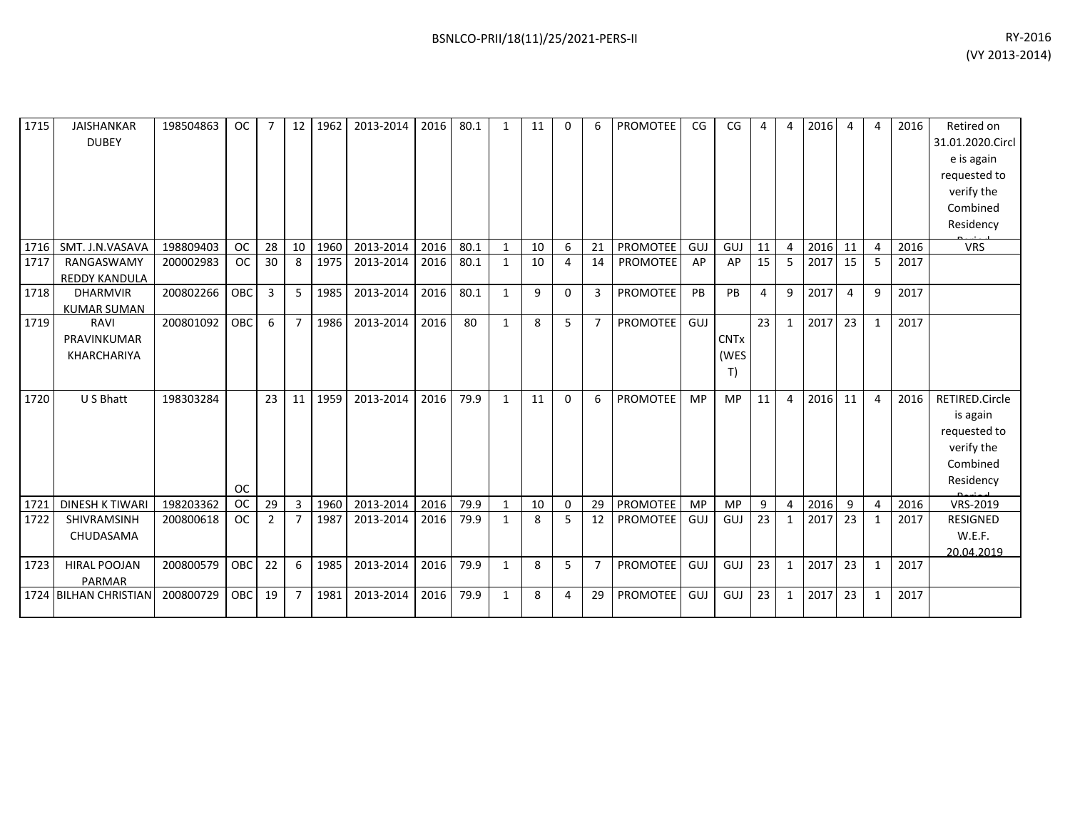| 1715 | JAISHANKAR DUBEY | 198504863 | OC | 7 | 12 | 1962 | 2013-2014 | 2016 | 80.1 | 1 | 11 | 0 | 6 | PROMOTEE | CG | CG | 4 | 4 | 2016 | 4 | 4 | 2016 | Retired on 31.01.2020.Circle is again requested to verify the Combined Residency Period |
|---|---|---|---|---|---|---|---|---|---|---|---|---|---|---|---|---|---|---|---|---|---|---|---|
| 1716 | SMT. J.N.VASAVA | 198809403 | OC | 28 | 10 | 1960 | 2013-2014 | 2016 | 80.1 | 1 | 10 | 6 | 21 | PROMOTEE | GUJ | GUJ | 11 | 4 | 2016 | 11 | 4 | 2016 | VRS |
| 1717 | RANGASWAMY REDDY KANDULA | 200002983 | OC | 30 | 8 | 1975 | 2013-2014 | 2016 | 80.1 | 1 | 10 | 4 | 14 | PROMOTEE | AP | AP | 15 | 5 | 2017 | 15 | 5 | 2017 | |
| 1718 | DHARMVIR KUMAR SUMAN | 200802266 | OBC | 3 | 5 | 1985 | 2013-2014 | 2016 | 80.1 | 1 | 9 | 0 | 3 | PROMOTEE | PB | PB | 4 | 9 | 2017 | 4 | 9 | 2017 | |
| 1719 | RAVI PRAVINKUMAR KHARCHARIYA | 200801092 | OBC | 6 | 7 | 1986 | 2013-2014 | 2016 | 80 | 1 | 8 | 5 | 7 | PROMOTEE | GUJ | CNTx (WEST) | 23 | 1 | 2017 | 23 | 1 | 2017 | |
| 1720 | U S Bhatt | 198303284 | OC | 23 | 11 | 1959 | 2013-2014 | 2016 | 79.9 | 1 | 11 | 0 | 6 | PROMOTEE | MP | MP | 11 | 4 | 2016 | 11 | 4 | 2016 | RETIRED.Circle is again requested to verify the Combined Residency Period |
| 1721 | DINESH K TIWARI | 198203362 | OC | 29 | 3 | 1960 | 2013-2014 | 2016 | 79.9 | 1 | 10 | 0 | 29 | PROMOTEE | MP | MP | 9 | 4 | 2016 | 9 | 4 | 2016 | VRS-2019 |
| 1722 | SHIVRAMSINH CHUDASAMA | 200800618 | OC | 2 | 7 | 1987 | 2013-2014 | 2016 | 79.9 | 1 | 8 | 5 | 12 | PROMOTEE | GUJ | GUJ | 23 | 1 | 2017 | 23 | 1 | 2017 | RESIGNED W.E.F. 20.04.2019 |
| 1723 | HIRAL POOJAN PARMAR | 200800579 | OBC | 22 | 6 | 1985 | 2013-2014 | 2016 | 79.9 | 1 | 8 | 5 | 7 | PROMOTEE | GUJ | GUJ | 23 | 1 | 2017 | 23 | 1 | 2017 | |
| 1724 | BILHAN CHRISTIAN | 200800729 | OBC | 19 | 7 | 1981 | 2013-2014 | 2016 | 79.9 | 1 | 8 | 4 | 29 | PROMOTEE | GUJ | GUJ | 23 | 1 | 2017 | 23 | 1 | 2017 | |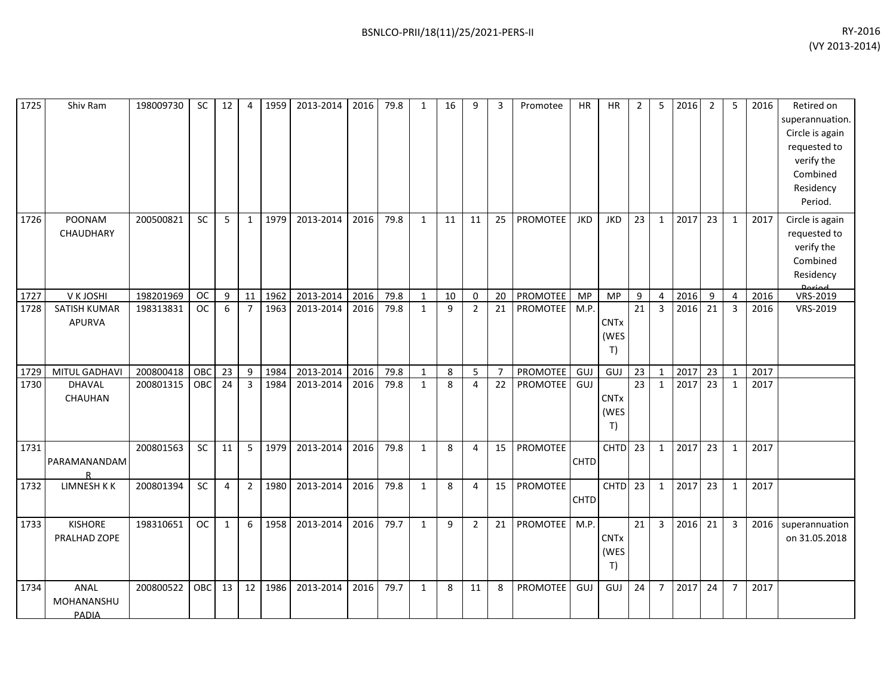| 1725 | Shiv Ram | 198009730 | SC | 12 | 4 | 1959 | 2013-2014 | 2016 | 79.8 | 1 | 16 | 9 | 3 | Promotee | HR | HR | 2 | 5 | 2016 | 2 | 5 | 2016 | Retired on superannuation. Circle is again requested to verify the Combined Residency Period. |
|---|---|---|---|---|---|---|---|---|---|---|---|---|---|---|---|---|---|---|---|---|---|---|---|
| 1726 | POONAM CHAUDHARY | 200500821 | SC | 5 | 1 | 1979 | 2013-2014 | 2016 | 79.8 | 1 | 11 | 11 | 25 | PROMOTEE | JKD | JKD | 23 | 1 | 2017 | 23 | 1 | 2017 | Circle is again requested to verify the Combined Residency Period |
| 1727 | V K JOSHI | 198201969 | OC | 9 | 11 | 1962 | 2013-2014 | 2016 | 79.8 | 1 | 10 | 0 | 20 | PROMOTEE | MP | MP | 9 | 4 | 2016 | 9 | 4 | 2016 | VRS-2019 |
| 1728 | SATISH KUMAR APURVA | 198313831 | OC | 6 | 7 | 1963 | 2013-2014 | 2016 | 79.8 | 1 | 9 | 2 | 21 | PROMOTEE | M.P. | CNTx (WEST) | 21 | 3 | 2016 | 21 | 3 | 2016 | VRS-2019 |
| 1729 | MITUL GADHAVI | 200800418 | OBC | 23 | 9 | 1984 | 2013-2014 | 2016 | 79.8 | 1 | 8 | 5 | 7 | PROMOTEE | GUJ | GUJ | 23 | 1 | 2017 | 23 | 1 | 2017 | |
| 1730 | DHAVAL CHAUHAN | 200801315 | OBC | 24 | 3 | 1984 | 2013-2014 | 2016 | 79.8 | 1 | 8 | 4 | 22 | PROMOTEE | GUJ | CNTx (WEST) | 23 | 1 | 2017 | 23 | 1 | 2017 | |
| 1731 | PARAMANANDAM R | 200801563 | SC | 11 | 5 | 1979 | 2013-2014 | 2016 | 79.8 | 1 | 8 | 4 | 15 | PROMOTEE | CHTD | CHTD | 23 | 1 | 2017 | 23 | 1 | 2017 | |
| 1732 | LIMNESH K K | 200801394 | SC | 4 | 2 | 1980 | 2013-2014 | 2016 | 79.8 | 1 | 8 | 4 | 15 | PROMOTEE | CHTD | CHTD | 23 | 1 | 2017 | 23 | 1 | 2017 | |
| 1733 | KISHORE PRALHAD ZOPE | 198310651 | OC | 1 | 6 | 1958 | 2013-2014 | 2016 | 79.7 | 1 | 9 | 2 | 21 | PROMOTEE | M.P. | CNTx (WEST) | 21 | 3 | 2016 | 21 | 3 | 2016 | superannuation on 31.05.2018 |
| 1734 | ANAL MOHANANSHU PADIA | 200800522 | OBC | 13 | 12 | 1986 | 2013-2014 | 2016 | 79.7 | 1 | 8 | 11 | 8 | PROMOTEE | GUJ | GUJ | 24 | 7 | 2017 | 24 | 7 | 2017 | |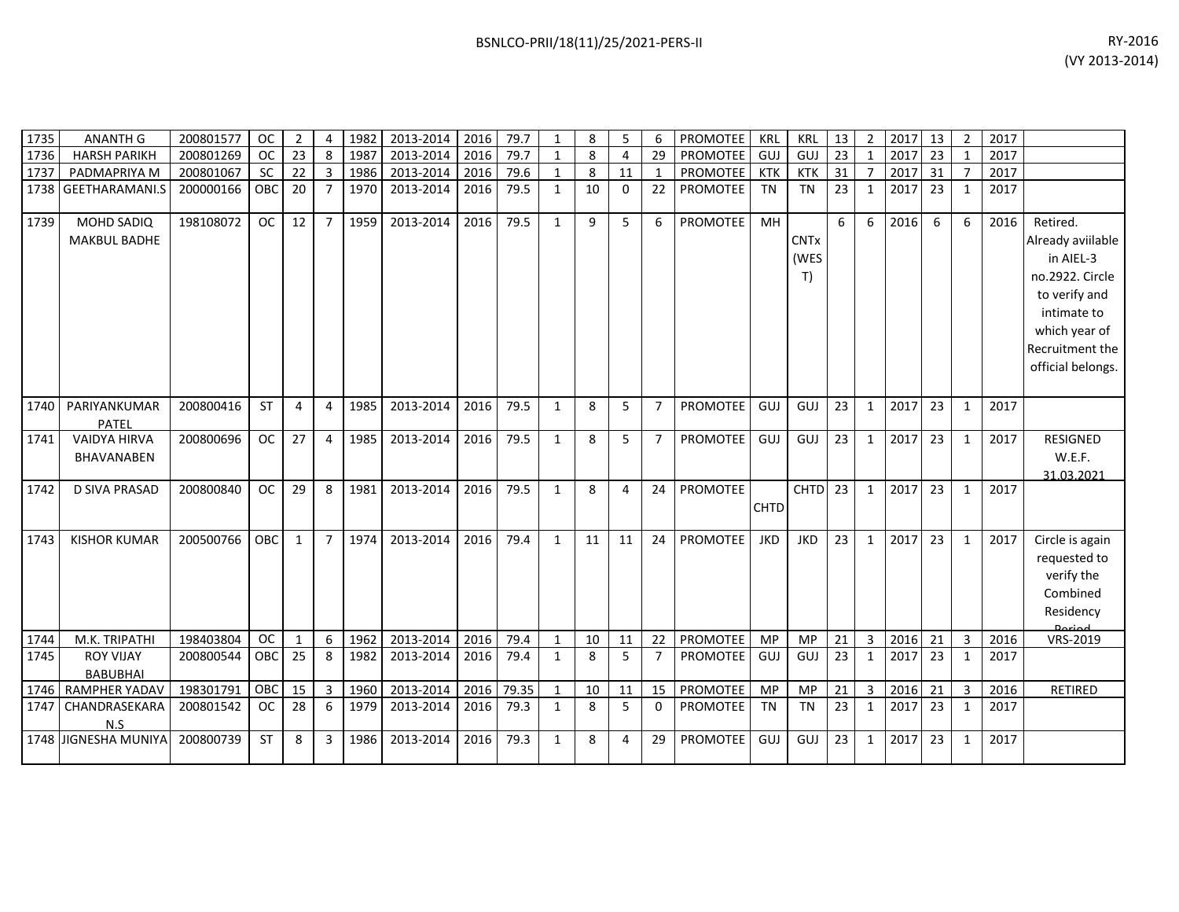| 1735 | ANANTH G | 200801577 | OC | 2 | 4 | 1982 | 2013-2014 | 2016 | 79.7 | 1 | 8 | 5 | 6 | PROMOTEE | KRL | KRL | 13 | 2 | 2017 | 13 | 2 | 2017 | |
|---|---|---|---|---|---|---|---|---|---|---|---|---|---|---|---|---|---|---|---|---|---|---|---|
| 1736 | HARSH PARIKH | 200801269 | OC | 23 | 8 | 1987 | 2013-2014 | 2016 | 79.7 | 1 | 8 | 4 | 29 | PROMOTEE | GUJ | GUJ | 23 | 1 | 2017 | 23 | 1 | 2017 | |
| 1737 | PADMAPRIYA M | 200801067 | SC | 22 | 3 | 1986 | 2013-2014 | 2016 | 79.6 | 1 | 8 | 11 | 1 | PROMOTEE | KTK | KTK | 31 | 7 | 2017 | 31 | 7 | 2017 | |
| 1738 | GEETHARAMANI.S | 200000166 | OBC | 20 | 7 | 1970 | 2013-2014 | 2016 | 79.5 | 1 | 10 | 0 | 22 | PROMOTEE | TN | TN | 23 | 1 | 2017 | 23 | 1 | 2017 | |
| 1739 | MOHD SADIQ MAKBUL BADHE | 198108072 | OC | 12 | 7 | 1959 | 2013-2014 | 2016 | 79.5 | 1 | 9 | 5 | 6 | PROMOTEE | MH | CNTx (WEST) | 6 | 6 | 2016 | 6 | 6 | 2016 | Retired. Already aviilable in AIEL-3 no.2922. Circle to verify and intimate to which year of Recruitment the official belongs. |
| 1740 | PARIYANKUMAR PATEL | 200800416 | ST | 4 | 4 | 1985 | 2013-2014 | 2016 | 79.5 | 1 | 8 | 5 | 7 | PROMOTEE | GUJ | GUJ | 23 | 1 | 2017 | 23 | 1 | 2017 | |
| 1741 | VAIDYA HIRVA BHAVANABEN | 200800696 | OC | 27 | 4 | 1985 | 2013-2014 | 2016 | 79.5 | 1 | 8 | 5 | 7 | PROMOTEE | GUJ | GUJ | 23 | 1 | 2017 | 23 | 1 | 2017 | RESIGNED W.E.F. 31.03.2021 |
| 1742 | D SIVA PRASAD | 200800840 | OC | 29 | 8 | 1981 | 2013-2014 | 2016 | 79.5 | 1 | 8 | 4 | 24 | PROMOTEE | CHTD | CHTD | 23 | 1 | 2017 | 23 | 1 | 2017 | |
| 1743 | KISHOR KUMAR | 200500766 | OBC | 1 | 7 | 1974 | 2013-2014 | 2016 | 79.4 | 1 | 11 | 11 | 24 | PROMOTEE | JKD | JKD | 23 | 1 | 2017 | 23 | 1 | 2017 | Circle is again requested to verify the Combined Residency Period |
| 1744 | M.K. TRIPATHI | 198403804 | OC | 1 | 6 | 1962 | 2013-2014 | 2016 | 79.4 | 1 | 10 | 11 | 22 | PROMOTEE | MP | MP | 21 | 3 | 2016 | 21 | 3 | 2016 | VRS-2019 |
| 1745 | ROY VIJAY BABUBHAI | 200800544 | OBC | 25 | 8 | 1982 | 2013-2014 | 2016 | 79.4 | 1 | 8 | 5 | 7 | PROMOTEE | GUJ | GUJ | 23 | 1 | 2017 | 23 | 1 | 2017 | |
| 1746 | RAMPHER YADAV | 198301791 | OBC | 15 | 3 | 1960 | 2013-2014 | 2016 | 79.35 | 1 | 10 | 11 | 15 | PROMOTEE | MP | MP | 21 | 3 | 2016 | 21 | 3 | 2016 | RETIRED |
| 1747 | CHANDRASEKARA N.S | 200801542 | OC | 28 | 6 | 1979 | 2013-2014 | 2016 | 79.3 | 1 | 8 | 5 | 0 | PROMOTEE | TN | TN | 23 | 1 | 2017 | 23 | 1 | 2017 | |
| 1748 | JIGNESHA MUNIYA | 200800739 | ST | 8 | 3 | 1986 | 2013-2014 | 2016 | 79.3 | 1 | 8 | 4 | 29 | PROMOTEE | GUJ | GUJ | 23 | 1 | 2017 | 23 | 1 | 2017 | |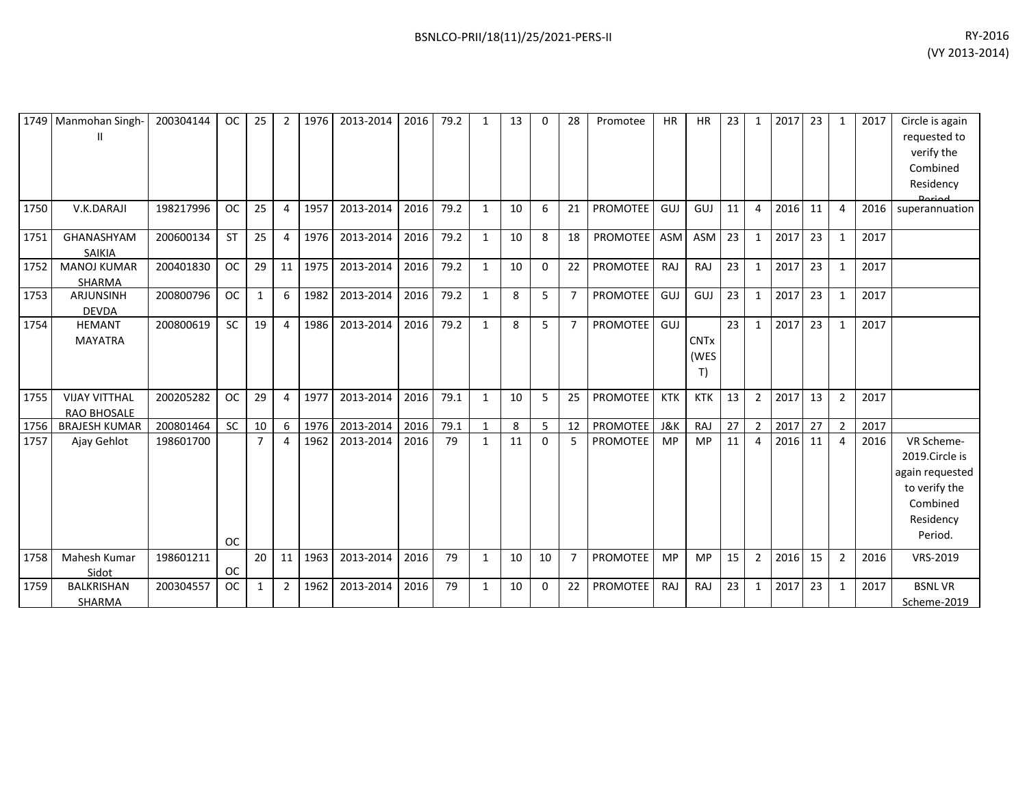| | | | | | | | | | | | | | | | | | | | | | | | | |
|---|---|---|---|---|---|---|---|---|---|---|---|---|---|---|---|---|---|---|---|---|---|---|---|---|
| 1749 | Manmohan Singh-II | 200304144 | OC | 25 | 2 | 1976 | 2013-2014 | 2016 | 79.2 | 1 | 13 | 0 | 28 | Promotee | HR | HR | 23 | 1 | 2017 | 23 | 1 | 2017 | Circle is again requested to verify the Combined Residency Period |
| 1750 | V.K.DARAJI | 198217996 | OC | 25 | 4 | 1957 | 2013-2014 | 2016 | 79.2 | 1 | 10 | 6 | 21 | PROMOTEE | GUJ | GUJ | 11 | 4 | 2016 | 11 | 4 | 2016 | superannuation |
| 1751 | GHANASHYAM SAIKIA | 200600134 | ST | 25 | 4 | 1976 | 2013-2014 | 2016 | 79.2 | 1 | 10 | 8 | 18 | PROMOTEE | ASM | ASM | 23 | 1 | 2017 | 23 | 1 | 2017 | |
| 1752 | MANOJ KUMAR SHARMA | 200401830 | OC | 29 | 11 | 1975 | 2013-2014 | 2016 | 79.2 | 1 | 10 | 0 | 22 | PROMOTEE | RAJ | RAJ | 23 | 1 | 2017 | 23 | 1 | 2017 | |
| 1753 | ARJUNSINH DEVDA | 200800796 | OC | 1 | 6 | 1982 | 2013-2014 | 2016 | 79.2 | 1 | 8 | 5 | 7 | PROMOTEE | GUJ | GUJ | 23 | 1 | 2017 | 23 | 1 | 2017 | |
| 1754 | HEMANT MAYATRA | 200800619 | SC | 19 | 4 | 1986 | 2013-2014 | 2016 | 79.2 | 1 | 8 | 5 | 7 | PROMOTEE | GUJ | CNTx (WEST) | 23 | 1 | 2017 | 23 | 1 | 2017 | |
| 1755 | VIJAY VITTHAL RAO BHOSALE | 200205282 | OC | 29 | 4 | 1977 | 2013-2014 | 2016 | 79.1 | 1 | 10 | 5 | 25 | PROMOTEE | KTK | KTK | 13 | 2 | 2017 | 13 | 2 | 2017 | |
| 1756 | BRAJESH KUMAR | 200801464 | SC | 10 | 6 | 1976 | 2013-2014 | 2016 | 79.1 | 1 | 8 | 5 | 12 | PROMOTEE | J&K | RAJ | 27 | 2 | 2017 | 27 | 2 | 2017 | |
| 1757 | Ajay Gehlot | 198601700 | OC | 7 | 4 | 1962 | 2013-2014 | 2016 | 79 | 1 | 11 | 0 | 5 | PROMOTEE | MP | MP | 11 | 4 | 2016 | 11 | 4 | 2016 | VR Scheme-2019.Circle is again requested to verify the Combined Residency Period. |
| 1758 | Mahesh Kumar Sidot | 198601211 | OC | 20 | 11 | 1963 | 2013-2014 | 2016 | 79 | 1 | 10 | 10 | 7 | PROMOTEE | MP | MP | 15 | 2 | 2016 | 15 | 2 | 2016 | VRS-2019 |
| 1759 | BALKRISHAN SHARMA | 200304557 | OC | 1 | 2 | 1962 | 2013-2014 | 2016 | 79 | 1 | 10 | 0 | 22 | PROMOTEE | RAJ | RAJ | 23 | 1 | 2017 | 23 | 1 | 2017 | BSNL VR Scheme-2019 |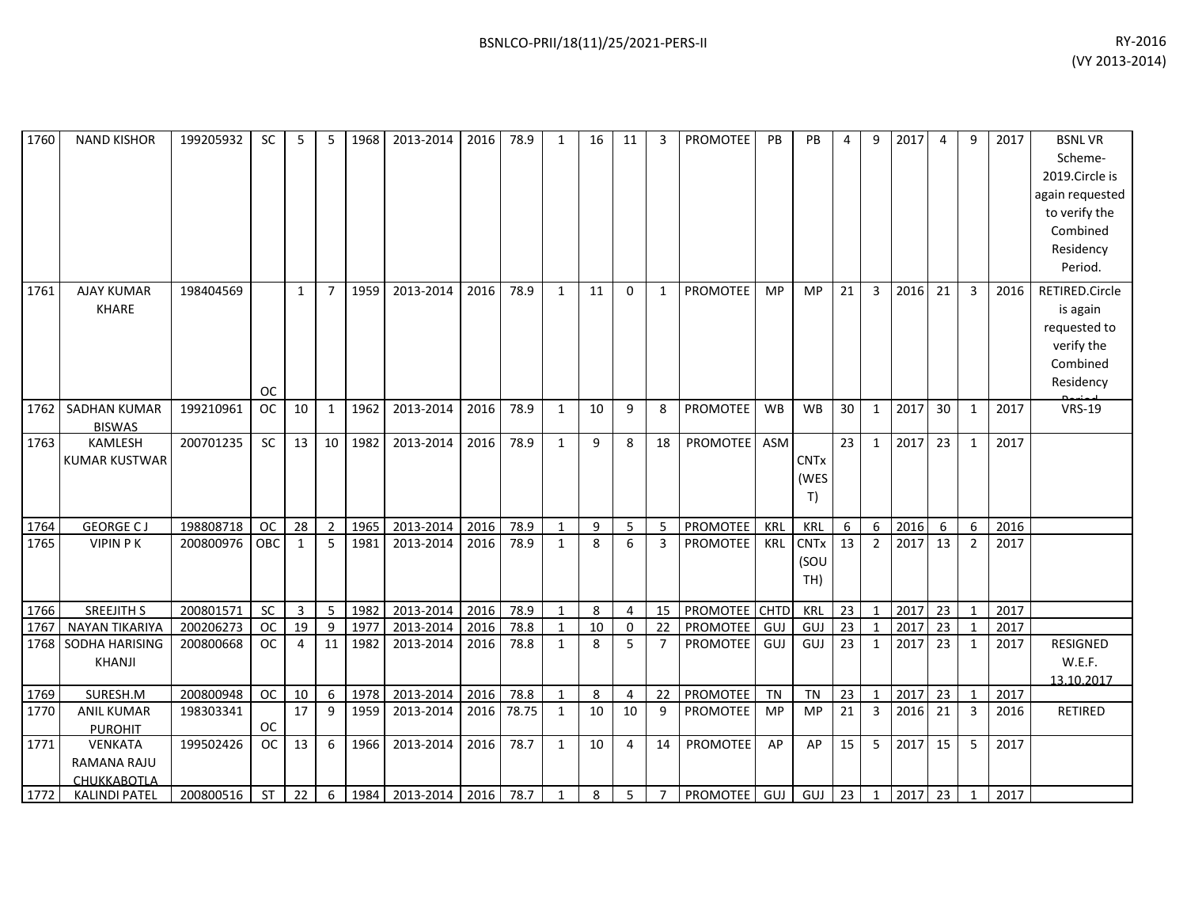| | | | | | | | | | | | | | | | | | | | | | | | | |
|---|---|---|---|---|---|---|---|---|---|---|---|---|---|---|---|---|---|---|---|---|---|---|---|---|
| 1760 | NAND KISHOR | 199205932 | SC | 5 | 5 | 1968 | 2013-2014 | 2016 | 78.9 | 1 | 16 | 11 | 3 | PROMOTEE | PB | PB | 4 | 9 | 2017 | 4 | 9 | 2017 | BSNL VR Scheme-2019.Circle is again requested to verify the Combined Residency Period. |
| 1761 | AJAY KUMAR KHARE | 198404569 | OC | 1 | 7 | 1959 | 2013-2014 | 2016 | 78.9 | 1 | 11 | 0 | 1 | PROMOTEE | MP | MP | 21 | 3 | 2016 | 21 | 3 | 2016 | RETIRED.Circle is again requested to verify the Combined Residency Period |
| 1762 | SADHAN KUMAR BISWAS | 199210961 | OC | 10 | 1 | 1962 | 2013-2014 | 2016 | 78.9 | 1 | 10 | 9 | 8 | PROMOTEE | WB | WB | 30 | 1 | 2017 | 30 | 1 | 2017 | VRS-19 |
| 1763 | KAMLESH KUMAR KUSTWAR | 200701235 | SC | 13 | 10 | 1982 | 2013-2014 | 2016 | 78.9 | 1 | 9 | 8 | 18 | PROMOTEE | ASM | CNTx (WEST) | 23 | 1 | 2017 | 23 | 1 | 2017 | |
| 1764 | GEORGE C J | 198808718 | OC | 28 | 2 | 1965 | 2013-2014 | 2016 | 78.9 | 1 | 9 | 5 | 5 | PROMOTEE | KRL | KRL | 6 | 6 | 2016 | 6 | 6 | 2016 | |
| 1765 | VIPIN P K | 200800976 | OBC | 1 | 5 | 1981 | 2013-2014 | 2016 | 78.9 | 1 | 8 | 6 | 3 | PROMOTEE | KRL | CNTx (SOUTH) | 13 | 2 | 2017 | 13 | 2 | 2017 | |
| 1766 | SREEJITH S | 200801571 | SC | 3 | 5 | 1982 | 2013-2014 | 2016 | 78.9 | 1 | 8 | 4 | 15 | PROMOTEE | CHTD | KRL | 23 | 1 | 2017 | 23 | 1 | 2017 | |
| 1767 | NAYAN TIKARIYA | 200206273 | OC | 19 | 9 | 1977 | 2013-2014 | 2016 | 78.8 | 1 | 10 | 0 | 22 | PROMOTEE | GUJ | GUJ | 23 | 1 | 2017 | 23 | 1 | 2017 | |
| 1768 | SODHA HARISING KHANJI | 200800668 | OC | 4 | 11 | 1982 | 2013-2014 | 2016 | 78.8 | 1 | 8 | 5 | 7 | PROMOTEE | GUJ | GUJ | 23 | 1 | 2017 | 23 | 1 | 2017 | RESIGNED W.E.F. 13.10.2017 |
| 1769 | SURESH.M | 200800948 | OC | 10 | 6 | 1978 | 2013-2014 | 2016 | 78.8 | 1 | 8 | 4 | 22 | PROMOTEE | TN | TN | 23 | 1 | 2017 | 23 | 1 | 2017 | |
| 1770 | ANIL KUMAR PUROHIT | 198303341 | OC | 17 | 9 | 1959 | 2013-2014 | 2016 | 78.75 | 1 | 10 | 10 | 9 | PROMOTEE | MP | MP | 21 | 3 | 2016 | 21 | 3 | 2016 | RETIRED |
| 1771 | VENKATA RAMANA RAJU CHUKKABOTLA | 199502426 | OC | 13 | 6 | 1966 | 2013-2014 | 2016 | 78.7 | 1 | 10 | 4 | 14 | PROMOTEE | AP | AP | 15 | 5 | 2017 | 15 | 5 | 2017 | |
| 1772 | KALINDI PATEL | 200800516 | ST | 22 | 6 | 1984 | 2013-2014 | 2016 | 78.7 | 1 | 8 | 5 | 7 | PROMOTEE | GUJ | GUJ | 23 | 1 | 2017 | 23 | 1 | 2017 | |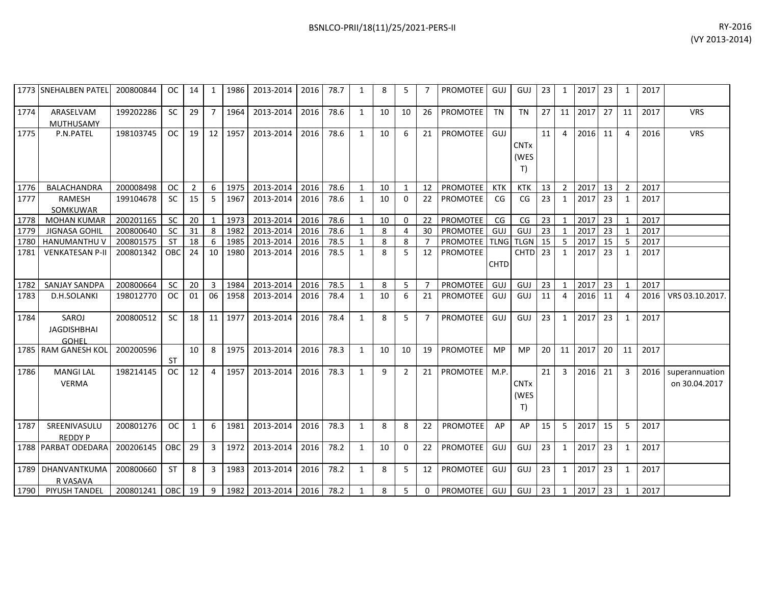| | | | | | | | | | | | | | | | | | | | | | | | | |
|---|---|---|---|---|---|---|---|---|---|---|---|---|---|---|---|---|---|---|---|---|---|---|---|---|
| 1773 | SNEHALBEN PATEL | 200800844 | OC | 14 | 1 | 1986 | 2013-2014 | 2016 | 78.7 | 1 | 8 | 5 | 7 | PROMOTEE | GUJ | GUJ | 23 | 1 | 2017 | 23 | 1 | 2017 | |
| 1774 | ARASELVAM MUTHUSAMY | 199202286 | SC | 29 | 7 | 1964 | 2013-2014 | 2016 | 78.6 | 1 | 10 | 10 | 26 | PROMOTEE | TN | TN | 27 | 11 | 2017 | 27 | 11 | 2017 | VRS |
| 1775 | P.N.PATEL | 198103745 | OC | 19 | 12 | 1957 | 2013-2014 | 2016 | 78.6 | 1 | 10 | 6 | 21 | PROMOTEE | GUJ | CNTx (WEST) | 11 | 4 | 2016 | 11 | 4 | 2016 | VRS |
| 1776 | BALACHANDRA | 200008498 | OC | 2 | 6 | 1975 | 2013-2014 | 2016 | 78.6 | 1 | 10 | 1 | 12 | PROMOTEE | KTK | KTK | 13 | 2 | 2017 | 13 | 2 | 2017 | |
| 1777 | RAMESH SOMKUWAR | 199104678 | SC | 15 | 5 | 1967 | 2013-2014 | 2016 | 78.6 | 1 | 10 | 0 | 22 | PROMOTEE | CG | CG | 23 | 1 | 2017 | 23 | 1 | 2017 | |
| 1778 | MOHAN KUMAR | 200201165 | SC | 20 | 1 | 1973 | 2013-2014 | 2016 | 78.6 | 1 | 10 | 0 | 22 | PROMOTEE | CG | CG | 23 | 1 | 2017 | 23 | 1 | 2017 | |
| 1779 | JIGNASA GOHIL | 200800640 | SC | 31 | 8 | 1982 | 2013-2014 | 2016 | 78.6 | 1 | 8 | 4 | 30 | PROMOTEE | GUJ | GUJ | 23 | 1 | 2017 | 23 | 1 | 2017 | |
| 1780 | HANUMANTHU V | 200801575 | ST | 18 | 6 | 1985 | 2013-2014 | 2016 | 78.5 | 1 | 8 | 8 | 7 | PROMOTEE | TLNG | TLGN | 15 | 5 | 2017 | 15 | 5 | 2017 | |
| 1781 | VENKATESAN P-II | 200801342 | OBC | 24 | 10 | 1980 | 2013-2014 | 2016 | 78.5 | 1 | 8 | 5 | 12 | PROMOTEE | CHTD | CHTD | 23 | 1 | 2017 | 23 | 1 | 2017 | |
| 1782 | SANJAY SANDPA | 200800664 | SC | 20 | 3 | 1984 | 2013-2014 | 2016 | 78.5 | 1 | 8 | 5 | 7 | PROMOTEE | GUJ | GUJ | 23 | 1 | 2017 | 23 | 1 | 2017 | |
| 1783 | D.H.SOLANKI | 198012770 | OC | 01 | 06 | 1958 | 2013-2014 | 2016 | 78.4 | 1 | 10 | 6 | 21 | PROMOTEE | GUJ | GUJ | 11 | 4 | 2016 | 11 | 4 | 2016 | VRS 03.10.2017. |
| 1784 | SAROJ JAGDISHBHAI GOHEL | 200800512 | SC | 18 | 11 | 1977 | 2013-2014 | 2016 | 78.4 | 1 | 8 | 5 | 7 | PROMOTEE | GUJ | GUJ | 23 | 1 | 2017 | 23 | 1 | 2017 | |
| 1785 | RAM GANESH KOL | 200200596 | ST | 10 | 8 | 1975 | 2013-2014 | 2016 | 78.3 | 1 | 10 | 10 | 19 | PROMOTEE | MP | MP | 20 | 11 | 2017 | 20 | 11 | 2017 | |
| 1786 | MANGI LAL VERMA | 198214145 | OC | 12 | 4 | 1957 | 2013-2014 | 2016 | 78.3 | 1 | 9 | 2 | 21 | PROMOTEE | M.P. | CNTx (WEST) | 21 | 3 | 2016 | 21 | 3 | 2016 | superannuation on 30.04.2017 |
| 1787 | SREENIVASULU REDDY P | 200801276 | OC | 1 | 6 | 1981 | 2013-2014 | 2016 | 78.3 | 1 | 8 | 8 | 22 | PROMOTEE | AP | AP | 15 | 5 | 2017 | 15 | 5 | 2017 | |
| 1788 | PARBAT ODEDARA | 200206145 | OBC | 29 | 3 | 1972 | 2013-2014 | 2016 | 78.2 | 1 | 10 | 0 | 22 | PROMOTEE | GUJ | GUJ | 23 | 1 | 2017 | 23 | 1 | 2017 | |
| 1789 | DHANVANTKUMAR VASAVA | 200800660 | ST | 8 | 3 | 1983 | 2013-2014 | 2016 | 78.2 | 1 | 8 | 5 | 12 | PROMOTEE | GUJ | GUJ | 23 | 1 | 2017 | 23 | 1 | 2017 | |
| 1790 | PIYUSH TANDEL | 200801241 | OBC | 19 | 9 | 1982 | 2013-2014 | 2016 | 78.2 | 1 | 8 | 5 | 0 | PROMOTEE | GUJ | GUJ | 23 | 1 | 2017 | 23 | 1 | 2017 | |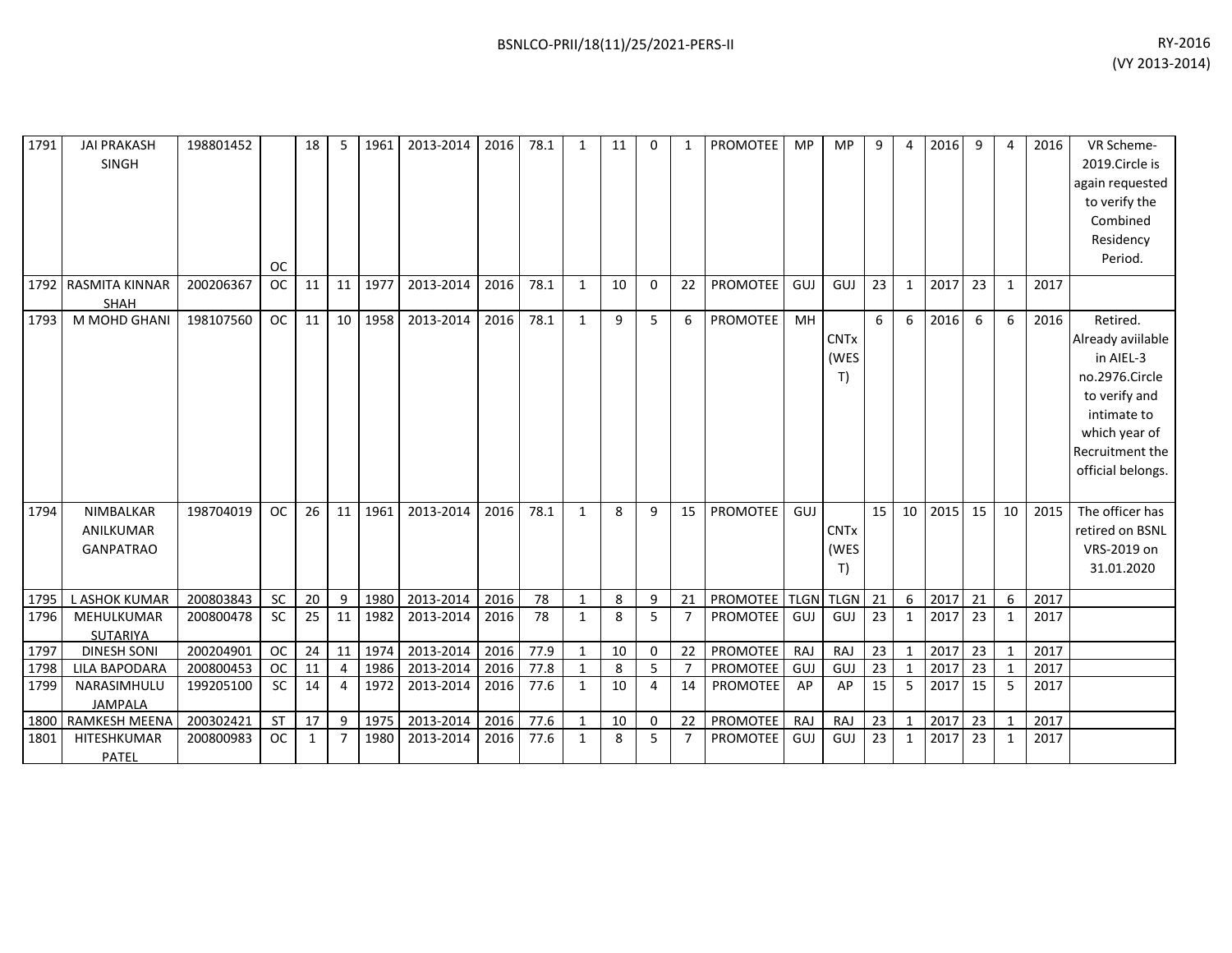| | | | | | | | | | | | | | | | | | | | | | | | | | |
|---|---|---|---|---|---|---|---|---|---|---|---|---|---|---|---|---|---|---|---|---|---|---|---|---|---|
| 1791 | JAI PRAKASH SINGH | 198801452 | OC | 18 | 5 | 1961 | 2013-2014 | 2016 | 78.1 | 1 | 11 | 0 | 1 | PROMOTEE | MP | MP | 9 | 4 | 2016 | 9 | 4 | 2016 | VR Scheme-2019.Circle is again requested to verify the Combined Residency Period. |
| 1792 | RASMITA KINNAR SHAH | 200206367 | OC | 11 | 11 | 1977 | 2013-2014 | 2016 | 78.1 | 1 | 10 | 0 | 22 | PROMOTEE | GUJ | GUJ | 23 | 1 | 2017 | 23 | 1 | 2017 | |
| 1793 | M MOHD GHANI | 198107560 | OC | 11 | 10 | 1958 | 2013-2014 | 2016 | 78.1 | 1 | 9 | 5 | 6 | PROMOTEE | MH | CNTx (WEST) | 6 | 6 | 2016 | 6 | 6 | 2016 | Retired. Already avilable in AIEL-3 no.2976.Circle to verify and intimate to which year of Recruitment the official belongs. |
| 1794 | NIMBALKAR ANILKUMAR GANPATRAO | 198704019 | OC | 26 | 11 | 1961 | 2013-2014 | 2016 | 78.1 | 1 | 8 | 9 | 15 | PROMOTEE | GUJ | CNTx (WEST) | 15 | 10 | 2015 | 15 | 10 | 2015 | The officer has retired on BSNL VRS-2019 on 31.01.2020 |
| 1795 | L ASHOK KUMAR | 200803843 | SC | 20 | 9 | 1980 | 2013-2014 | 2016 | 78 | 1 | 8 | 9 | 21 | PROMOTEE | TLGN | TLGN | 21 | 6 | 2017 | 21 | 6 | 2017 | |
| 1796 | MEHULKUMAR SUTARIYA | 200800478 | SC | 25 | 11 | 1982 | 2013-2014 | 2016 | 78 | 1 | 8 | 5 | 7 | PROMOTEE | GUJ | GUJ | 23 | 1 | 2017 | 23 | 1 | 2017 | |
| 1797 | DINESH SONI | 200204901 | OC | 24 | 11 | 1974 | 2013-2014 | 2016 | 77.9 | 1 | 10 | 0 | 22 | PROMOTEE | RAJ | RAJ | 23 | 1 | 2017 | 23 | 1 | 2017 | |
| 1798 | LILA BAPODARA | 200800453 | OC | 11 | 4 | 1986 | 2013-2014 | 2016 | 77.8 | 1 | 8 | 5 | 7 | PROMOTEE | GUJ | GUJ | 23 | 1 | 2017 | 23 | 1 | 2017 | |
| 1799 | NARASIMHULU JAMPALA | 199205100 | SC | 14 | 4 | 1972 | 2013-2014 | 2016 | 77.6 | 1 | 10 | 4 | 14 | PROMOTEE | AP | AP | 15 | 5 | 2017 | 15 | 5 | 2017 | |
| 1800 | RAMKESH MEENA | 200302421 | ST | 17 | 9 | 1975 | 2013-2014 | 2016 | 77.6 | 1 | 10 | 0 | 22 | PROMOTEE | RAJ | RAJ | 23 | 1 | 2017 | 23 | 1 | 2017 | |
| 1801 | HITESHKUMAR PATEL | 200800983 | OC | 1 | 7 | 1980 | 2013-2014 | 2016 | 77.6 | 1 | 8 | 5 | 7 | PROMOTEE | GUJ | GUJ | 23 | 1 | 2017 | 23 | 1 | 2017 | |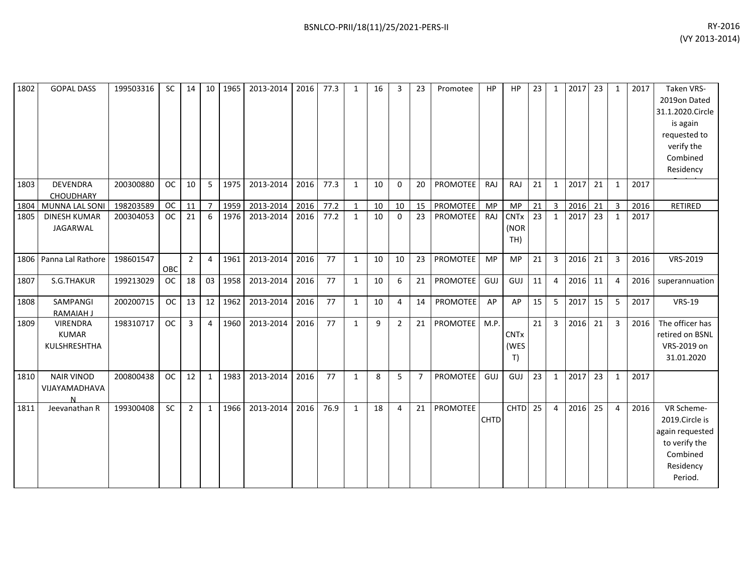| | | | | | | | | | | | | | | | | | | | | | | | | |
|---|---|---|---|---|---|---|---|---|---|---|---|---|---|---|---|---|---|---|---|---|---|---|---|---|
| 1802 | GOPAL DASS | 199503316 | SC | 14 | 10 | 1965 | 2013-2014 | 2016 | 77.3 | 1 | 16 | 3 | 23 | Promotee | HP | HP | 23 | 1 | 2017 | 23 | 1 | 2017 | Taken VRS-2019on Dated 31.1.2020.Circle is again requested to verify the Combined Residency Period. |
| 1803 | DEVENDRA CHOUDHARY | 200300880 | OC | 10 | 5 | 1975 | 2013-2014 | 2016 | 77.3 | 1 | 10 | 0 | 20 | PROMOTEE | RAJ | RAJ | 21 | 1 | 2017 | 21 | 1 | 2017 | |
| 1804 | MUNNA LAL SONI | 198203589 | OC | 11 | 7 | 1959 | 2013-2014 | 2016 | 77.2 | 1 | 10 | 10 | 15 | PROMOTEE | MP | MP | 21 | 3 | 2016 | 21 | 3 | 2016 | RETIRED |
| 1805 | DINESH KUMAR JAGARWAL | 200304053 | OC | 21 | 6 | 1976 | 2013-2014 | 2016 | 77.2 | 1 | 10 | 0 | 23 | PROMOTEE | RAJ | CNTx (NORTH) | 23 | 1 | 2017 | 23 | 1 | 2017 | |
| 1806 | Panna Lal Rathore | 198601547 | OBC | 2 | 4 | 1961 | 2013-2014 | 2016 | 77 | 1 | 10 | 10 | 23 | PROMOTEE | MP | MP | 21 | 3 | 2016 | 21 | 3 | 2016 | VRS-2019 |
| 1807 | S.G.THAKUR | 199213029 | OC | 18 | 03 | 1958 | 2013-2014 | 2016 | 77 | 1 | 10 | 6 | 21 | PROMOTEE | GUJ | GUJ | 11 | 4 | 2016 | 11 | 4 | 2016 | superannuation |
| 1808 | SAMPANGI RAMAIAH J | 200200715 | OC | 13 | 12 | 1962 | 2013-2014 | 2016 | 77 | 1 | 10 | 4 | 14 | PROMOTEE | AP | AP | 15 | 5 | 2017 | 15 | 5 | 2017 | VRS-19 |
| 1809 | VIRENDRA KUMAR KULSHRESHTHA | 198310717 | OC | 3 | 4 | 1960 | 2013-2014 | 2016 | 77 | 1 | 9 | 2 | 21 | PROMOTEE | M.P. | CNTx (WEST) | 21 | 3 | 2016 | 21 | 3 | 2016 | The officer has retired on BSNL VRS-2019 on 31.01.2020 |
| 1810 | NAIR VINOD VIJAYAMADHAVAN | 200800438 | OC | 12 | 1 | 1983 | 2013-2014 | 2016 | 77 | 1 | 8 | 5 | 7 | PROMOTEE | GUJ | GUJ | 23 | 1 | 2017 | 23 | 1 | 2017 | |
| 1811 | Jeevanathan R | 199300408 | SC | 2 | 1 | 1966 | 2013-2014 | 2016 | 76.9 | 1 | 18 | 4 | 21 | PROMOTEE | CHTD | CHTD | 25 | 4 | 2016 | 25 | 4 | 2016 | VR Scheme-2019.Circle is again requested to verify the Combined Residency Period. |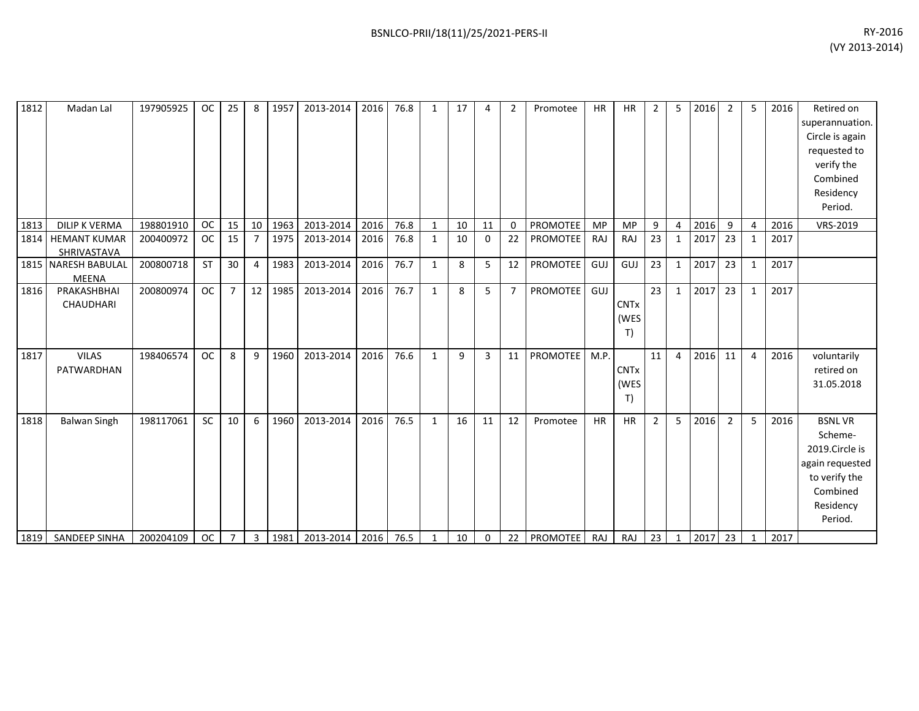| | | | | | | | | | | | | | | | | | | | | | | | | |
|---|---|---|---|---|---|---|---|---|---|---|---|---|---|---|---|---|---|---|---|---|---|---|---|---|
| 1812 | Madan Lal | 197905925 | OC | 25 | 8 | 1957 | 2013-2014 | 2016 | 76.8 | 1 | 17 | 4 | 2 | Promotee | HR | HR | 2 | 5 | 2016 | 2 | 5 | 2016 | Retired on superannuation. Circle is again requested to verify the Combined Residency Period. |
| 1813 | DILIP K VERMA | 198801910 | OC | 15 | 10 | 1963 | 2013-2014 | 2016 | 76.8 | 1 | 10 | 11 | 0 | PROMOTEE | MP | MP | 9 | 4 | 2016 | 9 | 4 | 2016 | VRS-2019 |
| 1814 | HEMANT KUMAR SHRIVASTAVA | 200400972 | OC | 15 | 7 | 1975 | 2013-2014 | 2016 | 76.8 | 1 | 10 | 0 | 22 | PROMOTEE | RAJ | RAJ | 23 | 1 | 2017 | 23 | 1 | 2017 | |
| 1815 | NARESH BABULAL MEENA | 200800718 | ST | 30 | 4 | 1983 | 2013-2014 | 2016 | 76.7 | 1 | 8 | 5 | 12 | PROMOTEE | GUJ | GUJ | 23 | 1 | 2017 | 23 | 1 | 2017 | |
| 1816 | PRAKASHBHAI CHAUDHARI | 200800974 | OC | 7 | 12 | 1985 | 2013-2014 | 2016 | 76.7 | 1 | 8 | 5 | 7 | PROMOTEE | GUJ | CNTx (WEST) | 23 | 1 | 2017 | 23 | 1 | 2017 | |
| 1817 | VILAS PATWARDHAN | 198406574 | OC | 8 | 9 | 1960 | 2013-2014 | 2016 | 76.6 | 1 | 9 | 3 | 11 | PROMOTEE | M.P. | CNTx (WEST) | 11 | 4 | 2016 | 11 | 4 | 2016 | voluntarily retired on 31.05.2018 |
| 1818 | Balwan Singh | 198117061 | SC | 10 | 6 | 1960 | 2013-2014 | 2016 | 76.5 | 1 | 16 | 11 | 12 | Promotee | HR | HR | 2 | 5 | 2016 | 2 | 5 | 2016 | BSNL VR Scheme-2019.Circle is again requested to verify the Combined Residency Period. |
| 1819 | SANDEEP SINHA | 200204109 | OC | 7 | 3 | 1981 | 2013-2014 | 2016 | 76.5 | 1 | 10 | 0 | 22 | PROMOTEE | RAJ | RAJ | 23 | 1 | 2017 | 23 | 1 | 2017 | |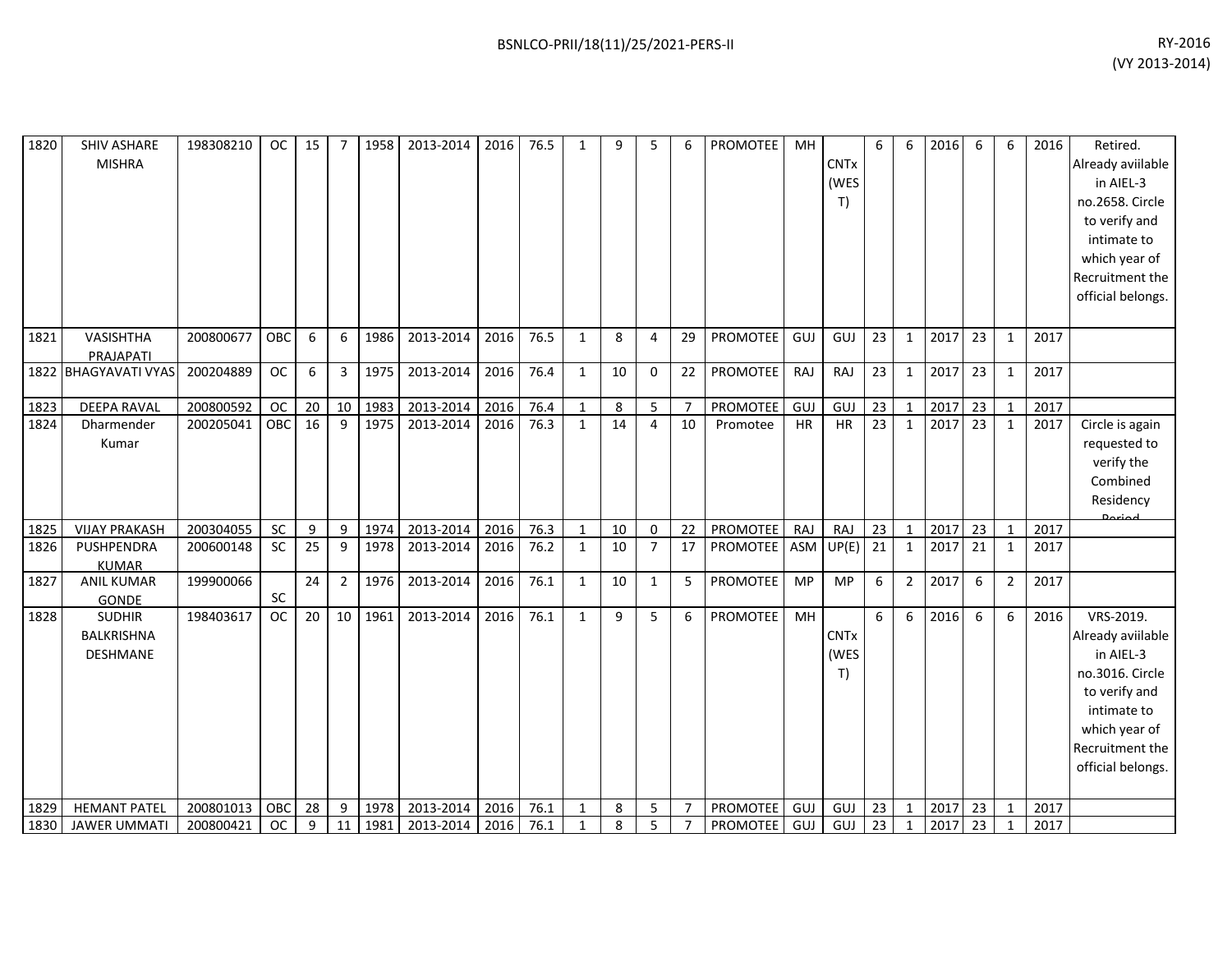| 1820 | SHIV ASHARE MISHRA | 198308210 | OC | 15 | 7 | 1958 | 2013-2014 | 2016 | 76.5 | 1 | 9 | 5 | 6 | PROMOTEE | MH | CNTx (WEST) | 6 | 6 | 2016 | 6 | 6 | 2016 | Retired. Already aviilable in AIEL-3 no.2658. Circle to verify and intimate to which year of Recruitment the official belongs. |
|---|---|---|---|---|---|---|---|---|---|---|---|---|---|---|---|---|---|---|---|---|---|---|---|
| 1821 | VASISHTHA PRAJAPATI | 200800677 | OBC | 6 | 6 | 1986 | 2013-2014 | 2016 | 76.5 | 1 | 8 | 4 | 29 | PROMOTEE | GUJ | GUJ | 23 | 1 | 2017 | 23 | 1 | 2017 | |
| 1822 | BHAGYAVATI VYAS | 200204889 | OC | 6 | 3 | 1975 | 2013-2014 | 2016 | 76.4 | 1 | 10 | 0 | 22 | PROMOTEE | RAJ | RAJ | 23 | 1 | 2017 | 23 | 1 | 2017 | |
| 1823 | DEEPA RAVAL | 200800592 | OC | 20 | 10 | 1983 | 2013-2014 | 2016 | 76.4 | 1 | 8 | 5 | 7 | PROMOTEE | GUJ | GUJ | 23 | 1 | 2017 | 23 | 1 | 2017 | |
| 1824 | Dharmender Kumar | 200205041 | OBC | 16 | 9 | 1975 | 2013-2014 | 2016 | 76.3 | 1 | 14 | 4 | 10 | Promotee | HR | HR | 23 | 1 | 2017 | 23 | 1 | 2017 | Circle is again requested to verify the Combined Residency Period |
| 1825 | VIJAY PRAKASH | 200304055 | SC | 9 | 9 | 1974 | 2013-2014 | 2016 | 76.3 | 1 | 10 | 0 | 22 | PROMOTEE | RAJ | RAJ | 23 | 1 | 2017 | 23 | 1 | 2017 | |
| 1826 | PUSHPENDRA KUMAR | 200600148 | SC | 25 | 9 | 1978 | 2013-2014 | 2016 | 76.2 | 1 | 10 | 7 | 17 | PROMOTEE | ASM | UP(E) | 21 | 1 | 2017 | 21 | 1 | 2017 | |
| 1827 | ANIL KUMAR GONDE | 199900066 | SC | 24 | 2 | 1976 | 2013-2014 | 2016 | 76.1 | 1 | 10 | 1 | 5 | PROMOTEE | MP | MP | 6 | 2 | 2017 | 6 | 2 | 2017 | |
| 1828 | SUDHIR BALKRISHNA DESHMANE | 198403617 | OC | 20 | 10 | 1961 | 2013-2014 | 2016 | 76.1 | 1 | 9 | 5 | 6 | PROMOTEE | MH | CNTx (WEST) | 6 | 6 | 2016 | 6 | 6 | 2016 | VRS-2019. Already aviilable in AIEL-3 no.3016. Circle to verify and intimate to which year of Recruitment the official belongs. |
| 1829 | HEMANT PATEL | 200801013 | OBC | 28 | 9 | 1978 | 2013-2014 | 2016 | 76.1 | 1 | 8 | 5 | 7 | PROMOTEE | GUJ | GUJ | 23 | 1 | 2017 | 23 | 1 | 2017 | |
| 1830 | JAWER UMMATI | 200800421 | OC | 9 | 11 | 1981 | 2013-2014 | 2016 | 76.1 | 1 | 8 | 5 | 7 | PROMOTEE | GUJ | GUJ | 23 | 1 | 2017 | 23 | 1 | 2017 | |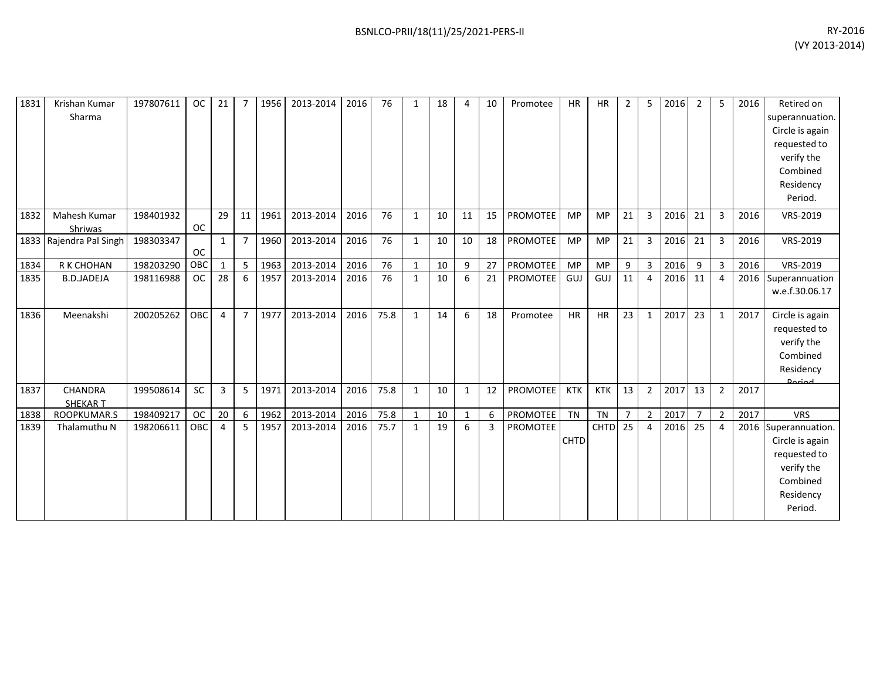| | | | | | | | | | | | | | | | | | | | | | | | | | |
|---|---|---|---|---|---|---|---|---|---|---|---|---|---|---|---|---|---|---|---|---|---|---|---|---|---|
| 1831 | Krishan Kumar Sharma | 197807611 | OC | 21 | 7 | 1956 | 2013-2014 | 2016 | 76 | 1 | 18 | 4 | 10 | Promotee | HR | HR | 2 | 5 | 2016 | 2 | 5 | 2016 | Retired on superannuation. Circle is again requested to verify the Combined Residency Period. |
| 1832 | Mahesh Kumar Shriwas | 198401932 | OC | 29 | 11 | 1961 | 2013-2014 | 2016 | 76 | 1 | 10 | 11 | 15 | PROMOTEE | MP | MP | 21 | 3 | 2016 | 21 | 3 | 2016 | VRS-2019 |
| 1833 | Rajendra Pal Singh | 198303347 | OC | 1 | 7 | 1960 | 2013-2014 | 2016 | 76 | 1 | 10 | 10 | 18 | PROMOTEE | MP | MP | 21 | 3 | 2016 | 21 | 3 | 2016 | VRS-2019 |
| 1834 | R K CHOHAN | 198203290 | OBC | 1 | 5 | 1963 | 2013-2014 | 2016 | 76 | 1 | 10 | 9 | 27 | PROMOTEE | MP | MP | 9 | 3 | 2016 | 9 | 3 | 2016 | VRS-2019 |
| 1835 | B.D.JADEJA | 198116988 | OC | 28 | 6 | 1957 | 2013-2014 | 2016 | 76 | 1 | 10 | 6 | 21 | PROMOTEE | GUJ | GUJ | 11 | 4 | 2016 | 11 | 4 | 2016 | Superannuation w.e.f.30.06.17 |
| 1836 | Meenakshi | 200205262 | OBC | 4 | 7 | 1977 | 2013-2014 | 2016 | 75.8 | 1 | 14 | 6 | 18 | Promotee | HR | HR | 23 | 1 | 2017 | 23 | 1 | 2017 | Circle is again requested to verify the Combined Residency Period |
| 1837 | CHANDRA SHEKAR T | 199508614 | SC | 3 | 5 | 1971 | 2013-2014 | 2016 | 75.8 | 1 | 10 | 1 | 12 | PROMOTEE | KTK | KTK | 13 | 2 | 2017 | 13 | 2 | 2017 | |
| 1838 | ROOPKUMAR.S | 198409217 | OC | 20 | 6 | 1962 | 2013-2014 | 2016 | 75.8 | 1 | 10 | 1 | 6 | PROMOTEE | TN | TN | 7 | 2 | 2017 | 7 | 2 | 2017 | VRS |
| 1839 | Thalamuthu N | 198206611 | OBC | 4 | 5 | 1957 | 2013-2014 | 2016 | 75.7 | 1 | 19 | 6 | 3 | PROMOTEE | CHTD | CHTD | 25 | 4 | 2016 | 25 | 4 | 2016 | Superannuation. Circle is again requested to verify the Combined Residency Period. |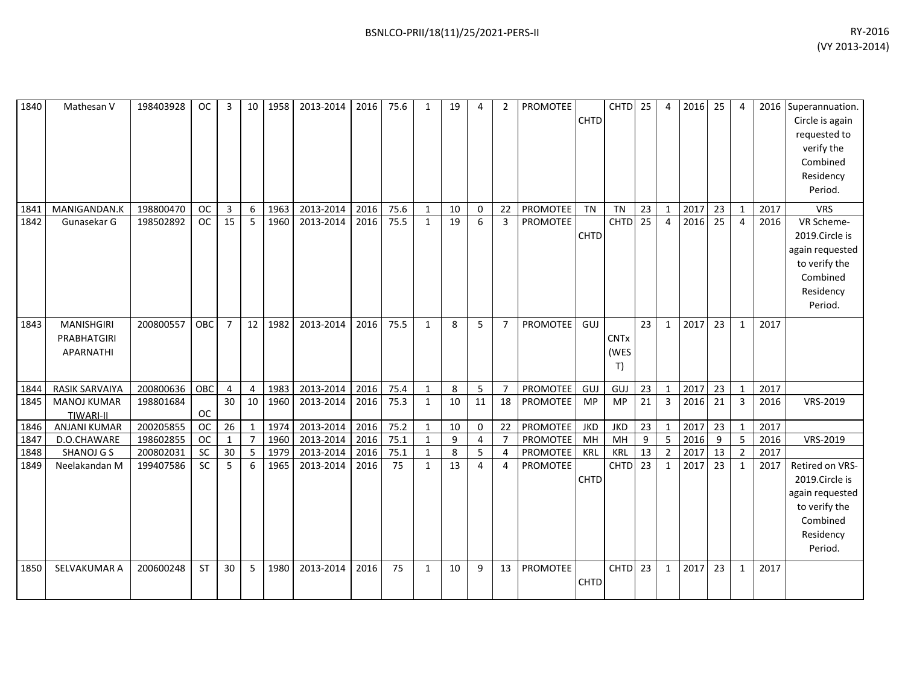| 1840 | Mathesan V | 198403928 | OC | 3 | 10 | 1958 | 2013-2014 | 2016 | 75.6 | 1 | 19 | 4 | 2 | PROMOTEE | CHTD | CHTD | 25 | 4 | 2016 | 25 | 4 | 2016 | Superannuation. Circle is again requested to verify the Combined Residency Period. |
|---|---|---|---|---|---|---|---|---|---|---|---|---|---|---|---|---|---|---|---|---|---|---|---|
| 1841 | MANIGANDAN.K | 198800470 | OC | 3 | 6 | 1963 | 2013-2014 | 2016 | 75.6 | 1 | 10 | 0 | 22 | PROMOTEE | TN | TN | 23 | 1 | 2017 | 23 | 1 | 2017 | VRS |
| 1842 | Gunasekar G | 198502892 | OC | 15 | 5 | 1960 | 2013-2014 | 2016 | 75.5 | 1 | 19 | 6 | 3 | PROMOTEE | CHTD | CHTD | 25 | 4 | 2016 | 25 | 4 | 2016 | VR Scheme-2019.Circle is again requested to verify the Combined Residency Period. |
| 1843 | MANISHGIRI PRABHATGIRI APARNATHI | 200800557 | OBC | 7 | 12 | 1982 | 2013-2014 | 2016 | 75.5 | 1 | 8 | 5 | 7 | PROMOTEE | GUJ | CNTx (WEST) | 23 | 1 | 2017 | 23 | 1 | 2017 | |
| 1844 | RASIK SARVAIYA | 200800636 | OBC | 4 | 4 | 1983 | 2013-2014 | 2016 | 75.4 | 1 | 8 | 5 | 7 | PROMOTEE | GUJ | GUJ | 23 | 1 | 2017 | 23 | 1 | 2017 | |
| 1845 | MANOJ KUMAR TIWARI-II | 198801684 | OC | 30 | 10 | 1960 | 2013-2014 | 2016 | 75.3 | 1 | 10 | 11 | 18 | PROMOTEE | MP | MP | 21 | 3 | 2016 | 21 | 3 | 2016 | VRS-2019 |
| 1846 | ANJANI KUMAR | 200205855 | OC | 26 | 1 | 1974 | 2013-2014 | 2016 | 75.2 | 1 | 10 | 0 | 22 | PROMOTEE | JKD | JKD | 23 | 1 | 2017 | 23 | 1 | 2017 | |
| 1847 | D.O.CHAWARE | 198602855 | OC | 1 | 7 | 1960 | 2013-2014 | 2016 | 75.1 | 1 | 9 | 4 | 7 | PROMOTEE | MH | MH | 9 | 5 | 2016 | 9 | 5 | 2016 | VRS-2019 |
| 1848 | SHANOJ G S | 200802031 | SC | 30 | 5 | 1979 | 2013-2014 | 2016 | 75.1 | 1 | 8 | 5 | 4 | PROMOTEE | KRL | KRL | 13 | 2 | 2017 | 13 | 2 | 2017 | |
| 1849 | Neelakandan M | 199407586 | SC | 5 | 6 | 1965 | 2013-2014 | 2016 | 75 | 1 | 13 | 4 | 4 | PROMOTEE | CHTD | CHTD | 23 | 1 | 2017 | 23 | 1 | 2017 | Retired on VRS-2019.Circle is again requested to verify the Combined Residency Period. |
| 1850 | SELVAKUMAR A | 200600248 | ST | 30 | 5 | 1980 | 2013-2014 | 2016 | 75 | 1 | 10 | 9 | 13 | PROMOTEE | CHTD | CHTD | 23 | 1 | 2017 | 23 | 1 | 2017 | |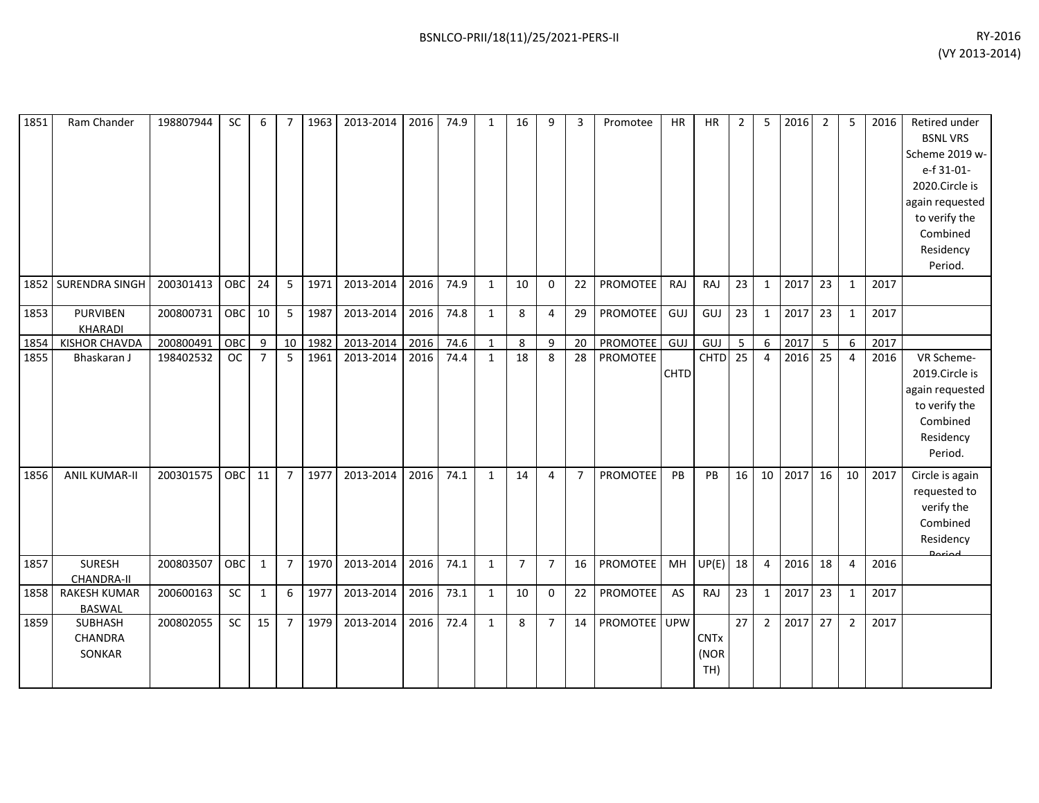| | | | | | | | | | | | | | | | | | | | | | | | | |
|---|---|---|---|---|---|---|---|---|---|---|---|---|---|---|---|---|---|---|---|---|---|---|---|---|
| 1851 | Ram Chander | 198807944 | SC | 6 | 7 | 1963 | 2013-2014 | 2016 | 74.9 | 1 | 16 | 9 | 3 | Promotee | HR | HR | 2 | 5 | 2016 | 2 | 5 | 2016 | Retired under BSNL VRS Scheme 2019 w-e-f 31-01-2020.Circle is again requested to verify the Combined Residency Period. |
| 1852 | SURENDRA SINGH | 200301413 | OBC | 24 | 5 | 1971 | 2013-2014 | 2016 | 74.9 | 1 | 10 | 0 | 22 | PROMOTEE | RAJ | RAJ | 23 | 1 | 2017 | 23 | 1 | 2017 | |
| 1853 | PURVIBEN KHARADI | 200800731 | OBC | 10 | 5 | 1987 | 2013-2014 | 2016 | 74.8 | 1 | 8 | 4 | 29 | PROMOTEE | GUJ | GUJ | 23 | 1 | 2017 | 23 | 1 | 2017 | |
| 1854 | KISHOR CHAVDA | 200800491 | OBC | 9 | 10 | 1982 | 2013-2014 | 2016 | 74.6 | 1 | 8 | 9 | 20 | PROMOTEE | GUJ | GUJ | 5 | 6 | 2017 | 5 | 6 | 2017 | |
| 1855 | Bhaskaran J | 198402532 | OC | 7 | 5 | 1961 | 2013-2014 | 2016 | 74.4 | 1 | 18 | 8 | 28 | PROMOTEE | CHTD | CHTD | 25 | 4 | 2016 | 25 | 4 | 2016 | VR Scheme-2019.Circle is again requested to verify the Combined Residency Period. |
| 1856 | ANIL KUMAR-II | 200301575 | OBC | 11 | 7 | 1977 | 2013-2014 | 2016 | 74.1 | 1 | 14 | 4 | 7 | PROMOTEE | PB | PB | 16 | 10 | 2017 | 16 | 10 | 2017 | Circle is again requested to verify the Combined Residency Period |
| 1857 | SURESH CHANDRA-II | 200803507 | OBC | 1 | 7 | 1970 | 2013-2014 | 2016 | 74.1 | 1 | 7 | 7 | 16 | PROMOTEE | MH | UP(E) | 18 | 4 | 2016 | 18 | 4 | 2016 | |
| 1858 | RAKESH KUMAR BASWAL | 200600163 | SC | 1 | 6 | 1977 | 2013-2014 | 2016 | 73.1 | 1 | 10 | 0 | 22 | PROMOTEE | AS | RAJ | 23 | 1 | 2017 | 23 | 1 | 2017 | |
| 1859 | SUBHASH CHANDRA SONKAR | 200802055 | SC | 15 | 7 | 1979 | 2013-2014 | 2016 | 72.4 | 1 | 8 | 7 | 14 | PROMOTEE | UPW | CNTx (NORTH) | 27 | 2 | 2017 | 27 | 2 | 2017 | |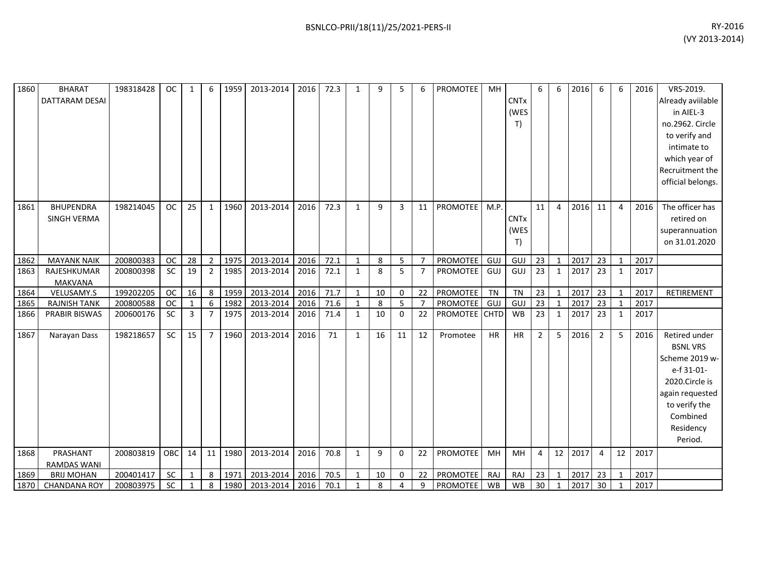| | | | | | | | | | | | | | | | | | | | | | | | | |
|---|---|---|---|---|---|---|---|---|---|---|---|---|---|---|---|---|---|---|---|---|---|---|---|---|
| 1860 | BHARAT DATTARAM DESAI | 198318428 | OC | 1 | 6 | 1959 | 2013-2014 | 2016 | 72.3 | 1 | 9 | 5 | 6 | PROMOTEE | MH | CNTx (WEST) | 6 | 6 | 2016 | 6 | 6 | 2016 | VRS-2019. Already aviilable in AIEL-3 no.2962. Circle to verify and intimate to which year of Recruitment the official belongs. |
| 1861 | BHUPENDRA SINGH VERMA | 198214045 | OC | 25 | 1 | 1960 | 2013-2014 | 2016 | 72.3 | 1 | 9 | 3 | 11 | PROMOTEE | M.P. | CNTx (WEST) | 11 | 4 | 2016 | 11 | 4 | 2016 | The officer has retired on superannuation on 31.01.2020 |
| 1862 | MAYANK NAIK | 200800383 | OC | 28 | 2 | 1975 | 2013-2014 | 2016 | 72.1 | 1 | 8 | 5 | 7 | PROMOTEE | GUJ | GUJ | 23 | 1 | 2017 | 23 | 1 | 2017 | |
| 1863 | RAJESHKUMAR MAKVANA | 200800398 | SC | 19 | 2 | 1985 | 2013-2014 | 2016 | 72.1 | 1 | 8 | 5 | 7 | PROMOTEE | GUJ | GUJ | 23 | 1 | 2017 | 23 | 1 | 2017 | |
| 1864 | VELUSAMY.S | 199202205 | OC | 16 | 8 | 1959 | 2013-2014 | 2016 | 71.7 | 1 | 10 | 0 | 22 | PROMOTEE | TN | TN | 23 | 1 | 2017 | 23 | 1 | 2017 | RETIREMENT |
| 1865 | RAJNISH TANK | 200800588 | OC | 1 | 6 | 1982 | 2013-2014 | 2016 | 71.6 | 1 | 8 | 5 | 7 | PROMOTEE | GUJ | GUJ | 23 | 1 | 2017 | 23 | 1 | 2017 | |
| 1866 | PRABIR BISWAS | 200600176 | SC | 3 | 7 | 1975 | 2013-2014 | 2016 | 71.4 | 1 | 10 | 0 | 22 | PROMOTEE | CHTD | WB | 23 | 1 | 2017 | 23 | 1 | 2017 | |
| 1867 | Narayan Dass | 198218657 | SC | 15 | 7 | 1960 | 2013-2014 | 2016 | 71 | 1 | 16 | 11 | 12 | Promotee | HR | HR | 2 | 5 | 2016 | 2 | 5 | 2016 | Retired under BSNL VRS Scheme 2019 w-e-f 31-01-2020.Circle is again requested to verify the Combined Residency Period. |
| 1868 | PRASHANT RAMDAS WANI | 200803819 | OBC | 14 | 11 | 1980 | 2013-2014 | 2016 | 70.8 | 1 | 9 | 0 | 22 | PROMOTEE | MH | MH | 4 | 12 | 2017 | 4 | 12 | 2017 | |
| 1869 | BRIJ MOHAN | 200401417 | SC | 1 | 8 | 1971 | 2013-2014 | 2016 | 70.5 | 1 | 10 | 0 | 22 | PROMOTEE | RAJ | RAJ | 23 | 1 | 2017 | 23 | 1 | 2017 | |
| 1870 | CHANDANA ROY | 200803975 | SC | 1 | 8 | 1980 | 2013-2014 | 2016 | 70.1 | 1 | 8 | 4 | 9 | PROMOTEE | WB | WB | 30 | 1 | 2017 | 30 | 1 | 2017 | |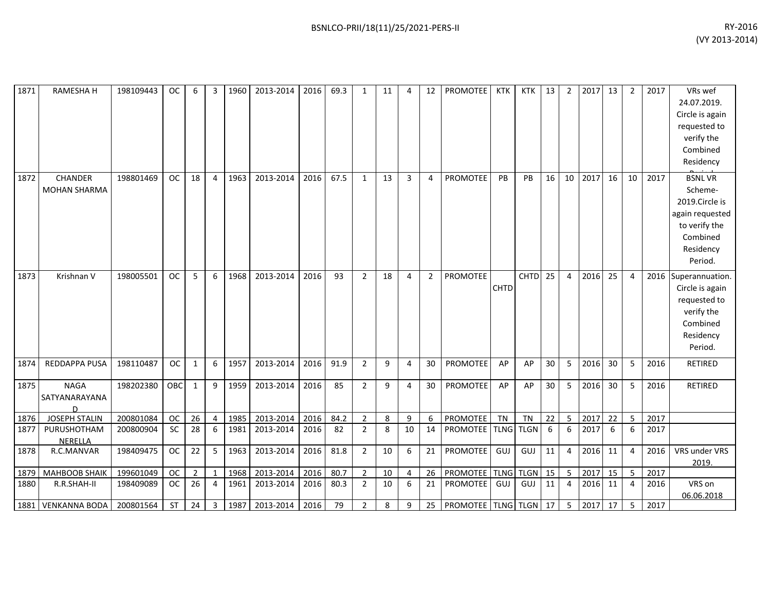| | | | | | | | | | | | | | | | | | | | | | | | | |
|---|---|---|---|---|---|---|---|---|---|---|---|---|---|---|---|---|---|---|---|---|---|---|---|---|
| 1871 | RAMESHA H | 198109443 | OC | 6 | 3 | 1960 | 2013-2014 | 2016 | 69.3 | 1 | 11 | 4 | 12 | PROMOTEE | KTK | KTK | 13 | 2 | 2017 | 13 | 2 | 2017 | VRs wef 24.07.2019. Circle is again requested to verify the Combined Residency Period. |
| 1872 | CHANDER MOHAN SHARMA | 198801469 | OC | 18 | 4 | 1963 | 2013-2014 | 2016 | 67.5 | 1 | 13 | 3 | 4 | PROMOTEE | PB | PB | 16 | 10 | 2017 | 16 | 10 | 2017 | BSNL VR Scheme-2019.Circle is again requested to verify the Combined Residency Period. |
| 1873 | Krishnan V | 198005501 | OC | 5 | 6 | 1968 | 2013-2014 | 2016 | 93 | 2 | 18 | 4 | 2 | PROMOTEE | CHTD | CHTD | 25 | 4 | 2016 | 25 | 4 | 2016 | Superannuation. Circle is again requested to verify the Combined Residency Period. |
| 1874 | REDDAPPA PUSA | 198110487 | OC | 1 | 6 | 1957 | 2013-2014 | 2016 | 91.9 | 2 | 9 | 4 | 30 | PROMOTEE | AP | AP | 30 | 5 | 2016 | 30 | 5 | 2016 | RETIRED |
| 1875 | NAGA SATYANARAYANA D | 198202380 | OBC | 1 | 9 | 1959 | 2013-2014 | 2016 | 85 | 2 | 9 | 4 | 30 | PROMOTEE | AP | AP | 30 | 5 | 2016 | 30 | 5 | 2016 | RETIRED |
| 1876 | JOSEPH STALIN | 200801084 | OC | 26 | 4 | 1985 | 2013-2014 | 2016 | 84.2 | 2 | 8 | 9 | 6 | PROMOTEE | TN | TN | 22 | 5 | 2017 | 22 | 5 | 2017 | |
| 1877 | PURUSHOTHAM NERELLA | 200800904 | SC | 28 | 6 | 1981 | 2013-2014 | 2016 | 82 | 2 | 8 | 10 | 14 | PROMOTEE | TLNG | TLGN | 6 | 6 | 2017 | 6 | 6 | 2017 | |
| 1878 | R.C.MANVAR | 198409475 | OC | 22 | 5 | 1963 | 2013-2014 | 2016 | 81.8 | 2 | 10 | 6 | 21 | PROMOTEE | GUJ | GUJ | 11 | 4 | 2016 | 11 | 4 | 2016 | VRS under VRS 2019. |
| 1879 | MAHBOOB SHAIK | 199601049 | OC | 2 | 1 | 1968 | 2013-2014 | 2016 | 80.7 | 2 | 10 | 4 | 26 | PROMOTEE | TLNG | TLGN | 15 | 5 | 2017 | 15 | 5 | 2017 | |
| 1880 | R.R.SHAH-II | 198409089 | OC | 26 | 4 | 1961 | 2013-2014 | 2016 | 80.3 | 2 | 10 | 6 | 21 | PROMOTEE | GUJ | GUJ | 11 | 4 | 2016 | 11 | 4 | 2016 | VRS on 06.06.2018 |
| 1881 | VENKANNA BODA | 200801564 | ST | 24 | 3 | 1987 | 2013-2014 | 2016 | 79 | 2 | 8 | 9 | 25 | PROMOTEE | TLNG | TLGN | 17 | 5 | 2017 | 17 | 5 | 2017 | |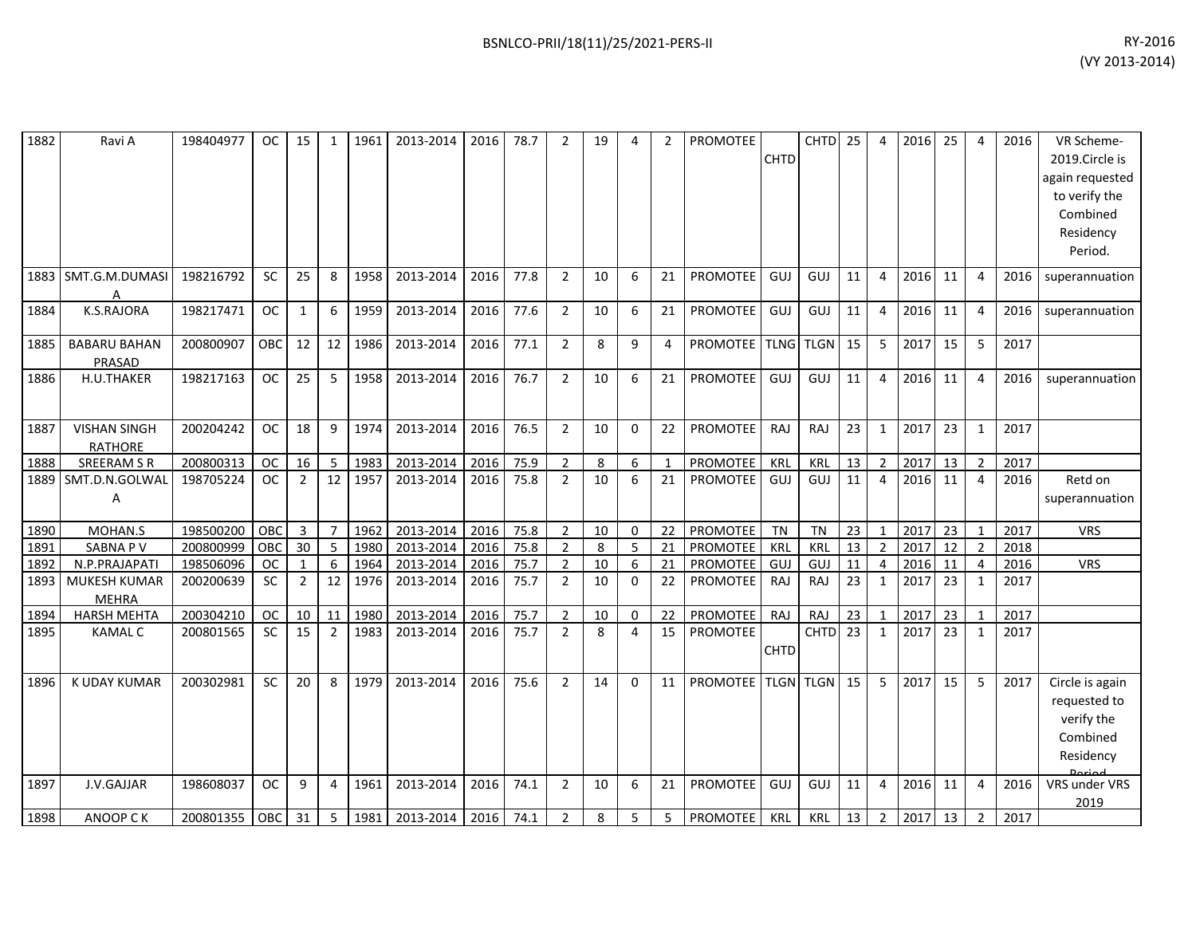| | | | | | | | | | | | | | | | | | | | | | | | | |
|---|---|---|---|---|---|---|---|---|---|---|---|---|---|---|---|---|---|---|---|---|---|---|---|---|
| 1882 | Ravi A | 198404977 | OC | 15 | 1 | 1961 | 2013-2014 | 2016 | 78.7 | 2 | 19 | 4 | 2 | PROMOTEE | CHTD | CHTD | 25 | 4 | 2016 | 25 | 4 | 2016 | VR Scheme-2019.Circle is again requested to verify the Combined Residency Period. |
| 1883 | SMT.G.M.DUMASIA | 198216792 | SC | 25 | 8 | 1958 | 2013-2014 | 2016 | 77.8 | 2 | 10 | 6 | 21 | PROMOTEE | GUJ | GUJ | 11 | 4 | 2016 | 11 | 4 | 2016 | superannuation |
| 1884 | K.S.RAJORA | 198217471 | OC | 1 | 6 | 1959 | 2013-2014 | 2016 | 77.6 | 2 | 10 | 6 | 21 | PROMOTEE | GUJ | GUJ | 11 | 4 | 2016 | 11 | 4 | 2016 | superannuation |
| 1885 | BABARU BAHAN PRASAD | 200800907 | OBC | 12 | 12 | 1986 | 2013-2014 | 2016 | 77.1 | 2 | 8 | 9 | 4 | PROMOTEE | TLNG | TLGN | 15 | 5 | 2017 | 15 | 5 | 2017 | |
| 1886 | H.U.THAKER | 198217163 | OC | 25 | 5 | 1958 | 2013-2014 | 2016 | 76.7 | 2 | 10 | 6 | 21 | PROMOTEE | GUJ | GUJ | 11 | 4 | 2016 | 11 | 4 | 2016 | superannuation |
| 1887 | VISHAN SINGH RATHORE | 200204242 | OC | 18 | 9 | 1974 | 2013-2014 | 2016 | 76.5 | 2 | 10 | 0 | 22 | PROMOTEE | RAJ | RAJ | 23 | 1 | 2017 | 23 | 1 | 2017 | |
| 1888 | SREERAM S R | 200800313 | OC | 16 | 5 | 1983 | 2013-2014 | 2016 | 75.9 | 2 | 8 | 6 | 1 | PROMOTEE | KRL | KRL | 13 | 2 | 2017 | 13 | 2 | 2017 | |
| 1889 | SMT.D.N.GOLWALA | 198705224 | OC | 2 | 12 | 1957 | 2013-2014 | 2016 | 75.8 | 2 | 10 | 6 | 21 | PROMOTEE | GUJ | GUJ | 11 | 4 | 2016 | 11 | 4 | 2016 | Retd on superannuation |
| 1890 | MOHAN.S | 198500200 | OBC | 3 | 7 | 1962 | 2013-2014 | 2016 | 75.8 | 2 | 10 | 0 | 22 | PROMOTEE | TN | TN | 23 | 1 | 2017 | 23 | 1 | 2017 | VRS |
| 1891 | SABNA P V | 200800999 | OBC | 30 | 5 | 1980 | 2013-2014 | 2016 | 75.8 | 2 | 8 | 5 | 21 | PROMOTEE | KRL | KRL | 13 | 2 | 2017 | 12 | 2 | 2018 | |
| 1892 | N.P.PRAJAPATI | 198506096 | OC | 1 | 6 | 1964 | 2013-2014 | 2016 | 75.7 | 2 | 10 | 6 | 21 | PROMOTEE | GUJ | GUJ | 11 | 4 | 2016 | 11 | 4 | 2016 | VRS |
| 1893 | MUKESH KUMAR MEHRA | 200200639 | SC | 2 | 12 | 1976 | 2013-2014 | 2016 | 75.7 | 2 | 10 | 0 | 22 | PROMOTEE | RAJ | RAJ | 23 | 1 | 2017 | 23 | 1 | 2017 | |
| 1894 | HARSH MEHTA | 200304210 | OC | 10 | 11 | 1980 | 2013-2014 | 2016 | 75.7 | 2 | 10 | 0 | 22 | PROMOTEE | RAJ | RAJ | 23 | 1 | 2017 | 23 | 1 | 2017 | |
| 1895 | KAMAL C | 200801565 | SC | 15 | 2 | 1983 | 2013-2014 | 2016 | 75.7 | 2 | 8 | 4 | 15 | PROMOTEE | CHTD | CHTD | 23 | 1 | 2017 | 23 | 1 | 2017 | |
| 1896 | K UDAY KUMAR | 200302981 | SC | 20 | 8 | 1979 | 2013-2014 | 2016 | 75.6 | 2 | 14 | 0 | 11 | PROMOTEE | TLGN | TLGN | 15 | 5 | 2017 | 15 | 5 | 2017 | Circle is again requested to verify the Combined Residency Period |
| 1897 | J.V.GAJJAR | 198608037 | OC | 9 | 4 | 1961 | 2013-2014 | 2016 | 74.1 | 2 | 10 | 6 | 21 | PROMOTEE | GUJ | GUJ | 11 | 4 | 2016 | 11 | 4 | 2016 | VRS under VRS 2019 |
| 1898 | ANOOP C K | 200801355 | OBC | 31 | 5 | 1981 | 2013-2014 | 2016 | 74.1 | 2 | 8 | 5 | 5 | PROMOTEE | KRL | KRL | 13 | 2 | 2017 | 13 | 2 | 2017 | |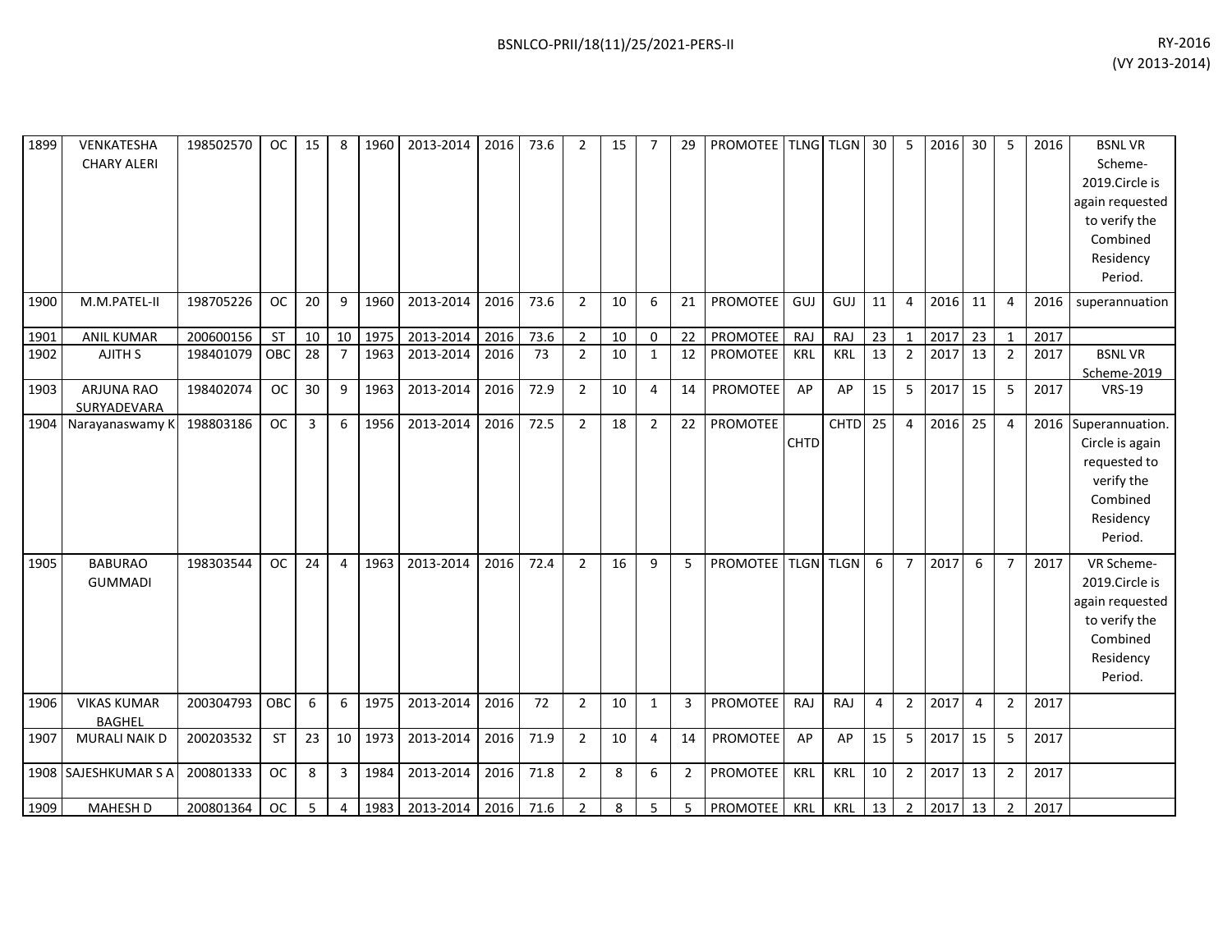| | | | | | | | | | | | | | | | | | | | | | | | | |
|---|---|---|---|---|---|---|---|---|---|---|---|---|---|---|---|---|---|---|---|---|---|---|---|---|
| 1899 | VENKATESHA CHARY ALERI | 198502570 | OC | 15 | 8 | 1960 | 2013-2014 | 2016 | 73.6 | 2 | 15 | 7 | 29 | PROMOTEE | TLNG | TLGN | 30 | 5 | 2016 | 30 | 5 | 2016 | BSNL VR Scheme-2019.Circle is again requested to verify the Combined Residency Period. |
| 1900 | M.M.PATEL-II | 198705226 | OC | 20 | 9 | 1960 | 2013-2014 | 2016 | 73.6 | 2 | 10 | 6 | 21 | PROMOTEE | GUJ | GUJ | 11 | 4 | 2016 | 11 | 4 | 2016 | superannuation |
| 1901 | ANIL KUMAR | 200600156 | ST | 10 | 10 | 1975 | 2013-2014 | 2016 | 73.6 | 2 | 10 | 0 | 22 | PROMOTEE | RAJ | RAJ | 23 | 1 | 2017 | 23 | 1 | 2017 | |
| 1902 | AJITH S | 198401079 | OBC | 28 | 7 | 1963 | 2013-2014 | 2016 | 73 | 2 | 10 | 1 | 12 | PROMOTEE | KRL | KRL | 13 | 2 | 2017 | 13 | 2 | 2017 | BSNL VR Scheme-2019 |
| 1903 | ARJUNA RAO SURYADEVARA | 198402074 | OC | 30 | 9 | 1963 | 2013-2014 | 2016 | 72.9 | 2 | 10 | 4 | 14 | PROMOTEE | AP | AP | 15 | 5 | 2017 | 15 | 5 | 2017 | VRS-19 |
| 1904 | Narayanaswamy K | 198803186 | OC | 3 | 6 | 1956 | 2013-2014 | 2016 | 72.5 | 2 | 18 | 2 | 22 | PROMOTEE | CHTD | CHTD | 25 | 4 | 2016 | 25 | 4 | 2016 | Superannuation. Circle is again requested to verify the Combined Residency Period. |
| 1905 | BABURAO GUMMADI | 198303544 | OC | 24 | 4 | 1963 | 2013-2014 | 2016 | 72.4 | 2 | 16 | 9 | 5 | PROMOTEE | TLGN | TLGN | 6 | 7 | 2017 | 6 | 7 | 2017 | VR Scheme-2019.Circle is again requested to verify the Combined Residency Period. |
| 1906 | VIKAS KUMAR BAGHEL | 200304793 | OBC | 6 | 6 | 1975 | 2013-2014 | 2016 | 72 | 2 | 10 | 1 | 3 | PROMOTEE | RAJ | RAJ | 4 | 2 | 2017 | 4 | 2 | 2017 | |
| 1907 | MURALI NAIK D | 200203532 | ST | 23 | 10 | 1973 | 2013-2014 | 2016 | 71.9 | 2 | 10 | 4 | 14 | PROMOTEE | AP | AP | 15 | 5 | 2017 | 15 | 5 | 2017 | |
| 1908 | SAJESHKUMAR S A | 200801333 | OC | 8 | 3 | 1984 | 2013-2014 | 2016 | 71.8 | 2 | 8 | 6 | 2 | PROMOTEE | KRL | KRL | 10 | 2 | 2017 | 13 | 2 | 2017 | |
| 1909 | MAHESH D | 200801364 | OC | 5 | 4 | 1983 | 2013-2014 | 2016 | 71.6 | 2 | 8 | 5 | 5 | PROMOTEE | KRL | KRL | 13 | 2 | 2017 | 13 | 2 | 2017 | |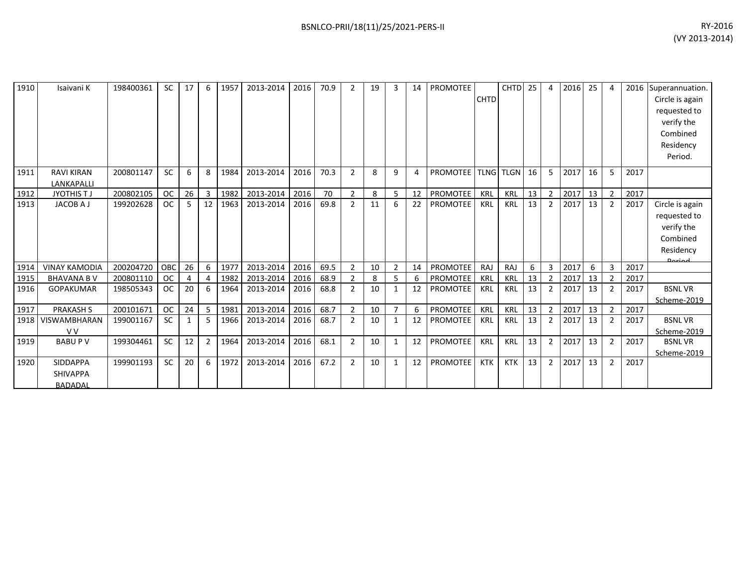| | | | | | | | | | | | | | | | | | | | | | | | | |
|---|---|---|---|---|---|---|---|---|---|---|---|---|---|---|---|---|---|---|---|---|---|---|---|---|
| 1910 | Isaivani K | 198400361 | SC | 17 | 6 | 1957 | 2013-2014 | 2016 | 70.9 | 2 | 19 | 3 | 14 | PROMOTEE | CHTD | CHTD | 25 | 4 | 2016 | 25 | 4 | 2016 | Superannuation. Circle is again requested to verify the Combined Residency Period. |
| 1911 | RAVI KIRAN LANKAPALLI | 200801147 | SC | 6 | 8 | 1984 | 2013-2014 | 2016 | 70.3 | 2 | 8 | 9 | 4 | PROMOTEE | TLNG | TLGN | 16 | 5 | 2017 | 16 | 5 | 2017 | |
| 1912 | JYOTHIS T J | 200802105 | OC | 26 | 3 | 1982 | 2013-2014 | 2016 | 70 | 2 | 8 | 5 | 12 | PROMOTEE | KRL | KRL | 13 | 2 | 2017 | 13 | 2 | 2017 | |
| 1913 | JACOB A J | 199202628 | OC | 5 | 12 | 1963 | 2013-2014 | 2016 | 69.8 | 2 | 11 | 6 | 22 | PROMOTEE | KRL | KRL | 13 | 2 | 2017 | 13 | 2 | 2017 | Circle is again requested to verify the Combined Residency Period |
| 1914 | VINAY KAMODIA | 200204720 | OBC | 26 | 6 | 1977 | 2013-2014 | 2016 | 69.5 | 2 | 10 | 2 | 14 | PROMOTEE | RAJ | RAJ | 6 | 3 | 2017 | 6 | 3 | 2017 | |
| 1915 | BHAVANA B V | 200801110 | OC | 4 | 4 | 1982 | 2013-2014 | 2016 | 68.9 | 2 | 8 | 5 | 6 | PROMOTEE | KRL | KRL | 13 | 2 | 2017 | 13 | 2 | 2017 | |
| 1916 | GOPAKUMAR | 198505343 | OC | 20 | 6 | 1964 | 2013-2014 | 2016 | 68.8 | 2 | 10 | 1 | 12 | PROMOTEE | KRL | KRL | 13 | 2 | 2017 | 13 | 2 | 2017 | BSNL VR Scheme-2019 |
| 1917 | PRAKASH S | 200101671 | OC | 24 | 5 | 1981 | 2013-2014 | 2016 | 68.7 | 2 | 10 | 7 | 6 | PROMOTEE | KRL | KRL | 13 | 2 | 2017 | 13 | 2 | 2017 | |
| 1918 | VISWAMBHARAN V V | 199001167 | SC | 1 | 5 | 1966 | 2013-2014 | 2016 | 68.7 | 2 | 10 | 1 | 12 | PROMOTEE | KRL | KRL | 13 | 2 | 2017 | 13 | 2 | 2017 | BSNL VR Scheme-2019 |
| 1919 | BABU P V | 199304461 | SC | 12 | 2 | 1964 | 2013-2014 | 2016 | 68.1 | 2 | 10 | 1 | 12 | PROMOTEE | KRL | KRL | 13 | 2 | 2017 | 13 | 2 | 2017 | BSNL VR Scheme-2019 |
| 1920 | SIDDAPPA SHIVAPPA BADADAL | 199901193 | SC | 20 | 6 | 1972 | 2013-2014 | 2016 | 67.2 | 2 | 10 | 1 | 12 | PROMOTEE | KTK | KTK | 13 | 2 | 2017 | 13 | 2 | 2017 | |